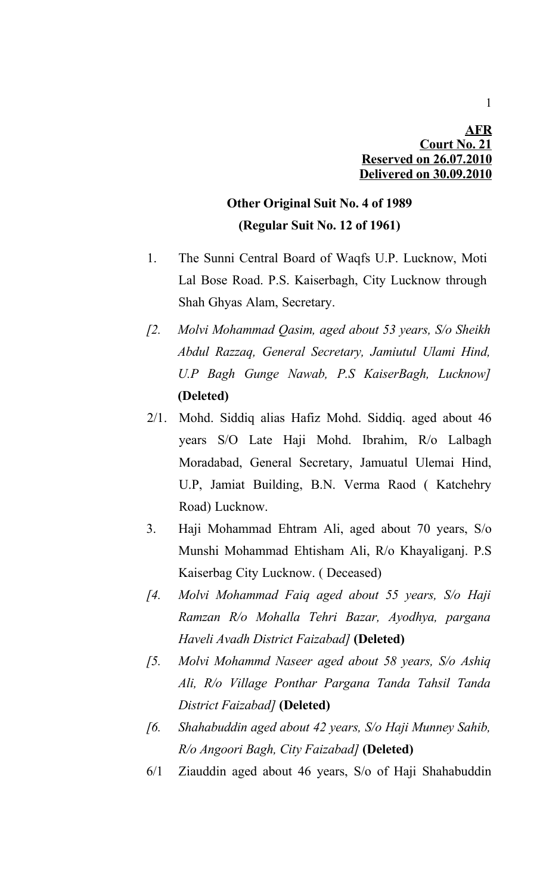**AFR**
**Court No. 21**
**Reserved on 26.07.2010**
**Delivered on 30.09.2010**

## Other Original Suit No. 4 of 1989
## (Regular Suit No. 12 of 1961)

1. The Sunni Central Board of Waqfs U.P. Lucknow, Moti Lal Bose Road. P.S. Kaiserbagh, City Lucknow through Shah Ghyas Alam, Secretary.

*[2. Molvi Mohammad Qasim, aged about 53 years, S/o Sheikh Abdul Razzaq, General Secretary, Jamiutul Ulami Hind, U.P Bagh Gunge Nawab, P.S KaiserBagh, Lucknow]* **(Deleted)**

2/1. Mohd. Siddiq alias Hafiz Mohd. Siddiq. aged about 46 years S/O Late Haji Mohd. Ibrahim, R/o Lalbagh Moradabad, General Secretary, Jamuatul Ulemai Hind, U.P, Jamiat Building, B.N. Verma Raod ( Katchehry Road) Lucknow.

3. Haji Mohammad Ehtram Ali, aged about 70 years, S/o Munshi Mohammad Ehtisham Ali, R/o Khayaliganj. P.S Kaiserbag City Lucknow. ( Deceased)

*[4. Molvi Mohammad Faiq aged about 55 years, S/o Haji Ramzan R/o Mohalla Tehri Bazar, Ayodhya, pargana Haveli Avadh District Faizabad]* **(Deleted)**

*[5. Molvi Mohammd Naseer aged about 58 years, S/o Ashiq Ali, R/o Village Ponthar Pargana Tanda Tahsil Tanda District Faizabad]* **(Deleted)**

*[6. Shahabuddin aged about 42 years, S/o Haji Munney Sahib, R/o Angoori Bagh, City Faizabad]* **(Deleted)**

6/1 Ziauddin aged about 46 years, S/o of Haji Shahabuddin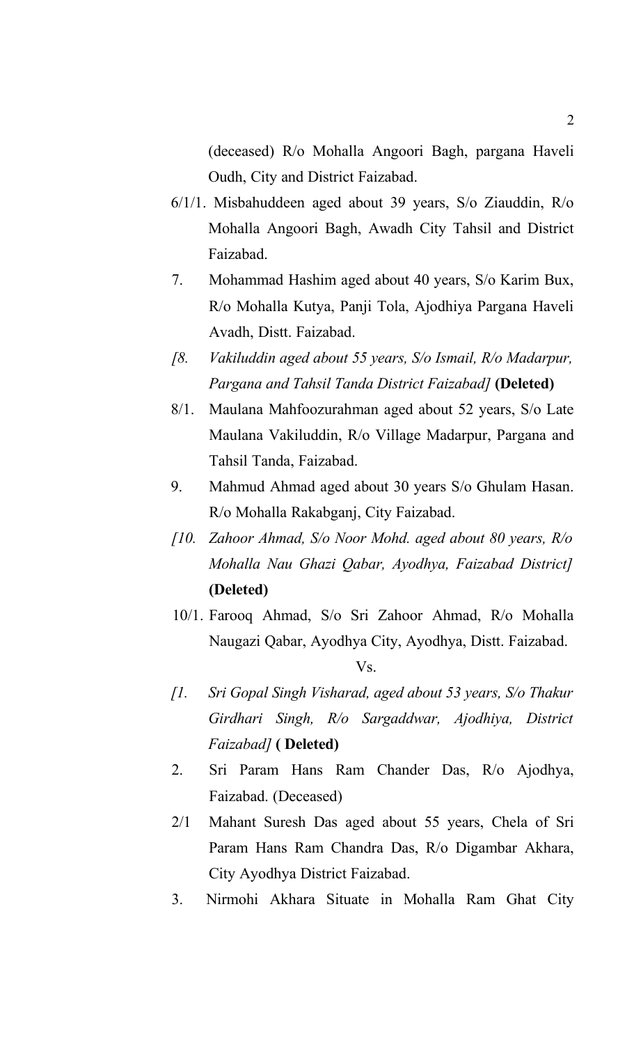(deceased) R/o Mohalla Angoori Bagh, pargana Haveli Oudh, City and District Faizabad.

6/1/1. Misbahuddeen aged about 39 years, S/o Ziauddin, R/o Mohalla Angoori Bagh, Awadh City Tahsil and District Faizabad.

7. Mohammad Hashim aged about 40 years, S/o Karim Bux, R/o Mohalla Kutya, Panji Tola, Ajodhiya Pargana Haveli Avadh, Distt. Faizabad.

*[8. Vakiluddin aged about 55 years, S/o Ismail, R/o Madarpur, Pargana and Tahsil Tanda District Faizabad]* **(Deleted)**

8/1. Maulana Mahfoozurahman aged about 52 years, S/o Late Maulana Vakiluddin, R/o Village Madarpur, Pargana and Tahsil Tanda, Faizabad.

9. Mahmud Ahmad aged about 30 years S/o Ghulam Hasan. R/o Mohalla Rakabganj, City Faizabad.

*[10. Zahoor Ahmad, S/o Noor Mohd. aged about 80 years, R/o Mohalla Nau Ghazi Qabar, Ayodhya, Faizabad District]* **(Deleted)**

10/1. Farooq Ahmad, S/o Sri Zahoor Ahmad, R/o Mohalla Naugazi Qabar, Ayodhya City, Ayodhya, Distt. Faizabad.

Vs.

*[1. Sri Gopal Singh Visharad, aged about 53 years, S/o Thakur Girdhari Singh, R/o Sargaddwar, Ajodhiya, District Faizabad]* **( Deleted)**

2. Sri Param Hans Ram Chander Das, R/o Ajodhya, Faizabad. (Deceased)

2/1 Mahant Suresh Das aged about 55 years, Chela of Sri Param Hans Ram Chandra Das, R/o Digambar Akhara, City Ayodhya District Faizabad.

3. Nirmohi Akhara Situate in Mohalla Ram Ghat City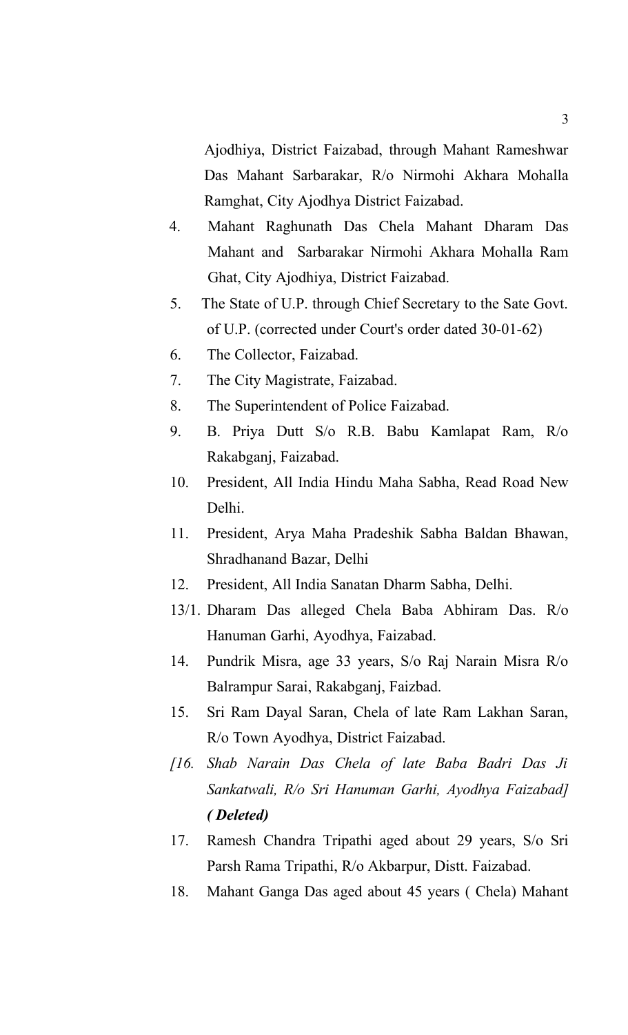Ajodhiya, District Faizabad, through Mahant Rameshwar Das Mahant Sarbarakar, R/o Nirmohi Akhara Mohalla Ramghat, City Ajodhya District Faizabad.

4. Mahant Raghunath Das Chela Mahant Dharam Das Mahant and Sarbarakar Nirmohi Akhara Mohalla Ram Ghat, City Ajodhiya, District Faizabad.

5. The State of U.P. through Chief Secretary to the Sate Govt. of U.P. (corrected under Court's order dated 30-01-62)

6. The Collector, Faizabad.

7. The City Magistrate, Faizabad.

8. The Superintendent of Police Faizabad.

9. B. Priya Dutt S/o R.B. Babu Kamlapat Ram, R/o Rakabganj, Faizabad.

10. President, All India Hindu Maha Sabha, Read Road New Delhi.

11. President, Arya Maha Pradeshik Sabha Baldan Bhawan, Shradhanand Bazar, Delhi

12. President, All India Sanatan Dharm Sabha, Delhi.

13/1. Dharam Das alleged Chela Baba Abhiram Das. R/o Hanuman Garhi, Ayodhya, Faizabad.

14. Pundrik Misra, age 33 years, S/o Raj Narain Misra R/o Balrampur Sarai, Rakabganj, Faizbad.

15. Sri Ram Dayal Saran, Chela of late Ram Lakhan Saran, R/o Town Ayodhya, District Faizabad.

*[16. Shab Narain Das Chela of late Baba Badri Das Ji Sankatwali, R/o Sri Hanuman Garhi, Ayodhya Faizabad]* ***( Deleted)***

17. Ramesh Chandra Tripathi aged about 29 years, S/o Sri Parsh Rama Tripathi, R/o Akbarpur, Distt. Faizabad.

18. Mahant Ganga Das aged about 45 years ( Chela) Mahant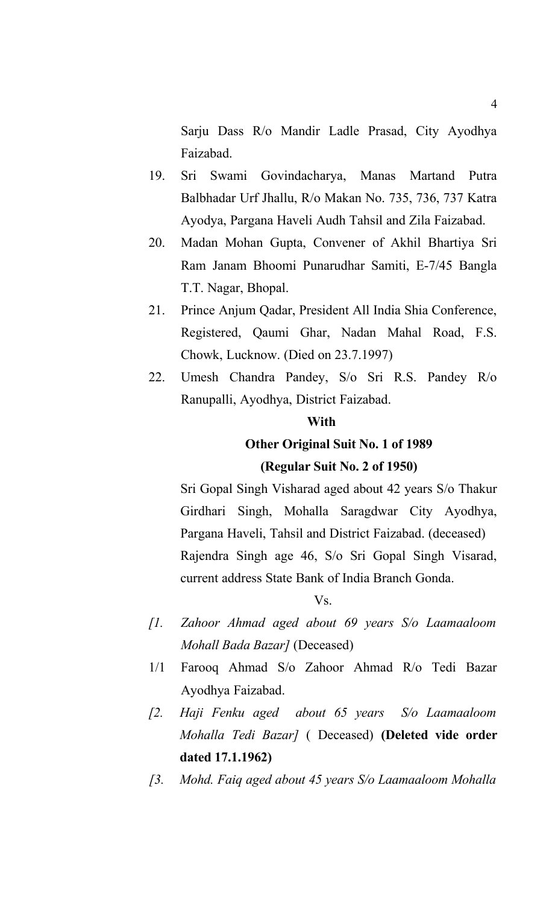Sarju Dass R/o Mandir Ladle Prasad, City Ayodhya Faizabad.

19. Sri Swami Govindacharya, Manas Martand Putra Balbhadar Urf Jhallu, R/o Makan No. 735, 736, 737 Katra Ayodya, Pargana Haveli Audh Tahsil and Zila Faizabad.

20. Madan Mohan Gupta, Convener of Akhil Bhartiya Sri Ram Janam Bhoomi Punarudhar Samiti, E-7/45 Bangla T.T. Nagar, Bhopal.

21. Prince Anjum Qadar, President All India Shia Conference, Registered, Qaumi Ghar, Nadan Mahal Road, F.S. Chowk, Lucknow. (Died on 23.7.1997)

22. Umesh Chandra Pandey, S/o Sri R.S. Pandey R/o Ranupalli, Ayodhya, District Faizabad.

**With**

**Other Original Suit No. 1 of 1989**

**(Regular Suit No. 2 of 1950)**

Sri Gopal Singh Visharad aged about 42 years S/o Thakur Girdhari Singh, Mohalla Saragdwar City Ayodhya, Pargana Haveli, Tahsil and District Faizabad. (deceased)

Rajendra Singh age 46, S/o Sri Gopal Singh Visarad, current address State Bank of India Branch Gonda.

Vs.

*[1. Zahoor Ahmad aged about 69 years S/o Laamaaloom Mohall Bada Bazar]* (Deceased)

1/1 Farooq Ahmad S/o Zahoor Ahmad R/o Tedi Bazar Ayodhya Faizabad.

*[2. Haji Fenku aged about 65 years S/o Laamaaloom Mohalla Tedi Bazar]* ( Deceased) **(Deleted vide order dated 17.1.1962)**

*[3. Mohd. Faiq aged about 45 years S/o Laamaaloom Mohalla*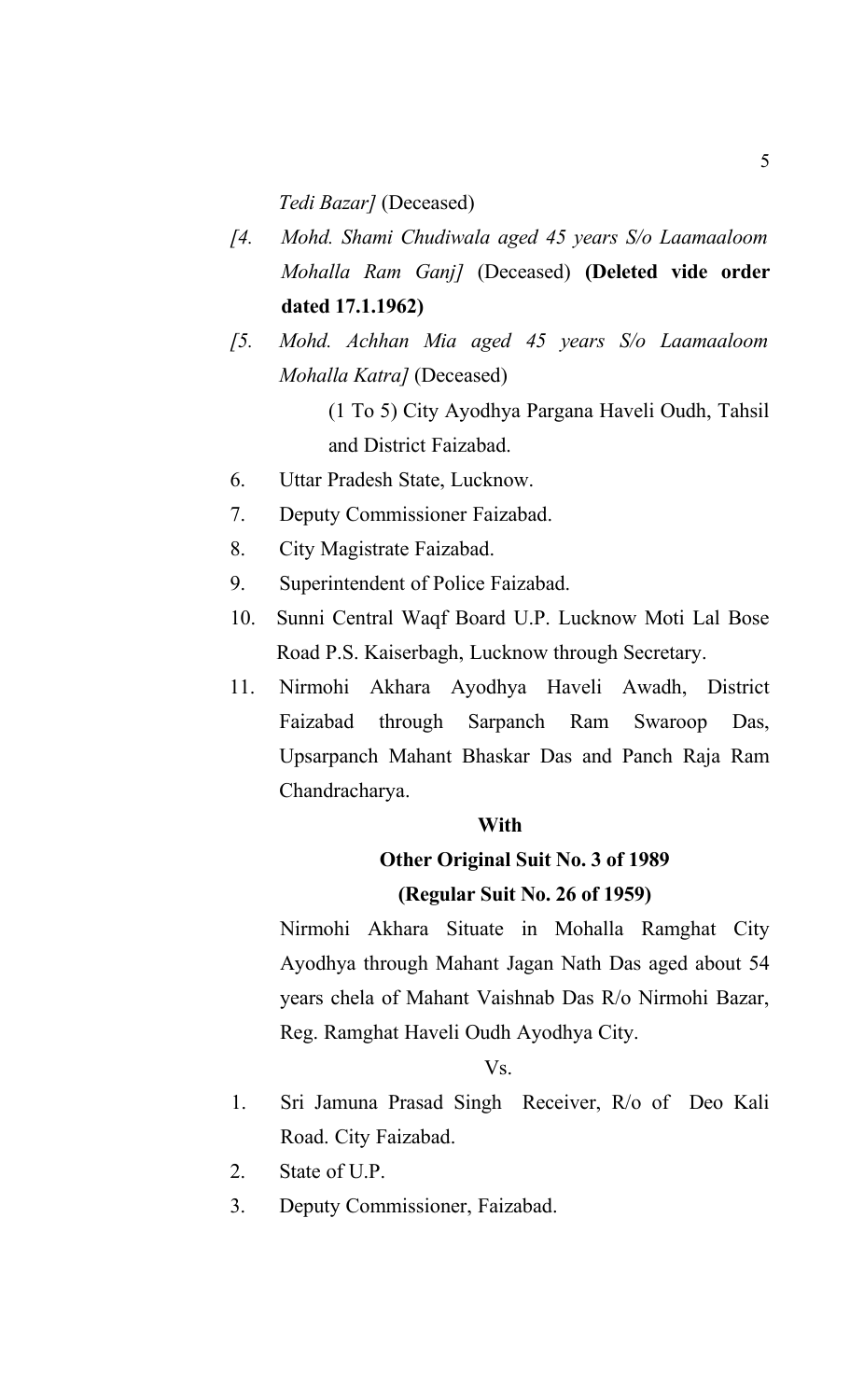*Tedi Bazar]* (Deceased)

*[4. Mohd. Shami Chudiwala aged 45 years S/o Laamaaloom Mohalla Ram Ganj]* (Deceased) **(Deleted vide order dated 17.1.1962)**

*[5. Mohd. Achhan Mia aged 45 years S/o Laamaaloom Mohalla Katra]* (Deceased)

(1 To 5) City Ayodhya Pargana Haveli Oudh, Tahsil and District Faizabad.

6. Uttar Pradesh State, Lucknow.
7. Deputy Commissioner Faizabad.
8. City Magistrate Faizabad.
9. Superintendent of Police Faizabad.
10. Sunni Central Waqf Board U.P. Lucknow Moti Lal Bose Road P.S. Kaiserbagh, Lucknow through Secretary.
11. Nirmohi Akhara Ayodhya Haveli Awadh, District Faizabad through Sarpanch Ram Swaroop Das, Upsarpanch Mahant Bhaskar Das and Panch Raja Ram Chandracharya.

**With**

**Other Original Suit No. 3 of 1989**

**(Regular Suit No. 26 of 1959)**

Nirmohi Akhara Situate in Mohalla Ramghat City Ayodhya through Mahant Jagan Nath Das aged about 54 years chela of Mahant Vaishnab Das R/o Nirmohi Bazar, Reg. Ramghat Haveli Oudh Ayodhya City.

Vs.

1. Sri Jamuna Prasad Singh Receiver, R/o of Deo Kali Road. City Faizabad.
2. State of U.P.
3. Deputy Commissioner, Faizabad.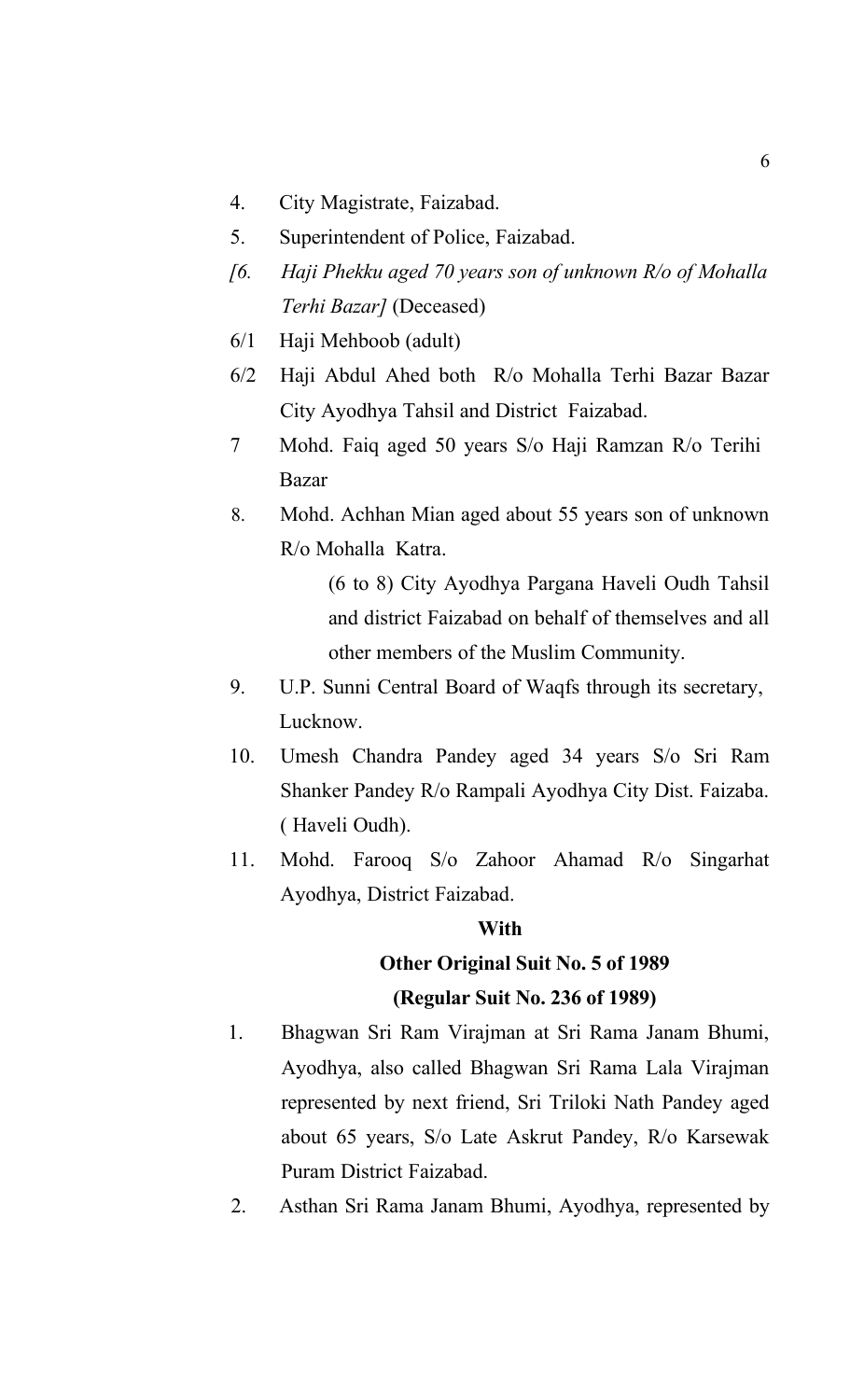4. City Magistrate, Faizabad.
5. Superintendent of Police, Faizabad.

*[6. Haji Phekku aged 70 years son of unknown R/o of Mohalla Terhi Bazar]* (Deceased)

6/1 Haji Mehboob (adult)

6/2 Haji Abdul Ahed both R/o Mohalla Terhi Bazar Bazar City Ayodhya Tahsil and District Faizabad.

7 Mohd. Faiq aged 50 years S/o Haji Ramzan R/o Terihi Bazar

8. Mohd. Achhan Mian aged about 55 years son of unknown R/o Mohalla Katra.

    (6 to 8) City Ayodhya Pargana Haveli Oudh Tahsil and district Faizabad on behalf of themselves and all other members of the Muslim Community.

9. U.P. Sunni Central Board of Waqfs through its secretary, Lucknow.
10. Umesh Chandra Pandey aged 34 years S/o Sri Ram Shanker Pandey R/o Rampali Ayodhya City Dist. Faizaba. ( Haveli Oudh).
11. Mohd. Farooq S/o Zahoor Ahamad R/o Singarhat Ayodhya, District Faizabad.

**With**

**Other Original Suit No. 5 of 1989**

**(Regular Suit No. 236 of 1989)**

1. Bhagwan Sri Ram Virajman at Sri Rama Janam Bhumi, Ayodhya, also called Bhagwan Sri Rama Lala Virajman represented by next friend, Sri Triloki Nath Pandey aged about 65 years, S/o Late Askrut Pandey, R/o Karsewak Puram District Faizabad.
2. Asthan Sri Rama Janam Bhumi, Ayodhya, represented by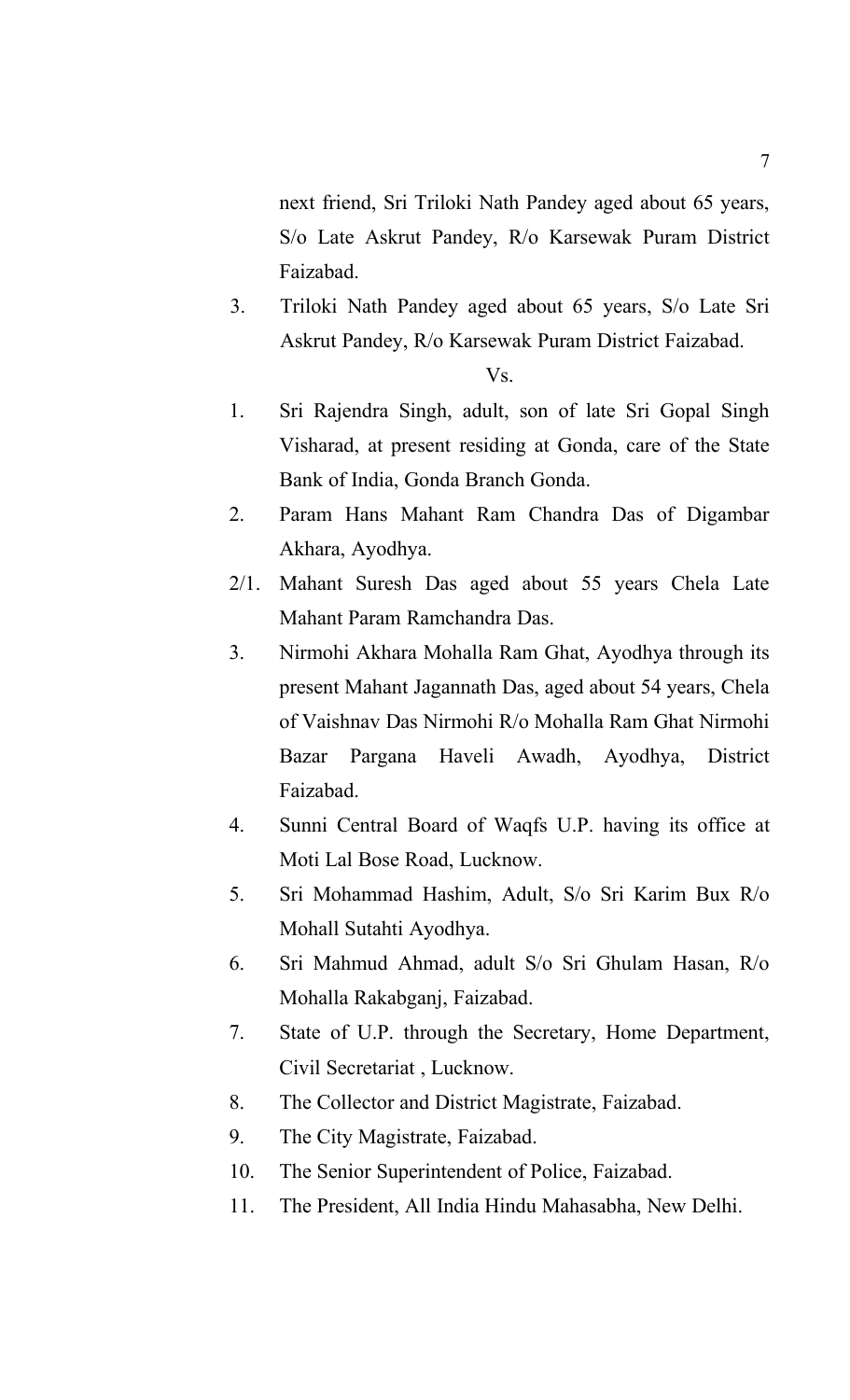next friend, Sri Triloki Nath Pandey aged about 65 years, S/o Late Askrut Pandey, R/o Karsewak Puram District Faizabad.

3. Triloki Nath Pandey aged about 65 years, S/o Late Sri Askrut Pandey, R/o Karsewak Puram District Faizabad.

Vs.

1. Sri Rajendra Singh, adult, son of late Sri Gopal Singh Visharad, at present residing at Gonda, care of the State Bank of India, Gonda Branch Gonda.

2. Param Hans Mahant Ram Chandra Das of Digambar Akhara, Ayodhya.

2/1. Mahant Suresh Das aged about 55 years Chela Late Mahant Param Ramchandra Das.

3. Nirmohi Akhara Mohalla Ram Ghat, Ayodhya through its present Mahant Jagannath Das, aged about 54 years, Chela of Vaishnav Das Nirmohi R/o Mohalla Ram Ghat Nirmohi Bazar Pargana Haveli Awadh, Ayodhya, District Faizabad.

4. Sunni Central Board of Waqfs U.P. having its office at Moti Lal Bose Road, Lucknow.

5. Sri Mohammad Hashim, Adult, S/o Sri Karim Bux R/o Mohall Sutahti Ayodhya.

6. Sri Mahmud Ahmad, adult S/o Sri Ghulam Hasan, R/o Mohalla Rakabganj, Faizabad.

7. State of U.P. through the Secretary, Home Department, Civil Secretariat , Lucknow.

8. The Collector and District Magistrate, Faizabad.

9. The City Magistrate, Faizabad.

10. The Senior Superintendent of Police, Faizabad.

11. The President, All India Hindu Mahasabha, New Delhi.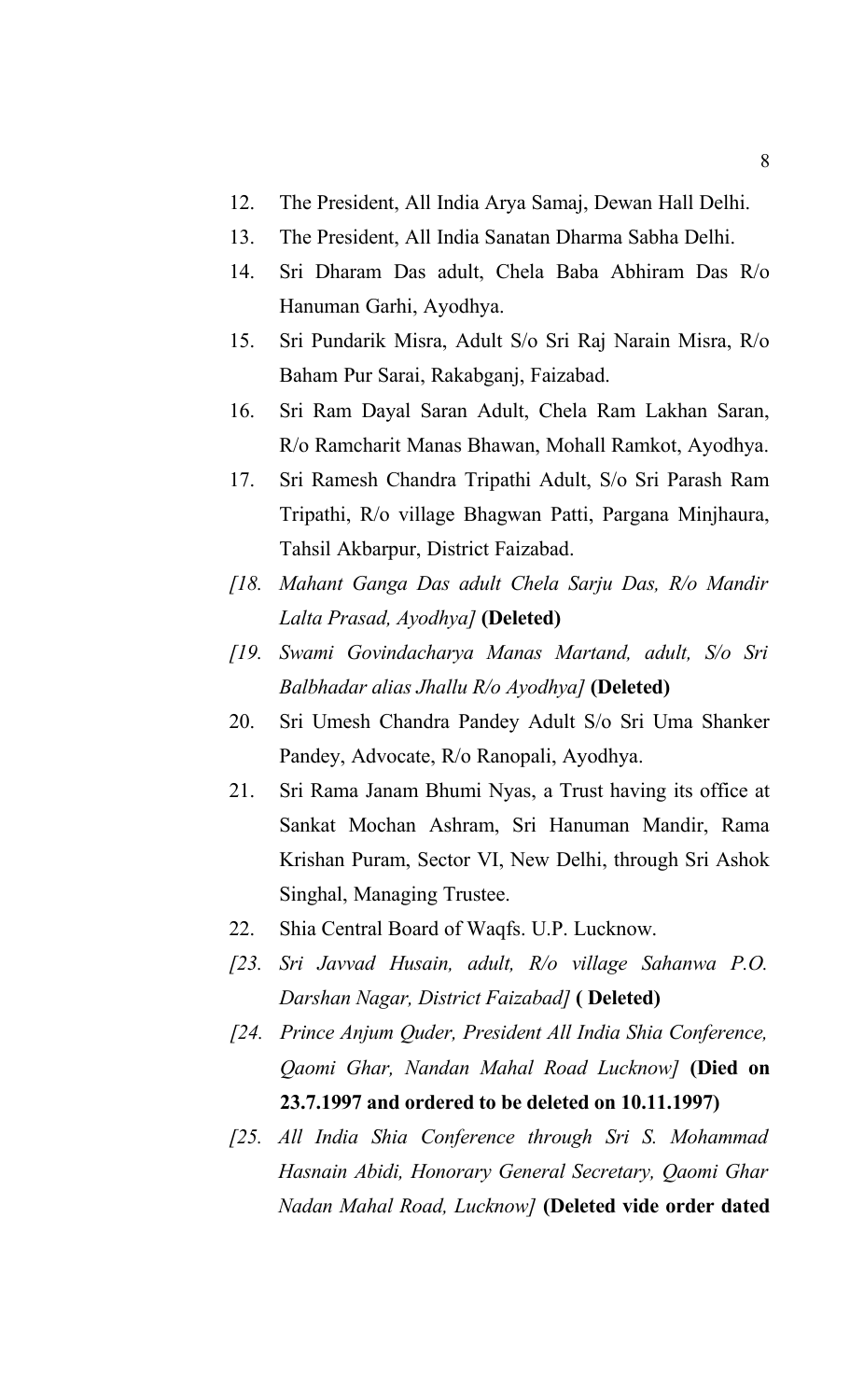12. The President, All India Arya Samaj, Dewan Hall Delhi.
13. The President, All India Sanatan Dharma Sabha Delhi.
14. Sri Dharam Das adult, Chela Baba Abhiram Das R/o Hanuman Garhi, Ayodhya.
15. Sri Pundarik Misra, Adult S/o Sri Raj Narain Misra, R/o Baham Pur Sarai, Rakabganj, Faizabad.
16. Sri Ram Dayal Saran Adult, Chela Ram Lakhan Saran, R/o Ramcharit Manas Bhawan, Mohall Ramkot, Ayodhya.
17. Sri Ramesh Chandra Tripathi Adult, S/o Sri Parash Ram Tripathi, R/o village Bhagwan Patti, Pargana Minjhaura, Tahsil Akbarpur, District Faizabad.

*[18. Mahant Ganga Das adult Chela Sarju Das, R/o Mandir Lalta Prasad, Ayodhya]* **(Deleted)**

*[19. Swami Govindacharya Manas Martand, adult, S/o Sri Balbhadar alias Jhallu R/o Ayodhya]* **(Deleted)**

20. Sri Umesh Chandra Pandey Adult S/o Sri Uma Shanker Pandey, Advocate, R/o Ranopali, Ayodhya.
21. Sri Rama Janam Bhumi Nyas, a Trust having its office at Sankat Mochan Ashram, Sri Hanuman Mandir, Rama Krishan Puram, Sector VI, New Delhi, through Sri Ashok Singhal, Managing Trustee.
22. Shia Central Board of Waqfs. U.P. Lucknow.

*[23. Sri Javvad Husain, adult, R/o village Sahanwa P.O. Darshan Nagar, District Faizabad]* **( Deleted)**

*[24. Prince Anjum Quder, President All India Shia Conference, Qaomi Ghar, Nandan Mahal Road Lucknow]* **(Died on 23.7.1997 and ordered to be deleted on 10.11.1997)**

*[25. All India Shia Conference through Sri S. Mohammad Hasnain Abidi, Honorary General Secretary, Qaomi Ghar Nadan Mahal Road, Lucknow]* **(Deleted vide order dated**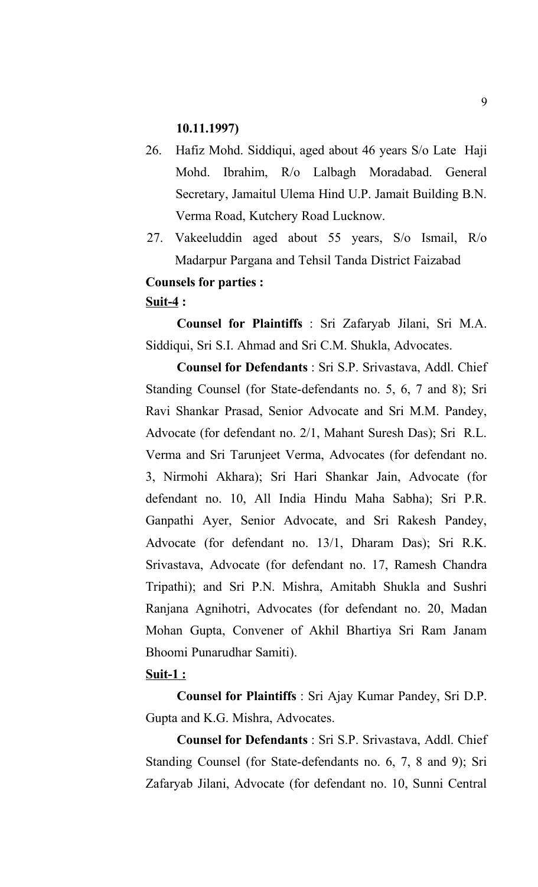**10.11.1997)**

26. Hafiz Mohd. Siddiqui, aged about 46 years S/o Late Haji Mohd. Ibrahim, R/o Lalbagh Moradabad. General Secretary, Jamaitul Ulema Hind U.P. Jamait Building B.N. Verma Road, Kutchery Road Lucknow.
27. Vakeeluddin aged about 55 years, S/o Ismail, R/o Madarpur Pargana and Tehsil Tanda District Faizabad

**Counsels for parties :**

**Suit-4 :**

**Counsel for Plaintiffs** : Sri Zafaryab Jilani, Sri M.A. Siddiqui, Sri S.I. Ahmad and Sri C.M. Shukla, Advocates.

**Counsel for Defendants** : Sri S.P. Srivastava, Addl. Chief Standing Counsel (for State-defendants no. 5, 6, 7 and 8); Sri Ravi Shankar Prasad, Senior Advocate and Sri M.M. Pandey, Advocate (for defendant no. 2/1, Mahant Suresh Das); Sri R.L. Verma and Sri Tarunjeet Verma, Advocates (for defendant no. 3, Nirmohi Akhara); Sri Hari Shankar Jain, Advocate (for defendant no. 10, All India Hindu Maha Sabha); Sri P.R. Ganpathi Ayer, Senior Advocate, and Sri Rakesh Pandey, Advocate (for defendant no. 13/1, Dharam Das); Sri R.K. Srivastava, Advocate (for defendant no. 17, Ramesh Chandra Tripathi); and Sri P.N. Mishra, Amitabh Shukla and Sushri Ranjana Agnihotri, Advocates (for defendant no. 20, Madan Mohan Gupta, Convener of Akhil Bhartiya Sri Ram Janam Bhoomi Punarudhar Samiti).

**Suit-1 :**

**Counsel for Plaintiffs** : Sri Ajay Kumar Pandey, Sri D.P. Gupta and K.G. Mishra, Advocates.

**Counsel for Defendants** : Sri S.P. Srivastava, Addl. Chief Standing Counsel (for State-defendants no. 6, 7, 8 and 9); Sri Zafaryab Jilani, Advocate (for defendant no. 10, Sunni Central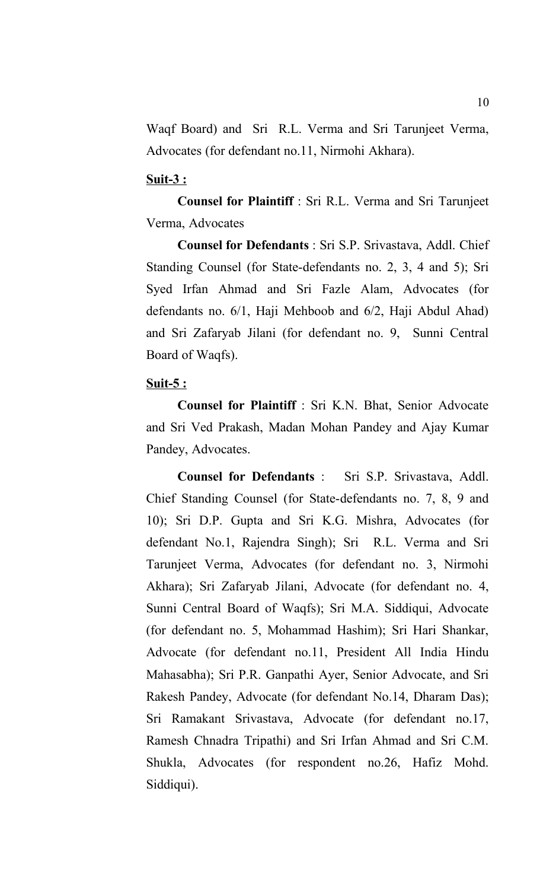Waqf Board) and Sri R.L. Verma and Sri Tarunjeet Verma, Advocates (for defendant no.11, Nirmohi Akhara).

**Suit-3 :**

**Counsel for Plaintiff** : Sri R.L. Verma and Sri Tarunjeet Verma, Advocates

**Counsel for Defendants** : Sri S.P. Srivastava, Addl. Chief Standing Counsel (for State-defendants no. 2, 3, 4 and 5); Sri Syed Irfan Ahmad and Sri Fazle Alam, Advocates (for defendants no. 6/1, Haji Mehboob and 6/2, Haji Abdul Ahad) and Sri Zafaryab Jilani (for defendant no. 9, Sunni Central Board of Waqfs).

**Suit-5 :**

**Counsel for Plaintiff** : Sri K.N. Bhat, Senior Advocate and Sri Ved Prakash, Madan Mohan Pandey and Ajay Kumar Pandey, Advocates.

**Counsel for Defendants** : Sri S.P. Srivastava, Addl. Chief Standing Counsel (for State-defendants no. 7, 8, 9 and 10); Sri D.P. Gupta and Sri K.G. Mishra, Advocates (for defendant No.1, Rajendra Singh); Sri R.L. Verma and Sri Tarunjeet Verma, Advocates (for defendant no. 3, Nirmohi Akhara); Sri Zafaryab Jilani, Advocate (for defendant no. 4, Sunni Central Board of Waqfs); Sri M.A. Siddiqui, Advocate (for defendant no. 5, Mohammad Hashim); Sri Hari Shankar, Advocate (for defendant no.11, President All India Hindu Mahasabha); Sri P.R. Ganpathi Ayer, Senior Advocate, and Sri Rakesh Pandey, Advocate (for defendant No.14, Dharam Das); Sri Ramakant Srivastava, Advocate (for defendant no.17, Ramesh Chnadra Tripathi) and Sri Irfan Ahmad and Sri C.M. Shukla, Advocates (for respondent no.26, Hafiz Mohd. Siddiqui).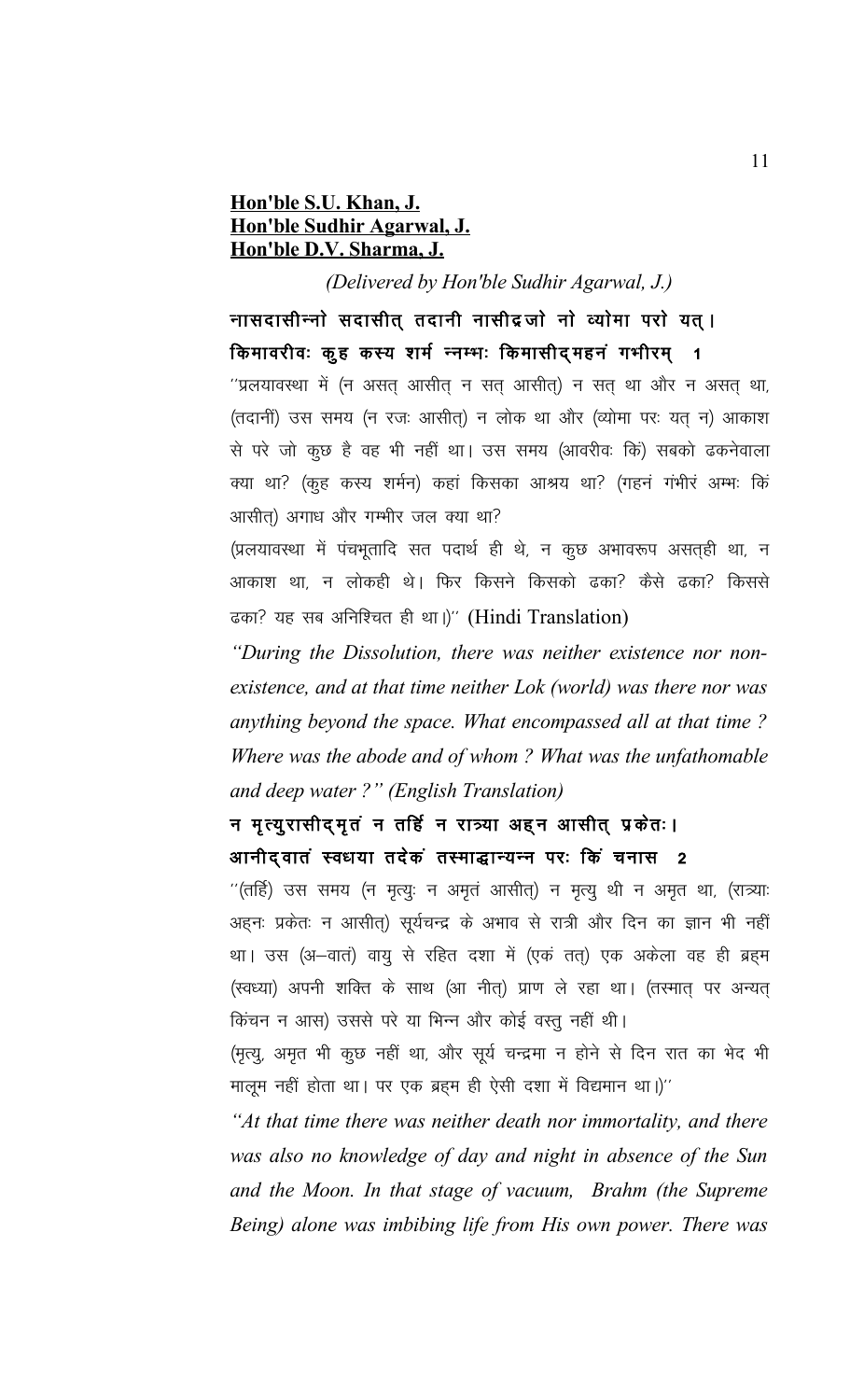**Hon'ble S.U. Khan, J.**
**Hon'ble Sudhir Agarwal, J.**
**Hon'ble D.V. Sharma, J.**

*(Delivered by Hon'ble Sudhir Agarwal, J.)*

**नासदासीन्नो सदासीत् तदानी नासीद्रजो नो व्योमा परो यत्।**
**किमावरीवः कुह कस्य शर्म न्नम्भः किमासीद्महनं गभीरम् 1**

''प्रलयावस्था में (न असत् आसीत् न सत् आसीत्) न सत् था और न असत् था, (तदानीं) उस समय (न रजः आसीत्) न लोक था और (व्योमा परः यत् न) आकाश से परे जो कुछ है वह भी नहीं था। उस समय (आवरीवः किं) सबको ढकनेवाला क्या था? (कुह कस्य शर्मन) कहां किसका आश्रय था? (गहनं गंभीरं अम्भः किं आसीत्) अगाध और गम्भीर जल क्या था?

(प्रलयावस्था में पंचभूतादि सत पदार्थ ही थे, न कुछ अभावरूप असत्ही था, न आकाश था, न लोकही थे। फिर किसने किसको ढका? कैसे ढका? किससे ढका? यह सब अनिश्चित ही था।)'' (Hindi Translation)

*"During the Dissolution, there was neither existence nor non-existence, and at that time neither Lok (world) was there nor was anything beyond the space. What encompassed all at that time ? Where was the abode and of whom ? What was the unfathomable and deep water ?" (English Translation)*

**न मृत्युरासीद्मृतं न तर्हि न रात्र्या अह्न आसीत् प्रकेतः।**
**आनीद्वातं स्वधया तदेकं तस्माद्धान्यन्न परः किं चनास 2**

''(तर्हि) उस समय (न मृत्युः न अमृतं आसीत्) न मृत्यु थी न अमृत था, (रात्र्याः अह्नः प्रकेतः न आसीत्) सूर्यचन्द्र के अभाव से रात्री और दिन का ज्ञान भी नहीं था। उस (अ–वातं) वायु से रहित दशा में (एकं तत्) एक अकेला वह ही ब्रह्म (स्वध्या) अपनी शक्ति के साथ (आ नीत्) प्राण ले रहा था। (तस्मात् पर अन्यत् किंचन न आस) उससे परे या भिन्न और कोई वस्तु नहीं थी।

(मृत्यु, अमृत भी कुछ नहीं था, और सूर्य चन्द्रमा न होने से दिन रात का भेद भी मालूम नहीं होता था। पर एक ब्रह्म ही ऐसी दशा में विद्यमान था।)''

*"At that time there was neither death nor immortality, and there was also no knowledge of day and night in absence of the Sun and the Moon. In that stage of vacuum, Brahm (the Supreme Being) alone was imbibing life from His own power. There was*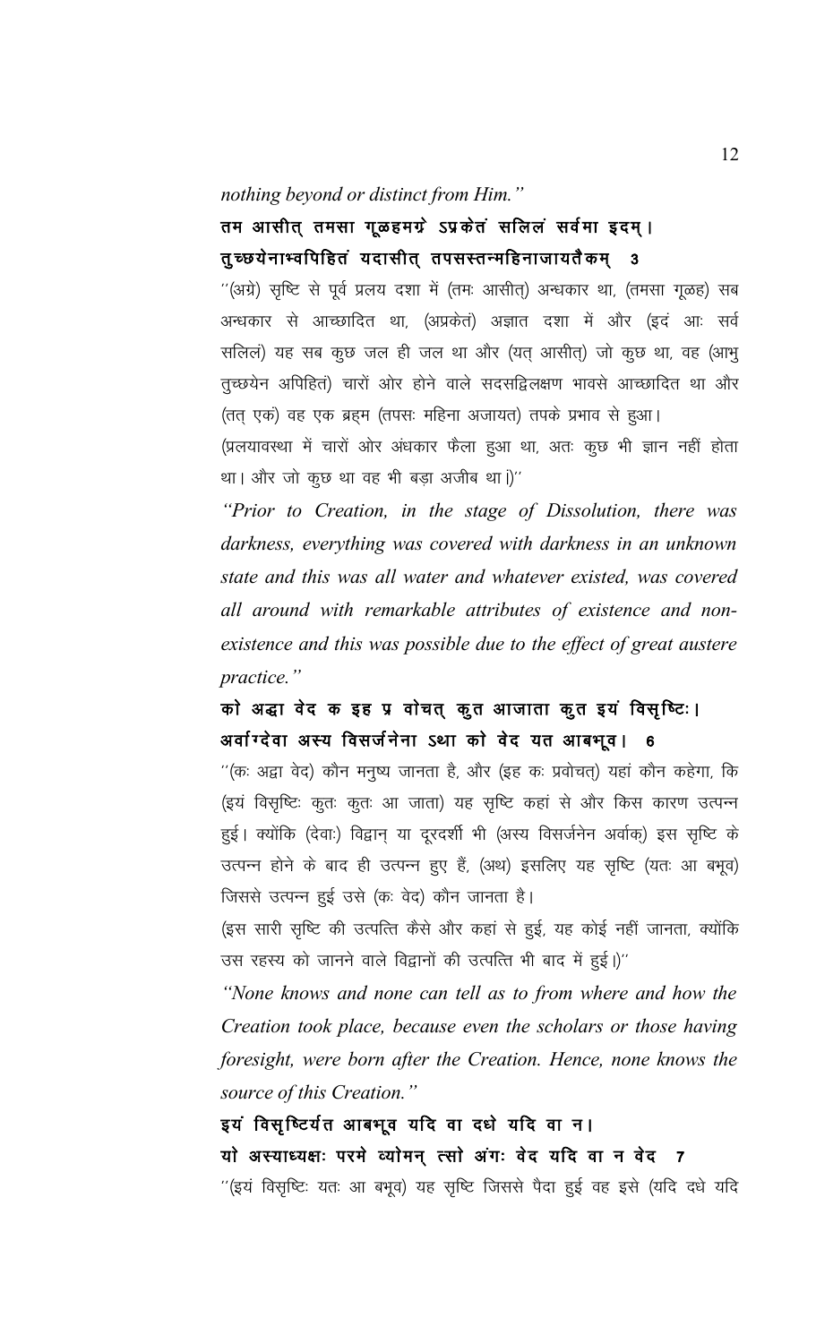*nothing beyond or distinct from Him."*

**तम आसीत् तमसा गूळहमग्रे ऽप्रकेतं सलिलं सर्वमा इदम्।**
**तुच्छयेनाभ्वपिहितं यदासीत् तपसस्तन्महिनाजायतैकम् 3**

"(अग्रे) सृष्टि से पूर्व प्रलय दशा में (तमः आसीत्) अन्धकार था, (तमसा गूळह) सब अन्धकार से आच्छादित था, (अप्रकेतं) अज्ञात दशा में और (इदं आः सर्व सलिलं) यह सब कुछ जल ही जल था और (यत् आसीत्) जो कुछ था, वह (आभु तुच्छयेन अपिहितं) चारों ओर होने वाले सदसद्विलक्षण भावसे आच्छादित था और (तत् एकं) वह एक ब्रह्म (तपसः महिना अजायत) तपके प्रभाव से हुआ।

(प्रलयावस्था में चारों ओर अंधकार फैला हुआ था, अतः कुछ भी ज्ञान नहीं होता था। और जो कुछ था वह भी बड़ा अजीब था।)"

*"Prior to Creation, in the stage of Dissolution, there was darkness, everything was covered with darkness in an unknown state and this was all water and whatever existed, was covered all around with remarkable attributes of existence and non-existence and this was possible due to the effect of great austere practice."*

**को अद्धा वेद क इह प्र वोचत् कुत आजाता कुत इयं विसृष्टिः।**
**अर्वाग्देवा अस्य विसर्जनेना ऽथा को वेद यत आबभूव। 6**

"(कः अद्वा वेद) कौन मनुष्य जानता है, और (इह कः प्रवोचत्) यहां कौन कहेगा, कि (इयं विसृष्टिः कुतः कुतः आ जाता) यह सृष्टि कहां से और किस कारण उत्पन्न हुई। क्योंकि (देवाः) विद्वान् या दूरदर्शी भी (अस्य विसर्जनेन अर्वाक्) इस सृष्टि के उत्पन्न होने के बाद ही उत्पन्न हुए हैं, (अथ) इसलिए यह सृष्टि (यतः आ बभूव) जिससे उत्पन्न हुई उसे (कः वेद) कौन जानता है।

(इस सारी सृष्टि की उत्पत्ति कैसे और कहां से हुई, यह कोई नहीं जानता, क्योंकि उस रहस्य को जानने वाले विद्वानों की उत्पत्ति भी बाद में हुई।)"

*"None knows and none can tell as to from where and how the Creation took place, because even the scholars or those having foresight, were born after the Creation. Hence, none knows the source of this Creation."*

**इयं विसृष्टिर्यत आबभूव यदि वा दधे यदि वा न।**
**यो अस्याध्यक्षः परमे व्योमन् त्सो अंगः वेद यदि वा न वेद 7**

"(इयं विसृष्टिः यतः आ बभूव) यह सृष्टि जिससे पैदा हुई वह इसे (यदि दधे यदि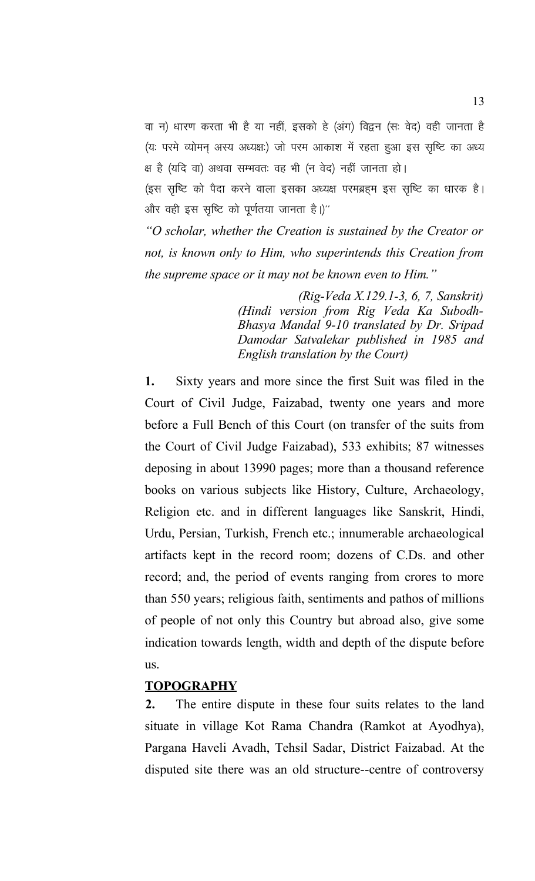वा न) धारण करता भी है या नहीं, इसको हे (अंग) विद्वन (सः वेद) वही जानता है (यः परमे व्योमन् अस्य अध्यक्षः) जो परम आकाश में रहता हुआ इस सृष्टि का अध्य क्ष है (यदि वा) अथवा सम्भवतः वह भी (न वेद) नहीं जानता हो।

(इस सृष्टि को पैदा करने वाला इसका अध्यक्ष परमब्रह्म इस सृष्टि का धारक है। और वही इस सृष्टि को पूर्णतया जानता है।)''

*"O scholar, whether the Creation is sustained by the Creator or not, is known only to Him, who superintends this Creation from the supreme space or it may not be known even to Him."*

*(Rig-Veda X.129.1-3, 6, 7, Sanskrit)*
*(Hindi version from Rig Veda Ka Subodh-Bhasya Mandal 9-10 translated by Dr. Sripad Damodar Satvalekar published in 1985 and English translation by the Court)*

**1.** Sixty years and more since the first Suit was filed in the Court of Civil Judge, Faizabad, twenty one years and more before a Full Bench of this Court (on transfer of the suits from the Court of Civil Judge Faizabad), 533 exhibits; 87 witnesses deposing in about 13990 pages; more than a thousand reference books on various subjects like History, Culture, Archaeology, Religion etc. and in different languages like Sanskrit, Hindi, Urdu, Persian, Turkish, French etc.; innumerable archaeological artifacts kept in the record room; dozens of C.Ds. and other record; and, the period of events ranging from crores to more than 550 years; religious faith, sentiments and pathos of millions of people of not only this Country but abroad also, give some indication towards length, width and depth of the dispute before us.

**TOPOGRAPHY**

**2.** The entire dispute in these four suits relates to the land situate in village Kot Rama Chandra (Ramkot at Ayodhya), Pargana Haveli Avadh, Tehsil Sadar, District Faizabad. At the disputed site there was an old structure--centre of controversy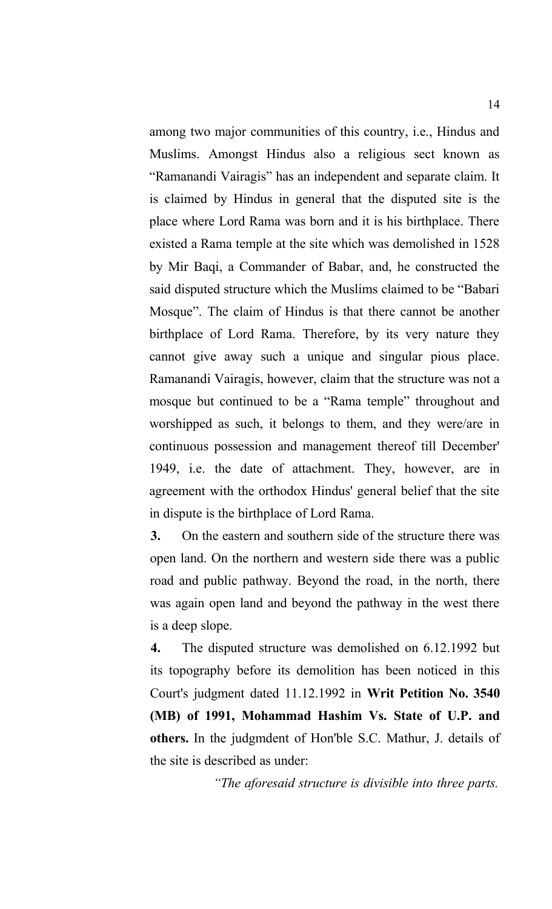among two major communities of this country, i.e., Hindus and Muslims. Amongst Hindus also a religious sect known as "Ramanandi Vairagis" has an independent and separate claim. It is claimed by Hindus in general that the disputed site is the place where Lord Rama was born and it is his birthplace. There existed a Rama temple at the site which was demolished in 1528 by Mir Baqi, a Commander of Babar, and, he constructed the said disputed structure which the Muslims claimed to be "Babari Mosque". The claim of Hindus is that there cannot be another birthplace of Lord Rama. Therefore, by its very nature they cannot give away such a unique and singular pious place. Ramanandi Vairagis, however, claim that the structure was not a mosque but continued to be a "Rama temple" throughout and worshipped as such, it belongs to them, and they were/are in continuous possession and management thereof till December' 1949, i.e. the date of attachment. They, however, are in agreement with the orthodox Hindus' general belief that the site in dispute is the birthplace of Lord Rama.

**3.** On the eastern and southern side of the structure there was open land. On the northern and western side there was a public road and public pathway. Beyond the road, in the north, there was again open land and beyond the pathway in the west there is a deep slope.

**4.** The disputed structure was demolished on 6.12.1992 but its topography before its demolition has been noticed in this Court's judgment dated 11.12.1992 in **Writ Petition No. 3540 (MB) of 1991, Mohammad Hashim Vs. State of U.P. and others.** In the judgmdent of Hon'ble S.C. Mathur, J. details of the site is described as under:

*"The aforesaid structure is divisible into three parts.*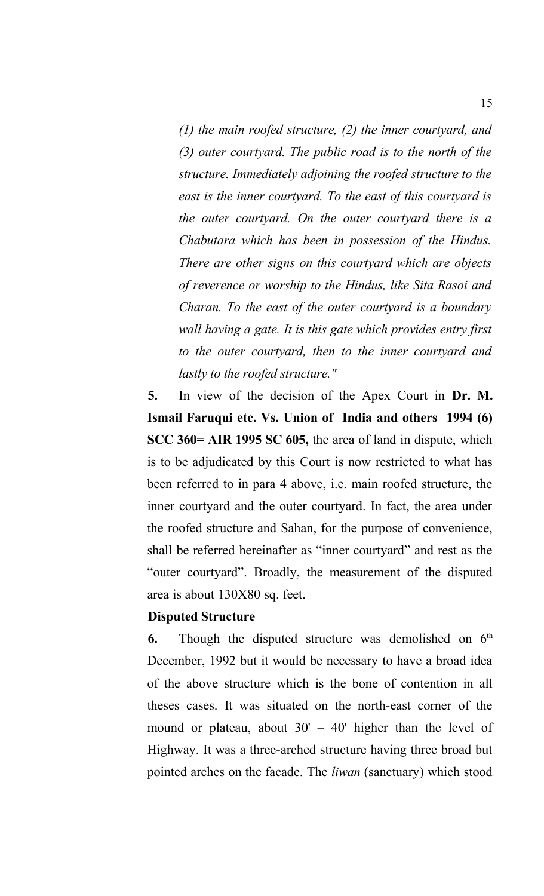*(1) the main roofed structure, (2) the inner courtyard, and (3) outer courtyard. The public road is to the north of the structure. Immediately adjoining the roofed structure to the east is the inner courtyard. To the east of this courtyard is the outer courtyard. On the outer courtyard there is a Chabutara which has been in possession of the Hindus. There are other signs on this courtyard which are objects of reverence or worship to the Hindus, like Sita Rasoi and Charan. To the east of the outer courtyard is a boundary wall having a gate. It is this gate which provides entry first to the outer courtyard, then to the inner courtyard and lastly to the roofed structure."*

**5.** In view of the decision of the Apex Court in **Dr. M. Ismail Faruqui etc. Vs. Union of India and others 1994 (6) SCC 360= AIR 1995 SC 605,** the area of land in dispute, which is to be adjudicated by this Court is now restricted to what has been referred to in para 4 above, i.e. main roofed structure, the inner courtyard and the outer courtyard. In fact, the area under the roofed structure and Sahan, for the purpose of convenience, shall be referred hereinafter as "inner courtyard" and rest as the "outer courtyard". Broadly, the measurement of the disputed area is about 130X80 sq. feet.

**<u>Disputed Structure</u>**

**6.** Though the disputed structure was demolished on 6th December, 1992 but it would be necessary to have a broad idea of the above structure which is the bone of contention in all theses cases. It was situated on the north-east corner of the mound or plateau, about 30' – 40' higher than the level of Highway. It was a three-arched structure having three broad but pointed arches on the facade. The *liwan* (sanctuary) which stood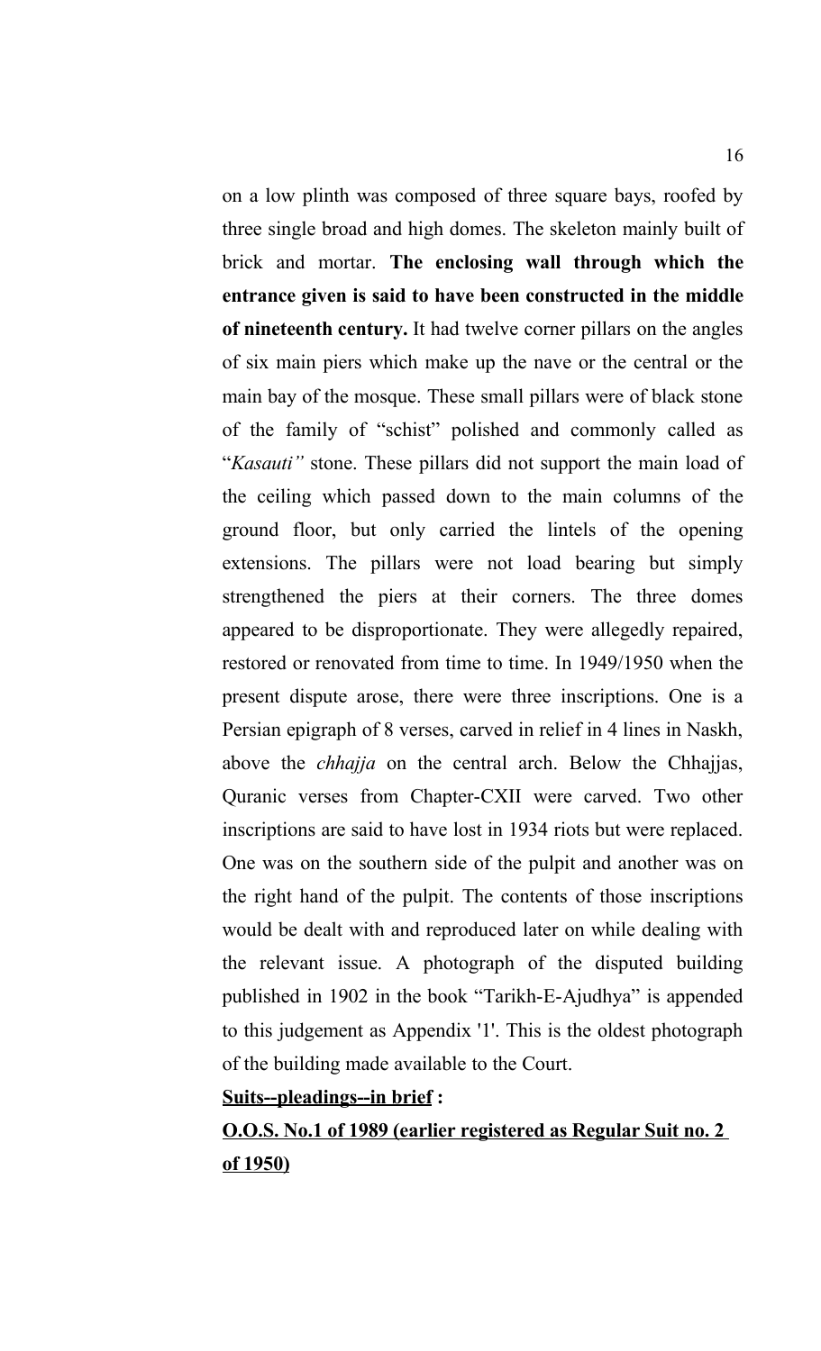on a low plinth was composed of three square bays, roofed by three single broad and high domes. The skeleton mainly built of brick and mortar. **The enclosing wall through which the entrance given is said to have been constructed in the middle of nineteenth century.** It had twelve corner pillars on the angles of six main piers which make up the nave or the central or the main bay of the mosque. These small pillars were of black stone of the family of "schist" polished and commonly called as "*Kasauti"* stone. These pillars did not support the main load of the ceiling which passed down to the main columns of the ground floor, but only carried the lintels of the opening extensions. The pillars were not load bearing but simply strengthened the piers at their corners. The three domes appeared to be disproportionate. They were allegedly repaired, restored or renovated from time to time. In 1949/1950 when the present dispute arose, there were three inscriptions. One is a Persian epigraph of 8 verses, carved in relief in 4 lines in Naskh, above the *chhajja* on the central arch. Below the Chhajjas, Quranic verses from Chapter-CXII were carved. Two other inscriptions are said to have lost in 1934 riots but were replaced. One was on the southern side of the pulpit and another was on the right hand of the pulpit. The contents of those inscriptions would be dealt with and reproduced later on while dealing with the relevant issue. A photograph of the disputed building published in 1902 in the book "Tarikh-E-Ajudhya" is appended to this judgement as Appendix '1'. This is the oldest photograph of the building made available to the Court.

**<u>Suits--pleadings--in brief</u> :**

**<u>O.O.S. No.1 of 1989 (earlier registered as Regular Suit no. 2 of 1950)</u>**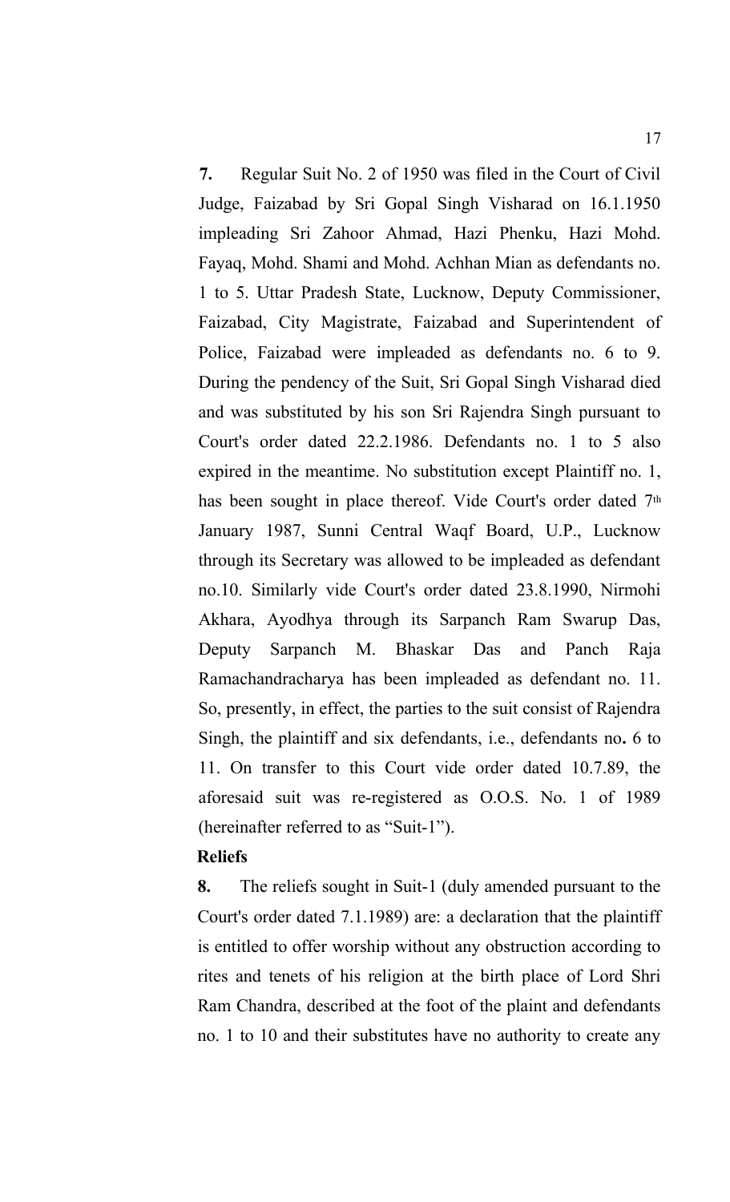**7.** Regular Suit No. 2 of 1950 was filed in the Court of Civil Judge, Faizabad by Sri Gopal Singh Visharad on 16.1.1950 impleading Sri Zahoor Ahmad, Hazi Phenku, Hazi Mohd. Fayaq, Mohd. Shami and Mohd. Achhan Mian as defendants no. 1 to 5. Uttar Pradesh State, Lucknow, Deputy Commissioner, Faizabad, City Magistrate, Faizabad and Superintendent of Police, Faizabad were impleaded as defendants no. 6 to 9. During the pendency of the Suit, Sri Gopal Singh Visharad died and was substituted by his son Sri Rajendra Singh pursuant to Court's order dated 22.2.1986. Defendants no. 1 to 5 also expired in the meantime. No substitution except Plaintiff no. 1, has been sought in place thereof. Vide Court's order dated 7th January 1987, Sunni Central Waqf Board, U.P., Lucknow through its Secretary was allowed to be impleaded as defendant no.10. Similarly vide Court's order dated 23.8.1990, Nirmohi Akhara, Ayodhya through its Sarpanch Ram Swarup Das, Deputy Sarpanch M. Bhaskar Das and Panch Raja Ramachandracharya has been impleaded as defendant no. 11. So, presently, in effect, the parties to the suit consist of Rajendra Singh, the plaintiff and six defendants, i.e., defendants no**.** 6 to 11. On transfer to this Court vide order dated 10.7.89, the aforesaid suit was re-registered as O.O.S. No. 1 of 1989 (hereinafter referred to as "Suit-1").

**Reliefs**

**8.** The reliefs sought in Suit-1 (duly amended pursuant to the Court's order dated 7.1.1989) are: a declaration that the plaintiff is entitled to offer worship without any obstruction according to rites and tenets of his religion at the birth place of Lord Shri Ram Chandra, described at the foot of the plaint and defendants no. 1 to 10 and their substitutes have no authority to create any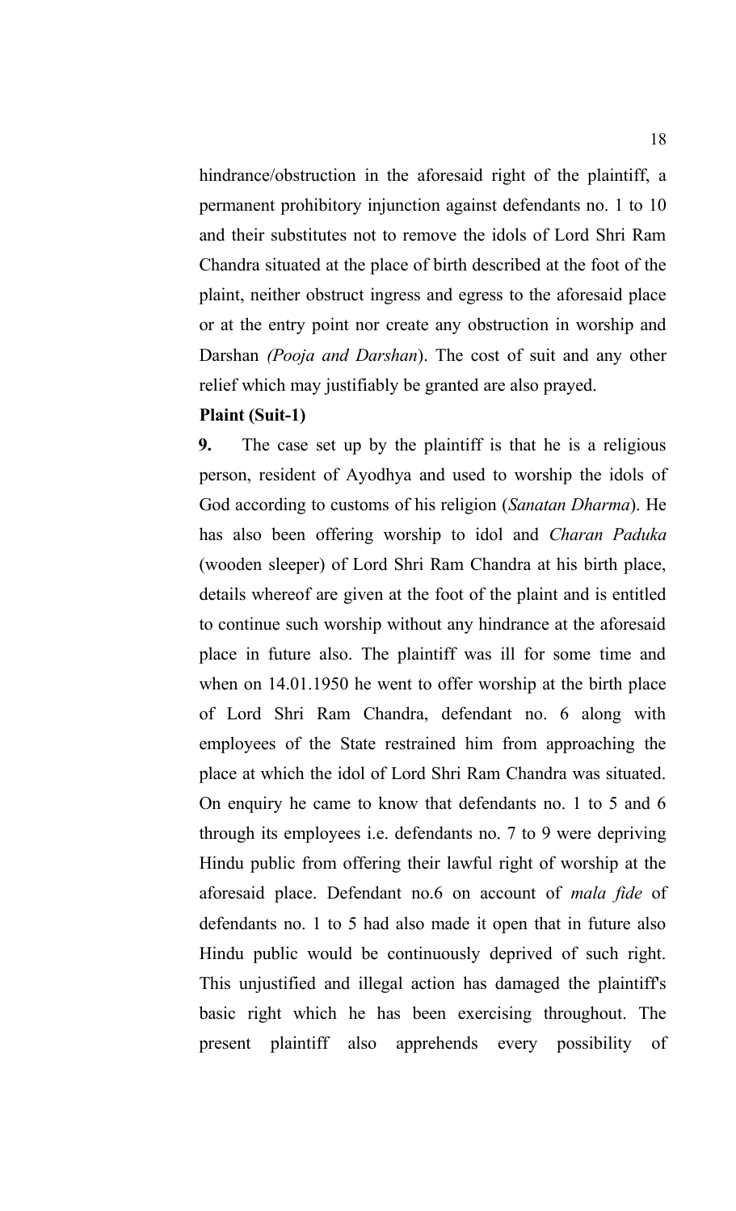hindrance/obstruction in the aforesaid right of the plaintiff, a permanent prohibitory injunction against defendants no. 1 to 10 and their substitutes not to remove the idols of Lord Shri Ram Chandra situated at the place of birth described at the foot of the plaint, neither obstruct ingress and egress to the aforesaid place or at the entry point nor create any obstruction in worship and Darshan *(Pooja and Darshan*). The cost of suit and any other relief which may justifiably be granted are also prayed.

**Plaint (Suit-1)**

**9.** The case set up by the plaintiff is that he is a religious person, resident of Ayodhya and used to worship the idols of God according to customs of his religion (*Sanatan Dharma*). He has also been offering worship to idol and *Charan Paduka* (wooden sleeper) of Lord Shri Ram Chandra at his birth place, details whereof are given at the foot of the plaint and is entitled to continue such worship without any hindrance at the aforesaid place in future also. The plaintiff was ill for some time and when on 14.01.1950 he went to offer worship at the birth place of Lord Shri Ram Chandra, defendant no. 6 along with employees of the State restrained him from approaching the place at which the idol of Lord Shri Ram Chandra was situated. On enquiry he came to know that defendants no. 1 to 5 and 6 through its employees i.e. defendants no. 7 to 9 were depriving Hindu public from offering their lawful right of worship at the aforesaid place. Defendant no.6 on account of *mala fide* of defendants no. 1 to 5 had also made it open that in future also Hindu public would be continuously deprived of such right. This unjustified and illegal action has damaged the plaintiff's basic right which he has been exercising throughout. The present plaintiff also apprehends every possibility of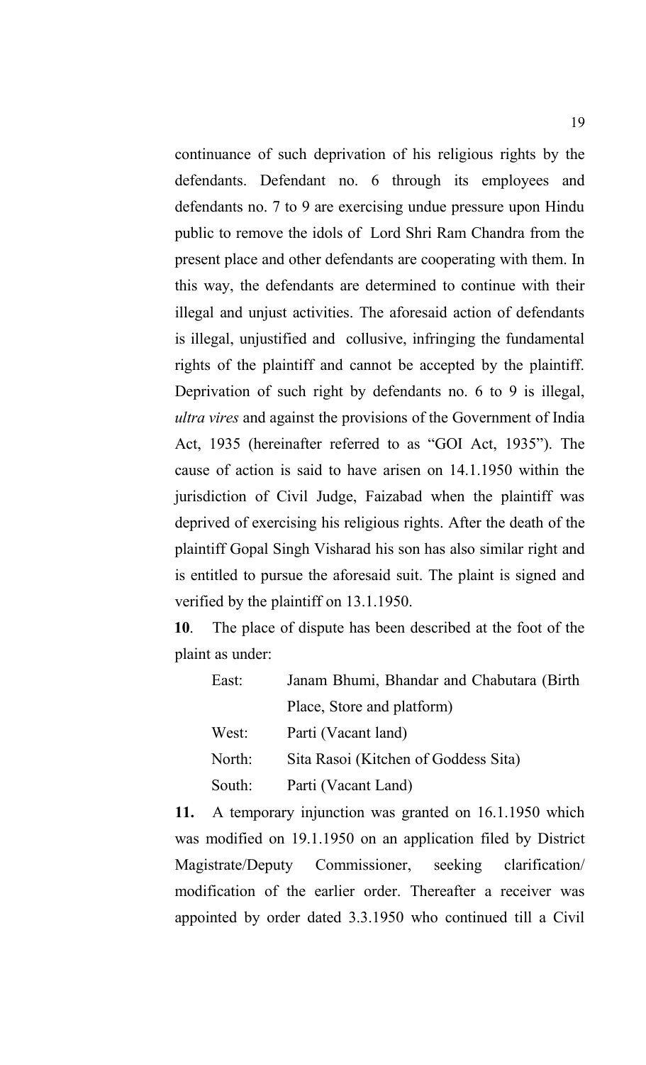continuance of such deprivation of his religious rights by the defendants. Defendant no. 6 through its employees and defendants no. 7 to 9 are exercising undue pressure upon Hindu public to remove the idols of Lord Shri Ram Chandra from the present place and other defendants are cooperating with them. In this way, the defendants are determined to continue with their illegal and unjust activities. The aforesaid action of defendants is illegal, unjustified and collusive, infringing the fundamental rights of the plaintiff and cannot be accepted by the plaintiff. Deprivation of such right by defendants no. 6 to 9 is illegal, *ultra vires* and against the provisions of the Government of India Act, 1935 (hereinafter referred to as "GOI Act, 1935"). The cause of action is said to have arisen on 14.1.1950 within the jurisdiction of Civil Judge, Faizabad when the plaintiff was deprived of exercising his religious rights. After the death of the plaintiff Gopal Singh Visharad his son has also similar right and is entitled to pursue the aforesaid suit. The plaint is signed and verified by the plaintiff on 13.1.1950.

**10**. The place of dispute has been described at the foot of the plaint as under:

| | |
|---|---|
| East: | Janam Bhumi, Bhandar and Chabutara (Birth Place, Store and platform) |
| West: | Parti (Vacant land) |
| North: | Sita Rasoi (Kitchen of Goddess Sita) |
| South: | Parti (Vacant Land) |

**11.** A temporary injunction was granted on 16.1.1950 which was modified on 19.1.1950 on an application filed by District Magistrate/Deputy Commissioner, seeking clarification/ modification of the earlier order. Thereafter a receiver was appointed by order dated 3.3.1950 who continued till a Civil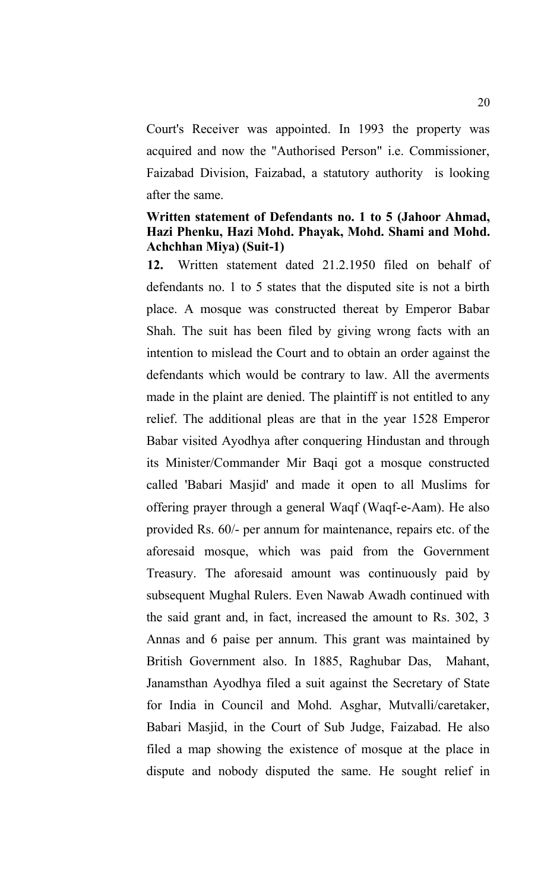Court's Receiver was appointed. In 1993 the property was acquired and now the "Authorised Person" i.e. Commissioner, Faizabad Division, Faizabad, a statutory authority is looking after the same.

**Written statement of Defendants no. 1 to 5 (Jahoor Ahmad, Hazi Phenku, Hazi Mohd. Phayak, Mohd. Shami and Mohd. Achchhan Miya) (Suit-1)**

**12.** Written statement dated 21.2.1950 filed on behalf of defendants no. 1 to 5 states that the disputed site is not a birth place. A mosque was constructed thereat by Emperor Babar Shah. The suit has been filed by giving wrong facts with an intention to mislead the Court and to obtain an order against the defendants which would be contrary to law. All the averments made in the plaint are denied. The plaintiff is not entitled to any relief. The additional pleas are that in the year 1528 Emperor Babar visited Ayodhya after conquering Hindustan and through its Minister/Commander Mir Baqi got a mosque constructed called 'Babari Masjid' and made it open to all Muslims for offering prayer through a general Waqf (Waqf-e-Aam). He also provided Rs. 60/- per annum for maintenance, repairs etc. of the aforesaid mosque, which was paid from the Government Treasury. The aforesaid amount was continuously paid by subsequent Mughal Rulers. Even Nawab Awadh continued with the said grant and, in fact, increased the amount to Rs. 302, 3 Annas and 6 paise per annum. This grant was maintained by British Government also. In 1885, Raghubar Das, Mahant, Janamsthan Ayodhya filed a suit against the Secretary of State for India in Council and Mohd. Asghar, Mutvalli/caretaker, Babari Masjid, in the Court of Sub Judge, Faizabad. He also filed a map showing the existence of mosque at the place in dispute and nobody disputed the same. He sought relief in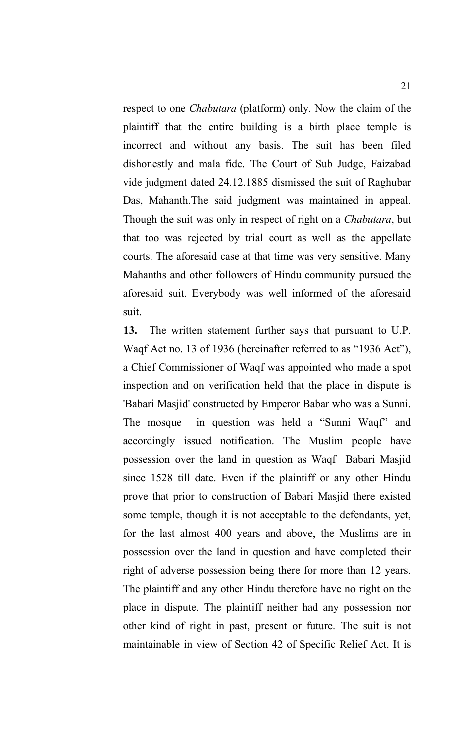respect to one *Chabutara* (platform) only. Now the claim of the plaintiff that the entire building is a birth place temple is incorrect and without any basis. The suit has been filed dishonestly and mala fide. The Court of Sub Judge, Faizabad vide judgment dated 24.12.1885 dismissed the suit of Raghubar Das, Mahanth.The said judgment was maintained in appeal. Though the suit was only in respect of right on a *Chabutara*, but that too was rejected by trial court as well as the appellate courts. The aforesaid case at that time was very sensitive. Many Mahanths and other followers of Hindu community pursued the aforesaid suit. Everybody was well informed of the aforesaid suit.

**13.** The written statement further says that pursuant to U.P. Waqf Act no. 13 of 1936 (hereinafter referred to as "1936 Act"), a Chief Commissioner of Waqf was appointed who made a spot inspection and on verification held that the place in dispute is 'Babari Masjid' constructed by Emperor Babar who was a Sunni. The mosque in question was held a "Sunni Waqf" and accordingly issued notification. The Muslim people have possession over the land in question as Waqf Babari Masjid since 1528 till date. Even if the plaintiff or any other Hindu prove that prior to construction of Babari Masjid there existed some temple, though it is not acceptable to the defendants, yet, for the last almost 400 years and above, the Muslims are in possession over the land in question and have completed their right of adverse possession being there for more than 12 years. The plaintiff and any other Hindu therefore have no right on the place in dispute. The plaintiff neither had any possession nor other kind of right in past, present or future. The suit is not maintainable in view of Section 42 of Specific Relief Act. It is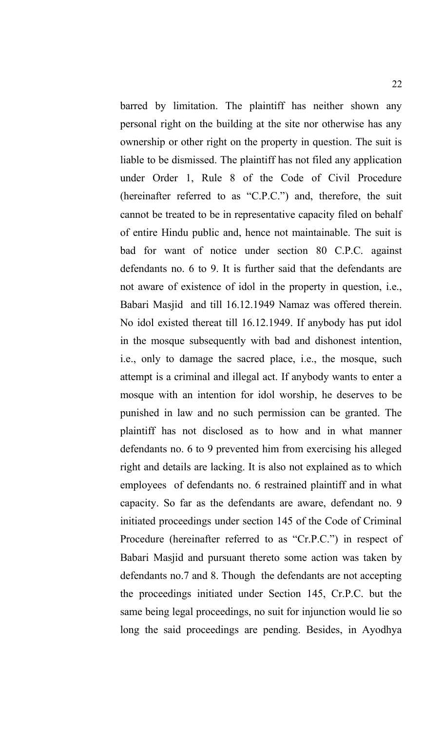barred by limitation. The plaintiff has neither shown any personal right on the building at the site nor otherwise has any ownership or other right on the property in question. The suit is liable to be dismissed. The plaintiff has not filed any application under Order 1, Rule 8 of the Code of Civil Procedure (hereinafter referred to as "C.P.C.") and, therefore, the suit cannot be treated to be in representative capacity filed on behalf of entire Hindu public and, hence not maintainable. The suit is bad for want of notice under section 80 C.P.C. against defendants no. 6 to 9. It is further said that the defendants are not aware of existence of idol in the property in question, i.e., Babari Masjid and till 16.12.1949 Namaz was offered therein. No idol existed thereat till 16.12.1949. If anybody has put idol in the mosque subsequently with bad and dishonest intention, i.e., only to damage the sacred place, i.e., the mosque, such attempt is a criminal and illegal act. If anybody wants to enter a mosque with an intention for idol worship, he deserves to be punished in law and no such permission can be granted. The plaintiff has not disclosed as to how and in what manner defendants no. 6 to 9 prevented him from exercising his alleged right and details are lacking. It is also not explained as to which employees of defendants no. 6 restrained plaintiff and in what capacity. So far as the defendants are aware, defendant no. 9 initiated proceedings under section 145 of the Code of Criminal Procedure (hereinafter referred to as "Cr.P.C.") in respect of Babari Masjid and pursuant thereto some action was taken by defendants no.7 and 8. Though the defendants are not accepting the proceedings initiated under Section 145, Cr.P.C. but the same being legal proceedings, no suit for injunction would lie so long the said proceedings are pending. Besides, in Ayodhya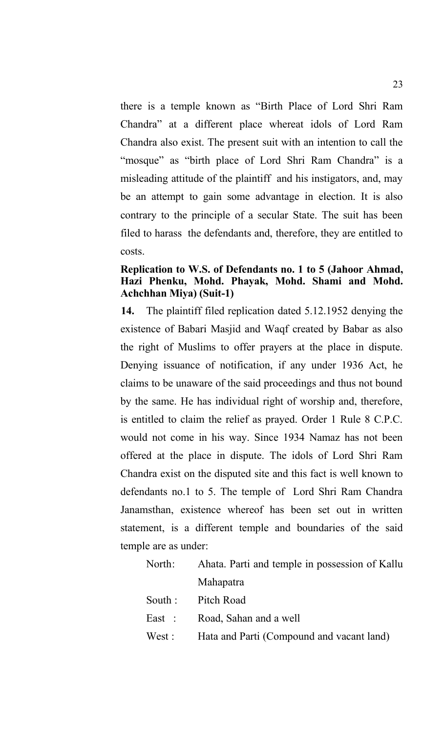there is a temple known as "Birth Place of Lord Shri Ram Chandra" at a different place whereat idols of Lord Ram Chandra also exist. The present suit with an intention to call the "mosque" as "birth place of Lord Shri Ram Chandra" is a misleading attitude of the plaintiff and his instigators, and, may be an attempt to gain some advantage in election. It is also contrary to the principle of a secular State. The suit has been filed to harass the defendants and, therefore, they are entitled to costs.

**Replication to W.S. of Defendants no. 1 to 5 (Jahoor Ahmad, Hazi Phenku, Mohd. Phayak, Mohd. Shami and Mohd. Achchhan Miya) (Suit-1)**

**14.** The plaintiff filed replication dated 5.12.1952 denying the existence of Babari Masjid and Waqf created by Babar as also the right of Muslims to offer prayers at the place in dispute. Denying issuance of notification, if any under 1936 Act, he claims to be unaware of the said proceedings and thus not bound by the same. He has individual right of worship and, therefore, is entitled to claim the relief as prayed. Order 1 Rule 8 C.P.C. would not come in his way. Since 1934 Namaz has not been offered at the place in dispute. The idols of Lord Shri Ram Chandra exist on the disputed site and this fact is well known to defendants no.1 to 5. The temple of Lord Shri Ram Chandra Janamsthan, existence whereof has been set out in written statement, is a different temple and boundaries of the said temple are as under:

North: Ahata. Parti and temple in possession of Kallu Mahapatra

South : Pitch Road

East : Road, Sahan and a well

West : Hata and Parti (Compound and vacant land)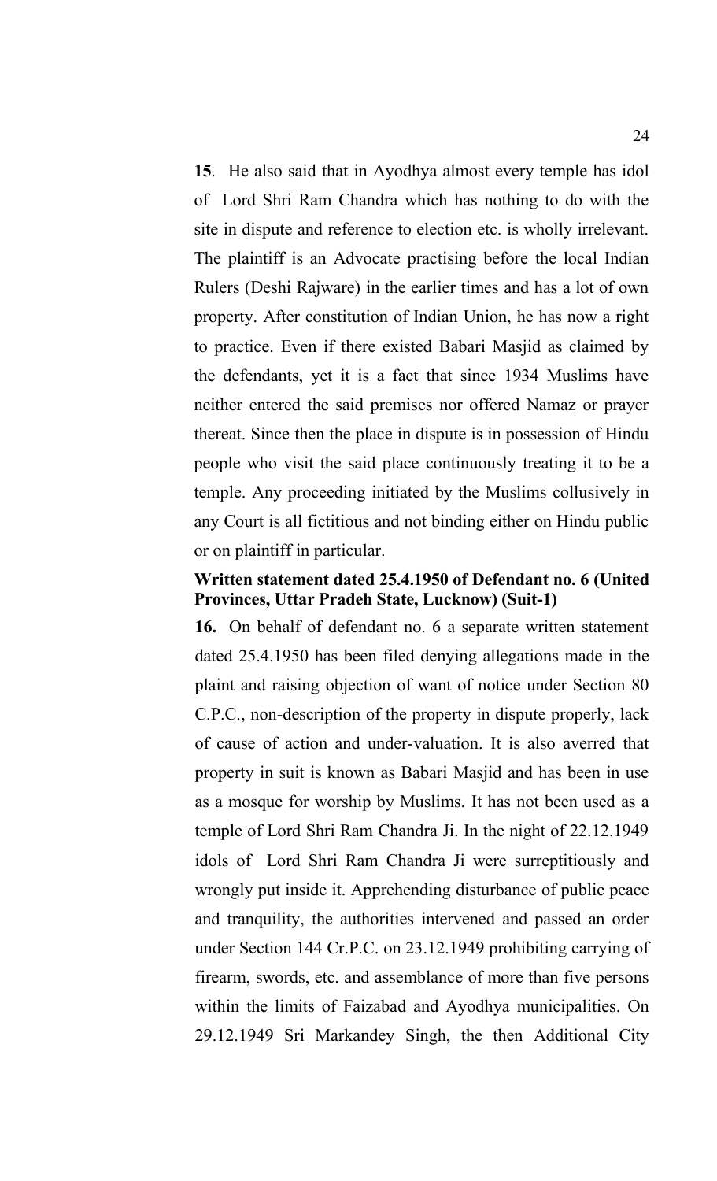**15**. He also said that in Ayodhya almost every temple has idol of Lord Shri Ram Chandra which has nothing to do with the site in dispute and reference to election etc. is wholly irrelevant. The plaintiff is an Advocate practising before the local Indian Rulers (Deshi Rajware) in the earlier times and has a lot of own property. After constitution of Indian Union, he has now a right to practice. Even if there existed Babari Masjid as claimed by the defendants, yet it is a fact that since 1934 Muslims have neither entered the said premises nor offered Namaz or prayer thereat. Since then the place in dispute is in possession of Hindu people who visit the said place continuously treating it to be a temple. Any proceeding initiated by the Muslims collusively in any Court is all fictitious and not binding either on Hindu public or on plaintiff in particular.

**Written statement dated 25.4.1950 of Defendant no. 6 (United Provinces, Uttar Pradeh State, Lucknow) (Suit-1)**

**16.** On behalf of defendant no. 6 a separate written statement dated 25.4.1950 has been filed denying allegations made in the plaint and raising objection of want of notice under Section 80 C.P.C., non-description of the property in dispute properly, lack of cause of action and under-valuation. It is also averred that property in suit is known as Babari Masjid and has been in use as a mosque for worship by Muslims. It has not been used as a temple of Lord Shri Ram Chandra Ji. In the night of 22.12.1949 idols of Lord Shri Ram Chandra Ji were surreptitiously and wrongly put inside it. Apprehending disturbance of public peace and tranquility, the authorities intervened and passed an order under Section 144 Cr.P.C. on 23.12.1949 prohibiting carrying of firearm, swords, etc. and assemblance of more than five persons within the limits of Faizabad and Ayodhya municipalities. On 29.12.1949 Sri Markandey Singh, the then Additional City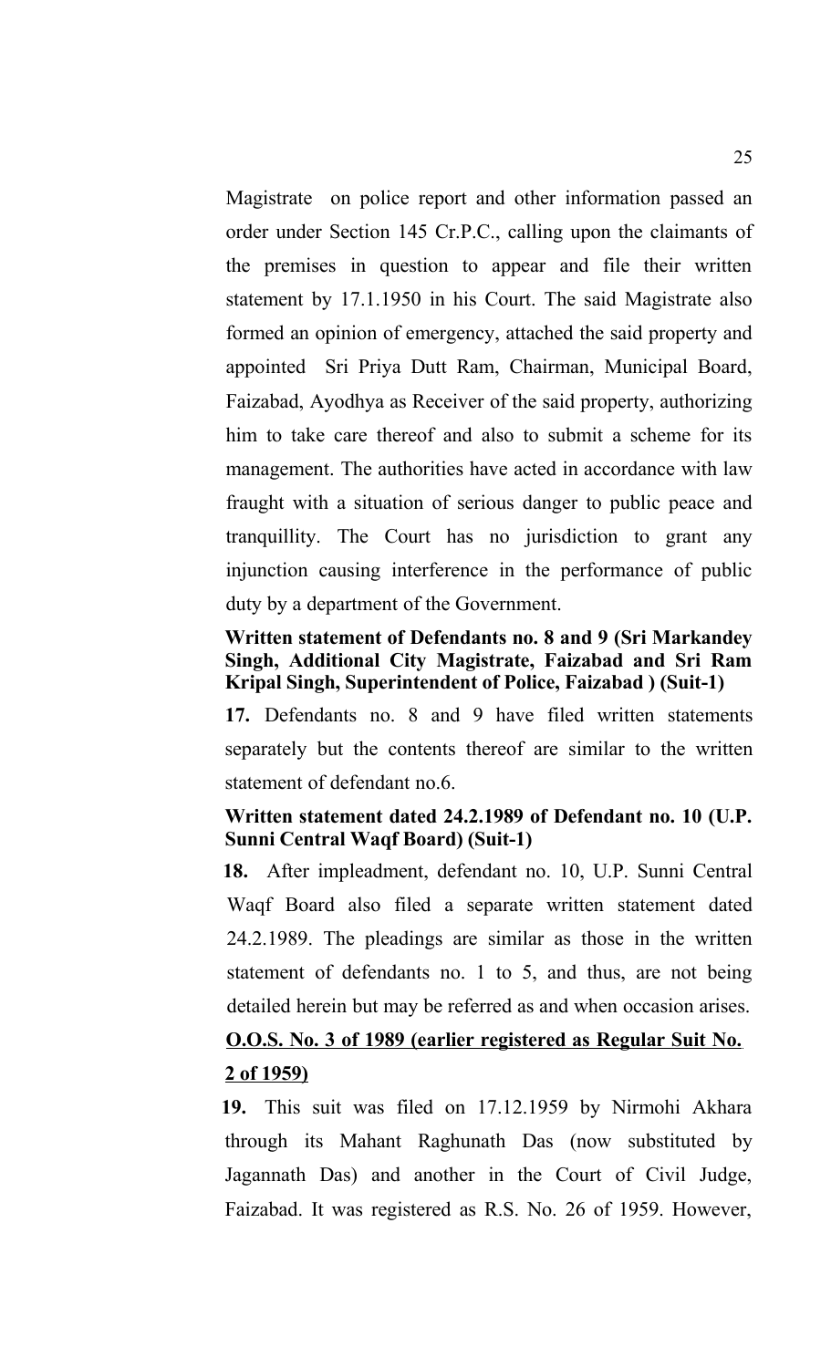Magistrate on police report and other information passed an order under Section 145 Cr.P.C., calling upon the claimants of the premises in question to appear and file their written statement by 17.1.1950 in his Court. The said Magistrate also formed an opinion of emergency, attached the said property and appointed Sri Priya Dutt Ram, Chairman, Municipal Board, Faizabad, Ayodhya as Receiver of the said property, authorizing him to take care thereof and also to submit a scheme for its management. The authorities have acted in accordance with law fraught with a situation of serious danger to public peace and tranquillity. The Court has no jurisdiction to grant any injunction causing interference in the performance of public duty by a department of the Government.

**Written statement of Defendants no. 8 and 9 (Sri Markandey Singh, Additional City Magistrate, Faizabad and Sri Ram Kripal Singh, Superintendent of Police, Faizabad ) (Suit-1)**

**17.** Defendants no. 8 and 9 have filed written statements separately but the contents thereof are similar to the written statement of defendant no.6.

**Written statement dated 24.2.1989 of Defendant no. 10 (U.P. Sunni Central Waqf Board) (Suit-1)**

**18.** After impleadment, defendant no. 10, U.P. Sunni Central Waqf Board also filed a separate written statement dated 24.2.1989. The pleadings are similar as those in the written statement of defendants no. 1 to 5, and thus, are not being detailed herein but may be referred as and when occasion arises.

**<u>O.O.S. No. 3 of 1989 (earlier registered as Regular Suit No. 2 of 1959)</u>**

**19.** This suit was filed on 17.12.1959 by Nirmohi Akhara through its Mahant Raghunath Das (now substituted by Jagannath Das) and another in the Court of Civil Judge, Faizabad. It was registered as R.S. No. 26 of 1959. However,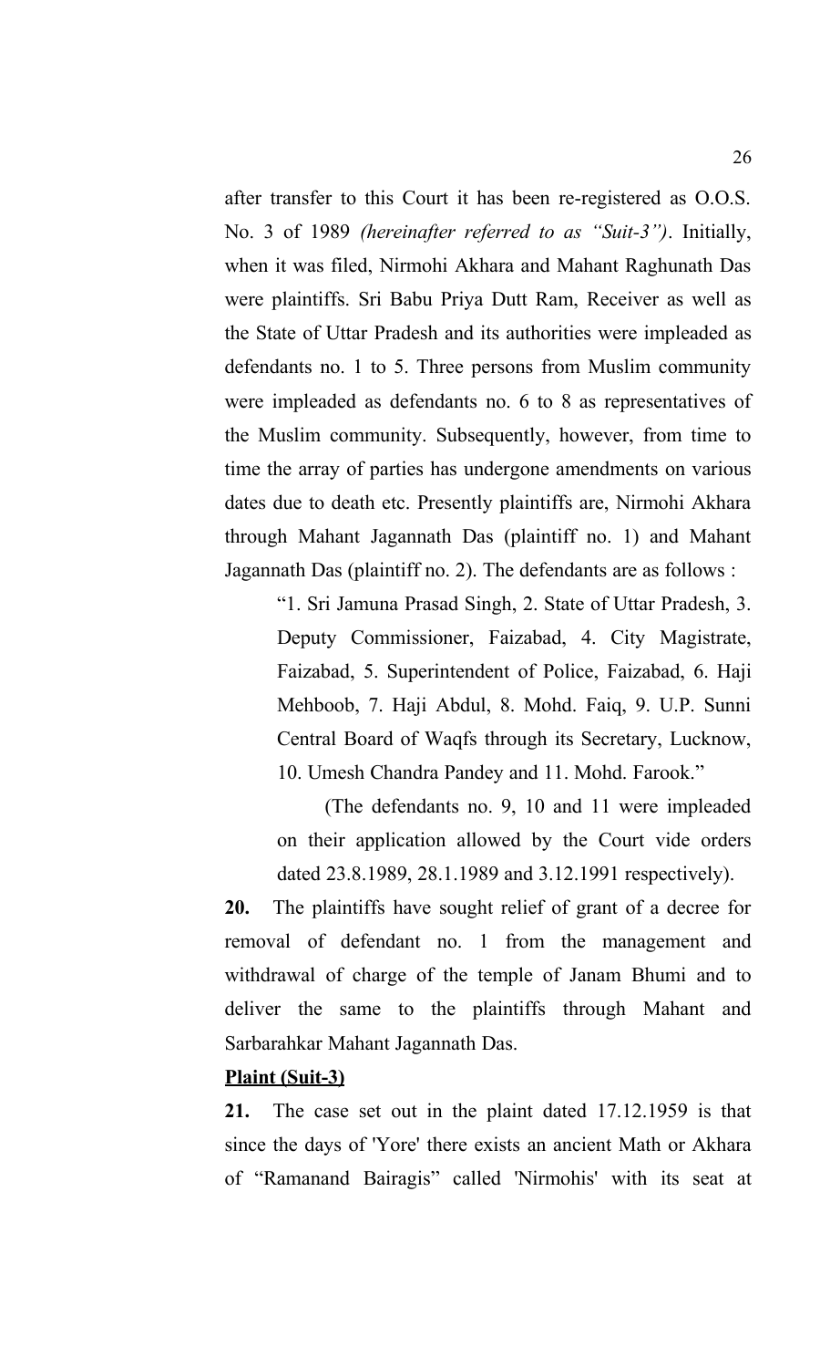after transfer to this Court it has been re-registered as O.O.S. No. 3 of 1989 *(hereinafter referred to as "Suit-3")*. Initially, when it was filed, Nirmohi Akhara and Mahant Raghunath Das were plaintiffs. Sri Babu Priya Dutt Ram, Receiver as well as the State of Uttar Pradesh and its authorities were impleaded as defendants no. 1 to 5. Three persons from Muslim community were impleaded as defendants no. 6 to 8 as representatives of the Muslim community. Subsequently, however, from time to time the array of parties has undergone amendments on various dates due to death etc. Presently plaintiffs are, Nirmohi Akhara through Mahant Jagannath Das (plaintiff no. 1) and Mahant Jagannath Das (plaintiff no. 2). The defendants are as follows :

> "1. Sri Jamuna Prasad Singh, 2. State of Uttar Pradesh, 3. Deputy Commissioner, Faizabad, 4. City Magistrate, Faizabad, 5. Superintendent of Police, Faizabad, 6. Haji Mehboob, 7. Haji Abdul, 8. Mohd. Faiq, 9. U.P. Sunni Central Board of Waqfs through its Secretary, Lucknow, 10. Umesh Chandra Pandey and 11. Mohd. Farook."
>
> (The defendants no. 9, 10 and 11 were impleaded on their application allowed by the Court vide orders dated 23.8.1989, 28.1.1989 and 3.12.1991 respectively).

**20.** The plaintiffs have sought relief of grant of a decree for removal of defendant no. 1 from the management and withdrawal of charge of the temple of Janam Bhumi and to deliver the same to the plaintiffs through Mahant and Sarbarahkar Mahant Jagannath Das.

**Plaint (Suit-3)**

**21.** The case set out in the plaint dated 17.12.1959 is that since the days of 'Yore' there exists an ancient Math or Akhara of "Ramanand Bairagis" called 'Nirmohis' with its seat at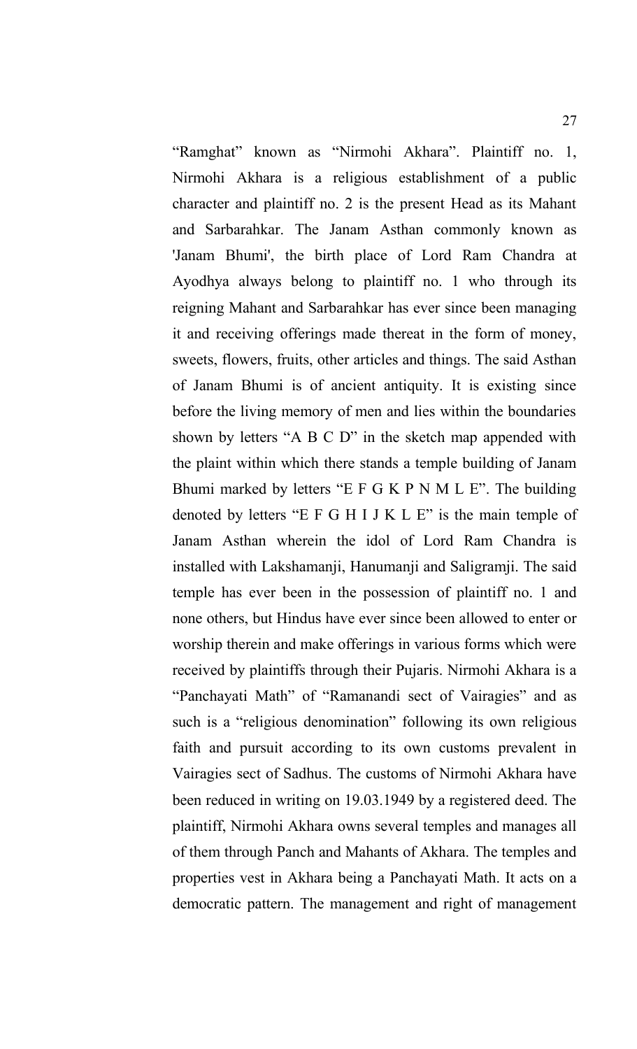"Ramghat" known as "Nirmohi Akhara". Plaintiff no. 1, Nirmohi Akhara is a religious establishment of a public character and plaintiff no. 2 is the present Head as its Mahant and Sarbarahkar. The Janam Asthan commonly known as 'Janam Bhumi', the birth place of Lord Ram Chandra at Ayodhya always belong to plaintiff no. 1 who through its reigning Mahant and Sarbarahkar has ever since been managing it and receiving offerings made thereat in the form of money, sweets, flowers, fruits, other articles and things. The said Asthan of Janam Bhumi is of ancient antiquity. It is existing since before the living memory of men and lies within the boundaries shown by letters "A B C D" in the sketch map appended with the plaint within which there stands a temple building of Janam Bhumi marked by letters "E F G K P N M L E". The building denoted by letters "E F G H I J K L E" is the main temple of Janam Asthan wherein the idol of Lord Ram Chandra is installed with Lakshamanji, Hanumanji and Saligramji. The said temple has ever been in the possession of plaintiff no. 1 and none others, but Hindus have ever since been allowed to enter or worship therein and make offerings in various forms which were received by plaintiffs through their Pujaris. Nirmohi Akhara is a "Panchayati Math" of "Ramanandi sect of Vairagies" and as such is a "religious denomination" following its own religious faith and pursuit according to its own customs prevalent in Vairagies sect of Sadhus. The customs of Nirmohi Akhara have been reduced in writing on 19.03.1949 by a registered deed. The plaintiff, Nirmohi Akhara owns several temples and manages all of them through Panch and Mahants of Akhara. The temples and properties vest in Akhara being a Panchayati Math. It acts on a democratic pattern. The management and right of management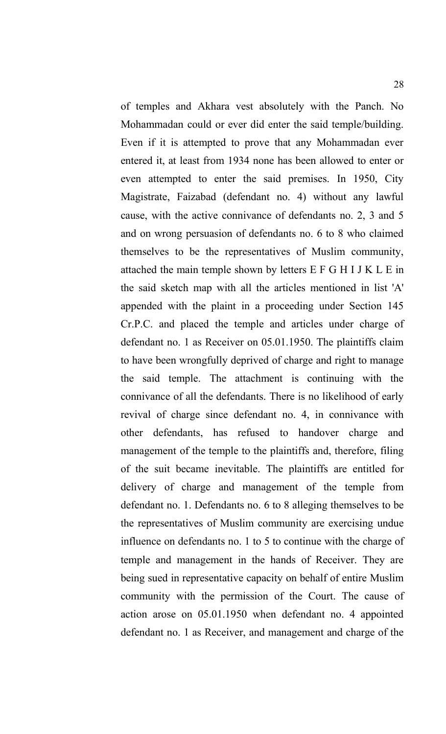of temples and Akhara vest absolutely with the Panch. No Mohammadan could or ever did enter the said temple/building. Even if it is attempted to prove that any Mohammadan ever entered it, at least from 1934 none has been allowed to enter or even attempted to enter the said premises. In 1950, City Magistrate, Faizabad (defendant no. 4) without any lawful cause, with the active connivance of defendants no. 2, 3 and 5 and on wrong persuasion of defendants no. 6 to 8 who claimed themselves to be the representatives of Muslim community, attached the main temple shown by letters E F G H I J K L E in the said sketch map with all the articles mentioned in list 'A' appended with the plaint in a proceeding under Section 145 Cr.P.C. and placed the temple and articles under charge of defendant no. 1 as Receiver on 05.01.1950. The plaintiffs claim to have been wrongfully deprived of charge and right to manage the said temple. The attachment is continuing with the connivance of all the defendants. There is no likelihood of early revival of charge since defendant no. 4, in connivance with other defendants, has refused to handover charge and management of the temple to the plaintiffs and, therefore, filing of the suit became inevitable. The plaintiffs are entitled for delivery of charge and management of the temple from defendant no. 1. Defendants no. 6 to 8 alleging themselves to be the representatives of Muslim community are exercising undue influence on defendants no. 1 to 5 to continue with the charge of temple and management in the hands of Receiver. They are being sued in representative capacity on behalf of entire Muslim community with the permission of the Court. The cause of action arose on 05.01.1950 when defendant no. 4 appointed defendant no. 1 as Receiver, and management and charge of the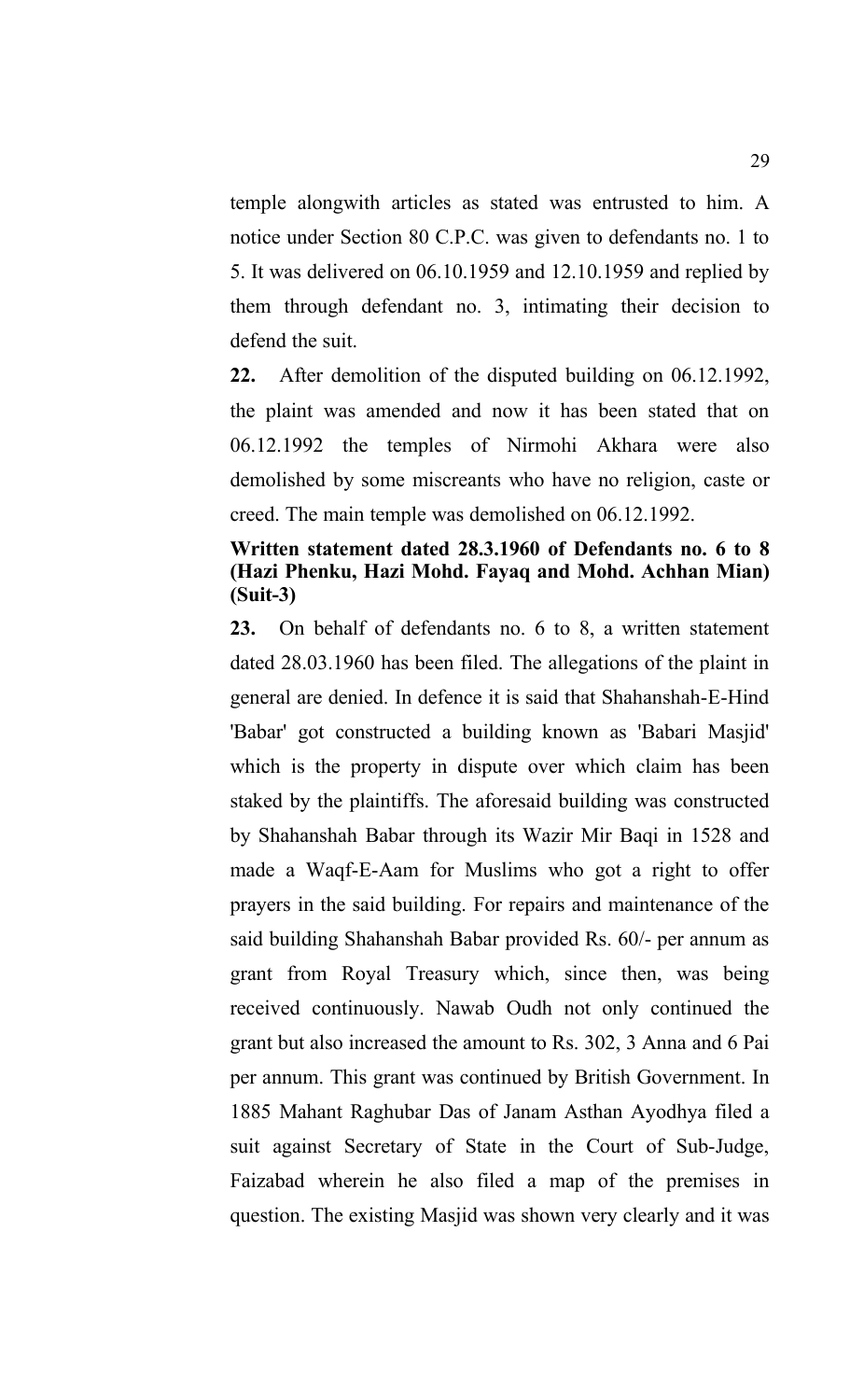temple alongwith articles as stated was entrusted to him. A notice under Section 80 C.P.C. was given to defendants no. 1 to 5. It was delivered on 06.10.1959 and 12.10.1959 and replied by them through defendant no. 3, intimating their decision to defend the suit.

**22.** After demolition of the disputed building on 06.12.1992, the plaint was amended and now it has been stated that on 06.12.1992 the temples of Nirmohi Akhara were also demolished by some miscreants who have no religion, caste or creed. The main temple was demolished on 06.12.1992.

**Written statement dated 28.3.1960 of Defendants no. 6 to 8 (Hazi Phenku, Hazi Mohd. Fayaq and Mohd. Achhan Mian) (Suit-3)**

**23.** On behalf of defendants no. 6 to 8, a written statement dated 28.03.1960 has been filed. The allegations of the plaint in general are denied. In defence it is said that Shahanshah-E-Hind 'Babar' got constructed a building known as 'Babari Masjid' which is the property in dispute over which claim has been staked by the plaintiffs. The aforesaid building was constructed by Shahanshah Babar through its Wazir Mir Baqi in 1528 and made a Waqf-E-Aam for Muslims who got a right to offer prayers in the said building. For repairs and maintenance of the said building Shahanshah Babar provided Rs. 60/- per annum as grant from Royal Treasury which, since then, was being received continuously. Nawab Oudh not only continued the grant but also increased the amount to Rs. 302, 3 Anna and 6 Pai per annum. This grant was continued by British Government. In 1885 Mahant Raghubar Das of Janam Asthan Ayodhya filed a suit against Secretary of State in the Court of Sub-Judge, Faizabad wherein he also filed a map of the premises in question. The existing Masjid was shown very clearly and it was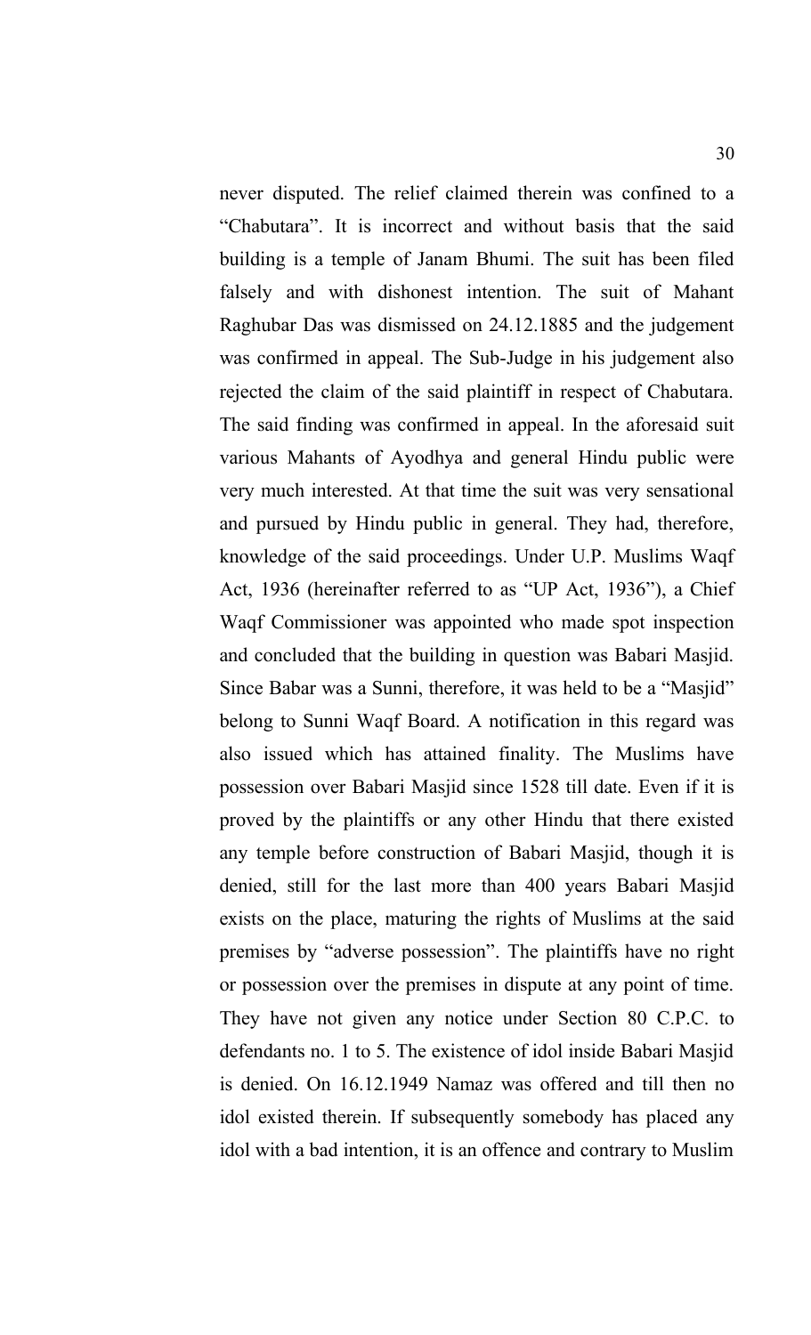never disputed. The relief claimed therein was confined to a "Chabutara". It is incorrect and without basis that the said building is a temple of Janam Bhumi. The suit has been filed falsely and with dishonest intention. The suit of Mahant Raghubar Das was dismissed on 24.12.1885 and the judgement was confirmed in appeal. The Sub-Judge in his judgement also rejected the claim of the said plaintiff in respect of Chabutara. The said finding was confirmed in appeal. In the aforesaid suit various Mahants of Ayodhya and general Hindu public were very much interested. At that time the suit was very sensational and pursued by Hindu public in general. They had, therefore, knowledge of the said proceedings. Under U.P. Muslims Waqf Act, 1936 (hereinafter referred to as "UP Act, 1936"), a Chief Waqf Commissioner was appointed who made spot inspection and concluded that the building in question was Babari Masjid. Since Babar was a Sunni, therefore, it was held to be a "Masjid" belong to Sunni Waqf Board. A notification in this regard was also issued which has attained finality. The Muslims have possession over Babari Masjid since 1528 till date. Even if it is proved by the plaintiffs or any other Hindu that there existed any temple before construction of Babari Masjid, though it is denied, still for the last more than 400 years Babari Masjid exists on the place, maturing the rights of Muslims at the said premises by "adverse possession". The plaintiffs have no right or possession over the premises in dispute at any point of time. They have not given any notice under Section 80 C.P.C. to defendants no. 1 to 5. The existence of idol inside Babari Masjid is denied. On 16.12.1949 Namaz was offered and till then no idol existed therein. If subsequently somebody has placed any idol with a bad intention, it is an offence and contrary to Muslim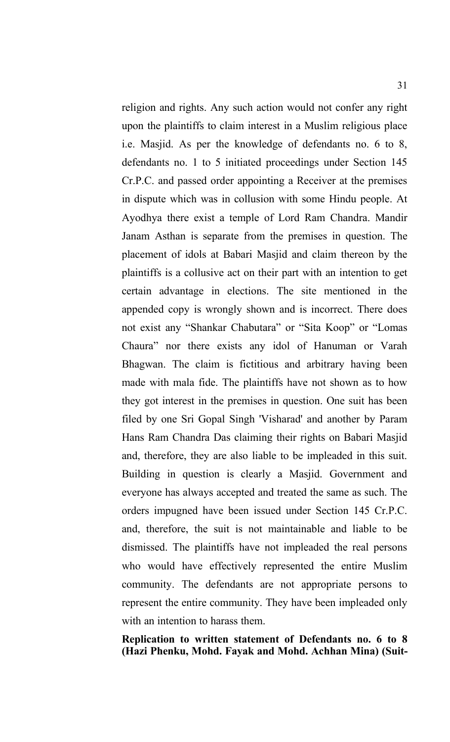religion and rights. Any such action would not confer any right upon the plaintiffs to claim interest in a Muslim religious place i.e. Masjid. As per the knowledge of defendants no. 6 to 8, defendants no. 1 to 5 initiated proceedings under Section 145 Cr.P.C. and passed order appointing a Receiver at the premises in dispute which was in collusion with some Hindu people. At Ayodhya there exist a temple of Lord Ram Chandra. Mandir Janam Asthan is separate from the premises in question. The placement of idols at Babari Masjid and claim thereon by the plaintiffs is a collusive act on their part with an intention to get certain advantage in elections. The site mentioned in the appended copy is wrongly shown and is incorrect. There does not exist any "Shankar Chabutara" or "Sita Koop" or "Lomas Chaura" nor there exists any idol of Hanuman or Varah Bhagwan. The claim is fictitious and arbitrary having been made with mala fide. The plaintiffs have not shown as to how they got interest in the premises in question. One suit has been filed by one Sri Gopal Singh 'Visharad' and another by Param Hans Ram Chandra Das claiming their rights on Babari Masjid and, therefore, they are also liable to be impleaded in this suit. Building in question is clearly a Masjid. Government and everyone has always accepted and treated the same as such. The orders impugned have been issued under Section 145 Cr.P.C. and, therefore, the suit is not maintainable and liable to be dismissed. The plaintiffs have not impleaded the real persons who would have effectively represented the entire Muslim community. The defendants are not appropriate persons to represent the entire community. They have been impleaded only with an intention to harass them.

**Replication to written statement of Defendants no. 6 to 8 (Hazi Phenku, Mohd. Fayak and Mohd. Achhan Mina) (Suit-**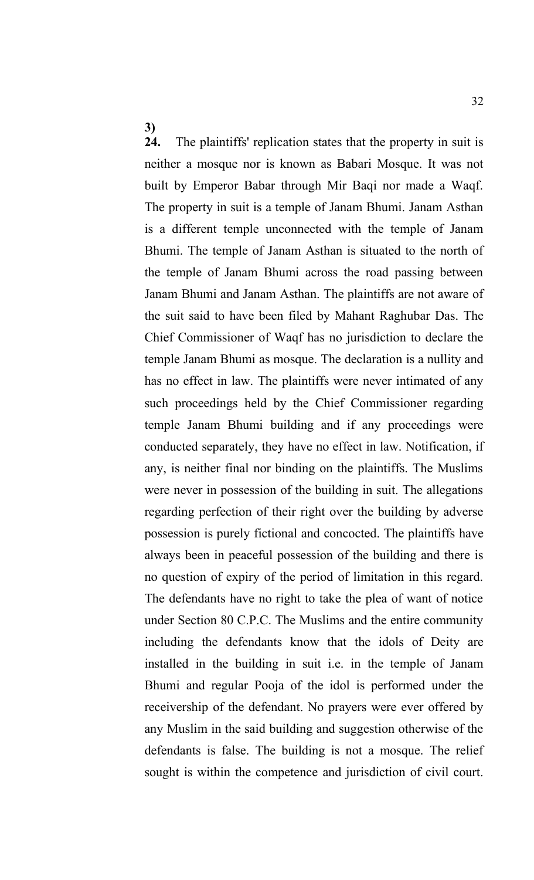**3)**

**24.** The plaintiffs' replication states that the property in suit is neither a mosque nor is known as Babari Mosque. It was not built by Emperor Babar through Mir Baqi nor made a Waqf. The property in suit is a temple of Janam Bhumi. Janam Asthan is a different temple unconnected with the temple of Janam Bhumi. The temple of Janam Asthan is situated to the north of the temple of Janam Bhumi across the road passing between Janam Bhumi and Janam Asthan. The plaintiffs are not aware of the suit said to have been filed by Mahant Raghubar Das. The Chief Commissioner of Waqf has no jurisdiction to declare the temple Janam Bhumi as mosque. The declaration is a nullity and has no effect in law. The plaintiffs were never intimated of any such proceedings held by the Chief Commissioner regarding temple Janam Bhumi building and if any proceedings were conducted separately, they have no effect in law. Notification, if any, is neither final nor binding on the plaintiffs. The Muslims were never in possession of the building in suit. The allegations regarding perfection of their right over the building by adverse possession is purely fictional and concocted. The plaintiffs have always been in peaceful possession of the building and there is no question of expiry of the period of limitation in this regard. The defendants have no right to take the plea of want of notice under Section 80 C.P.C. The Muslims and the entire community including the defendants know that the idols of Deity are installed in the building in suit i.e. in the temple of Janam Bhumi and regular Pooja of the idol is performed under the receivership of the defendant. No prayers were ever offered by any Muslim in the said building and suggestion otherwise of the defendants is false. The building is not a mosque. The relief sought is within the competence and jurisdiction of civil court.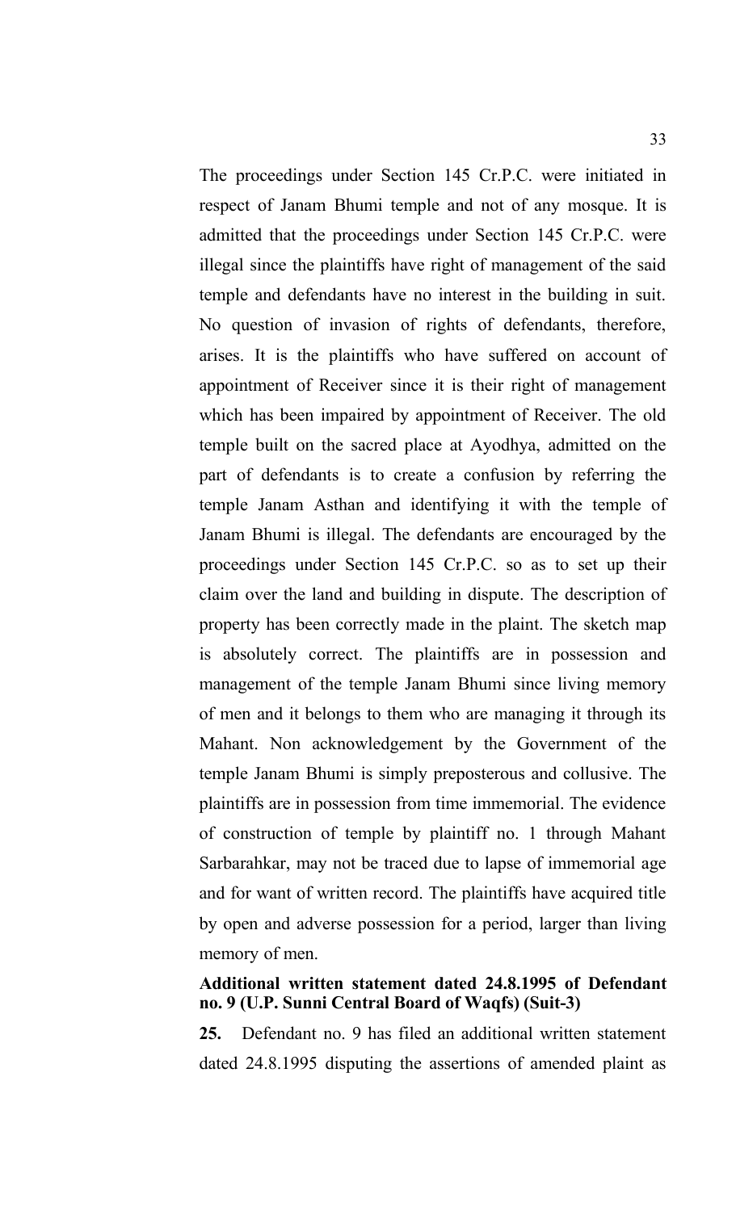The proceedings under Section 145 Cr.P.C. were initiated in respect of Janam Bhumi temple and not of any mosque. It is admitted that the proceedings under Section 145 Cr.P.C. were illegal since the plaintiffs have right of management of the said temple and defendants have no interest in the building in suit. No question of invasion of rights of defendants, therefore, arises. It is the plaintiffs who have suffered on account of appointment of Receiver since it is their right of management which has been impaired by appointment of Receiver. The old temple built on the sacred place at Ayodhya, admitted on the part of defendants is to create a confusion by referring the temple Janam Asthan and identifying it with the temple of Janam Bhumi is illegal. The defendants are encouraged by the proceedings under Section 145 Cr.P.C. so as to set up their claim over the land and building in dispute. The description of property has been correctly made in the plaint. The sketch map is absolutely correct. The plaintiffs are in possession and management of the temple Janam Bhumi since living memory of men and it belongs to them who are managing it through its Mahant. Non acknowledgement by the Government of the temple Janam Bhumi is simply preposterous and collusive. The plaintiffs are in possession from time immemorial. The evidence of construction of temple by plaintiff no. 1 through Mahant Sarbarahkar, may not be traced due to lapse of immemorial age and for want of written record. The plaintiffs have acquired title by open and adverse possession for a period, larger than living memory of men.

**Additional written statement dated 24.8.1995 of Defendant no. 9 (U.P. Sunni Central Board of Waqfs) (Suit-3)**

**25.** Defendant no. 9 has filed an additional written statement dated 24.8.1995 disputing the assertions of amended plaint as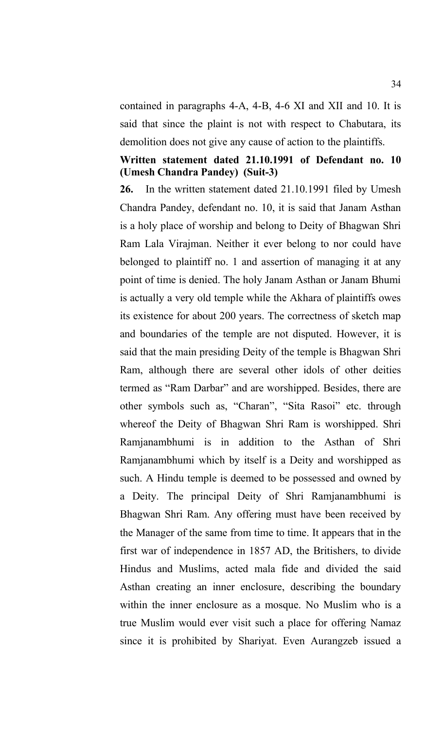contained in paragraphs 4-A, 4-B, 4-6 XI and XII and 10. It is said that since the plaint is not with respect to Chabutara, its demolition does not give any cause of action to the plaintiffs.

**Written statement dated 21.10.1991 of Defendant no. 10 (Umesh Chandra Pandey) (Suit-3)**

**26.** In the written statement dated 21.10.1991 filed by Umesh Chandra Pandey, defendant no. 10, it is said that Janam Asthan is a holy place of worship and belong to Deity of Bhagwan Shri Ram Lala Virajman. Neither it ever belong to nor could have belonged to plaintiff no. 1 and assertion of managing it at any point of time is denied. The holy Janam Asthan or Janam Bhumi is actually a very old temple while the Akhara of plaintiffs owes its existence for about 200 years. The correctness of sketch map and boundaries of the temple are not disputed. However, it is said that the main presiding Deity of the temple is Bhagwan Shri Ram, although there are several other idols of other deities termed as "Ram Darbar" and are worshipped. Besides, there are other symbols such as, "Charan", "Sita Rasoi" etc. through whereof the Deity of Bhagwan Shri Ram is worshipped. Shri Ramjanambhumi is in addition to the Asthan of Shri Ramjanambhumi which by itself is a Deity and worshipped as such. A Hindu temple is deemed to be possessed and owned by a Deity. The principal Deity of Shri Ramjanambhumi is Bhagwan Shri Ram. Any offering must have been received by the Manager of the same from time to time. It appears that in the first war of independence in 1857 AD, the Britishers, to divide Hindus and Muslims, acted mala fide and divided the said Asthan creating an inner enclosure, describing the boundary within the inner enclosure as a mosque. No Muslim who is a true Muslim would ever visit such a place for offering Namaz since it is prohibited by Shariyat. Even Aurangzeb issued a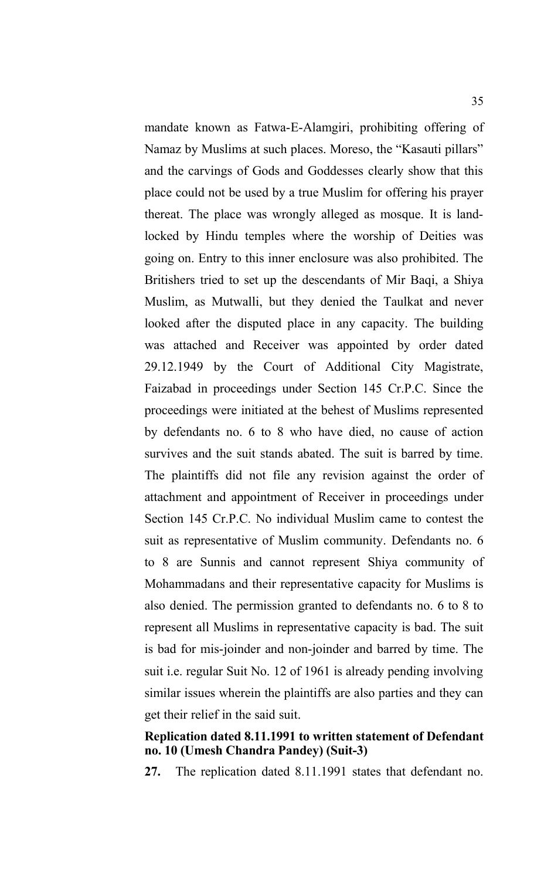mandate known as Fatwa-E-Alamgiri, prohibiting offering of Namaz by Muslims at such places. Moreso, the "Kasauti pillars" and the carvings of Gods and Goddesses clearly show that this place could not be used by a true Muslim for offering his prayer thereat. The place was wrongly alleged as mosque. It is land-locked by Hindu temples where the worship of Deities was going on. Entry to this inner enclosure was also prohibited. The Britishers tried to set up the descendants of Mir Baqi, a Shiya Muslim, as Mutwalli, but they denied the Taulkat and never looked after the disputed place in any capacity. The building was attached and Receiver was appointed by order dated 29.12.1949 by the Court of Additional City Magistrate, Faizabad in proceedings under Section 145 Cr.P.C. Since the proceedings were initiated at the behest of Muslims represented by defendants no. 6 to 8 who have died, no cause of action survives and the suit stands abated. The suit is barred by time. The plaintiffs did not file any revision against the order of attachment and appointment of Receiver in proceedings under Section 145 Cr.P.C. No individual Muslim came to contest the suit as representative of Muslim community. Defendants no. 6 to 8 are Sunnis and cannot represent Shiya community of Mohammadans and their representative capacity for Muslims is also denied. The permission granted to defendants no. 6 to 8 to represent all Muslims in representative capacity is bad. The suit is bad for mis-joinder and non-joinder and barred by time. The suit i.e. regular Suit No. 12 of 1961 is already pending involving similar issues wherein the plaintiffs are also parties and they can get their relief in the said suit.

**Replication dated 8.11.1991 to written statement of Defendant no. 10 (Umesh Chandra Pandey) (Suit-3)**

**27.** The replication dated 8.11.1991 states that defendant no.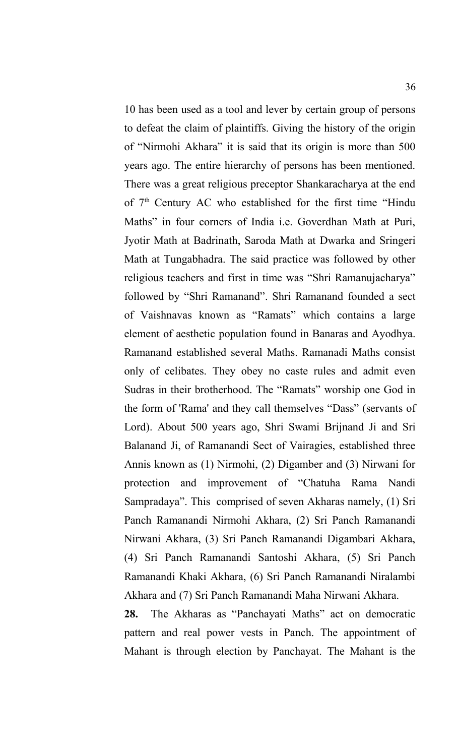10 has been used as a tool and lever by certain group of persons to defeat the claim of plaintiffs. Giving the history of the origin of "Nirmohi Akhara" it is said that its origin is more than 500 years ago. The entire hierarchy of persons has been mentioned. There was a great religious preceptor Shankaracharya at the end of 7th Century AC who established for the first time "Hindu Maths" in four corners of India i.e. Goverdhan Math at Puri, Jyotir Math at Badrinath, Saroda Math at Dwarka and Sringeri Math at Tungabhadra. The said practice was followed by other religious teachers and first in time was "Shri Ramanujacharya" followed by "Shri Ramanand". Shri Ramanand founded a sect of Vaishnavas known as "Ramats" which contains a large element of aesthetic population found in Banaras and Ayodhya. Ramanand established several Maths. Ramanadi Maths consist only of celibates. They obey no caste rules and admit even Sudras in their brotherhood. The "Ramats" worship one God in the form of 'Rama' and they call themselves "Dass" (servants of Lord). About 500 years ago, Shri Swami Brijnand Ji and Sri Balanand Ji, of Ramanandi Sect of Vairagies, established three Annis known as (1) Nirmohi, (2) Digamber and (3) Nirwani for protection and improvement of "Chatuha Rama Nandi Sampradaya". This comprised of seven Akharas namely, (1) Sri Panch Ramanandi Nirmohi Akhara, (2) Sri Panch Ramanandi Nirwani Akhara, (3) Sri Panch Ramanandi Digambari Akhara, (4) Sri Panch Ramanandi Santoshi Akhara, (5) Sri Panch Ramanandi Khaki Akhara, (6) Sri Panch Ramanandi Niralambi Akhara and (7) Sri Panch Ramanandi Maha Nirwani Akhara.

**28.** The Akharas as "Panchayati Maths" act on democratic pattern and real power vests in Panch. The appointment of Mahant is through election by Panchayat. The Mahant is the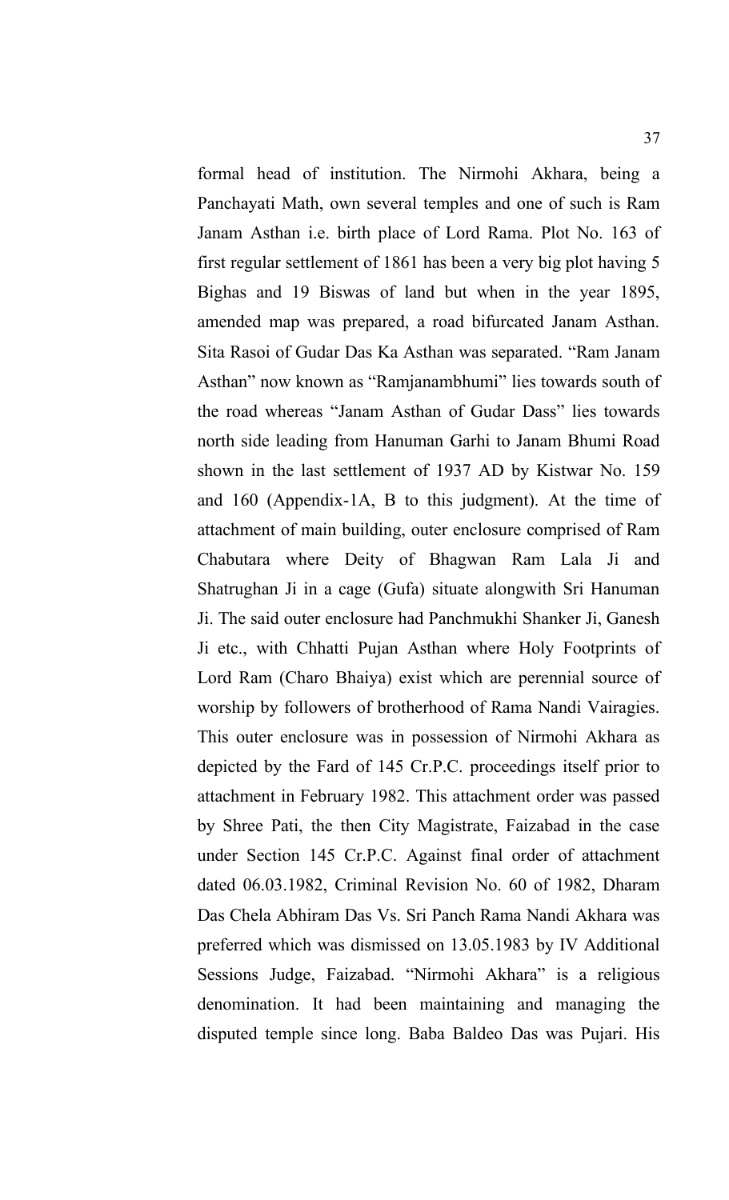formal head of institution. The Nirmohi Akhara, being a Panchayati Math, own several temples and one of such is Ram Janam Asthan i.e. birth place of Lord Rama. Plot No. 163 of first regular settlement of 1861 has been a very big plot having 5 Bighas and 19 Biswas of land but when in the year 1895, amended map was prepared, a road bifurcated Janam Asthan. Sita Rasoi of Gudar Das Ka Asthan was separated. "Ram Janam Asthan" now known as "Ramjanambhumi" lies towards south of the road whereas "Janam Asthan of Gudar Dass" lies towards north side leading from Hanuman Garhi to Janam Bhumi Road shown in the last settlement of 1937 AD by Kistwar No. 159 and 160 (Appendix-1A, B to this judgment). At the time of attachment of main building, outer enclosure comprised of Ram Chabutara where Deity of Bhagwan Ram Lala Ji and Shatrughan Ji in a cage (Gufa) situate alongwith Sri Hanuman Ji. The said outer enclosure had Panchmukhi Shanker Ji, Ganesh Ji etc., with Chhatti Pujan Asthan where Holy Footprints of Lord Ram (Charo Bhaiya) exist which are perennial source of worship by followers of brotherhood of Rama Nandi Vairagies. This outer enclosure was in possession of Nirmohi Akhara as depicted by the Fard of 145 Cr.P.C. proceedings itself prior to attachment in February 1982. This attachment order was passed by Shree Pati, the then City Magistrate, Faizabad in the case under Section 145 Cr.P.C. Against final order of attachment dated 06.03.1982, Criminal Revision No. 60 of 1982, Dharam Das Chela Abhiram Das Vs. Sri Panch Rama Nandi Akhara was preferred which was dismissed on 13.05.1983 by IV Additional Sessions Judge, Faizabad. "Nirmohi Akhara" is a religious denomination. It had been maintaining and managing the disputed temple since long. Baba Baldeo Das was Pujari. His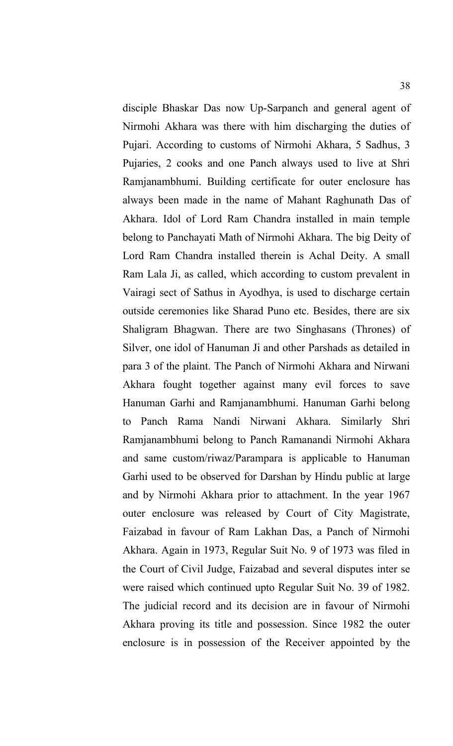disciple Bhaskar Das now Up-Sarpanch and general agent of Nirmohi Akhara was there with him discharging the duties of Pujari. According to customs of Nirmohi Akhara, 5 Sadhus, 3 Pujaries, 2 cooks and one Panch always used to live at Shri Ramjanambhumi. Building certificate for outer enclosure has always been made in the name of Mahant Raghunath Das of Akhara. Idol of Lord Ram Chandra installed in main temple belong to Panchayati Math of Nirmohi Akhara. The big Deity of Lord Ram Chandra installed therein is Achal Deity. A small Ram Lala Ji, as called, which according to custom prevalent in Vairagi sect of Sathus in Ayodhya, is used to discharge certain outside ceremonies like Sharad Puno etc. Besides, there are six Shaligram Bhagwan. There are two Singhasans (Thrones) of Silver, one idol of Hanuman Ji and other Parshads as detailed in para 3 of the plaint. The Panch of Nirmohi Akhara and Nirwani Akhara fought together against many evil forces to save Hanuman Garhi and Ramjanambhumi. Hanuman Garhi belong to Panch Rama Nandi Nirwani Akhara. Similarly Shri Ramjanambhumi belong to Panch Ramanandi Nirmohi Akhara and same custom/riwaz/Parampara is applicable to Hanuman Garhi used to be observed for Darshan by Hindu public at large and by Nirmohi Akhara prior to attachment. In the year 1967 outer enclosure was released by Court of City Magistrate, Faizabad in favour of Ram Lakhan Das, a Panch of Nirmohi Akhara. Again in 1973, Regular Suit No. 9 of 1973 was filed in the Court of Civil Judge, Faizabad and several disputes inter se were raised which continued upto Regular Suit No. 39 of 1982. The judicial record and its decision are in favour of Nirmohi Akhara proving its title and possession. Since 1982 the outer enclosure is in possession of the Receiver appointed by the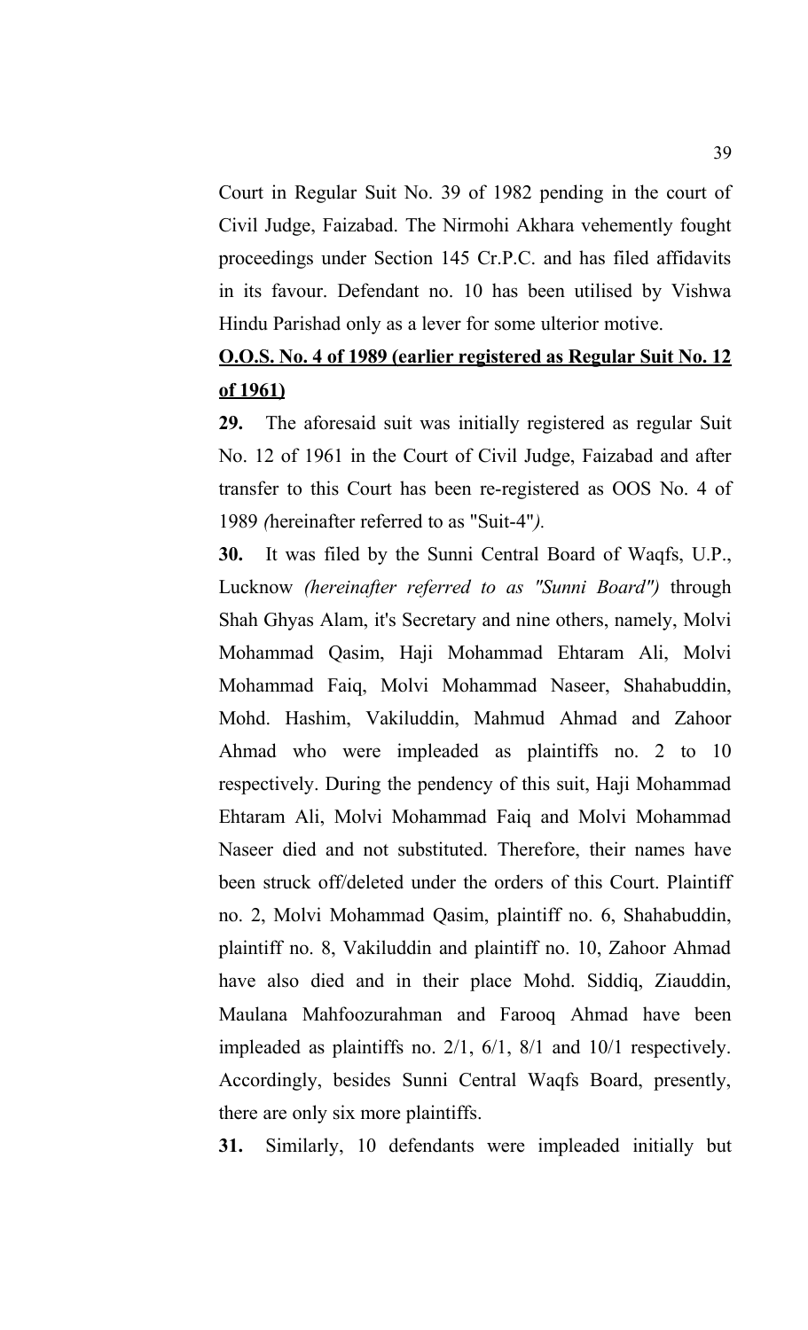Court in Regular Suit No. 39 of 1982 pending in the court of Civil Judge, Faizabad. The Nirmohi Akhara vehemently fought proceedings under Section 145 Cr.P.C. and has filed affidavits in its favour. Defendant no. 10 has been utilised by Vishwa Hindu Parishad only as a lever for some ulterior motive.

**O.O.S. No. 4 of 1989 (earlier registered as Regular Suit No. 12 of 1961)**

**29.** The aforesaid suit was initially registered as regular Suit No. 12 of 1961 in the Court of Civil Judge, Faizabad and after transfer to this Court has been re-registered as OOS No. 4 of 1989 *(*hereinafter referred to as "Suit-4"*).*

**30.** It was filed by the Sunni Central Board of Waqfs, U.P., Lucknow *(hereinafter referred to as "Sunni Board")* through Shah Ghyas Alam, it's Secretary and nine others, namely, Molvi Mohammad Qasim, Haji Mohammad Ehtaram Ali, Molvi Mohammad Faiq, Molvi Mohammad Naseer, Shahabuddin, Mohd. Hashim, Vakiluddin, Mahmud Ahmad and Zahoor Ahmad who were impleaded as plaintiffs no. 2 to 10 respectively. During the pendency of this suit, Haji Mohammad Ehtaram Ali, Molvi Mohammad Faiq and Molvi Mohammad Naseer died and not substituted. Therefore, their names have been struck off/deleted under the orders of this Court. Plaintiff no. 2, Molvi Mohammad Qasim, plaintiff no. 6, Shahabuddin, plaintiff no. 8, Vakiluddin and plaintiff no. 10, Zahoor Ahmad have also died and in their place Mohd. Siddiq, Ziauddin, Maulana Mahfoozurahman and Farooq Ahmad have been impleaded as plaintiffs no. 2/1, 6/1, 8/1 and 10/1 respectively. Accordingly, besides Sunni Central Waqfs Board, presently, there are only six more plaintiffs.

**31.** Similarly, 10 defendants were impleaded initially but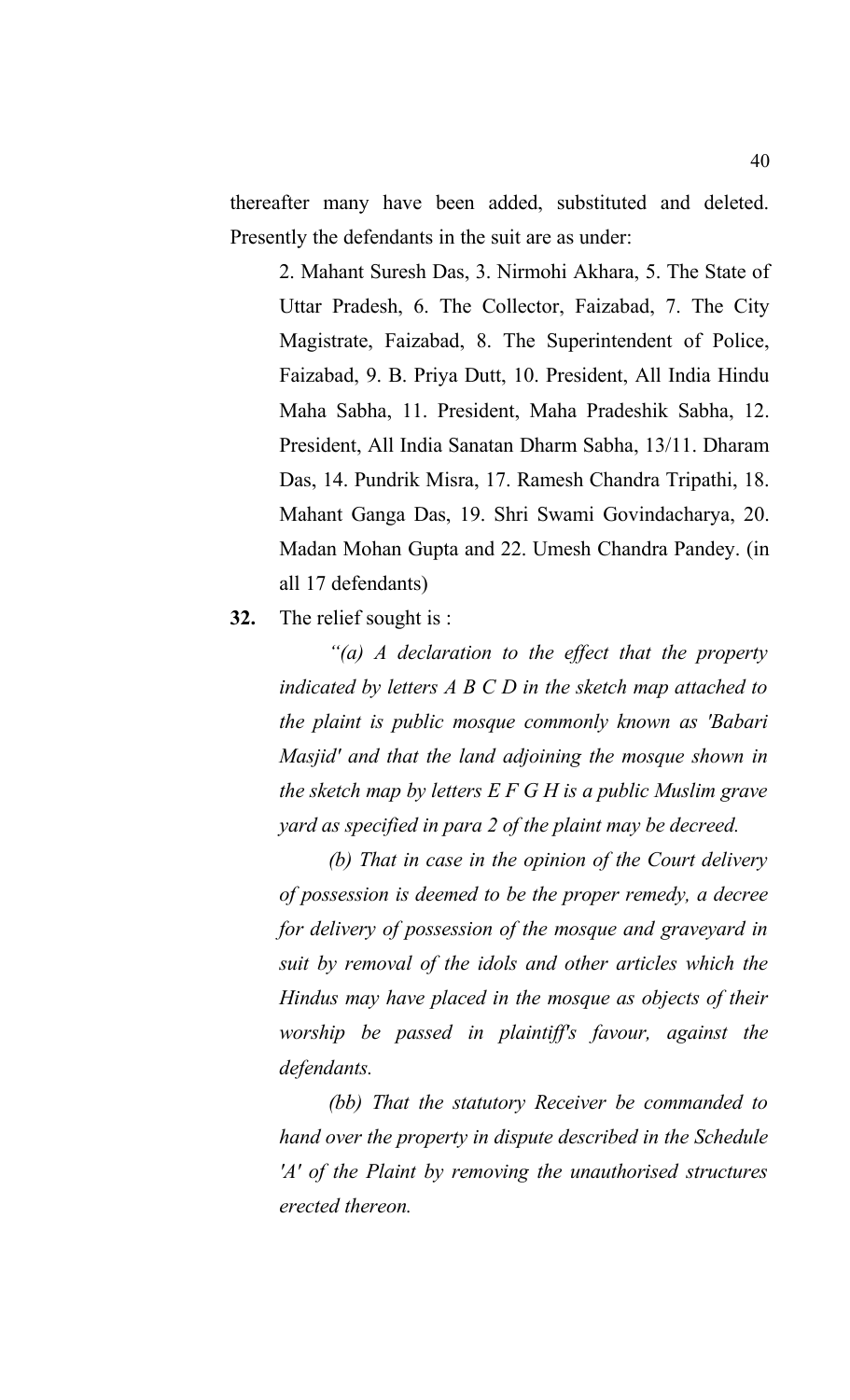thereafter many have been added, substituted and deleted. Presently the defendants in the suit are as under:

> 2. Mahant Suresh Das, 3. Nirmohi Akhara, 5. The State of Uttar Pradesh, 6. The Collector, Faizabad, 7. The City Magistrate, Faizabad, 8. The Superintendent of Police, Faizabad, 9. B. Priya Dutt, 10. President, All India Hindu Maha Sabha, 11. President, Maha Pradeshik Sabha, 12. President, All India Sanatan Dharm Sabha, 13/11. Dharam Das, 14. Pundrik Misra, 17. Ramesh Chandra Tripathi, 18. Mahant Ganga Das, 19. Shri Swami Govindacharya, 20. Madan Mohan Gupta and 22. Umesh Chandra Pandey. (in all 17 defendants)

**32.** The relief sought is :

> *"(a) A declaration to the effect that the property indicated by letters A B C D in the sketch map attached to the plaint is public mosque commonly known as 'Babari Masjid' and that the land adjoining the mosque shown in the sketch map by letters E F G H is a public Muslim grave yard as specified in para 2 of the plaint may be decreed.*
>
> *(b) That in case in the opinion of the Court delivery of possession is deemed to be the proper remedy, a decree for delivery of possession of the mosque and graveyard in suit by removal of the idols and other articles which the Hindus may have placed in the mosque as objects of their worship be passed in plaintiff's favour, against the defendants.*
>
> *(bb) That the statutory Receiver be commanded to hand over the property in dispute described in the Schedule 'A' of the Plaint by removing the unauthorised structures erected thereon.*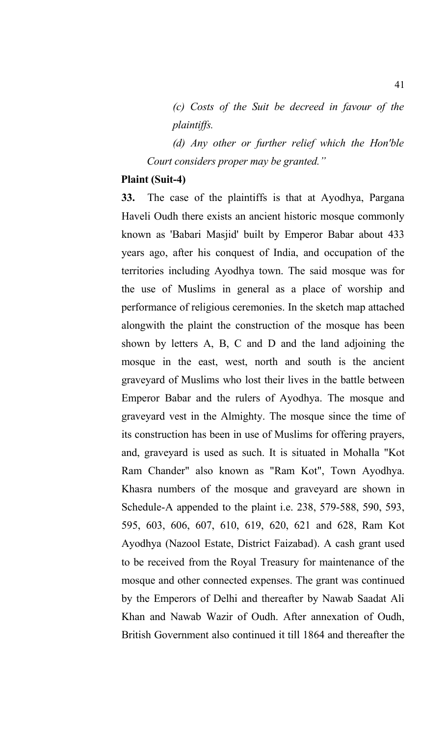*(c) Costs of the Suit be decreed in favour of the plaintiffs.*

*(d) Any other or further relief which the Hon'ble Court considers proper may be granted."*

**Plaint (Suit-4)**

**33.** The case of the plaintiffs is that at Ayodhya, Pargana Haveli Oudh there exists an ancient historic mosque commonly known as 'Babari Masjid' built by Emperor Babar about 433 years ago, after his conquest of India, and occupation of the territories including Ayodhya town. The said mosque was for the use of Muslims in general as a place of worship and performance of religious ceremonies. In the sketch map attached alongwith the plaint the construction of the mosque has been shown by letters A, B, C and D and the land adjoining the mosque in the east, west, north and south is the ancient graveyard of Muslims who lost their lives in the battle between Emperor Babar and the rulers of Ayodhya. The mosque and graveyard vest in the Almighty. The mosque since the time of its construction has been in use of Muslims for offering prayers, and, graveyard is used as such. It is situated in Mohalla "Kot Ram Chander" also known as "Ram Kot", Town Ayodhya. Khasra numbers of the mosque and graveyard are shown in Schedule-A appended to the plaint i.e. 238, 579-588, 590, 593, 595, 603, 606, 607, 610, 619, 620, 621 and 628, Ram Kot Ayodhya (Nazool Estate, District Faizabad). A cash grant used to be received from the Royal Treasury for maintenance of the mosque and other connected expenses. The grant was continued by the Emperors of Delhi and thereafter by Nawab Saadat Ali Khan and Nawab Wazir of Oudh. After annexation of Oudh, British Government also continued it till 1864 and thereafter the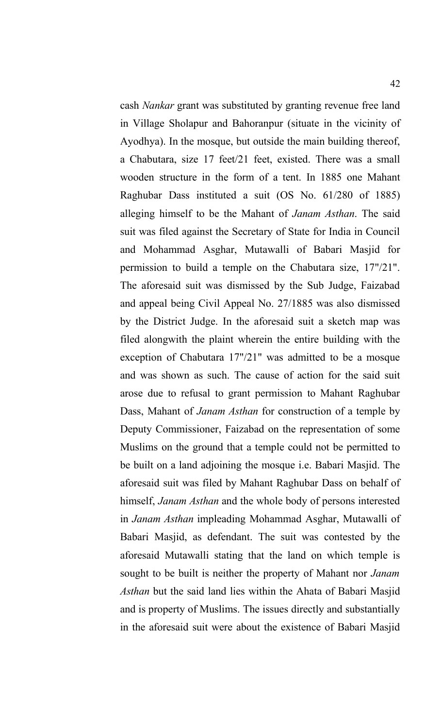cash *Nankar* grant was substituted by granting revenue free land in Village Sholapur and Bahoranpur (situate in the vicinity of Ayodhya). In the mosque, but outside the main building thereof, a Chabutara, size 17 feet/21 feet, existed. There was a small wooden structure in the form of a tent. In 1885 one Mahant Raghubar Dass instituted a suit (OS No. 61/280 of 1885) alleging himself to be the Mahant of *Janam Asthan*. The said suit was filed against the Secretary of State for India in Council and Mohammad Asghar, Mutawalli of Babari Masjid for permission to build a temple on the Chabutara size, 17"/21". The aforesaid suit was dismissed by the Sub Judge, Faizabad and appeal being Civil Appeal No. 27/1885 was also dismissed by the District Judge. In the aforesaid suit a sketch map was filed alongwith the plaint wherein the entire building with the exception of Chabutara 17"/21" was admitted to be a mosque and was shown as such. The cause of action for the said suit arose due to refusal to grant permission to Mahant Raghubar Dass, Mahant of *Janam Asthan* for construction of a temple by Deputy Commissioner, Faizabad on the representation of some Muslims on the ground that a temple could not be permitted to be built on a land adjoining the mosque i.e. Babari Masjid. The aforesaid suit was filed by Mahant Raghubar Dass on behalf of himself, *Janam Asthan* and the whole body of persons interested in *Janam Asthan* impleading Mohammad Asghar, Mutawalli of Babari Masjid, as defendant. The suit was contested by the aforesaid Mutawalli stating that the land on which temple is sought to be built is neither the property of Mahant nor *Janam Asthan* but the said land lies within the Ahata of Babari Masjid and is property of Muslims. The issues directly and substantially in the aforesaid suit were about the existence of Babari Masjid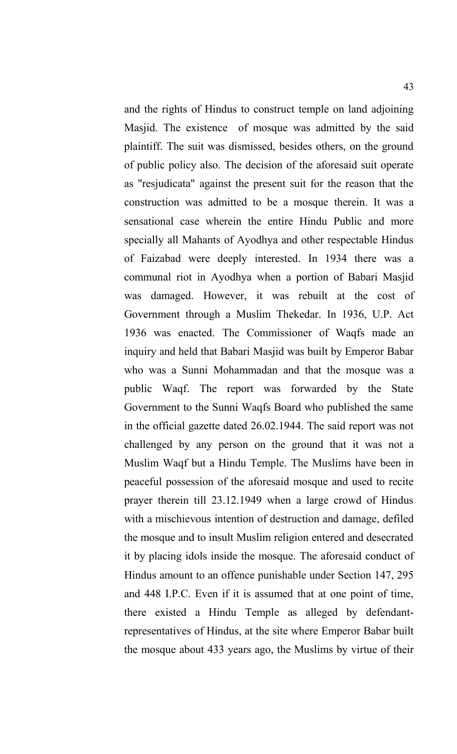and the rights of Hindus to construct temple on land adjoining Masjid. The existence of mosque was admitted by the said plaintiff. The suit was dismissed, besides others, on the ground of public policy also. The decision of the aforesaid suit operate as "resjudicata" against the present suit for the reason that the construction was admitted to be a mosque therein. It was a sensational case wherein the entire Hindu Public and more specially all Mahants of Ayodhya and other respectable Hindus of Faizabad were deeply interested. In 1934 there was a communal riot in Ayodhya when a portion of Babari Masjid was damaged. However, it was rebuilt at the cost of Government through a Muslim Thekedar. In 1936, U.P. Act 1936 was enacted. The Commissioner of Waqfs made an inquiry and held that Babari Masjid was built by Emperor Babar who was a Sunni Mohammadan and that the mosque was a public Waqf. The report was forwarded by the State Government to the Sunni Waqfs Board who published the same in the official gazette dated 26.02.1944. The said report was not challenged by any person on the ground that it was not a Muslim Waqf but a Hindu Temple. The Muslims have been in peaceful possession of the aforesaid mosque and used to recite prayer therein till 23.12.1949 when a large crowd of Hindus with a mischievous intention of destruction and damage, defiled the mosque and to insult Muslim religion entered and desecrated it by placing idols inside the mosque. The aforesaid conduct of Hindus amount to an offence punishable under Section 147, 295 and 448 I.P.C. Even if it is assumed that at one point of time, there existed a Hindu Temple as alleged by defendant-representatives of Hindus, at the site where Emperor Babar built the mosque about 433 years ago, the Muslims by virtue of their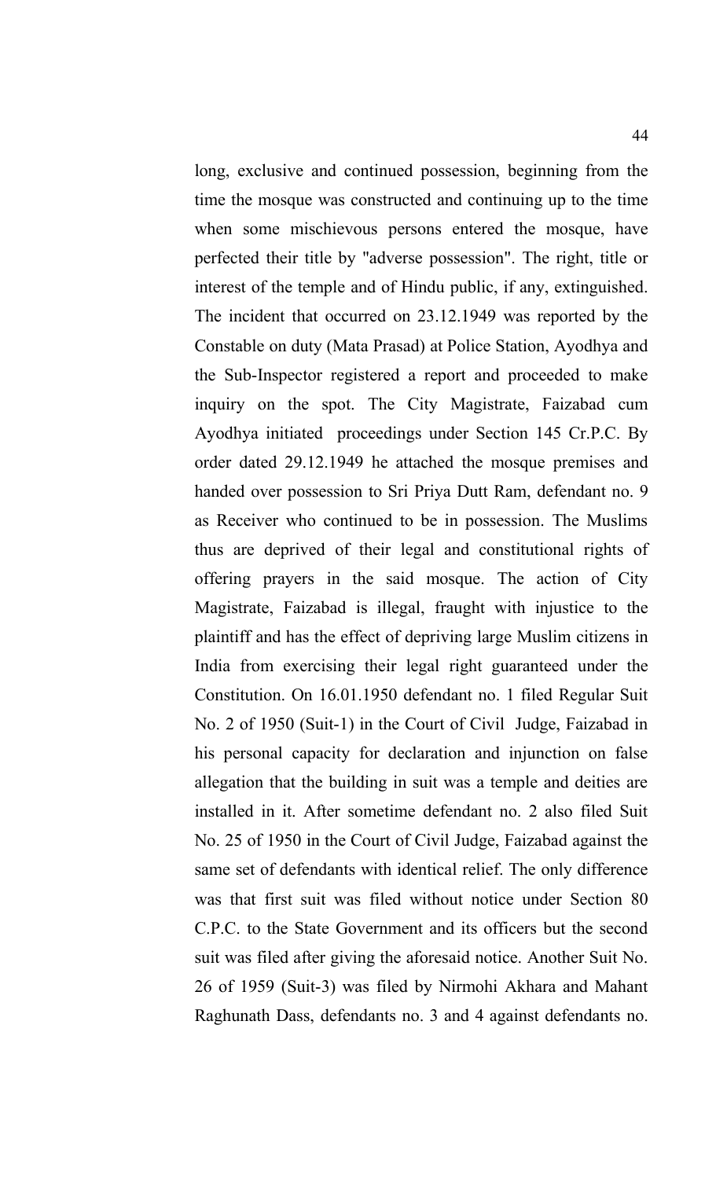long, exclusive and continued possession, beginning from the time the mosque was constructed and continuing up to the time when some mischievous persons entered the mosque, have perfected their title by "adverse possession". The right, title or interest of the temple and of Hindu public, if any, extinguished. The incident that occurred on 23.12.1949 was reported by the Constable on duty (Mata Prasad) at Police Station, Ayodhya and the Sub-Inspector registered a report and proceeded to make inquiry on the spot. The City Magistrate, Faizabad cum Ayodhya initiated proceedings under Section 145 Cr.P.C. By order dated 29.12.1949 he attached the mosque premises and handed over possession to Sri Priya Dutt Ram, defendant no. 9 as Receiver who continued to be in possession. The Muslims thus are deprived of their legal and constitutional rights of offering prayers in the said mosque. The action of City Magistrate, Faizabad is illegal, fraught with injustice to the plaintiff and has the effect of depriving large Muslim citizens in India from exercising their legal right guaranteed under the Constitution. On 16.01.1950 defendant no. 1 filed Regular Suit No. 2 of 1950 (Suit-1) in the Court of Civil Judge, Faizabad in his personal capacity for declaration and injunction on false allegation that the building in suit was a temple and deities are installed in it. After sometime defendant no. 2 also filed Suit No. 25 of 1950 in the Court of Civil Judge, Faizabad against the same set of defendants with identical relief. The only difference was that first suit was filed without notice under Section 80 C.P.C. to the State Government and its officers but the second suit was filed after giving the aforesaid notice. Another Suit No. 26 of 1959 (Suit-3) was filed by Nirmohi Akhara and Mahant Raghunath Dass, defendants no. 3 and 4 against defendants no.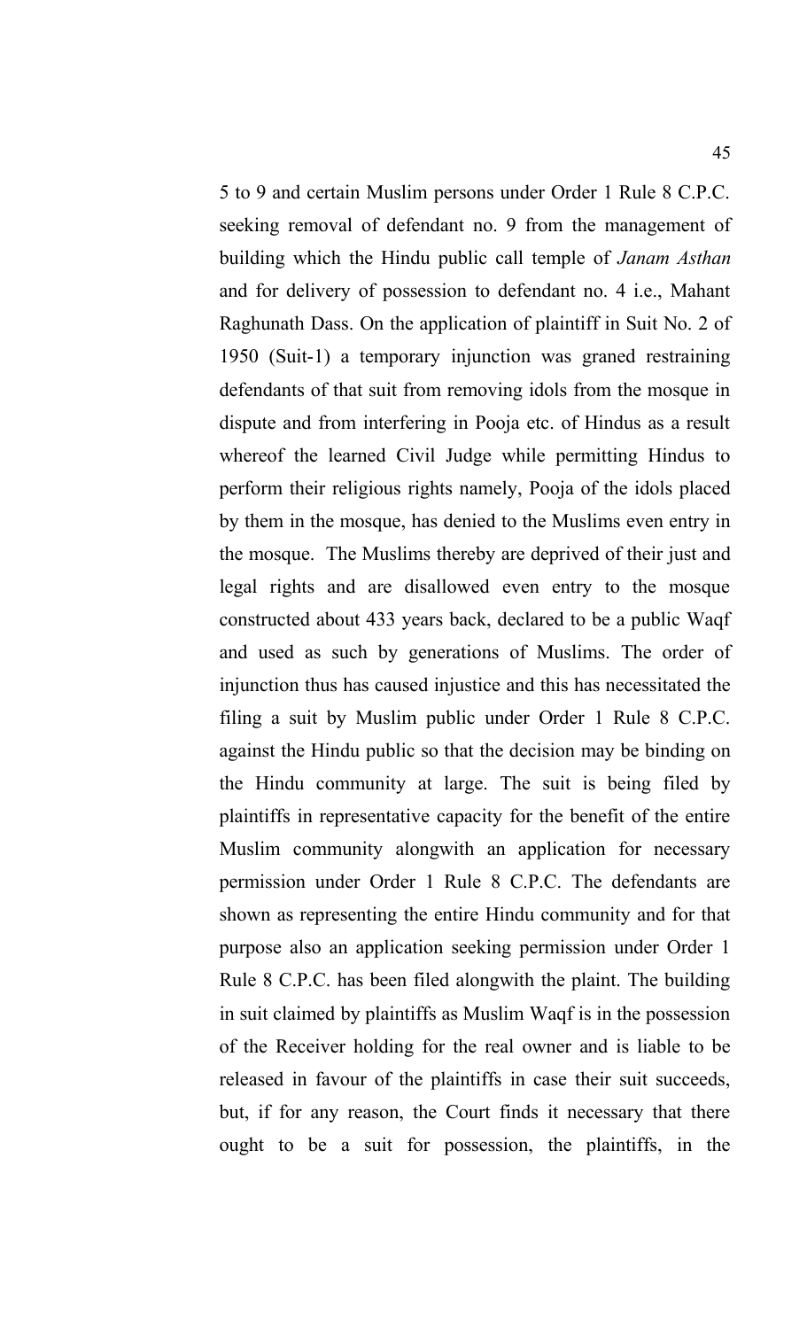5 to 9 and certain Muslim persons under Order 1 Rule 8 C.P.C. seeking removal of defendant no. 9 from the management of building which the Hindu public call temple of *Janam Asthan* and for delivery of possession to defendant no. 4 i.e., Mahant Raghunath Dass. On the application of plaintiff in Suit No. 2 of 1950 (Suit-1) a temporary injunction was graned restraining defendants of that suit from removing idols from the mosque in dispute and from interfering in Pooja etc. of Hindus as a result whereof the learned Civil Judge while permitting Hindus to perform their religious rights namely, Pooja of the idols placed by them in the mosque, has denied to the Muslims even entry in the mosque. The Muslims thereby are deprived of their just and legal rights and are disallowed even entry to the mosque constructed about 433 years back, declared to be a public Waqf and used as such by generations of Muslims. The order of injunction thus has caused injustice and this has necessitated the filing a suit by Muslim public under Order 1 Rule 8 C.P.C. against the Hindu public so that the decision may be binding on the Hindu community at large. The suit is being filed by plaintiffs in representative capacity for the benefit of the entire Muslim community alongwith an application for necessary permission under Order 1 Rule 8 C.P.C. The defendants are shown as representing the entire Hindu community and for that purpose also an application seeking permission under Order 1 Rule 8 C.P.C. has been filed alongwith the plaint. The building in suit claimed by plaintiffs as Muslim Waqf is in the possession of the Receiver holding for the real owner and is liable to be released in favour of the plaintiffs in case their suit succeeds, but, if for any reason, the Court finds it necessary that there ought to be a suit for possession, the plaintiffs, in the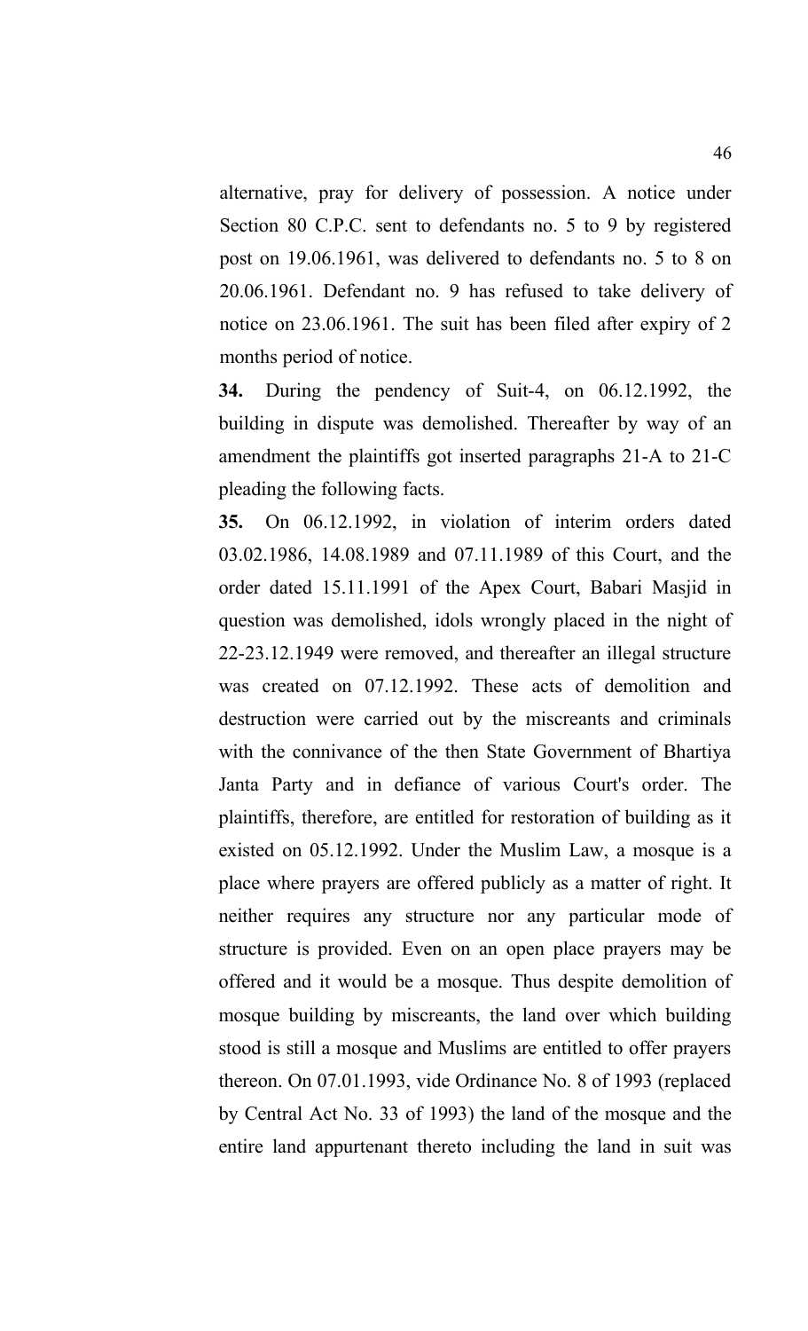alternative, pray for delivery of possession. A notice under Section 80 C.P.C. sent to defendants no. 5 to 9 by registered post on 19.06.1961, was delivered to defendants no. 5 to 8 on 20.06.1961. Defendant no. 9 has refused to take delivery of notice on 23.06.1961. The suit has been filed after expiry of 2 months period of notice.

**34.** During the pendency of Suit-4, on 06.12.1992, the building in dispute was demolished. Thereafter by way of an amendment the plaintiffs got inserted paragraphs 21-A to 21-C pleading the following facts.

**35.** On 06.12.1992, in violation of interim orders dated 03.02.1986, 14.08.1989 and 07.11.1989 of this Court, and the order dated 15.11.1991 of the Apex Court, Babari Masjid in question was demolished, idols wrongly placed in the night of 22-23.12.1949 were removed, and thereafter an illegal structure was created on 07.12.1992. These acts of demolition and destruction were carried out by the miscreants and criminals with the connivance of the then State Government of Bhartiya Janta Party and in defiance of various Court's order. The plaintiffs, therefore, are entitled for restoration of building as it existed on 05.12.1992. Under the Muslim Law, a mosque is a place where prayers are offered publicly as a matter of right. It neither requires any structure nor any particular mode of structure is provided. Even on an open place prayers may be offered and it would be a mosque. Thus despite demolition of mosque building by miscreants, the land over which building stood is still a mosque and Muslims are entitled to offer prayers thereon. On 07.01.1993, vide Ordinance No. 8 of 1993 (replaced by Central Act No. 33 of 1993) the land of the mosque and the entire land appurtenant thereto including the land in suit was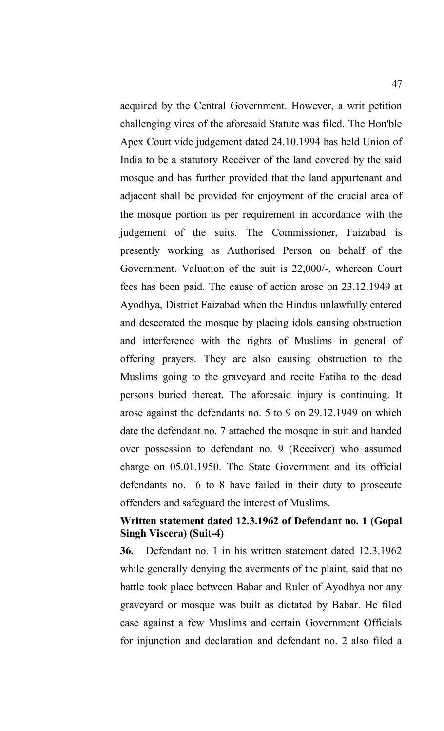acquired by the Central Government. However, a writ petition challenging vires of the aforesaid Statute was filed. The Hon'ble Apex Court vide judgement dated 24.10.1994 has held Union of India to be a statutory Receiver of the land covered by the said mosque and has further provided that the land appurtenant and adjacent shall be provided for enjoyment of the crucial area of the mosque portion as per requirement in accordance with the judgement of the suits. The Commissioner, Faizabad is presently working as Authorised Person on behalf of the Government. Valuation of the suit is 22,000/-, whereon Court fees has been paid. The cause of action arose on 23.12.1949 at Ayodhya, District Faizabad when the Hindus unlawfully entered and desecrated the mosque by placing idols causing obstruction and interference with the rights of Muslims in general of offering prayers. They are also causing obstruction to the Muslims going to the graveyard and recite Fatiha to the dead persons buried thereat. The aforesaid injury is continuing. It arose against the defendants no. 5 to 9 on 29.12.1949 on which date the defendant no. 7 attached the mosque in suit and handed over possession to defendant no. 9 (Receiver) who assumed charge on 05.01.1950. The State Government and its official defendants no. 6 to 8 have failed in their duty to prosecute offenders and safeguard the interest of Muslims.

**Written statement dated 12.3.1962 of Defendant no. 1 (Gopal Singh Viscera) (Suit-4)**

**36.** Defendant no. 1 in his written statement dated 12.3.1962 while generally denying the averments of the plaint, said that no battle took place between Babar and Ruler of Ayodhya nor any graveyard or mosque was built as dictated by Babar. He filed case against a few Muslims and certain Government Officials for injunction and declaration and defendant no. 2 also filed a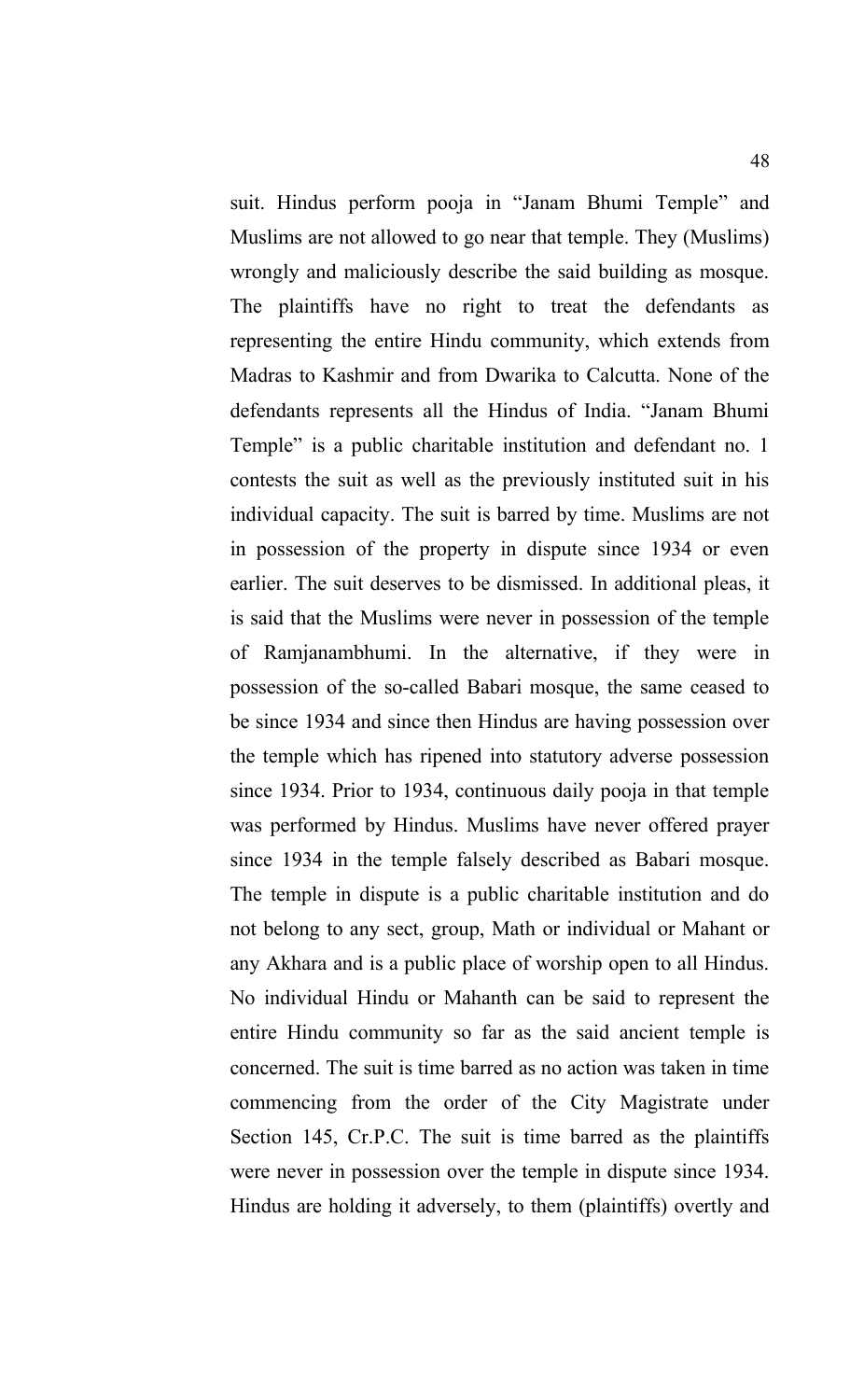suit. Hindus perform pooja in "Janam Bhumi Temple" and Muslims are not allowed to go near that temple. They (Muslims) wrongly and maliciously describe the said building as mosque. The plaintiffs have no right to treat the defendants as representing the entire Hindu community, which extends from Madras to Kashmir and from Dwarika to Calcutta. None of the defendants represents all the Hindus of India. "Janam Bhumi Temple" is a public charitable institution and defendant no. 1 contests the suit as well as the previously instituted suit in his individual capacity. The suit is barred by time. Muslims are not in possession of the property in dispute since 1934 or even earlier. The suit deserves to be dismissed. In additional pleas, it is said that the Muslims were never in possession of the temple of Ramjanambhumi. In the alternative, if they were in possession of the so-called Babari mosque, the same ceased to be since 1934 and since then Hindus are having possession over the temple which has ripened into statutory adverse possession since 1934. Prior to 1934, continuous daily pooja in that temple was performed by Hindus. Muslims have never offered prayer since 1934 in the temple falsely described as Babari mosque. The temple in dispute is a public charitable institution and do not belong to any sect, group, Math or individual or Mahant or any Akhara and is a public place of worship open to all Hindus. No individual Hindu or Mahanth can be said to represent the entire Hindu community so far as the said ancient temple is concerned. The suit is time barred as no action was taken in time commencing from the order of the City Magistrate under Section 145, Cr.P.C. The suit is time barred as the plaintiffs were never in possession over the temple in dispute since 1934. Hindus are holding it adversely, to them (plaintiffs) overtly and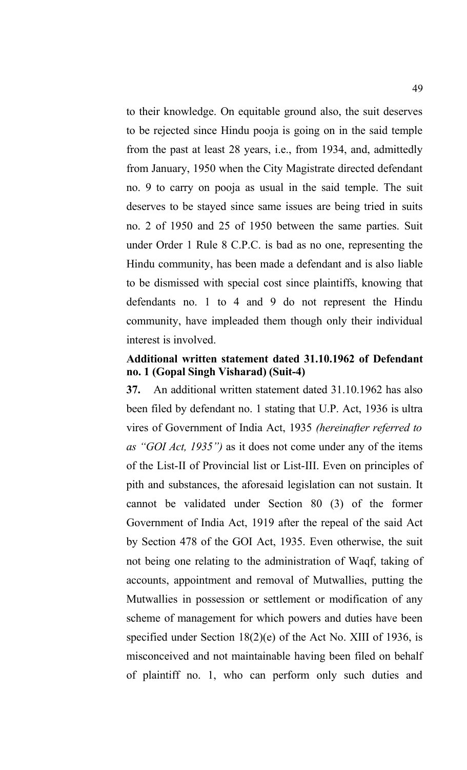to their knowledge. On equitable ground also, the suit deserves to be rejected since Hindu pooja is going on in the said temple from the past at least 28 years, i.e., from 1934, and, admittedly from January, 1950 when the City Magistrate directed defendant no. 9 to carry on pooja as usual in the said temple. The suit deserves to be stayed since same issues are being tried in suits no. 2 of 1950 and 25 of 1950 between the same parties. Suit under Order 1 Rule 8 C.P.C. is bad as no one, representing the Hindu community, has been made a defendant and is also liable to be dismissed with special cost since plaintiffs, knowing that defendants no. 1 to 4 and 9 do not represent the Hindu community, have impleaded them though only their individual interest is involved.

**Additional written statement dated 31.10.1962 of Defendant no. 1 (Gopal Singh Visharad) (Suit-4)**

**37.** An additional written statement dated 31.10.1962 has also been filed by defendant no. 1 stating that U.P. Act, 1936 is ultra vires of Government of India Act, 1935 *(hereinafter referred to as "GOI Act, 1935")* as it does not come under any of the items of the List-II of Provincial list or List-III. Even on principles of pith and substances, the aforesaid legislation can not sustain. It cannot be validated under Section 80 (3) of the former Government of India Act, 1919 after the repeal of the said Act by Section 478 of the GOI Act, 1935. Even otherwise, the suit not being one relating to the administration of Waqf, taking of accounts, appointment and removal of Mutwallies, putting the Mutwallies in possession or settlement or modification of any scheme of management for which powers and duties have been specified under Section 18(2)(e) of the Act No. XIII of 1936, is misconceived and not maintainable having been filed on behalf of plaintiff no. 1, who can perform only such duties and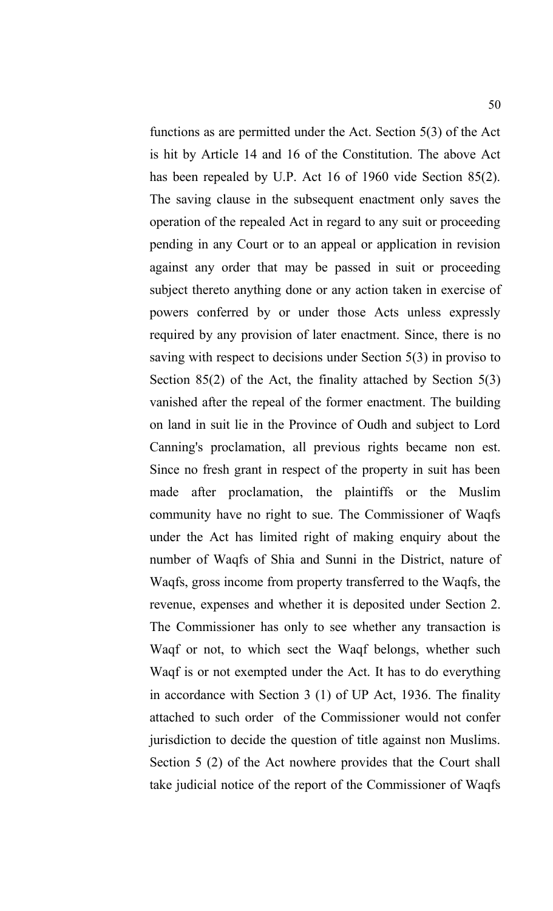functions as are permitted under the Act. Section 5(3) of the Act is hit by Article 14 and 16 of the Constitution. The above Act has been repealed by U.P. Act 16 of 1960 vide Section 85(2). The saving clause in the subsequent enactment only saves the operation of the repealed Act in regard to any suit or proceeding pending in any Court or to an appeal or application in revision against any order that may be passed in suit or proceeding subject thereto anything done or any action taken in exercise of powers conferred by or under those Acts unless expressly required by any provision of later enactment. Since, there is no saving with respect to decisions under Section 5(3) in proviso to Section 85(2) of the Act, the finality attached by Section 5(3) vanished after the repeal of the former enactment. The building on land in suit lie in the Province of Oudh and subject to Lord Canning's proclamation, all previous rights became non est. Since no fresh grant in respect of the property in suit has been made after proclamation, the plaintiffs or the Muslim community have no right to sue. The Commissioner of Waqfs under the Act has limited right of making enquiry about the number of Waqfs of Shia and Sunni in the District, nature of Waqfs, gross income from property transferred to the Waqfs, the revenue, expenses and whether it is deposited under Section 2. The Commissioner has only to see whether any transaction is Waqf or not, to which sect the Waqf belongs, whether such Waqf is or not exempted under the Act. It has to do everything in accordance with Section 3 (1) of UP Act, 1936. The finality attached to such order of the Commissioner would not confer jurisdiction to decide the question of title against non Muslims. Section 5 (2) of the Act nowhere provides that the Court shall take judicial notice of the report of the Commissioner of Waqfs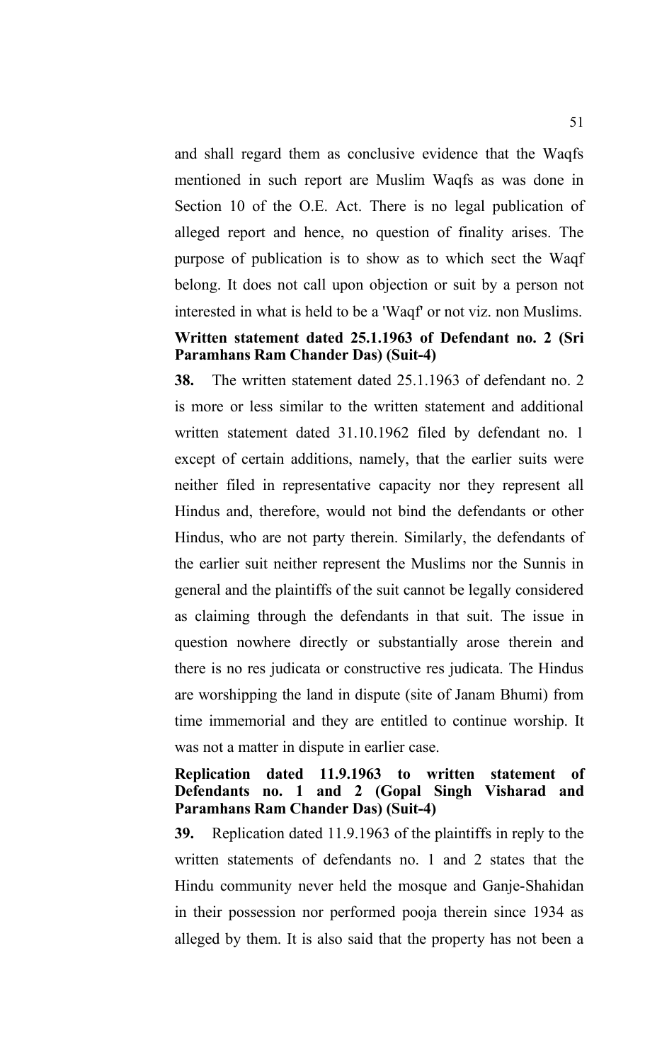and shall regard them as conclusive evidence that the Waqfs mentioned in such report are Muslim Waqfs as was done in Section 10 of the O.E. Act. There is no legal publication of alleged report and hence, no question of finality arises. The purpose of publication is to show as to which sect the Waqf belong. It does not call upon objection or suit by a person not interested in what is held to be a 'Waqf' or not viz. non Muslims.

**Written statement dated 25.1.1963 of Defendant no. 2 (Sri Paramhans Ram Chander Das) (Suit-4)**

**38.** The written statement dated 25.1.1963 of defendant no. 2 is more or less similar to the written statement and additional written statement dated 31.10.1962 filed by defendant no. 1 except of certain additions, namely, that the earlier suits were neither filed in representative capacity nor they represent all Hindus and, therefore, would not bind the defendants or other Hindus, who are not party therein. Similarly, the defendants of the earlier suit neither represent the Muslims nor the Sunnis in general and the plaintiffs of the suit cannot be legally considered as claiming through the defendants in that suit. The issue in question nowhere directly or substantially arose therein and there is no res judicata or constructive res judicata. The Hindus are worshipping the land in dispute (site of Janam Bhumi) from time immemorial and they are entitled to continue worship. It was not a matter in dispute in earlier case.

**Replication dated 11.9.1963 to written statement of Defendants no. 1 and 2 (Gopal Singh Visharad and Paramhans Ram Chander Das) (Suit-4)**

**39.** Replication dated 11.9.1963 of the plaintiffs in reply to the written statements of defendants no. 1 and 2 states that the Hindu community never held the mosque and Ganje-Shahidan in their possession nor performed pooja therein since 1934 as alleged by them. It is also said that the property has not been a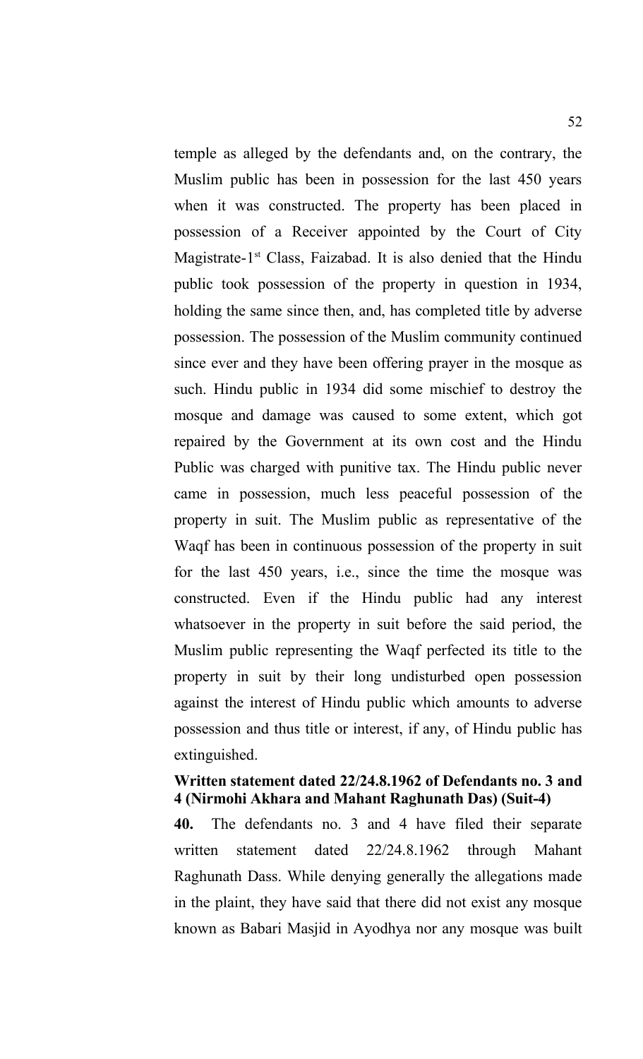temple as alleged by the defendants and, on the contrary, the Muslim public has been in possession for the last 450 years when it was constructed. The property has been placed in possession of a Receiver appointed by the Court of City Magistrate-1st Class, Faizabad. It is also denied that the Hindu public took possession of the property in question in 1934, holding the same since then, and, has completed title by adverse possession. The possession of the Muslim community continued since ever and they have been offering prayer in the mosque as such. Hindu public in 1934 did some mischief to destroy the mosque and damage was caused to some extent, which got repaired by the Government at its own cost and the Hindu Public was charged with punitive tax. The Hindu public never came in possession, much less peaceful possession of the property in suit. The Muslim public as representative of the Waqf has been in continuous possession of the property in suit for the last 450 years, i.e., since the time the mosque was constructed. Even if the Hindu public had any interest whatsoever in the property in suit before the said period, the Muslim public representing the Waqf perfected its title to the property in suit by their long undisturbed open possession against the interest of Hindu public which amounts to adverse possession and thus title or interest, if any, of Hindu public has extinguished.

**Written statement dated 22/24.8.1962 of Defendants no. 3 and 4 (Nirmohi Akhara and Mahant Raghunath Das) (Suit-4)**

**40.** The defendants no. 3 and 4 have filed their separate written statement dated 22/24.8.1962 through Mahant Raghunath Dass. While denying generally the allegations made in the plaint, they have said that there did not exist any mosque known as Babari Masjid in Ayodhya nor any mosque was built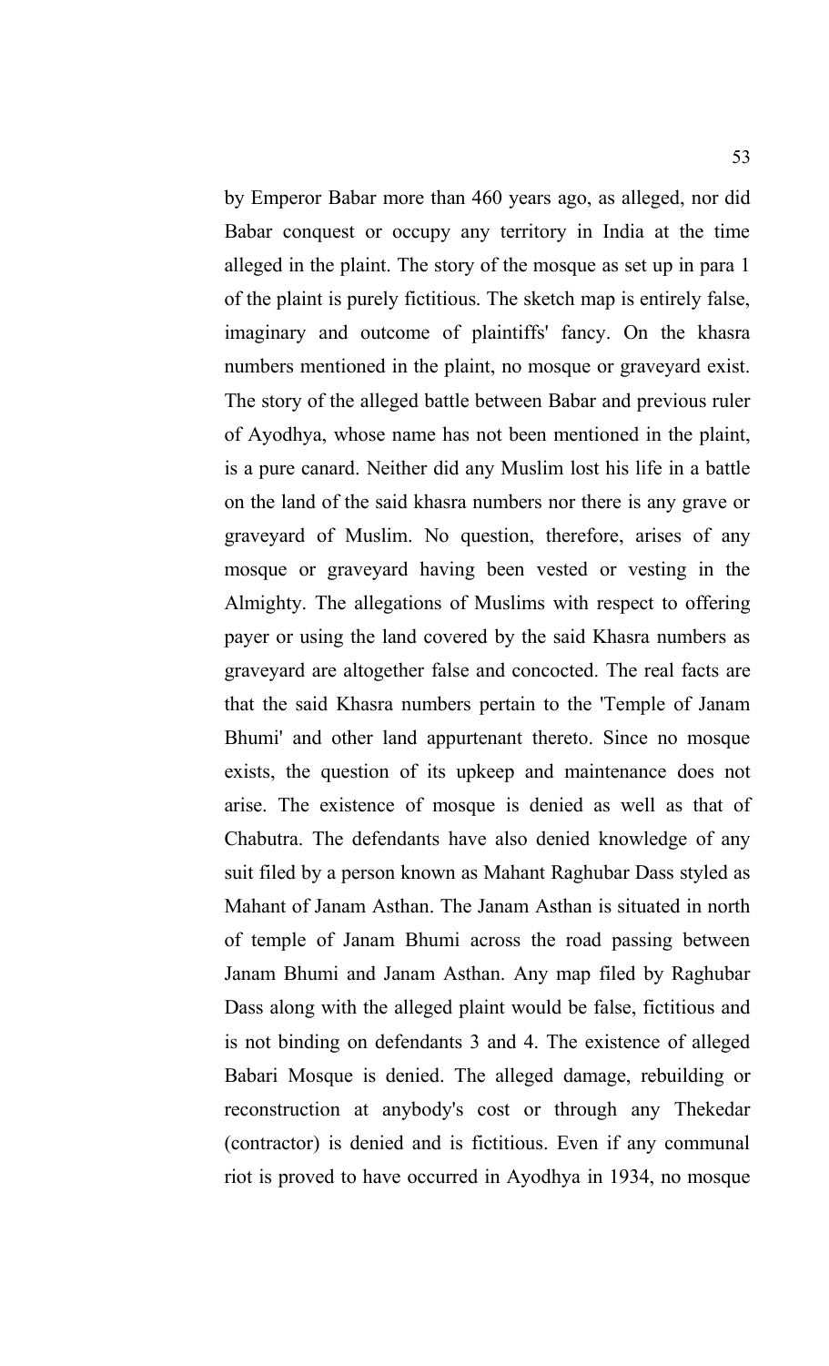by Emperor Babar more than 460 years ago, as alleged, nor did Babar conquest or occupy any territory in India at the time alleged in the plaint. The story of the mosque as set up in para 1 of the plaint is purely fictitious. The sketch map is entirely false, imaginary and outcome of plaintiffs' fancy. On the khasra numbers mentioned in the plaint, no mosque or graveyard exist. The story of the alleged battle between Babar and previous ruler of Ayodhya, whose name has not been mentioned in the plaint, is a pure canard. Neither did any Muslim lost his life in a battle on the land of the said khasra numbers nor there is any grave or graveyard of Muslim. No question, therefore, arises of any mosque or graveyard having been vested or vesting in the Almighty. The allegations of Muslims with respect to offering payer or using the land covered by the said Khasra numbers as graveyard are altogether false and concocted. The real facts are that the said Khasra numbers pertain to the 'Temple of Janam Bhumi' and other land appurtenant thereto. Since no mosque exists, the question of its upkeep and maintenance does not arise. The existence of mosque is denied as well as that of Chabutra. The defendants have also denied knowledge of any suit filed by a person known as Mahant Raghubar Dass styled as Mahant of Janam Asthan. The Janam Asthan is situated in north of temple of Janam Bhumi across the road passing between Janam Bhumi and Janam Asthan. Any map filed by Raghubar Dass along with the alleged plaint would be false, fictitious and is not binding on defendants 3 and 4. The existence of alleged Babari Mosque is denied. The alleged damage, rebuilding or reconstruction at anybody's cost or through any Thekedar (contractor) is denied and is fictitious. Even if any communal riot is proved to have occurred in Ayodhya in 1934, no mosque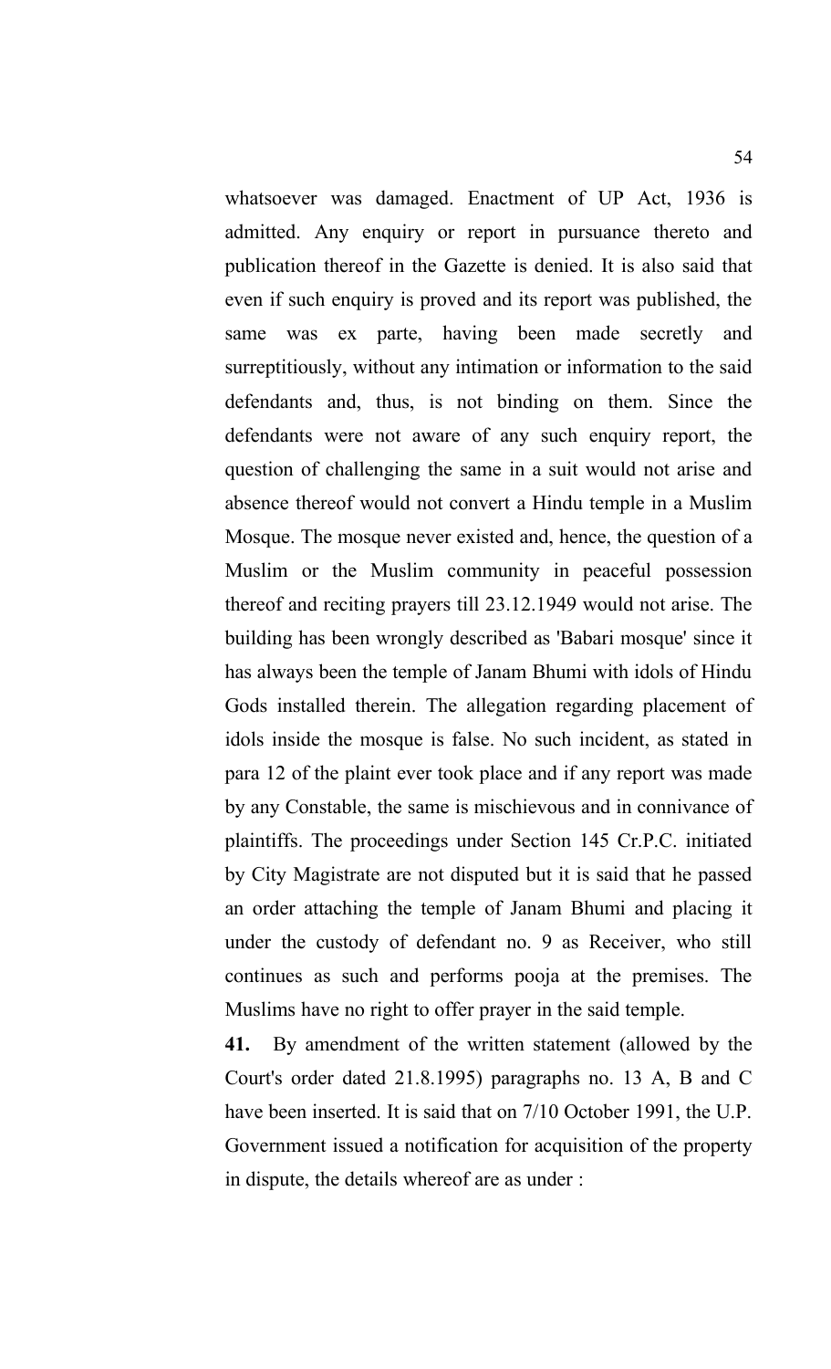whatsoever was damaged. Enactment of UP Act, 1936 is admitted. Any enquiry or report in pursuance thereto and publication thereof in the Gazette is denied. It is also said that even if such enquiry is proved and its report was published, the same was ex parte, having been made secretly and surreptitiously, without any intimation or information to the said defendants and, thus, is not binding on them. Since the defendants were not aware of any such enquiry report, the question of challenging the same in a suit would not arise and absence thereof would not convert a Hindu temple in a Muslim Mosque. The mosque never existed and, hence, the question of a Muslim or the Muslim community in peaceful possession thereof and reciting prayers till 23.12.1949 would not arise. The building has been wrongly described as 'Babari mosque' since it has always been the temple of Janam Bhumi with idols of Hindu Gods installed therein. The allegation regarding placement of idols inside the mosque is false. No such incident, as stated in para 12 of the plaint ever took place and if any report was made by any Constable, the same is mischievous and in connivance of plaintiffs. The proceedings under Section 145 Cr.P.C. initiated by City Magistrate are not disputed but it is said that he passed an order attaching the temple of Janam Bhumi and placing it under the custody of defendant no. 9 as Receiver, who still continues as such and performs pooja at the premises. The Muslims have no right to offer prayer in the said temple.

**41.** By amendment of the written statement (allowed by the Court's order dated 21.8.1995) paragraphs no. 13 A, B and C have been inserted. It is said that on 7/10 October 1991, the U.P. Government issued a notification for acquisition of the property in dispute, the details whereof are as under :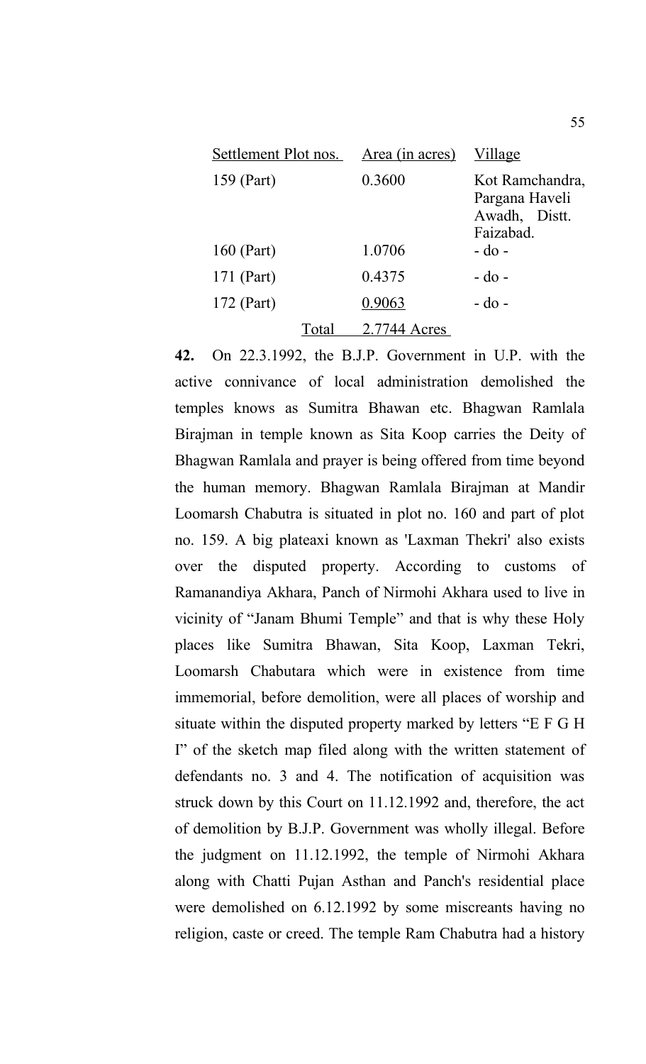| Settlement Plot nos. | Area (in acres) | Village |
|---|---|---|
| 159 (Part) | 0.3600 | Kot Ramchandra, Pargana Haveli Awadh, Distt. Faizabad. |
| 160 (Part) | 1.0706 | - do - |
| 171 (Part) | 0.4375 | - do - |
| 172 (Part) | 0.9063 | - do - |
| Total | 2.7744 Acres | |

**42.** On 22.3.1992, the B.J.P. Government in U.P. with the active connivance of local administration demolished the temples knows as Sumitra Bhawan etc. Bhagwan Ramlala Birajman in temple known as Sita Koop carries the Deity of Bhagwan Ramlala and prayer is being offered from time beyond the human memory. Bhagwan Ramlala Birajman at Mandir Loomarsh Chabutra is situated in plot no. 160 and part of plot no. 159. A big plateaxi known as 'Laxman Thekri' also exists over the disputed property. According to customs of Ramanandiya Akhara, Panch of Nirmohi Akhara used to live in vicinity of "Janam Bhumi Temple" and that is why these Holy places like Sumitra Bhawan, Sita Koop, Laxman Tekri, Loomarsh Chabutara which were in existence from time immemorial, before demolition, were all places of worship and situate within the disputed property marked by letters "E F G H I" of the sketch map filed along with the written statement of defendants no. 3 and 4. The notification of acquisition was struck down by this Court on 11.12.1992 and, therefore, the act of demolition by B.J.P. Government was wholly illegal. Before the judgment on 11.12.1992, the temple of Nirmohi Akhara along with Chatti Pujan Asthan and Panch's residential place were demolished on 6.12.1992 by some miscreants having no religion, caste or creed. The temple Ram Chabutra had a history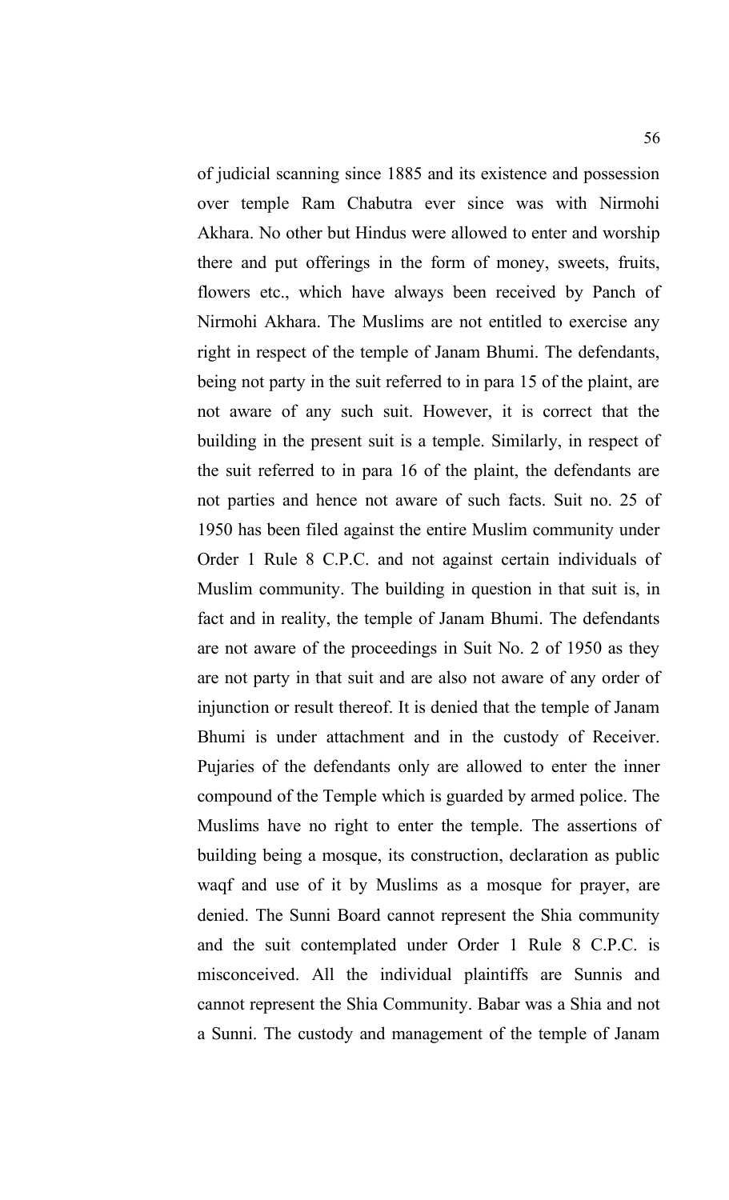of judicial scanning since 1885 and its existence and possession over temple Ram Chabutra ever since was with Nirmohi Akhara. No other but Hindus were allowed to enter and worship there and put offerings in the form of money, sweets, fruits, flowers etc., which have always been received by Panch of Nirmohi Akhara. The Muslims are not entitled to exercise any right in respect of the temple of Janam Bhumi. The defendants, being not party in the suit referred to in para 15 of the plaint, are not aware of any such suit. However, it is correct that the building in the present suit is a temple. Similarly, in respect of the suit referred to in para 16 of the plaint, the defendants are not parties and hence not aware of such facts. Suit no. 25 of 1950 has been filed against the entire Muslim community under Order 1 Rule 8 C.P.C. and not against certain individuals of Muslim community. The building in question in that suit is, in fact and in reality, the temple of Janam Bhumi. The defendants are not aware of the proceedings in Suit No. 2 of 1950 as they are not party in that suit and are also not aware of any order of injunction or result thereof. It is denied that the temple of Janam Bhumi is under attachment and in the custody of Receiver. Pujaries of the defendants only are allowed to enter the inner compound of the Temple which is guarded by armed police. The Muslims have no right to enter the temple. The assertions of building being a mosque, its construction, declaration as public waqf and use of it by Muslims as a mosque for prayer, are denied. The Sunni Board cannot represent the Shia community and the suit contemplated under Order 1 Rule 8 C.P.C. is misconceived. All the individual plaintiffs are Sunnis and cannot represent the Shia Community. Babar was a Shia and not a Sunni. The custody and management of the temple of Janam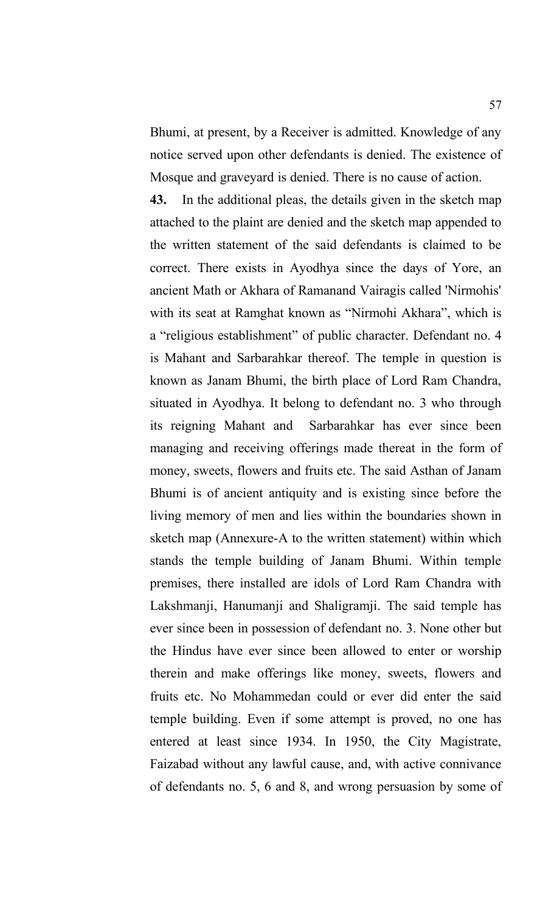Bhumi, at present, by a Receiver is admitted. Knowledge of any notice served upon other defendants is denied. The existence of Mosque and graveyard is denied. There is no cause of action.

**43.** In the additional pleas, the details given in the sketch map attached to the plaint are denied and the sketch map appended to the written statement of the said defendants is claimed to be correct. There exists in Ayodhya since the days of Yore, an ancient Math or Akhara of Ramanand Vairagis called 'Nirmohis' with its seat at Ramghat known as "Nirmohi Akhara", which is a "religious establishment" of public character. Defendant no. 4 is Mahant and Sarbarahkar thereof. The temple in question is known as Janam Bhumi, the birth place of Lord Ram Chandra, situated in Ayodhya. It belong to defendant no. 3 who through its reigning Mahant and Sarbarahkar has ever since been managing and receiving offerings made thereat in the form of money, sweets, flowers and fruits etc. The said Asthan of Janam Bhumi is of ancient antiquity and is existing since before the living memory of men and lies within the boundaries shown in sketch map (Annexure-A to the written statement) within which stands the temple building of Janam Bhumi. Within temple premises, there installed are idols of Lord Ram Chandra with Lakshmanji, Hanumanji and Shaligramji. The said temple has ever since been in possession of defendant no. 3. None other but the Hindus have ever since been allowed to enter or worship therein and make offerings like money, sweets, flowers and fruits etc. No Mohammedan could or ever did enter the said temple building. Even if some attempt is proved, no one has entered at least since 1934. In 1950, the City Magistrate, Faizabad without any lawful cause, and, with active connivance of defendants no. 5, 6 and 8, and wrong persuasion by some of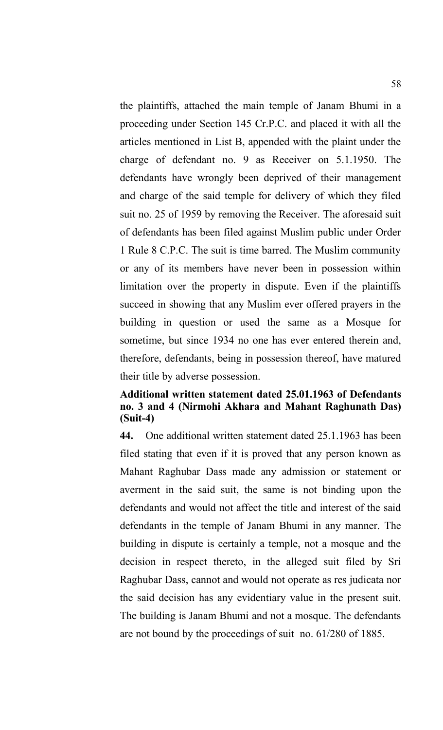the plaintiffs, attached the main temple of Janam Bhumi in a proceeding under Section 145 Cr.P.C. and placed it with all the articles mentioned in List B, appended with the plaint under the charge of defendant no. 9 as Receiver on 5.1.1950. The defendants have wrongly been deprived of their management and charge of the said temple for delivery of which they filed suit no. 25 of 1959 by removing the Receiver. The aforesaid suit of defendants has been filed against Muslim public under Order 1 Rule 8 C.P.C. The suit is time barred. The Muslim community or any of its members have never been in possession within limitation over the property in dispute. Even if the plaintiffs succeed in showing that any Muslim ever offered prayers in the building in question or used the same as a Mosque for sometime, but since 1934 no one has ever entered therein and, therefore, defendants, being in possession thereof, have matured their title by adverse possession.

**Additional written statement dated 25.01.1963 of Defendants no. 3 and 4 (Nirmohi Akhara and Mahant Raghunath Das) (Suit-4)**

**44.** One additional written statement dated 25.1.1963 has been filed stating that even if it is proved that any person known as Mahant Raghubar Dass made any admission or statement or averment in the said suit, the same is not binding upon the defendants and would not affect the title and interest of the said defendants in the temple of Janam Bhumi in any manner. The building in dispute is certainly a temple, not a mosque and the decision in respect thereto, in the alleged suit filed by Sri Raghubar Dass, cannot and would not operate as res judicata nor the said decision has any evidentiary value in the present suit. The building is Janam Bhumi and not a mosque. The defendants are not bound by the proceedings of suit no. 61/280 of 1885.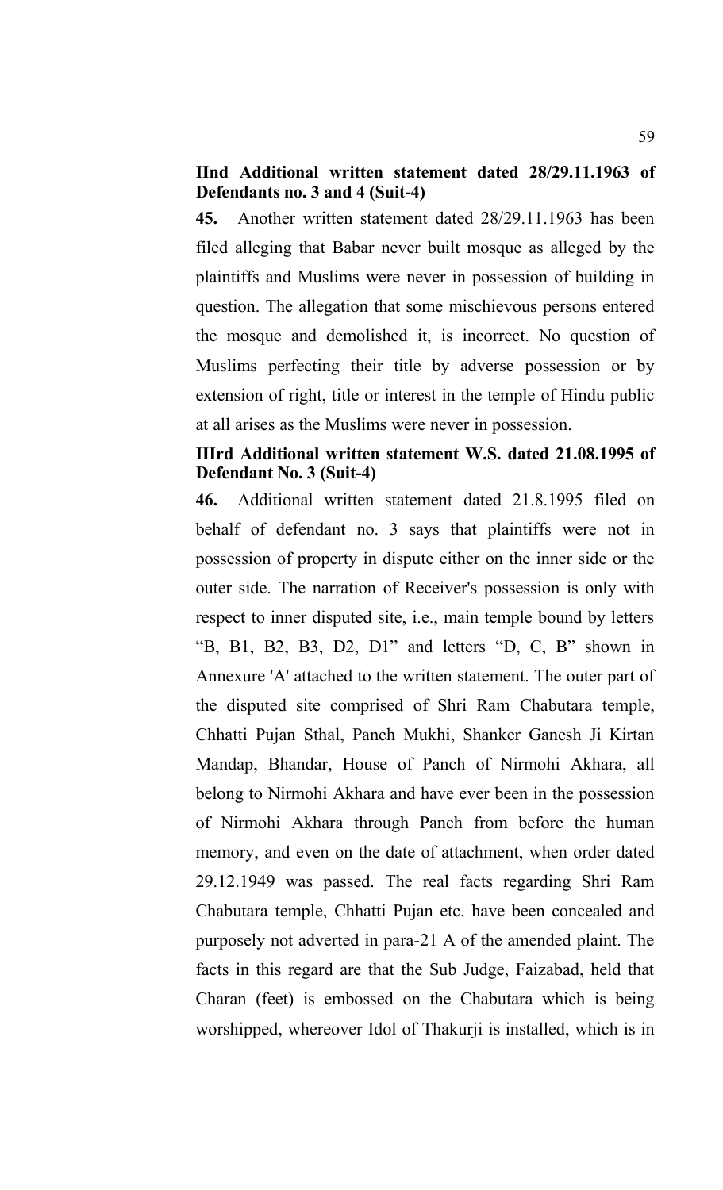**IInd Additional written statement dated 28/29.11.1963 of Defendants no. 3 and 4 (Suit-4)**

**45.** Another written statement dated 28/29.11.1963 has been filed alleging that Babar never built mosque as alleged by the plaintiffs and Muslims were never in possession of building in question. The allegation that some mischievous persons entered the mosque and demolished it, is incorrect. No question of Muslims perfecting their title by adverse possession or by extension of right, title or interest in the temple of Hindu public at all arises as the Muslims were never in possession.

**IIIrd Additional written statement W.S. dated 21.08.1995 of Defendant No. 3 (Suit-4)**

**46.** Additional written statement dated 21.8.1995 filed on behalf of defendant no. 3 says that plaintiffs were not in possession of property in dispute either on the inner side or the outer side. The narration of Receiver's possession is only with respect to inner disputed site, i.e., main temple bound by letters "B, B1, B2, B3, D2, D1" and letters "D, C, B" shown in Annexure 'A' attached to the written statement. The outer part of the disputed site comprised of Shri Ram Chabutara temple, Chhatti Pujan Sthal, Panch Mukhi, Shanker Ganesh Ji Kirtan Mandap, Bhandar, House of Panch of Nirmohi Akhara, all belong to Nirmohi Akhara and have ever been in the possession of Nirmohi Akhara through Panch from before the human memory, and even on the date of attachment, when order dated 29.12.1949 was passed. The real facts regarding Shri Ram Chabutara temple, Chhatti Pujan etc. have been concealed and purposely not adverted in para-21 A of the amended plaint. The facts in this regard are that the Sub Judge, Faizabad, held that Charan (feet) is embossed on the Chabutara which is being worshipped, whereover Idol of Thakurji is installed, which is in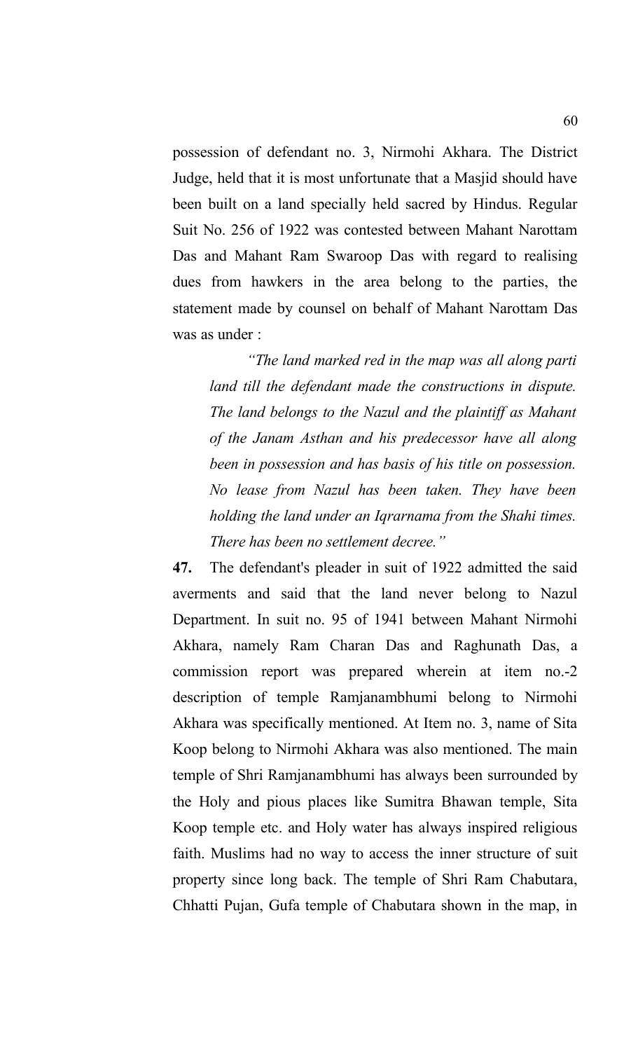possession of defendant no. 3, Nirmohi Akhara. The District Judge, held that it is most unfortunate that a Masjid should have been built on a land specially held sacred by Hindus. Regular Suit No. 256 of 1922 was contested between Mahant Narottam Das and Mahant Ram Swaroop Das with regard to realising dues from hawkers in the area belong to the parties, the statement made by counsel on behalf of Mahant Narottam Das was as under :

> *"The land marked red in the map was all along parti land till the defendant made the constructions in dispute. The land belongs to the Nazul and the plaintiff as Mahant of the Janam Asthan and his predecessor have all along been in possession and has basis of his title on possession. No lease from Nazul has been taken. They have been holding the land under an Iqrarnama from the Shahi times. There has been no settlement decree."*

**47.** The defendant's pleader in suit of 1922 admitted the said averments and said that the land never belong to Nazul Department. In suit no. 95 of 1941 between Mahant Nirmohi Akhara, namely Ram Charan Das and Raghunath Das, a commission report was prepared wherein at item no.-2 description of temple Ramjanambhumi belong to Nirmohi Akhara was specifically mentioned. At Item no. 3, name of Sita Koop belong to Nirmohi Akhara was also mentioned. The main temple of Shri Ramjanambhumi has always been surrounded by the Holy and pious places like Sumitra Bhawan temple, Sita Koop temple etc. and Holy water has always inspired religious faith. Muslims had no way to access the inner structure of suit property since long back. The temple of Shri Ram Chabutara, Chhatti Pujan, Gufa temple of Chabutara shown in the map, in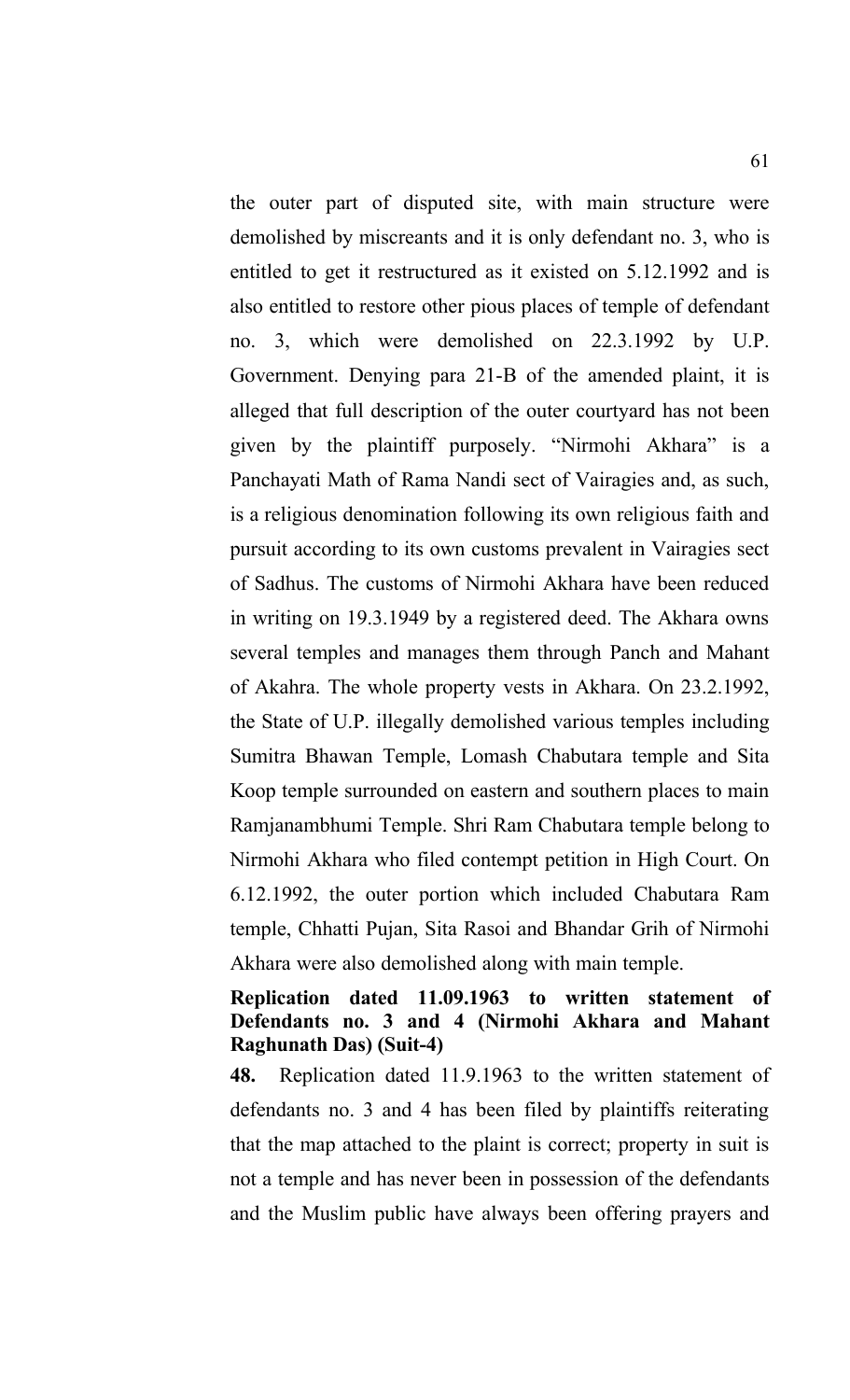the outer part of disputed site, with main structure were demolished by miscreants and it is only defendant no. 3, who is entitled to get it restructured as it existed on 5.12.1992 and is also entitled to restore other pious places of temple of defendant no. 3, which were demolished on 22.3.1992 by U.P. Government. Denying para 21-B of the amended plaint, it is alleged that full description of the outer courtyard has not been given by the plaintiff purposely. "Nirmohi Akhara" is a Panchayati Math of Rama Nandi sect of Vairagies and, as such, is a religious denomination following its own religious faith and pursuit according to its own customs prevalent in Vairagies sect of Sadhus. The customs of Nirmohi Akhara have been reduced in writing on 19.3.1949 by a registered deed. The Akhara owns several temples and manages them through Panch and Mahant of Akahra. The whole property vests in Akhara. On 23.2.1992, the State of U.P. illegally demolished various temples including Sumitra Bhawan Temple, Lomash Chabutara temple and Sita Koop temple surrounded on eastern and southern places to main Ramjanambhumi Temple. Shri Ram Chabutara temple belong to Nirmohi Akhara who filed contempt petition in High Court. On 6.12.1992, the outer portion which included Chabutara Ram temple, Chhatti Pujan, Sita Rasoi and Bhandar Grih of Nirmohi Akhara were also demolished along with main temple.

**Replication dated 11.09.1963 to written statement of Defendants no. 3 and 4 (Nirmohi Akhara and Mahant Raghunath Das) (Suit-4)**

**48.** Replication dated 11.9.1963 to the written statement of defendants no. 3 and 4 has been filed by plaintiffs reiterating that the map attached to the plaint is correct; property in suit is not a temple and has never been in possession of the defendants and the Muslim public have always been offering prayers and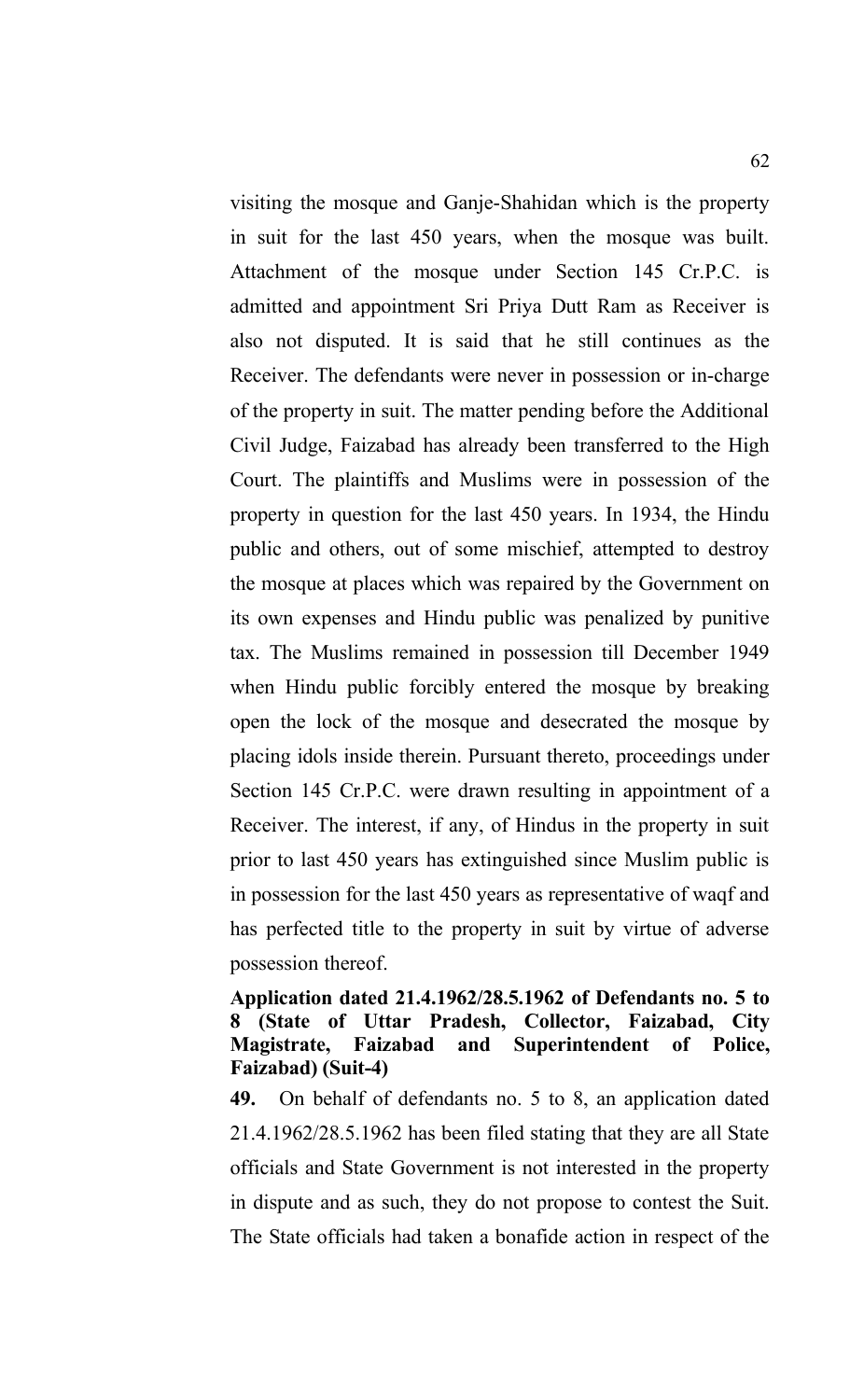visiting the mosque and Ganje-Shahidan which is the property in suit for the last 450 years, when the mosque was built. Attachment of the mosque under Section 145 Cr.P.C. is admitted and appointment Sri Priya Dutt Ram as Receiver is also not disputed. It is said that he still continues as the Receiver. The defendants were never in possession or in-charge of the property in suit. The matter pending before the Additional Civil Judge, Faizabad has already been transferred to the High Court. The plaintiffs and Muslims were in possession of the property in question for the last 450 years. In 1934, the Hindu public and others, out of some mischief, attempted to destroy the mosque at places which was repaired by the Government on its own expenses and Hindu public was penalized by punitive tax. The Muslims remained in possession till December 1949 when Hindu public forcibly entered the mosque by breaking open the lock of the mosque and desecrated the mosque by placing idols inside therein. Pursuant thereto, proceedings under Section 145 Cr.P.C. were drawn resulting in appointment of a Receiver. The interest, if any, of Hindus in the property in suit prior to last 450 years has extinguished since Muslim public is in possession for the last 450 years as representative of waqf and has perfected title to the property in suit by virtue of adverse possession thereof.

**Application dated 21.4.1962/28.5.1962 of Defendants no. 5 to 8 (State of Uttar Pradesh, Collector, Faizabad, City Magistrate, Faizabad and Superintendent of Police, Faizabad) (Suit-4)**

**49.** On behalf of defendants no. 5 to 8, an application dated 21.4.1962/28.5.1962 has been filed stating that they are all State officials and State Government is not interested in the property in dispute and as such, they do not propose to contest the Suit. The State officials had taken a bonafide action in respect of the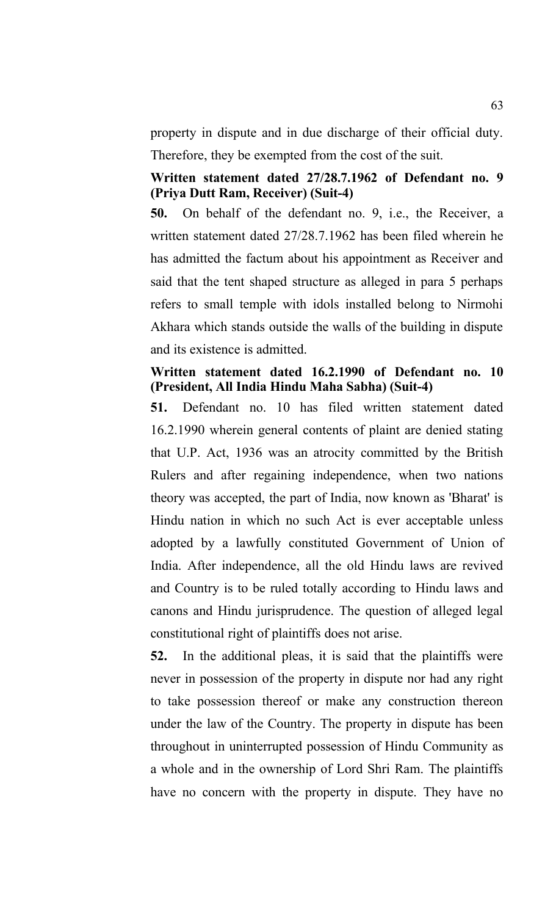property in dispute and in due discharge of their official duty. Therefore, they be exempted from the cost of the suit.

**Written statement dated 27/28.7.1962 of Defendant no. 9 (Priya Dutt Ram, Receiver) (Suit-4)**

**50.** On behalf of the defendant no. 9, i.e., the Receiver, a written statement dated 27/28.7.1962 has been filed wherein he has admitted the factum about his appointment as Receiver and said that the tent shaped structure as alleged in para 5 perhaps refers to small temple with idols installed belong to Nirmohi Akhara which stands outside the walls of the building in dispute and its existence is admitted.

**Written statement dated 16.2.1990 of Defendant no. 10 (President, All India Hindu Maha Sabha) (Suit-4)**

**51.** Defendant no. 10 has filed written statement dated 16.2.1990 wherein general contents of plaint are denied stating that U.P. Act, 1936 was an atrocity committed by the British Rulers and after regaining independence, when two nations theory was accepted, the part of India, now known as 'Bharat' is Hindu nation in which no such Act is ever acceptable unless adopted by a lawfully constituted Government of Union of India. After independence, all the old Hindu laws are revived and Country is to be ruled totally according to Hindu laws and canons and Hindu jurisprudence. The question of alleged legal constitutional right of plaintiffs does not arise.

**52.** In the additional pleas, it is said that the plaintiffs were never in possession of the property in dispute nor had any right to take possession thereof or make any construction thereon under the law of the Country. The property in dispute has been throughout in uninterrupted possession of Hindu Community as a whole and in the ownership of Lord Shri Ram. The plaintiffs have no concern with the property in dispute. They have no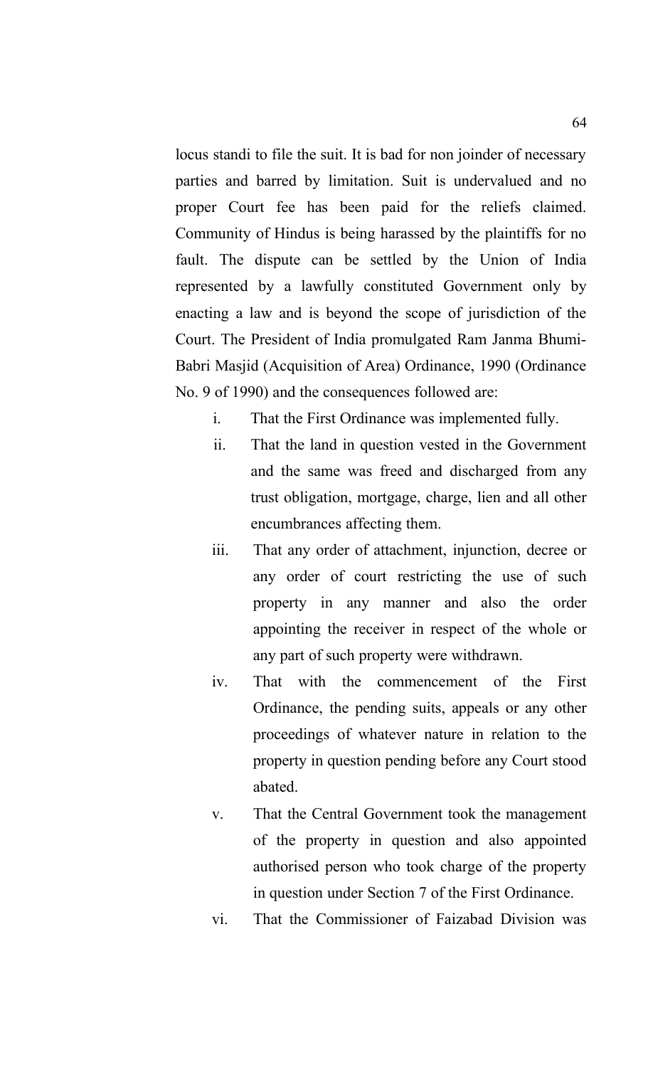locus standi to file the suit. It is bad for non joinder of necessary parties and barred by limitation. Suit is undervalued and no proper Court fee has been paid for the reliefs claimed. Community of Hindus is being harassed by the plaintiffs for no fault. The dispute can be settled by the Union of India represented by a lawfully constituted Government only by enacting a law and is beyond the scope of jurisdiction of the Court. The President of India promulgated Ram Janma Bhumi-Babri Masjid (Acquisition of Area) Ordinance, 1990 (Ordinance No. 9 of 1990) and the consequences followed are:

i. That the First Ordinance was implemented fully.

ii. That the land in question vested in the Government and the same was freed and discharged from any trust obligation, mortgage, charge, lien and all other encumbrances affecting them.

iii. That any order of attachment, injunction, decree or any order of court restricting the use of such property in any manner and also the order appointing the receiver in respect of the whole or any part of such property were withdrawn.

iv. That with the commencement of the First Ordinance, the pending suits, appeals or any other proceedings of whatever nature in relation to the property in question pending before any Court stood abated.

v. That the Central Government took the management of the property in question and also appointed authorised person who took charge of the property in question under Section 7 of the First Ordinance.

vi. That the Commissioner of Faizabad Division was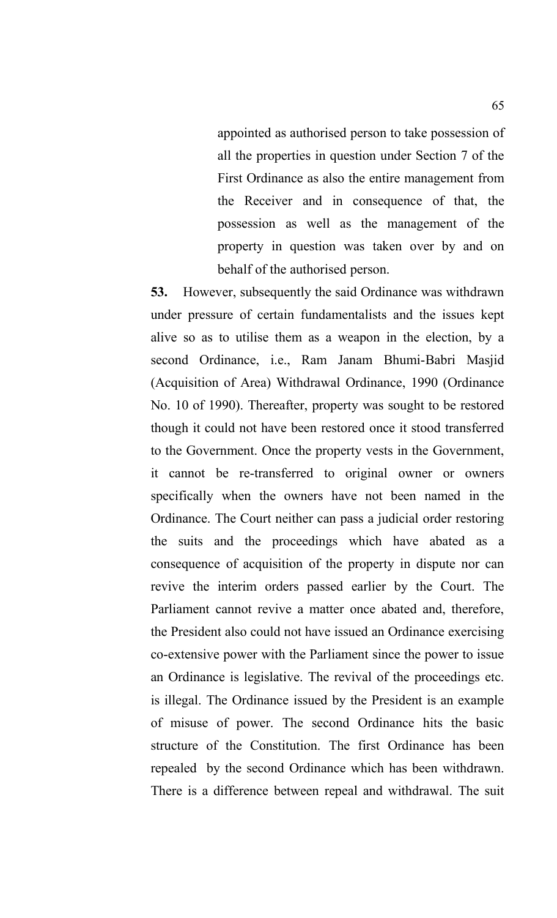appointed as authorised person to take possession of all the properties in question under Section 7 of the First Ordinance as also the entire management from the Receiver and in consequence of that, the possession as well as the management of the property in question was taken over by and on behalf of the authorised person.

**53.** However, subsequently the said Ordinance was withdrawn under pressure of certain fundamentalists and the issues kept alive so as to utilise them as a weapon in the election, by a second Ordinance, i.e., Ram Janam Bhumi-Babri Masjid (Acquisition of Area) Withdrawal Ordinance, 1990 (Ordinance No. 10 of 1990). Thereafter, property was sought to be restored though it could not have been restored once it stood transferred to the Government. Once the property vests in the Government, it cannot be re-transferred to original owner or owners specifically when the owners have not been named in the Ordinance. The Court neither can pass a judicial order restoring the suits and the proceedings which have abated as a consequence of acquisition of the property in dispute nor can revive the interim orders passed earlier by the Court. The Parliament cannot revive a matter once abated and, therefore, the President also could not have issued an Ordinance exercising co-extensive power with the Parliament since the power to issue an Ordinance is legislative. The revival of the proceedings etc. is illegal. The Ordinance issued by the President is an example of misuse of power. The second Ordinance hits the basic structure of the Constitution. The first Ordinance has been repealed by the second Ordinance which has been withdrawn. There is a difference between repeal and withdrawal. The suit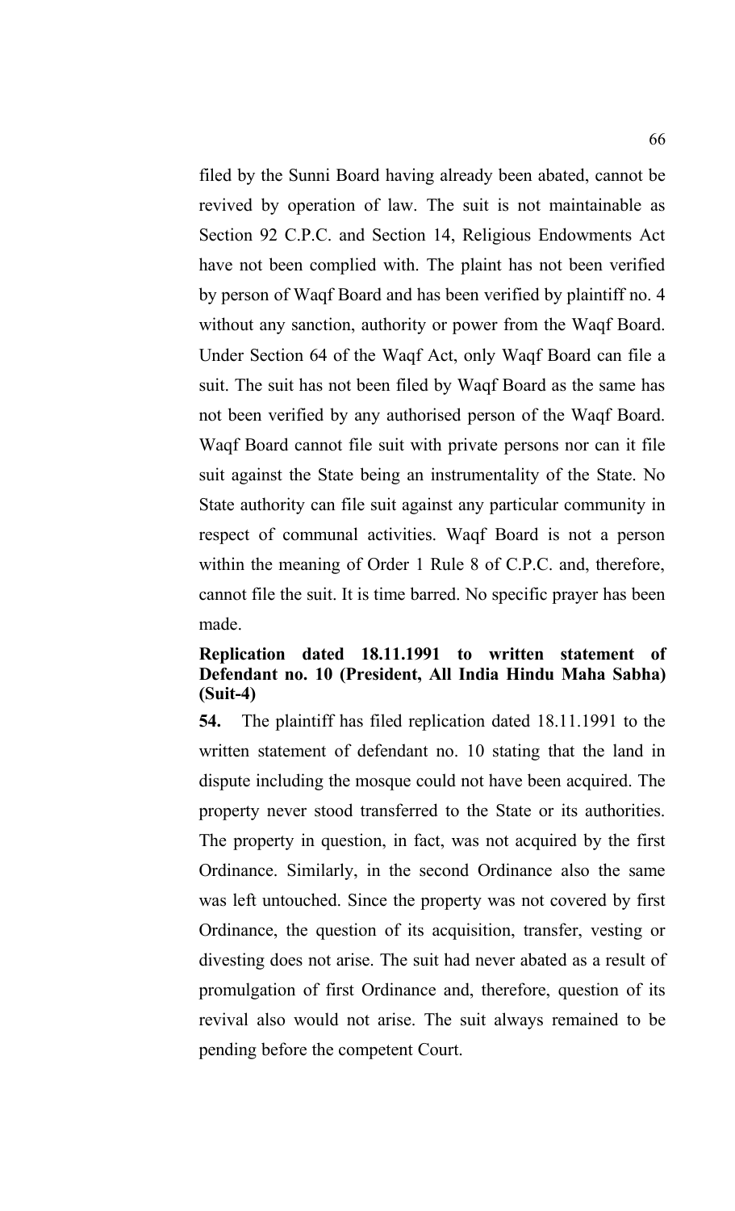filed by the Sunni Board having already been abated, cannot be revived by operation of law. The suit is not maintainable as Section 92 C.P.C. and Section 14, Religious Endowments Act have not been complied with. The plaint has not been verified by person of Waqf Board and has been verified by plaintiff no. 4 without any sanction, authority or power from the Waqf Board. Under Section 64 of the Waqf Act, only Waqf Board can file a suit. The suit has not been filed by Waqf Board as the same has not been verified by any authorised person of the Waqf Board. Waqf Board cannot file suit with private persons nor can it file suit against the State being an instrumentality of the State. No State authority can file suit against any particular community in respect of communal activities. Waqf Board is not a person within the meaning of Order 1 Rule 8 of C.P.C. and, therefore, cannot file the suit. It is time barred. No specific prayer has been made.

**Replication dated 18.11.1991 to written statement of Defendant no. 10 (President, All India Hindu Maha Sabha) (Suit-4)**

**54.** The plaintiff has filed replication dated 18.11.1991 to the written statement of defendant no. 10 stating that the land in dispute including the mosque could not have been acquired. The property never stood transferred to the State or its authorities. The property in question, in fact, was not acquired by the first Ordinance. Similarly, in the second Ordinance also the same was left untouched. Since the property was not covered by first Ordinance, the question of its acquisition, transfer, vesting or divesting does not arise. The suit had never abated as a result of promulgation of first Ordinance and, therefore, question of its revival also would not arise. The suit always remained to be pending before the competent Court.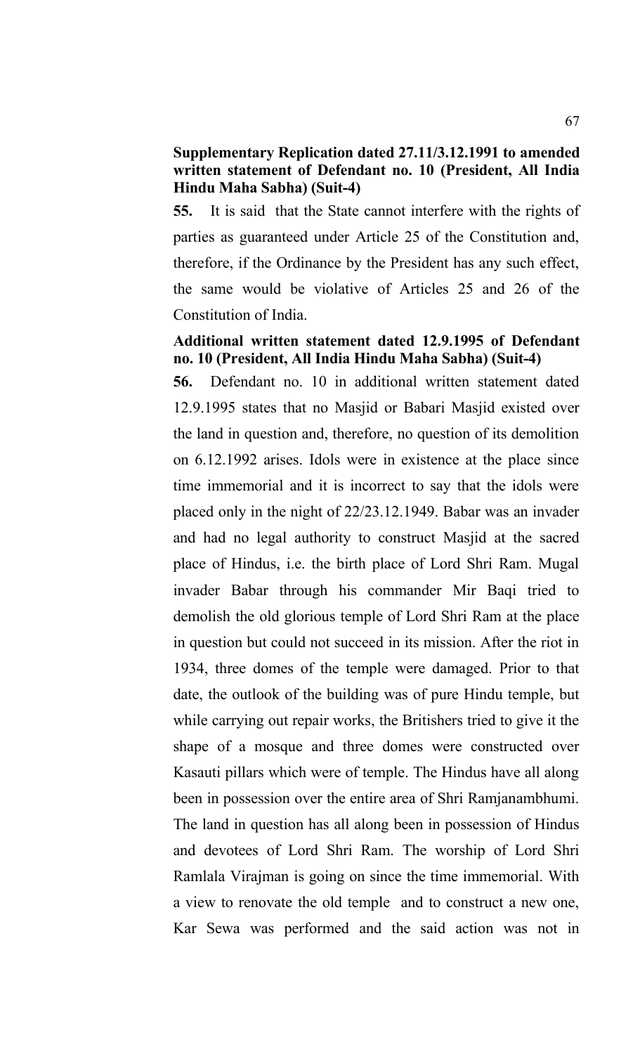**Supplementary Replication dated 27.11/3.12.1991 to amended written statement of Defendant no. 10 (President, All India Hindu Maha Sabha) (Suit-4)**

**55.** It is said that the State cannot interfere with the rights of parties as guaranteed under Article 25 of the Constitution and, therefore, if the Ordinance by the President has any such effect, the same would be violative of Articles 25 and 26 of the Constitution of India.

**Additional written statement dated 12.9.1995 of Defendant no. 10 (President, All India Hindu Maha Sabha) (Suit-4)**

**56.** Defendant no. 10 in additional written statement dated 12.9.1995 states that no Masjid or Babari Masjid existed over the land in question and, therefore, no question of its demolition on 6.12.1992 arises. Idols were in existence at the place since time immemorial and it is incorrect to say that the idols were placed only in the night of 22/23.12.1949. Babar was an invader and had no legal authority to construct Masjid at the sacred place of Hindus, i.e. the birth place of Lord Shri Ram. Mugal invader Babar through his commander Mir Baqi tried to demolish the old glorious temple of Lord Shri Ram at the place in question but could not succeed in its mission. After the riot in 1934, three domes of the temple were damaged. Prior to that date, the outlook of the building was of pure Hindu temple, but while carrying out repair works, the Britishers tried to give it the shape of a mosque and three domes were constructed over Kasauti pillars which were of temple. The Hindus have all along been in possession over the entire area of Shri Ramjanambhumi. The land in question has all along been in possession of Hindus and devotees of Lord Shri Ram. The worship of Lord Shri Ramlala Virajman is going on since the time immemorial. With a view to renovate the old temple and to construct a new one, Kar Sewa was performed and the said action was not in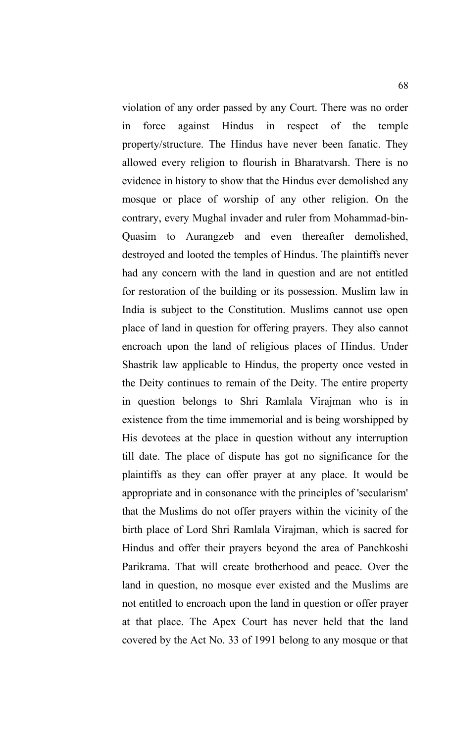violation of any order passed by any Court. There was no order in force against Hindus in respect of the temple property/structure. The Hindus have never been fanatic. They allowed every religion to flourish in Bharatvarsh. There is no evidence in history to show that the Hindus ever demolished any mosque or place of worship of any other religion. On the contrary, every Mughal invader and ruler from Mohammad-bin-Quasim to Aurangzeb and even thereafter demolished, destroyed and looted the temples of Hindus. The plaintiffs never had any concern with the land in question and are not entitled for restoration of the building or its possession. Muslim law in India is subject to the Constitution. Muslims cannot use open place of land in question for offering prayers. They also cannot encroach upon the land of religious places of Hindus. Under Shastrik law applicable to Hindus, the property once vested in the Deity continues to remain of the Deity. The entire property in question belongs to Shri Ramlala Virajman who is in existence from the time immemorial and is being worshipped by His devotees at the place in question without any interruption till date. The place of dispute has got no significance for the plaintiffs as they can offer prayer at any place. It would be appropriate and in consonance with the principles of 'secularism' that the Muslims do not offer prayers within the vicinity of the birth place of Lord Shri Ramlala Virajman, which is sacred for Hindus and offer their prayers beyond the area of Panchkoshi Parikrama. That will create brotherhood and peace. Over the land in question, no mosque ever existed and the Muslims are not entitled to encroach upon the land in question or offer prayer at that place. The Apex Court has never held that the land covered by the Act No. 33 of 1991 belong to any mosque or that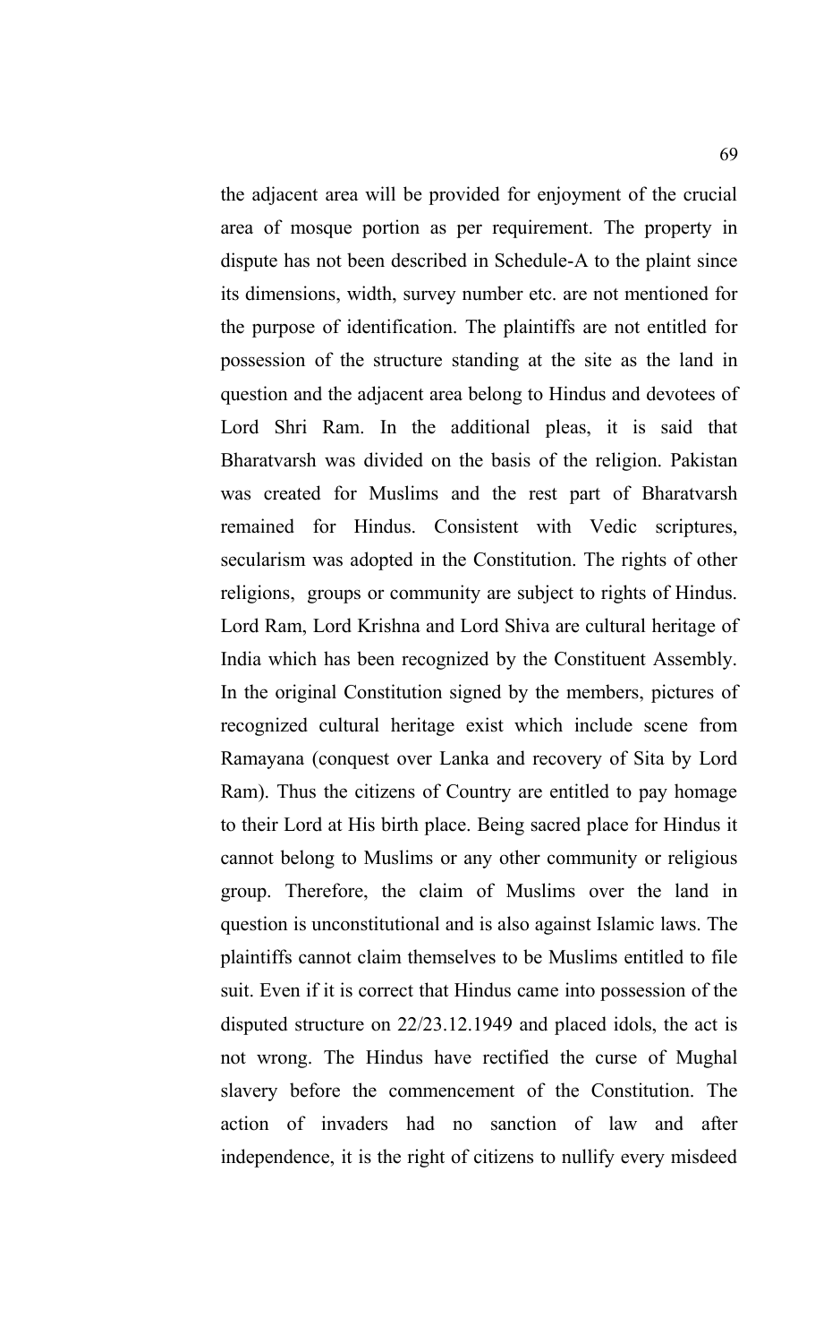the adjacent area will be provided for enjoyment of the crucial area of mosque portion as per requirement. The property in dispute has not been described in Schedule-A to the plaint since its dimensions, width, survey number etc. are not mentioned for the purpose of identification. The plaintiffs are not entitled for possession of the structure standing at the site as the land in question and the adjacent area belong to Hindus and devotees of Lord Shri Ram. In the additional pleas, it is said that Bharatvarsh was divided on the basis of the religion. Pakistan was created for Muslims and the rest part of Bharatvarsh remained for Hindus. Consistent with Vedic scriptures, secularism was adopted in the Constitution. The rights of other religions, groups or community are subject to rights of Hindus. Lord Ram, Lord Krishna and Lord Shiva are cultural heritage of India which has been recognized by the Constituent Assembly. In the original Constitution signed by the members, pictures of recognized cultural heritage exist which include scene from Ramayana (conquest over Lanka and recovery of Sita by Lord Ram). Thus the citizens of Country are entitled to pay homage to their Lord at His birth place. Being sacred place for Hindus it cannot belong to Muslims or any other community or religious group. Therefore, the claim of Muslims over the land in question is unconstitutional and is also against Islamic laws. The plaintiffs cannot claim themselves to be Muslims entitled to file suit. Even if it is correct that Hindus came into possession of the disputed structure on 22/23.12.1949 and placed idols, the act is not wrong. The Hindus have rectified the curse of Mughal slavery before the commencement of the Constitution. The action of invaders had no sanction of law and after independence, it is the right of citizens to nullify every misdeed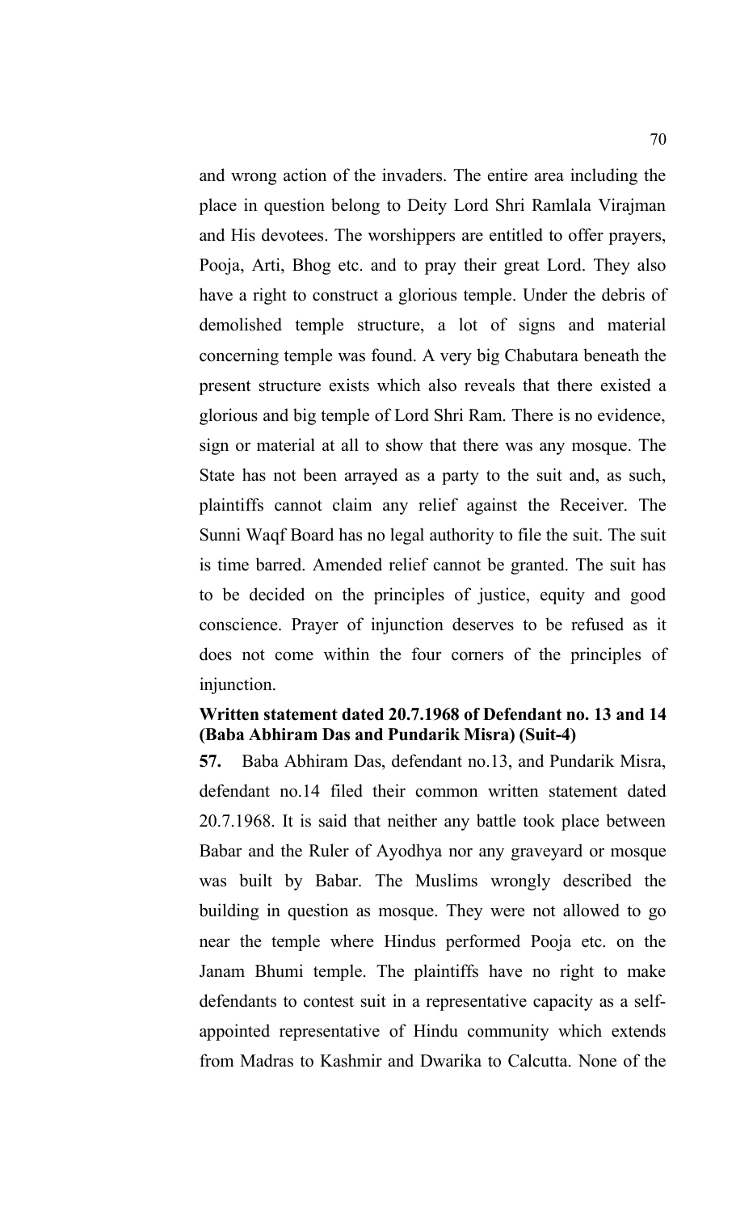and wrong action of the invaders. The entire area including the place in question belong to Deity Lord Shri Ramlala Virajman and His devotees. The worshippers are entitled to offer prayers, Pooja, Arti, Bhog etc. and to pray their great Lord. They also have a right to construct a glorious temple. Under the debris of demolished temple structure, a lot of signs and material concerning temple was found. A very big Chabutara beneath the present structure exists which also reveals that there existed a glorious and big temple of Lord Shri Ram. There is no evidence, sign or material at all to show that there was any mosque. The State has not been arrayed as a party to the suit and, as such, plaintiffs cannot claim any relief against the Receiver. The Sunni Waqf Board has no legal authority to file the suit. The suit is time barred. Amended relief cannot be granted. The suit has to be decided on the principles of justice, equity and good conscience. Prayer of injunction deserves to be refused as it does not come within the four corners of the principles of injunction.

**Written statement dated 20.7.1968 of Defendant no. 13 and 14 (Baba Abhiram Das and Pundarik Misra) (Suit-4)**

**57.** Baba Abhiram Das, defendant no.13, and Pundarik Misra, defendant no.14 filed their common written statement dated 20.7.1968. It is said that neither any battle took place between Babar and the Ruler of Ayodhya nor any graveyard or mosque was built by Babar. The Muslims wrongly described the building in question as mosque. They were not allowed to go near the temple where Hindus performed Pooja etc. on the Janam Bhumi temple. The plaintiffs have no right to make defendants to contest suit in a representative capacity as a self-appointed representative of Hindu community which extends from Madras to Kashmir and Dwarika to Calcutta. None of the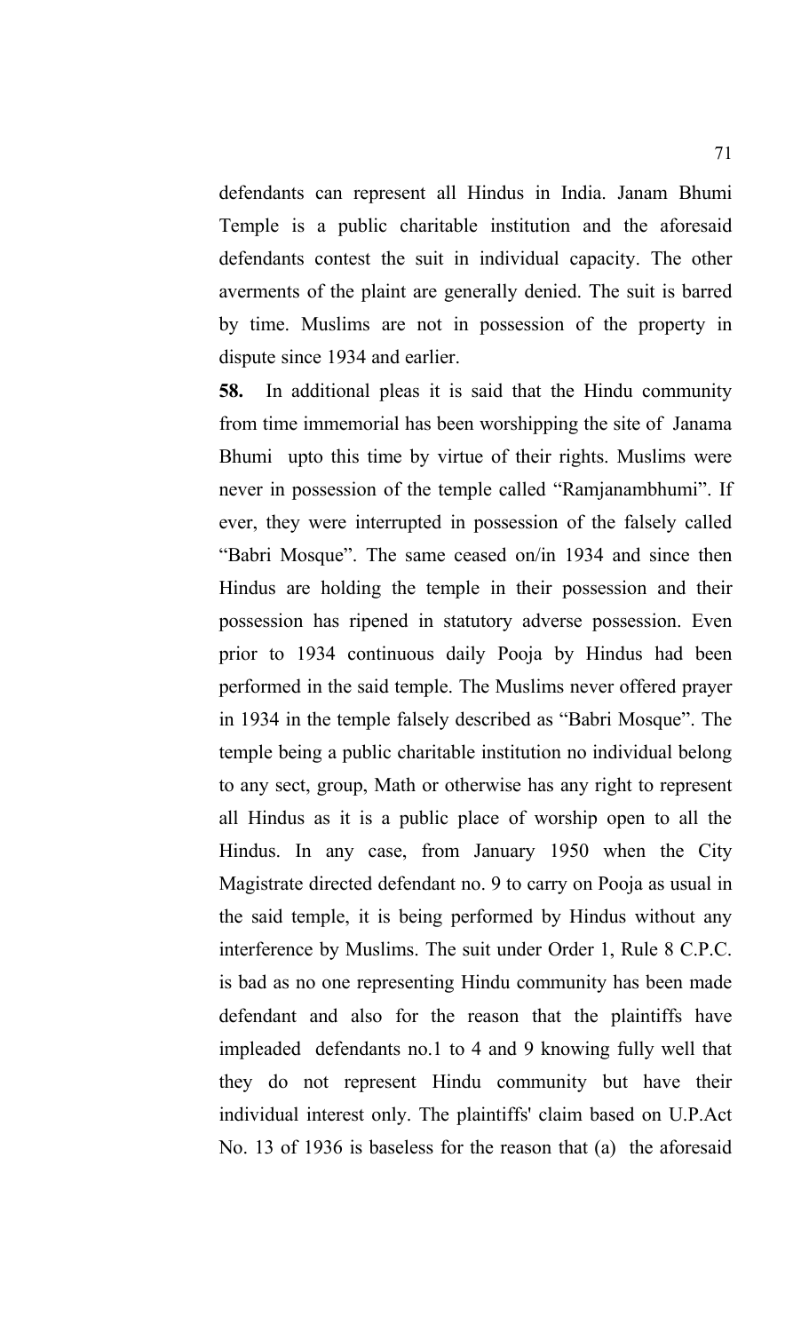defendants can represent all Hindus in India. Janam Bhumi Temple is a public charitable institution and the aforesaid defendants contest the suit in individual capacity. The other averments of the plaint are generally denied. The suit is barred by time. Muslims are not in possession of the property in dispute since 1934 and earlier.

**58.** In additional pleas it is said that the Hindu community from time immemorial has been worshipping the site of Janama Bhumi upto this time by virtue of their rights. Muslims were never in possession of the temple called "Ramjanambhumi". If ever, they were interrupted in possession of the falsely called "Babri Mosque". The same ceased on/in 1934 and since then Hindus are holding the temple in their possession and their possession has ripened in statutory adverse possession. Even prior to 1934 continuous daily Pooja by Hindus had been performed in the said temple. The Muslims never offered prayer in 1934 in the temple falsely described as "Babri Mosque". The temple being a public charitable institution no individual belong to any sect, group, Math or otherwise has any right to represent all Hindus as it is a public place of worship open to all the Hindus. In any case, from January 1950 when the City Magistrate directed defendant no. 9 to carry on Pooja as usual in the said temple, it is being performed by Hindus without any interference by Muslims. The suit under Order 1, Rule 8 C.P.C. is bad as no one representing Hindu community has been made defendant and also for the reason that the plaintiffs have impleaded defendants no.1 to 4 and 9 knowing fully well that they do not represent Hindu community but have their individual interest only. The plaintiffs' claim based on U.P.Act No. 13 of 1936 is baseless for the reason that (a) the aforesaid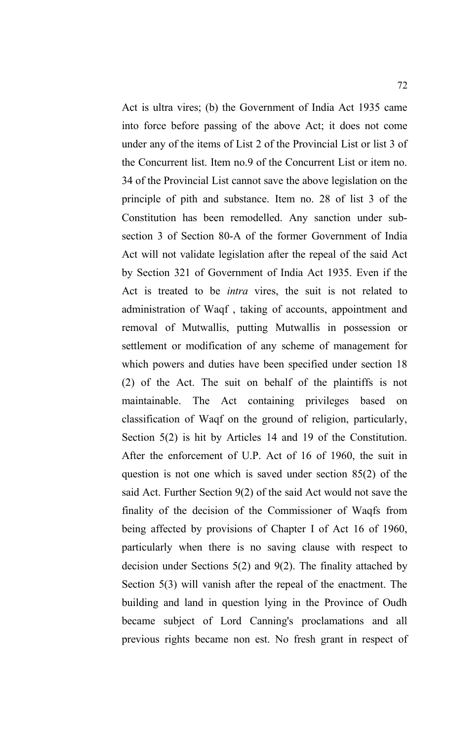Act is ultra vires; (b) the Government of India Act 1935 came into force before passing of the above Act; it does not come under any of the items of List 2 of the Provincial List or list 3 of the Concurrent list. Item no.9 of the Concurrent List or item no. 34 of the Provincial List cannot save the above legislation on the principle of pith and substance. Item no. 28 of list 3 of the Constitution has been remodelled. Any sanction under sub-section 3 of Section 80-A of the former Government of India Act will not validate legislation after the repeal of the said Act by Section 321 of Government of India Act 1935. Even if the Act is treated to be *intra* vires, the suit is not related to administration of Waqf , taking of accounts, appointment and removal of Mutwallis, putting Mutwallis in possession or settlement or modification of any scheme of management for which powers and duties have been specified under section 18 (2) of the Act. The suit on behalf of the plaintiffs is not maintainable. The Act containing privileges based on classification of Waqf on the ground of religion, particularly, Section 5(2) is hit by Articles 14 and 19 of the Constitution. After the enforcement of U.P. Act of 16 of 1960, the suit in question is not one which is saved under section 85(2) of the said Act. Further Section 9(2) of the said Act would not save the finality of the decision of the Commissioner of Waqfs from being affected by provisions of Chapter I of Act 16 of 1960, particularly when there is no saving clause with respect to decision under Sections 5(2) and 9(2). The finality attached by Section 5(3) will vanish after the repeal of the enactment. The building and land in question lying in the Province of Oudh became subject of Lord Canning's proclamations and all previous rights became non est. No fresh grant in respect of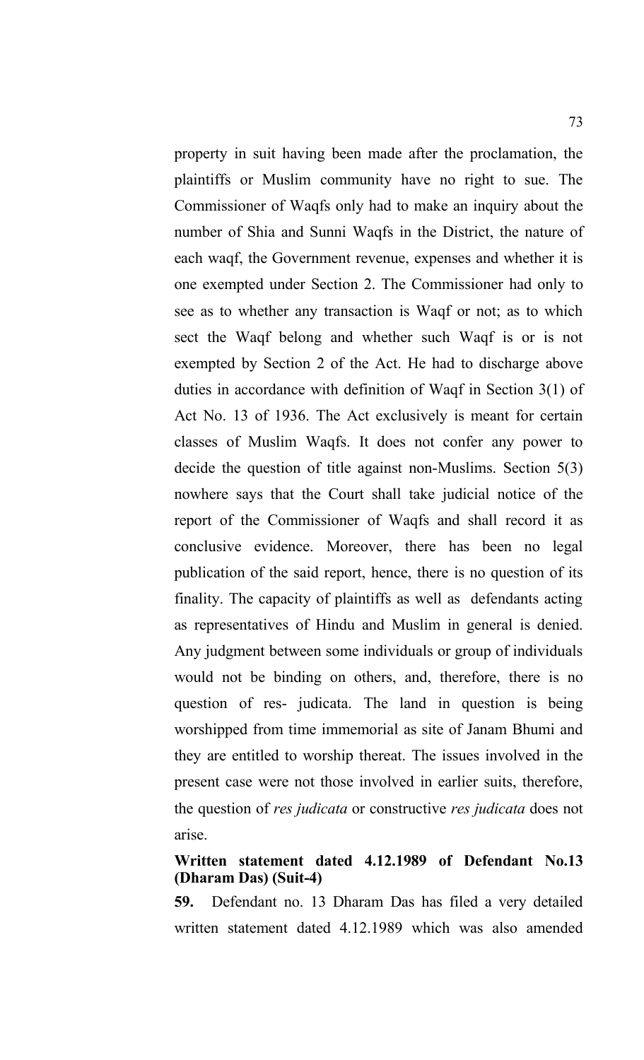property in suit having been made after the proclamation, the plaintiffs or Muslim community have no right to sue. The Commissioner of Waqfs only had to make an inquiry about the number of Shia and Sunni Waqfs in the District, the nature of each waqf, the Government revenue, expenses and whether it is one exempted under Section 2. The Commissioner had only to see as to whether any transaction is Waqf or not; as to which sect the Waqf belong and whether such Waqf is or is not exempted by Section 2 of the Act. He had to discharge above duties in accordance with definition of Waqf in Section 3(1) of Act No. 13 of 1936. The Act exclusively is meant for certain classes of Muslim Waqfs. It does not confer any power to decide the question of title against non-Muslims. Section 5(3) nowhere says that the Court shall take judicial notice of the report of the Commissioner of Waqfs and shall record it as conclusive evidence. Moreover, there has been no legal publication of the said report, hence, there is no question of its finality. The capacity of plaintiffs as well as defendants acting as representatives of Hindu and Muslim in general is denied. Any judgment between some individuals or group of individuals would not be binding on others, and, therefore, there is no question of res- judicata. The land in question is being worshipped from time immemorial as site of Janam Bhumi and they are entitled to worship thereat. The issues involved in the present case were not those involved in earlier suits, therefore, the question of *res judicata* or constructive *res judicata* does not arise.

**Written statement dated 4.12.1989 of Defendant No.13 (Dharam Das) (Suit-4)**

**59.** Defendant no. 13 Dharam Das has filed a very detailed written statement dated 4.12.1989 which was also amended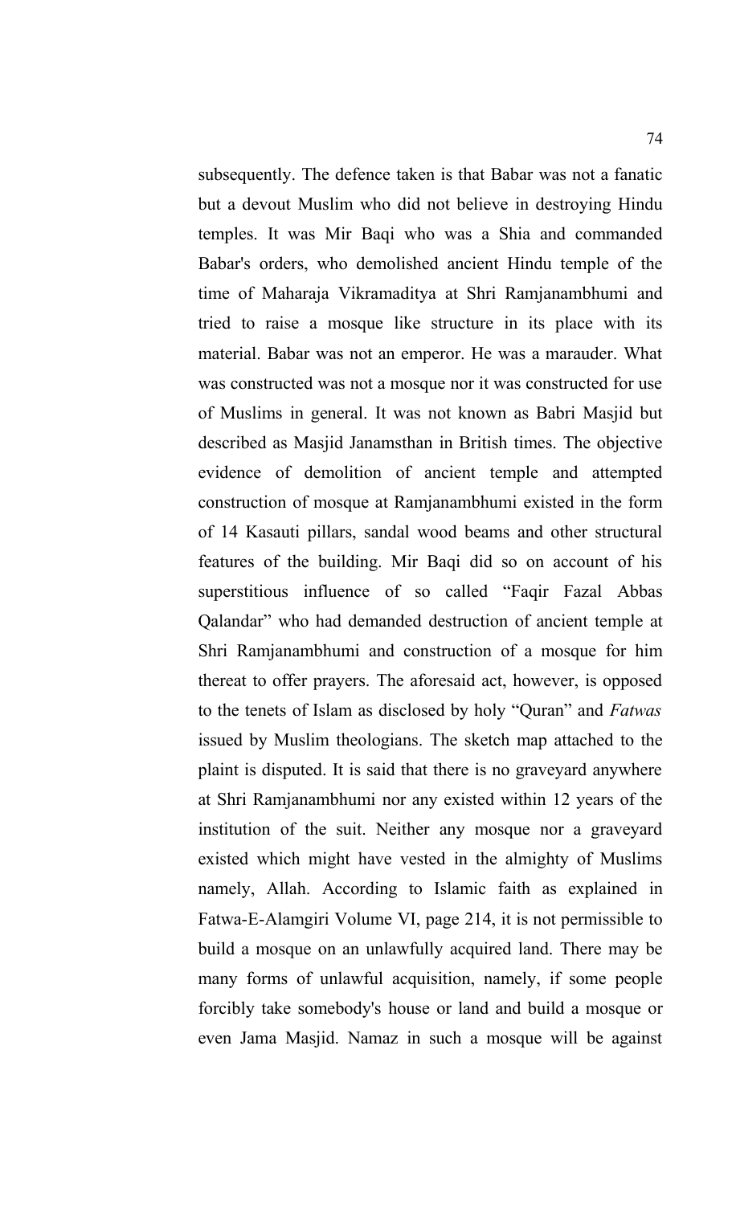subsequently. The defence taken is that Babar was not a fanatic but a devout Muslim who did not believe in destroying Hindu temples. It was Mir Baqi who was a Shia and commanded Babar's orders, who demolished ancient Hindu temple of the time of Maharaja Vikramaditya at Shri Ramjanambhumi and tried to raise a mosque like structure in its place with its material. Babar was not an emperor. He was a marauder. What was constructed was not a mosque nor it was constructed for use of Muslims in general. It was not known as Babri Masjid but described as Masjid Janamsthan in British times. The objective evidence of demolition of ancient temple and attempted construction of mosque at Ramjanambhumi existed in the form of 14 Kasauti pillars, sandal wood beams and other structural features of the building. Mir Baqi did so on account of his superstitious influence of so called "Faqir Fazal Abbas Qalandar" who had demanded destruction of ancient temple at Shri Ramjanambhumi and construction of a mosque for him thereat to offer prayers. The aforesaid act, however, is opposed to the tenets of Islam as disclosed by holy "Quran" and *Fatwas* issued by Muslim theologians. The sketch map attached to the plaint is disputed. It is said that there is no graveyard anywhere at Shri Ramjanambhumi nor any existed within 12 years of the institution of the suit. Neither any mosque nor a graveyard existed which might have vested in the almighty of Muslims namely, Allah. According to Islamic faith as explained in Fatwa-E-Alamgiri Volume VI, page 214, it is not permissible to build a mosque on an unlawfully acquired land. There may be many forms of unlawful acquisition, namely, if some people forcibly take somebody's house or land and build a mosque or even Jama Masjid. Namaz in such a mosque will be against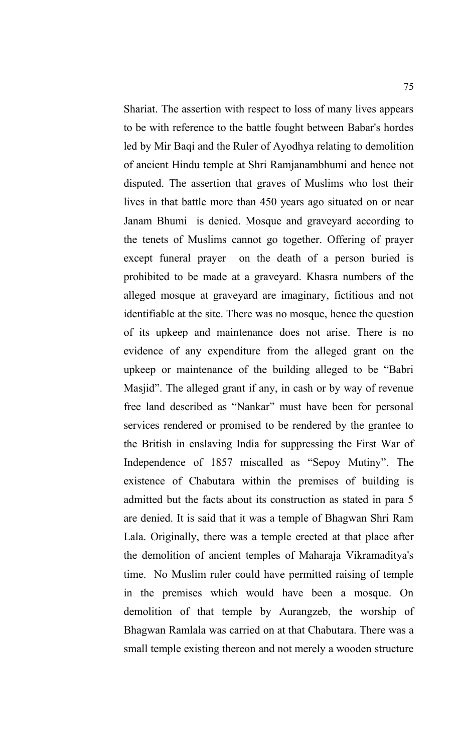Shariat. The assertion with respect to loss of many lives appears to be with reference to the battle fought between Babar's hordes led by Mir Baqi and the Ruler of Ayodhya relating to demolition of ancient Hindu temple at Shri Ramjanambhumi and hence not disputed. The assertion that graves of Muslims who lost their lives in that battle more than 450 years ago situated on or near Janam Bhumi is denied. Mosque and graveyard according to the tenets of Muslims cannot go together. Offering of prayer except funeral prayer on the death of a person buried is prohibited to be made at a graveyard. Khasra numbers of the alleged mosque at graveyard are imaginary, fictitious and not identifiable at the site. There was no mosque, hence the question of its upkeep and maintenance does not arise. There is no evidence of any expenditure from the alleged grant on the upkeep or maintenance of the building alleged to be "Babri Masjid". The alleged grant if any, in cash or by way of revenue free land described as "Nankar" must have been for personal services rendered or promised to be rendered by the grantee to the British in enslaving India for suppressing the First War of Independence of 1857 miscalled as "Sepoy Mutiny". The existence of Chabutara within the premises of building is admitted but the facts about its construction as stated in para 5 are denied. It is said that it was a temple of Bhagwan Shri Ram Lala. Originally, there was a temple erected at that place after the demolition of ancient temples of Maharaja Vikramaditya's time. No Muslim ruler could have permitted raising of temple in the premises which would have been a mosque. On demolition of that temple by Aurangzeb, the worship of Bhagwan Ramlala was carried on at that Chabutara. There was a small temple existing thereon and not merely a wooden structure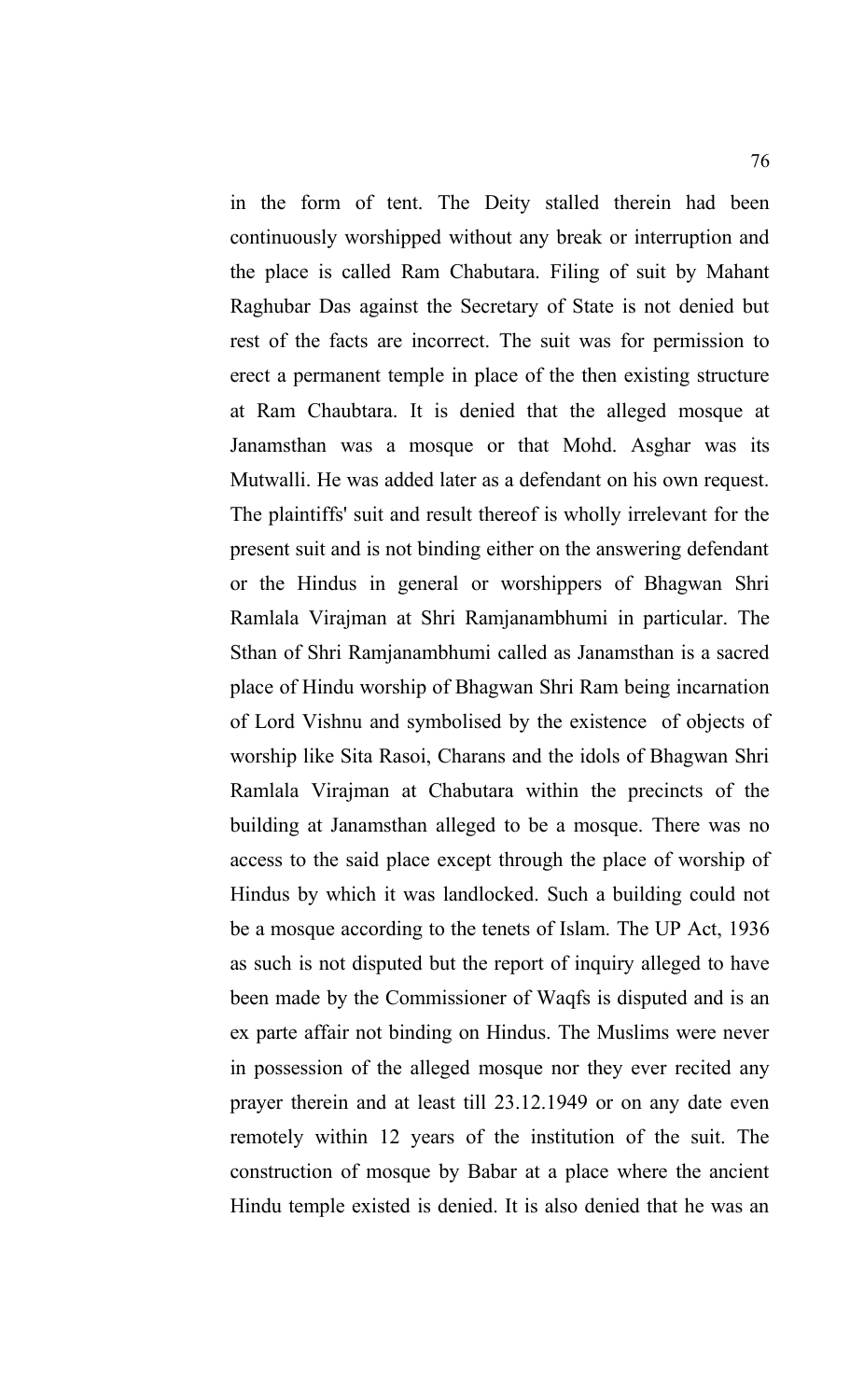in the form of tent. The Deity stalled therein had been continuously worshipped without any break or interruption and the place is called Ram Chabutara. Filing of suit by Mahant Raghubar Das against the Secretary of State is not denied but rest of the facts are incorrect. The suit was for permission to erect a permanent temple in place of the then existing structure at Ram Chaubtara. It is denied that the alleged mosque at Janamsthan was a mosque or that Mohd. Asghar was its Mutwalli. He was added later as a defendant on his own request. The plaintiffs' suit and result thereof is wholly irrelevant for the present suit and is not binding either on the answering defendant or the Hindus in general or worshippers of Bhagwan Shri Ramlala Virajman at Shri Ramjanambhumi in particular. The Sthan of Shri Ramjanambhumi called as Janamsthan is a sacred place of Hindu worship of Bhagwan Shri Ram being incarnation of Lord Vishnu and symbolised by the existence of objects of worship like Sita Rasoi, Charans and the idols of Bhagwan Shri Ramlala Virajman at Chabutara within the precincts of the building at Janamsthan alleged to be a mosque. There was no access to the said place except through the place of worship of Hindus by which it was landlocked. Such a building could not be a mosque according to the tenets of Islam. The UP Act, 1936 as such is not disputed but the report of inquiry alleged to have been made by the Commissioner of Waqfs is disputed and is an ex parte affair not binding on Hindus. The Muslims were never in possession of the alleged mosque nor they ever recited any prayer therein and at least till 23.12.1949 or on any date even remotely within 12 years of the institution of the suit. The construction of mosque by Babar at a place where the ancient Hindu temple existed is denied. It is also denied that he was an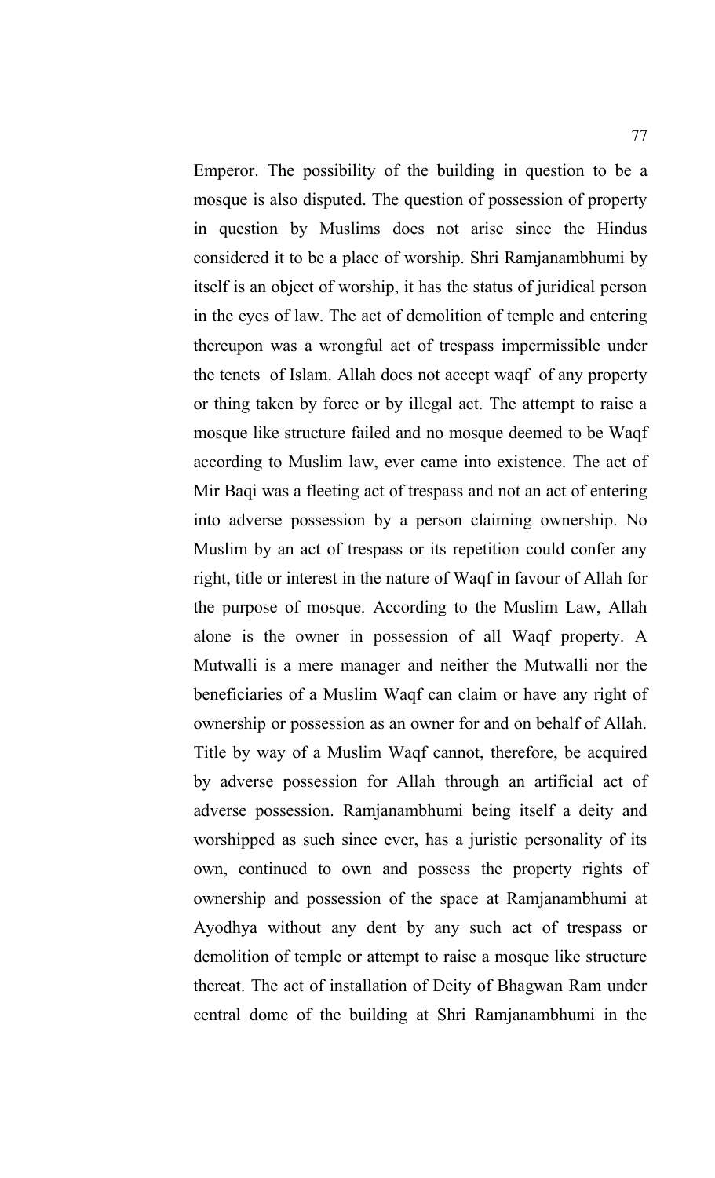Emperor. The possibility of the building in question to be a mosque is also disputed. The question of possession of property in question by Muslims does not arise since the Hindus considered it to be a place of worship. Shri Ramjanambhumi by itself is an object of worship, it has the status of juridical person in the eyes of law. The act of demolition of temple and entering thereupon was a wrongful act of trespass impermissible under the tenets of Islam. Allah does not accept waqf of any property or thing taken by force or by illegal act. The attempt to raise a mosque like structure failed and no mosque deemed to be Waqf according to Muslim law, ever came into existence. The act of Mir Baqi was a fleeting act of trespass and not an act of entering into adverse possession by a person claiming ownership. No Muslim by an act of trespass or its repetition could confer any right, title or interest in the nature of Waqf in favour of Allah for the purpose of mosque. According to the Muslim Law, Allah alone is the owner in possession of all Waqf property. A Mutwalli is a mere manager and neither the Mutwalli nor the beneficiaries of a Muslim Waqf can claim or have any right of ownership or possession as an owner for and on behalf of Allah. Title by way of a Muslim Waqf cannot, therefore, be acquired by adverse possession for Allah through an artificial act of adverse possession. Ramjanambhumi being itself a deity and worshipped as such since ever, has a juristic personality of its own, continued to own and possess the property rights of ownership and possession of the space at Ramjanambhumi at Ayodhya without any dent by any such act of trespass or demolition of temple or attempt to raise a mosque like structure thereat. The act of installation of Deity of Bhagwan Ram under central dome of the building at Shri Ramjanambhumi in the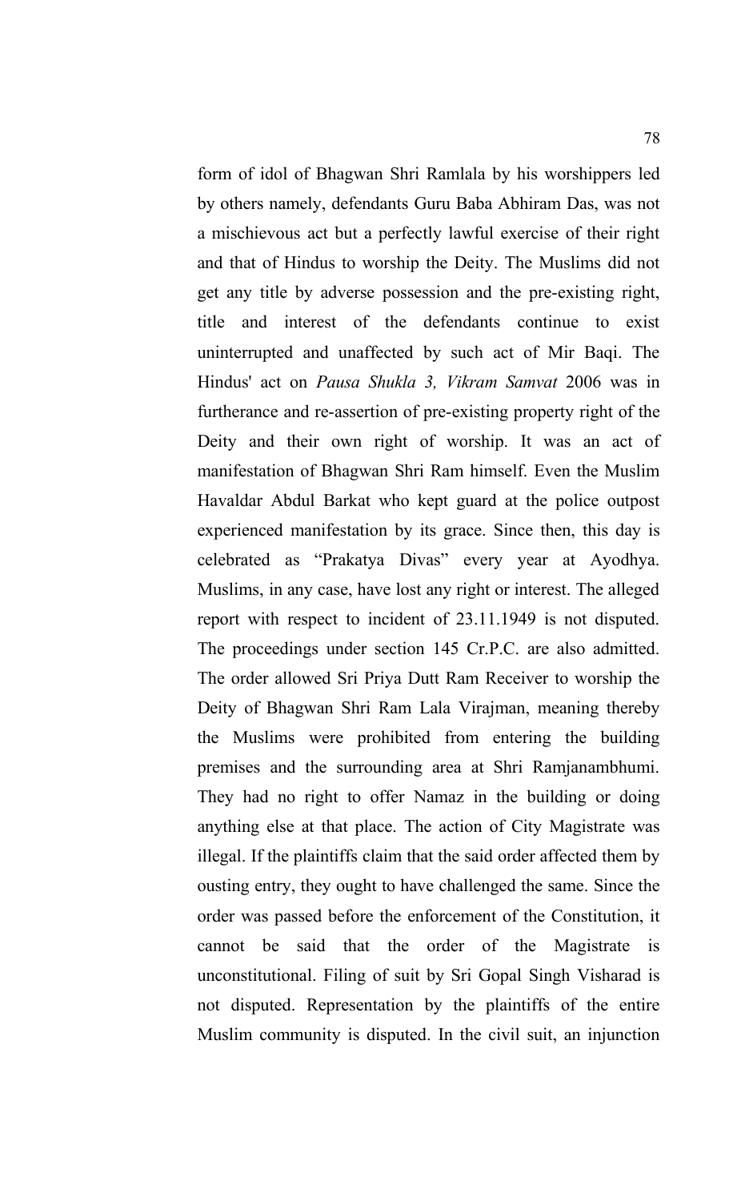form of idol of Bhagwan Shri Ramlala by his worshippers led by others namely, defendants Guru Baba Abhiram Das, was not a mischievous act but a perfectly lawful exercise of their right and that of Hindus to worship the Deity. The Muslims did not get any title by adverse possession and the pre-existing right, title and interest of the defendants continue to exist uninterrupted and unaffected by such act of Mir Baqi. The Hindus' act on *Pausa Shukla 3, Vikram Samvat* 2006 was in furtherance and re-assertion of pre-existing property right of the Deity and their own right of worship. It was an act of manifestation of Bhagwan Shri Ram himself. Even the Muslim Havaldar Abdul Barkat who kept guard at the police outpost experienced manifestation by its grace. Since then, this day is celebrated as "Prakatya Divas" every year at Ayodhya. Muslims, in any case, have lost any right or interest. The alleged report with respect to incident of 23.11.1949 is not disputed. The proceedings under section 145 Cr.P.C. are also admitted. The order allowed Sri Priya Dutt Ram Receiver to worship the Deity of Bhagwan Shri Ram Lala Virajman, meaning thereby the Muslims were prohibited from entering the building premises and the surrounding area at Shri Ramjanambhumi. They had no right to offer Namaz in the building or doing anything else at that place. The action of City Magistrate was illegal. If the plaintiffs claim that the said order affected them by ousting entry, they ought to have challenged the same. Since the order was passed before the enforcement of the Constitution, it cannot be said that the order of the Magistrate is unconstitutional. Filing of suit by Sri Gopal Singh Visharad is not disputed. Representation by the plaintiffs of the entire Muslim community is disputed. In the civil suit, an injunction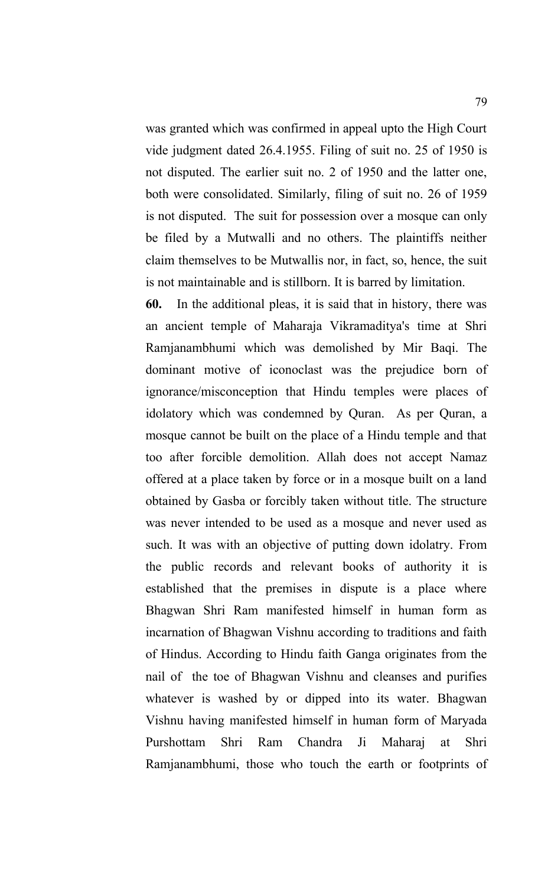was granted which was confirmed in appeal upto the High Court vide judgment dated 26.4.1955. Filing of suit no. 25 of 1950 is not disputed. The earlier suit no. 2 of 1950 and the latter one, both were consolidated. Similarly, filing of suit no. 26 of 1959 is not disputed. The suit for possession over a mosque can only be filed by a Mutwalli and no others. The plaintiffs neither claim themselves to be Mutwallis nor, in fact, so, hence, the suit is not maintainable and is stillborn. It is barred by limitation.

**60.** In the additional pleas, it is said that in history, there was an ancient temple of Maharaja Vikramaditya's time at Shri Ramjanambhumi which was demolished by Mir Baqi. The dominant motive of iconoclast was the prejudice born of ignorance/misconception that Hindu temples were places of idolatory which was condemned by Quran. As per Quran, a mosque cannot be built on the place of a Hindu temple and that too after forcible demolition. Allah does not accept Namaz offered at a place taken by force or in a mosque built on a land obtained by Gasba or forcibly taken without title. The structure was never intended to be used as a mosque and never used as such. It was with an objective of putting down idolatry. From the public records and relevant books of authority it is established that the premises in dispute is a place where Bhagwan Shri Ram manifested himself in human form as incarnation of Bhagwan Vishnu according to traditions and faith of Hindus. According to Hindu faith Ganga originates from the nail of the toe of Bhagwan Vishnu and cleanses and purifies whatever is washed by or dipped into its water. Bhagwan Vishnu having manifested himself in human form of Maryada Purshottam Shri Ram Chandra Ji Maharaj at Shri Ramjanambhumi, those who touch the earth or footprints of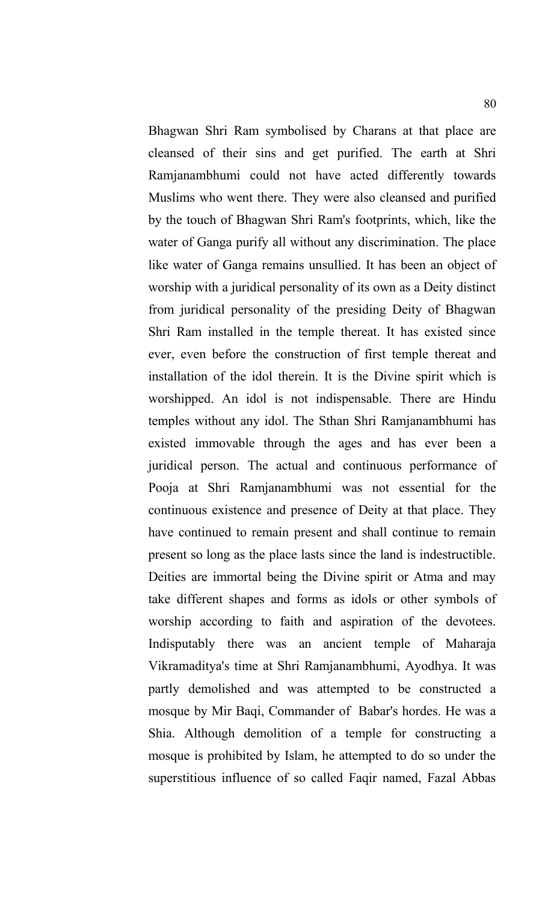Bhagwan Shri Ram symbolised by Charans at that place are cleansed of their sins and get purified. The earth at Shri Ramjanambhumi could not have acted differently towards Muslims who went there. They were also cleansed and purified by the touch of Bhagwan Shri Ram's footprints, which, like the water of Ganga purify all without any discrimination. The place like water of Ganga remains unsullied. It has been an object of worship with a juridical personality of its own as a Deity distinct from juridical personality of the presiding Deity of Bhagwan Shri Ram installed in the temple thereat. It has existed since ever, even before the construction of first temple thereat and installation of the idol therein. It is the Divine spirit which is worshipped. An idol is not indispensable. There are Hindu temples without any idol. The Sthan Shri Ramjanambhumi has existed immovable through the ages and has ever been a juridical person. The actual and continuous performance of Pooja at Shri Ramjanambhumi was not essential for the continuous existence and presence of Deity at that place. They have continued to remain present and shall continue to remain present so long as the place lasts since the land is indestructible. Deities are immortal being the Divine spirit or Atma and may take different shapes and forms as idols or other symbols of worship according to faith and aspiration of the devotees. Indisputably there was an ancient temple of Maharaja Vikramaditya's time at Shri Ramjanambhumi, Ayodhya. It was partly demolished and was attempted to be constructed a mosque by Mir Baqi, Commander of Babar's hordes. He was a Shia. Although demolition of a temple for constructing a mosque is prohibited by Islam, he attempted to do so under the superstitious influence of so called Faqir named, Fazal Abbas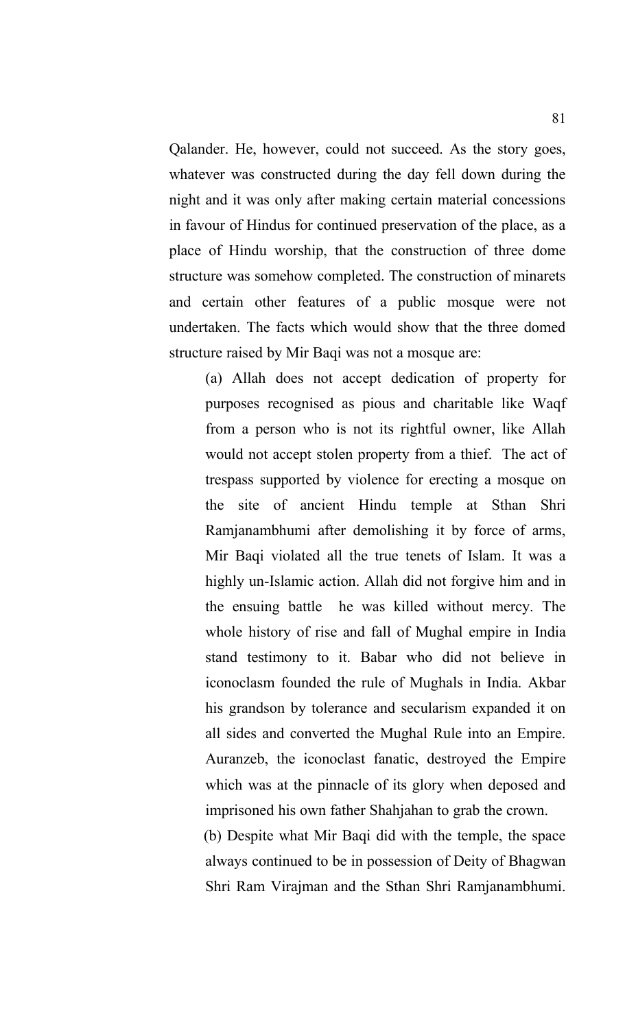Qalander. He, however, could not succeed. As the story goes, whatever was constructed during the day fell down during the night and it was only after making certain material concessions in favour of Hindus for continued preservation of the place, as a place of Hindu worship, that the construction of three dome structure was somehow completed. The construction of minarets and certain other features of a public mosque were not undertaken. The facts which would show that the three domed structure raised by Mir Baqi was not a mosque are:

(a) Allah does not accept dedication of property for purposes recognised as pious and charitable like Waqf from a person who is not its rightful owner, like Allah would not accept stolen property from a thief. The act of trespass supported by violence for erecting a mosque on the site of ancient Hindu temple at Sthan Shri Ramjanambhumi after demolishing it by force of arms, Mir Baqi violated all the true tenets of Islam. It was a highly un-Islamic action. Allah did not forgive him and in the ensuing battle he was killed without mercy. The whole history of rise and fall of Mughal empire in India stand testimony to it. Babar who did not believe in iconoclasm founded the rule of Mughals in India. Akbar his grandson by tolerance and secularism expanded it on all sides and converted the Mughal Rule into an Empire. Auranzeb, the iconoclast fanatic, destroyed the Empire which was at the pinnacle of its glory when deposed and imprisoned his own father Shahjahan to grab the crown.

(b) Despite what Mir Baqi did with the temple, the space always continued to be in possession of Deity of Bhagwan Shri Ram Virajman and the Sthan Shri Ramjanambhumi.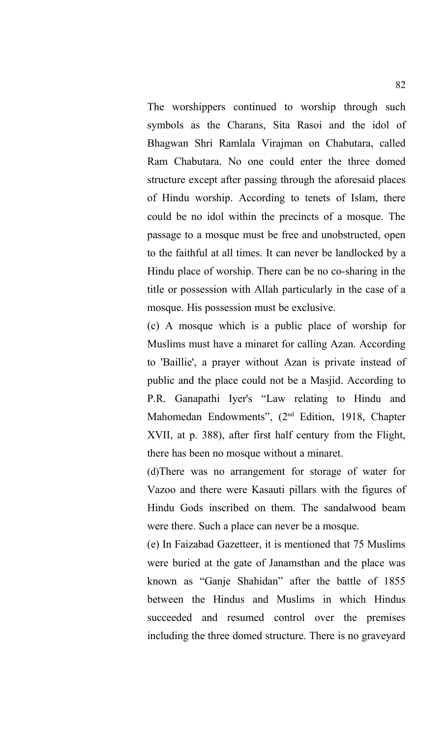The worshippers continued to worship through such symbols as the Charans, Sita Rasoi and the idol of Bhagwan Shri Ramlala Virajman on Chabutara, called Ram Chabutara. No one could enter the three domed structure except after passing through the aforesaid places of Hindu worship. According to tenets of Islam, there could be no idol within the precincts of a mosque. The passage to a mosque must be free and unobstructed, open to the faithful at all times. It can never be landlocked by a Hindu place of worship. There can be no co-sharing in the title or possession with Allah particularly in the case of a mosque. His possession must be exclusive.

(c) A mosque which is a public place of worship for Muslims must have a minaret for calling Azan. According to 'Baillie', a prayer without Azan is private instead of public and the place could not be a Masjid. According to P.R. Ganapathi Iyer's "Law relating to Hindu and Mahomedan Endowments", (2nd Edition, 1918, Chapter XVII, at p. 388), after first half century from the Flight, there has been no mosque without a minaret.

(d)There was no arrangement for storage of water for Vazoo and there were Kasauti pillars with the figures of Hindu Gods inscribed on them. The sandalwood beam were there. Such a place can never be a mosque.

(e) In Faizabad Gazetteer, it is mentioned that 75 Muslims were buried at the gate of Janamsthan and the place was known as "Ganje Shahidan" after the battle of 1855 between the Hindus and Muslims in which Hindus succeeded and resumed control over the premises including the three domed structure. There is no graveyard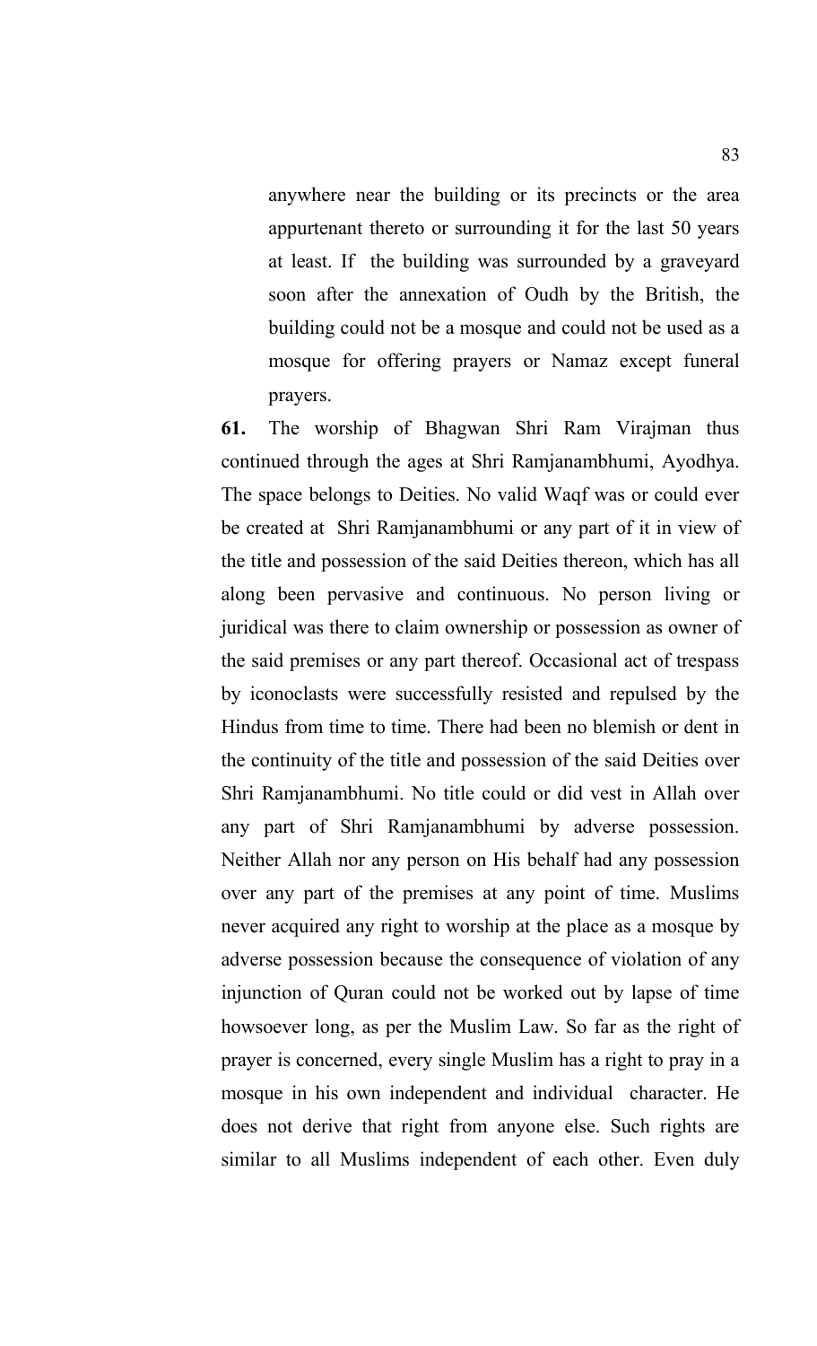anywhere near the building or its precincts or the area appurtenant thereto or surrounding it for the last 50 years at least. If the building was surrounded by a graveyard soon after the annexation of Oudh by the British, the building could not be a mosque and could not be used as a mosque for offering prayers or Namaz except funeral prayers.

**61.** The worship of Bhagwan Shri Ram Virajman thus continued through the ages at Shri Ramjanambhumi, Ayodhya. The space belongs to Deities. No valid Waqf was or could ever be created at Shri Ramjanambhumi or any part of it in view of the title and possession of the said Deities thereon, which has all along been pervasive and continuous. No person living or juridical was there to claim ownership or possession as owner of the said premises or any part thereof. Occasional act of trespass by iconoclasts were successfully resisted and repulsed by the Hindus from time to time. There had been no blemish or dent in the continuity of the title and possession of the said Deities over Shri Ramjanambhumi. No title could or did vest in Allah over any part of Shri Ramjanambhumi by adverse possession. Neither Allah nor any person on His behalf had any possession over any part of the premises at any point of time. Muslims never acquired any right to worship at the place as a mosque by adverse possession because the consequence of violation of any injunction of Quran could not be worked out by lapse of time howsoever long, as per the Muslim Law. So far as the right of prayer is concerned, every single Muslim has a right to pray in a mosque in his own independent and individual character. He does not derive that right from anyone else. Such rights are similar to all Muslims independent of each other. Even duly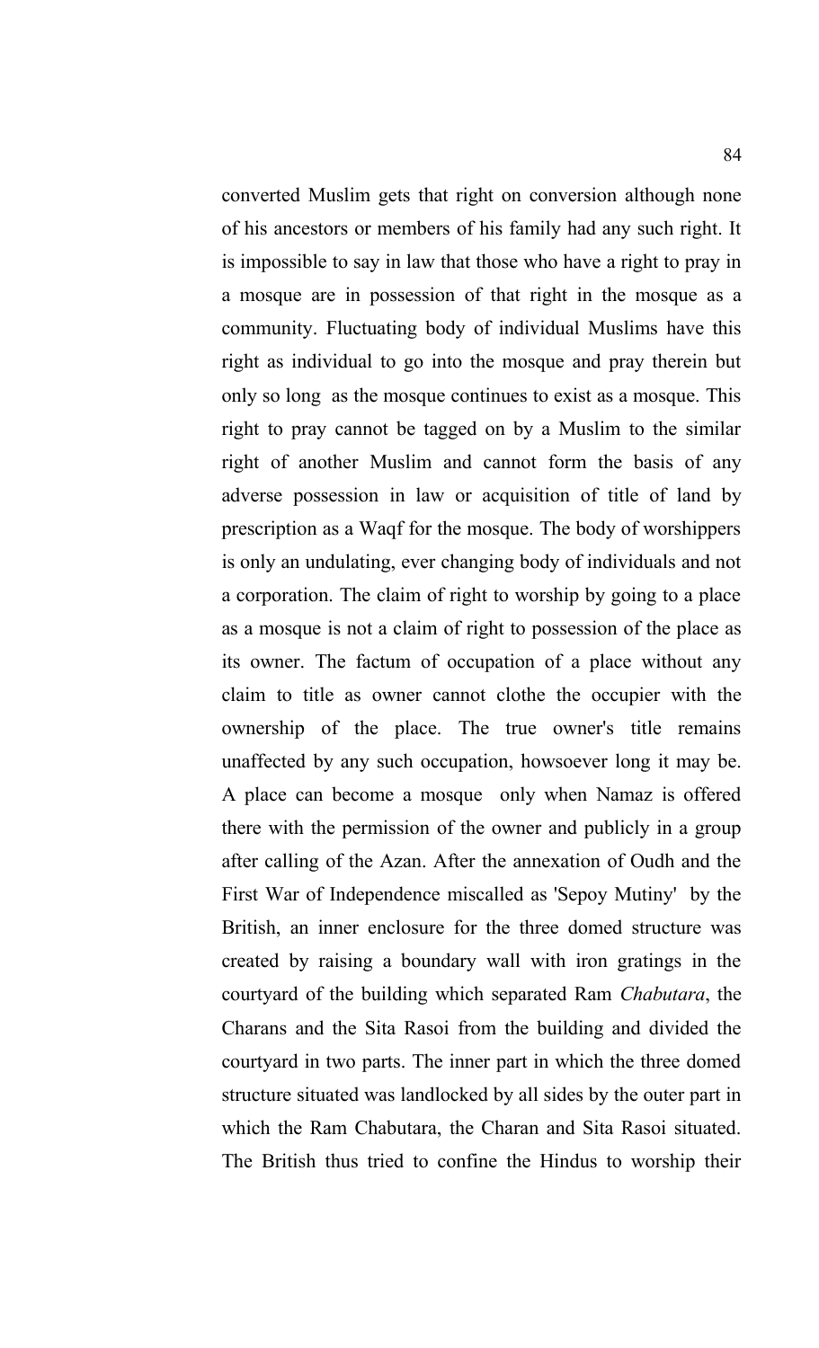converted Muslim gets that right on conversion although none of his ancestors or members of his family had any such right. It is impossible to say in law that those who have a right to pray in a mosque are in possession of that right in the mosque as a community. Fluctuating body of individual Muslims have this right as individual to go into the mosque and pray therein but only so long as the mosque continues to exist as a mosque. This right to pray cannot be tagged on by a Muslim to the similar right of another Muslim and cannot form the basis of any adverse possession in law or acquisition of title of land by prescription as a Waqf for the mosque. The body of worshippers is only an undulating, ever changing body of individuals and not a corporation. The claim of right to worship by going to a place as a mosque is not a claim of right to possession of the place as its owner. The factum of occupation of a place without any claim to title as owner cannot clothe the occupier with the ownership of the place. The true owner's title remains unaffected by any such occupation, howsoever long it may be. A place can become a mosque only when Namaz is offered there with the permission of the owner and publicly in a group after calling of the Azan. After the annexation of Oudh and the First War of Independence miscalled as 'Sepoy Mutiny' by the British, an inner enclosure for the three domed structure was created by raising a boundary wall with iron gratings in the courtyard of the building which separated Ram *Chabutara*, the Charans and the Sita Rasoi from the building and divided the courtyard in two parts. The inner part in which the three domed structure situated was landlocked by all sides by the outer part in which the Ram Chabutara, the Charan and Sita Rasoi situated. The British thus tried to confine the Hindus to worship their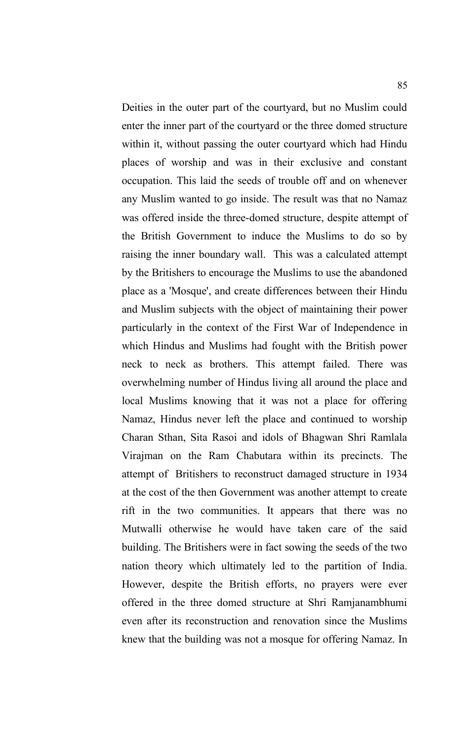Deities in the outer part of the courtyard, but no Muslim could enter the inner part of the courtyard or the three domed structure within it, without passing the outer courtyard which had Hindu places of worship and was in their exclusive and constant occupation. This laid the seeds of trouble off and on whenever any Muslim wanted to go inside. The result was that no Namaz was offered inside the three-domed structure, despite attempt of the British Government to induce the Muslims to do so by raising the inner boundary wall. This was a calculated attempt by the Britishers to encourage the Muslims to use the abandoned place as a 'Mosque', and create differences between their Hindu and Muslim subjects with the object of maintaining their power particularly in the context of the First War of Independence in which Hindus and Muslims had fought with the British power neck to neck as brothers. This attempt failed. There was overwhelming number of Hindus living all around the place and local Muslims knowing that it was not a place for offering Namaz, Hindus never left the place and continued to worship Charan Sthan, Sita Rasoi and idols of Bhagwan Shri Ramlala Virajman on the Ram Chabutara within its precincts. The attempt of Britishers to reconstruct damaged structure in 1934 at the cost of the then Government was another attempt to create rift in the two communities. It appears that there was no Mutwalli otherwise he would have taken care of the said building. The Britishers were in fact sowing the seeds of the two nation theory which ultimately led to the partition of India. However, despite the British efforts, no prayers were ever offered in the three domed structure at Shri Ramjanambhumi even after its reconstruction and renovation since the Muslims knew that the building was not a mosque for offering Namaz. In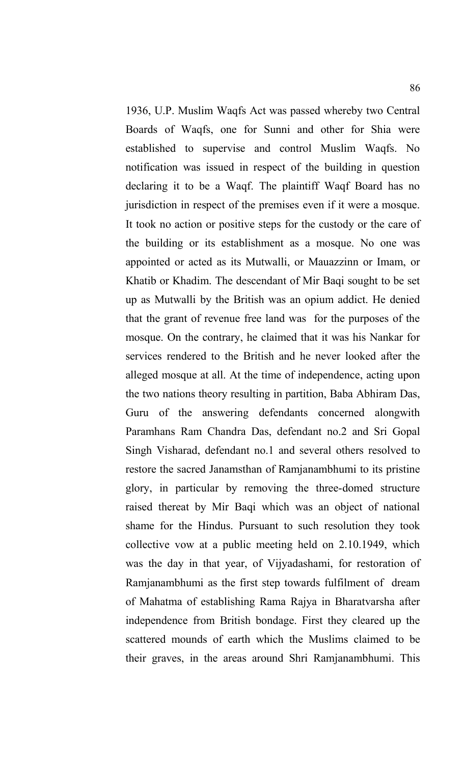1936, U.P. Muslim Waqfs Act was passed whereby two Central Boards of Waqfs, one for Sunni and other for Shia were established to supervise and control Muslim Waqfs. No notification was issued in respect of the building in question declaring it to be a Waqf. The plaintiff Waqf Board has no jurisdiction in respect of the premises even if it were a mosque. It took no action or positive steps for the custody or the care of the building or its establishment as a mosque. No one was appointed or acted as its Mutwalli, or Mauazzinn or Imam, or Khatib or Khadim. The descendant of Mir Baqi sought to be set up as Mutwalli by the British was an opium addict. He denied that the grant of revenue free land was for the purposes of the mosque. On the contrary, he claimed that it was his Nankar for services rendered to the British and he never looked after the alleged mosque at all. At the time of independence, acting upon the two nations theory resulting in partition, Baba Abhiram Das, Guru of the answering defendants concerned alongwith Paramhans Ram Chandra Das, defendant no.2 and Sri Gopal Singh Visharad, defendant no.1 and several others resolved to restore the sacred Janamsthan of Ramjanambhumi to its pristine glory, in particular by removing the three-domed structure raised thereat by Mir Baqi which was an object of national shame for the Hindus. Pursuant to such resolution they took collective vow at a public meeting held on 2.10.1949, which was the day in that year, of Vijyadashami, for restoration of Ramjanambhumi as the first step towards fulfilment of dream of Mahatma of establishing Rama Rajya in Bharatvarsha after independence from British bondage. First they cleared up the scattered mounds of earth which the Muslims claimed to be their graves, in the areas around Shri Ramjanambhumi. This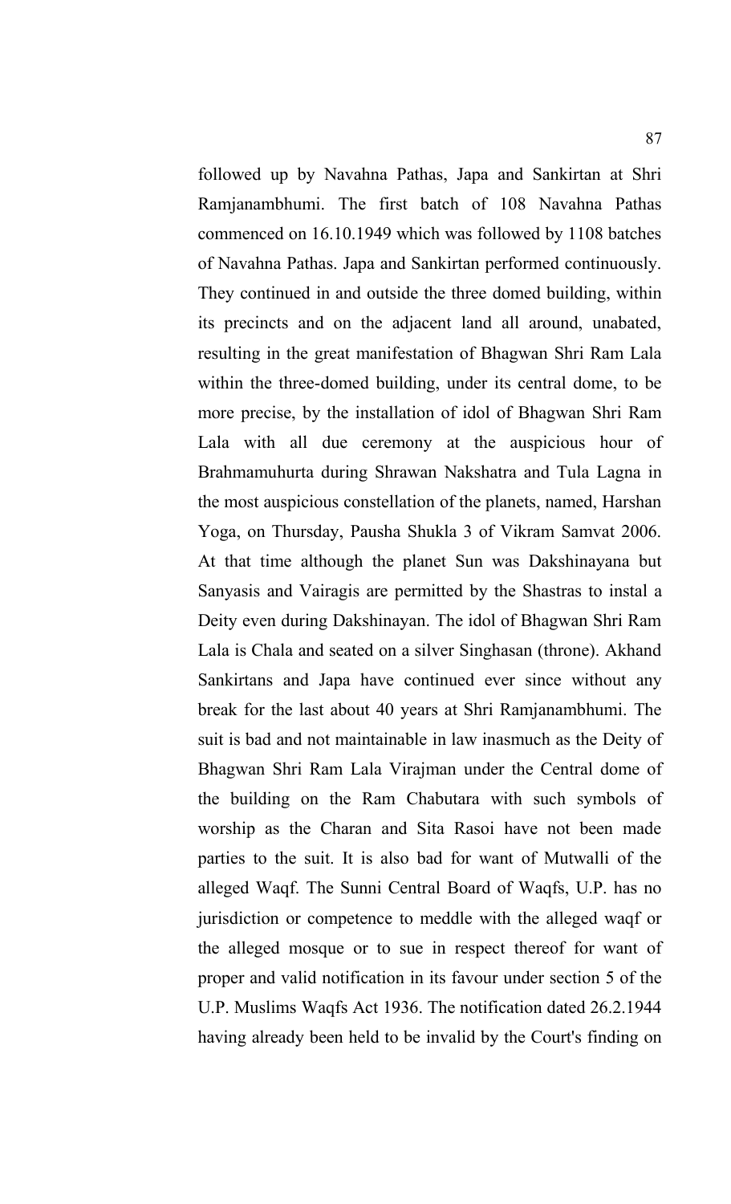followed up by Navahna Pathas, Japa and Sankirtan at Shri Ramjanambhumi. The first batch of 108 Navahna Pathas commenced on 16.10.1949 which was followed by 1108 batches of Navahna Pathas. Japa and Sankirtan performed continuously. They continued in and outside the three domed building, within its precincts and on the adjacent land all around, unabated, resulting in the great manifestation of Bhagwan Shri Ram Lala within the three-domed building, under its central dome, to be more precise, by the installation of idol of Bhagwan Shri Ram Lala with all due ceremony at the auspicious hour of Brahmamuhurta during Shrawan Nakshatra and Tula Lagna in the most auspicious constellation of the planets, named, Harshan Yoga, on Thursday, Pausha Shukla 3 of Vikram Samvat 2006. At that time although the planet Sun was Dakshinayana but Sanyasis and Vairagis are permitted by the Shastras to instal a Deity even during Dakshinayan. The idol of Bhagwan Shri Ram Lala is Chala and seated on a silver Singhasan (throne). Akhand Sankirtans and Japa have continued ever since without any break for the last about 40 years at Shri Ramjanambhumi. The suit is bad and not maintainable in law inasmuch as the Deity of Bhagwan Shri Ram Lala Virajman under the Central dome of the building on the Ram Chabutara with such symbols of worship as the Charan and Sita Rasoi have not been made parties to the suit. It is also bad for want of Mutwalli of the alleged Waqf. The Sunni Central Board of Waqfs, U.P. has no jurisdiction or competence to meddle with the alleged waqf or the alleged mosque or to sue in respect thereof for want of proper and valid notification in its favour under section 5 of the U.P. Muslims Waqfs Act 1936. The notification dated 26.2.1944 having already been held to be invalid by the Court's finding on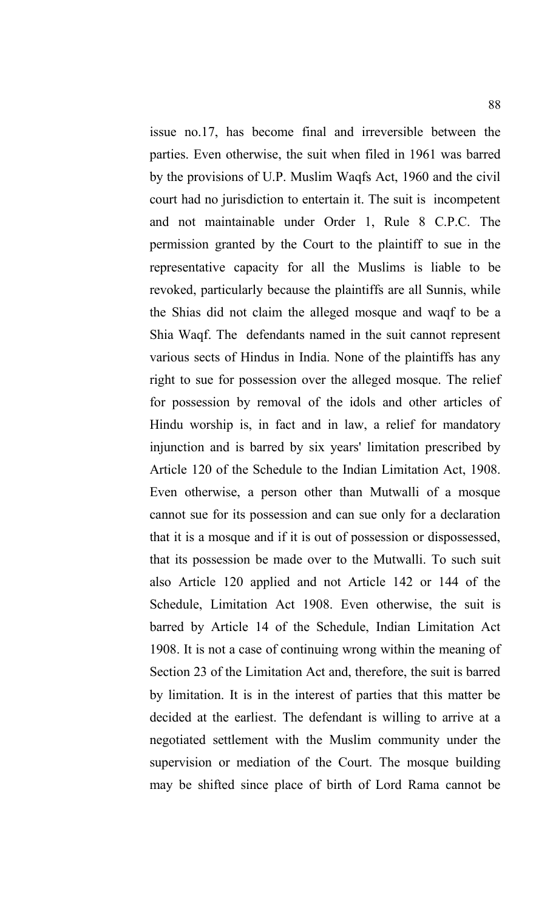issue no.17, has become final and irreversible between the parties. Even otherwise, the suit when filed in 1961 was barred by the provisions of U.P. Muslim Waqfs Act, 1960 and the civil court had no jurisdiction to entertain it. The suit is incompetent and not maintainable under Order 1, Rule 8 C.P.C. The permission granted by the Court to the plaintiff to sue in the representative capacity for all the Muslims is liable to be revoked, particularly because the plaintiffs are all Sunnis, while the Shias did not claim the alleged mosque and waqf to be a Shia Waqf. The defendants named in the suit cannot represent various sects of Hindus in India. None of the plaintiffs has any right to sue for possession over the alleged mosque. The relief for possession by removal of the idols and other articles of Hindu worship is, in fact and in law, a relief for mandatory injunction and is barred by six years' limitation prescribed by Article 120 of the Schedule to the Indian Limitation Act, 1908. Even otherwise, a person other than Mutwalli of a mosque cannot sue for its possession and can sue only for a declaration that it is a mosque and if it is out of possession or dispossessed, that its possession be made over to the Mutwalli. To such suit also Article 120 applied and not Article 142 or 144 of the Schedule, Limitation Act 1908. Even otherwise, the suit is barred by Article 14 of the Schedule, Indian Limitation Act 1908. It is not a case of continuing wrong within the meaning of Section 23 of the Limitation Act and, therefore, the suit is barred by limitation. It is in the interest of parties that this matter be decided at the earliest. The defendant is willing to arrive at a negotiated settlement with the Muslim community under the supervision or mediation of the Court. The mosque building may be shifted since place of birth of Lord Rama cannot be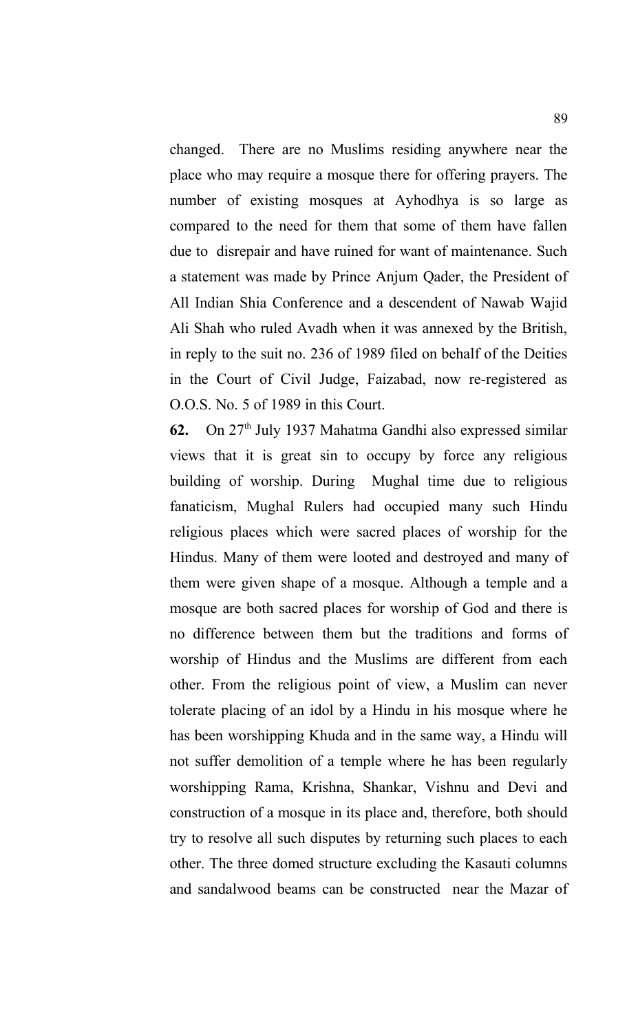changed. There are no Muslims residing anywhere near the place who may require a mosque there for offering prayers. The number of existing mosques at Ayhodhya is so large as compared to the need for them that some of them have fallen due to disrepair and have ruined for want of maintenance. Such a statement was made by Prince Anjum Qader, the President of All Indian Shia Conference and a descendent of Nawab Wajid Ali Shah who ruled Avadh when it was annexed by the British, in reply to the suit no. 236 of 1989 filed on behalf of the Deities in the Court of Civil Judge, Faizabad, now re-registered as O.O.S. No. 5 of 1989 in this Court.

**62.** On 27th July 1937 Mahatma Gandhi also expressed similar views that it is great sin to occupy by force any religious building of worship. During Mughal time due to religious fanaticism, Mughal Rulers had occupied many such Hindu religious places which were sacred places of worship for the Hindus. Many of them were looted and destroyed and many of them were given shape of a mosque. Although a temple and a mosque are both sacred places for worship of God and there is no difference between them but the traditions and forms of worship of Hindus and the Muslims are different from each other. From the religious point of view, a Muslim can never tolerate placing of an idol by a Hindu in his mosque where he has been worshipping Khuda and in the same way, a Hindu will not suffer demolition of a temple where he has been regularly worshipping Rama, Krishna, Shankar, Vishnu and Devi and construction of a mosque in its place and, therefore, both should try to resolve all such disputes by returning such places to each other. The three domed structure excluding the Kasauti columns and sandalwood beams can be constructed near the Mazar of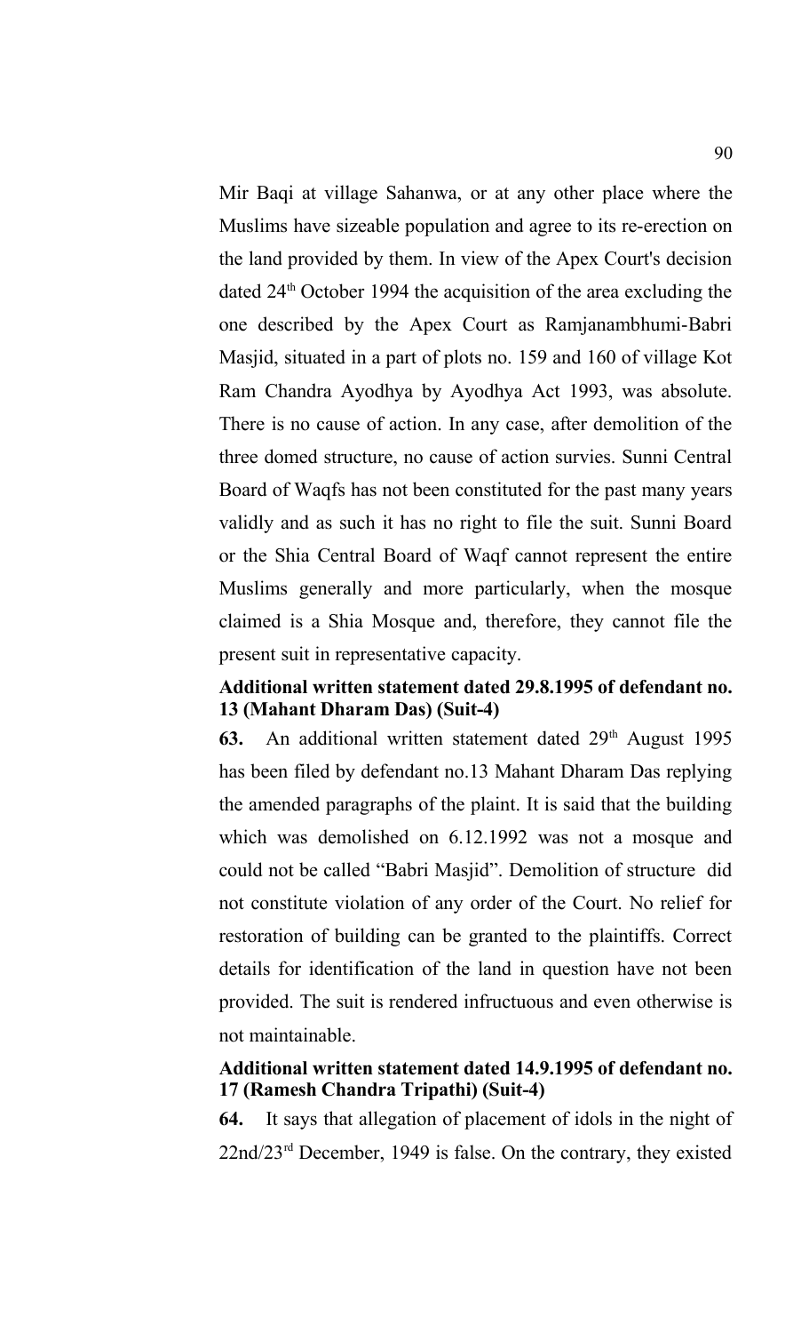Mir Baqi at village Sahanwa, or at any other place where the Muslims have sizeable population and agree to its re-erection on the land provided by them. In view of the Apex Court's decision dated 24th October 1994 the acquisition of the area excluding the one described by the Apex Court as Ramjanambhumi-Babri Masjid, situated in a part of plots no. 159 and 160 of village Kot Ram Chandra Ayodhya by Ayodhya Act 1993, was absolute. There is no cause of action. In any case, after demolition of the three domed structure, no cause of action survies. Sunni Central Board of Waqfs has not been constituted for the past many years validly and as such it has no right to file the suit. Sunni Board or the Shia Central Board of Waqf cannot represent the entire Muslims generally and more particularly, when the mosque claimed is a Shia Mosque and, therefore, they cannot file the present suit in representative capacity.

**Additional written statement dated 29.8.1995 of defendant no. 13 (Mahant Dharam Das) (Suit-4)**

**63.** An additional written statement dated 29th August 1995 has been filed by defendant no.13 Mahant Dharam Das replying the amended paragraphs of the plaint. It is said that the building which was demolished on 6.12.1992 was not a mosque and could not be called "Babri Masjid". Demolition of structure did not constitute violation of any order of the Court. No relief for restoration of building can be granted to the plaintiffs. Correct details for identification of the land in question have not been provided. The suit is rendered infructuous and even otherwise is not maintainable.

**Additional written statement dated 14.9.1995 of defendant no. 17 (Ramesh Chandra Tripathi) (Suit-4)**

**64.** It says that allegation of placement of idols in the night of 22nd/23rd December, 1949 is false. On the contrary, they existed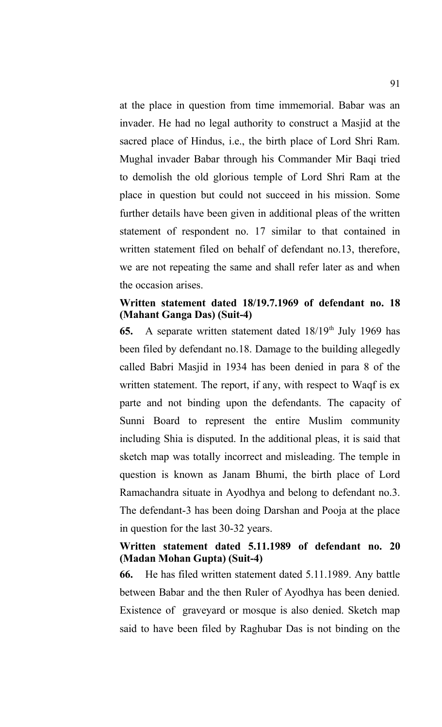at the place in question from time immemorial. Babar was an invader. He had no legal authority to construct a Masjid at the sacred place of Hindus, i.e., the birth place of Lord Shri Ram. Mughal invader Babar through his Commander Mir Baqi tried to demolish the old glorious temple of Lord Shri Ram at the place in question but could not succeed in his mission. Some further details have been given in additional pleas of the written statement of respondent no. 17 similar to that contained in written statement filed on behalf of defendant no.13, therefore, we are not repeating the same and shall refer later as and when the occasion arises.

**Written statement dated 18/19.7.1969 of defendant no. 18 (Mahant Ganga Das) (Suit-4)**

**65.** A separate written statement dated 18/19th July 1969 has been filed by defendant no.18. Damage to the building allegedly called Babri Masjid in 1934 has been denied in para 8 of the written statement. The report, if any, with respect to Waqf is ex parte and not binding upon the defendants. The capacity of Sunni Board to represent the entire Muslim community including Shia is disputed. In the additional pleas, it is said that sketch map was totally incorrect and misleading. The temple in question is known as Janam Bhumi, the birth place of Lord Ramachandra situate in Ayodhya and belong to defendant no.3. The defendant-3 has been doing Darshan and Pooja at the place in question for the last 30-32 years.

**Written statement dated 5.11.1989 of defendant no. 20 (Madan Mohan Gupta) (Suit-4)**

**66.** He has filed written statement dated 5.11.1989. Any battle between Babar and the then Ruler of Ayodhya has been denied. Existence of graveyard or mosque is also denied. Sketch map said to have been filed by Raghubar Das is not binding on the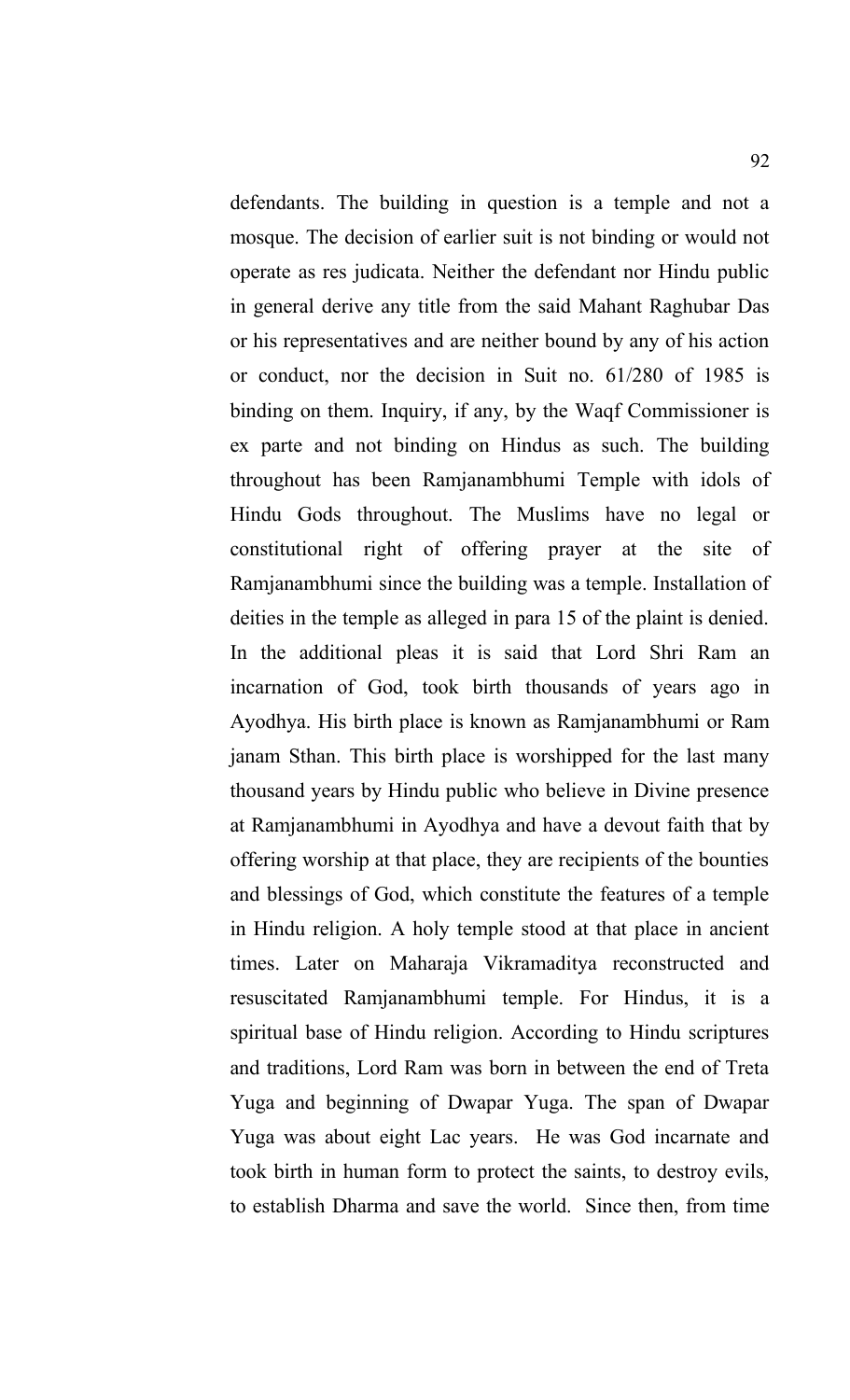defendants. The building in question is a temple and not a mosque. The decision of earlier suit is not binding or would not operate as res judicata. Neither the defendant nor Hindu public in general derive any title from the said Mahant Raghubar Das or his representatives and are neither bound by any of his action or conduct, nor the decision in Suit no. 61/280 of 1985 is binding on them. Inquiry, if any, by the Waqf Commissioner is ex parte and not binding on Hindus as such. The building throughout has been Ramjanambhumi Temple with idols of Hindu Gods throughout. The Muslims have no legal or constitutional right of offering prayer at the site of Ramjanambhumi since the building was a temple. Installation of deities in the temple as alleged in para 15 of the plaint is denied. In the additional pleas it is said that Lord Shri Ram an incarnation of God, took birth thousands of years ago in Ayodhya. His birth place is known as Ramjanambhumi or Ram janam Sthan. This birth place is worshipped for the last many thousand years by Hindu public who believe in Divine presence at Ramjanambhumi in Ayodhya and have a devout faith that by offering worship at that place, they are recipients of the bounties and blessings of God, which constitute the features of a temple in Hindu religion. A holy temple stood at that place in ancient times. Later on Maharaja Vikramaditya reconstructed and resuscitated Ramjanambhumi temple. For Hindus, it is a spiritual base of Hindu religion. According to Hindu scriptures and traditions, Lord Ram was born in between the end of Treta Yuga and beginning of Dwapar Yuga. The span of Dwapar Yuga was about eight Lac years. He was God incarnate and took birth in human form to protect the saints, to destroy evils, to establish Dharma and save the world. Since then, from time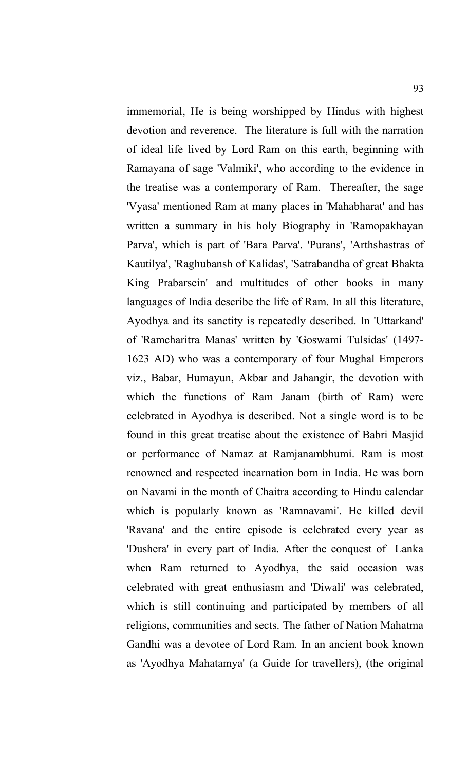immemorial, He is being worshipped by Hindus with highest devotion and reverence. The literature is full with the narration of ideal life lived by Lord Ram on this earth, beginning with Ramayana of sage 'Valmiki', who according to the evidence in the treatise was a contemporary of Ram. Thereafter, the sage 'Vyasa' mentioned Ram at many places in 'Mahabharat' and has written a summary in his holy Biography in 'Ramopakhayan Parva', which is part of 'Bara Parva'. 'Purans', 'Arthshastras of Kautilya', 'Raghubansh of Kalidas', 'Satrabandha of great Bhakta King Prabarsein' and multitudes of other books in many languages of India describe the life of Ram. In all this literature, Ayodhya and its sanctity is repeatedly described. In 'Uttarkand' of 'Ramcharitra Manas' written by 'Goswami Tulsidas' (1497-1623 AD) who was a contemporary of four Mughal Emperors viz., Babar, Humayun, Akbar and Jahangir, the devotion with which the functions of Ram Janam (birth of Ram) were celebrated in Ayodhya is described. Not a single word is to be found in this great treatise about the existence of Babri Masjid or performance of Namaz at Ramjanambhumi. Ram is most renowned and respected incarnation born in India. He was born on Navami in the month of Chaitra according to Hindu calendar which is popularly known as 'Ramnavami'. He killed devil 'Ravana' and the entire episode is celebrated every year as 'Dushera' in every part of India. After the conquest of Lanka when Ram returned to Ayodhya, the said occasion was celebrated with great enthusiasm and 'Diwali' was celebrated, which is still continuing and participated by members of all religions, communities and sects. The father of Nation Mahatma Gandhi was a devotee of Lord Ram. In an ancient book known as 'Ayodhya Mahatamya' (a Guide for travellers), (the original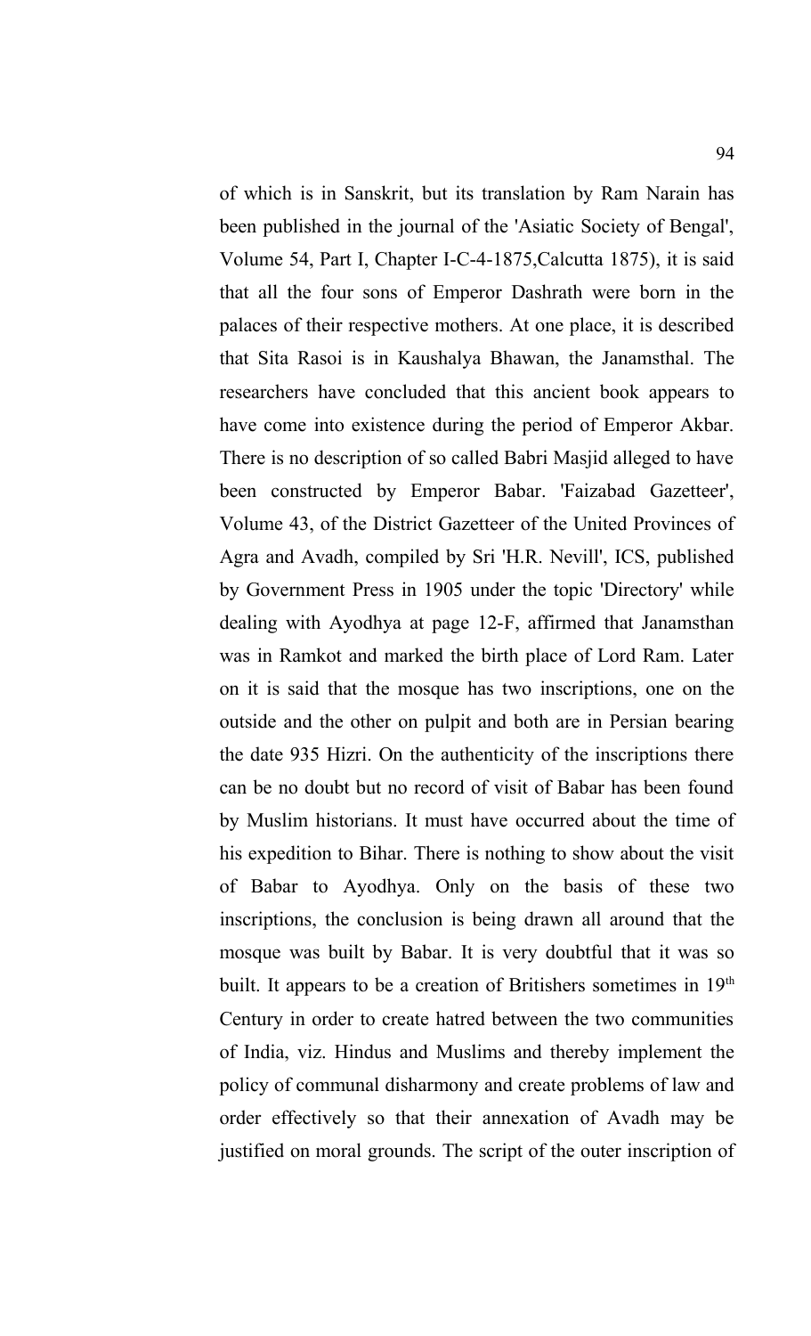of which is in Sanskrit, but its translation by Ram Narain has been published in the journal of the 'Asiatic Society of Bengal', Volume 54, Part I, Chapter I-C-4-1875,Calcutta 1875), it is said that all the four sons of Emperor Dashrath were born in the palaces of their respective mothers. At one place, it is described that Sita Rasoi is in Kaushalya Bhawan, the Janamsthal. The researchers have concluded that this ancient book appears to have come into existence during the period of Emperor Akbar. There is no description of so called Babri Masjid alleged to have been constructed by Emperor Babar. 'Faizabad Gazetteer', Volume 43, of the District Gazetteer of the United Provinces of Agra and Avadh, compiled by Sri 'H.R. Nevill', ICS, published by Government Press in 1905 under the topic 'Directory' while dealing with Ayodhya at page 12-F, affirmed that Janamsthan was in Ramkot and marked the birth place of Lord Ram. Later on it is said that the mosque has two inscriptions, one on the outside and the other on pulpit and both are in Persian bearing the date 935 Hizri. On the authenticity of the inscriptions there can be no doubt but no record of visit of Babar has been found by Muslim historians. It must have occurred about the time of his expedition to Bihar. There is nothing to show about the visit of Babar to Ayodhya. Only on the basis of these two inscriptions, the conclusion is being drawn all around that the mosque was built by Babar. It is very doubtful that it was so built. It appears to be a creation of Britishers sometimes in 19th Century in order to create hatred between the two communities of India, viz. Hindus and Muslims and thereby implement the policy of communal disharmony and create problems of law and order effectively so that their annexation of Avadh may be justified on moral grounds. The script of the outer inscription of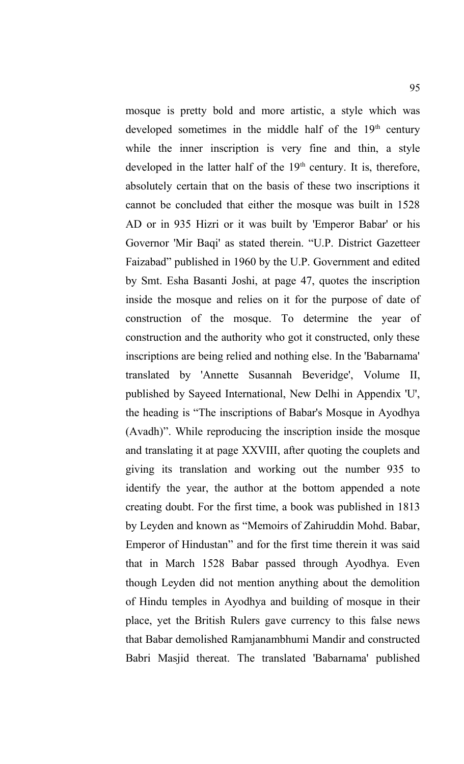mosque is pretty bold and more artistic, a style which was developed sometimes in the middle half of the 19th century while the inner inscription is very fine and thin, a style developed in the latter half of the 19th century. It is, therefore, absolutely certain that on the basis of these two inscriptions it cannot be concluded that either the mosque was built in 1528 AD or in 935 Hizri or it was built by 'Emperor Babar' or his Governor 'Mir Baqi' as stated therein. "U.P. District Gazetteer Faizabad" published in 1960 by the U.P. Government and edited by Smt. Esha Basanti Joshi, at page 47, quotes the inscription inside the mosque and relies on it for the purpose of date of construction of the mosque. To determine the year of construction and the authority who got it constructed, only these inscriptions are being relied and nothing else. In the 'Babarnama' translated by 'Annette Susannah Beveridge', Volume II, published by Sayeed International, New Delhi in Appendix 'U', the heading is "The inscriptions of Babar's Mosque in Ayodhya (Avadh)". While reproducing the inscription inside the mosque and translating it at page XXVIII, after quoting the couplets and giving its translation and working out the number 935 to identify the year, the author at the bottom appended a note creating doubt. For the first time, a book was published in 1813 by Leyden and known as "Memoirs of Zahiruddin Mohd. Babar, Emperor of Hindustan" and for the first time therein it was said that in March 1528 Babar passed through Ayodhya. Even though Leyden did not mention anything about the demolition of Hindu temples in Ayodhya and building of mosque in their place, yet the British Rulers gave currency to this false news that Babar demolished Ramjanambhumi Mandir and constructed Babri Masjid thereat. The translated 'Babarnama' published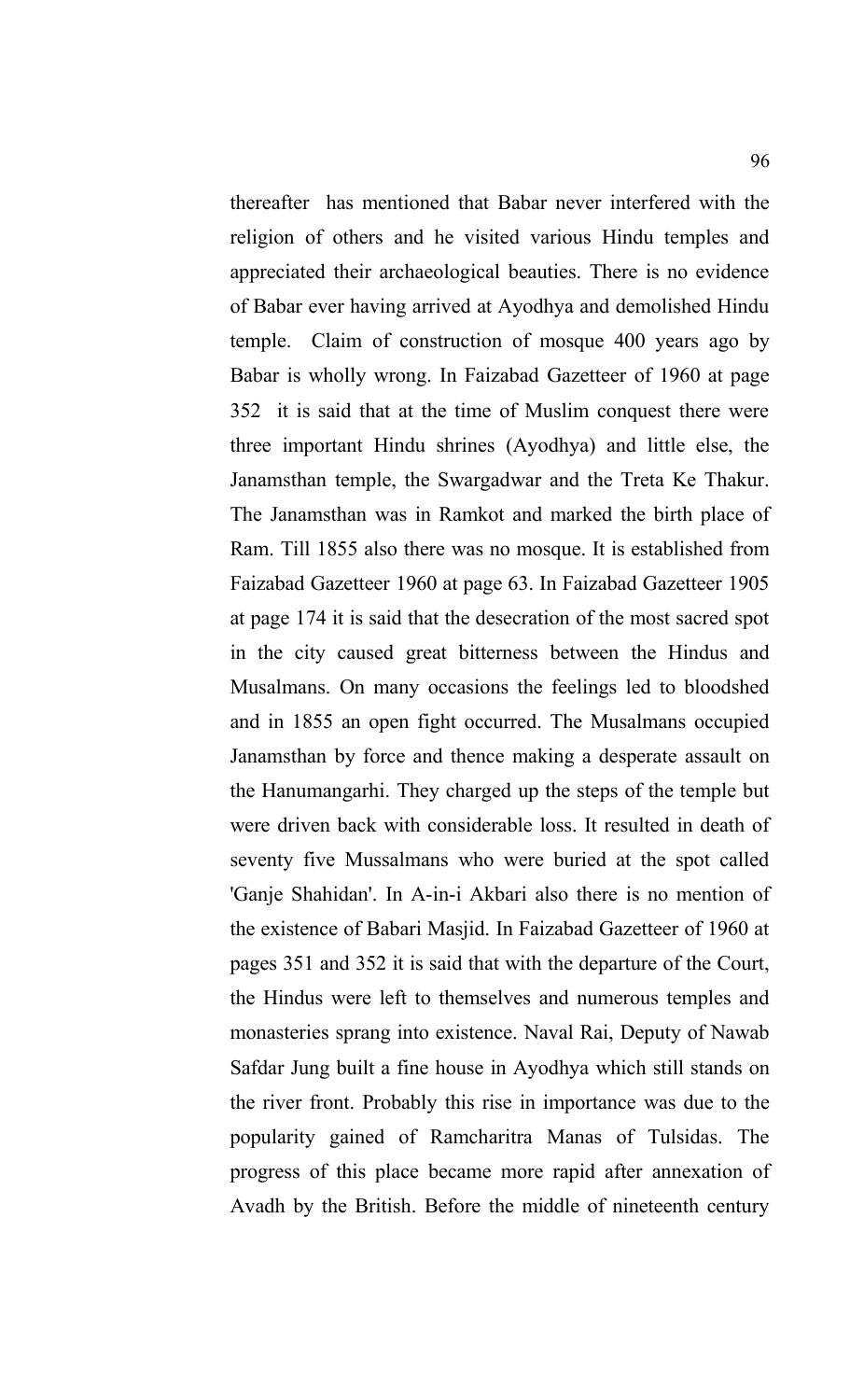thereafter has mentioned that Babar never interfered with the religion of others and he visited various Hindu temples and appreciated their archaeological beauties. There is no evidence of Babar ever having arrived at Ayodhya and demolished Hindu temple. Claim of construction of mosque 400 years ago by Babar is wholly wrong. In Faizabad Gazetteer of 1960 at page 352 it is said that at the time of Muslim conquest there were three important Hindu shrines (Ayodhya) and little else, the Janamsthan temple, the Swargadwar and the Treta Ke Thakur. The Janamsthan was in Ramkot and marked the birth place of Ram. Till 1855 also there was no mosque. It is established from Faizabad Gazetteer 1960 at page 63. In Faizabad Gazetteer 1905 at page 174 it is said that the desecration of the most sacred spot in the city caused great bitterness between the Hindus and Musalmans. On many occasions the feelings led to bloodshed and in 1855 an open fight occurred. The Musalmans occupied Janamsthan by force and thence making a desperate assault on the Hanumangarhi. They charged up the steps of the temple but were driven back with considerable loss. It resulted in death of seventy five Mussalmans who were buried at the spot called 'Ganje Shahidan'. In A-in-i Akbari also there is no mention of the existence of Babari Masjid. In Faizabad Gazetteer of 1960 at pages 351 and 352 it is said that with the departure of the Court, the Hindus were left to themselves and numerous temples and monasteries sprang into existence. Naval Rai, Deputy of Nawab Safdar Jung built a fine house in Ayodhya which still stands on the river front. Probably this rise in importance was due to the popularity gained of Ramcharitra Manas of Tulsidas. The progress of this place became more rapid after annexation of Avadh by the British. Before the middle of nineteenth century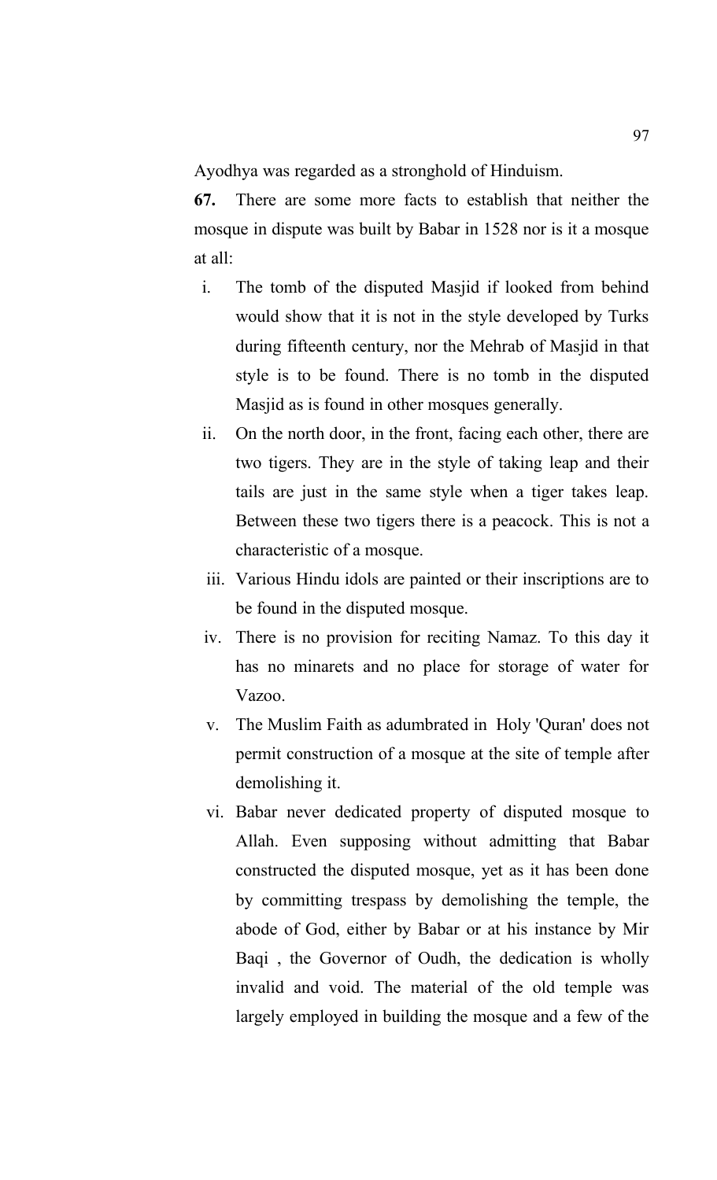Ayodhya was regarded as a stronghold of Hinduism.

**67.** There are some more facts to establish that neither the mosque in dispute was built by Babar in 1528 nor is it a mosque at all:

i. The tomb of the disputed Masjid if looked from behind would show that it is not in the style developed by Turks during fifteenth century, nor the Mehrab of Masjid in that style is to be found. There is no tomb in the disputed Masjid as is found in other mosques generally.

ii. On the north door, in the front, facing each other, there are two tigers. They are in the style of taking leap and their tails are just in the same style when a tiger takes leap. Between these two tigers there is a peacock. This is not a characteristic of a mosque.

iii. Various Hindu idols are painted or their inscriptions are to be found in the disputed mosque.

iv. There is no provision for reciting Namaz. To this day it has no minarets and no place for storage of water for Vazoo.

v. The Muslim Faith as adumbrated in Holy 'Quran' does not permit construction of a mosque at the site of temple after demolishing it.

vi. Babar never dedicated property of disputed mosque to Allah. Even supposing without admitting that Babar constructed the disputed mosque, yet as it has been done by committing trespass by demolishing the temple, the abode of God, either by Babar or at his instance by Mir Baqi , the Governor of Oudh, the dedication is wholly invalid and void. The material of the old temple was largely employed in building the mosque and a few of the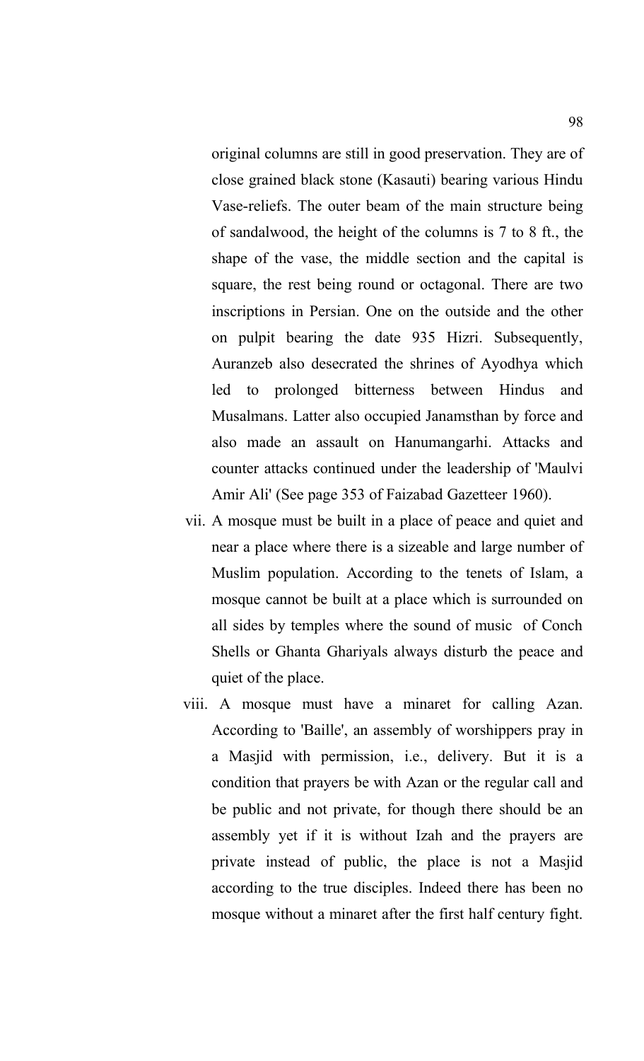original columns are still in good preservation. They are of close grained black stone (Kasauti) bearing various Hindu Vase-reliefs. The outer beam of the main structure being of sandalwood, the height of the columns is 7 to 8 ft., the shape of the vase, the middle section and the capital is square, the rest being round or octagonal. There are two inscriptions in Persian. One on the outside and the other on pulpit bearing the date 935 Hizri. Subsequently, Auranzeb also desecrated the shrines of Ayodhya which led to prolonged bitterness between Hindus and Musalmans. Latter also occupied Janamsthan by force and also made an assault on Hanumangarhi. Attacks and counter attacks continued under the leadership of 'Maulvi Amir Ali' (See page 353 of Faizabad Gazetteer 1960).

vii. A mosque must be built in a place of peace and quiet and near a place where there is a sizeable and large number of Muslim population. According to the tenets of Islam, a mosque cannot be built at a place which is surrounded on all sides by temples where the sound of music of Conch Shells or Ghanta Ghariyals always disturb the peace and quiet of the place.

viii. A mosque must have a minaret for calling Azan. According to 'Baille', an assembly of worshippers pray in a Masjid with permission, i.e., delivery. But it is a condition that prayers be with Azan or the regular call and be public and not private, for though there should be an assembly yet if it is without Izah and the prayers are private instead of public, the place is not a Masjid according to the true disciples. Indeed there has been no mosque without a minaret after the first half century fight.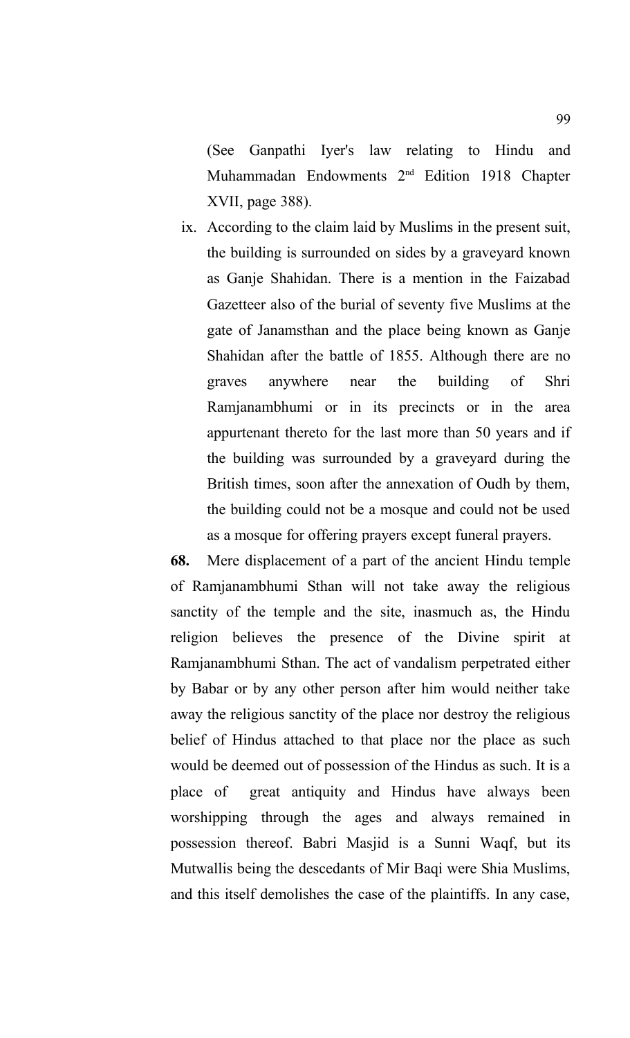(See Ganpathi Iyer's law relating to Hindu and Muhammadan Endowments 2nd Edition 1918 Chapter XVII, page 388).

ix. According to the claim laid by Muslims in the present suit, the building is surrounded on sides by a graveyard known as Ganje Shahidan. There is a mention in the Faizabad Gazetteer also of the burial of seventy five Muslims at the gate of Janamsthan and the place being known as Ganje Shahidan after the battle of 1855. Although there are no graves anywhere near the building of Shri Ramjanambhumi or in its precincts or in the area appurtenant thereto for the last more than 50 years and if the building was surrounded by a graveyard during the British times, soon after the annexation of Oudh by them, the building could not be a mosque and could not be used as a mosque for offering prayers except funeral prayers.

**68.** Mere displacement of a part of the ancient Hindu temple of Ramjanambhumi Sthan will not take away the religious sanctity of the temple and the site, inasmuch as, the Hindu religion believes the presence of the Divine spirit at Ramjanambhumi Sthan. The act of vandalism perpetrated either by Babar or by any other person after him would neither take away the religious sanctity of the place nor destroy the religious belief of Hindus attached to that place nor the place as such would be deemed out of possession of the Hindus as such. It is a place of great antiquity and Hindus have always been worshipping through the ages and always remained in possession thereof. Babri Masjid is a Sunni Waqf, but its Mutwallis being the descedants of Mir Baqi were Shia Muslims, and this itself demolishes the case of the plaintiffs. In any case,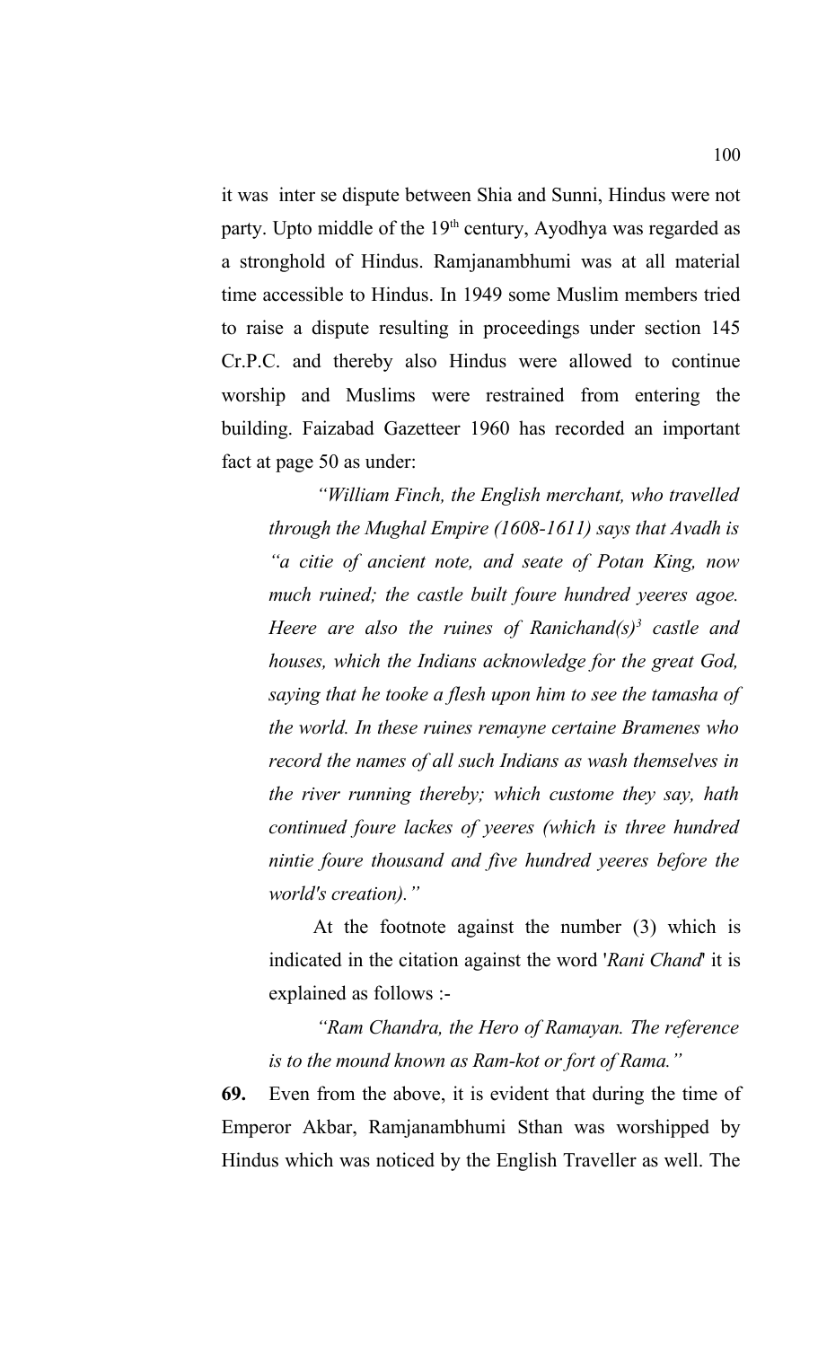it was inter se dispute between Shia and Sunni, Hindus were not party. Upto middle of the 19th century, Ayodhya was regarded as a stronghold of Hindus. Ramjanambhumi was at all material time accessible to Hindus. In 1949 some Muslim members tried to raise a dispute resulting in proceedings under section 145 Cr.P.C. and thereby also Hindus were allowed to continue worship and Muslims were restrained from entering the building. Faizabad Gazetteer 1960 has recorded an important fact at page 50 as under:

> *"William Finch, the English merchant, who travelled through the Mughal Empire (1608-1611) says that Avadh is "a citie of ancient note, and seate of Potan King, now much ruined; the castle built foure hundred yeeres agoe. Heere are also the ruines of Ranichand(s)[3] castle and houses, which the Indians acknowledge for the great God, saying that he tooke a flesh upon him to see the tamasha of the world. In these ruines remayne certaine Bramenes who record the names of all such Indians as wash themselves in the river running thereby; which custome they say, hath continued foure lackes of yeeres (which is three hundred nintie foure thousand and five hundred yeeres before the world's creation)."*
>
> At the footnote against the number (3) which is indicated in the citation against the word '*Rani Chand*' it is explained as follows :-
>
> *"Ram Chandra, the Hero of Ramayan. The reference is to the mound known as Ram-kot or fort of Rama."*

**69.** Even from the above, it is evident that during the time of Emperor Akbar, Ramjanambhumi Sthan was worshipped by Hindus which was noticed by the English Traveller as well. The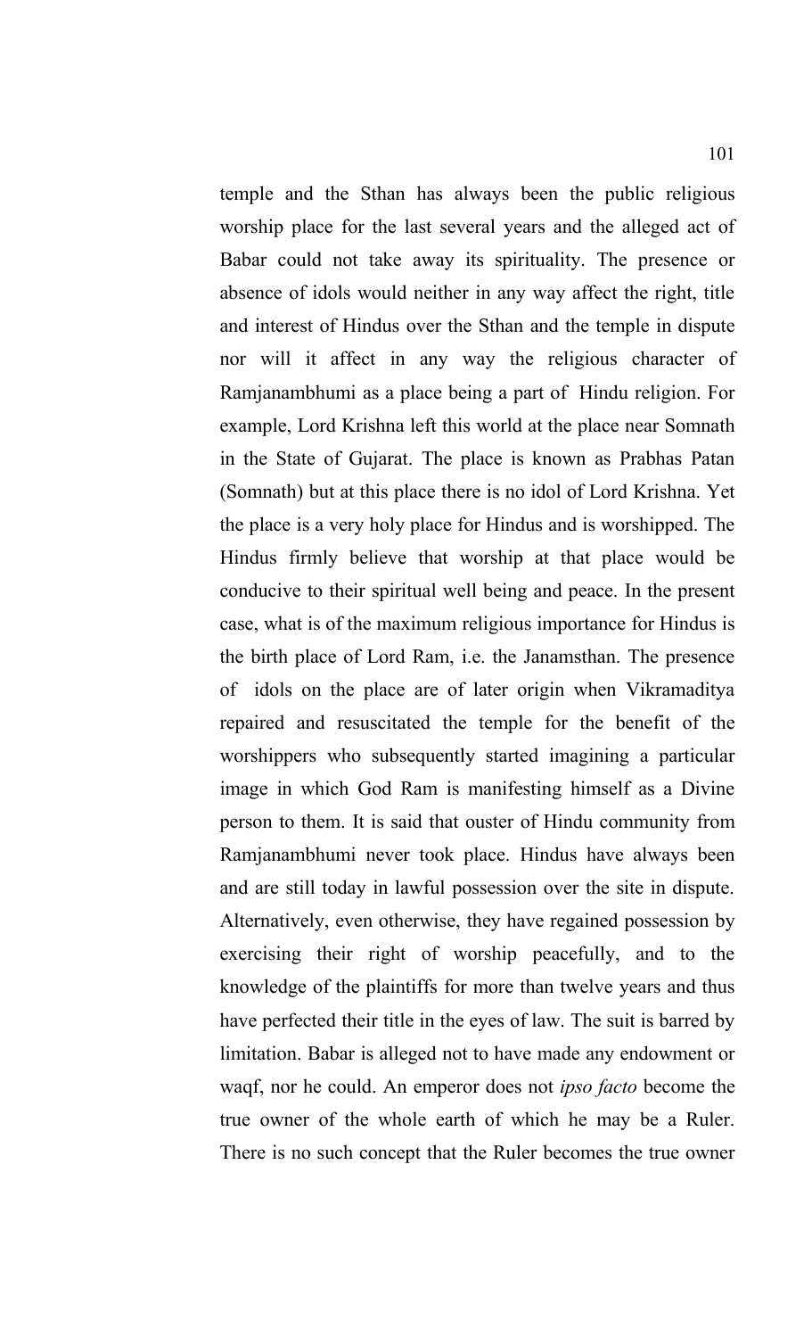temple and the Sthan has always been the public religious worship place for the last several years and the alleged act of Babar could not take away its spirituality. The presence or absence of idols would neither in any way affect the right, title and interest of Hindus over the Sthan and the temple in dispute nor will it affect in any way the religious character of Ramjanambhumi as a place being a part of Hindu religion. For example, Lord Krishna left this world at the place near Somnath in the State of Gujarat. The place is known as Prabhas Patan (Somnath) but at this place there is no idol of Lord Krishna. Yet the place is a very holy place for Hindus and is worshipped. The Hindus firmly believe that worship at that place would be conducive to their spiritual well being and peace. In the present case, what is of the maximum religious importance for Hindus is the birth place of Lord Ram, i.e. the Janamsthan. The presence of idols on the place are of later origin when Vikramaditya repaired and resuscitated the temple for the benefit of the worshippers who subsequently started imagining a particular image in which God Ram is manifesting himself as a Divine person to them. It is said that ouster of Hindu community from Ramjanambhumi never took place. Hindus have always been and are still today in lawful possession over the site in dispute. Alternatively, even otherwise, they have regained possession by exercising their right of worship peacefully, and to the knowledge of the plaintiffs for more than twelve years and thus have perfected their title in the eyes of law. The suit is barred by limitation. Babar is alleged not to have made any endowment or waqf, nor he could. An emperor does not *ipso facto* become the true owner of the whole earth of which he may be a Ruler. There is no such concept that the Ruler becomes the true owner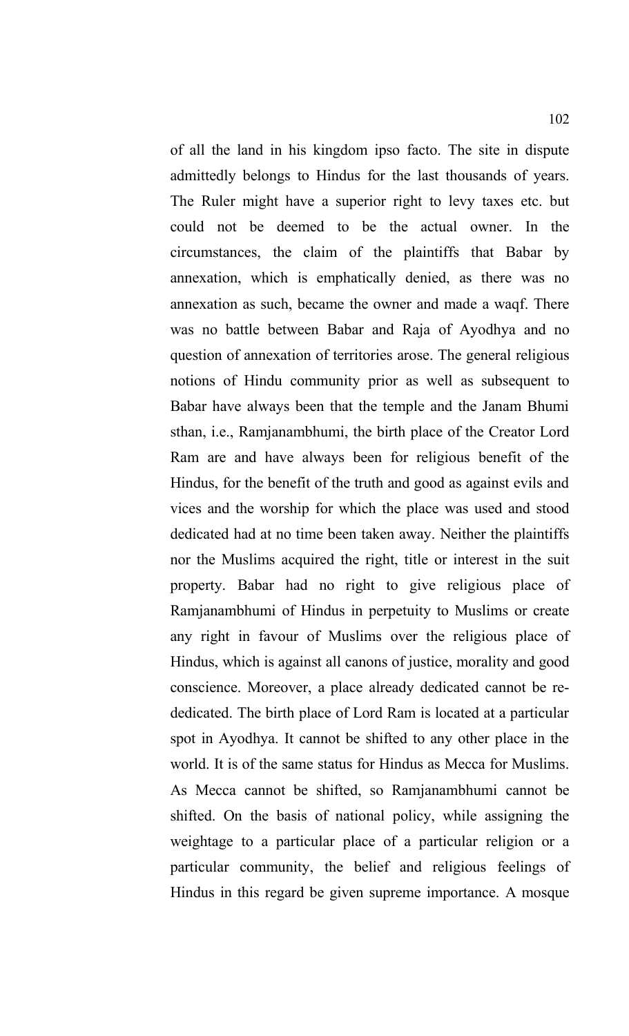of all the land in his kingdom ipso facto. The site in dispute admittedly belongs to Hindus for the last thousands of years. The Ruler might have a superior right to levy taxes etc. but could not be deemed to be the actual owner. In the circumstances, the claim of the plaintiffs that Babar by annexation, which is emphatically denied, as there was no annexation as such, became the owner and made a waqf. There was no battle between Babar and Raja of Ayodhya and no question of annexation of territories arose. The general religious notions of Hindu community prior as well as subsequent to Babar have always been that the temple and the Janam Bhumi sthan, i.e., Ramjanambhumi, the birth place of the Creator Lord Ram are and have always been for religious benefit of the Hindus, for the benefit of the truth and good as against evils and vices and the worship for which the place was used and stood dedicated had at no time been taken away. Neither the plaintiffs nor the Muslims acquired the right, title or interest in the suit property. Babar had no right to give religious place of Ramjanambhumi of Hindus in perpetuity to Muslims or create any right in favour of Muslims over the religious place of Hindus, which is against all canons of justice, morality and good conscience. Moreover, a place already dedicated cannot be re-dedicated. The birth place of Lord Ram is located at a particular spot in Ayodhya. It cannot be shifted to any other place in the world. It is of the same status for Hindus as Mecca for Muslims. As Mecca cannot be shifted, so Ramjanambhumi cannot be shifted. On the basis of national policy, while assigning the weightage to a particular place of a particular religion or a particular community, the belief and religious feelings of Hindus in this regard be given supreme importance. A mosque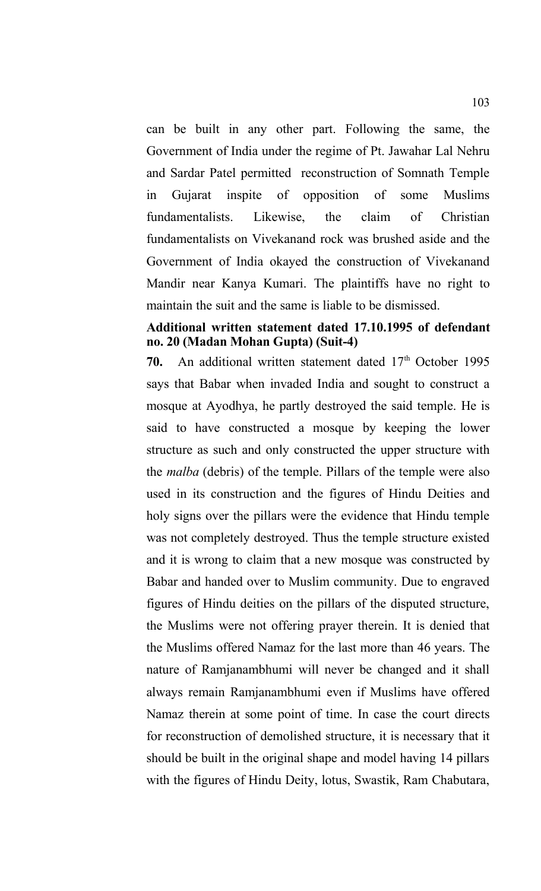can be built in any other part. Following the same, the Government of India under the regime of Pt. Jawahar Lal Nehru and Sardar Patel permitted reconstruction of Somnath Temple in Gujarat inspite of opposition of some Muslims fundamentalists. Likewise, the claim of Christian fundamentalists on Vivekanand rock was brushed aside and the Government of India okayed the construction of Vivekanand Mandir near Kanya Kumari. The plaintiffs have no right to maintain the suit and the same is liable to be dismissed.

**Additional written statement dated 17.10.1995 of defendant no. 20 (Madan Mohan Gupta) (Suit-4)**

**70.** An additional written statement dated 17th October 1995 says that Babar when invaded India and sought to construct a mosque at Ayodhya, he partly destroyed the said temple. He is said to have constructed a mosque by keeping the lower structure as such and only constructed the upper structure with the *malba* (debris) of the temple. Pillars of the temple were also used in its construction and the figures of Hindu Deities and holy signs over the pillars were the evidence that Hindu temple was not completely destroyed. Thus the temple structure existed and it is wrong to claim that a new mosque was constructed by Babar and handed over to Muslim community. Due to engraved figures of Hindu deities on the pillars of the disputed structure, the Muslims were not offering prayer therein. It is denied that the Muslims offered Namaz for the last more than 46 years. The nature of Ramjanambhumi will never be changed and it shall always remain Ramjanambhumi even if Muslims have offered Namaz therein at some point of time. In case the court directs for reconstruction of demolished structure, it is necessary that it should be built in the original shape and model having 14 pillars with the figures of Hindu Deity, lotus, Swastik, Ram Chabutara,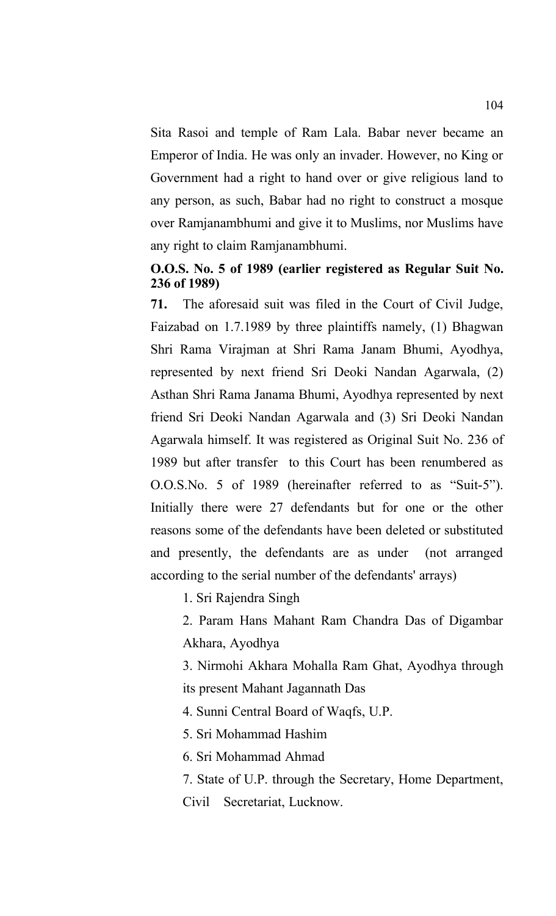Sita Rasoi and temple of Ram Lala. Babar never became an Emperor of India. He was only an invader. However, no King or Government had a right to hand over or give religious land to any person, as such, Babar had no right to construct a mosque over Ramjanambhumi and give it to Muslims, nor Muslims have any right to claim Ramjanambhumi.

**O.O.S. No. 5 of 1989 (earlier registered as Regular Suit No. 236 of 1989)**

**71.** The aforesaid suit was filed in the Court of Civil Judge, Faizabad on 1.7.1989 by three plaintiffs namely, (1) Bhagwan Shri Rama Virajman at Shri Rama Janam Bhumi, Ayodhya, represented by next friend Sri Deoki Nandan Agarwala, (2) Asthan Shri Rama Janama Bhumi, Ayodhya represented by next friend Sri Deoki Nandan Agarwala and (3) Sri Deoki Nandan Agarwala himself. It was registered as Original Suit No. 236 of 1989 but after transfer to this Court has been renumbered as O.O.S.No. 5 of 1989 (hereinafter referred to as "Suit-5"). Initially there were 27 defendants but for one or the other reasons some of the defendants have been deleted or substituted and presently, the defendants are as under (not arranged according to the serial number of the defendants' arrays)

1. Sri Rajendra Singh
2. Param Hans Mahant Ram Chandra Das of Digambar Akhara, Ayodhya
3. Nirmohi Akhara Mohalla Ram Ghat, Ayodhya through its present Mahant Jagannath Das
4. Sunni Central Board of Waqfs, U.P.
5. Sri Mohammad Hashim
6. Sri Mohammad Ahmad
7. State of U.P. through the Secretary, Home Department, Civil Secretariat, Lucknow.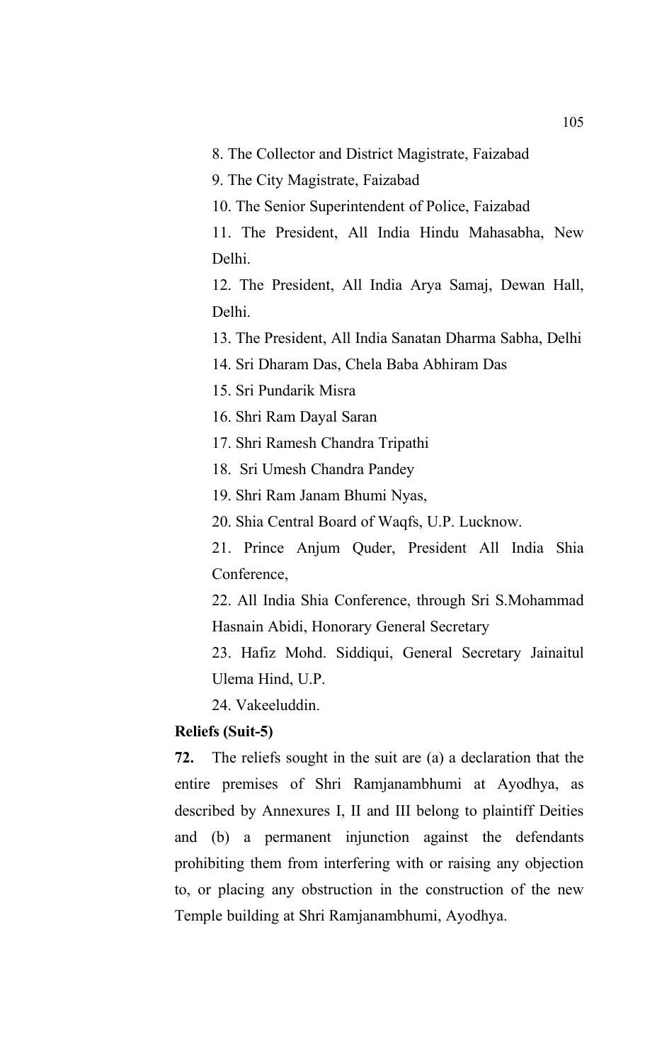8. The Collector and District Magistrate, Faizabad

9. The City Magistrate, Faizabad

10. The Senior Superintendent of Police, Faizabad

11. The President, All India Hindu Mahasabha, New Delhi.

12. The President, All India Arya Samaj, Dewan Hall, Delhi.

13. The President, All India Sanatan Dharma Sabha, Delhi

14. Sri Dharam Das, Chela Baba Abhiram Das

15. Sri Pundarik Misra

16. Shri Ram Dayal Saran

17. Shri Ramesh Chandra Tripathi

18. Sri Umesh Chandra Pandey

19. Shri Ram Janam Bhumi Nyas,

20. Shia Central Board of Waqfs, U.P. Lucknow.

21. Prince Anjum Quder, President All India Shia Conference,

22. All India Shia Conference, through Sri S.Mohammad Hasnain Abidi, Honorary General Secretary

23. Hafiz Mohd. Siddiqui, General Secretary Jainaitul Ulema Hind, U.P.

24. Vakeeluddin.

**Reliefs (Suit-5)**

**72.** The reliefs sought in the suit are (a) a declaration that the entire premises of Shri Ramjanambhumi at Ayodhya, as described by Annexures I, II and III belong to plaintiff Deities and (b) a permanent injunction against the defendants prohibiting them from interfering with or raising any objection to, or placing any obstruction in the construction of the new Temple building at Shri Ramjanambhumi, Ayodhya.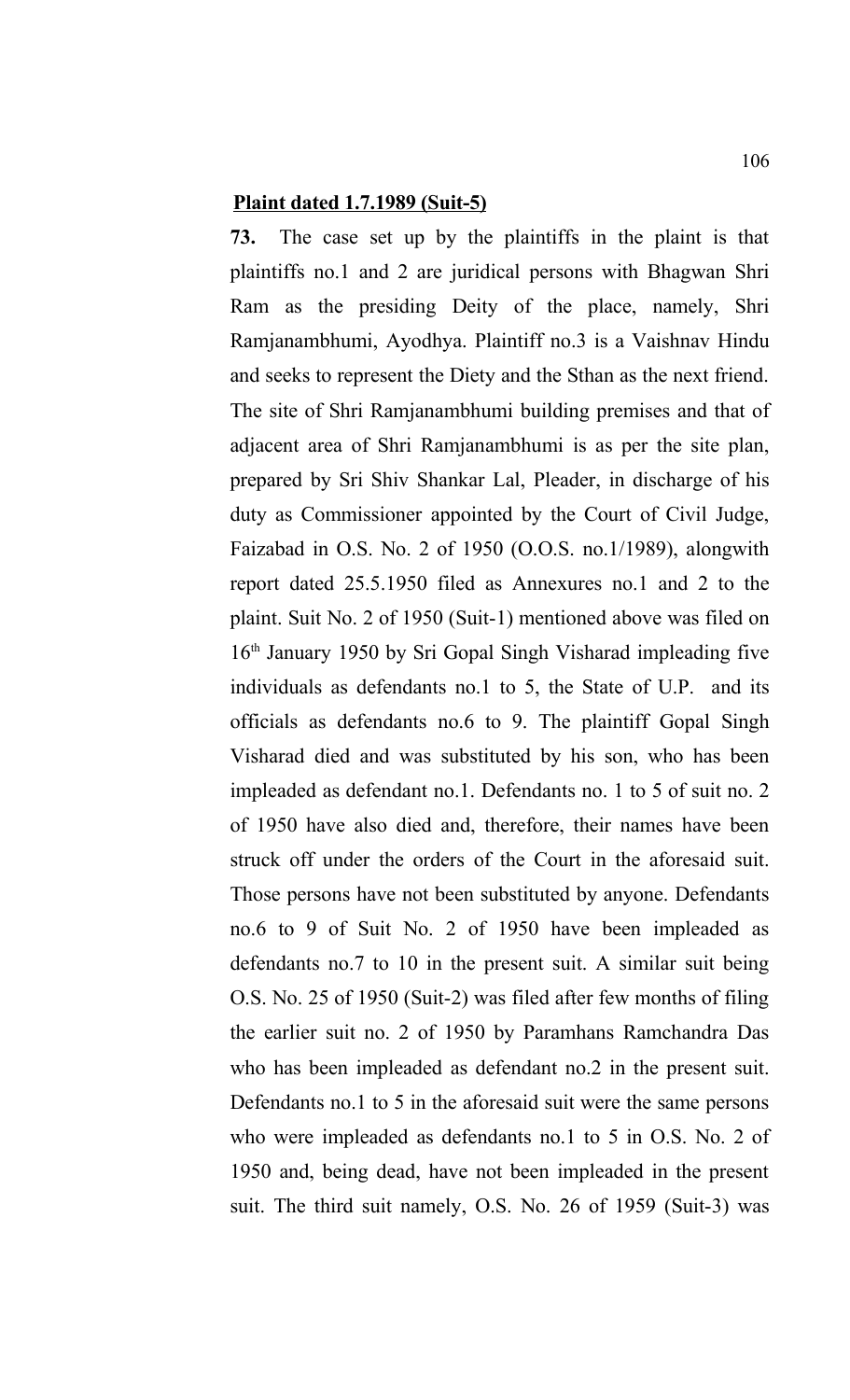**Plaint dated 1.7.1989 (Suit-5)**

**73.** The case set up by the plaintiffs in the plaint is that plaintiffs no.1 and 2 are juridical persons with Bhagwan Shri Ram as the presiding Deity of the place, namely, Shri Ramjanambhumi, Ayodhya. Plaintiff no.3 is a Vaishnav Hindu and seeks to represent the Diety and the Sthan as the next friend. The site of Shri Ramjanambhumi building premises and that of adjacent area of Shri Ramjanambhumi is as per the site plan, prepared by Sri Shiv Shankar Lal, Pleader, in discharge of his duty as Commissioner appointed by the Court of Civil Judge, Faizabad in O.S. No. 2 of 1950 (O.O.S. no.1/1989), alongwith report dated 25.5.1950 filed as Annexures no.1 and 2 to the plaint. Suit No. 2 of 1950 (Suit-1) mentioned above was filed on 16th January 1950 by Sri Gopal Singh Visharad impleading five individuals as defendants no.1 to 5, the State of U.P. and its officials as defendants no.6 to 9. The plaintiff Gopal Singh Visharad died and was substituted by his son, who has been impleaded as defendant no.1. Defendants no. 1 to 5 of suit no. 2 of 1950 have also died and, therefore, their names have been struck off under the orders of the Court in the aforesaid suit. Those persons have not been substituted by anyone. Defendants no.6 to 9 of Suit No. 2 of 1950 have been impleaded as defendants no.7 to 10 in the present suit. A similar suit being O.S. No. 25 of 1950 (Suit-2) was filed after few months of filing the earlier suit no. 2 of 1950 by Paramhans Ramchandra Das who has been impleaded as defendant no.2 in the present suit. Defendants no.1 to 5 in the aforesaid suit were the same persons who were impleaded as defendants no.1 to 5 in O.S. No. 2 of 1950 and, being dead, have not been impleaded in the present suit. The third suit namely, O.S. No. 26 of 1959 (Suit-3) was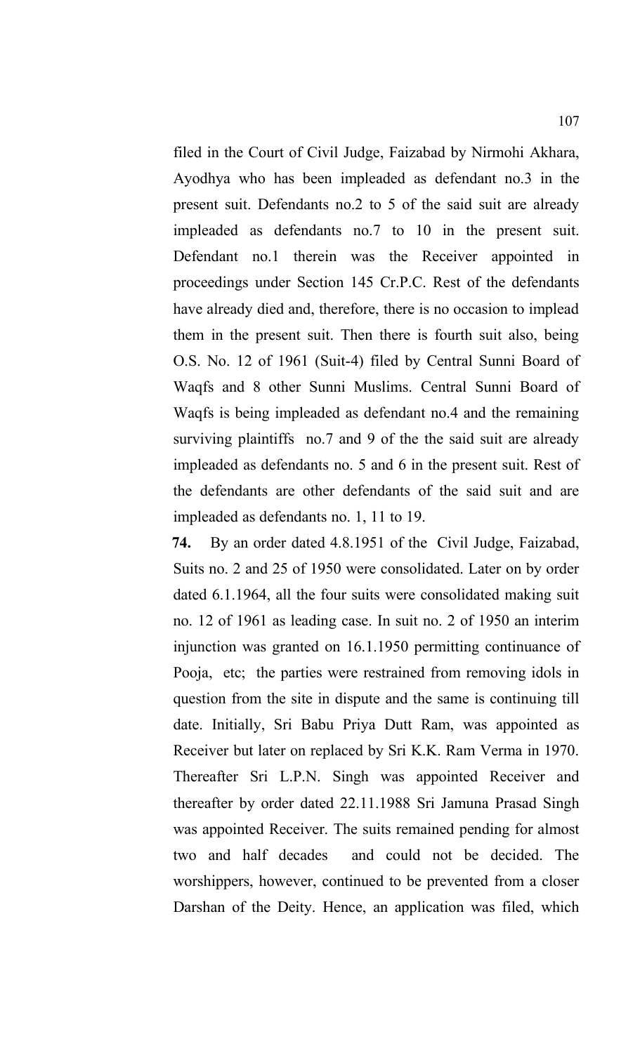filed in the Court of Civil Judge, Faizabad by Nirmohi Akhara, Ayodhya who has been impleaded as defendant no.3 in the present suit. Defendants no.2 to 5 of the said suit are already impleaded as defendants no.7 to 10 in the present suit. Defendant no.1 therein was the Receiver appointed in proceedings under Section 145 Cr.P.C. Rest of the defendants have already died and, therefore, there is no occasion to implead them in the present suit. Then there is fourth suit also, being O.S. No. 12 of 1961 (Suit-4) filed by Central Sunni Board of Waqfs and 8 other Sunni Muslims. Central Sunni Board of Waqfs is being impleaded as defendant no.4 and the remaining surviving plaintiffs no.7 and 9 of the the said suit are already impleaded as defendants no. 5 and 6 in the present suit. Rest of the defendants are other defendants of the said suit and are impleaded as defendants no. 1, 11 to 19.

**74.** By an order dated 4.8.1951 of the Civil Judge, Faizabad, Suits no. 2 and 25 of 1950 were consolidated. Later on by order dated 6.1.1964, all the four suits were consolidated making suit no. 12 of 1961 as leading case. In suit no. 2 of 1950 an interim injunction was granted on 16.1.1950 permitting continuance of Pooja, etc; the parties were restrained from removing idols in question from the site in dispute and the same is continuing till date. Initially, Sri Babu Priya Dutt Ram, was appointed as Receiver but later on replaced by Sri K.K. Ram Verma in 1970. Thereafter Sri L.P.N. Singh was appointed Receiver and thereafter by order dated 22.11.1988 Sri Jamuna Prasad Singh was appointed Receiver. The suits remained pending for almost two and half decades and could not be decided. The worshippers, however, continued to be prevented from a closer Darshan of the Deity. Hence, an application was filed, which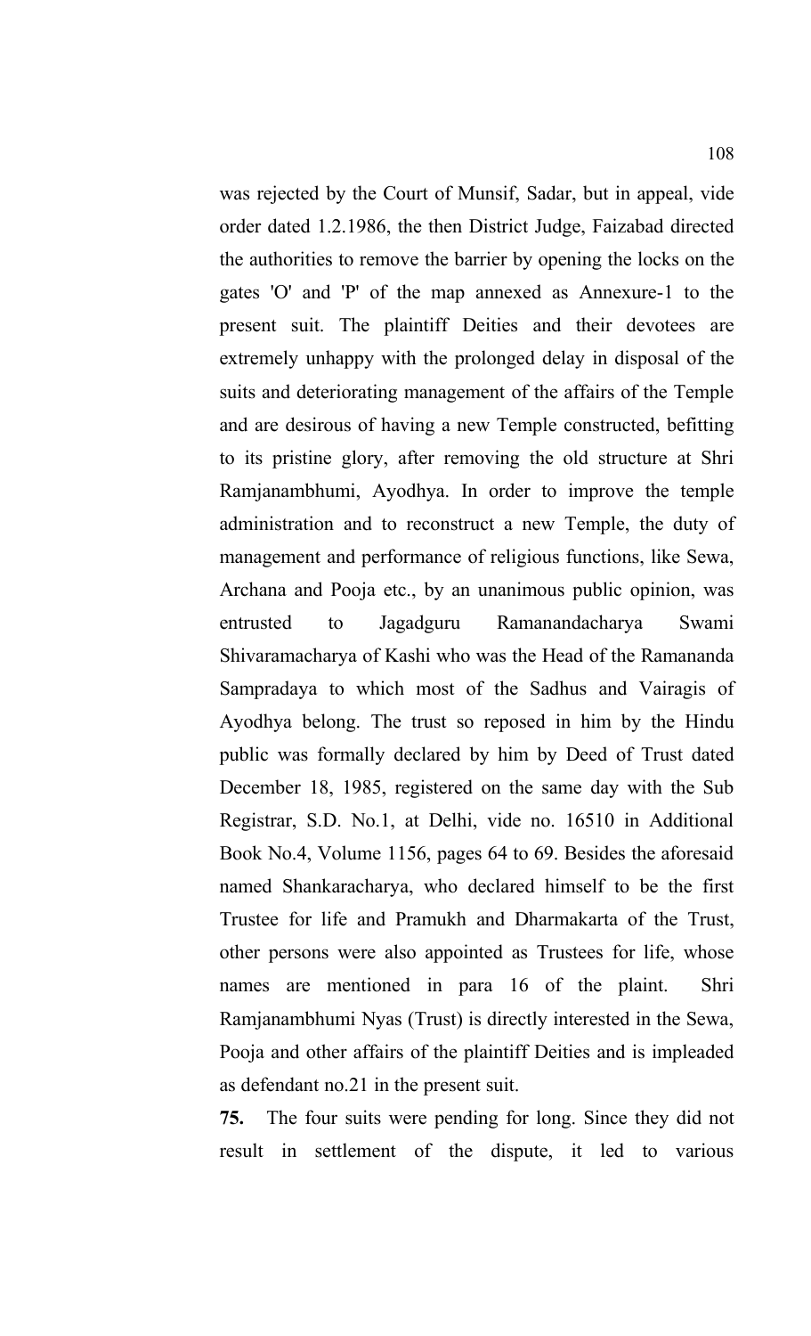was rejected by the Court of Munsif, Sadar, but in appeal, vide order dated 1.2.1986, the then District Judge, Faizabad directed the authorities to remove the barrier by opening the locks on the gates 'O' and 'P' of the map annexed as Annexure-1 to the present suit. The plaintiff Deities and their devotees are extremely unhappy with the prolonged delay in disposal of the suits and deteriorating management of the affairs of the Temple and are desirous of having a new Temple constructed, befitting to its pristine glory, after removing the old structure at Shri Ramjanambhumi, Ayodhya. In order to improve the temple administration and to reconstruct a new Temple, the duty of management and performance of religious functions, like Sewa, Archana and Pooja etc., by an unanimous public opinion, was entrusted to Jagadguru Ramanandacharya Swami Shivaramacharya of Kashi who was the Head of the Ramananda Sampradaya to which most of the Sadhus and Vairagis of Ayodhya belong. The trust so reposed in him by the Hindu public was formally declared by him by Deed of Trust dated December 18, 1985, registered on the same day with the Sub Registrar, S.D. No.1, at Delhi, vide no. 16510 in Additional Book No.4, Volume 1156, pages 64 to 69. Besides the aforesaid named Shankaracharya, who declared himself to be the first Trustee for life and Pramukh and Dharmakarta of the Trust, other persons were also appointed as Trustees for life, whose names are mentioned in para 16 of the plaint. Shri Ramjanambhumi Nyas (Trust) is directly interested in the Sewa, Pooja and other affairs of the plaintiff Deities and is impleaded as defendant no.21 in the present suit.

**75.** The four suits were pending for long. Since they did not result in settlement of the dispute, it led to various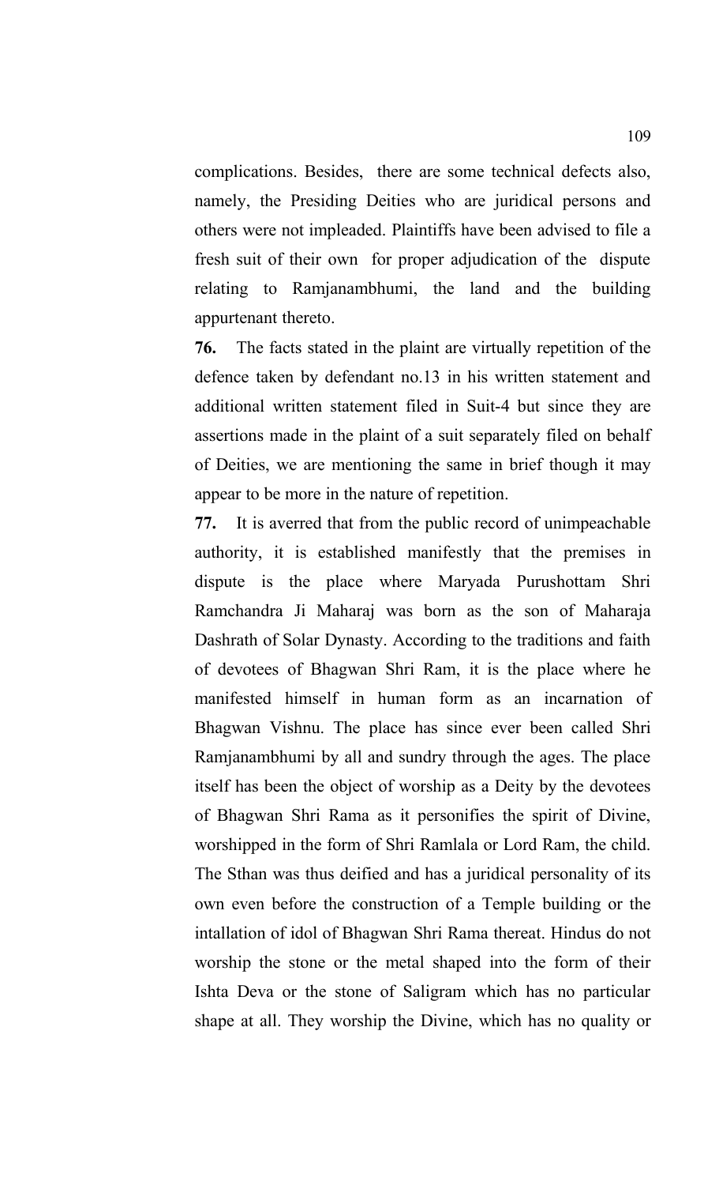complications. Besides, there are some technical defects also, namely, the Presiding Deities who are juridical persons and others were not impleaded. Plaintiffs have been advised to file a fresh suit of their own for proper adjudication of the dispute relating to Ramjanambhumi, the land and the building appurtenant thereto.

**76.** The facts stated in the plaint are virtually repetition of the defence taken by defendant no.13 in his written statement and additional written statement filed in Suit-4 but since they are assertions made in the plaint of a suit separately filed on behalf of Deities, we are mentioning the same in brief though it may appear to be more in the nature of repetition.

**77.** It is averred that from the public record of unimpeachable authority, it is established manifestly that the premises in dispute is the place where Maryada Purushottam Shri Ramchandra Ji Maharaj was born as the son of Maharaja Dashrath of Solar Dynasty. According to the traditions and faith of devotees of Bhagwan Shri Ram, it is the place where he manifested himself in human form as an incarnation of Bhagwan Vishnu. The place has since ever been called Shri Ramjanambhumi by all and sundry through the ages. The place itself has been the object of worship as a Deity by the devotees of Bhagwan Shri Rama as it personifies the spirit of Divine, worshipped in the form of Shri Ramlala or Lord Ram, the child. The Sthan was thus deified and has a juridical personality of its own even before the construction of a Temple building or the intallation of idol of Bhagwan Shri Rama thereat. Hindus do not worship the stone or the metal shaped into the form of their Ishta Deva or the stone of Saligram which has no particular shape at all. They worship the Divine, which has no quality or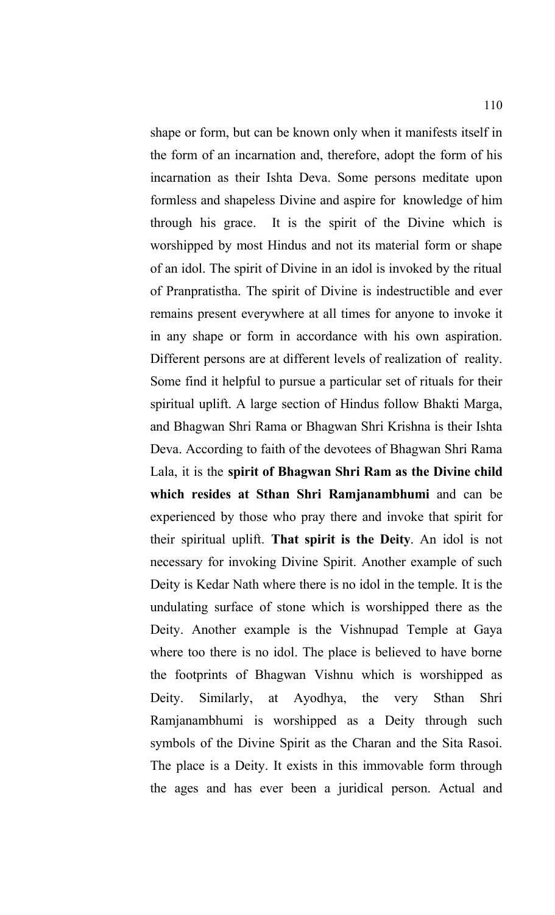shape or form, but can be known only when it manifests itself in the form of an incarnation and, therefore, adopt the form of his incarnation as their Ishta Deva. Some persons meditate upon formless and shapeless Divine and aspire for knowledge of him through his grace. It is the spirit of the Divine which is worshipped by most Hindus and not its material form or shape of an idol. The spirit of Divine in an idol is invoked by the ritual of Pranpratistha. The spirit of Divine is indestructible and ever remains present everywhere at all times for anyone to invoke it in any shape or form in accordance with his own aspiration. Different persons are at different levels of realization of reality. Some find it helpful to pursue a particular set of rituals for their spiritual uplift. A large section of Hindus follow Bhakti Marga, and Bhagwan Shri Rama or Bhagwan Shri Krishna is their Ishta Deva. According to faith of the devotees of Bhagwan Shri Rama Lala, it is the **spirit of Bhagwan Shri Ram as the Divine child which resides at Sthan Shri Ramjanambhumi** and can be experienced by those who pray there and invoke that spirit for their spiritual uplift. **That spirit is the Deity**. An idol is not necessary for invoking Divine Spirit. Another example of such Deity is Kedar Nath where there is no idol in the temple. It is the undulating surface of stone which is worshipped there as the Deity. Another example is the Vishnupad Temple at Gaya where too there is no idol. The place is believed to have borne the footprints of Bhagwan Vishnu which is worshipped as Deity. Similarly, at Ayodhya, the very Sthan Shri Ramjanambhumi is worshipped as a Deity through such symbols of the Divine Spirit as the Charan and the Sita Rasoi. The place is a Deity. It exists in this immovable form through the ages and has ever been a juridical person. Actual and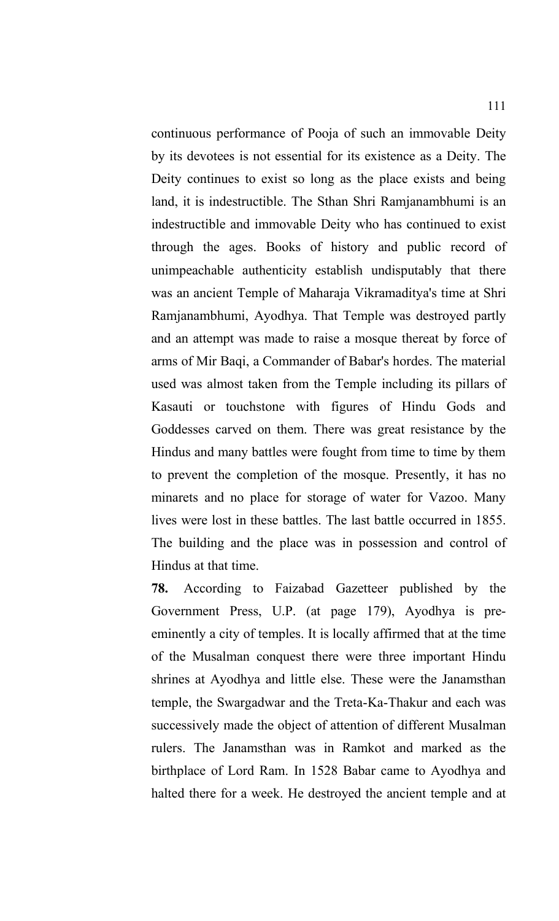continuous performance of Pooja of such an immovable Deity by its devotees is not essential for its existence as a Deity. The Deity continues to exist so long as the place exists and being land, it is indestructible. The Sthan Shri Ramjanambhumi is an indestructible and immovable Deity who has continued to exist through the ages. Books of history and public record of unimpeachable authenticity establish undisputably that there was an ancient Temple of Maharaja Vikramaditya's time at Shri Ramjanambhumi, Ayodhya. That Temple was destroyed partly and an attempt was made to raise a mosque thereat by force of arms of Mir Baqi, a Commander of Babar's hordes. The material used was almost taken from the Temple including its pillars of Kasauti or touchstone with figures of Hindu Gods and Goddesses carved on them. There was great resistance by the Hindus and many battles were fought from time to time by them to prevent the completion of the mosque. Presently, it has no minarets and no place for storage of water for Vazoo. Many lives were lost in these battles. The last battle occurred in 1855. The building and the place was in possession and control of Hindus at that time.

**78.** According to Faizabad Gazetteer published by the Government Press, U.P. (at page 179), Ayodhya is pre-eminently a city of temples. It is locally affirmed that at the time of the Musalman conquest there were three important Hindu shrines at Ayodhya and little else. These were the Janamsthan temple, the Swargadwar and the Treta-Ka-Thakur and each was successively made the object of attention of different Musalman rulers. The Janamsthan was in Ramkot and marked as the birthplace of Lord Ram. In 1528 Babar came to Ayodhya and halted there for a week. He destroyed the ancient temple and at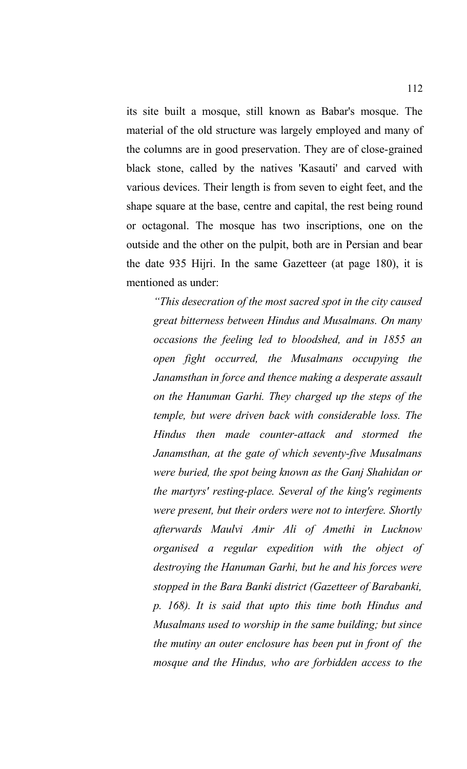its site built a mosque, still known as Babar's mosque. The material of the old structure was largely employed and many of the columns are in good preservation. They are of close-grained black stone, called by the natives 'Kasauti' and carved with various devices. Their length is from seven to eight feet, and the shape square at the base, centre and capital, the rest being round or octagonal. The mosque has two inscriptions, one on the outside and the other on the pulpit, both are in Persian and bear the date 935 Hijri. In the same Gazetteer (at page 180), it is mentioned as under:

> *"This desecration of the most sacred spot in the city caused great bitterness between Hindus and Musalmans. On many occasions the feeling led to bloodshed, and in 1855 an open fight occurred, the Musalmans occupying the Janamsthan in force and thence making a desperate assault on the Hanuman Garhi. They charged up the steps of the temple, but were driven back with considerable loss. The Hindus then made counter-attack and stormed the Janamsthan, at the gate of which seventy-five Musalmans were buried, the spot being known as the Ganj Shahidan or the martyrs' resting-place. Several of the king's regiments were present, but their orders were not to interfere. Shortly afterwards Maulvi Amir Ali of Amethi in Lucknow organised a regular expedition with the object of destroying the Hanuman Garhi, but he and his forces were stopped in the Bara Banki district (Gazetteer of Barabanki, p. 168). It is said that upto this time both Hindus and Musalmans used to worship in the same building; but since the mutiny an outer enclosure has been put in front of the mosque and the Hindus, who are forbidden access to the*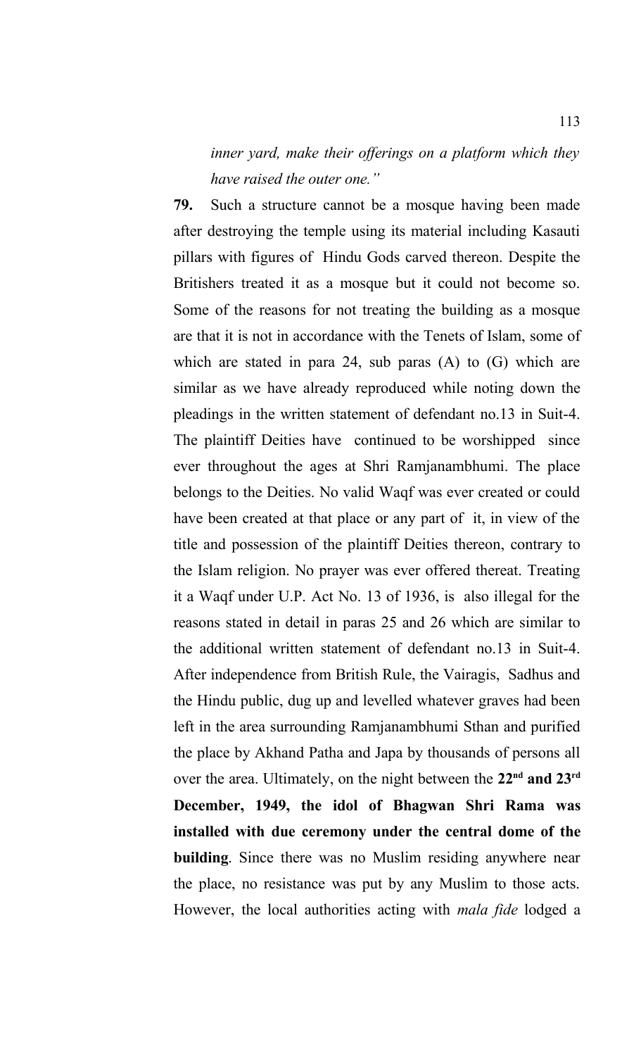*inner yard, make their offerings on a platform which they have raised the outer one."*

**79.** Such a structure cannot be a mosque having been made after destroying the temple using its material including Kasauti pillars with figures of Hindu Gods carved thereon. Despite the Britishers treated it as a mosque but it could not become so. Some of the reasons for not treating the building as a mosque are that it is not in accordance with the Tenets of Islam, some of which are stated in para 24, sub paras (A) to (G) which are similar as we have already reproduced while noting down the pleadings in the written statement of defendant no.13 in Suit-4. The plaintiff Deities have continued to be worshipped since ever throughout the ages at Shri Ramjanambhumi. The place belongs to the Deities. No valid Waqf was ever created or could have been created at that place or any part of it, in view of the title and possession of the plaintiff Deities thereon, contrary to the Islam religion. No prayer was ever offered thereat. Treating it a Waqf under U.P. Act No. 13 of 1936, is also illegal for the reasons stated in detail in paras 25 and 26 which are similar to the additional written statement of defendant no.13 in Suit-4. After independence from British Rule, the Vairagis, Sadhus and the Hindu public, dug up and levelled whatever graves had been left in the area surrounding Ramjanambhumi Sthan and purified the place by Akhand Patha and Japa by thousands of persons all over the area. Ultimately, on the night between the **22nd and 23rd December, 1949, the idol of Bhagwan Shri Rama was installed with due ceremony under the central dome of the building**. Since there was no Muslim residing anywhere near the place, no resistance was put by any Muslim to those acts. However, the local authorities acting with *mala fide* lodged a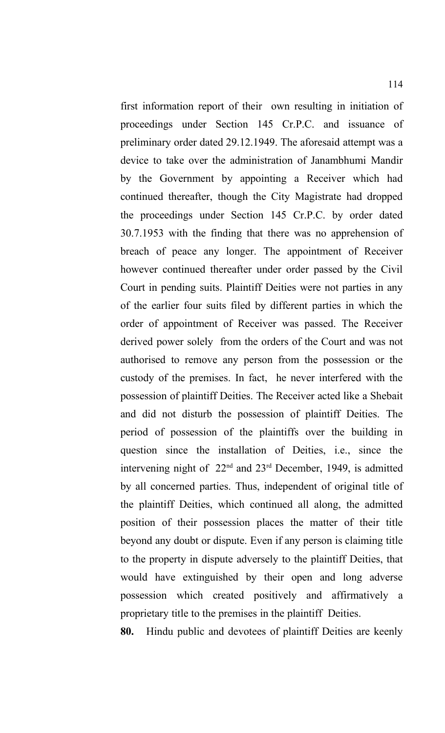first information report of their own resulting in initiation of proceedings under Section 145 Cr.P.C. and issuance of preliminary order dated 29.12.1949. The aforesaid attempt was a device to take over the administration of Janambhumi Mandir by the Government by appointing a Receiver which had continued thereafter, though the City Magistrate had dropped the proceedings under Section 145 Cr.P.C. by order dated 30.7.1953 with the finding that there was no apprehension of breach of peace any longer. The appointment of Receiver however continued thereafter under order passed by the Civil Court in pending suits. Plaintiff Deities were not parties in any of the earlier four suits filed by different parties in which the order of appointment of Receiver was passed. The Receiver derived power solely from the orders of the Court and was not authorised to remove any person from the possession or the custody of the premises. In fact, he never interfered with the possession of plaintiff Deities. The Receiver acted like a Shebait and did not disturb the possession of plaintiff Deities. The period of possession of the plaintiffs over the building in question since the installation of Deities, i.e., since the intervening night of 22nd and 23rd December, 1949, is admitted by all concerned parties. Thus, independent of original title of the plaintiff Deities, which continued all along, the admitted position of their possession places the matter of their title beyond any doubt or dispute. Even if any person is claiming title to the property in dispute adversely to the plaintiff Deities, that would have extinguished by their open and long adverse possession which created positively and affirmatively a proprietary title to the premises in the plaintiff Deities.

**80.** Hindu public and devotees of plaintiff Deities are keenly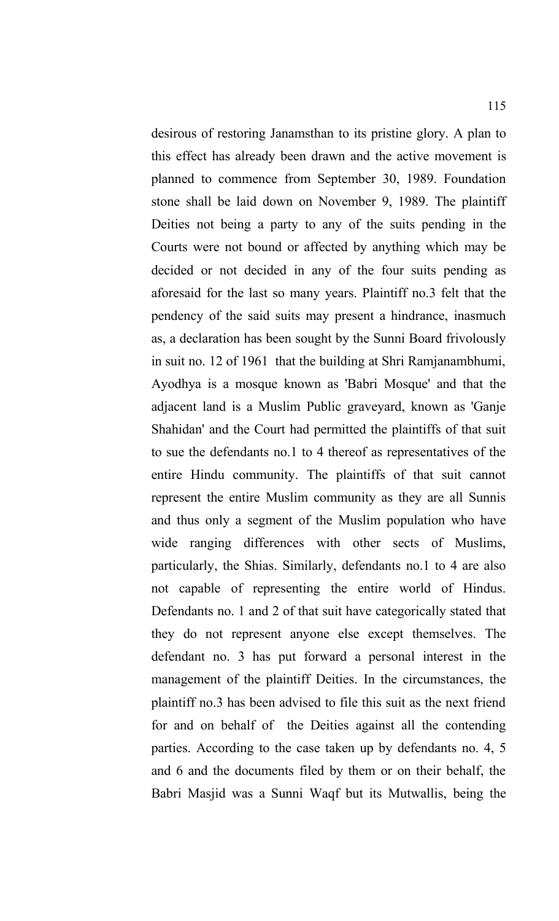desirous of restoring Janamsthan to its pristine glory. A plan to this effect has already been drawn and the active movement is planned to commence from September 30, 1989. Foundation stone shall be laid down on November 9, 1989. The plaintiff Deities not being a party to any of the suits pending in the Courts were not bound or affected by anything which may be decided or not decided in any of the four suits pending as aforesaid for the last so many years. Plaintiff no.3 felt that the pendency of the said suits may present a hindrance, inasmuch as, a declaration has been sought by the Sunni Board frivolously in suit no. 12 of 1961 that the building at Shri Ramjanambhumi, Ayodhya is a mosque known as 'Babri Mosque' and that the adjacent land is a Muslim Public graveyard, known as 'Ganje Shahidan' and the Court had permitted the plaintiffs of that suit to sue the defendants no.1 to 4 thereof as representatives of the entire Hindu community. The plaintiffs of that suit cannot represent the entire Muslim community as they are all Sunnis and thus only a segment of the Muslim population who have wide ranging differences with other sects of Muslims, particularly, the Shias. Similarly, defendants no.1 to 4 are also not capable of representing the entire world of Hindus. Defendants no. 1 and 2 of that suit have categorically stated that they do not represent anyone else except themselves. The defendant no. 3 has put forward a personal interest in the management of the plaintiff Deities. In the circumstances, the plaintiff no.3 has been advised to file this suit as the next friend for and on behalf of the Deities against all the contending parties. According to the case taken up by defendants no. 4, 5 and 6 and the documents filed by them or on their behalf, the Babri Masjid was a Sunni Waqf but its Mutwallis, being the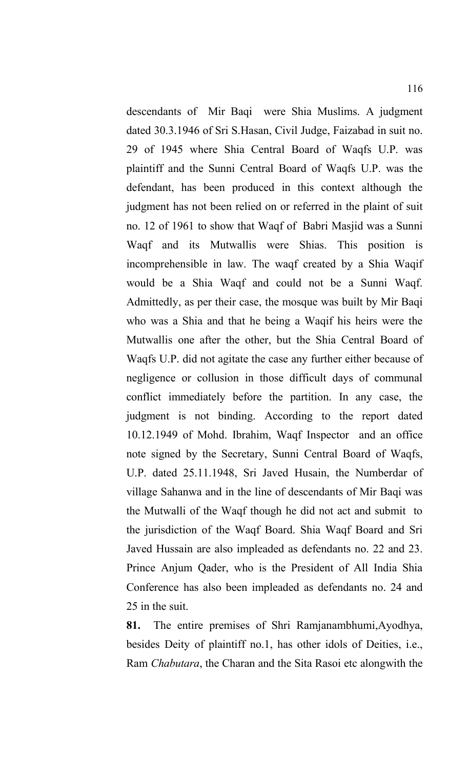descendants of Mir Baqi were Shia Muslims. A judgment dated 30.3.1946 of Sri S.Hasan, Civil Judge, Faizabad in suit no. 29 of 1945 where Shia Central Board of Waqfs U.P. was plaintiff and the Sunni Central Board of Waqfs U.P. was the defendant, has been produced in this context although the judgment has not been relied on or referred in the plaint of suit no. 12 of 1961 to show that Waqf of Babri Masjid was a Sunni Waqf and its Mutwallis were Shias. This position is incomprehensible in law. The waqf created by a Shia Waqif would be a Shia Waqf and could not be a Sunni Waqf. Admittedly, as per their case, the mosque was built by Mir Baqi who was a Shia and that he being a Waqif his heirs were the Mutwallis one after the other, but the Shia Central Board of Waqfs U.P. did not agitate the case any further either because of negligence or collusion in those difficult days of communal conflict immediately before the partition. In any case, the judgment is not binding. According to the report dated 10.12.1949 of Mohd. Ibrahim, Waqf Inspector and an office note signed by the Secretary, Sunni Central Board of Waqfs, U.P. dated 25.11.1948, Sri Javed Husain, the Numberdar of village Sahanwa and in the line of descendants of Mir Baqi was the Mutwalli of the Waqf though he did not act and submit to the jurisdiction of the Waqf Board. Shia Waqf Board and Sri Javed Hussain are also impleaded as defendants no. 22 and 23. Prince Anjum Qader, who is the President of All India Shia Conference has also been impleaded as defendants no. 24 and 25 in the suit.

**81.** The entire premises of Shri Ramjanambhumi,Ayodhya, besides Deity of plaintiff no.1, has other idols of Deities, i.e., Ram *Chabutara*, the Charan and the Sita Rasoi etc alongwith the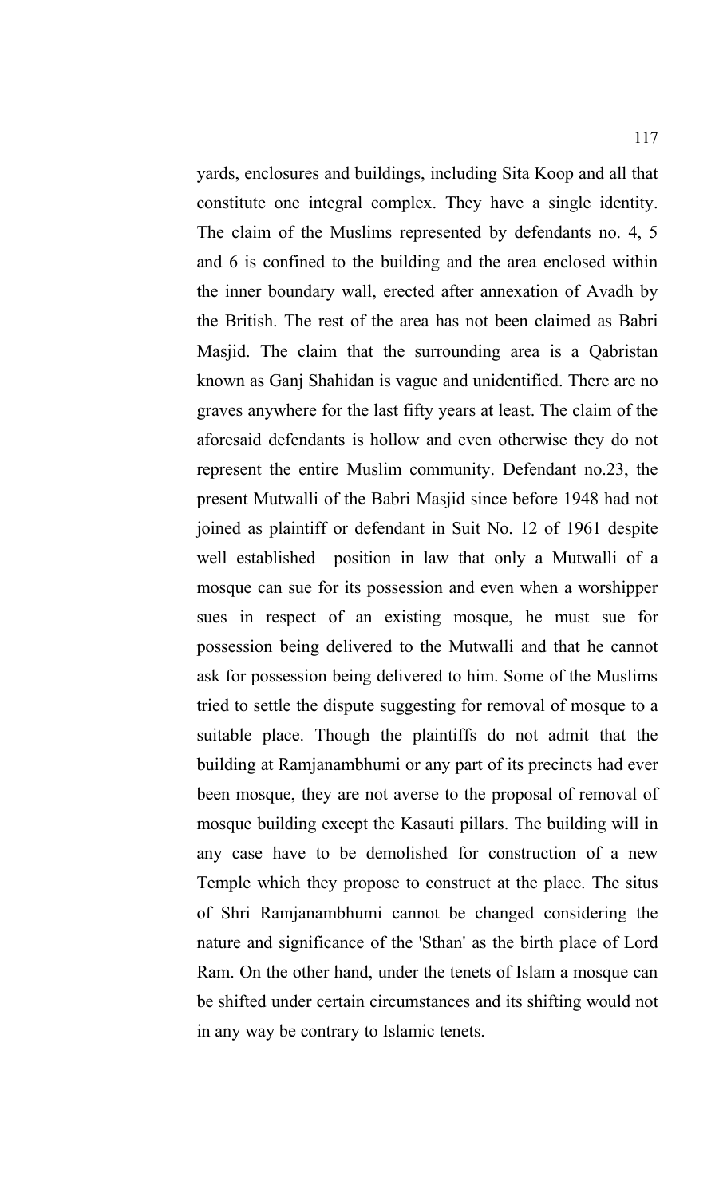yards, enclosures and buildings, including Sita Koop and all that constitute one integral complex. They have a single identity. The claim of the Muslims represented by defendants no. 4, 5 and 6 is confined to the building and the area enclosed within the inner boundary wall, erected after annexation of Avadh by the British. The rest of the area has not been claimed as Babri Masjid. The claim that the surrounding area is a Qabristan known as Ganj Shahidan is vague and unidentified. There are no graves anywhere for the last fifty years at least. The claim of the aforesaid defendants is hollow and even otherwise they do not represent the entire Muslim community. Defendant no.23, the present Mutwalli of the Babri Masjid since before 1948 had not joined as plaintiff or defendant in Suit No. 12 of 1961 despite well established position in law that only a Mutwalli of a mosque can sue for its possession and even when a worshipper sues in respect of an existing mosque, he must sue for possession being delivered to the Mutwalli and that he cannot ask for possession being delivered to him. Some of the Muslims tried to settle the dispute suggesting for removal of mosque to a suitable place. Though the plaintiffs do not admit that the building at Ramjanambhumi or any part of its precincts had ever been mosque, they are not averse to the proposal of removal of mosque building except the Kasauti pillars. The building will in any case have to be demolished for construction of a new Temple which they propose to construct at the place. The situs of Shri Ramjanambhumi cannot be changed considering the nature and significance of the 'Sthan' as the birth place of Lord Ram. On the other hand, under the tenets of Islam a mosque can be shifted under certain circumstances and its shifting would not in any way be contrary to Islamic tenets.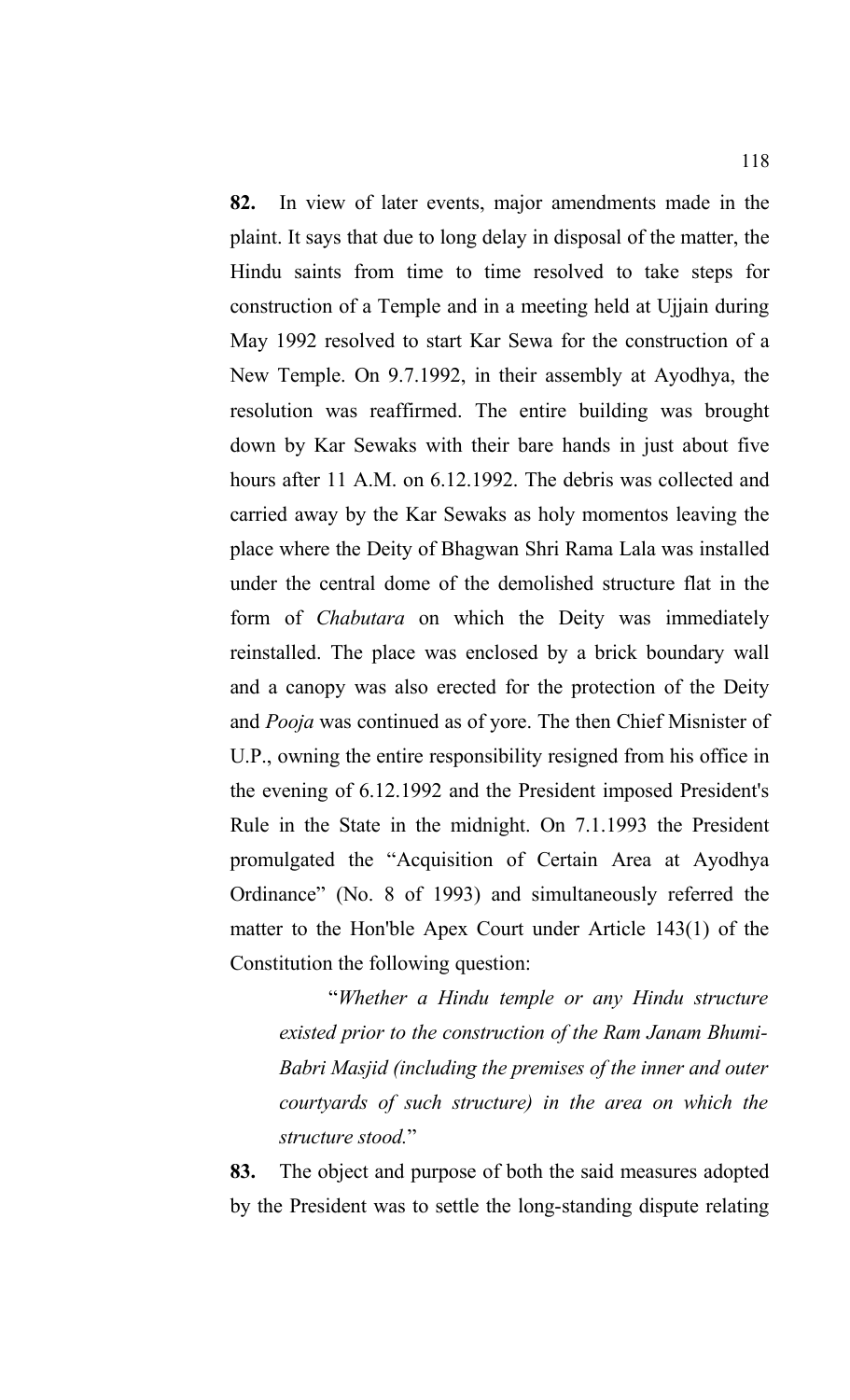**82.** In view of later events, major amendments made in the plaint. It says that due to long delay in disposal of the matter, the Hindu saints from time to time resolved to take steps for construction of a Temple and in a meeting held at Ujjain during May 1992 resolved to start Kar Sewa for the construction of a New Temple. On 9.7.1992, in their assembly at Ayodhya, the resolution was reaffirmed. The entire building was brought down by Kar Sewaks with their bare hands in just about five hours after 11 A.M. on 6.12.1992. The debris was collected and carried away by the Kar Sewaks as holy momentos leaving the place where the Deity of Bhagwan Shri Rama Lala was installed under the central dome of the demolished structure flat in the form of *Chabutara* on which the Deity was immediately reinstalled. The place was enclosed by a brick boundary wall and a canopy was also erected for the protection of the Deity and *Pooja* was continued as of yore. The then Chief Misnister of U.P., owning the entire responsibility resigned from his office in the evening of 6.12.1992 and the President imposed President's Rule in the State in the midnight. On 7.1.1993 the President promulgated the "Acquisition of Certain Area at Ayodhya Ordinance" (No. 8 of 1993) and simultaneously referred the matter to the Hon'ble Apex Court under Article 143(1) of the Constitution the following question:

> "*Whether a Hindu temple or any Hindu structure existed prior to the construction of the Ram Janam Bhumi-Babri Masjid (including the premises of the inner and outer courtyards of such structure) in the area on which the structure stood.*"

**83.** The object and purpose of both the said measures adopted by the President was to settle the long-standing dispute relating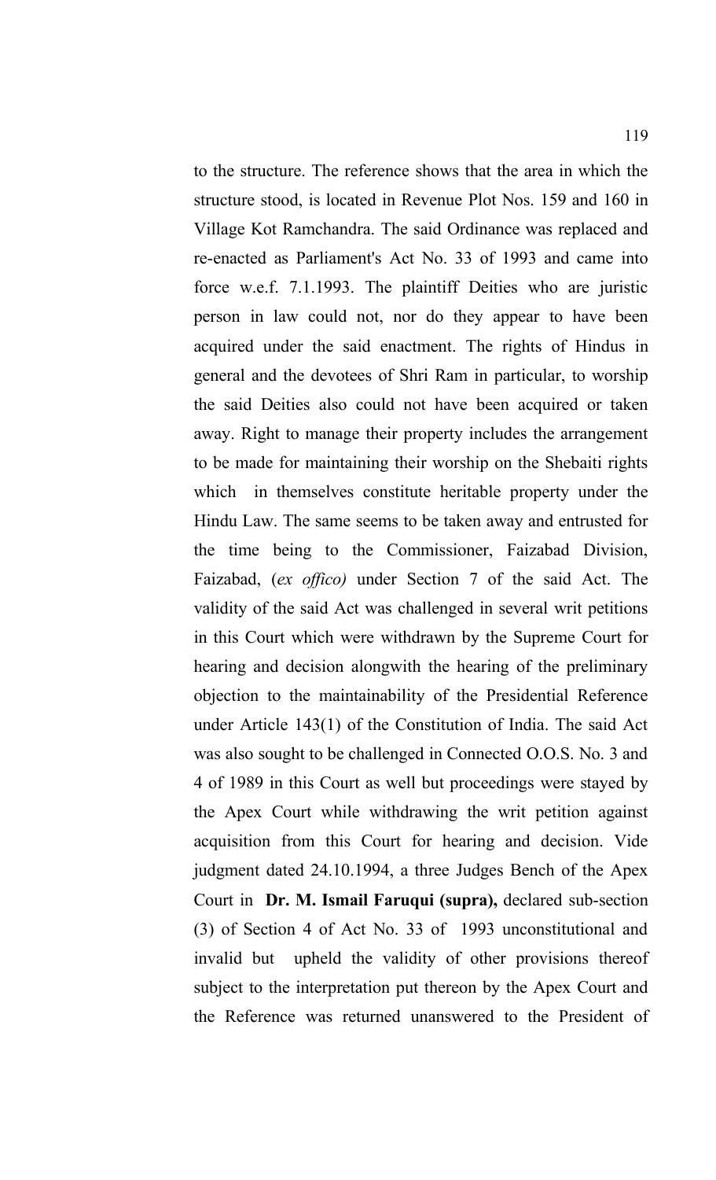to the structure. The reference shows that the area in which the structure stood, is located in Revenue Plot Nos. 159 and 160 in Village Kot Ramchandra. The said Ordinance was replaced and re-enacted as Parliament's Act No. 33 of 1993 and came into force w.e.f. 7.1.1993. The plaintiff Deities who are juristic person in law could not, nor do they appear to have been acquired under the said enactment. The rights of Hindus in general and the devotees of Shri Ram in particular, to worship the said Deities also could not have been acquired or taken away. Right to manage their property includes the arrangement to be made for maintaining their worship on the Shebaiti rights which in themselves constitute heritable property under the Hindu Law. The same seems to be taken away and entrusted for the time being to the Commissioner, Faizabad Division, Faizabad, (*ex offico)* under Section 7 of the said Act. The validity of the said Act was challenged in several writ petitions in this Court which were withdrawn by the Supreme Court for hearing and decision alongwith the hearing of the preliminary objection to the maintainability of the Presidential Reference under Article 143(1) of the Constitution of India. The said Act was also sought to be challenged in Connected O.O.S. No. 3 and 4 of 1989 in this Court as well but proceedings were stayed by the Apex Court while withdrawing the writ petition against acquisition from this Court for hearing and decision. Vide judgment dated 24.10.1994, a three Judges Bench of the Apex Court in **Dr. M. Ismail Faruqui (supra),** declared sub-section (3) of Section 4 of Act No. 33 of 1993 unconstitutional and invalid but upheld the validity of other provisions thereof subject to the interpretation put thereon by the Apex Court and the Reference was returned unanswered to the President of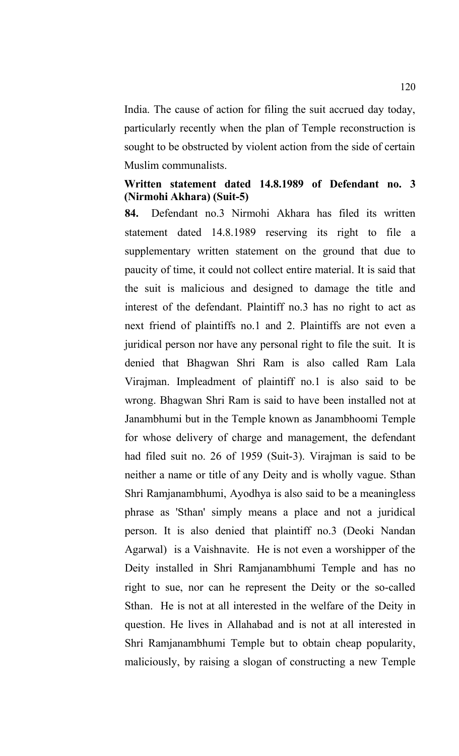India. The cause of action for filing the suit accrued day today, particularly recently when the plan of Temple reconstruction is sought to be obstructed by violent action from the side of certain Muslim communalists.

**Written statement dated 14.8.1989 of Defendant no. 3 (Nirmohi Akhara) (Suit-5)**

**84.** Defendant no.3 Nirmohi Akhara has filed its written statement dated 14.8.1989 reserving its right to file a supplementary written statement on the ground that due to paucity of time, it could not collect entire material. It is said that the suit is malicious and designed to damage the title and interest of the defendant. Plaintiff no.3 has no right to act as next friend of plaintiffs no.1 and 2. Plaintiffs are not even a juridical person nor have any personal right to file the suit. It is denied that Bhagwan Shri Ram is also called Ram Lala Virajman. Impleadment of plaintiff no.1 is also said to be wrong. Bhagwan Shri Ram is said to have been installed not at Janambhumi but in the Temple known as Janambhoomi Temple for whose delivery of charge and management, the defendant had filed suit no. 26 of 1959 (Suit-3). Virajman is said to be neither a name or title of any Deity and is wholly vague. Sthan Shri Ramjanambhumi, Ayodhya is also said to be a meaningless phrase as 'Sthan' simply means a place and not a juridical person. It is also denied that plaintiff no.3 (Deoki Nandan Agarwal) is a Vaishnavite. He is not even a worshipper of the Deity installed in Shri Ramjanambhumi Temple and has no right to sue, nor can he represent the Deity or the so-called Sthan. He is not at all interested in the welfare of the Deity in question. He lives in Allahabad and is not at all interested in Shri Ramjanambhumi Temple but to obtain cheap popularity, maliciously, by raising a slogan of constructing a new Temple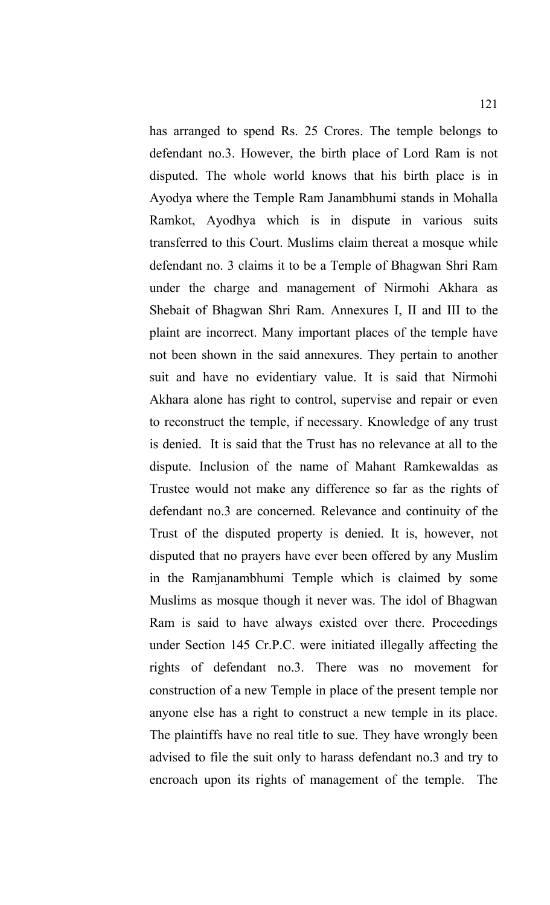has arranged to spend Rs. 25 Crores. The temple belongs to defendant no.3. However, the birth place of Lord Ram is not disputed. The whole world knows that his birth place is in Ayodya where the Temple Ram Janambhumi stands in Mohalla Ramkot, Ayodhya which is in dispute in various suits transferred to this Court. Muslims claim thereat a mosque while defendant no. 3 claims it to be a Temple of Bhagwan Shri Ram under the charge and management of Nirmohi Akhara as Shebait of Bhagwan Shri Ram. Annexures I, II and III to the plaint are incorrect. Many important places of the temple have not been shown in the said annexures. They pertain to another suit and have no evidentiary value. It is said that Nirmohi Akhara alone has right to control, supervise and repair or even to reconstruct the temple, if necessary. Knowledge of any trust is denied. It is said that the Trust has no relevance at all to the dispute. Inclusion of the name of Mahant Ramkewaldas as Trustee would not make any difference so far as the rights of defendant no.3 are concerned. Relevance and continuity of the Trust of the disputed property is denied. It is, however, not disputed that no prayers have ever been offered by any Muslim in the Ramjanambhumi Temple which is claimed by some Muslims as mosque though it never was. The idol of Bhagwan Ram is said to have always existed over there. Proceedings under Section 145 Cr.P.C. were initiated illegally affecting the rights of defendant no.3. There was no movement for construction of a new Temple in place of the present temple nor anyone else has a right to construct a new temple in its place. The plaintiffs have no real title to sue. They have wrongly been advised to file the suit only to harass defendant no.3 and try to encroach upon its rights of management of the temple. The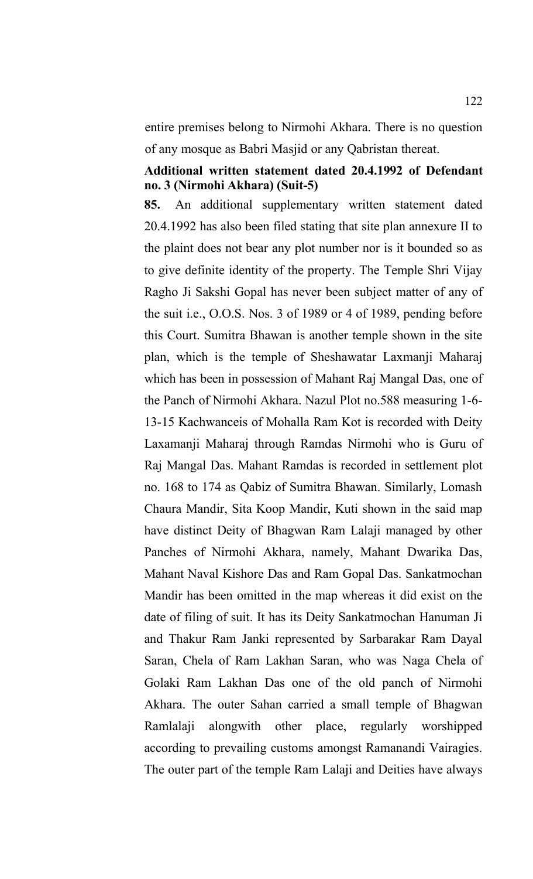entire premises belong to Nirmohi Akhara. There is no question of any mosque as Babri Masjid or any Qabristan thereat.

**Additional written statement dated 20.4.1992 of Defendant no. 3 (Nirmohi Akhara) (Suit-5)**

**85.** An additional supplementary written statement dated 20.4.1992 has also been filed stating that site plan annexure II to the plaint does not bear any plot number nor is it bounded so as to give definite identity of the property. The Temple Shri Vijay Ragho Ji Sakshi Gopal has never been subject matter of any of the suit i.e., O.O.S. Nos. 3 of 1989 or 4 of 1989, pending before this Court. Sumitra Bhawan is another temple shown in the site plan, which is the temple of Sheshawatar Laxmanji Maharaj which has been in possession of Mahant Raj Mangal Das, one of the Panch of Nirmohi Akhara. Nazul Plot no.588 measuring 1-6-13-15 Kachwanceis of Mohalla Ram Kot is recorded with Deity Laxamanji Maharaj through Ramdas Nirmohi who is Guru of Raj Mangal Das. Mahant Ramdas is recorded in settlement plot no. 168 to 174 as Qabiz of Sumitra Bhawan. Similarly, Lomash Chaura Mandir, Sita Koop Mandir, Kuti shown in the said map have distinct Deity of Bhagwan Ram Lalaji managed by other Panches of Nirmohi Akhara, namely, Mahant Dwarika Das, Mahant Naval Kishore Das and Ram Gopal Das. Sankatmochan Mandir has been omitted in the map whereas it did exist on the date of filing of suit. It has its Deity Sankatmochan Hanuman Ji and Thakur Ram Janki represented by Sarbarakar Ram Dayal Saran, Chela of Ram Lakhan Saran, who was Naga Chela of Golaki Ram Lakhan Das one of the old panch of Nirmohi Akhara. The outer Sahan carried a small temple of Bhagwan Ramlalaji alongwith other place, regularly worshipped according to prevailing customs amongst Ramanandi Vairagies. The outer part of the temple Ram Lalaji and Deities have always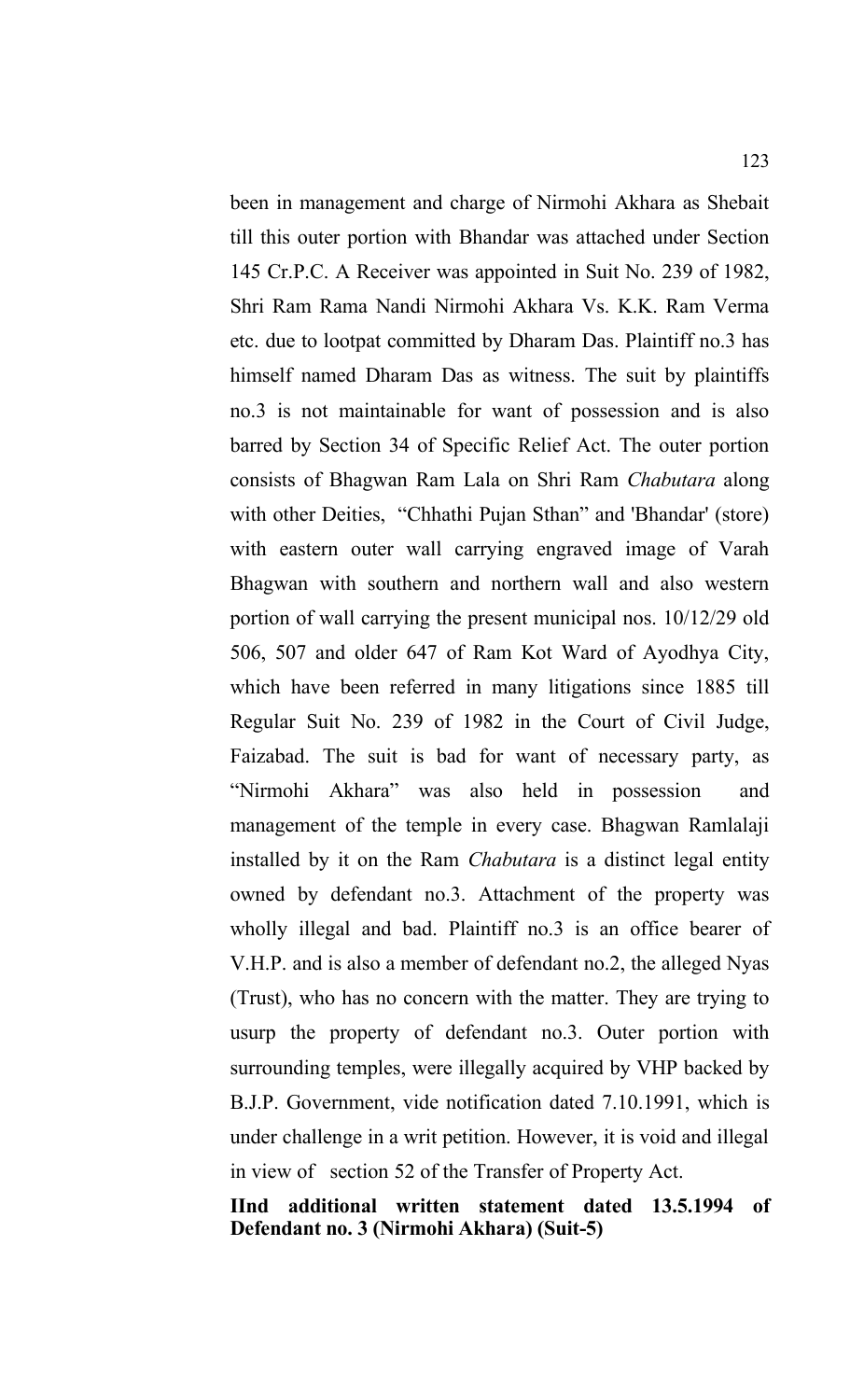been in management and charge of Nirmohi Akhara as Shebait till this outer portion with Bhandar was attached under Section 145 Cr.P.C. A Receiver was appointed in Suit No. 239 of 1982, Shri Ram Rama Nandi Nirmohi Akhara Vs. K.K. Ram Verma etc. due to lootpat committed by Dharam Das. Plaintiff no.3 has himself named Dharam Das as witness. The suit by plaintiffs no.3 is not maintainable for want of possession and is also barred by Section 34 of Specific Relief Act. The outer portion consists of Bhagwan Ram Lala on Shri Ram *Chabutara* along with other Deities, "Chhathi Pujan Sthan" and 'Bhandar' (store) with eastern outer wall carrying engraved image of Varah Bhagwan with southern and northern wall and also western portion of wall carrying the present municipal nos. 10/12/29 old 506, 507 and older 647 of Ram Kot Ward of Ayodhya City, which have been referred in many litigations since 1885 till Regular Suit No. 239 of 1982 in the Court of Civil Judge, Faizabad. The suit is bad for want of necessary party, as "Nirmohi Akhara" was also held in possession and management of the temple in every case. Bhagwan Ramlalaji installed by it on the Ram *Chabutara* is a distinct legal entity owned by defendant no.3. Attachment of the property was wholly illegal and bad. Plaintiff no.3 is an office bearer of V.H.P. and is also a member of defendant no.2, the alleged Nyas (Trust), who has no concern with the matter. They are trying to usurp the property of defendant no.3. Outer portion with surrounding temples, were illegally acquired by VHP backed by B.J.P. Government, vide notification dated 7.10.1991, which is under challenge in a writ petition. However, it is void and illegal in view of section 52 of the Transfer of Property Act.

**IInd additional written statement dated 13.5.1994 of Defendant no. 3 (Nirmohi Akhara) (Suit-5)**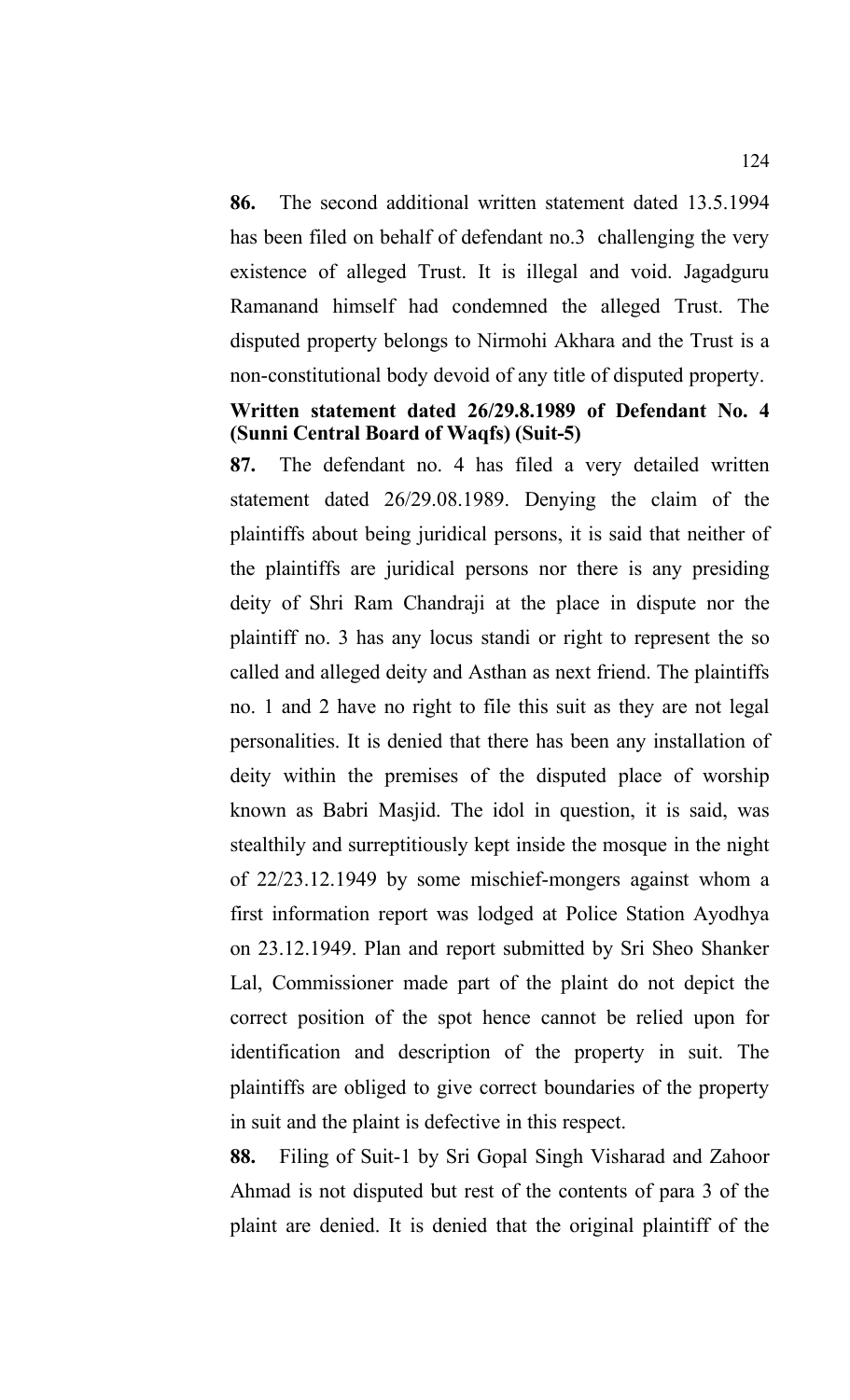**86.** The second additional written statement dated 13.5.1994 has been filed on behalf of defendant no.3 challenging the very existence of alleged Trust. It is illegal and void. Jagadguru Ramanand himself had condemned the alleged Trust. The disputed property belongs to Nirmohi Akhara and the Trust is a non-constitutional body devoid of any title of disputed property.

**Written statement dated 26/29.8.1989 of Defendant No. 4 (Sunni Central Board of Waqfs) (Suit-5)**

**87.** The defendant no. 4 has filed a very detailed written statement dated 26/29.08.1989. Denying the claim of the plaintiffs about being juridical persons, it is said that neither of the plaintiffs are juridical persons nor there is any presiding deity of Shri Ram Chandraji at the place in dispute nor the plaintiff no. 3 has any locus standi or right to represent the so called and alleged deity and Asthan as next friend. The plaintiffs no. 1 and 2 have no right to file this suit as they are not legal personalities. It is denied that there has been any installation of deity within the premises of the disputed place of worship known as Babri Masjid. The idol in question, it is said, was stealthily and surreptitiously kept inside the mosque in the night of 22/23.12.1949 by some mischief-mongers against whom a first information report was lodged at Police Station Ayodhya on 23.12.1949. Plan and report submitted by Sri Sheo Shanker Lal, Commissioner made part of the plaint do not depict the correct position of the spot hence cannot be relied upon for identification and description of the property in suit. The plaintiffs are obliged to give correct boundaries of the property in suit and the plaint is defective in this respect.

**88.** Filing of Suit-1 by Sri Gopal Singh Visharad and Zahoor Ahmad is not disputed but rest of the contents of para 3 of the plaint are denied. It is denied that the original plaintiff of the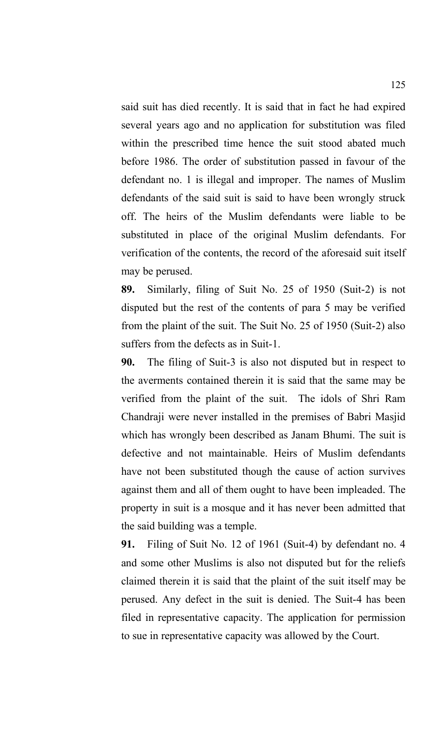said suit has died recently. It is said that in fact he had expired several years ago and no application for substitution was filed within the prescribed time hence the suit stood abated much before 1986. The order of substitution passed in favour of the defendant no. 1 is illegal and improper. The names of Muslim defendants of the said suit is said to have been wrongly struck off. The heirs of the Muslim defendants were liable to be substituted in place of the original Muslim defendants. For verification of the contents, the record of the aforesaid suit itself may be perused.

**89.** Similarly, filing of Suit No. 25 of 1950 (Suit-2) is not disputed but the rest of the contents of para 5 may be verified from the plaint of the suit. The Suit No. 25 of 1950 (Suit-2) also suffers from the defects as in Suit-1.

**90.** The filing of Suit-3 is also not disputed but in respect to the averments contained therein it is said that the same may be verified from the plaint of the suit. The idols of Shri Ram Chandraji were never installed in the premises of Babri Masjid which has wrongly been described as Janam Bhumi. The suit is defective and not maintainable. Heirs of Muslim defendants have not been substituted though the cause of action survives against them and all of them ought to have been impleaded. The property in suit is a mosque and it has never been admitted that the said building was a temple.

**91.** Filing of Suit No. 12 of 1961 (Suit-4) by defendant no. 4 and some other Muslims is also not disputed but for the reliefs claimed therein it is said that the plaint of the suit itself may be perused. Any defect in the suit is denied. The Suit-4 has been filed in representative capacity. The application for permission to sue in representative capacity was allowed by the Court.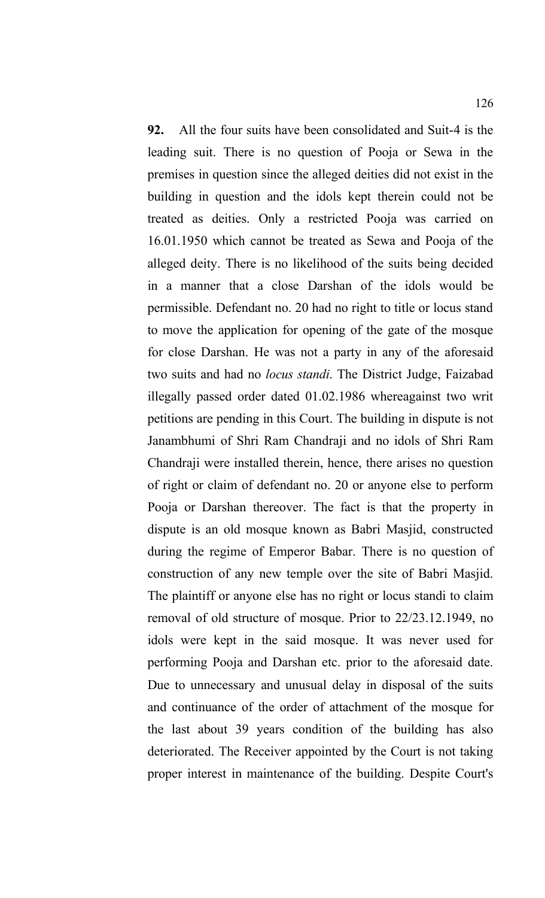**92.** All the four suits have been consolidated and Suit-4 is the leading suit. There is no question of Pooja or Sewa in the premises in question since the alleged deities did not exist in the building in question and the idols kept therein could not be treated as deities. Only a restricted Pooja was carried on 16.01.1950 which cannot be treated as Sewa and Pooja of the alleged deity. There is no likelihood of the suits being decided in a manner that a close Darshan of the idols would be permissible. Defendant no. 20 had no right to title or locus stand to move the application for opening of the gate of the mosque for close Darshan. He was not a party in any of the aforesaid two suits and had no *locus standi*. The District Judge, Faizabad illegally passed order dated 01.02.1986 whereagainst two writ petitions are pending in this Court. The building in dispute is not Janambhumi of Shri Ram Chandraji and no idols of Shri Ram Chandraji were installed therein, hence, there arises no question of right or claim of defendant no. 20 or anyone else to perform Pooja or Darshan thereover. The fact is that the property in dispute is an old mosque known as Babri Masjid, constructed during the regime of Emperor Babar. There is no question of construction of any new temple over the site of Babri Masjid. The plaintiff or anyone else has no right or locus standi to claim removal of old structure of mosque. Prior to 22/23.12.1949, no idols were kept in the said mosque. It was never used for performing Pooja and Darshan etc. prior to the aforesaid date. Due to unnecessary and unusual delay in disposal of the suits and continuance of the order of attachment of the mosque for the last about 39 years condition of the building has also deteriorated. The Receiver appointed by the Court is not taking proper interest in maintenance of the building. Despite Court's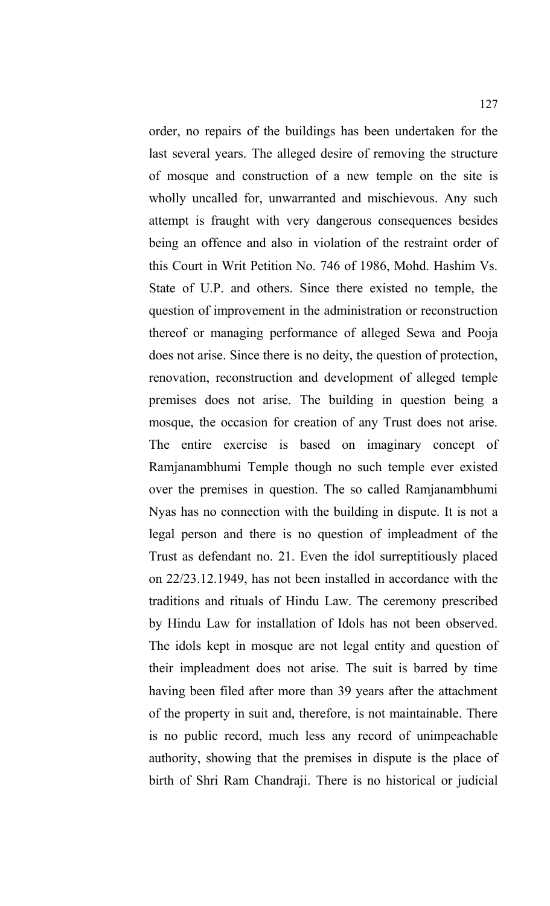order, no repairs of the buildings has been undertaken for the last several years. The alleged desire of removing the structure of mosque and construction of a new temple on the site is wholly uncalled for, unwarranted and mischievous. Any such attempt is fraught with very dangerous consequences besides being an offence and also in violation of the restraint order of this Court in Writ Petition No. 746 of 1986, Mohd. Hashim Vs. State of U.P. and others. Since there existed no temple, the question of improvement in the administration or reconstruction thereof or managing performance of alleged Sewa and Pooja does not arise. Since there is no deity, the question of protection, renovation, reconstruction and development of alleged temple premises does not arise. The building in question being a mosque, the occasion for creation of any Trust does not arise. The entire exercise is based on imaginary concept of Ramjanambhumi Temple though no such temple ever existed over the premises in question. The so called Ramjanambhumi Nyas has no connection with the building in dispute. It is not a legal person and there is no question of impleadment of the Trust as defendant no. 21. Even the idol surreptitiously placed on 22/23.12.1949, has not been installed in accordance with the traditions and rituals of Hindu Law. The ceremony prescribed by Hindu Law for installation of Idols has not been observed. The idols kept in mosque are not legal entity and question of their impleadment does not arise. The suit is barred by time having been filed after more than 39 years after the attachment of the property in suit and, therefore, is not maintainable. There is no public record, much less any record of unimpeachable authority, showing that the premises in dispute is the place of birth of Shri Ram Chandraji. There is no historical or judicial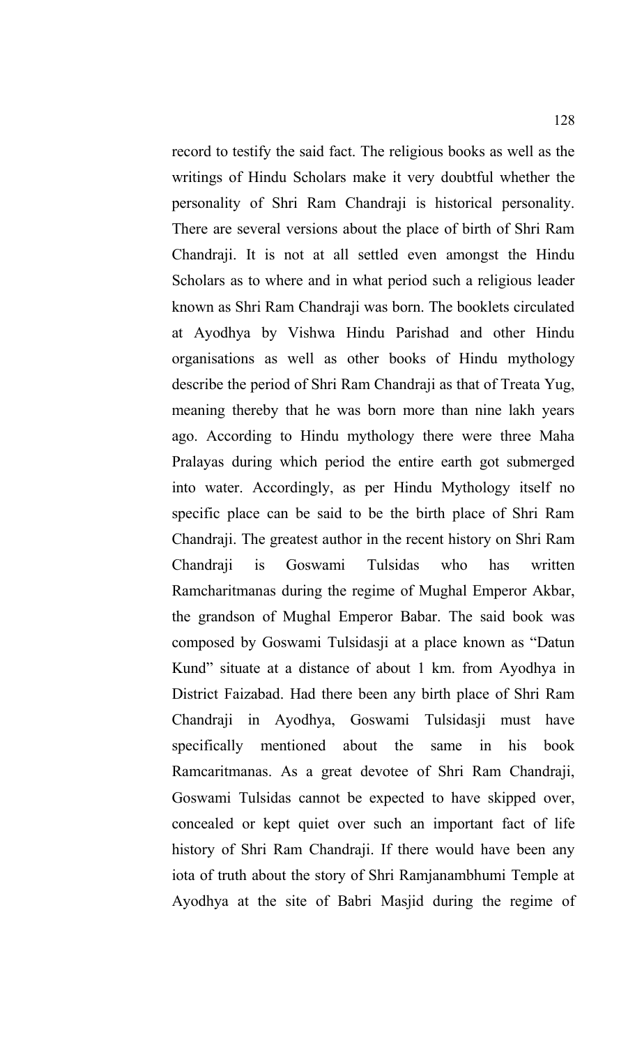record to testify the said fact. The religious books as well as the writings of Hindu Scholars make it very doubtful whether the personality of Shri Ram Chandraji is historical personality. There are several versions about the place of birth of Shri Ram Chandraji. It is not at all settled even amongst the Hindu Scholars as to where and in what period such a religious leader known as Shri Ram Chandraji was born. The booklets circulated at Ayodhya by Vishwa Hindu Parishad and other Hindu organisations as well as other books of Hindu mythology describe the period of Shri Ram Chandraji as that of Treata Yug, meaning thereby that he was born more than nine lakh years ago. According to Hindu mythology there were three Maha Pralayas during which period the entire earth got submerged into water. Accordingly, as per Hindu Mythology itself no specific place can be said to be the birth place of Shri Ram Chandraji. The greatest author in the recent history on Shri Ram Chandraji is Goswami Tulsidas who has written Ramcharitmanas during the regime of Mughal Emperor Akbar, the grandson of Mughal Emperor Babar. The said book was composed by Goswami Tulsidasji at a place known as "Datun Kund" situate at a distance of about 1 km. from Ayodhya in District Faizabad. Had there been any birth place of Shri Ram Chandraji in Ayodhya, Goswami Tulsidasji must have specifically mentioned about the same in his book Ramcaritmanas. As a great devotee of Shri Ram Chandraji, Goswami Tulsidas cannot be expected to have skipped over, concealed or kept quiet over such an important fact of life history of Shri Ram Chandraji. If there would have been any iota of truth about the story of Shri Ramjanambhumi Temple at Ayodhya at the site of Babri Masjid during the regime of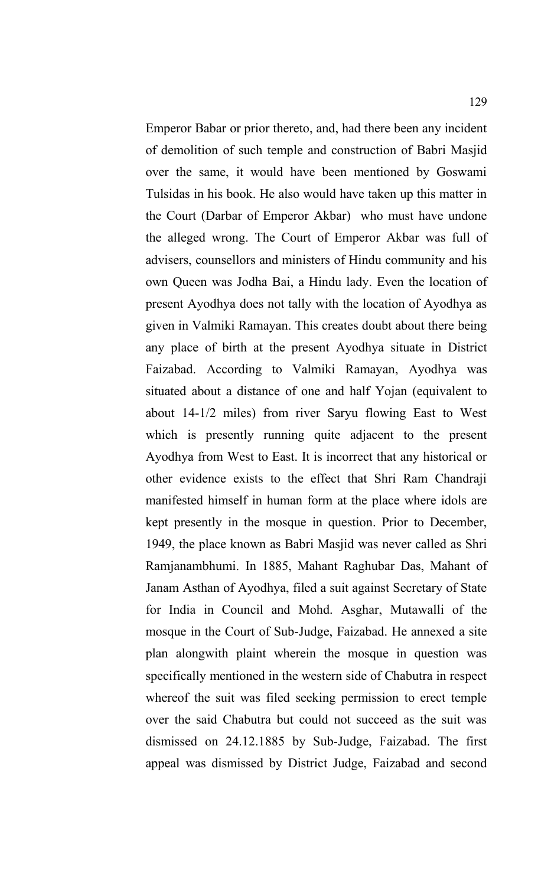Emperor Babar or prior thereto, and, had there been any incident of demolition of such temple and construction of Babri Masjid over the same, it would have been mentioned by Goswami Tulsidas in his book. He also would have taken up this matter in the Court (Darbar of Emperor Akbar) who must have undone the alleged wrong. The Court of Emperor Akbar was full of advisers, counsellors and ministers of Hindu community and his own Queen was Jodha Bai, a Hindu lady. Even the location of present Ayodhya does not tally with the location of Ayodhya as given in Valmiki Ramayan. This creates doubt about there being any place of birth at the present Ayodhya situate in District Faizabad. According to Valmiki Ramayan, Ayodhya was situated about a distance of one and half Yojan (equivalent to about 14-1/2 miles) from river Saryu flowing East to West which is presently running quite adjacent to the present Ayodhya from West to East. It is incorrect that any historical or other evidence exists to the effect that Shri Ram Chandraji manifested himself in human form at the place where idols are kept presently in the mosque in question. Prior to December, 1949, the place known as Babri Masjid was never called as Shri Ramjanambhumi. In 1885, Mahant Raghubar Das, Mahant of Janam Asthan of Ayodhya, filed a suit against Secretary of State for India in Council and Mohd. Asghar, Mutawalli of the mosque in the Court of Sub-Judge, Faizabad. He annexed a site plan alongwith plaint wherein the mosque in question was specifically mentioned in the western side of Chabutra in respect whereof the suit was filed seeking permission to erect temple over the said Chabutra but could not succeed as the suit was dismissed on 24.12.1885 by Sub-Judge, Faizabad. The first appeal was dismissed by District Judge, Faizabad and second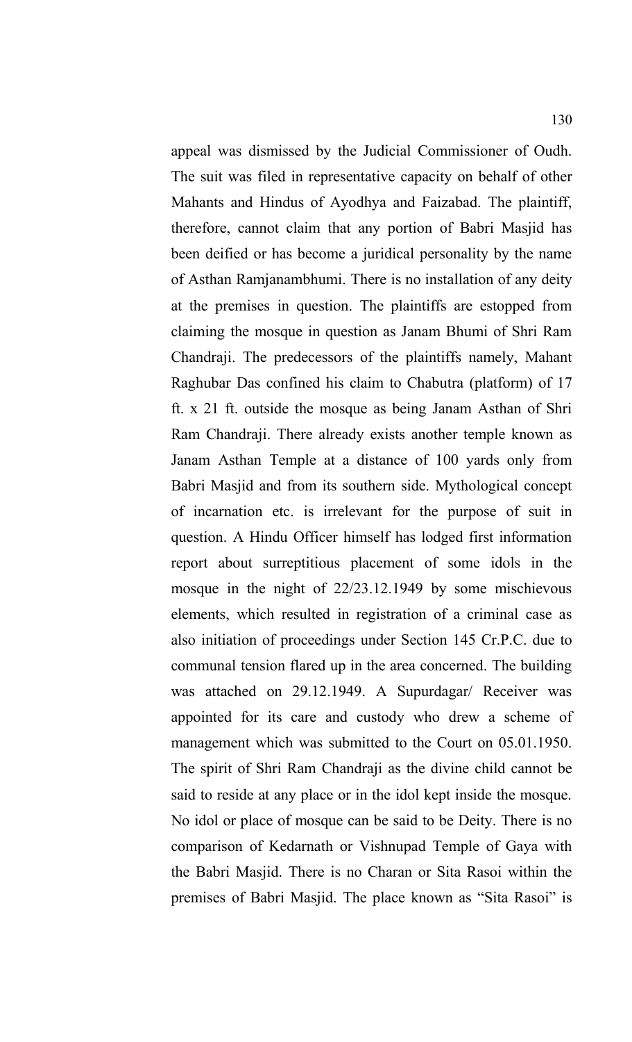appeal was dismissed by the Judicial Commissioner of Oudh. The suit was filed in representative capacity on behalf of other Mahants and Hindus of Ayodhya and Faizabad. The plaintiff, therefore, cannot claim that any portion of Babri Masjid has been deified or has become a juridical personality by the name of Asthan Ramjanambhumi. There is no installation of any deity at the premises in question. The plaintiffs are estopped from claiming the mosque in question as Janam Bhumi of Shri Ram Chandraji. The predecessors of the plaintiffs namely, Mahant Raghubar Das confined his claim to Chabutra (platform) of 17 ft. x 21 ft. outside the mosque as being Janam Asthan of Shri Ram Chandraji. There already exists another temple known as Janam Asthan Temple at a distance of 100 yards only from Babri Masjid and from its southern side. Mythological concept of incarnation etc. is irrelevant for the purpose of suit in question. A Hindu Officer himself has lodged first information report about surreptitious placement of some idols in the mosque in the night of 22/23.12.1949 by some mischievous elements, which resulted in registration of a criminal case as also initiation of proceedings under Section 145 Cr.P.C. due to communal tension flared up in the area concerned. The building was attached on 29.12.1949. A Supurdagar/ Receiver was appointed for its care and custody who drew a scheme of management which was submitted to the Court on 05.01.1950. The spirit of Shri Ram Chandraji as the divine child cannot be said to reside at any place or in the idol kept inside the mosque. No idol or place of mosque can be said to be Deity. There is no comparison of Kedarnath or Vishnupad Temple of Gaya with the Babri Masjid. There is no Charan or Sita Rasoi within the premises of Babri Masjid. The place known as "Sita Rasoi" is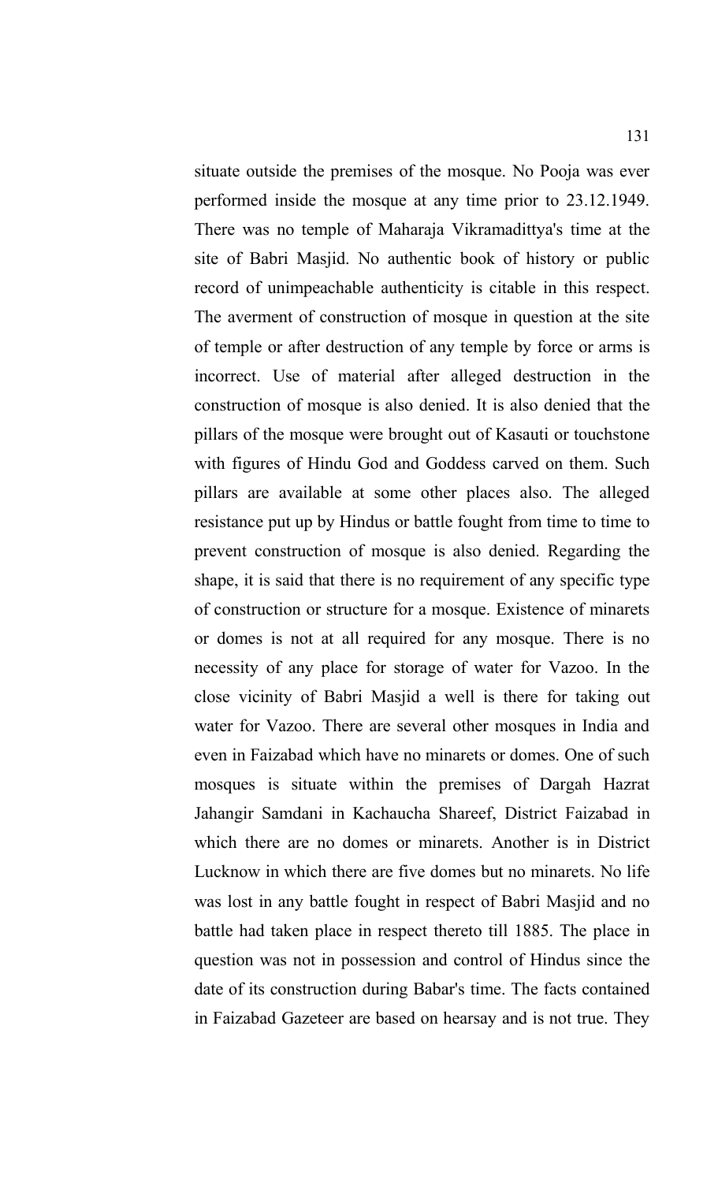situate outside the premises of the mosque. No Pooja was ever performed inside the mosque at any time prior to 23.12.1949. There was no temple of Maharaja Vikramadittya's time at the site of Babri Masjid. No authentic book of history or public record of unimpeachable authenticity is citable in this respect. The averment of construction of mosque in question at the site of temple or after destruction of any temple by force or arms is incorrect. Use of material after alleged destruction in the construction of mosque is also denied. It is also denied that the pillars of the mosque were brought out of Kasauti or touchstone with figures of Hindu God and Goddess carved on them. Such pillars are available at some other places also. The alleged resistance put up by Hindus or battle fought from time to time to prevent construction of mosque is also denied. Regarding the shape, it is said that there is no requirement of any specific type of construction or structure for a mosque. Existence of minarets or domes is not at all required for any mosque. There is no necessity of any place for storage of water for Vazoo. In the close vicinity of Babri Masjid a well is there for taking out water for Vazoo. There are several other mosques in India and even in Faizabad which have no minarets or domes. One of such mosques is situate within the premises of Dargah Hazrat Jahangir Samdani in Kachaucha Shareef, District Faizabad in which there are no domes or minarets. Another is in District Lucknow in which there are five domes but no minarets. No life was lost in any battle fought in respect of Babri Masjid and no battle had taken place in respect thereto till 1885. The place in question was not in possession and control of Hindus since the date of its construction during Babar's time. The facts contained in Faizabad Gazeteer are based on hearsay and is not true. They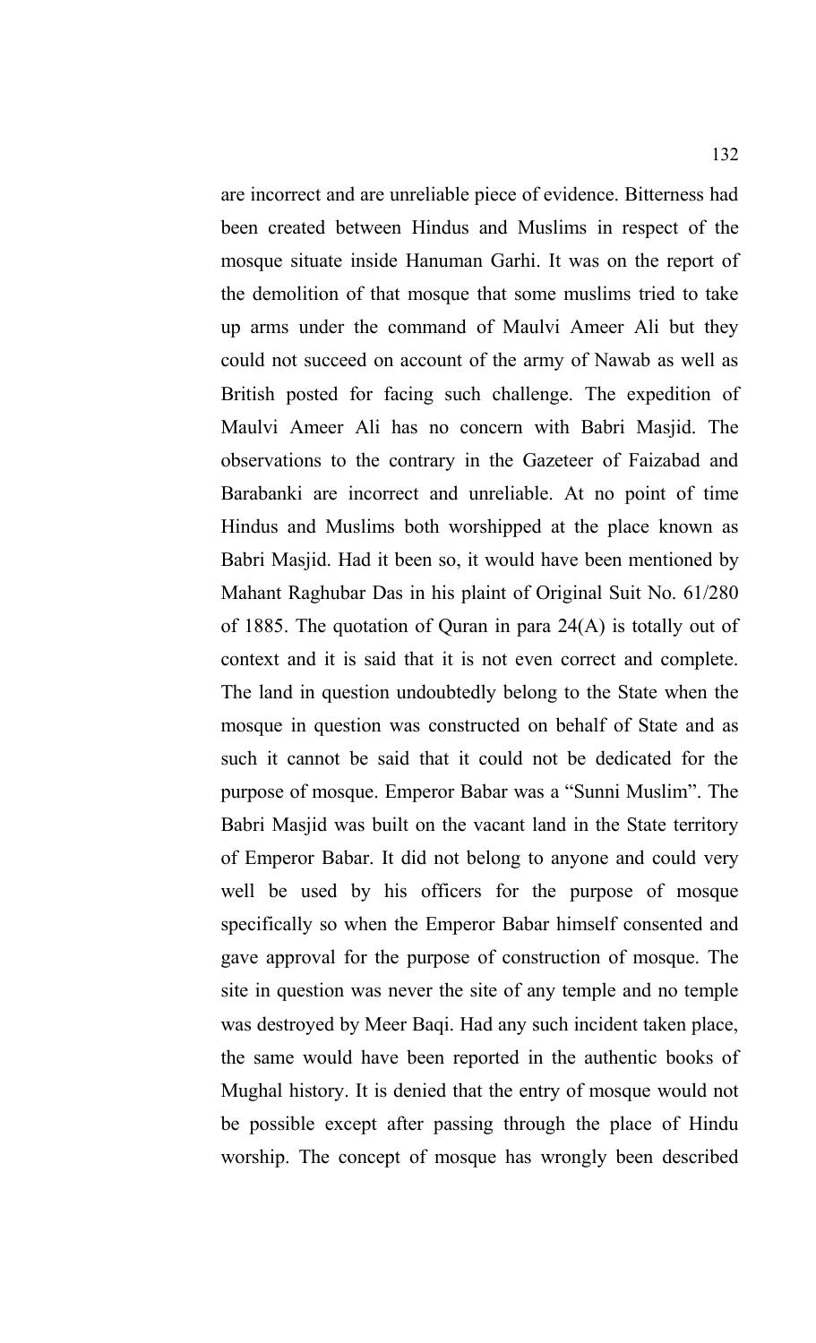are incorrect and are unreliable piece of evidence. Bitterness had been created between Hindus and Muslims in respect of the mosque situate inside Hanuman Garhi. It was on the report of the demolition of that mosque that some muslims tried to take up arms under the command of Maulvi Ameer Ali but they could not succeed on account of the army of Nawab as well as British posted for facing such challenge. The expedition of Maulvi Ameer Ali has no concern with Babri Masjid. The observations to the contrary in the Gazeteer of Faizabad and Barabanki are incorrect and unreliable. At no point of time Hindus and Muslims both worshipped at the place known as Babri Masjid. Had it been so, it would have been mentioned by Mahant Raghubar Das in his plaint of Original Suit No. 61/280 of 1885. The quotation of Quran in para 24(A) is totally out of context and it is said that it is not even correct and complete. The land in question undoubtedly belong to the State when the mosque in question was constructed on behalf of State and as such it cannot be said that it could not be dedicated for the purpose of mosque. Emperor Babar was a "Sunni Muslim". The Babri Masjid was built on the vacant land in the State territory of Emperor Babar. It did not belong to anyone and could very well be used by his officers for the purpose of mosque specifically so when the Emperor Babar himself consented and gave approval for the purpose of construction of mosque. The site in question was never the site of any temple and no temple was destroyed by Meer Baqi. Had any such incident taken place, the same would have been reported in the authentic books of Mughal history. It is denied that the entry of mosque would not be possible except after passing through the place of Hindu worship. The concept of mosque has wrongly been described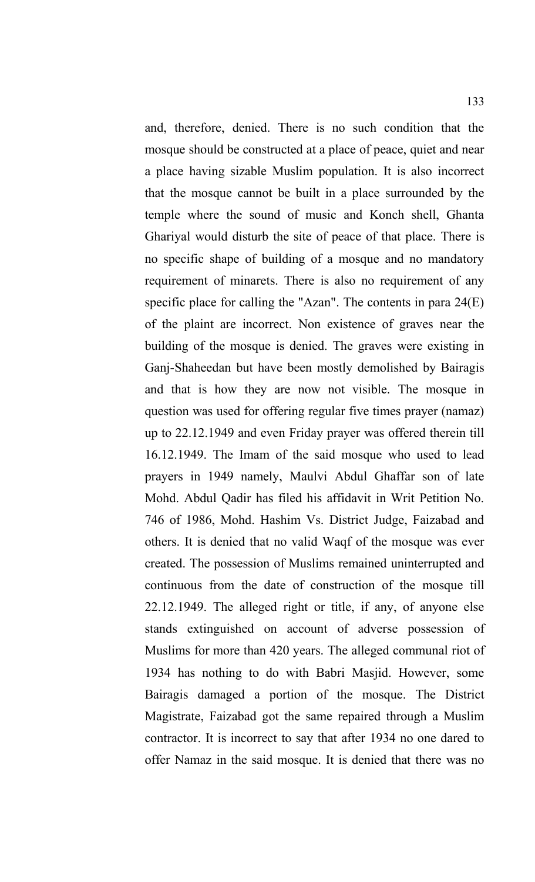and, therefore, denied. There is no such condition that the mosque should be constructed at a place of peace, quiet and near a place having sizable Muslim population. It is also incorrect that the mosque cannot be built in a place surrounded by the temple where the sound of music and Konch shell, Ghanta Ghariyal would disturb the site of peace of that place. There is no specific shape of building of a mosque and no mandatory requirement of minarets. There is also no requirement of any specific place for calling the "Azan". The contents in para 24(E) of the plaint are incorrect. Non existence of graves near the building of the mosque is denied. The graves were existing in Ganj-Shaheedan but have been mostly demolished by Bairagis and that is how they are now not visible. The mosque in question was used for offering regular five times prayer (namaz) up to 22.12.1949 and even Friday prayer was offered therein till 16.12.1949. The Imam of the said mosque who used to lead prayers in 1949 namely, Maulvi Abdul Ghaffar son of late Mohd. Abdul Qadir has filed his affidavit in Writ Petition No. 746 of 1986, Mohd. Hashim Vs. District Judge, Faizabad and others. It is denied that no valid Waqf of the mosque was ever created. The possession of Muslims remained uninterrupted and continuous from the date of construction of the mosque till 22.12.1949. The alleged right or title, if any, of anyone else stands extinguished on account of adverse possession of Muslims for more than 420 years. The alleged communal riot of 1934 has nothing to do with Babri Masjid. However, some Bairagis damaged a portion of the mosque. The District Magistrate, Faizabad got the same repaired through a Muslim contractor. It is incorrect to say that after 1934 no one dared to offer Namaz in the said mosque. It is denied that there was no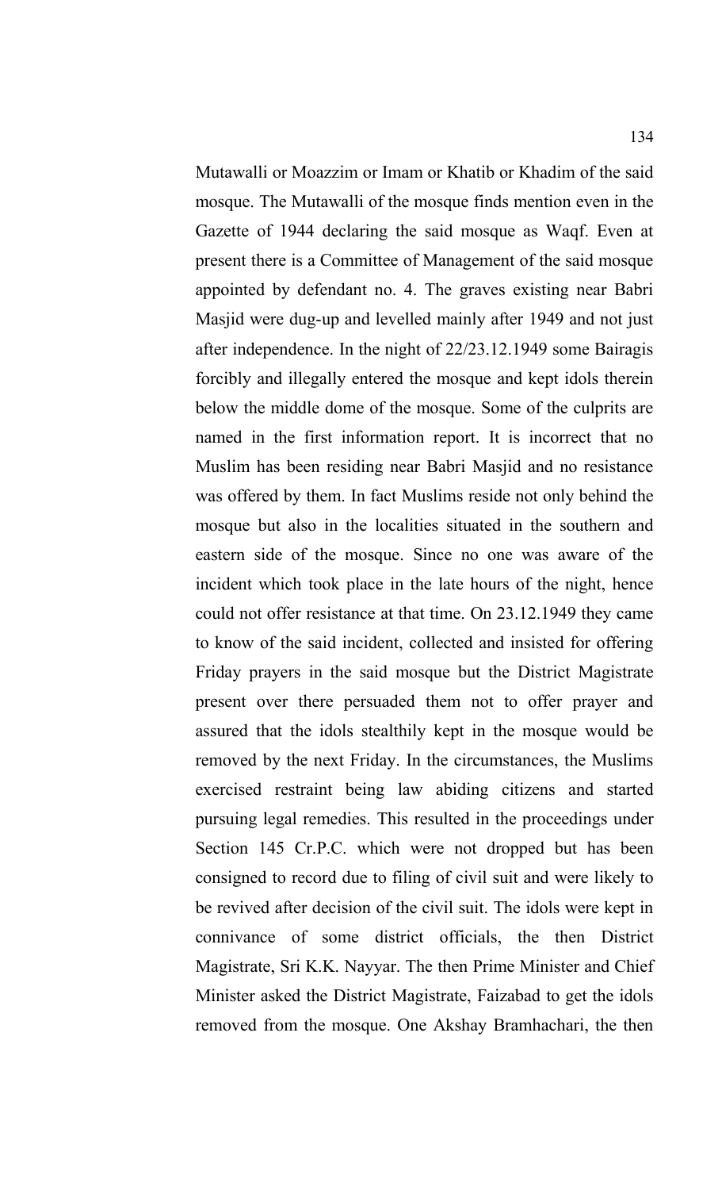Mutawalli or Moazzim or Imam or Khatib or Khadim of the said mosque. The Mutawalli of the mosque finds mention even in the Gazette of 1944 declaring the said mosque as Waqf. Even at present there is a Committee of Management of the said mosque appointed by defendant no. 4. The graves existing near Babri Masjid were dug-up and levelled mainly after 1949 and not just after independence. In the night of 22/23.12.1949 some Bairagis forcibly and illegally entered the mosque and kept idols therein below the middle dome of the mosque. Some of the culprits are named in the first information report. It is incorrect that no Muslim has been residing near Babri Masjid and no resistance was offered by them. In fact Muslims reside not only behind the mosque but also in the localities situated in the southern and eastern side of the mosque. Since no one was aware of the incident which took place in the late hours of the night, hence could not offer resistance at that time. On 23.12.1949 they came to know of the said incident, collected and insisted for offering Friday prayers in the said mosque but the District Magistrate present over there persuaded them not to offer prayer and assured that the idols stealthily kept in the mosque would be removed by the next Friday. In the circumstances, the Muslims exercised restraint being law abiding citizens and started pursuing legal remedies. This resulted in the proceedings under Section 145 Cr.P.C. which were not dropped but has been consigned to record due to filing of civil suit and were likely to be revived after decision of the civil suit. The idols were kept in connivance of some district officials, the then District Magistrate, Sri K.K. Nayyar. The then Prime Minister and Chief Minister asked the District Magistrate, Faizabad to get the idols removed from the mosque. One Akshay Bramhachari, the then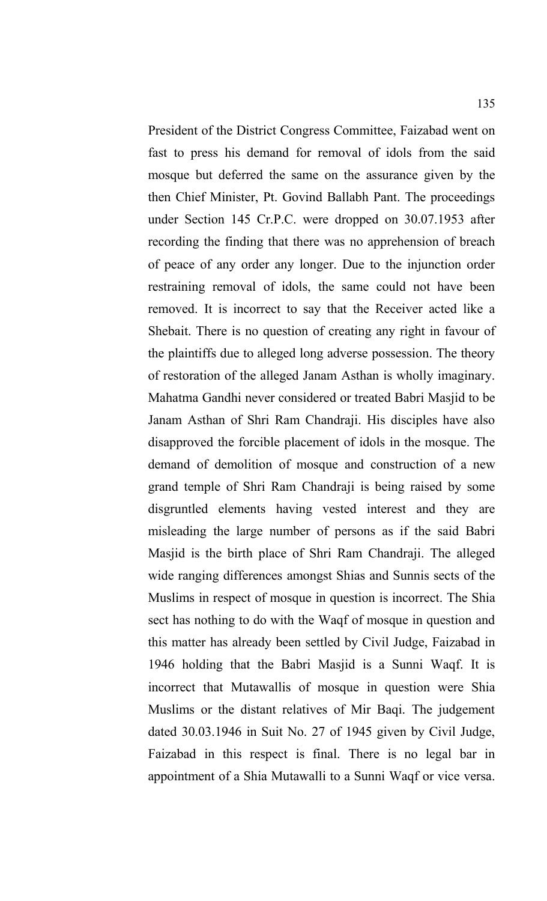President of the District Congress Committee, Faizabad went on fast to press his demand for removal of idols from the said mosque but deferred the same on the assurance given by the then Chief Minister, Pt. Govind Ballabh Pant. The proceedings under Section 145 Cr.P.C. were dropped on 30.07.1953 after recording the finding that there was no apprehension of breach of peace of any order any longer. Due to the injunction order restraining removal of idols, the same could not have been removed. It is incorrect to say that the Receiver acted like a Shebait. There is no question of creating any right in favour of the plaintiffs due to alleged long adverse possession. The theory of restoration of the alleged Janam Asthan is wholly imaginary. Mahatma Gandhi never considered or treated Babri Masjid to be Janam Asthan of Shri Ram Chandraji. His disciples have also disapproved the forcible placement of idols in the mosque. The demand of demolition of mosque and construction of a new grand temple of Shri Ram Chandraji is being raised by some disgruntled elements having vested interest and they are misleading the large number of persons as if the said Babri Masjid is the birth place of Shri Ram Chandraji. The alleged wide ranging differences amongst Shias and Sunnis sects of the Muslims in respect of mosque in question is incorrect. The Shia sect has nothing to do with the Waqf of mosque in question and this matter has already been settled by Civil Judge, Faizabad in 1946 holding that the Babri Masjid is a Sunni Waqf. It is incorrect that Mutawallis of mosque in question were Shia Muslims or the distant relatives of Mir Baqi. The judgement dated 30.03.1946 in Suit No. 27 of 1945 given by Civil Judge, Faizabad in this respect is final. There is no legal bar in appointment of a Shia Mutawalli to a Sunni Waqf or vice versa.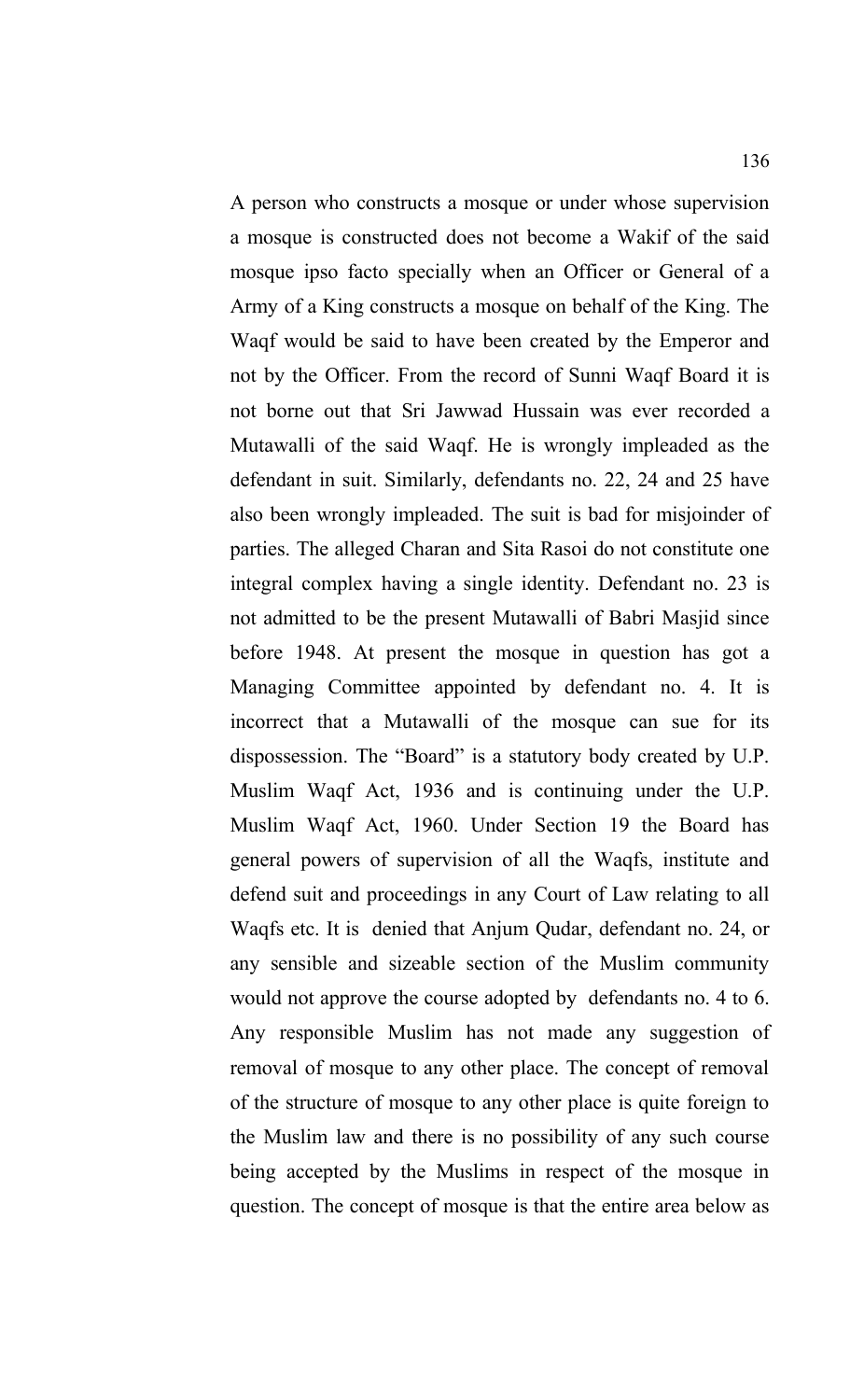A person who constructs a mosque or under whose supervision a mosque is constructed does not become a Wakif of the said mosque ipso facto specially when an Officer or General of a Army of a King constructs a mosque on behalf of the King. The Waqf would be said to have been created by the Emperor and not by the Officer. From the record of Sunni Waqf Board it is not borne out that Sri Jawwad Hussain was ever recorded a Mutawalli of the said Waqf. He is wrongly impleaded as the defendant in suit. Similarly, defendants no. 22, 24 and 25 have also been wrongly impleaded. The suit is bad for misjoinder of parties. The alleged Charan and Sita Rasoi do not constitute one integral complex having a single identity. Defendant no. 23 is not admitted to be the present Mutawalli of Babri Masjid since before 1948. At present the mosque in question has got a Managing Committee appointed by defendant no. 4. It is incorrect that a Mutawalli of the mosque can sue for its dispossession. The "Board" is a statutory body created by U.P. Muslim Waqf Act, 1936 and is continuing under the U.P. Muslim Waqf Act, 1960. Under Section 19 the Board has general powers of supervision of all the Waqfs, institute and defend suit and proceedings in any Court of Law relating to all Waqfs etc. It is denied that Anjum Qudar, defendant no. 24, or any sensible and sizeable section of the Muslim community would not approve the course adopted by defendants no. 4 to 6. Any responsible Muslim has not made any suggestion of removal of mosque to any other place. The concept of removal of the structure of mosque to any other place is quite foreign to the Muslim law and there is no possibility of any such course being accepted by the Muslims in respect of the mosque in question. The concept of mosque is that the entire area below as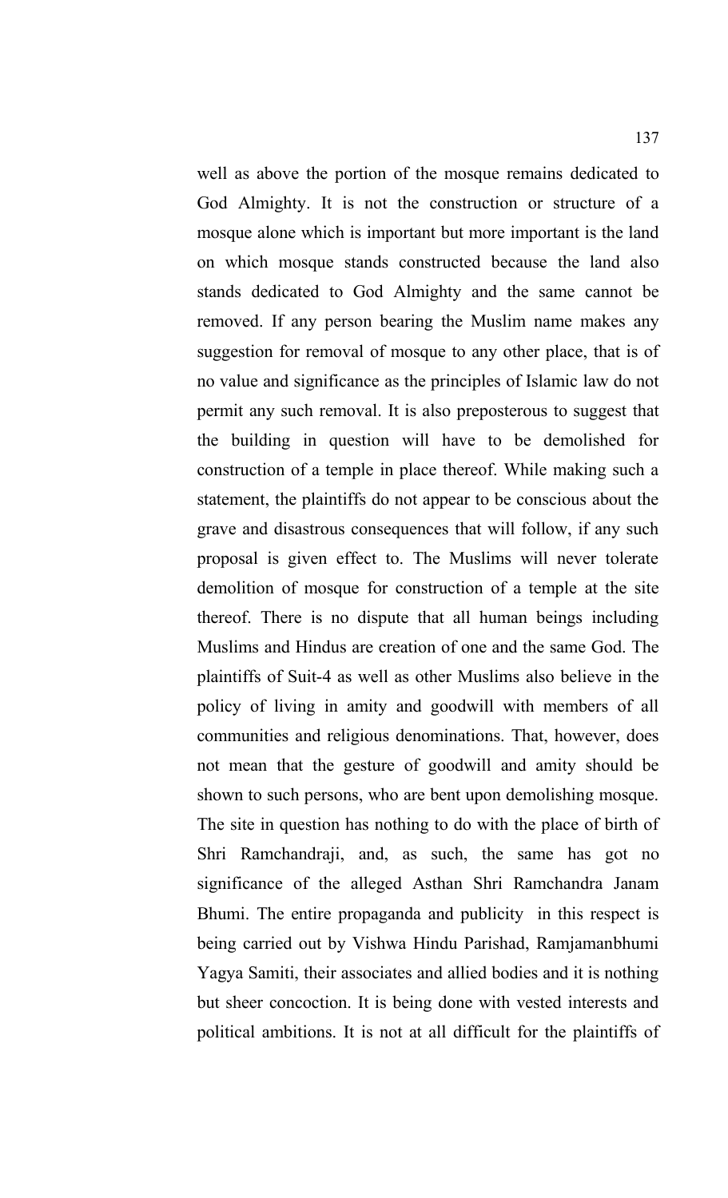well as above the portion of the mosque remains dedicated to God Almighty. It is not the construction or structure of a mosque alone which is important but more important is the land on which mosque stands constructed because the land also stands dedicated to God Almighty and the same cannot be removed. If any person bearing the Muslim name makes any suggestion for removal of mosque to any other place, that is of no value and significance as the principles of Islamic law do not permit any such removal. It is also preposterous to suggest that the building in question will have to be demolished for construction of a temple in place thereof. While making such a statement, the plaintiffs do not appear to be conscious about the grave and disastrous consequences that will follow, if any such proposal is given effect to. The Muslims will never tolerate demolition of mosque for construction of a temple at the site thereof. There is no dispute that all human beings including Muslims and Hindus are creation of one and the same God. The plaintiffs of Suit-4 as well as other Muslims also believe in the policy of living in amity and goodwill with members of all communities and religious denominations. That, however, does not mean that the gesture of goodwill and amity should be shown to such persons, who are bent upon demolishing mosque. The site in question has nothing to do with the place of birth of Shri Ramchandraji, and, as such, the same has got no significance of the alleged Asthan Shri Ramchandra Janam Bhumi. The entire propaganda and publicity in this respect is being carried out by Vishwa Hindu Parishad, Ramjamanbhumi Yagya Samiti, their associates and allied bodies and it is nothing but sheer concoction. It is being done with vested interests and political ambitions. It is not at all difficult for the plaintiffs of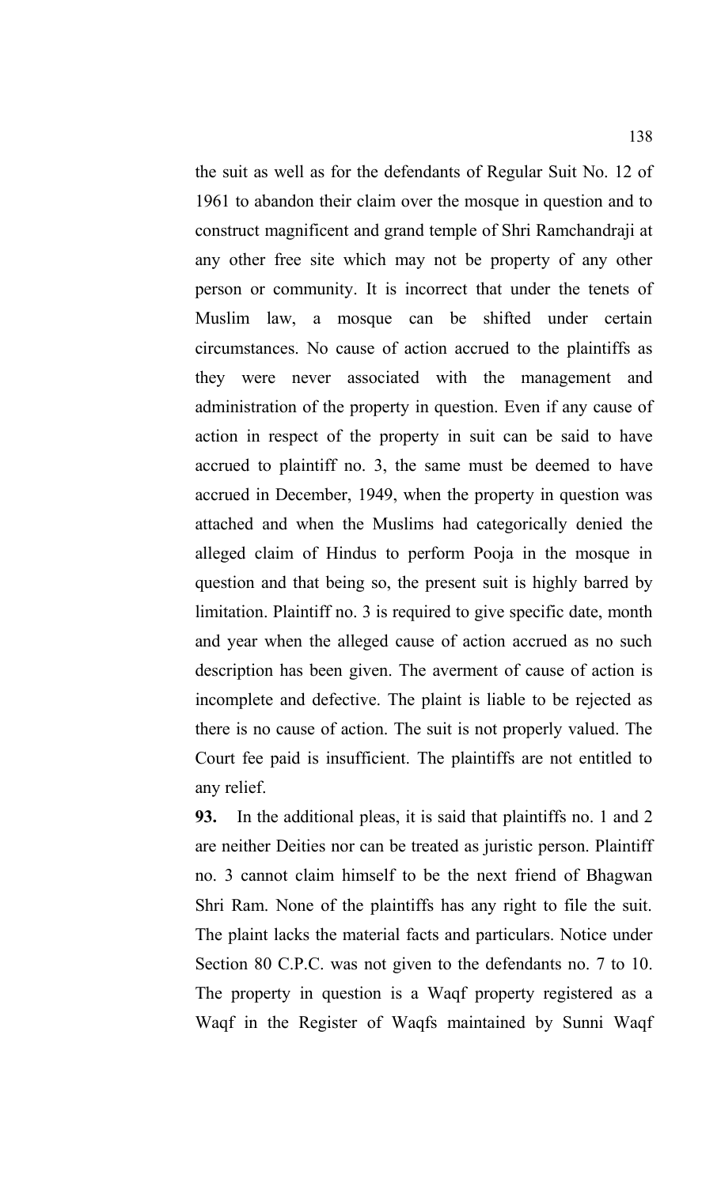the suit as well as for the defendants of Regular Suit No. 12 of 1961 to abandon their claim over the mosque in question and to construct magnificent and grand temple of Shri Ramchandraji at any other free site which may not be property of any other person or community. It is incorrect that under the tenets of Muslim law, a mosque can be shifted under certain circumstances. No cause of action accrued to the plaintiffs as they were never associated with the management and administration of the property in question. Even if any cause of action in respect of the property in suit can be said to have accrued to plaintiff no. 3, the same must be deemed to have accrued in December, 1949, when the property in question was attached and when the Muslims had categorically denied the alleged claim of Hindus to perform Pooja in the mosque in question and that being so, the present suit is highly barred by limitation. Plaintiff no. 3 is required to give specific date, month and year when the alleged cause of action accrued as no such description has been given. The averment of cause of action is incomplete and defective. The plaint is liable to be rejected as there is no cause of action. The suit is not properly valued. The Court fee paid is insufficient. The plaintiffs are not entitled to any relief.

**93.** In the additional pleas, it is said that plaintiffs no. 1 and 2 are neither Deities nor can be treated as juristic person. Plaintiff no. 3 cannot claim himself to be the next friend of Bhagwan Shri Ram. None of the plaintiffs has any right to file the suit. The plaint lacks the material facts and particulars. Notice under Section 80 C.P.C. was not given to the defendants no. 7 to 10. The property in question is a Waqf property registered as a Waqf in the Register of Waqfs maintained by Sunni Waqf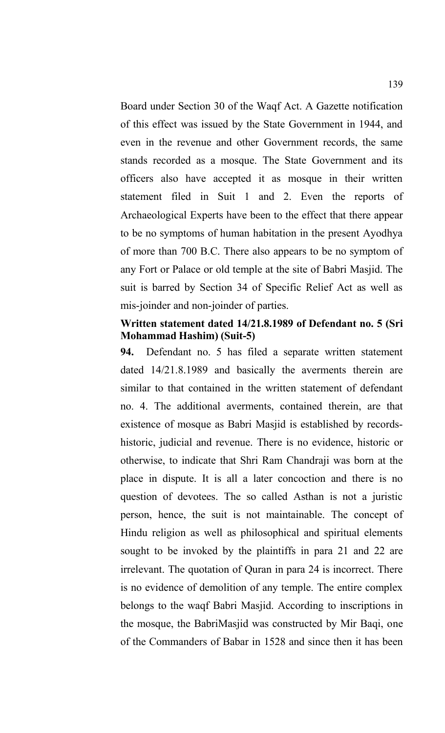Board under Section 30 of the Waqf Act. A Gazette notification of this effect was issued by the State Government in 1944, and even in the revenue and other Government records, the same stands recorded as a mosque. The State Government and its officers also have accepted it as mosque in their written statement filed in Suit 1 and 2. Even the reports of Archaeological Experts have been to the effect that there appear to be no symptoms of human habitation in the present Ayodhya of more than 700 B.C. There also appears to be no symptom of any Fort or Palace or old temple at the site of Babri Masjid. The suit is barred by Section 34 of Specific Relief Act as well as mis-joinder and non-joinder of parties.

**Written statement dated 14/21.8.1989 of Defendant no. 5 (Sri Mohammad Hashim) (Suit-5)**

**94.** Defendant no. 5 has filed a separate written statement dated 14/21.8.1989 and basically the averments therein are similar to that contained in the written statement of defendant no. 4. The additional averments, contained therein, are that existence of mosque as Babri Masjid is established by records-historic, judicial and revenue. There is no evidence, historic or otherwise, to indicate that Shri Ram Chandraji was born at the place in dispute. It is all a later concoction and there is no question of devotees. The so called Asthan is not a juristic person, hence, the suit is not maintainable. The concept of Hindu religion as well as philosophical and spiritual elements sought to be invoked by the plaintiffs in para 21 and 22 are irrelevant. The quotation of Quran in para 24 is incorrect. There is no evidence of demolition of any temple. The entire complex belongs to the waqf Babri Masjid. According to inscriptions in the mosque, the BabriMasjid was constructed by Mir Baqi, one of the Commanders of Babar in 1528 and since then it has been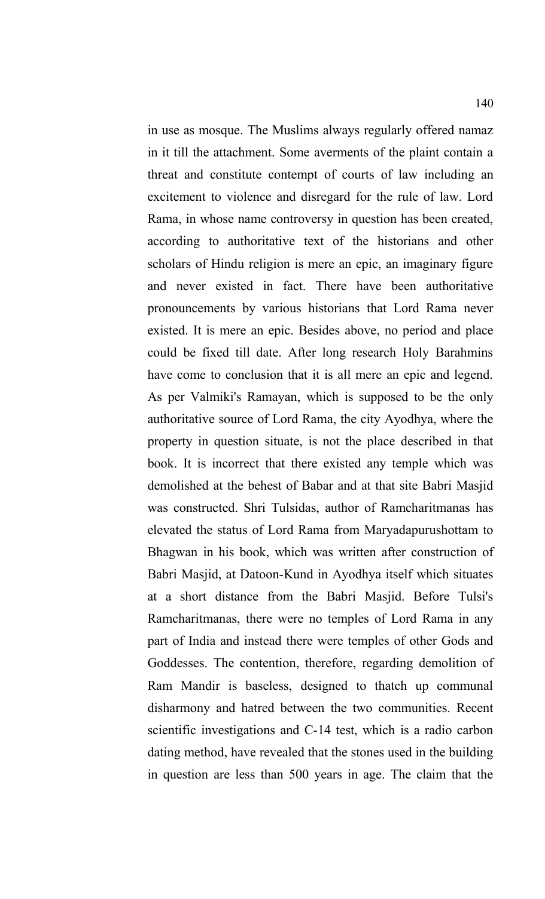in use as mosque. The Muslims always regularly offered namaz in it till the attachment. Some averments of the plaint contain a threat and constitute contempt of courts of law including an excitement to violence and disregard for the rule of law. Lord Rama, in whose name controversy in question has been created, according to authoritative text of the historians and other scholars of Hindu religion is mere an epic, an imaginary figure and never existed in fact. There have been authoritative pronouncements by various historians that Lord Rama never existed. It is mere an epic. Besides above, no period and place could be fixed till date. After long research Holy Barahmins have come to conclusion that it is all mere an epic and legend. As per Valmiki's Ramayan, which is supposed to be the only authoritative source of Lord Rama, the city Ayodhya, where the property in question situate, is not the place described in that book. It is incorrect that there existed any temple which was demolished at the behest of Babar and at that site Babri Masjid was constructed. Shri Tulsidas, author of Ramcharitmanas has elevated the status of Lord Rama from Maryadapurushottam to Bhagwan in his book, which was written after construction of Babri Masjid, at Datoon-Kund in Ayodhya itself which situates at a short distance from the Babri Masjid. Before Tulsi's Ramcharitmanas, there were no temples of Lord Rama in any part of India and instead there were temples of other Gods and Goddesses. The contention, therefore, regarding demolition of Ram Mandir is baseless, designed to thatch up communal disharmony and hatred between the two communities. Recent scientific investigations and C-14 test, which is a radio carbon dating method, have revealed that the stones used in the building in question are less than 500 years in age. The claim that the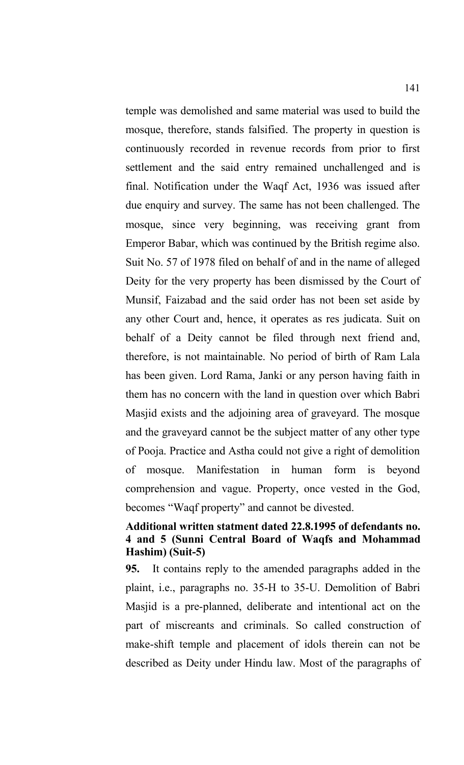temple was demolished and same material was used to build the mosque, therefore, stands falsified. The property in question is continuously recorded in revenue records from prior to first settlement and the said entry remained unchallenged and is final. Notification under the Waqf Act, 1936 was issued after due enquiry and survey. The same has not been challenged. The mosque, since very beginning, was receiving grant from Emperor Babar, which was continued by the British regime also. Suit No. 57 of 1978 filed on behalf of and in the name of alleged Deity for the very property has been dismissed by the Court of Munsif, Faizabad and the said order has not been set aside by any other Court and, hence, it operates as res judicata. Suit on behalf of a Deity cannot be filed through next friend and, therefore, is not maintainable. No period of birth of Ram Lala has been given. Lord Rama, Janki or any person having faith in them has no concern with the land in question over which Babri Masjid exists and the adjoining area of graveyard. The mosque and the graveyard cannot be the subject matter of any other type of Pooja. Practice and Astha could not give a right of demolition of mosque. Manifestation in human form is beyond comprehension and vague. Property, once vested in the God, becomes "Waqf property" and cannot be divested.

**Additional written statment dated 22.8.1995 of defendants no. 4 and 5 (Sunni Central Board of Waqfs and Mohammad Hashim) (Suit-5)**

**95.** It contains reply to the amended paragraphs added in the plaint, i.e., paragraphs no. 35-H to 35-U. Demolition of Babri Masjid is a pre-planned, deliberate and intentional act on the part of miscreants and criminals. So called construction of make-shift temple and placement of idols therein can not be described as Deity under Hindu law. Most of the paragraphs of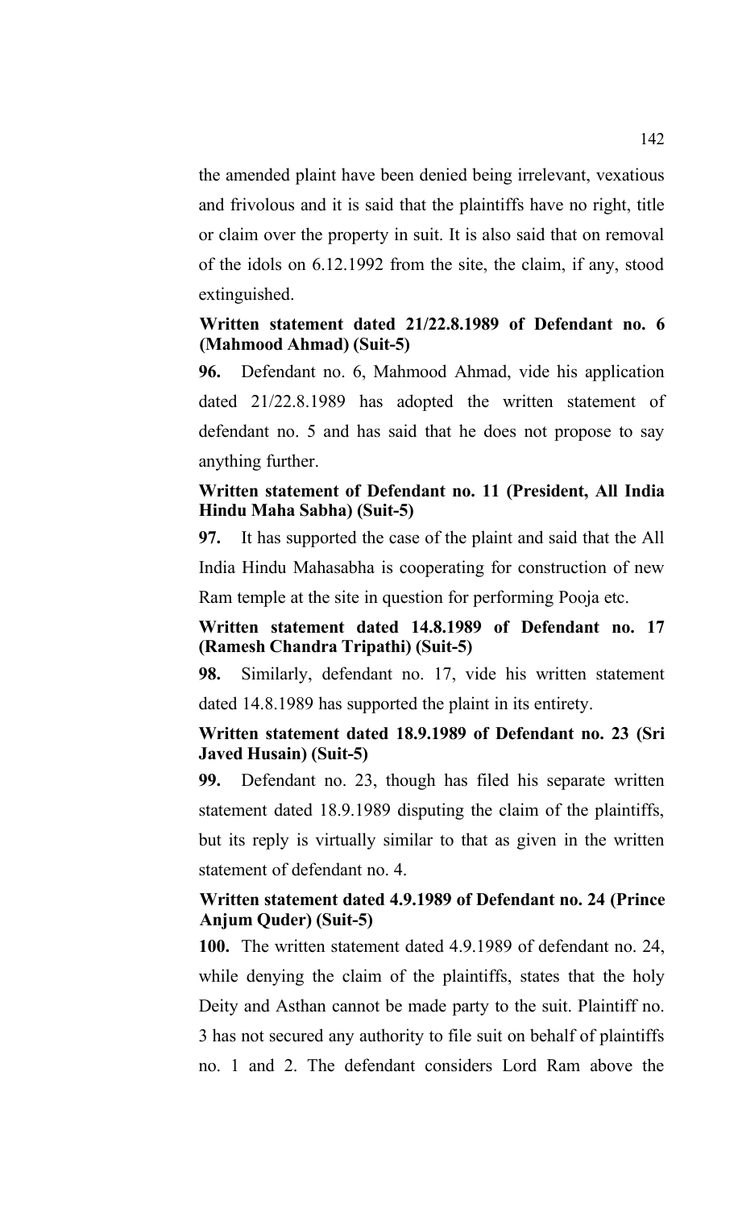the amended plaint have been denied being irrelevant, vexatious and frivolous and it is said that the plaintiffs have no right, title or claim over the property in suit. It is also said that on removal of the idols on 6.12.1992 from the site, the claim, if any, stood extinguished.

**Written statement dated 21/22.8.1989 of Defendant no. 6 (Mahmood Ahmad) (Suit-5)**

**96.** Defendant no. 6, Mahmood Ahmad, vide his application dated 21/22.8.1989 has adopted the written statement of defendant no. 5 and has said that he does not propose to say anything further.

**Written statement of Defendant no. 11 (President, All India Hindu Maha Sabha) (Suit-5)**

**97.** It has supported the case of the plaint and said that the All India Hindu Mahasabha is cooperating for construction of new Ram temple at the site in question for performing Pooja etc.

**Written statement dated 14.8.1989 of Defendant no. 17 (Ramesh Chandra Tripathi) (Suit-5)**

**98.** Similarly, defendant no. 17, vide his written statement dated 14.8.1989 has supported the plaint in its entirety.

**Written statement dated 18.9.1989 of Defendant no. 23 (Sri Javed Husain) (Suit-5)**

**99.** Defendant no. 23, though has filed his separate written statement dated 18.9.1989 disputing the claim of the plaintiffs, but its reply is virtually similar to that as given in the written statement of defendant no. 4.

**Written statement dated 4.9.1989 of Defendant no. 24 (Prince Anjum Quder) (Suit-5)**

**100.** The written statement dated 4.9.1989 of defendant no. 24, while denying the claim of the plaintiffs, states that the holy Deity and Asthan cannot be made party to the suit. Plaintiff no. 3 has not secured any authority to file suit on behalf of plaintiffs no. 1 and 2. The defendant considers Lord Ram above the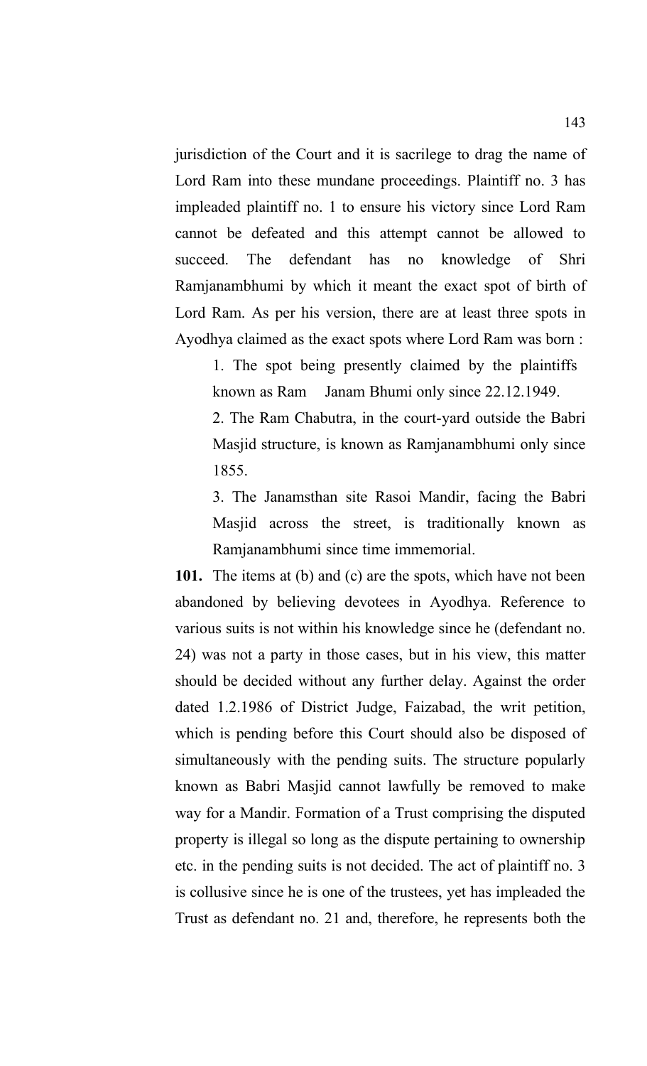jurisdiction of the Court and it is sacrilege to drag the name of Lord Ram into these mundane proceedings. Plaintiff no. 3 has impleaded plaintiff no. 1 to ensure his victory since Lord Ram cannot be defeated and this attempt cannot be allowed to succeed. The defendant has no knowledge of Shri Ramjanambhumi by which it meant the exact spot of birth of Lord Ram. As per his version, there are at least three spots in Ayodhya claimed as the exact spots where Lord Ram was born :

1. The spot being presently claimed by the plaintiffs known as Ram Janam Bhumi only since 22.12.1949.
2. The Ram Chabutra, in the court-yard outside the Babri Masjid structure, is known as Ramjanambhumi only since 1855.
3. The Janamsthan site Rasoi Mandir, facing the Babri Masjid across the street, is traditionally known as Ramjanambhumi since time immemorial.

**101.** The items at (b) and (c) are the spots, which have not been abandoned by believing devotees in Ayodhya. Reference to various suits is not within his knowledge since he (defendant no. 24) was not a party in those cases, but in his view, this matter should be decided without any further delay. Against the order dated 1.2.1986 of District Judge, Faizabad, the writ petition, which is pending before this Court should also be disposed of simultaneously with the pending suits. The structure popularly known as Babri Masjid cannot lawfully be removed to make way for a Mandir. Formation of a Trust comprising the disputed property is illegal so long as the dispute pertaining to ownership etc. in the pending suits is not decided. The act of plaintiff no. 3 is collusive since he is one of the trustees, yet has impleaded the Trust as defendant no. 21 and, therefore, he represents both the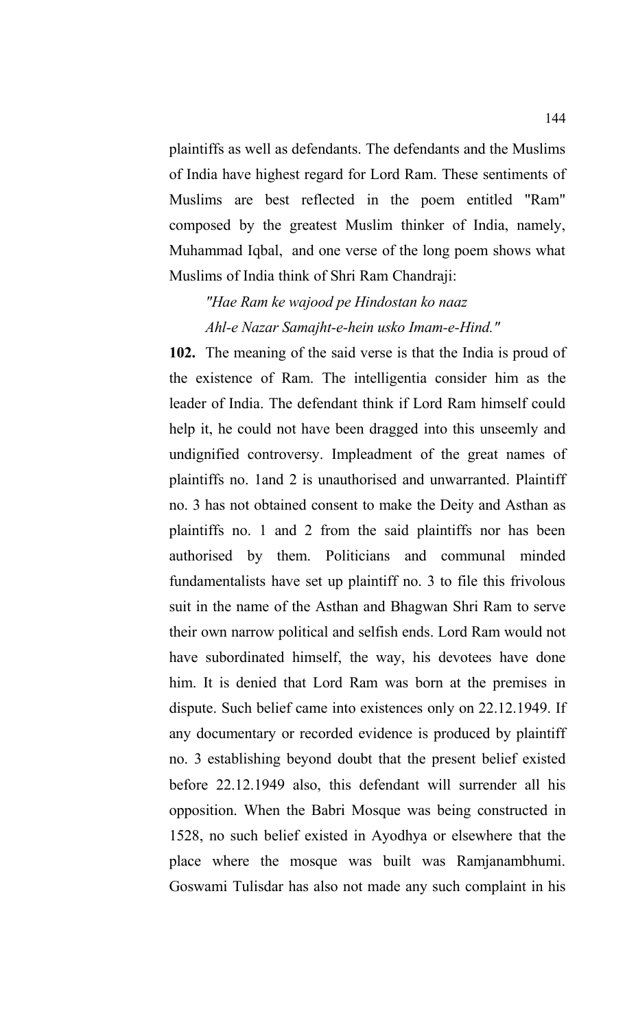plaintiffs as well as defendants. The defendants and the Muslims of India have highest regard for Lord Ram. These sentiments of Muslims are best reflected in the poem entitled "Ram" composed by the greatest Muslim thinker of India, namely, Muhammad Iqbal, and one verse of the long poem shows what Muslims of India think of Shri Ram Chandraji:

*"Hae Ram ke wajood pe Hindostan ko naaz*

*Ahl-e Nazar Samajht-e-hein usko Imam-e-Hind."*

**102.** The meaning of the said verse is that the India is proud of the existence of Ram. The intelligentia consider him as the leader of India. The defendant think if Lord Ram himself could help it, he could not have been dragged into this unseemly and undignified controversy. Impleadment of the great names of plaintiffs no. 1and 2 is unauthorised and unwarranted. Plaintiff no. 3 has not obtained consent to make the Deity and Asthan as plaintiffs no. 1 and 2 from the said plaintiffs nor has been authorised by them. Politicians and communal minded fundamentalists have set up plaintiff no. 3 to file this frivolous suit in the name of the Asthan and Bhagwan Shri Ram to serve their own narrow political and selfish ends. Lord Ram would not have subordinated himself, the way, his devotees have done him. It is denied that Lord Ram was born at the premises in dispute. Such belief came into existences only on 22.12.1949. If any documentary or recorded evidence is produced by plaintiff no. 3 establishing beyond doubt that the present belief existed before 22.12.1949 also, this defendant will surrender all his opposition. When the Babri Mosque was being constructed in 1528, no such belief existed in Ayodhya or elsewhere that the place where the mosque was built was Ramjanambhumi. Goswami Tulisdar has also not made any such complaint in his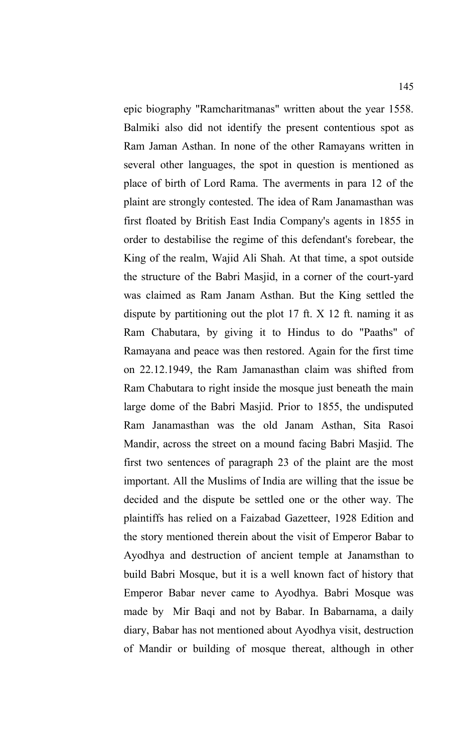epic biography "Ramcharitmanas" written about the year 1558. Balmiki also did not identify the present contentious spot as Ram Jaman Asthan. In none of the other Ramayans written in several other languages, the spot in question is mentioned as place of birth of Lord Rama. The averments in para 12 of the plaint are strongly contested. The idea of Ram Janamasthan was first floated by British East India Company's agents in 1855 in order to destabilise the regime of this defendant's forebear, the King of the realm, Wajid Ali Shah. At that time, a spot outside the structure of the Babri Masjid, in a corner of the court-yard was claimed as Ram Janam Asthan. But the King settled the dispute by partitioning out the plot 17 ft. X 12 ft. naming it as Ram Chabutara, by giving it to Hindus to do "Paaths" of Ramayana and peace was then restored. Again for the first time on 22.12.1949, the Ram Jamanasthan claim was shifted from Ram Chabutara to right inside the mosque just beneath the main large dome of the Babri Masjid. Prior to 1855, the undisputed Ram Janamasthan was the old Janam Asthan, Sita Rasoi Mandir, across the street on a mound facing Babri Masjid. The first two sentences of paragraph 23 of the plaint are the most important. All the Muslims of India are willing that the issue be decided and the dispute be settled one or the other way. The plaintiffs has relied on a Faizabad Gazetteer, 1928 Edition and the story mentioned therein about the visit of Emperor Babar to Ayodhya and destruction of ancient temple at Janamsthan to build Babri Mosque, but it is a well known fact of history that Emperor Babar never came to Ayodhya. Babri Mosque was made by Mir Baqi and not by Babar. In Babarnama, a daily diary, Babar has not mentioned about Ayodhya visit, destruction of Mandir or building of mosque thereat, although in other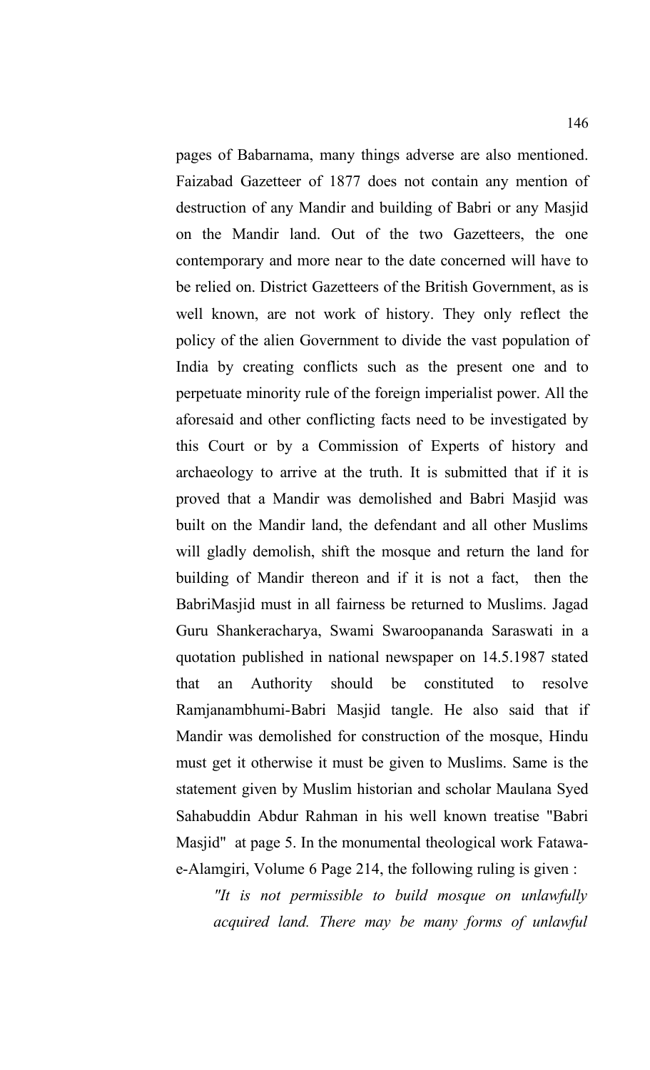pages of Babarnama, many things adverse are also mentioned. Faizabad Gazetteer of 1877 does not contain any mention of destruction of any Mandir and building of Babri or any Masjid on the Mandir land. Out of the two Gazetteers, the one contemporary and more near to the date concerned will have to be relied on. District Gazetteers of the British Government, as is well known, are not work of history. They only reflect the policy of the alien Government to divide the vast population of India by creating conflicts such as the present one and to perpetuate minority rule of the foreign imperialist power. All the aforesaid and other conflicting facts need to be investigated by this Court or by a Commission of Experts of history and archaeology to arrive at the truth. It is submitted that if it is proved that a Mandir was demolished and Babri Masjid was built on the Mandir land, the defendant and all other Muslims will gladly demolish, shift the mosque and return the land for building of Mandir thereon and if it is not a fact, then the BabriMasjid must in all fairness be returned to Muslims. Jagad Guru Shankeracharya, Swami Swaroopananda Saraswati in a quotation published in national newspaper on 14.5.1987 stated that an Authority should be constituted to resolve Ramjanambhumi-Babri Masjid tangle. He also said that if Mandir was demolished for construction of the mosque, Hindu must get it otherwise it must be given to Muslims. Same is the statement given by Muslim historian and scholar Maulana Syed Sahabuddin Abdur Rahman in his well known treatise "Babri Masjid" at page 5. In the monumental theological work Fatawa-e-Alamgiri, Volume 6 Page 214, the following ruling is given :

> *"It is not permissible to build mosque on unlawfully acquired land. There may be many forms of unlawful*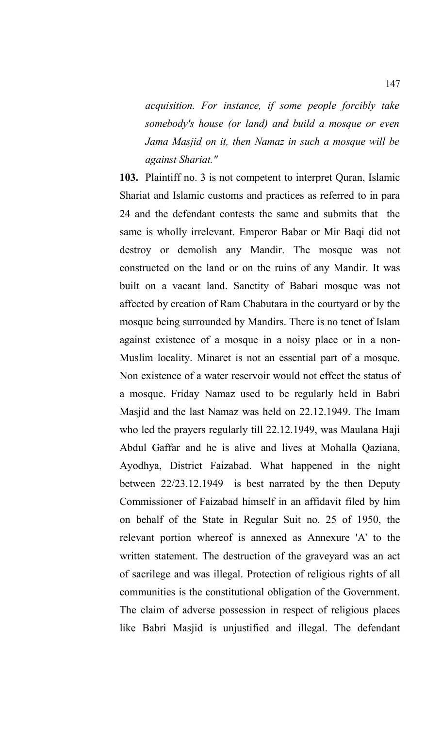*acquisition. For instance, if some people forcibly take somebody's house (or land) and build a mosque or even Jama Masjid on it, then Namaz in such a mosque will be against Shariat."*

**103.** Plaintiff no. 3 is not competent to interpret Quran, Islamic Shariat and Islamic customs and practices as referred to in para 24 and the defendant contests the same and submits that the same is wholly irrelevant. Emperor Babar or Mir Baqi did not destroy or demolish any Mandir. The mosque was not constructed on the land or on the ruins of any Mandir. It was built on a vacant land. Sanctity of Babari mosque was not affected by creation of Ram Chabutara in the courtyard or by the mosque being surrounded by Mandirs. There is no tenet of Islam against existence of a mosque in a noisy place or in a non-Muslim locality. Minaret is not an essential part of a mosque. Non existence of a water reservoir would not effect the status of a mosque. Friday Namaz used to be regularly held in Babri Masjid and the last Namaz was held on 22.12.1949. The Imam who led the prayers regularly till 22.12.1949, was Maulana Haji Abdul Gaffar and he is alive and lives at Mohalla Qaziana, Ayodhya, District Faizabad. What happened in the night between 22/23.12.1949 is best narrated by the then Deputy Commissioner of Faizabad himself in an affidavit filed by him on behalf of the State in Regular Suit no. 25 of 1950, the relevant portion whereof is annexed as Annexure 'A' to the written statement. The destruction of the graveyard was an act of sacrilege and was illegal. Protection of religious rights of all communities is the constitutional obligation of the Government. The claim of adverse possession in respect of religious places like Babri Masjid is unjustified and illegal. The defendant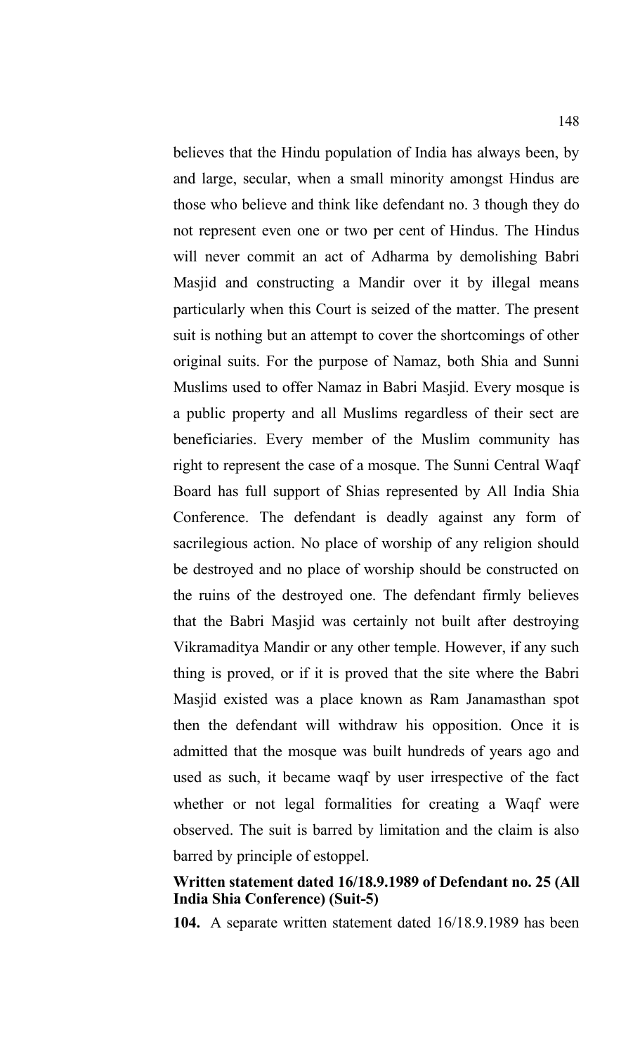believes that the Hindu population of India has always been, by and large, secular, when a small minority amongst Hindus are those who believe and think like defendant no. 3 though they do not represent even one or two per cent of Hindus. The Hindus will never commit an act of Adharma by demolishing Babri Masjid and constructing a Mandir over it by illegal means particularly when this Court is seized of the matter. The present suit is nothing but an attempt to cover the shortcomings of other original suits. For the purpose of Namaz, both Shia and Sunni Muslims used to offer Namaz in Babri Masjid. Every mosque is a public property and all Muslims regardless of their sect are beneficiaries. Every member of the Muslim community has right to represent the case of a mosque. The Sunni Central Waqf Board has full support of Shias represented by All India Shia Conference. The defendant is deadly against any form of sacrilegious action. No place of worship of any religion should be destroyed and no place of worship should be constructed on the ruins of the destroyed one. The defendant firmly believes that the Babri Masjid was certainly not built after destroying Vikramaditya Mandir or any other temple. However, if any such thing is proved, or if it is proved that the site where the Babri Masjid existed was a place known as Ram Janamasthan spot then the defendant will withdraw his opposition. Once it is admitted that the mosque was built hundreds of years ago and used as such, it became waqf by user irrespective of the fact whether or not legal formalities for creating a Waqf were observed. The suit is barred by limitation and the claim is also barred by principle of estoppel.

**Written statement dated 16/18.9.1989 of Defendant no. 25 (All India Shia Conference) (Suit-5)**

**104.** A separate written statement dated 16/18.9.1989 has been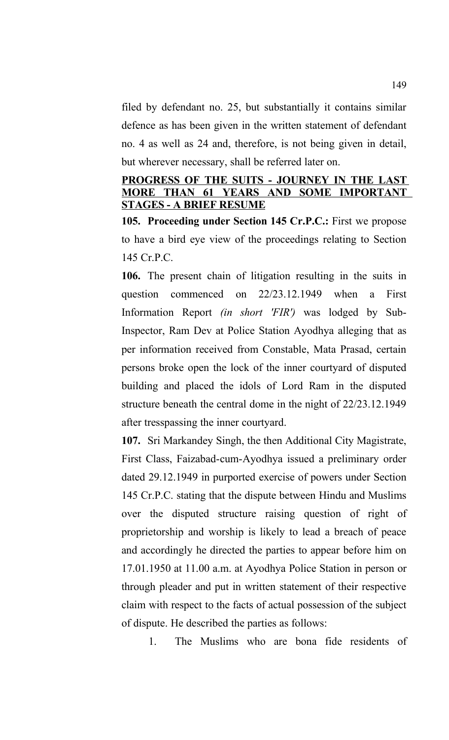filed by defendant no. 25, but substantially it contains similar defence as has been given in the written statement of defendant no. 4 as well as 24 and, therefore, is not being given in detail, but wherever necessary, shall be referred later on.

**PROGRESS OF THE SUITS - JOURNEY IN THE LAST MORE THAN 61 YEARS AND SOME IMPORTANT STAGES - A BRIEF RESUME**

**105. Proceeding under Section 145 Cr.P.C.:** First we propose to have a bird eye view of the proceedings relating to Section 145 Cr.P.C.

**106.** The present chain of litigation resulting in the suits in question commenced on 22/23.12.1949 when a First Information Report *(in short 'FIR')* was lodged by Sub-Inspector, Ram Dev at Police Station Ayodhya alleging that as per information received from Constable, Mata Prasad, certain persons broke open the lock of the inner courtyard of disputed building and placed the idols of Lord Ram in the disputed structure beneath the central dome in the night of 22/23.12.1949 after tresspassing the inner courtyard.

**107.** Sri Markandey Singh, the then Additional City Magistrate, First Class, Faizabad-cum-Ayodhya issued a preliminary order dated 29.12.1949 in purported exercise of powers under Section 145 Cr.P.C. stating that the dispute between Hindu and Muslims over the disputed structure raising question of right of proprietorship and worship is likely to lead a breach of peace and accordingly he directed the parties to appear before him on 17.01.1950 at 11.00 a.m. at Ayodhya Police Station in person or through pleader and put in written statement of their respective claim with respect to the facts of actual possession of the subject of dispute. He described the parties as follows:

1. The Muslims who are bona fide residents of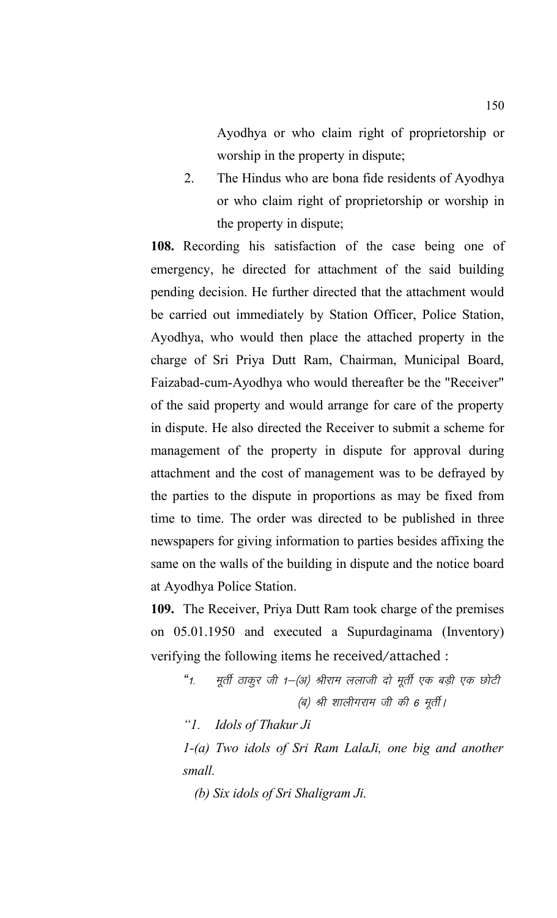Ayodhya or who claim right of proprietorship or worship in the property in dispute;

2. The Hindus who are bona fide residents of Ayodhya or who claim right of proprietorship or worship in the property in dispute;

**108.** Recording his satisfaction of the case being one of emergency, he directed for attachment of the said building pending decision. He further directed that the attachment would be carried out immediately by Station Officer, Police Station, Ayodhya, who would then place the attached property in the charge of Sri Priya Dutt Ram, Chairman, Municipal Board, Faizabad-cum-Ayodhya who would thereafter be the "Receiver" of the said property and would arrange for care of the property in dispute. He also directed the Receiver to submit a scheme for management of the property in dispute for approval during attachment and the cost of management was to be defrayed by the parties to the dispute in proportions as may be fixed from time to time. The order was directed to be published in three newspapers for giving information to parties besides affixing the same on the walls of the building in dispute and the notice board at Ayodhya Police Station.

**109.** The Receiver, Priya Dutt Ram took charge of the premises on 05.01.1950 and executed a Supurdaginama (Inventory) verifying the following items he received/attached :

> *"1. मूर्ती ठाकुर जी 1–(अ) श्रीराम ललाजी दो मूर्ती एक बड़ी एक छोटी (ब) श्री शालीगराम जी की 6 मूर्ती।*
>
> *"1. Idols of Thakur Ji*
>
> *1-(a) Two idols of Sri Ram LalaJi, one big and another small.*
>
> *(b) Six idols of Sri Shaligram Ji.*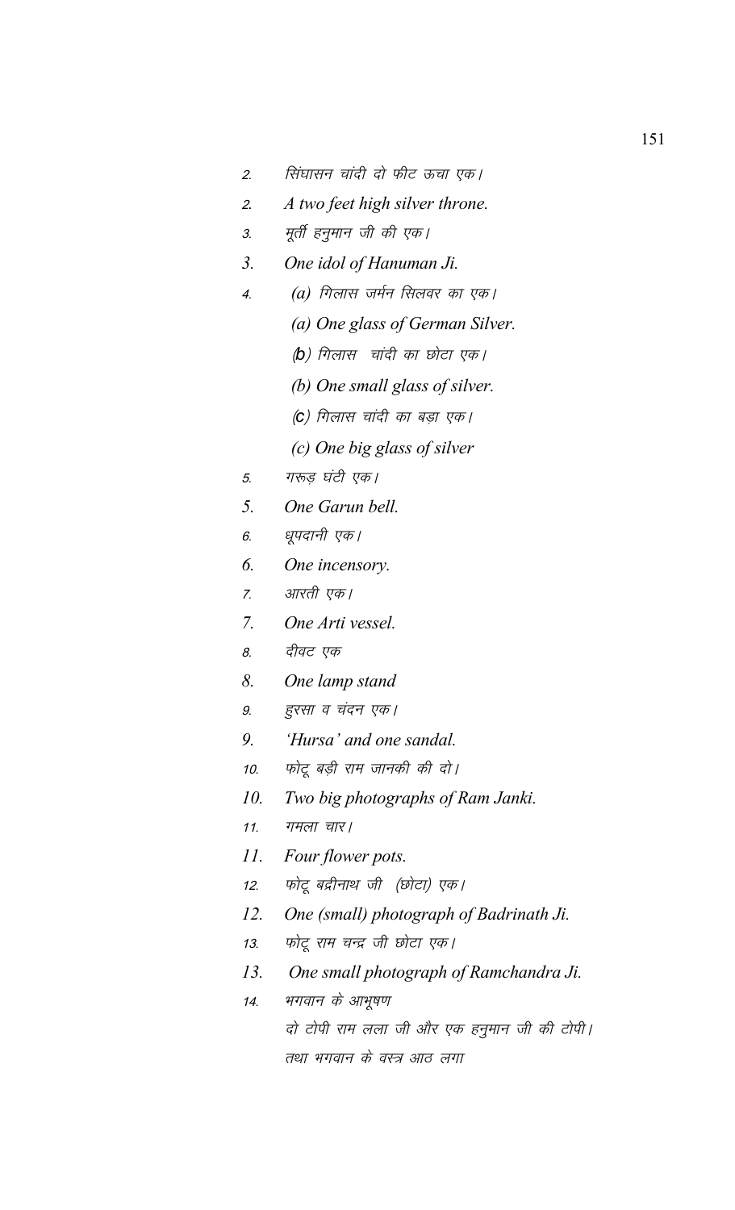2. सिंघासन चांदी दो फीट ऊचा एक।
2. *A two feet high silver throne.*
3. मूर्ती हनुमान जी की एक।
3. *One idol of Hanuman Ji.*
4. (a) गिलास जर्मन सिलवर का एक।

    *(a) One glass of German Silver.*

    (b) गिलास चांदी का छोटा एक।

    *(b) One small glass of silver.*

    (c) गिलास चांदी का बड़ा एक।

    *(c) One big glass of silver*
5. गरूड़ घंटी एक।
5. *One Garun bell.*
6. धूपदानी एक।
6. *One incensory.*
7. आरती एक।
7. *One Arti vessel.*
8. दीवट एक
8. *One lamp stand*
9. हुरसा व चंदन एक।
9. *'Hursa' and one sandal.*
10. फोटू बड़ी राम जानकी की दो।
10. *Two big photographs of Ram Janki.*
11. गमला चार।
11. *Four flower pots.*
12. फोटू बद्रीनाथ जी (छोटा) एक।
12. *One (small) photograph of Badrinath Ji.*
13. फोटू राम चन्द्र जी छोटा एक।
13. *One small photograph of Ramchandra Ji.*
14. भगवान के आभूषण

    दो टोपी राम लला जी और एक हनुमान जी की टोपी।

    तथा भगवान के वस्त्र आठ लगा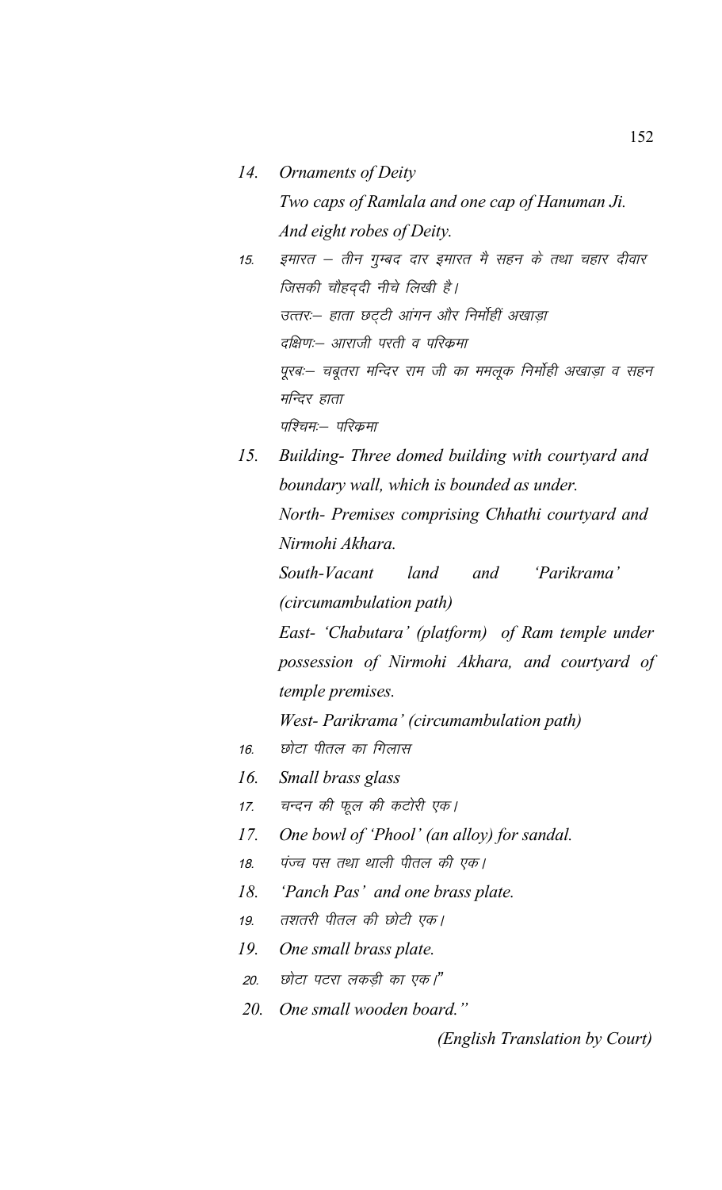14. *Ornaments of Deity*

    *Two caps of Ramlala and one cap of Hanuman Ji.*

    *And eight robes of Deity.*

15. इमारत – तीन गुम्बद दार इमारत मै सहन के तथा चहार दीवार जिसकी चौहद्दी नीचे लिखी है।

    उत्तरः– हाता छट्टी आंगन और निर्मोहीं अखाड़ा

    दक्षिणः– आराजी परती व परिक्रमा

    पूरबः– चबूतरा मन्दिर राम जी का ममलूक निर्मोही अखाड़ा व सहन मन्दिर हाता

    पश्चिमः– परिक्रमा

15. *Building- Three domed building with courtyard and boundary wall, which is bounded as under.*

    *North- Premises comprising Chhathi courtyard and Nirmohi Akhara.*

    *South-Vacant land and 'Parikrama' (circumambulation path)*

    *East- 'Chabutara' (platform) of Ram temple under possession of Nirmohi Akhara, and courtyard of temple premises.*

    *West- Parikrama' (circumambulation path)*

16. छोटा पीतल का गिलास

16. *Small brass glass*

17. चन्दन की फूल की कटोरी एक।

17. *One bowl of 'Phool' (an alloy) for sandal.*

18. पंच्च पस तथा थाली पीतल की एक।

18. *'Panch Pas' and one brass plate.*

19. तशतरी पीतल की छोटी एक।

19. *One small brass plate.*

20. छोटा पटरा लकड़ी का एक।"

20. *One small wooden board."*

*(English Translation by Court)*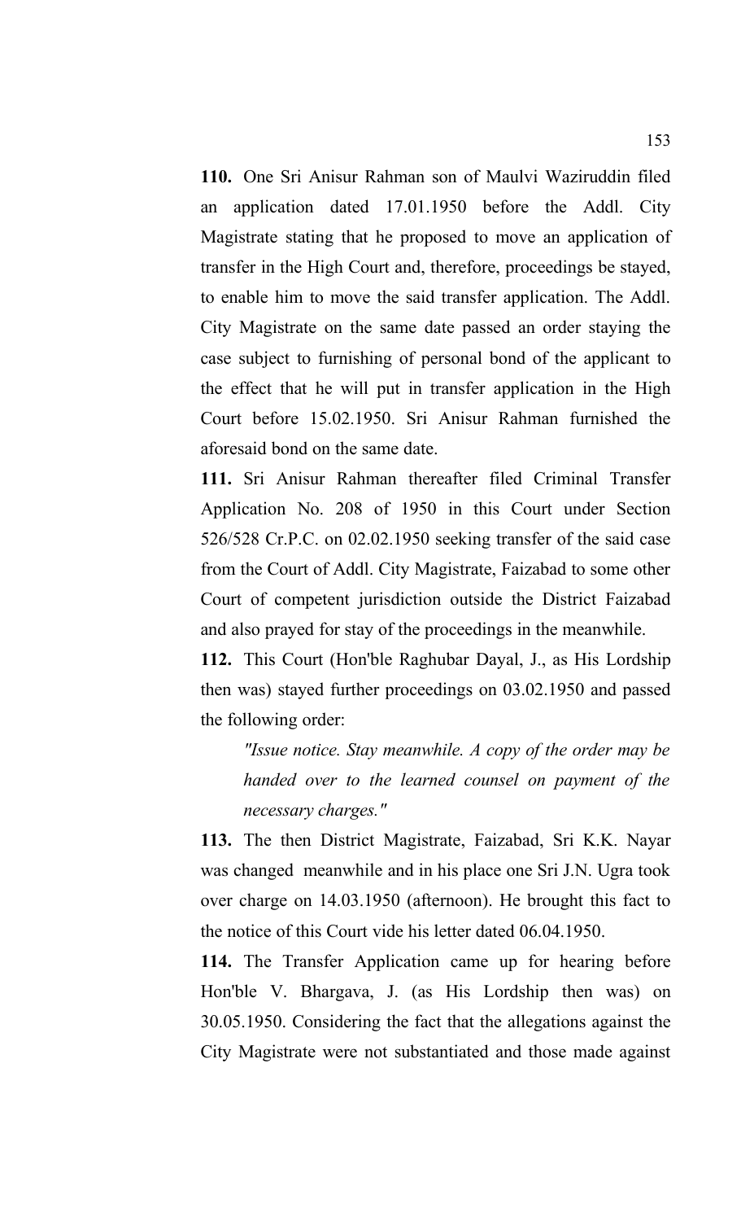**110.** One Sri Anisur Rahman son of Maulvi Waziruddin filed an application dated 17.01.1950 before the Addl. City Magistrate stating that he proposed to move an application of transfer in the High Court and, therefore, proceedings be stayed, to enable him to move the said transfer application. The Addl. City Magistrate on the same date passed an order staying the case subject to furnishing of personal bond of the applicant to the effect that he will put in transfer application in the High Court before 15.02.1950. Sri Anisur Rahman furnished the aforesaid bond on the same date.

**111.** Sri Anisur Rahman thereafter filed Criminal Transfer Application No. 208 of 1950 in this Court under Section 526/528 Cr.P.C. on 02.02.1950 seeking transfer of the said case from the Court of Addl. City Magistrate, Faizabad to some other Court of competent jurisdiction outside the District Faizabad and also prayed for stay of the proceedings in the meanwhile.

**112.** This Court (Hon'ble Raghubar Dayal, J., as His Lordship then was) stayed further proceedings on 03.02.1950 and passed the following order:

> *"Issue notice. Stay meanwhile. A copy of the order may be handed over to the learned counsel on payment of the necessary charges."*

**113.** The then District Magistrate, Faizabad, Sri K.K. Nayar was changed meanwhile and in his place one Sri J.N. Ugra took over charge on 14.03.1950 (afternoon). He brought this fact to the notice of this Court vide his letter dated 06.04.1950.

**114.** The Transfer Application came up for hearing before Hon'ble V. Bhargava, J. (as His Lordship then was) on 30.05.1950. Considering the fact that the allegations against the City Magistrate were not substantiated and those made against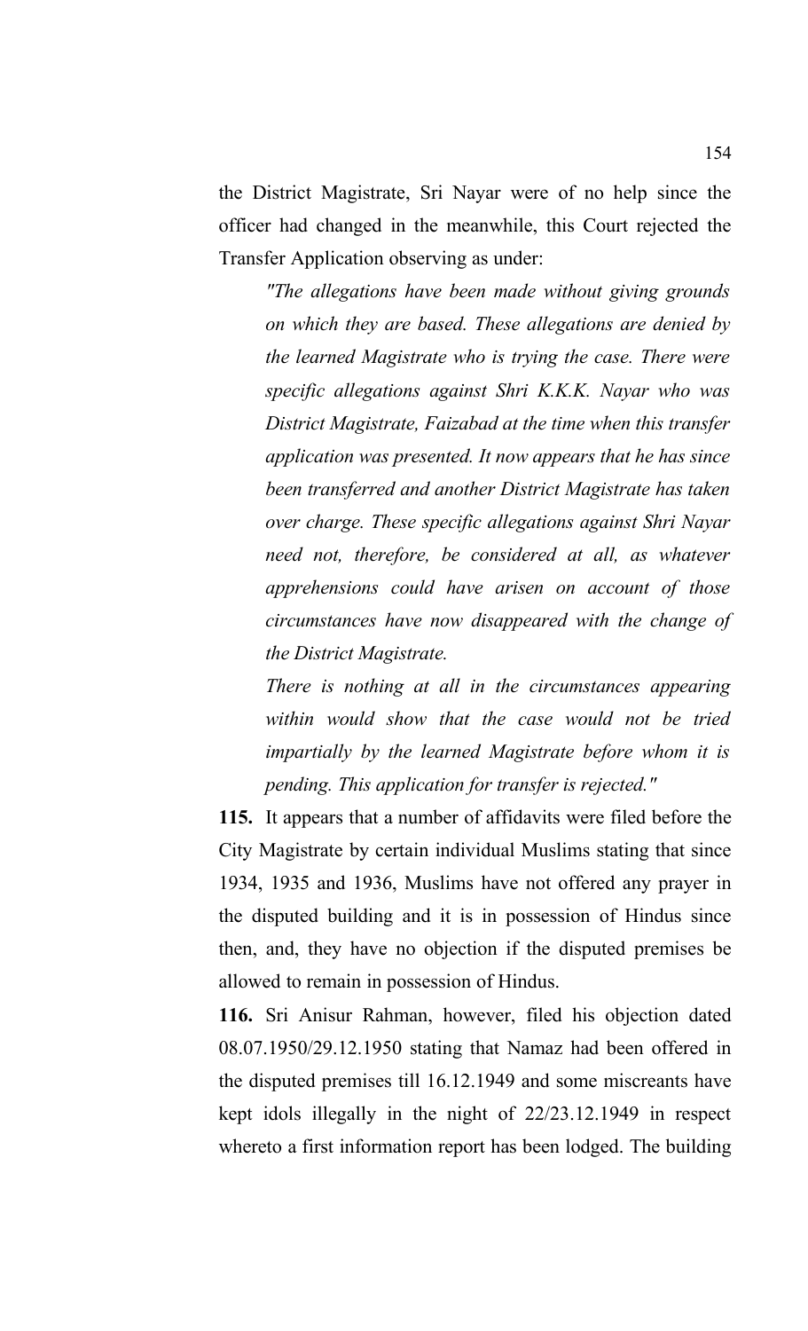the District Magistrate, Sri Nayar were of no help since the officer had changed in the meanwhile, this Court rejected the Transfer Application observing as under:

> *"The allegations have been made without giving grounds on which they are based. These allegations are denied by the learned Magistrate who is trying the case. There were specific allegations against Shri K.K.K. Nayar who was District Magistrate, Faizabad at the time when this transfer application was presented. It now appears that he has since been transferred and another District Magistrate has taken over charge. These specific allegations against Shri Nayar need not, therefore, be considered at all, as whatever apprehensions could have arisen on account of those circumstances have now disappeared with the change of the District Magistrate.*
>
> *There is nothing at all in the circumstances appearing within would show that the case would not be tried impartially by the learned Magistrate before whom it is pending. This application for transfer is rejected."*

**115.** It appears that a number of affidavits were filed before the City Magistrate by certain individual Muslims stating that since 1934, 1935 and 1936, Muslims have not offered any prayer in the disputed building and it is in possession of Hindus since then, and, they have no objection if the disputed premises be allowed to remain in possession of Hindus.

**116.** Sri Anisur Rahman, however, filed his objection dated 08.07.1950/29.12.1950 stating that Namaz had been offered in the disputed premises till 16.12.1949 and some miscreants have kept idols illegally in the night of 22/23.12.1949 in respect whereto a first information report has been lodged. The building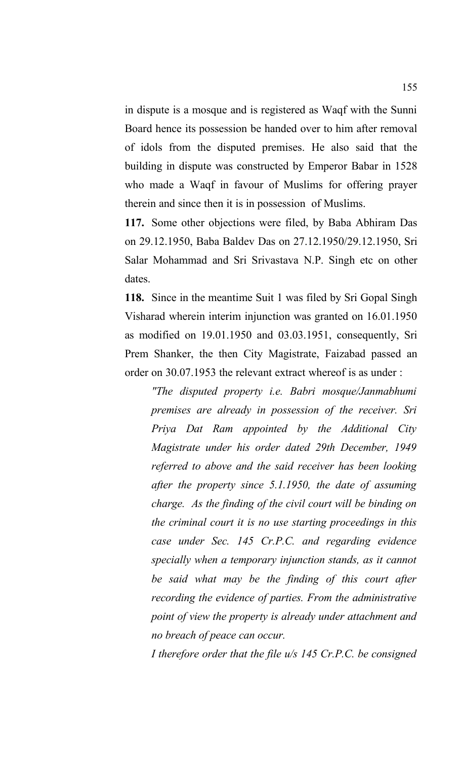in dispute is a mosque and is registered as Waqf with the Sunni Board hence its possession be handed over to him after removal of idols from the disputed premises. He also said that the building in dispute was constructed by Emperor Babar in 1528 who made a Waqf in favour of Muslims for offering prayer therein and since then it is in possession of Muslims.

**117.** Some other objections were filed, by Baba Abhiram Das on 29.12.1950, Baba Baldev Das on 27.12.1950/29.12.1950, Sri Salar Mohammad and Sri Srivastava N.P. Singh etc on other dates.

**118.** Since in the meantime Suit 1 was filed by Sri Gopal Singh Visharad wherein interim injunction was granted on 16.01.1950 as modified on 19.01.1950 and 03.03.1951, consequently, Sri Prem Shanker, the then City Magistrate, Faizabad passed an order on 30.07.1953 the relevant extract whereof is as under :

> *"The disputed property i.e. Babri mosque/Janmabhumi premises are already in possession of the receiver. Sri Priya Dat Ram appointed by the Additional City Magistrate under his order dated 29th December, 1949 referred to above and the said receiver has been looking after the property since 5.1.1950, the date of assuming charge. As the finding of the civil court will be binding on the criminal court it is no use starting proceedings in this case under Sec. 145 Cr.P.C. and regarding evidence specially when a temporary injunction stands, as it cannot be said what may be the finding of this court after recording the evidence of parties. From the administrative point of view the property is already under attachment and no breach of peace can occur.*
>
> *I therefore order that the file u/s 145 Cr.P.C. be consigned*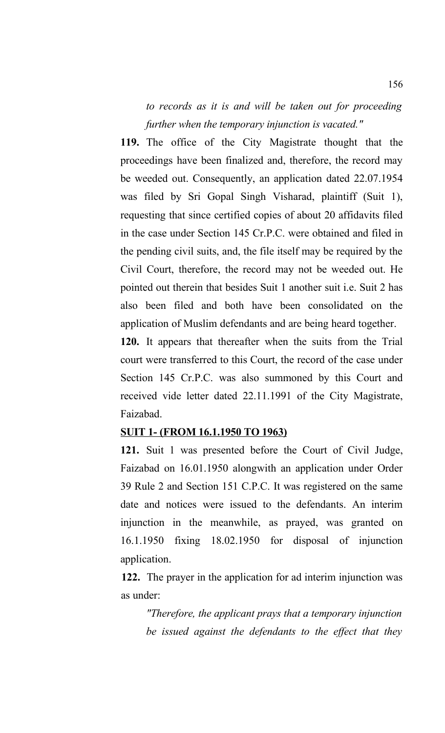*to records as it is and will be taken out for proceeding further when the temporary injunction is vacated."*

**119.** The office of the City Magistrate thought that the proceedings have been finalized and, therefore, the record may be weeded out. Consequently, an application dated 22.07.1954 was filed by Sri Gopal Singh Visharad, plaintiff (Suit 1), requesting that since certified copies of about 20 affidavits filed in the case under Section 145 Cr.P.C. were obtained and filed in the pending civil suits, and, the file itself may be required by the Civil Court, therefore, the record may not be weeded out. He pointed out therein that besides Suit 1 another suit i.e. Suit 2 has also been filed and both have been consolidated on the application of Muslim defendants and are being heard together.

**120.** It appears that thereafter when the suits from the Trial court were transferred to this Court, the record of the case under Section 145 Cr.P.C. was also summoned by this Court and received vide letter dated 22.11.1991 of the City Magistrate, Faizabad.

**SUIT 1- (FROM 16.1.1950 TO 1963)**

**121.** Suit 1 was presented before the Court of Civil Judge, Faizabad on 16.01.1950 alongwith an application under Order 39 Rule 2 and Section 151 C.P.C. It was registered on the same date and notices were issued to the defendants. An interim injunction in the meanwhile, as prayed, was granted on 16.1.1950 fixing 18.02.1950 for disposal of injunction application.

**122.** The prayer in the application for ad interim injunction was as under:

*"Therefore, the applicant prays that a temporary injunction be issued against the defendants to the effect that they*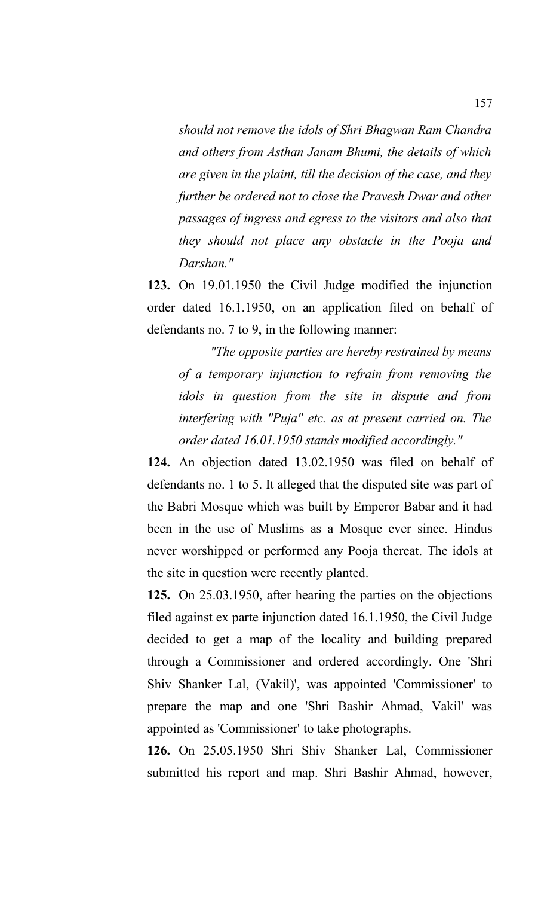*should not remove the idols of Shri Bhagwan Ram Chandra and others from Asthan Janam Bhumi, the details of which are given in the plaint, till the decision of the case, and they further be ordered not to close the Pravesh Dwar and other passages of ingress and egress to the visitors and also that they should not place any obstacle in the Pooja and Darshan."*

**123.** On 19.01.1950 the Civil Judge modified the injunction order dated 16.1.1950, on an application filed on behalf of defendants no. 7 to 9, in the following manner:

> *"The opposite parties are hereby restrained by means of a temporary injunction to refrain from removing the idols in question from the site in dispute and from interfering with "Puja" etc. as at present carried on. The order dated 16.01.1950 stands modified accordingly."*

**124.** An objection dated 13.02.1950 was filed on behalf of defendants no. 1 to 5. It alleged that the disputed site was part of the Babri Mosque which was built by Emperor Babar and it had been in the use of Muslims as a Mosque ever since. Hindus never worshipped or performed any Pooja thereat. The idols at the site in question were recently planted.

**125.** On 25.03.1950, after hearing the parties on the objections filed against ex parte injunction dated 16.1.1950, the Civil Judge decided to get a map of the locality and building prepared through a Commissioner and ordered accordingly. One 'Shri Shiv Shanker Lal, (Vakil)', was appointed 'Commissioner' to prepare the map and one 'Shri Bashir Ahmad, Vakil' was appointed as 'Commissioner' to take photographs.

**126.** On 25.05.1950 Shri Shiv Shanker Lal, Commissioner submitted his report and map. Shri Bashir Ahmad, however,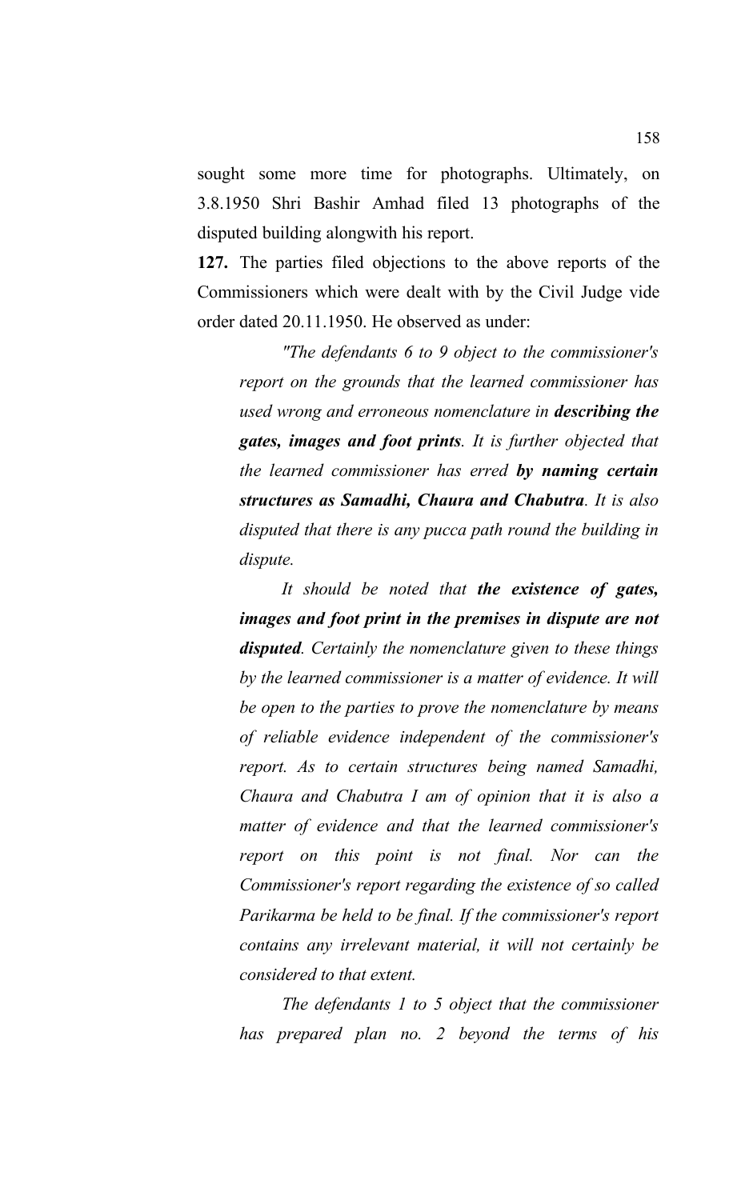sought some more time for photographs. Ultimately, on 3.8.1950 Shri Bashir Amhad filed 13 photographs of the disputed building alongwith his report.

**127.** The parties filed objections to the above reports of the Commissioners which were dealt with by the Civil Judge vide order dated 20.11.1950. He observed as under:

> *"The defendants 6 to 9 object to the commissioner's report on the grounds that the learned commissioner has used wrong and erroneous nomenclature in **describing the gates, images and foot prints**. It is further objected that the learned commissioner has erred **by naming certain structures as Samadhi, Chaura and Chabutra**. It is also disputed that there is any pucca path round the building in dispute.*
>
> *It should be noted that **the existence of gates, images and foot print in the premises in dispute are not disputed**. Certainly the nomenclature given to these things by the learned commissioner is a matter of evidence. It will be open to the parties to prove the nomenclature by means of reliable evidence independent of the commissioner's report. As to certain structures being named Samadhi, Chaura and Chabutra I am of opinion that it is also a matter of evidence and that the learned commissioner's report on this point is not final. Nor can the Commissioner's report regarding the existence of so called Parikarma be held to be final. If the commissioner's report contains any irrelevant material, it will not certainly be considered to that extent.*
>
> *The defendants 1 to 5 object that the commissioner has prepared plan no. 2 beyond the terms of his*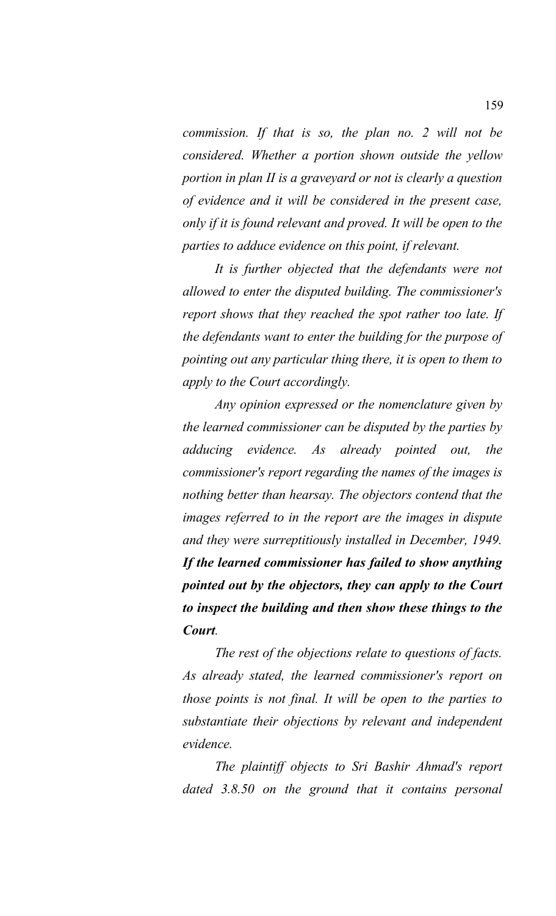*commission. If that is so, the plan no. 2 will not be considered. Whether a portion shown outside the yellow portion in plan II is a graveyard or not is clearly a question of evidence and it will be considered in the present case, only if it is found relevant and proved. It will be open to the parties to adduce evidence on this point, if relevant.*

*It is further objected that the defendants were not allowed to enter the disputed building. The commissioner's report shows that they reached the spot rather too late. If the defendants want to enter the building for the purpose of pointing out any particular thing there, it is open to them to apply to the Court accordingly.*

*Any opinion expressed or the nomenclature given by the learned commissioner can be disputed by the parties by adducing evidence. As already pointed out, the commissioner's report regarding the names of the images is nothing better than hearsay. The objectors contend that the images referred to in the report are the images in dispute and they were surreptitiously installed in December, 1949.* ***If the learned commissioner has failed to show anything pointed out by the objectors, they can apply to the Court to inspect the building and then show these things to the Court****.*

*The rest of the objections relate to questions of facts. As already stated, the learned commissioner's report on those points is not final. It will be open to the parties to substantiate their objections by relevant and independent evidence.*

*The plaintiff objects to Sri Bashir Ahmad's report dated 3.8.50 on the ground that it contains personal*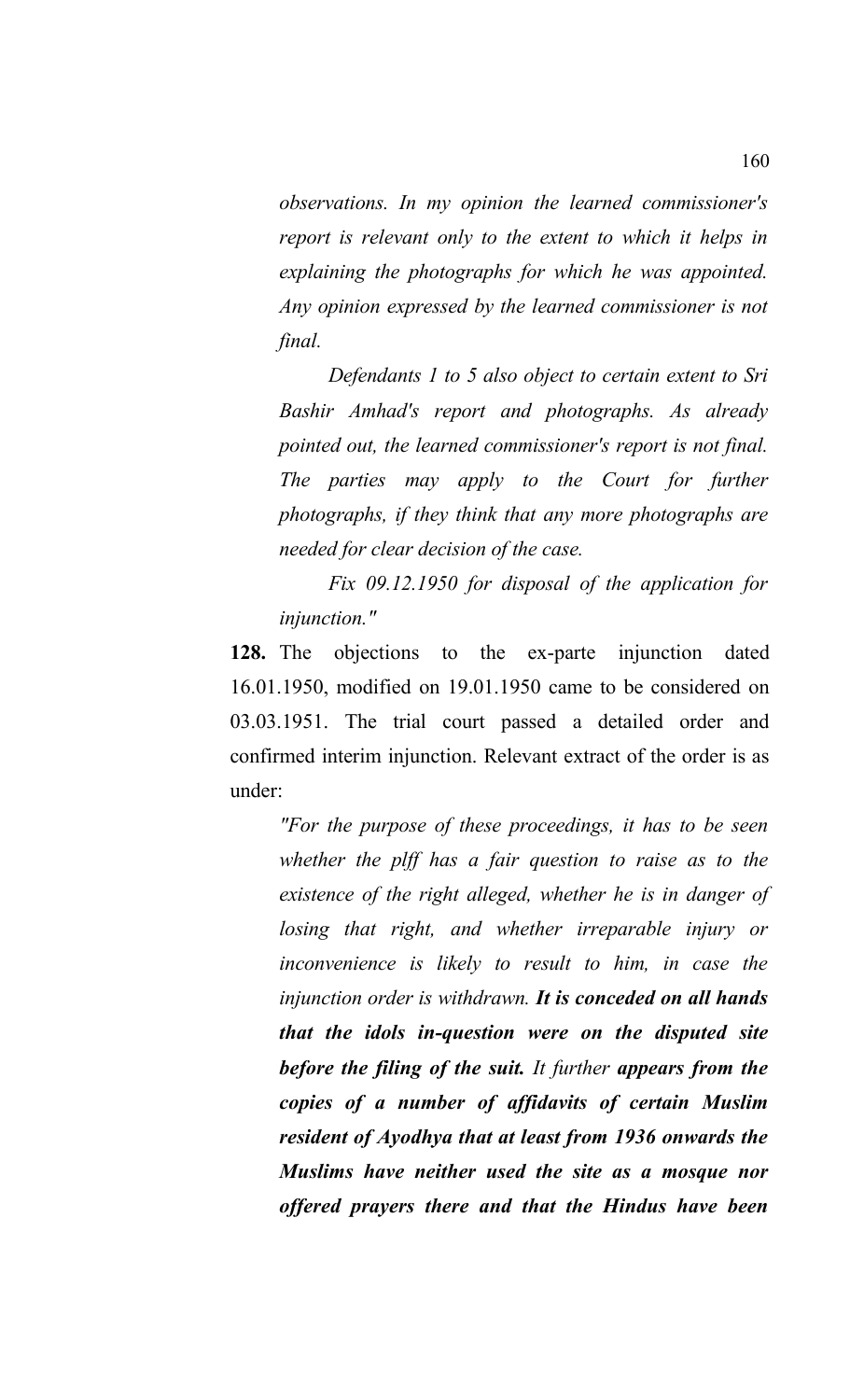*observations. In my opinion the learned commissioner's report is relevant only to the extent to which it helps in explaining the photographs for which he was appointed. Any opinion expressed by the learned commissioner is not final.*

*Defendants 1 to 5 also object to certain extent to Sri Bashir Amhad's report and photographs. As already pointed out, the learned commissioner's report is not final. The parties may apply to the Court for further photographs, if they think that any more photographs are needed for clear decision of the case.*

*Fix 09.12.1950 for disposal of the application for injunction."*

**128.** The objections to the ex-parte injunction dated 16.01.1950, modified on 19.01.1950 came to be considered on 03.03.1951. The trial court passed a detailed order and confirmed interim injunction. Relevant extract of the order is as under:

*"For the purpose of these proceedings, it has to be seen whether the plff has a fair question to raise as to the existence of the right alleged, whether he is in danger of losing that right, and whether irreparable injury or inconvenience is likely to result to him, in case the injunction order is withdrawn.* ***It is conceded on all hands that the idols in-question were on the disputed site before the filing of the suit.*** *It further* ***appears from the copies of a number of affidavits of certain Muslim resident of Ayodhya that at least from 1936 onwards the Muslims have neither used the site as a mosque nor offered prayers there and that the Hindus have been***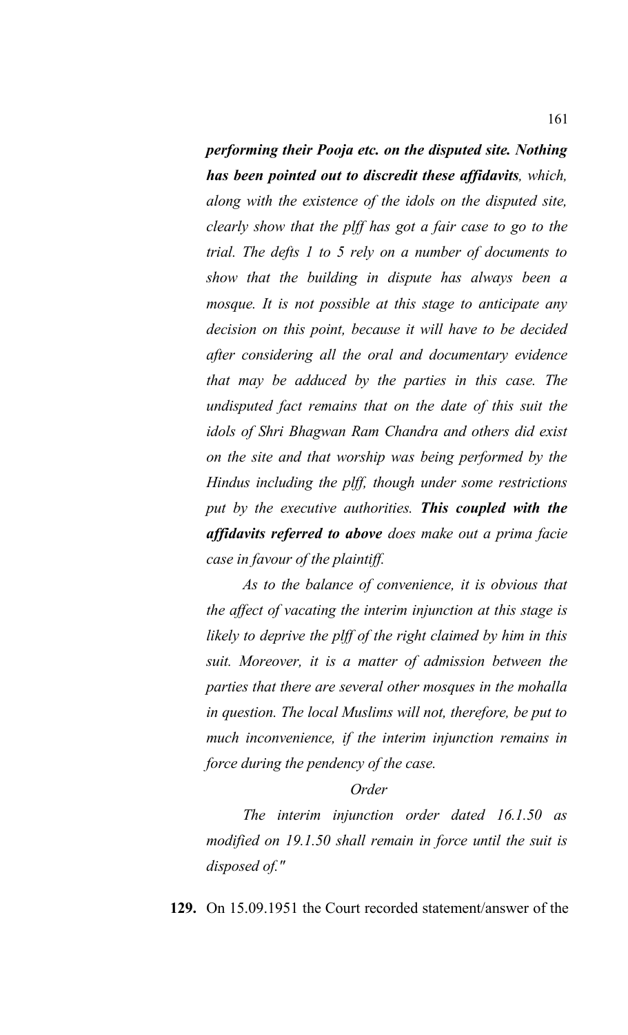*performing their Pooja etc. on the disputed site. **Nothing has been pointed out to discredit these affidavits**, which, along with the existence of the idols on the disputed site, clearly show that the plff has got a fair case to go to the trial. The defts 1 to 5 rely on a number of documents to show that the building in dispute has always been a mosque. It is not possible at this stage to anticipate any decision on this point, because it will have to be decided after considering all the oral and documentary evidence that may be adduced by the parties in this case. The undisputed fact remains that on the date of this suit the idols of Shri Bhagwan Ram Chandra and others did exist on the site and that worship was being performed by the Hindus including the plff, though under some restrictions put by the executive authorities. **This coupled with the affidavits referred to above** does make out a prima facie case in favour of the plaintiff.*

*As to the balance of convenience, it is obvious that the affect of vacating the interim injunction at this stage is likely to deprive the plff of the right claimed by him in this suit. Moreover, it is a matter of admission between the parties that there are several other mosques in the mohalla in question. The local Muslims will not, therefore, be put to much inconvenience, if the interim injunction remains in force during the pendency of the case.*

*Order*

*The interim injunction order dated 16.1.50 as modified on 19.1.50 shall remain in force until the suit is disposed of."*

**129.** On 15.09.1951 the Court recorded statement/answer of the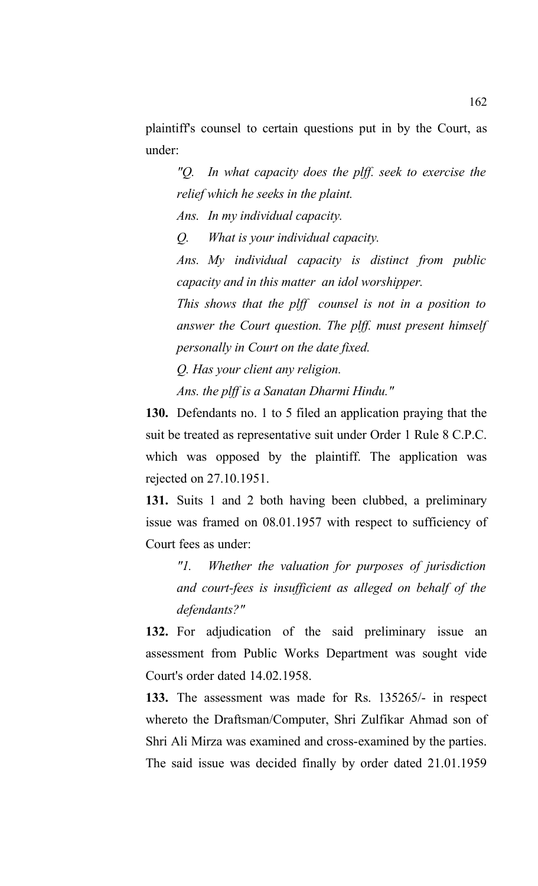plaintiff's counsel to certain questions put in by the Court, as under:

> *"Q. In what capacity does the plff. seek to exercise the relief which he seeks in the plaint.*
>
> *Ans. In my individual capacity.*
>
> *Q. What is your individual capacity.*
>
> *Ans. My individual capacity is distinct from public capacity and in this matter an idol worshipper.*
>
> *This shows that the plff counsel is not in a position to answer the Court question. The plff. must present himself personally in Court on the date fixed.*
>
> *Q. Has your client any religion.*
>
> *Ans. the plff is a Sanatan Dharmi Hindu."*

**130.** Defendants no. 1 to 5 filed an application praying that the suit be treated as representative suit under Order 1 Rule 8 C.P.C. which was opposed by the plaintiff. The application was rejected on 27.10.1951.

**131.** Suits 1 and 2 both having been clubbed, a preliminary issue was framed on 08.01.1957 with respect to sufficiency of Court fees as under:

> *"1. Whether the valuation for purposes of jurisdiction and court-fees is insufficient as alleged on behalf of the defendants?"*

**132.** For adjudication of the said preliminary issue an assessment from Public Works Department was sought vide Court's order dated 14.02.1958.

**133.** The assessment was made for Rs. 135265/- in respect whereto the Draftsman/Computer, Shri Zulfikar Ahmad son of Shri Ali Mirza was examined and cross-examined by the parties. The said issue was decided finally by order dated 21.01.1959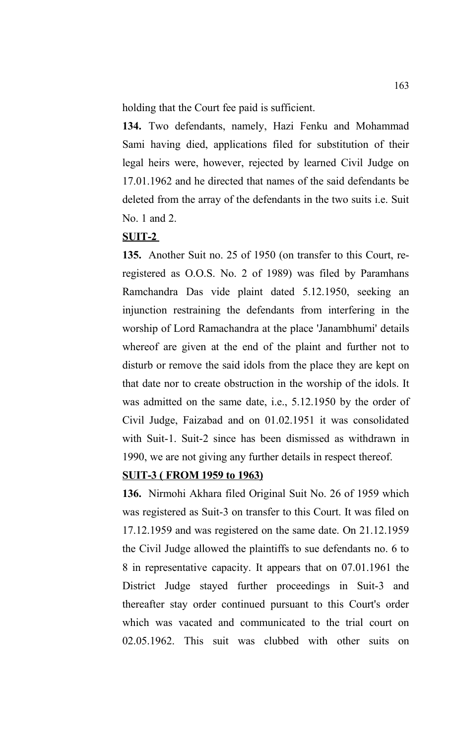holding that the Court fee paid is sufficient.

**134.** Two defendants, namely, Hazi Fenku and Mohammad Sami having died, applications filed for substitution of their legal heirs were, however, rejected by learned Civil Judge on 17.01.1962 and he directed that names of the said defendants be deleted from the array of the defendants in the two suits i.e. Suit No. 1 and 2.

**SUIT-2**

**135.** Another Suit no. 25 of 1950 (on transfer to this Court, re-registered as O.O.S. No. 2 of 1989) was filed by Paramhans Ramchandra Das vide plaint dated 5.12.1950, seeking an injunction restraining the defendants from interfering in the worship of Lord Ramachandra at the place 'Janambhumi' details whereof are given at the end of the plaint and further not to disturb or remove the said idols from the place they are kept on that date nor to create obstruction in the worship of the idols. It was admitted on the same date, i.e., 5.12.1950 by the order of Civil Judge, Faizabad and on 01.02.1951 it was consolidated with Suit-1. Suit-2 since has been dismissed as withdrawn in 1990, we are not giving any further details in respect thereof.

**SUIT-3 ( FROM 1959 to 1963)**

**136.** Nirmohi Akhara filed Original Suit No. 26 of 1959 which was registered as Suit-3 on transfer to this Court. It was filed on 17.12.1959 and was registered on the same date. On 21.12.1959 the Civil Judge allowed the plaintiffs to sue defendants no. 6 to 8 in representative capacity. It appears that on 07.01.1961 the District Judge stayed further proceedings in Suit-3 and thereafter stay order continued pursuant to this Court's order which was vacated and communicated to the trial court on 02.05.1962. This suit was clubbed with other suits on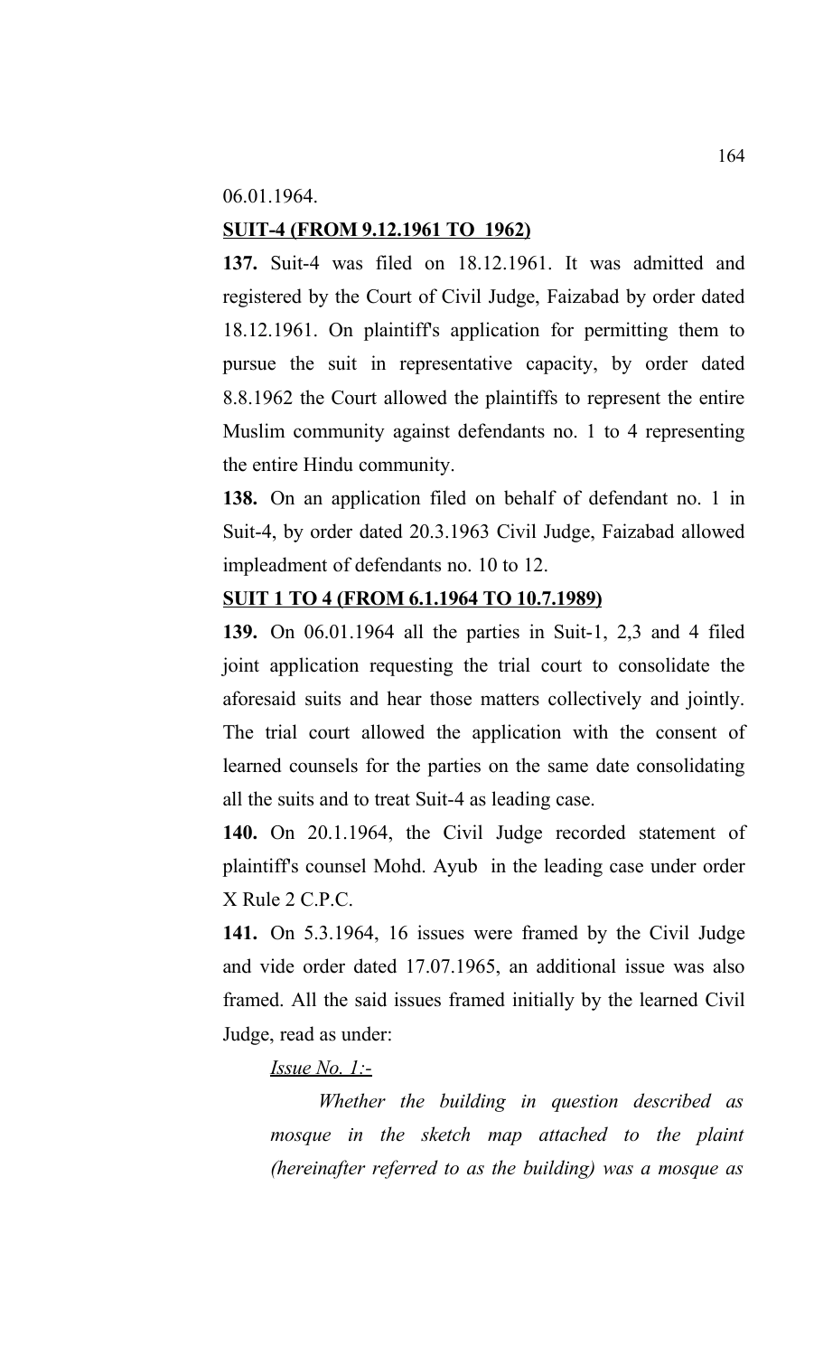06.01.1964.

**SUIT-4 (FROM 9.12.1961 TO 1962)**

**137.** Suit-4 was filed on 18.12.1961. It was admitted and registered by the Court of Civil Judge, Faizabad by order dated 18.12.1961. On plaintiff's application for permitting them to pursue the suit in representative capacity, by order dated 8.8.1962 the Court allowed the plaintiffs to represent the entire Muslim community against defendants no. 1 to 4 representing the entire Hindu community.

**138.** On an application filed on behalf of defendant no. 1 in Suit-4, by order dated 20.3.1963 Civil Judge, Faizabad allowed impleadment of defendants no. 10 to 12.

**SUIT 1 TO 4 (FROM 6.1.1964 TO 10.7.1989)**

**139.** On 06.01.1964 all the parties in Suit-1, 2,3 and 4 filed joint application requesting the trial court to consolidate the aforesaid suits and hear those matters collectively and jointly. The trial court allowed the application with the consent of learned counsels for the parties on the same date consolidating all the suits and to treat Suit-4 as leading case.

**140.** On 20.1.1964, the Civil Judge recorded statement of plaintiff's counsel Mohd. Ayub in the leading case under order X Rule 2 C.P.C.

**141.** On 5.3.1964, 16 issues were framed by the Civil Judge and vide order dated 17.07.1965, an additional issue was also framed. All the said issues framed initially by the learned Civil Judge, read as under:

*Issue No. 1:-*

*Whether the building in question described as mosque in the sketch map attached to the plaint (hereinafter referred to as the building) was a mosque as*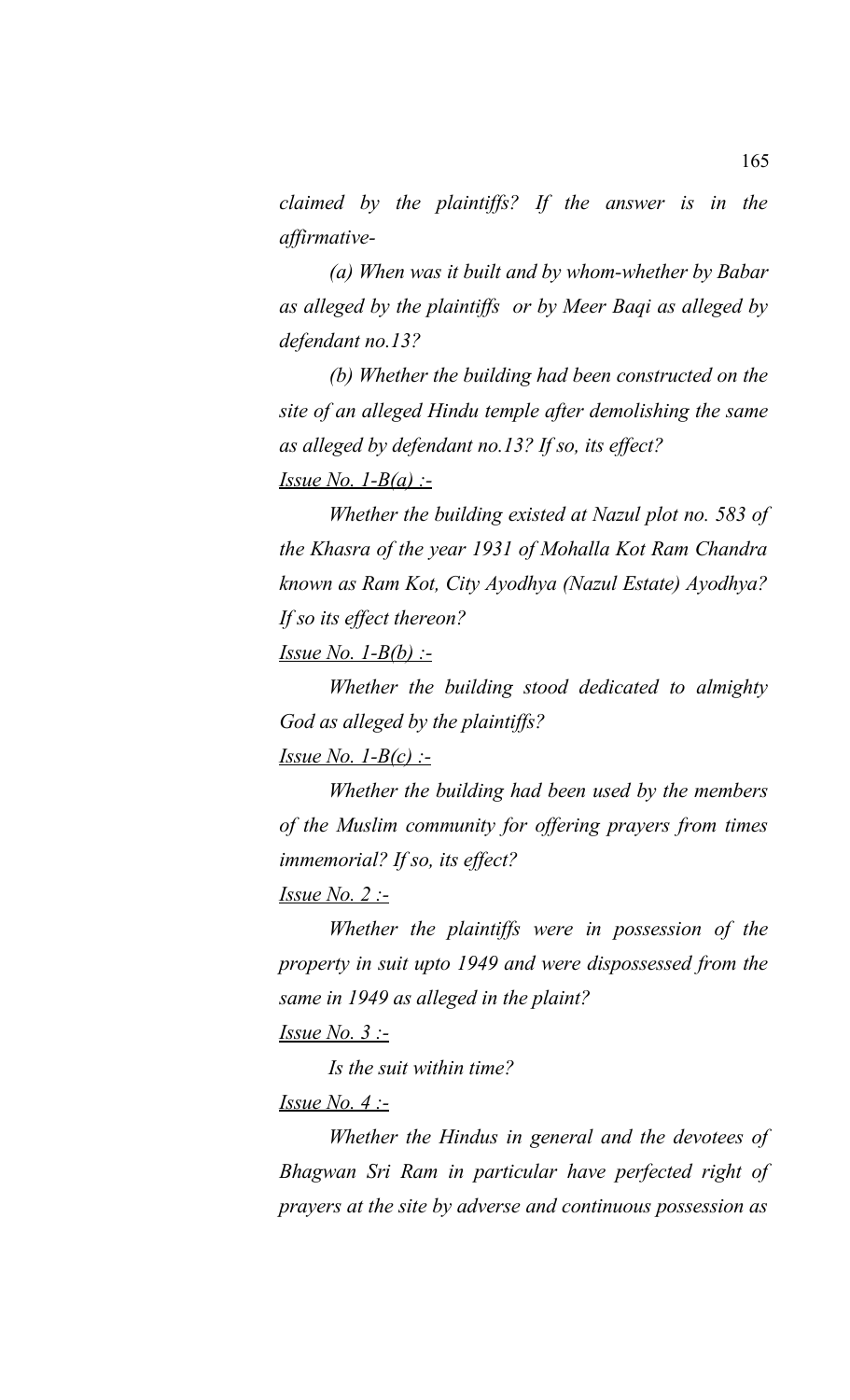*claimed by the plaintiffs? If the answer is in the affirmative-*

*(a) When was it built and by whom-whether by Babar as alleged by the plaintiffs or by Meer Baqi as alleged by defendant no.13?*

*(b) Whether the building had been constructed on the site of an alleged Hindu temple after demolishing the same as alleged by defendant no.13? If so, its effect?*

*Issue No. 1-B(a) :-*

*Whether the building existed at Nazul plot no. 583 of the Khasra of the year 1931 of Mohalla Kot Ram Chandra known as Ram Kot, City Ayodhya (Nazul Estate) Ayodhya? If so its effect thereon?*

*Issue No. 1-B(b) :-*

*Whether the building stood dedicated to almighty God as alleged by the plaintiffs?*

*Issue No. 1-B(c) :-*

*Whether the building had been used by the members of the Muslim community for offering prayers from times immemorial? If so, its effect?*

*Issue No. 2 :-*

*Whether the plaintiffs were in possession of the property in suit upto 1949 and were dispossessed from the same in 1949 as alleged in the plaint?*

*Issue No. 3 :-*

*Is the suit within time?*

*Issue No. 4 :-*

*Whether the Hindus in general and the devotees of Bhagwan Sri Ram in particular have perfected right of prayers at the site by adverse and continuous possession as*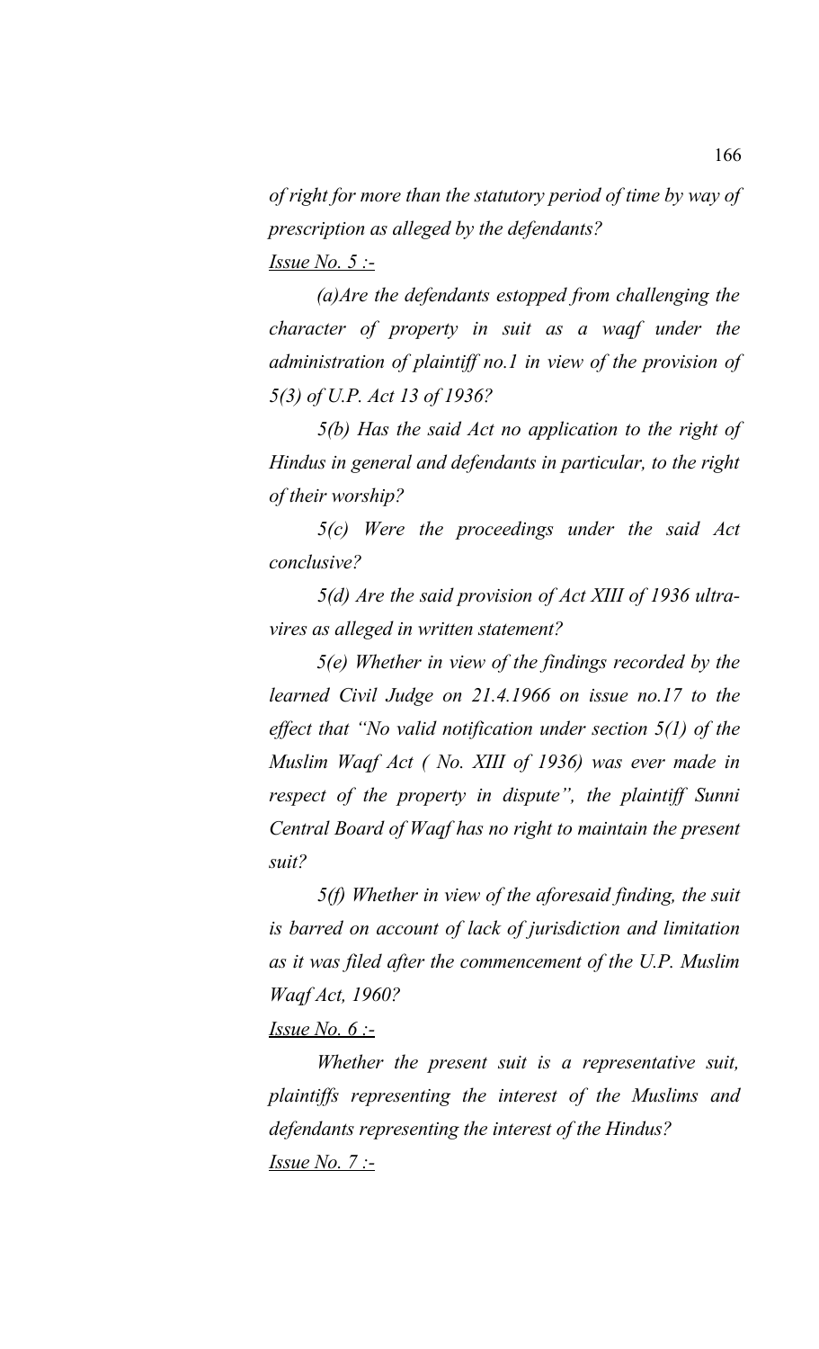*of right for more than the statutory period of time by way of prescription as alleged by the defendants?*

*Issue No. 5 :-*

*(a)Are the defendants estopped from challenging the character of property in suit as a waqf under the administration of plaintiff no.1 in view of the provision of 5(3) of U.P. Act 13 of 1936?*

*5(b) Has the said Act no application to the right of Hindus in general and defendants in particular, to the right of their worship?*

*5(c) Were the proceedings under the said Act conclusive?*

*5(d) Are the said provision of Act XIII of 1936 ultra-vires as alleged in written statement?*

*5(e) Whether in view of the findings recorded by the learned Civil Judge on 21.4.1966 on issue no.17 to the effect that "No valid notification under section 5(1) of the Muslim Waqf Act ( No. XIII of 1936) was ever made in respect of the property in dispute", the plaintiff Sunni Central Board of Waqf has no right to maintain the present suit?*

*5(f) Whether in view of the aforesaid finding, the suit is barred on account of lack of jurisdiction and limitation as it was filed after the commencement of the U.P. Muslim Waqf Act, 1960?*

*Issue No. 6 :-*

*Whether the present suit is a representative suit, plaintiffs representing the interest of the Muslims and defendants representing the interest of the Hindus?*

*Issue No. 7 :-*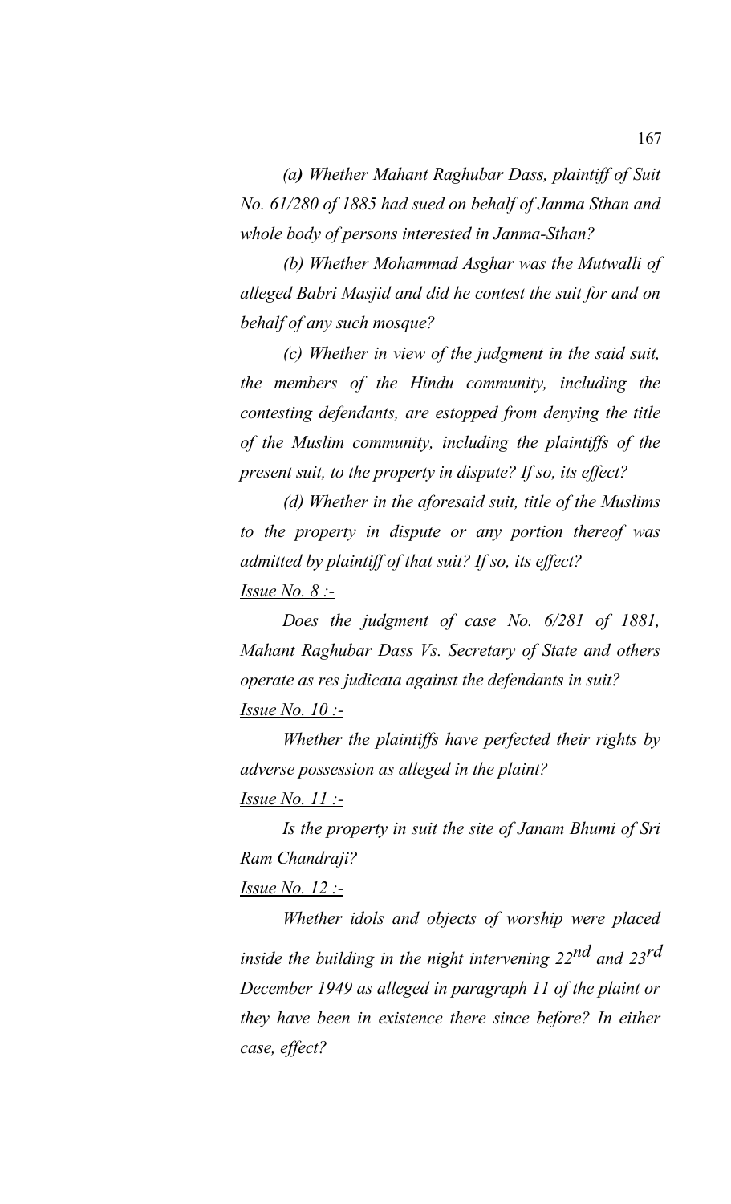*(a) Whether Mahant Raghubar Dass, plaintiff of Suit No. 61/280 of 1885 had sued on behalf of Janma Sthan and whole body of persons interested in Janma-Sthan?*

*(b) Whether Mohammad Asghar was the Mutwalli of alleged Babri Masjid and did he contest the suit for and on behalf of any such mosque?*

*(c) Whether in view of the judgment in the said suit, the members of the Hindu community, including the contesting defendants, are estopped from denying the title of the Muslim community, including the plaintiffs of the present suit, to the property in dispute? If so, its effect?*

*(d) Whether in the aforesaid suit, title of the Muslims to the property in dispute or any portion thereof was admitted by plaintiff of that suit? If so, its effect?*

*Issue No. 8 :-*

*Does the judgment of case No. 6/281 of 1881, Mahant Raghubar Dass Vs. Secretary of State and others operate as res judicata against the defendants in suit?*

*Issue No. 10 :-*

*Whether the plaintiffs have perfected their rights by adverse possession as alleged in the plaint?*

*Issue No. 11 :-*

*Is the property in suit the site of Janam Bhumi of Sri Ram Chandraji?*

*Issue No. 12 :-*

*Whether idols and objects of worship were placed inside the building in the night intervening 22nd and 23rd December 1949 as alleged in paragraph 11 of the plaint or they have been in existence there since before? In either case, effect?*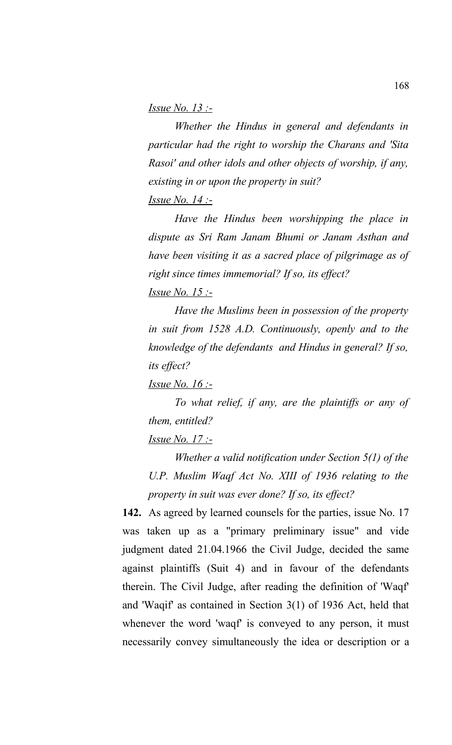*Issue No. 13 :-*

*Whether the Hindus in general and defendants in particular had the right to worship the Charans and 'Sita Rasoi' and other idols and other objects of worship, if any, existing in or upon the property in suit?*

*Issue No. 14 :-*

*Have the Hindus been worshipping the place in dispute as Sri Ram Janam Bhumi or Janam Asthan and have been visiting it as a sacred place of pilgrimage as of right since times immemorial? If so, its effect?*

*Issue No. 15 :-*

*Have the Muslims been in possession of the property in suit from 1528 A.D. Continuously, openly and to the knowledge of the defendants and Hindus in general? If so, its effect?*

*Issue No. 16 :-*

*To what relief, if any, are the plaintiffs or any of them, entitled?*

*Issue No. 17 :-*

*Whether a valid notification under Section 5(1) of the U.P. Muslim Waqf Act No. XIII of 1936 relating to the property in suit was ever done? If so, its effect?*

**142.** As agreed by learned counsels for the parties, issue No. 17 was taken up as a "primary preliminary issue" and vide judgment dated 21.04.1966 the Civil Judge, decided the same against plaintiffs (Suit 4) and in favour of the defendants therein. The Civil Judge, after reading the definition of 'Waqf' and 'Waqif' as contained in Section 3(1) of 1936 Act, held that whenever the word 'waqf' is conveyed to any person, it must necessarily convey simultaneously the idea or description or a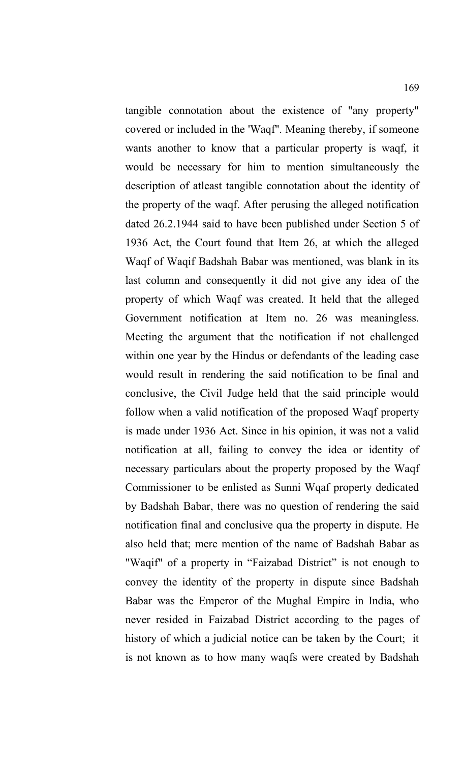tangible connotation about the existence of "any property" covered or included in the 'Waqf". Meaning thereby, if someone wants another to know that a particular property is waqf, it would be necessary for him to mention simultaneously the description of atleast tangible connotation about the identity of the property of the waqf. After perusing the alleged notification dated 26.2.1944 said to have been published under Section 5 of 1936 Act, the Court found that Item 26, at which the alleged Waqf of Waqif Badshah Babar was mentioned, was blank in its last column and consequently it did not give any idea of the property of which Waqf was created. It held that the alleged Government notification at Item no. 26 was meaningless. Meeting the argument that the notification if not challenged within one year by the Hindus or defendants of the leading case would result in rendering the said notification to be final and conclusive, the Civil Judge held that the said principle would follow when a valid notification of the proposed Waqf property is made under 1936 Act. Since in his opinion, it was not a valid notification at all, failing to convey the idea or identity of necessary particulars about the property proposed by the Waqf Commissioner to be enlisted as Sunni Wqaf property dedicated by Badshah Babar, there was no question of rendering the said notification final and conclusive qua the property in dispute. He also held that; mere mention of the name of Badshah Babar as "Waqif" of a property in "Faizabad District" is not enough to convey the identity of the property in dispute since Badshah Babar was the Emperor of the Mughal Empire in India, who never resided in Faizabad District according to the pages of history of which a judicial notice can be taken by the Court; it is not known as to how many waqfs were created by Badshah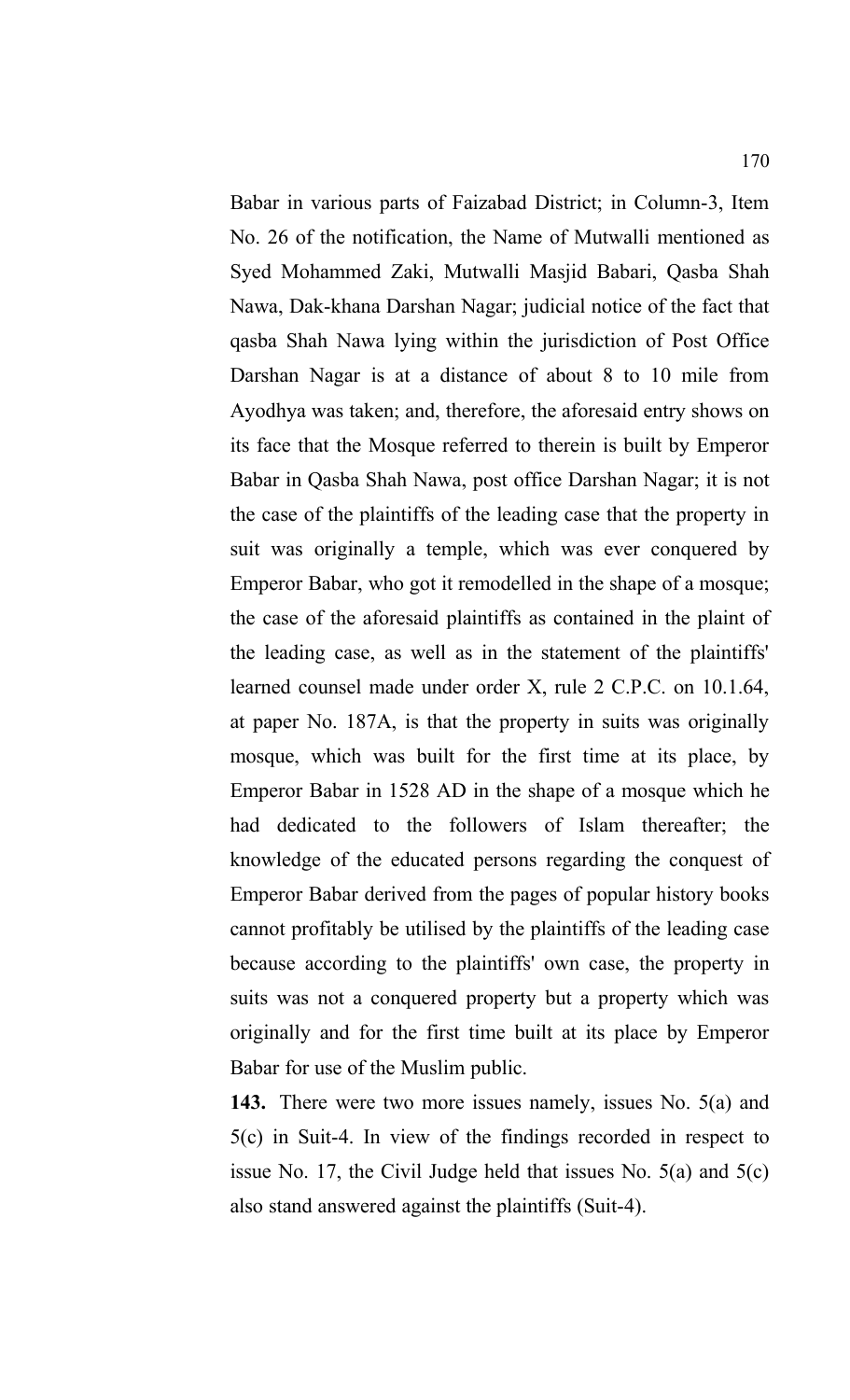Babar in various parts of Faizabad District; in Column-3, Item No. 26 of the notification, the Name of Mutwalli mentioned as Syed Mohammed Zaki, Mutwalli Masjid Babari, Qasba Shah Nawa, Dak-khana Darshan Nagar; judicial notice of the fact that qasba Shah Nawa lying within the jurisdiction of Post Office Darshan Nagar is at a distance of about 8 to 10 mile from Ayodhya was taken; and, therefore, the aforesaid entry shows on its face that the Mosque referred to therein is built by Emperor Babar in Qasba Shah Nawa, post office Darshan Nagar; it is not the case of the plaintiffs of the leading case that the property in suit was originally a temple, which was ever conquered by Emperor Babar, who got it remodelled in the shape of a mosque; the case of the aforesaid plaintiffs as contained in the plaint of the leading case, as well as in the statement of the plaintiffs' learned counsel made under order X, rule 2 C.P.C. on 10.1.64, at paper No. 187A, is that the property in suits was originally mosque, which was built for the first time at its place, by Emperor Babar in 1528 AD in the shape of a mosque which he had dedicated to the followers of Islam thereafter; the knowledge of the educated persons regarding the conquest of Emperor Babar derived from the pages of popular history books cannot profitably be utilised by the plaintiffs of the leading case because according to the plaintiffs' own case, the property in suits was not a conquered property but a property which was originally and for the first time built at its place by Emperor Babar for use of the Muslim public.

**143.** There were two more issues namely, issues No. 5(a) and 5(c) in Suit-4. In view of the findings recorded in respect to issue No. 17, the Civil Judge held that issues No. 5(a) and 5(c) also stand answered against the plaintiffs (Suit-4).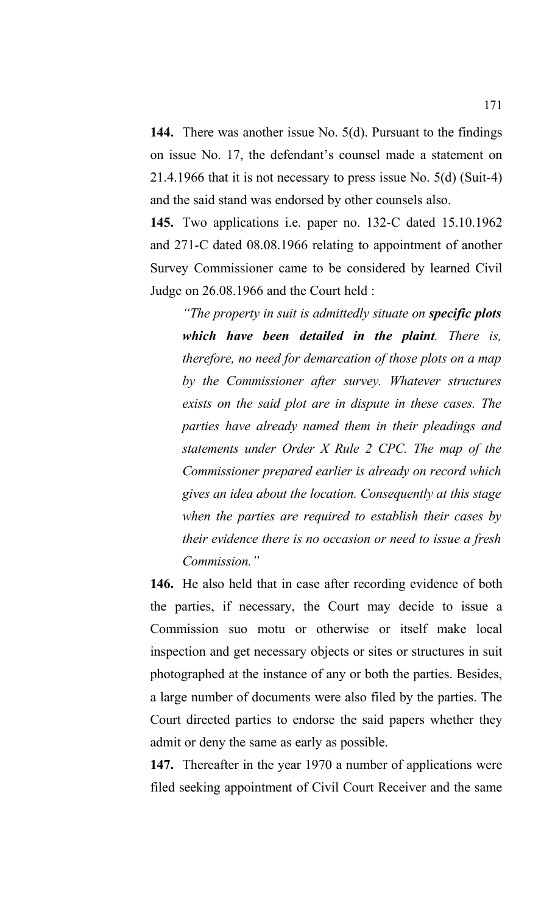**144.** There was another issue No. 5(d). Pursuant to the findings on issue No. 17, the defendant's counsel made a statement on 21.4.1966 that it is not necessary to press issue No. 5(d) (Suit-4) and the said stand was endorsed by other counsels also.

**145.** Two applications i.e. paper no. 132-C dated 15.10.1962 and 271-C dated 08.08.1966 relating to appointment of another Survey Commissioner came to be considered by learned Civil Judge on 26.08.1966 and the Court held :

> *"The property in suit is admittedly situate on **specific plots which have been detailed in the plaint**. There is, therefore, no need for demarcation of those plots on a map by the Commissioner after survey. Whatever structures exists on the said plot are in dispute in these cases. The parties have already named them in their pleadings and statements under Order X Rule 2 CPC. The map of the Commissioner prepared earlier is already on record which gives an idea about the location. Consequently at this stage when the parties are required to establish their cases by their evidence there is no occasion or need to issue a fresh Commission."*

**146.** He also held that in case after recording evidence of both the parties, if necessary, the Court may decide to issue a Commission suo motu or otherwise or itself make local inspection and get necessary objects or sites or structures in suit photographed at the instance of any or both the parties. Besides, a large number of documents were also filed by the parties. The Court directed parties to endorse the said papers whether they admit or deny the same as early as possible.

**147.** Thereafter in the year 1970 a number of applications were filed seeking appointment of Civil Court Receiver and the same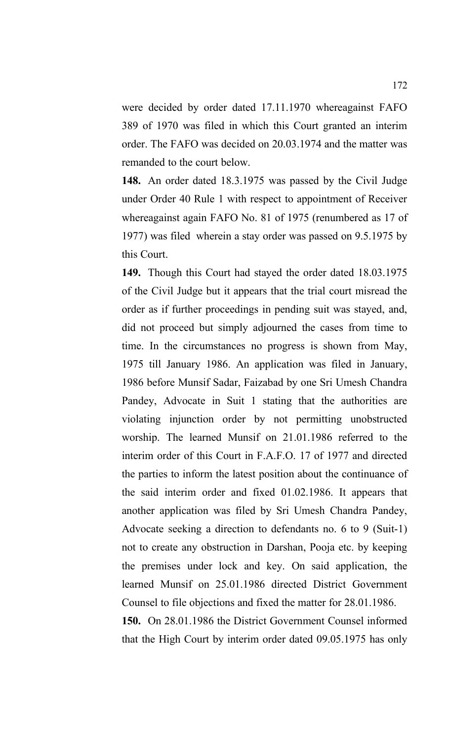were decided by order dated 17.11.1970 whereagainst FAFO 389 of 1970 was filed in which this Court granted an interim order. The FAFO was decided on 20.03.1974 and the matter was remanded to the court below.

**148.** An order dated 18.3.1975 was passed by the Civil Judge under Order 40 Rule 1 with respect to appointment of Receiver whereagainst again FAFO No. 81 of 1975 (renumbered as 17 of 1977) was filed wherein a stay order was passed on 9.5.1975 by this Court.

**149.** Though this Court had stayed the order dated 18.03.1975 of the Civil Judge but it appears that the trial court misread the order as if further proceedings in pending suit was stayed, and, did not proceed but simply adjourned the cases from time to time. In the circumstances no progress is shown from May, 1975 till January 1986. An application was filed in January, 1986 before Munsif Sadar, Faizabad by one Sri Umesh Chandra Pandey, Advocate in Suit 1 stating that the authorities are violating injunction order by not permitting unobstructed worship. The learned Munsif on 21.01.1986 referred to the interim order of this Court in F.A.F.O. 17 of 1977 and directed the parties to inform the latest position about the continuance of the said interim order and fixed 01.02.1986. It appears that another application was filed by Sri Umesh Chandra Pandey, Advocate seeking a direction to defendants no. 6 to 9 (Suit-1) not to create any obstruction in Darshan, Pooja etc. by keeping the premises under lock and key. On said application, the learned Munsif on 25.01.1986 directed District Government Counsel to file objections and fixed the matter for 28.01.1986.

**150.** On 28.01.1986 the District Government Counsel informed that the High Court by interim order dated 09.05.1975 has only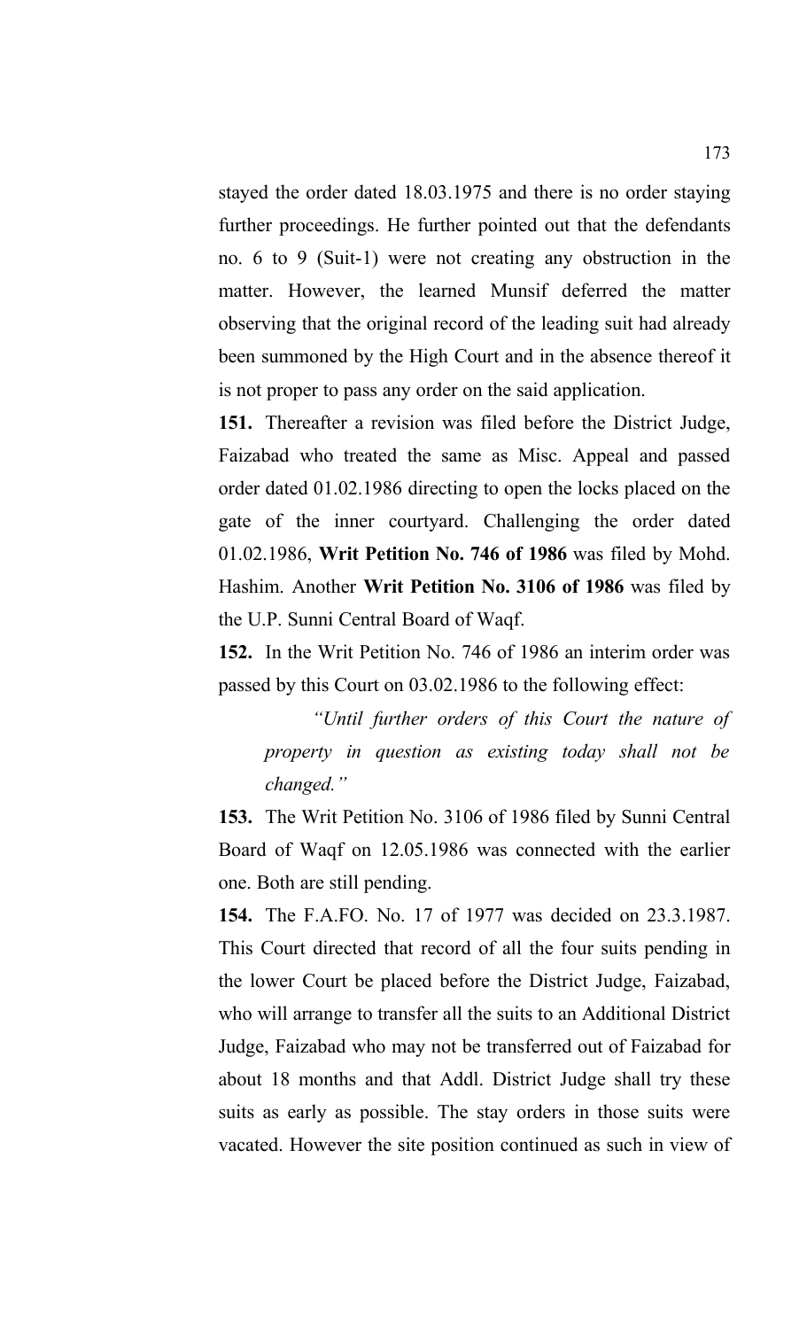stayed the order dated 18.03.1975 and there is no order staying further proceedings. He further pointed out that the defendants no. 6 to 9 (Suit-1) were not creating any obstruction in the matter. However, the learned Munsif deferred the matter observing that the original record of the leading suit had already been summoned by the High Court and in the absence thereof it is not proper to pass any order on the said application.

**151.** Thereafter a revision was filed before the District Judge, Faizabad who treated the same as Misc. Appeal and passed order dated 01.02.1986 directing to open the locks placed on the gate of the inner courtyard. Challenging the order dated 01.02.1986, **Writ Petition No. 746 of 1986** was filed by Mohd. Hashim. Another **Writ Petition No. 3106 of 1986** was filed by the U.P. Sunni Central Board of Waqf.

**152.** In the Writ Petition No. 746 of 1986 an interim order was passed by this Court on 03.02.1986 to the following effect:

> *"Until further orders of this Court the nature of property in question as existing today shall not be changed."*

**153.** The Writ Petition No. 3106 of 1986 filed by Sunni Central Board of Waqf on 12.05.1986 was connected with the earlier one. Both are still pending.

**154.** The F.A.FO. No. 17 of 1977 was decided on 23.3.1987. This Court directed that record of all the four suits pending in the lower Court be placed before the District Judge, Faizabad, who will arrange to transfer all the suits to an Additional District Judge, Faizabad who may not be transferred out of Faizabad for about 18 months and that Addl. District Judge shall try these suits as early as possible. The stay orders in those suits were vacated. However the site position continued as such in view of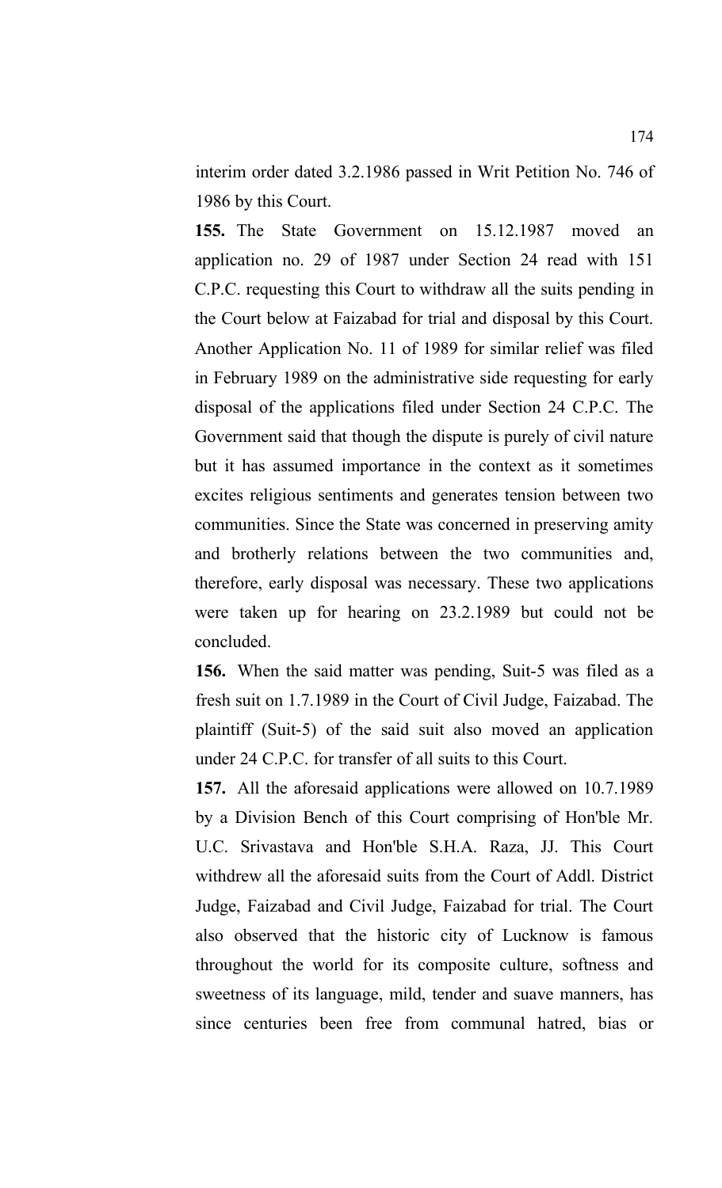interim order dated 3.2.1986 passed in Writ Petition No. 746 of 1986 by this Court.

**155.** The State Government on 15.12.1987 moved an application no. 29 of 1987 under Section 24 read with 151 C.P.C. requesting this Court to withdraw all the suits pending in the Court below at Faizabad for trial and disposal by this Court. Another Application No. 11 of 1989 for similar relief was filed in February 1989 on the administrative side requesting for early disposal of the applications filed under Section 24 C.P.C. The Government said that though the dispute is purely of civil nature but it has assumed importance in the context as it sometimes excites religious sentiments and generates tension between two communities. Since the State was concerned in preserving amity and brotherly relations between the two communities and, therefore, early disposal was necessary. These two applications were taken up for hearing on 23.2.1989 but could not be concluded.

**156.** When the said matter was pending, Suit-5 was filed as a fresh suit on 1.7.1989 in the Court of Civil Judge, Faizabad. The plaintiff (Suit-5) of the said suit also moved an application under 24 C.P.C. for transfer of all suits to this Court.

**157.** All the aforesaid applications were allowed on 10.7.1989 by a Division Bench of this Court comprising of Hon'ble Mr. U.C. Srivastava and Hon'ble S.H.A. Raza, JJ. This Court withdrew all the aforesaid suits from the Court of Addl. District Judge, Faizabad and Civil Judge, Faizabad for trial. The Court also observed that the historic city of Lucknow is famous throughout the world for its composite culture, softness and sweetness of its language, mild, tender and suave manners, has since centuries been free from communal hatred, bias or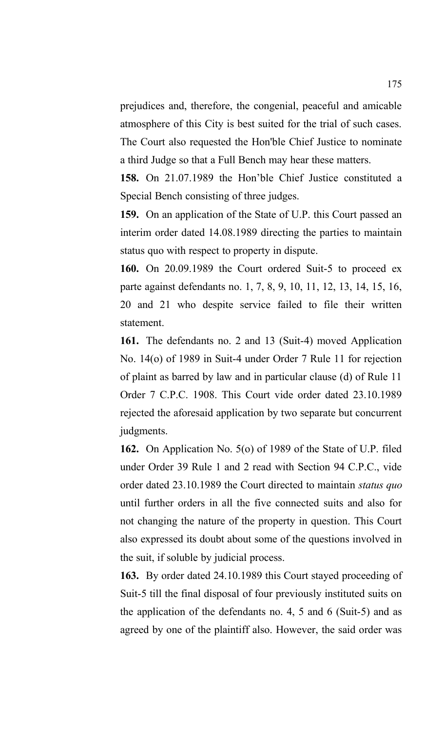prejudices and, therefore, the congenial, peaceful and amicable atmosphere of this City is best suited for the trial of such cases. The Court also requested the Hon'ble Chief Justice to nominate a third Judge so that a Full Bench may hear these matters.

**158.** On 21.07.1989 the Hon'ble Chief Justice constituted a Special Bench consisting of three judges.

**159.** On an application of the State of U.P. this Court passed an interim order dated 14.08.1989 directing the parties to maintain status quo with respect to property in dispute.

**160.** On 20.09.1989 the Court ordered Suit-5 to proceed ex parte against defendants no. 1, 7, 8, 9, 10, 11, 12, 13, 14, 15, 16, 20 and 21 who despite service failed to file their written statement.

**161.** The defendants no. 2 and 13 (Suit-4) moved Application No. 14(o) of 1989 in Suit-4 under Order 7 Rule 11 for rejection of plaint as barred by law and in particular clause (d) of Rule 11 Order 7 C.P.C. 1908. This Court vide order dated 23.10.1989 rejected the aforesaid application by two separate but concurrent judgments.

**162.** On Application No. 5(o) of 1989 of the State of U.P. filed under Order 39 Rule 1 and 2 read with Section 94 C.P.C., vide order dated 23.10.1989 the Court directed to maintain *status quo* until further orders in all the five connected suits and also for not changing the nature of the property in question. This Court also expressed its doubt about some of the questions involved in the suit, if soluble by judicial process.

**163.** By order dated 24.10.1989 this Court stayed proceeding of Suit-5 till the final disposal of four previously instituted suits on the application of the defendants no. 4, 5 and 6 (Suit-5) and as agreed by one of the plaintiff also. However, the said order was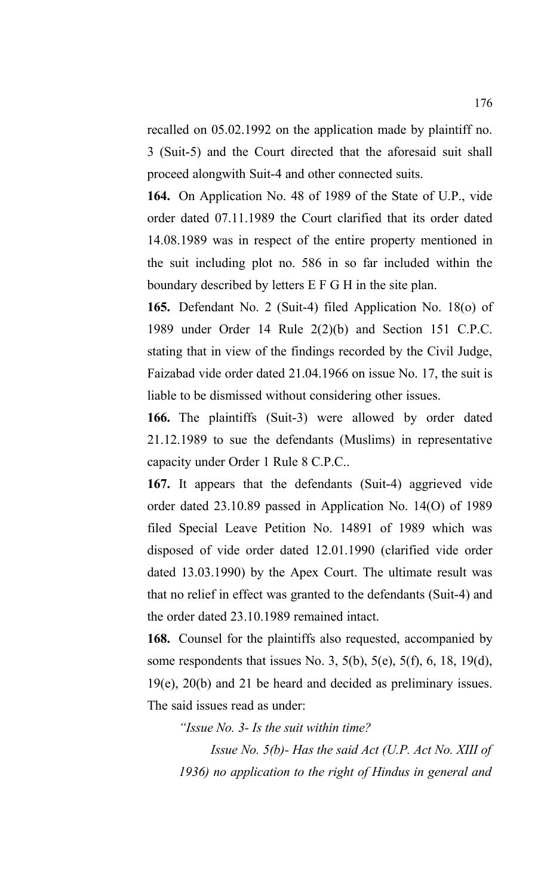recalled on 05.02.1992 on the application made by plaintiff no. 3 (Suit-5) and the Court directed that the aforesaid suit shall proceed alongwith Suit-4 and other connected suits.

**164.** On Application No. 48 of 1989 of the State of U.P., vide order dated 07.11.1989 the Court clarified that its order dated 14.08.1989 was in respect of the entire property mentioned in the suit including plot no. 586 in so far included within the boundary described by letters E F G H in the site plan.

**165.** Defendant No. 2 (Suit-4) filed Application No. 18(o) of 1989 under Order 14 Rule 2(2)(b) and Section 151 C.P.C. stating that in view of the findings recorded by the Civil Judge, Faizabad vide order dated 21.04.1966 on issue No. 17, the suit is liable to be dismissed without considering other issues.

**166.** The plaintiffs (Suit-3) were allowed by order dated 21.12.1989 to sue the defendants (Muslims) in representative capacity under Order 1 Rule 8 C.P.C..

**167.** It appears that the defendants (Suit-4) aggrieved vide order dated 23.10.89 passed in Application No. 14(O) of 1989 filed Special Leave Petition No. 14891 of 1989 which was disposed of vide order dated 12.01.1990 (clarified vide order dated 13.03.1990) by the Apex Court. The ultimate result was that no relief in effect was granted to the defendants (Suit-4) and the order dated 23.10.1989 remained intact.

**168.** Counsel for the plaintiffs also requested, accompanied by some respondents that issues No. 3, 5(b), 5(e), 5(f), 6, 18, 19(d), 19(e), 20(b) and 21 be heard and decided as preliminary issues. The said issues read as under:

*"Issue No. 3- Is the suit within time?*

*Issue No. 5(b)- Has the said Act (U.P. Act No. XIII of 1936) no application to the right of Hindus in general and*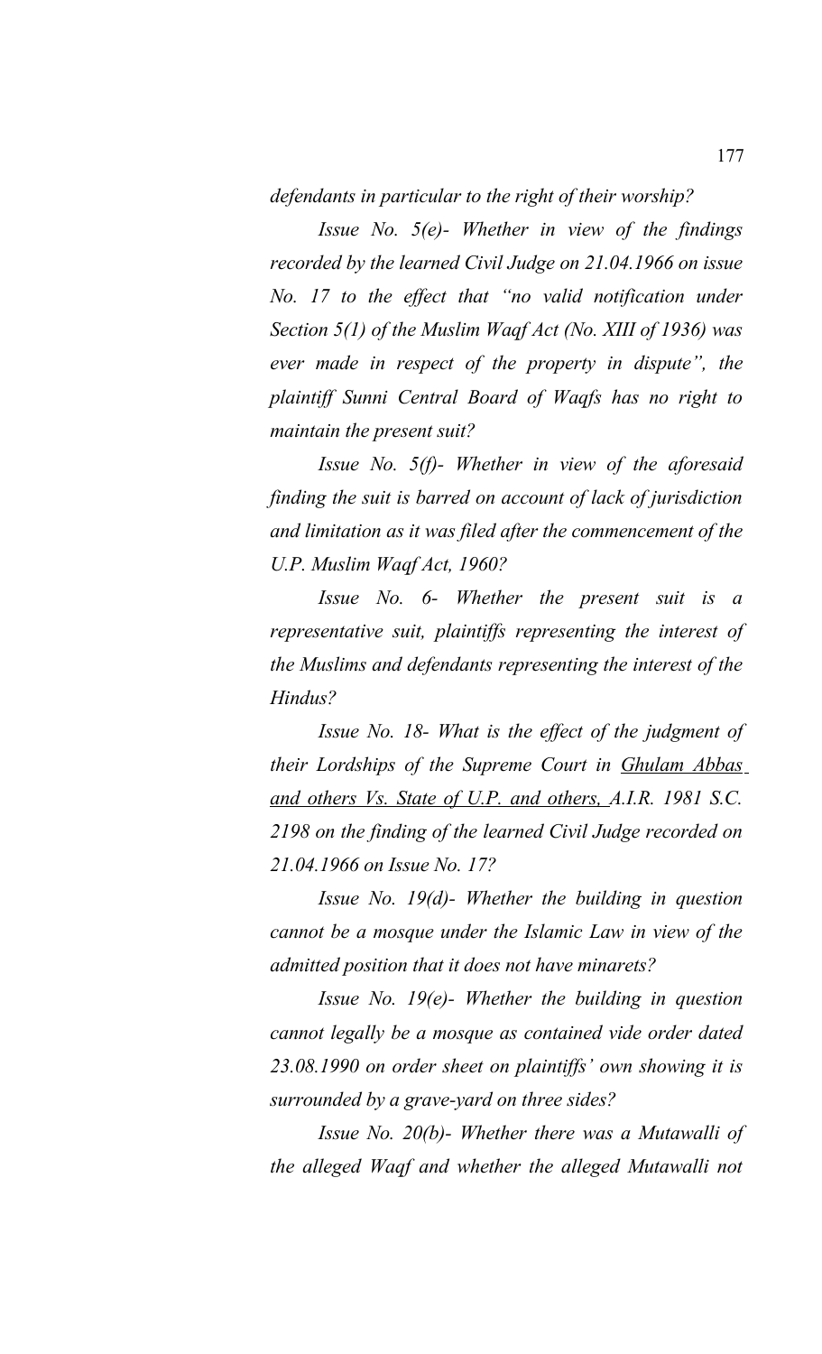*defendants in particular to the right of their worship?*

*Issue No. 5(e)- Whether in view of the findings recorded by the learned Civil Judge on 21.04.1966 on issue No. 17 to the effect that "no valid notification under Section 5(1) of the Muslim Waqf Act (No. XIII of 1936) was ever made in respect of the property in dispute", the plaintiff Sunni Central Board of Waqfs has no right to maintain the present suit?*

*Issue No. 5(f)- Whether in view of the aforesaid finding the suit is barred on account of lack of jurisdiction and limitation as it was filed after the commencement of the U.P. Muslim Waqf Act, 1960?*

*Issue No. 6- Whether the present suit is a representative suit, plaintiffs representing the interest of the Muslims and defendants representing the interest of the Hindus?*

*Issue No. 18- What is the effect of the judgment of their Lordships of the Supreme Court in Ghulam Abbas and others Vs. State of U.P. and others, A.I.R. 1981 S.C. 2198 on the finding of the learned Civil Judge recorded on 21.04.1966 on Issue No. 17?*

*Issue No. 19(d)- Whether the building in question cannot be a mosque under the Islamic Law in view of the admitted position that it does not have minarets?*

*Issue No. 19(e)- Whether the building in question cannot legally be a mosque as contained vide order dated 23.08.1990 on order sheet on plaintiffs' own showing it is surrounded by a grave-yard on three sides?*

*Issue No. 20(b)- Whether there was a Mutawalli of the alleged Waqf and whether the alleged Mutawalli not*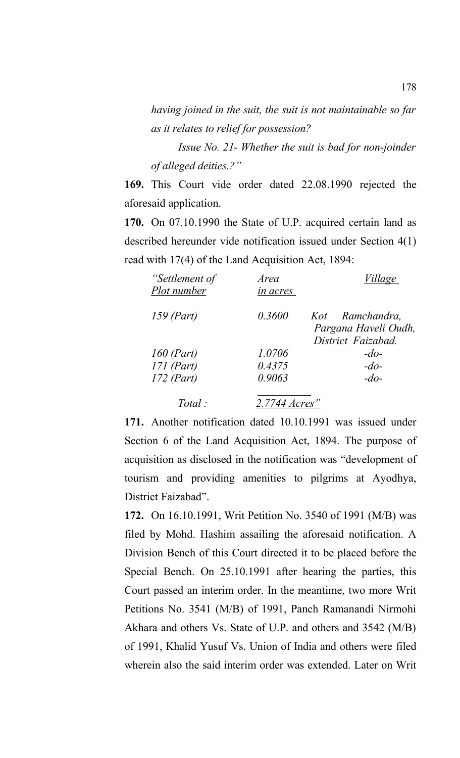*having joined in the suit, the suit is not maintainable so far as it relates to relief for possession?*

*Issue No. 21- Whether the suit is bad for non-joinder of alleged deities.?"*

**169.** This Court vide order dated 22.08.1990 rejected the aforesaid application.

**170.** On 07.10.1990 the State of U.P. acquired certain land as described hereunder vide notification issued under Section 4(1) read with 17(4) of the Land Acquisition Act, 1894:

| *"Settlement of Plot number* | *Area in acres* | *Village* |
|---|---|---|
| *159 (Part)* | *0.3600* | *Kot Ramchandra, Pargana Haveli Oudh, District Faizabad.* |
| *160 (Part)* | *1.0706* | *-do-* |
| *171 (Part)* | *0.4375* | *-do-* |
| *172 (Part)* | *0.9063* | *-do-* |
| *Total :* | *2.7744 Acres"* | |

**171.** Another notification dated 10.10.1991 was issued under Section 6 of the Land Acquisition Act, 1894. The purpose of acquisition as disclosed in the notification was "development of tourism and providing amenities to pilgrims at Ayodhya, District Faizabad".

**172.** On 16.10.1991, Writ Petition No. 3540 of 1991 (M/B) was filed by Mohd. Hashim assailing the aforesaid notification. A Division Bench of this Court directed it to be placed before the Special Bench. On 25.10.1991 after hearing the parties, this Court passed an interim order. In the meantime, two more Writ Petitions No. 3541 (M/B) of 1991, Panch Ramanandi Nirmohi Akhara and others Vs. State of U.P. and others and 3542 (M/B) of 1991, Khalid Yusuf Vs. Union of India and others were filed wherein also the said interim order was extended. Later on Writ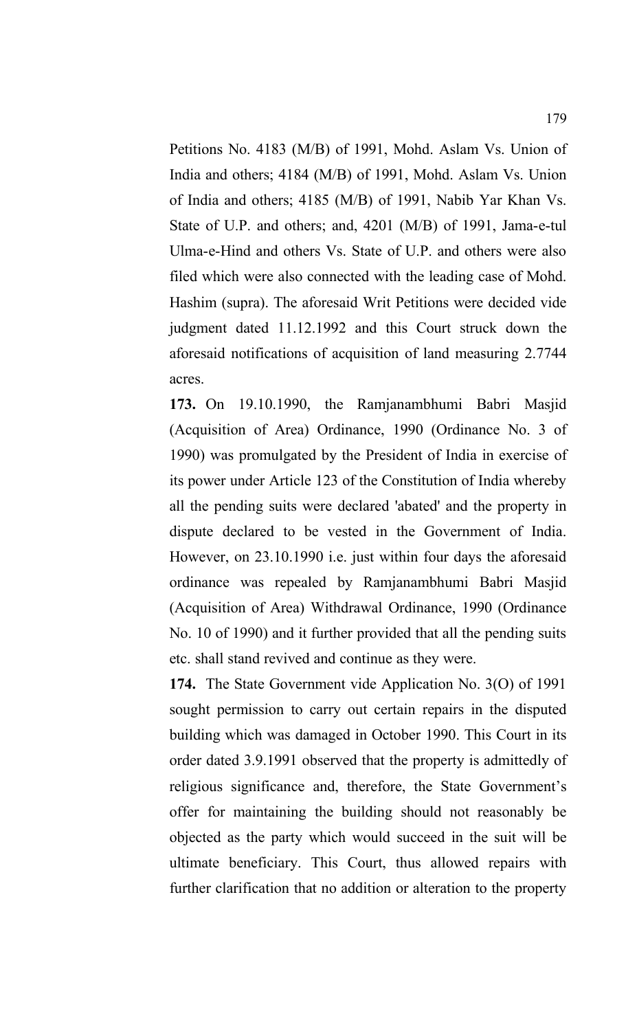Petitions No. 4183 (M/B) of 1991, Mohd. Aslam Vs. Union of India and others; 4184 (M/B) of 1991, Mohd. Aslam Vs. Union of India and others; 4185 (M/B) of 1991, Nabib Yar Khan Vs. State of U.P. and others; and, 4201 (M/B) of 1991, Jama-e-tul Ulma-e-Hind and others Vs. State of U.P. and others were also filed which were also connected with the leading case of Mohd. Hashim (supra). The aforesaid Writ Petitions were decided vide judgment dated 11.12.1992 and this Court struck down the aforesaid notifications of acquisition of land measuring 2.7744 acres.

**173.** On 19.10.1990, the Ramjanambhumi Babri Masjid (Acquisition of Area) Ordinance, 1990 (Ordinance No. 3 of 1990) was promulgated by the President of India in exercise of its power under Article 123 of the Constitution of India whereby all the pending suits were declared 'abated' and the property in dispute declared to be vested in the Government of India. However, on 23.10.1990 i.e. just within four days the aforesaid ordinance was repealed by Ramjanambhumi Babri Masjid (Acquisition of Area) Withdrawal Ordinance, 1990 (Ordinance No. 10 of 1990) and it further provided that all the pending suits etc. shall stand revived and continue as they were.

**174.** The State Government vide Application No. 3(O) of 1991 sought permission to carry out certain repairs in the disputed building which was damaged in October 1990. This Court in its order dated 3.9.1991 observed that the property is admittedly of religious significance and, therefore, the State Government's offer for maintaining the building should not reasonably be objected as the party which would succeed in the suit will be ultimate beneficiary. This Court, thus allowed repairs with further clarification that no addition or alteration to the property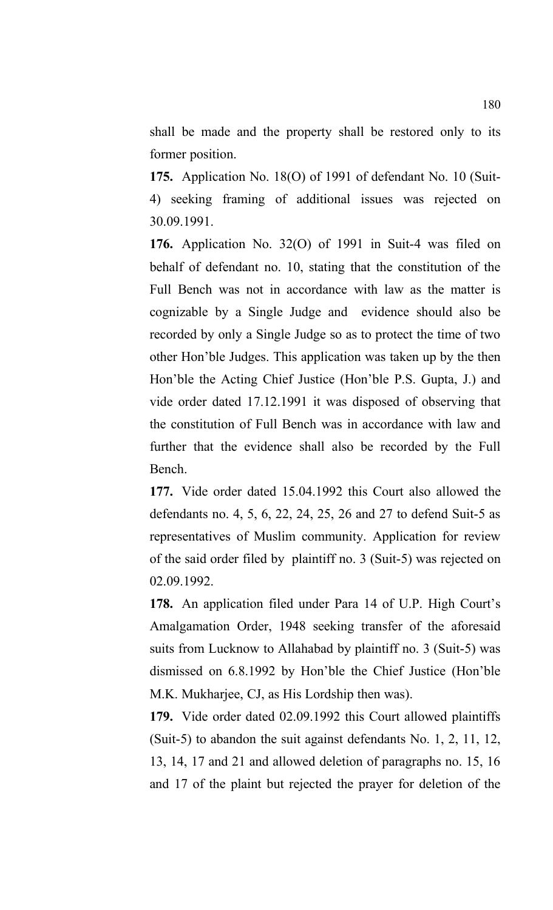shall be made and the property shall be restored only to its former position.

**175.** Application No. 18(O) of 1991 of defendant No. 10 (Suit-4) seeking framing of additional issues was rejected on 30.09.1991.

**176.** Application No. 32(O) of 1991 in Suit-4 was filed on behalf of defendant no. 10, stating that the constitution of the Full Bench was not in accordance with law as the matter is cognizable by a Single Judge and evidence should also be recorded by only a Single Judge so as to protect the time of two other Hon'ble Judges. This application was taken up by the then Hon'ble the Acting Chief Justice (Hon'ble P.S. Gupta, J.) and vide order dated 17.12.1991 it was disposed of observing that the constitution of Full Bench was in accordance with law and further that the evidence shall also be recorded by the Full Bench.

**177.** Vide order dated 15.04.1992 this Court also allowed the defendants no. 4, 5, 6, 22, 24, 25, 26 and 27 to defend Suit-5 as representatives of Muslim community. Application for review of the said order filed by plaintiff no. 3 (Suit-5) was rejected on 02.09.1992.

**178.** An application filed under Para 14 of U.P. High Court's Amalgamation Order, 1948 seeking transfer of the aforesaid suits from Lucknow to Allahabad by plaintiff no. 3 (Suit-5) was dismissed on 6.8.1992 by Hon'ble the Chief Justice (Hon'ble M.K. Mukharjee, CJ, as His Lordship then was).

**179.** Vide order dated 02.09.1992 this Court allowed plaintiffs (Suit-5) to abandon the suit against defendants No. 1, 2, 11, 12, 13, 14, 17 and 21 and allowed deletion of paragraphs no. 15, 16 and 17 of the plaint but rejected the prayer for deletion of the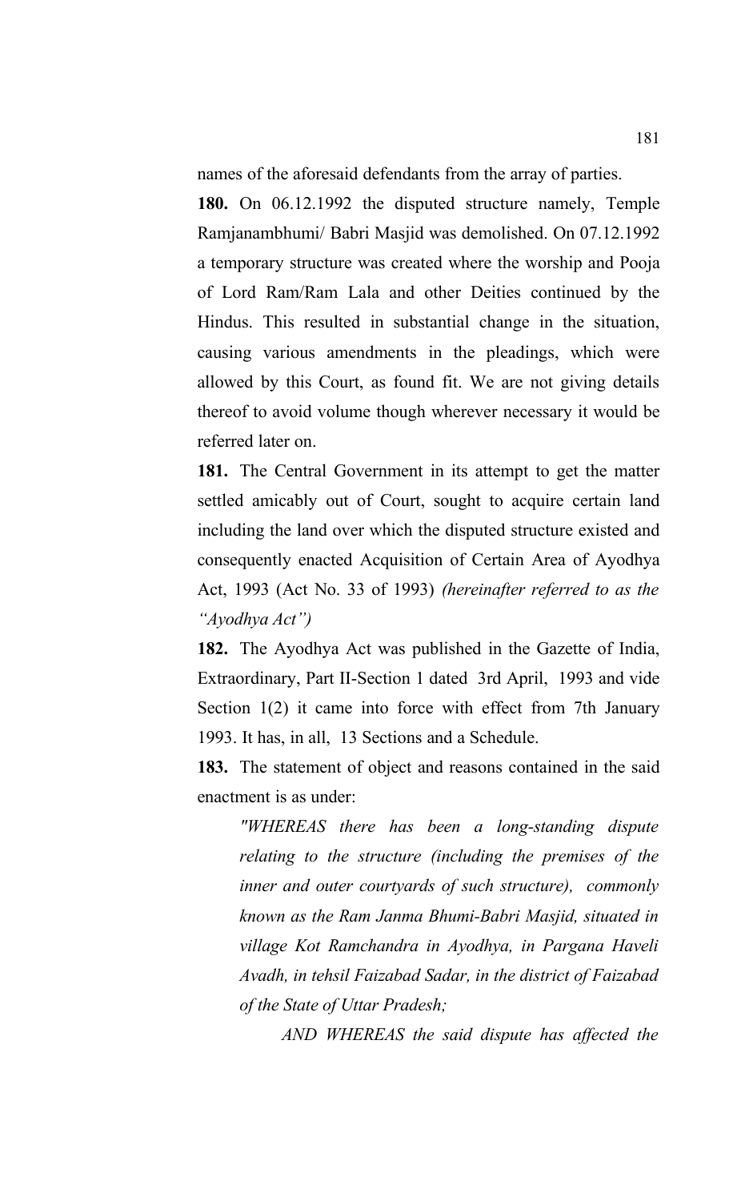names of the aforesaid defendants from the array of parties.

**180.** On 06.12.1992 the disputed structure namely, Temple Ramjanambhumi/ Babri Masjid was demolished. On 07.12.1992 a temporary structure was created where the worship and Pooja of Lord Ram/Ram Lala and other Deities continued by the Hindus. This resulted in substantial change in the situation, causing various amendments in the pleadings, which were allowed by this Court, as found fit. We are not giving details thereof to avoid volume though wherever necessary it would be referred later on.

**181.** The Central Government in its attempt to get the matter settled amicably out of Court, sought to acquire certain land including the land over which the disputed structure existed and consequently enacted Acquisition of Certain Area of Ayodhya Act, 1993 (Act No. 33 of 1993) *(hereinafter referred to as the "Ayodhya Act")*

**182.** The Ayodhya Act was published in the Gazette of India, Extraordinary, Part II-Section 1 dated 3rd April, 1993 and vide Section 1(2) it came into force with effect from 7th January 1993. It has, in all, 13 Sections and a Schedule.

**183.** The statement of object and reasons contained in the said enactment is as under:

> *"WHEREAS there has been a long-standing dispute relating to the structure (including the premises of the inner and outer courtyards of such structure), commonly known as the Ram Janma Bhumi-Babri Masjid, situated in village Kot Ramchandra in Ayodhya, in Pargana Haveli Avadh, in tehsil Faizabad Sadar, in the district of Faizabad of the State of Uttar Pradesh;*
>
> *AND WHEREAS the said dispute has affected the*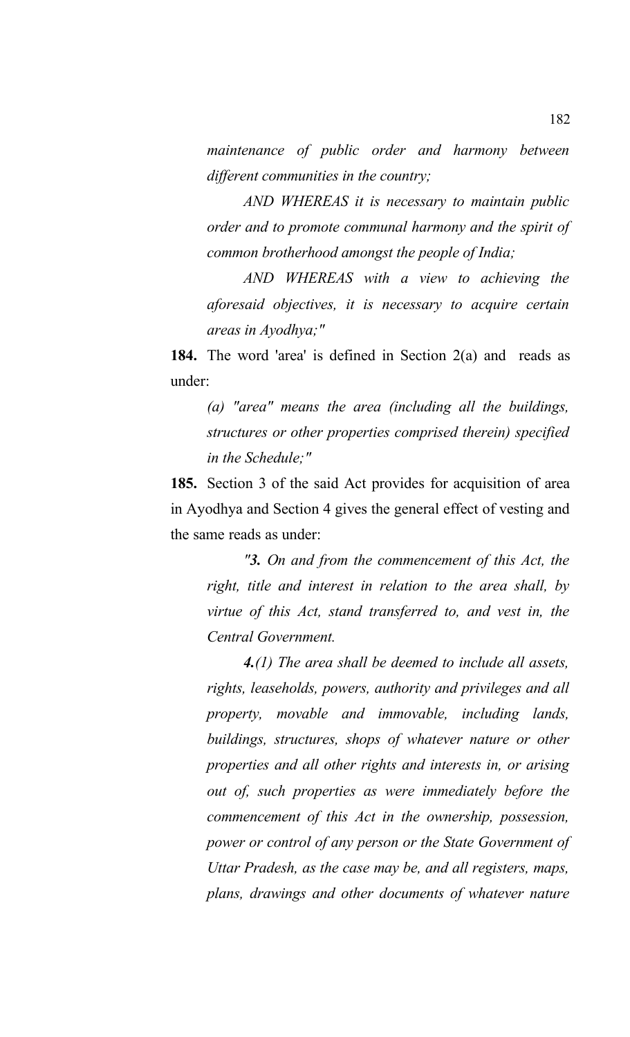*maintenance of public order and harmony between different communities in the country;*

*AND WHEREAS it is necessary to maintain public order and to promote communal harmony and the spirit of common brotherhood amongst the people of India;*

*AND WHEREAS with a view to achieving the aforesaid objectives, it is necessary to acquire certain areas in Ayodhya;"*

**184.** The word 'area' is defined in Section 2(a) and reads as under:

*(a) "area" means the area (including all the buildings, structures or other properties comprised therein) specified in the Schedule;"*

**185.** Section 3 of the said Act provides for acquisition of area in Ayodhya and Section 4 gives the general effect of vesting and the same reads as under:

*"**3.** On and from the commencement of this Act, the right, title and interest in relation to the area shall, by virtue of this Act, stand transferred to, and vest in, the Central Government.*

***4.**(1) The area shall be deemed to include all assets, rights, leaseholds, powers, authority and privileges and all property, movable and immovable, including lands, buildings, structures, shops of whatever nature or other properties and all other rights and interests in, or arising out of, such properties as were immediately before the commencement of this Act in the ownership, possession, power or control of any person or the State Government of Uttar Pradesh, as the case may be, and all registers, maps, plans, drawings and other documents of whatever nature*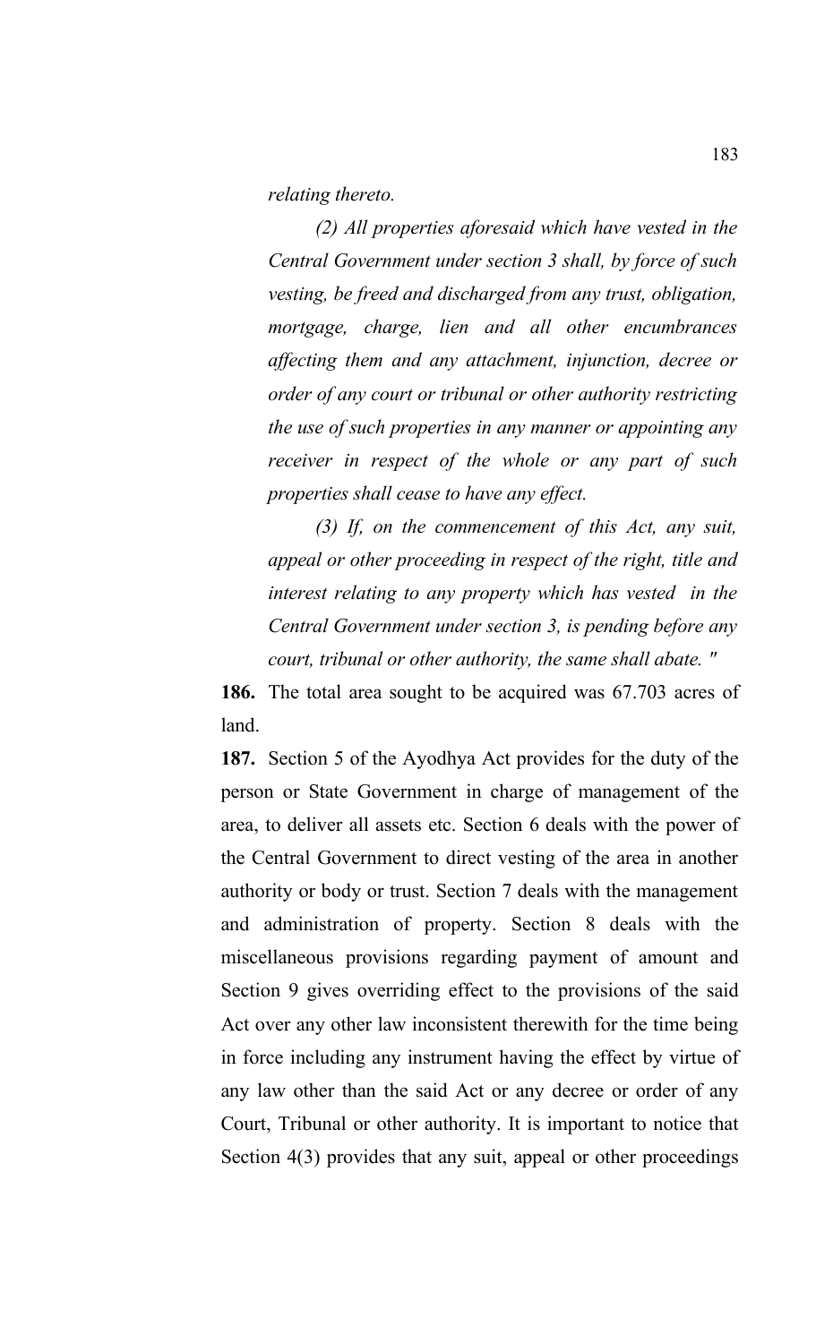*relating thereto.*

*(2) All properties aforesaid which have vested in the Central Government under section 3 shall, by force of such vesting, be freed and discharged from any trust, obligation, mortgage, charge, lien and all other encumbrances affecting them and any attachment, injunction, decree or order of any court or tribunal or other authority restricting the use of such properties in any manner or appointing any receiver in respect of the whole or any part of such properties shall cease to have any effect.*

*(3) If, on the commencement of this Act, any suit, appeal or other proceeding in respect of the right, title and interest relating to any property which has vested in the Central Government under section 3, is pending before any court, tribunal or other authority, the same shall abate. "*

**186.** The total area sought to be acquired was 67.703 acres of land.

**187.** Section 5 of the Ayodhya Act provides for the duty of the person or State Government in charge of management of the area, to deliver all assets etc. Section 6 deals with the power of the Central Government to direct vesting of the area in another authority or body or trust. Section 7 deals with the management and administration of property. Section 8 deals with the miscellaneous provisions regarding payment of amount and Section 9 gives overriding effect to the provisions of the said Act over any other law inconsistent therewith for the time being in force including any instrument having the effect by virtue of any law other than the said Act or any decree or order of any Court, Tribunal or other authority. It is important to notice that Section 4(3) provides that any suit, appeal or other proceedings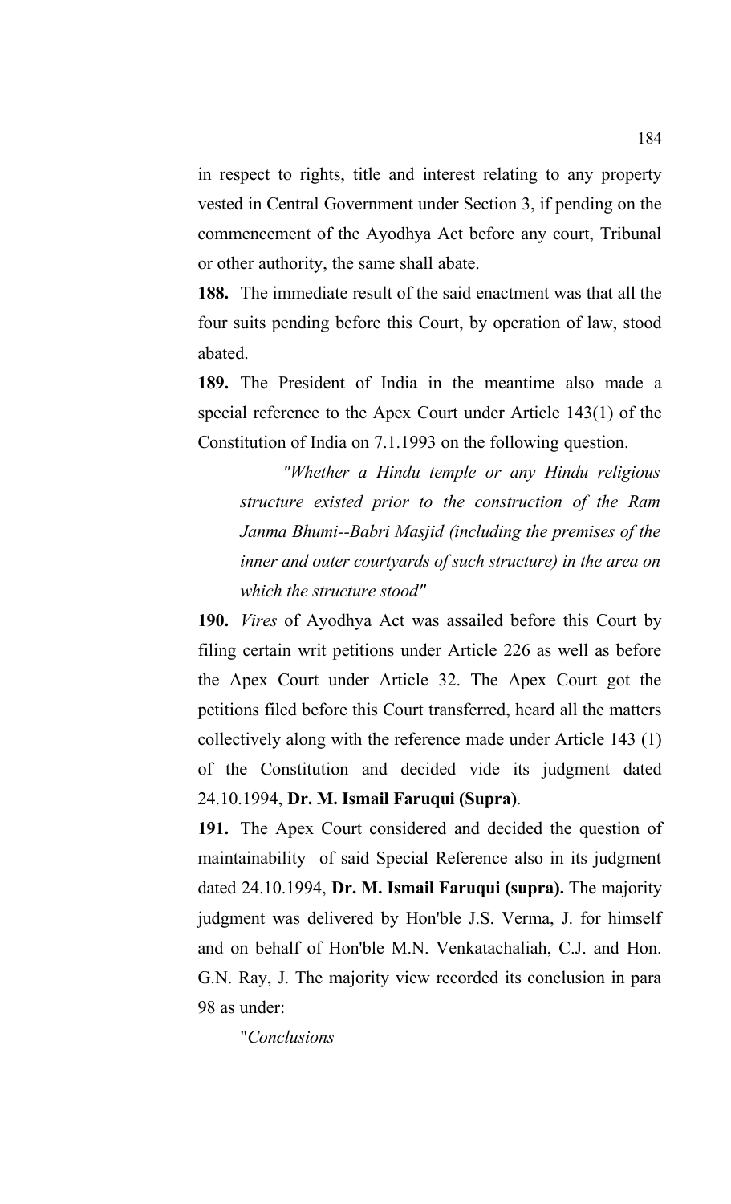in respect to rights, title and interest relating to any property vested in Central Government under Section 3, if pending on the commencement of the Ayodhya Act before any court, Tribunal or other authority, the same shall abate.

**188.** The immediate result of the said enactment was that all the four suits pending before this Court, by operation of law, stood abated.

**189.** The President of India in the meantime also made a special reference to the Apex Court under Article 143(1) of the Constitution of India on 7.1.1993 on the following question.

> *"Whether a Hindu temple or any Hindu religious structure existed prior to the construction of the Ram Janma Bhumi--Babri Masjid (including the premises of the inner and outer courtyards of such structure) in the area on which the structure stood"*

**190.** *Vires* of Ayodhya Act was assailed before this Court by filing certain writ petitions under Article 226 as well as before the Apex Court under Article 32. The Apex Court got the petitions filed before this Court transferred, heard all the matters collectively along with the reference made under Article 143 (1) of the Constitution and decided vide its judgment dated 24.10.1994, **Dr. M. Ismail Faruqui (Supra)**.

**191.** The Apex Court considered and decided the question of maintainability of said Special Reference also in its judgment dated 24.10.1994, **Dr. M. Ismail Faruqui (supra).** The majority judgment was delivered by Hon'ble J.S. Verma, J. for himself and on behalf of Hon'ble M.N. Venkatachaliah, C.J. and Hon. G.N. Ray, J. The majority view recorded its conclusion in para 98 as under:

"*Conclusions*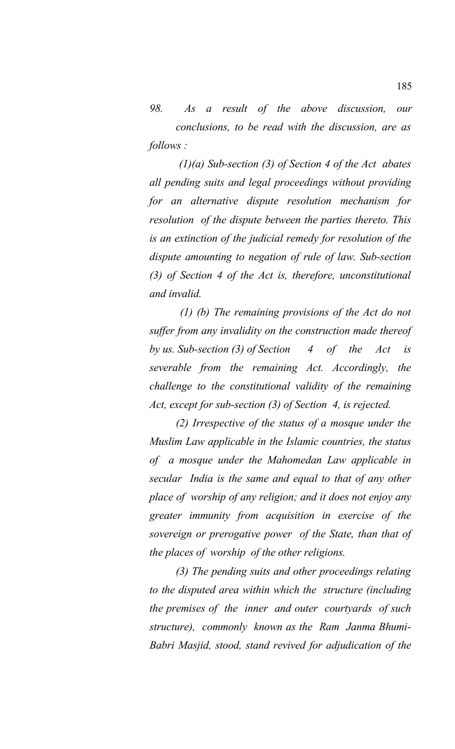*98. As a result of the above discussion, our conclusions, to be read with the discussion, are as follows :*

*(1)(a) Sub-section (3) of Section 4 of the Act abates all pending suits and legal proceedings without providing for an alternative dispute resolution mechanism for resolution of the dispute between the parties thereto. This is an extinction of the judicial remedy for resolution of the dispute amounting to negation of rule of law. Sub-section (3) of Section 4 of the Act is, therefore, unconstitutional and invalid.*

*(1) (b) The remaining provisions of the Act do not suffer from any invalidity on the construction made thereof by us. Sub-section (3) of Section 4 of the Act is severable from the remaining Act. Accordingly, the challenge to the constitutional validity of the remaining Act, except for sub-section (3) of Section 4, is rejected.*

*(2) Irrespective of the status of a mosque under the Muslim Law applicable in the Islamic countries, the status of a mosque under the Mahomedan Law applicable in secular India is the same and equal to that of any other place of worship of any religion; and it does not enjoy any greater immunity from acquisition in exercise of the sovereign or prerogative power of the State, than that of the places of worship of the other religions.*

*(3) The pending suits and other proceedings relating to the disputed area within which the structure (including the premises of the inner and outer courtyards of such structure), commonly known as the Ram Janma Bhumi-Babri Masjid, stood, stand revived for adjudication of the*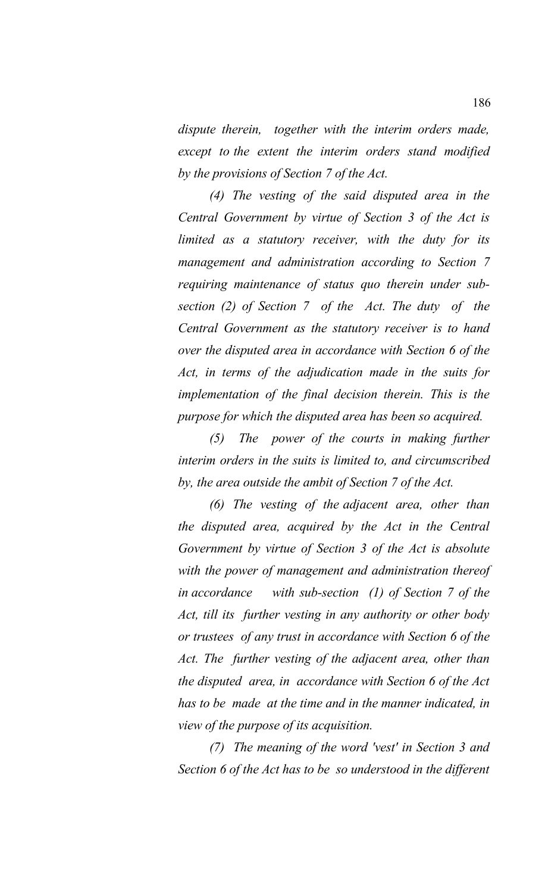*dispute therein, together with the interim orders made, except to the extent the interim orders stand modified by the provisions of Section 7 of the Act.*

*(4) The vesting of the said disputed area in the Central Government by virtue of Section 3 of the Act is limited as a statutory receiver, with the duty for its management and administration according to Section 7 requiring maintenance of status quo therein under sub-section (2) of Section 7 of the Act. The duty of the Central Government as the statutory receiver is to hand over the disputed area in accordance with Section 6 of the Act, in terms of the adjudication made in the suits for implementation of the final decision therein. This is the purpose for which the disputed area has been so acquired.*

*(5) The power of the courts in making further interim orders in the suits is limited to, and circumscribed by, the area outside the ambit of Section 7 of the Act.*

*(6) The vesting of the adjacent area, other than the disputed area, acquired by the Act in the Central Government by virtue of Section 3 of the Act is absolute with the power of management and administration thereof in accordance with sub-section (1) of Section 7 of the Act, till its further vesting in any authority or other body or trustees of any trust in accordance with Section 6 of the Act. The further vesting of the adjacent area, other than the disputed area, in accordance with Section 6 of the Act has to be made at the time and in the manner indicated, in view of the purpose of its acquisition.*

*(7) The meaning of the word 'vest' in Section 3 and Section 6 of the Act has to be so understood in the different*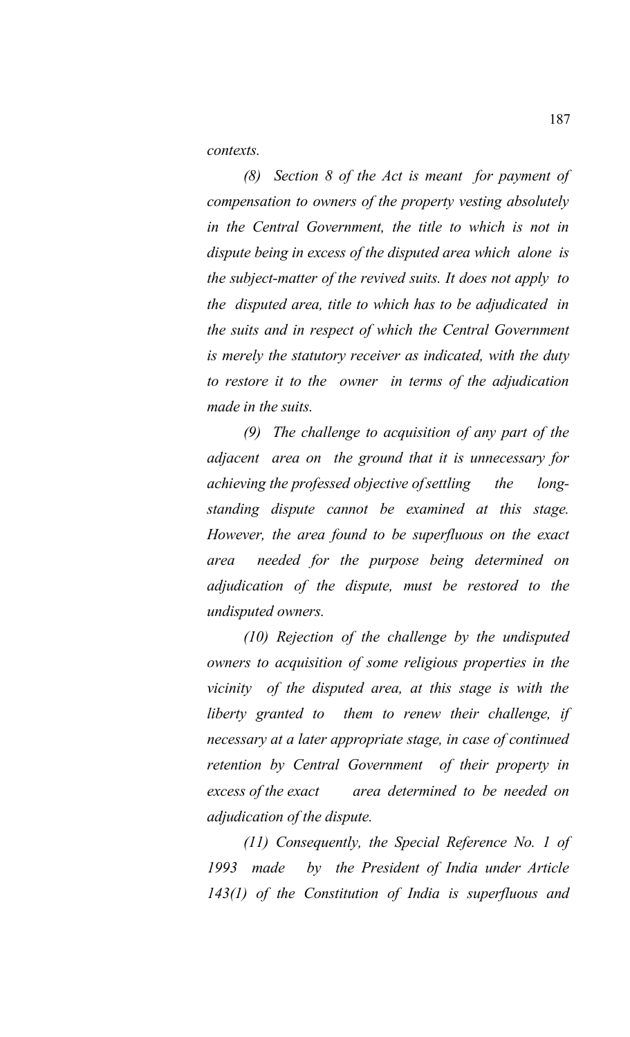*contexts.*

*(8) Section 8 of the Act is meant for payment of compensation to owners of the property vesting absolutely in the Central Government, the title to which is not in dispute being in excess of the disputed area which alone is the subject-matter of the revived suits. It does not apply to the disputed area, title to which has to be adjudicated in the suits and in respect of which the Central Government is merely the statutory receiver as indicated, with the duty to restore it to the owner in terms of the adjudication made in the suits.*

*(9) The challenge to acquisition of any part of the adjacent area on the ground that it is unnecessary for achieving the professed objective of settling the long-standing dispute cannot be examined at this stage. However, the area found to be superfluous on the exact area needed for the purpose being determined on adjudication of the dispute, must be restored to the undisputed owners.*

*(10) Rejection of the challenge by the undisputed owners to acquisition of some religious properties in the vicinity of the disputed area, at this stage is with the liberty granted to them to renew their challenge, if necessary at a later appropriate stage, in case of continued retention by Central Government of their property in excess of the exact area determined to be needed on adjudication of the dispute.*

*(11) Consequently, the Special Reference No. 1 of 1993 made by the President of India under Article 143(1) of the Constitution of India is superfluous and*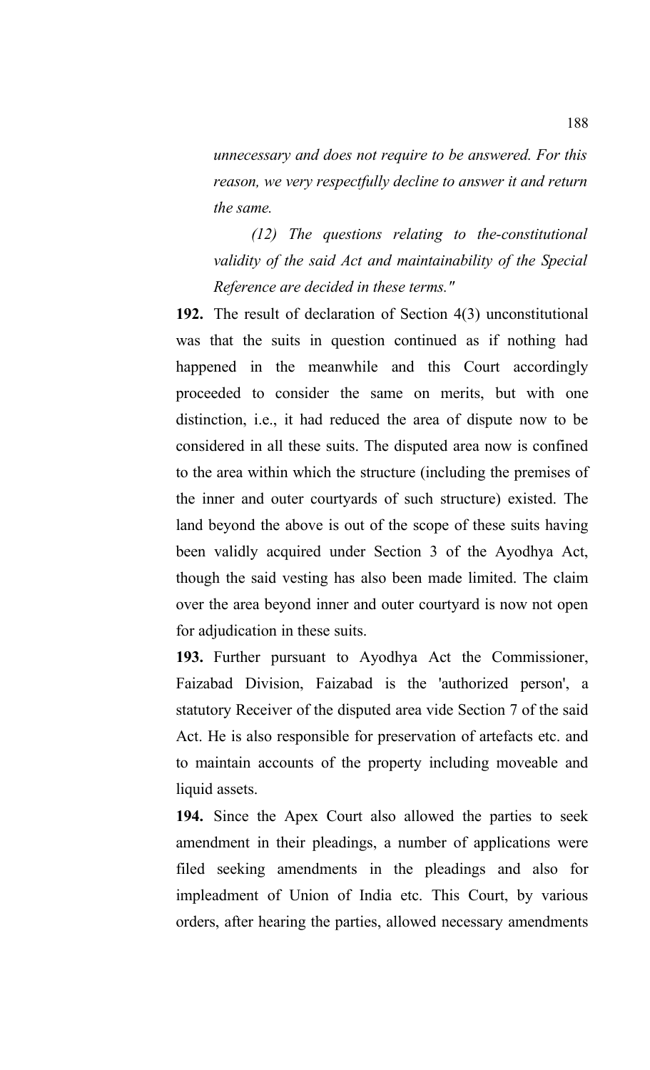*unnecessary and does not require to be answered. For this reason, we very respectfully decline to answer it and return the same.*

*(12) The questions relating to the-constitutional validity of the said Act and maintainability of the Special Reference are decided in these terms."*

**192.** The result of declaration of Section 4(3) unconstitutional was that the suits in question continued as if nothing had happened in the meanwhile and this Court accordingly proceeded to consider the same on merits, but with one distinction, i.e., it had reduced the area of dispute now to be considered in all these suits. The disputed area now is confined to the area within which the structure (including the premises of the inner and outer courtyards of such structure) existed. The land beyond the above is out of the scope of these suits having been validly acquired under Section 3 of the Ayodhya Act, though the said vesting has also been made limited. The claim over the area beyond inner and outer courtyard is now not open for adjudication in these suits.

**193.** Further pursuant to Ayodhya Act the Commissioner, Faizabad Division, Faizabad is the 'authorized person', a statutory Receiver of the disputed area vide Section 7 of the said Act. He is also responsible for preservation of artefacts etc. and to maintain accounts of the property including moveable and liquid assets.

**194.** Since the Apex Court also allowed the parties to seek amendment in their pleadings, a number of applications were filed seeking amendments in the pleadings and also for impleadment of Union of India etc. This Court, by various orders, after hearing the parties, allowed necessary amendments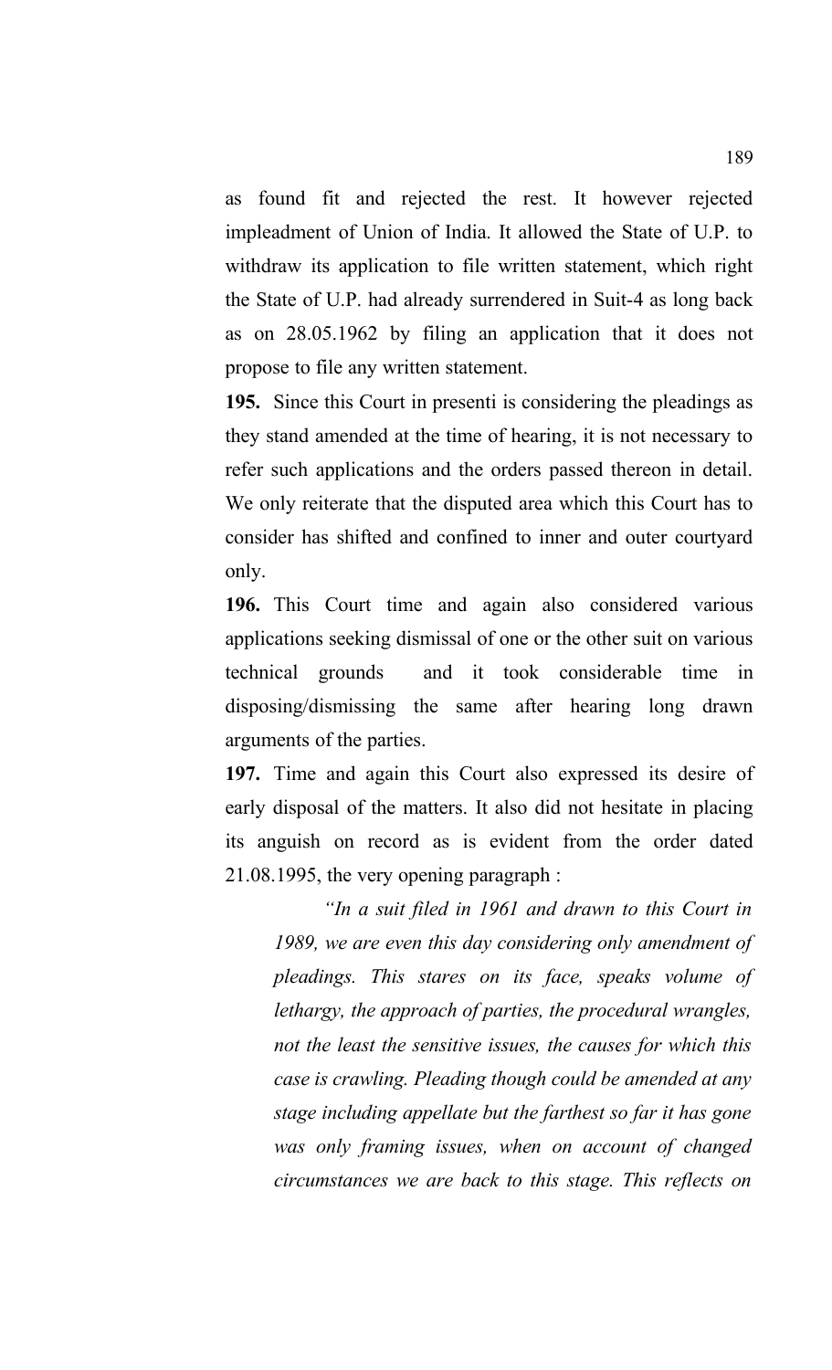as found fit and rejected the rest. It however rejected impleadment of Union of India. It allowed the State of U.P. to withdraw its application to file written statement, which right the State of U.P. had already surrendered in Suit-4 as long back as on 28.05.1962 by filing an application that it does not propose to file any written statement.

**195.** Since this Court in presenti is considering the pleadings as they stand amended at the time of hearing, it is not necessary to refer such applications and the orders passed thereon in detail. We only reiterate that the disputed area which this Court has to consider has shifted and confined to inner and outer courtyard only.

**196.** This Court time and again also considered various applications seeking dismissal of one or the other suit on various technical grounds and it took considerable time in disposing/dismissing the same after hearing long drawn arguments of the parties.

**197.** Time and again this Court also expressed its desire of early disposal of the matters. It also did not hesitate in placing its anguish on record as is evident from the order dated 21.08.1995, the very opening paragraph :

> *"In a suit filed in 1961 and drawn to this Court in 1989, we are even this day considering only amendment of pleadings. This stares on its face, speaks volume of lethargy, the approach of parties, the procedural wrangles, not the least the sensitive issues, the causes for which this case is crawling. Pleading though could be amended at any stage including appellate but the farthest so far it has gone was only framing issues, when on account of changed circumstances we are back to this stage. This reflects on*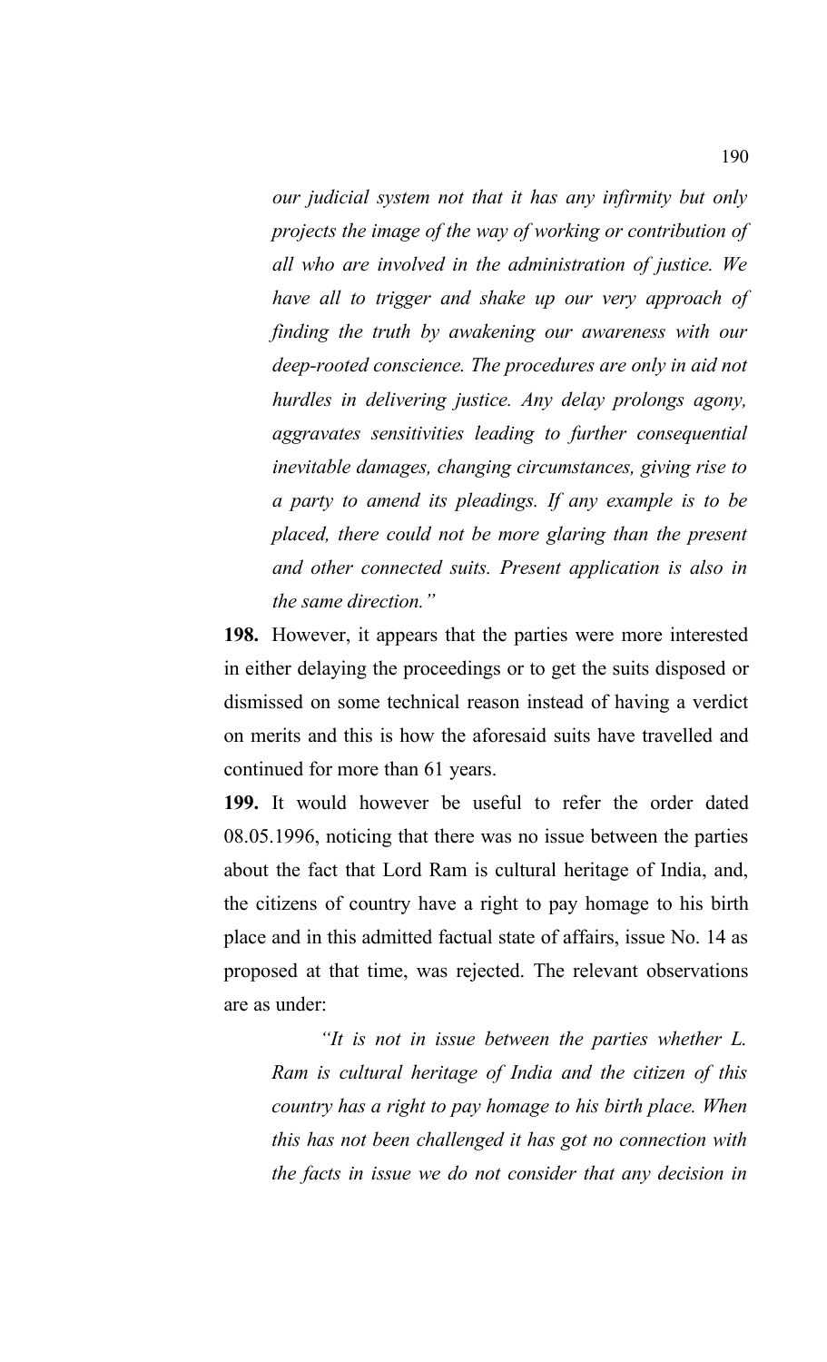*our judicial system not that it has any infirmity but only projects the image of the way of working or contribution of all who are involved in the administration of justice. We have all to trigger and shake up our very approach of finding the truth by awakening our awareness with our deep-rooted conscience. The procedures are only in aid not hurdles in delivering justice. Any delay prolongs agony, aggravates sensitivities leading to further consequential inevitable damages, changing circumstances, giving rise to a party to amend its pleadings. If any example is to be placed, there could not be more glaring than the present and other connected suits. Present application is also in the same direction."*

**198.** However, it appears that the parties were more interested in either delaying the proceedings or to get the suits disposed or dismissed on some technical reason instead of having a verdict on merits and this is how the aforesaid suits have travelled and continued for more than 61 years.

**199.** It would however be useful to refer the order dated 08.05.1996, noticing that there was no issue between the parties about the fact that Lord Ram is cultural heritage of India, and, the citizens of country have a right to pay homage to his birth place and in this admitted factual state of affairs, issue No. 14 as proposed at that time, was rejected. The relevant observations are as under:

*"It is not in issue between the parties whether L. Ram is cultural heritage of India and the citizen of this country has a right to pay homage to his birth place. When this has not been challenged it has got no connection with the facts in issue we do not consider that any decision in*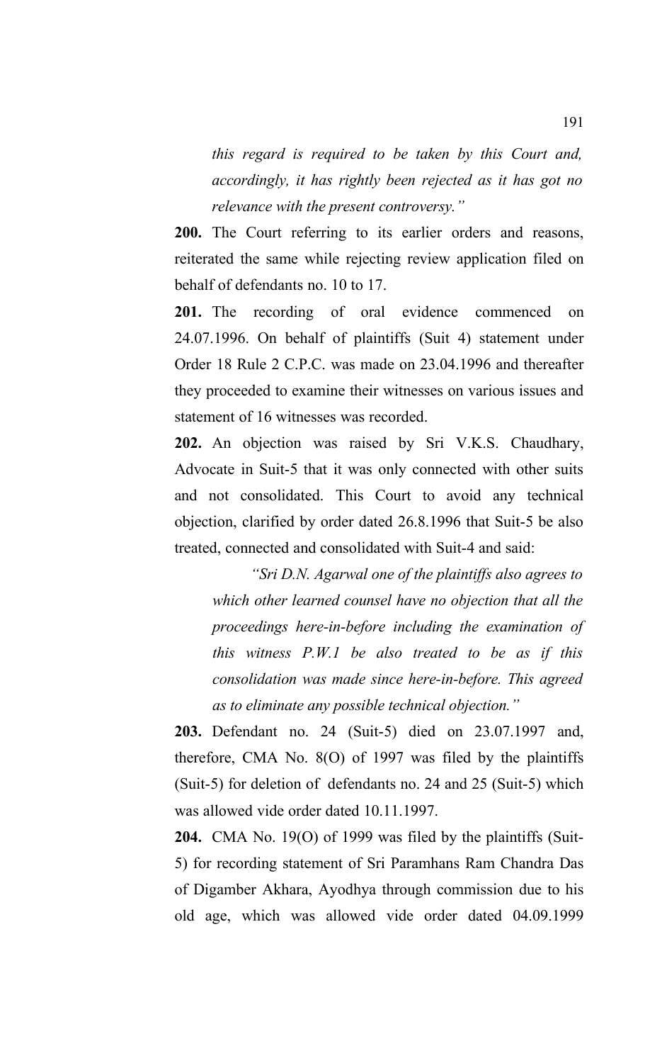*this regard is required to be taken by this Court and, accordingly, it has rightly been rejected as it has got no relevance with the present controversy."*

**200.** The Court referring to its earlier orders and reasons, reiterated the same while rejecting review application filed on behalf of defendants no. 10 to 17.

**201.** The recording of oral evidence commenced on 24.07.1996. On behalf of plaintiffs (Suit 4) statement under Order 18 Rule 2 C.P.C. was made on 23.04.1996 and thereafter they proceeded to examine their witnesses on various issues and statement of 16 witnesses was recorded.

**202.** An objection was raised by Sri V.K.S. Chaudhary, Advocate in Suit-5 that it was only connected with other suits and not consolidated. This Court to avoid any technical objection, clarified by order dated 26.8.1996 that Suit-5 be also treated, connected and consolidated with Suit-4 and said:

> *"Sri D.N. Agarwal one of the plaintiffs also agrees to which other learned counsel have no objection that all the proceedings here-in-before including the examination of this witness P.W.1 be also treated to be as if this consolidation was made since here-in-before. This agreed as to eliminate any possible technical objection."*

**203.** Defendant no. 24 (Suit-5) died on 23.07.1997 and, therefore, CMA No. 8(O) of 1997 was filed by the plaintiffs (Suit-5) for deletion of defendants no. 24 and 25 (Suit-5) which was allowed vide order dated 10.11.1997.

**204.** CMA No. 19(O) of 1999 was filed by the plaintiffs (Suit-5) for recording statement of Sri Paramhans Ram Chandra Das of Digamber Akhara, Ayodhya through commission due to his old age, which was allowed vide order dated 04.09.1999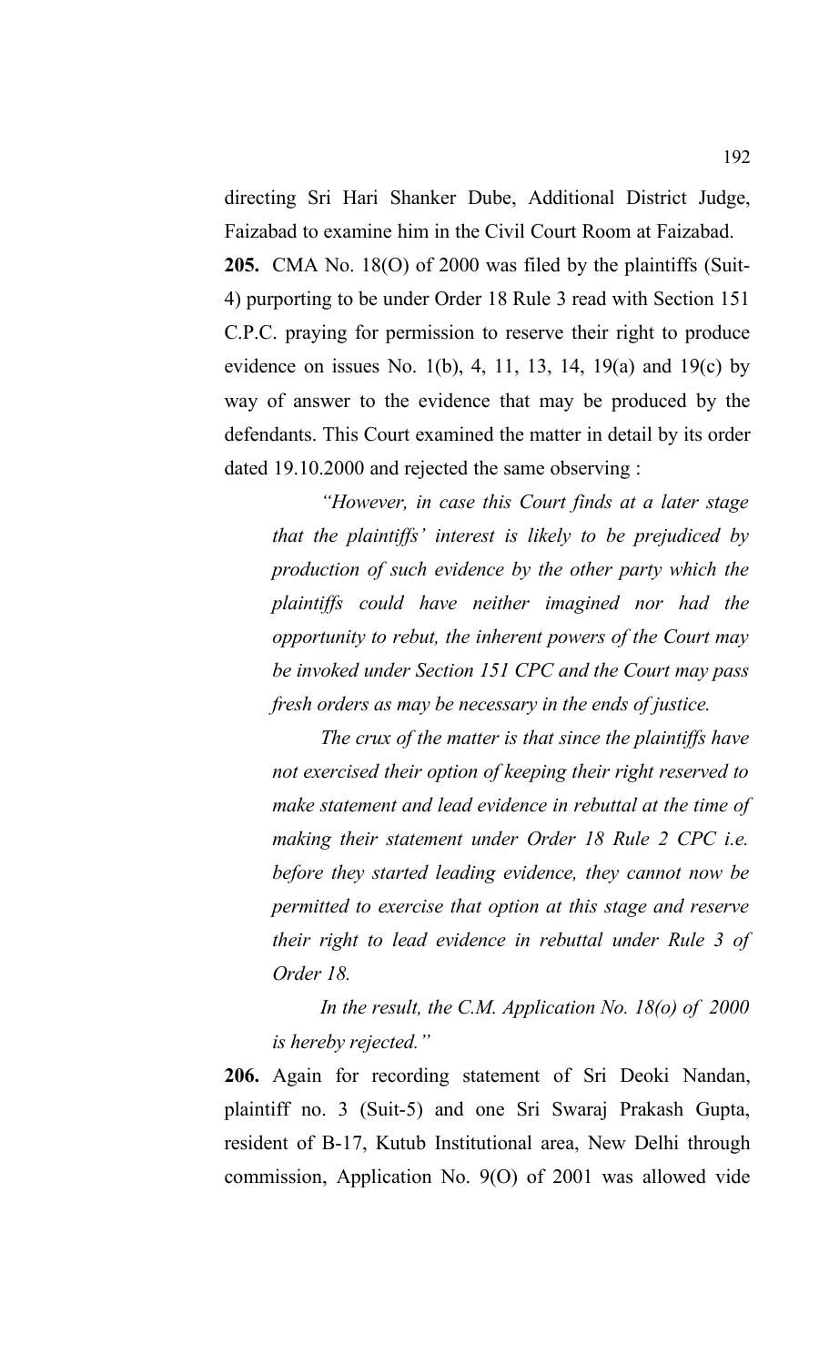directing Sri Hari Shanker Dube, Additional District Judge, Faizabad to examine him in the Civil Court Room at Faizabad.

**205.** CMA No. 18(O) of 2000 was filed by the plaintiffs (Suit-4) purporting to be under Order 18 Rule 3 read with Section 151 C.P.C. praying for permission to reserve their right to produce evidence on issues No. 1(b), 4, 11, 13, 14, 19(a) and 19(c) by way of answer to the evidence that may be produced by the defendants. This Court examined the matter in detail by its order dated 19.10.2000 and rejected the same observing :

> *"However, in case this Court finds at a later stage that the plaintiffs' interest is likely to be prejudiced by production of such evidence by the other party which the plaintiffs could have neither imagined nor had the opportunity to rebut, the inherent powers of the Court may be invoked under Section 151 CPC and the Court may pass fresh orders as may be necessary in the ends of justice.*
>
> *The crux of the matter is that since the plaintiffs have not exercised their option of keeping their right reserved to make statement and lead evidence in rebuttal at the time of making their statement under Order 18 Rule 2 CPC i.e. before they started leading evidence, they cannot now be permitted to exercise that option at this stage and reserve their right to lead evidence in rebuttal under Rule 3 of Order 18.*
>
> *In the result, the C.M. Application No. 18(o) of 2000 is hereby rejected."*

**206.** Again for recording statement of Sri Deoki Nandan, plaintiff no. 3 (Suit-5) and one Sri Swaraj Prakash Gupta, resident of B-17, Kutub Institutional area, New Delhi through commission, Application No. 9(O) of 2001 was allowed vide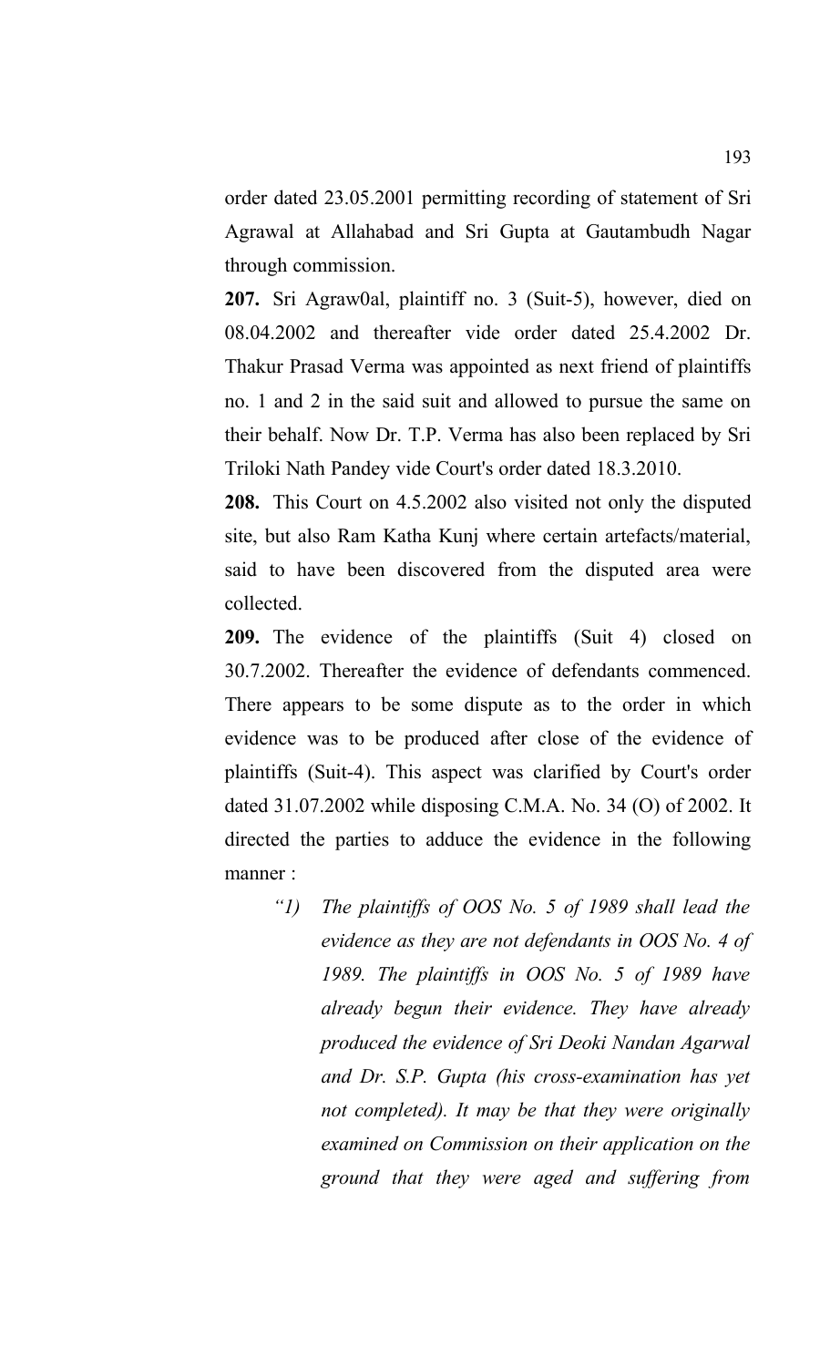order dated 23.05.2001 permitting recording of statement of Sri Agrawal at Allahabad and Sri Gupta at Gautambudh Nagar through commission.

**207.** Sri Agraw0al, plaintiff no. 3 (Suit-5), however, died on 08.04.2002 and thereafter vide order dated 25.4.2002 Dr. Thakur Prasad Verma was appointed as next friend of plaintiffs no. 1 and 2 in the said suit and allowed to pursue the same on their behalf. Now Dr. T.P. Verma has also been replaced by Sri Triloki Nath Pandey vide Court's order dated 18.3.2010.

**208.** This Court on 4.5.2002 also visited not only the disputed site, but also Ram Katha Kunj where certain artefacts/material, said to have been discovered from the disputed area were collected.

**209.** The evidence of the plaintiffs (Suit 4) closed on 30.7.2002. Thereafter the evidence of defendants commenced. There appears to be some dispute as to the order in which evidence was to be produced after close of the evidence of plaintiffs (Suit-4). This aspect was clarified by Court's order dated 31.07.2002 while disposing C.M.A. No. 34 (O) of 2002. It directed the parties to adduce the evidence in the following manner :

> *"1) The plaintiffs of OOS No. 5 of 1989 shall lead the evidence as they are not defendants in OOS No. 4 of 1989. The plaintiffs in OOS No. 5 of 1989 have already begun their evidence. They have already produced the evidence of Sri Deoki Nandan Agarwal and Dr. S.P. Gupta (his cross-examination has yet not completed). It may be that they were originally examined on Commission on their application on the ground that they were aged and suffering from*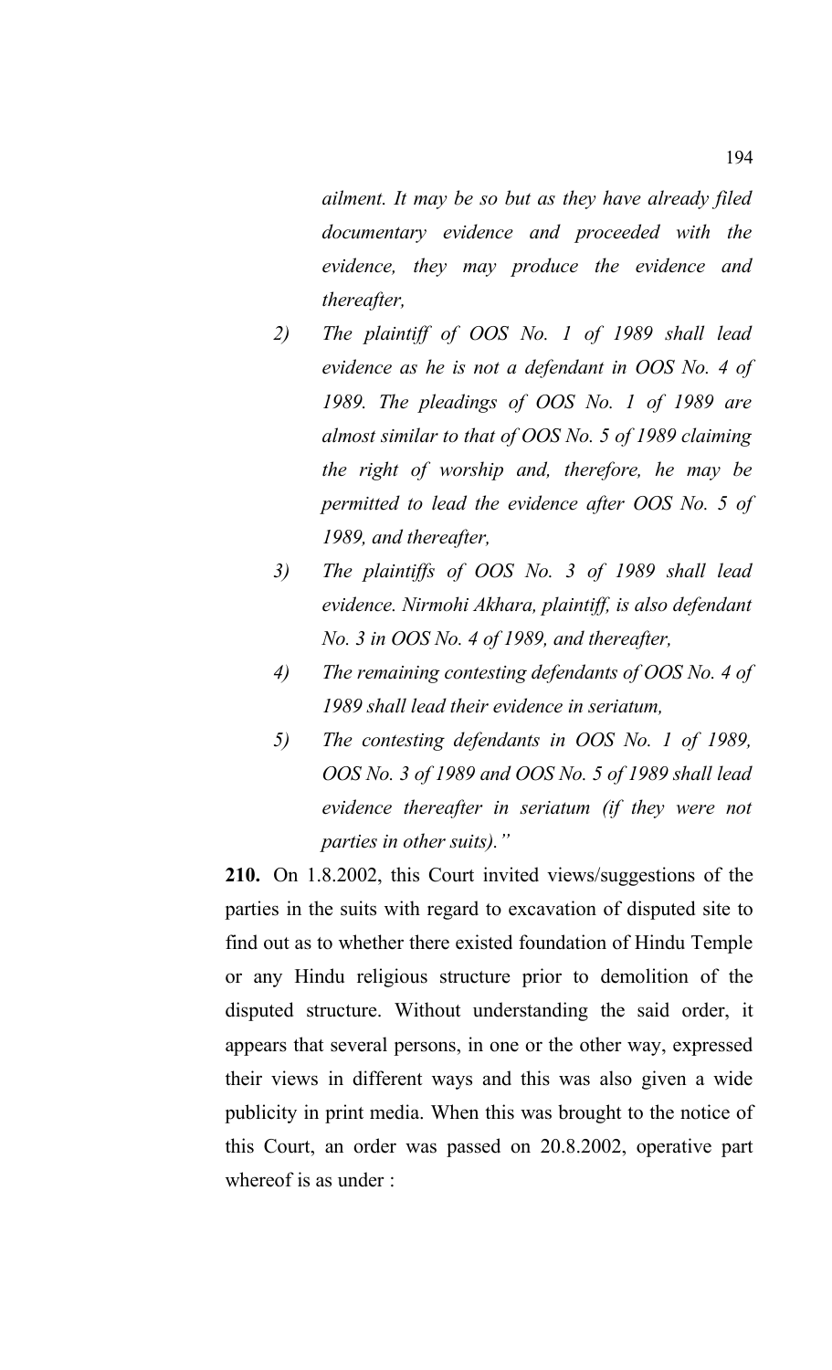*ailment. It may be so but as they have already filed documentary evidence and proceeded with the evidence, they may produce the evidence and thereafter,*

2) *The plaintiff of OOS No. 1 of 1989 shall lead evidence as he is not a defendant in OOS No. 4 of 1989. The pleadings of OOS No. 1 of 1989 are almost similar to that of OOS No. 5 of 1989 claiming the right of worship and, therefore, he may be permitted to lead the evidence after OOS No. 5 of 1989, and thereafter,*
3) *The plaintiffs of OOS No. 3 of 1989 shall lead evidence. Nirmohi Akhara, plaintiff, is also defendant No. 3 in OOS No. 4 of 1989, and thereafter,*
4) *The remaining contesting defendants of OOS No. 4 of 1989 shall lead their evidence in seriatum,*
5) *The contesting defendants in OOS No. 1 of 1989, OOS No. 3 of 1989 and OOS No. 5 of 1989 shall lead evidence thereafter in seriatum (if they were not parties in other suits)."*

**210.** On 1.8.2002, this Court invited views/suggestions of the parties in the suits with regard to excavation of disputed site to find out as to whether there existed foundation of Hindu Temple or any Hindu religious structure prior to demolition of the disputed structure. Without understanding the said order, it appears that several persons, in one or the other way, expressed their views in different ways and this was also given a wide publicity in print media. When this was brought to the notice of this Court, an order was passed on 20.8.2002, operative part whereof is as under :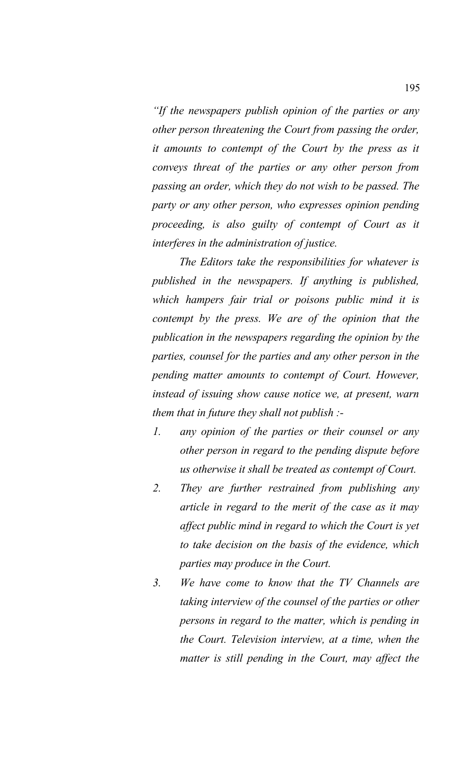*"If the newspapers publish opinion of the parties or any other person threatening the Court from passing the order, it amounts to contempt of the Court by the press as it conveys threat of the parties or any other person from passing an order, which they do not wish to be passed. The party or any other person, who expresses opinion pending proceeding, is also guilty of contempt of Court as it interferes in the administration of justice.*

*The Editors take the responsibilities for whatever is published in the newspapers. If anything is published, which hampers fair trial or poisons public mind it is contempt by the press. We are of the opinion that the publication in the newspapers regarding the opinion by the parties, counsel for the parties and any other person in the pending matter amounts to contempt of Court. However, instead of issuing show cause notice we, at present, warn them that in future they shall not publish :-*

1. *any opinion of the parties or their counsel or any other person in regard to the pending dispute before us otherwise it shall be treated as contempt of Court.*
2. *They are further restrained from publishing any article in regard to the merit of the case as it may affect public mind in regard to which the Court is yet to take decision on the basis of the evidence, which parties may produce in the Court.*
3. *We have come to know that the TV Channels are taking interview of the counsel of the parties or other persons in regard to the matter, which is pending in the Court. Television interview, at a time, when the matter is still pending in the Court, may affect the*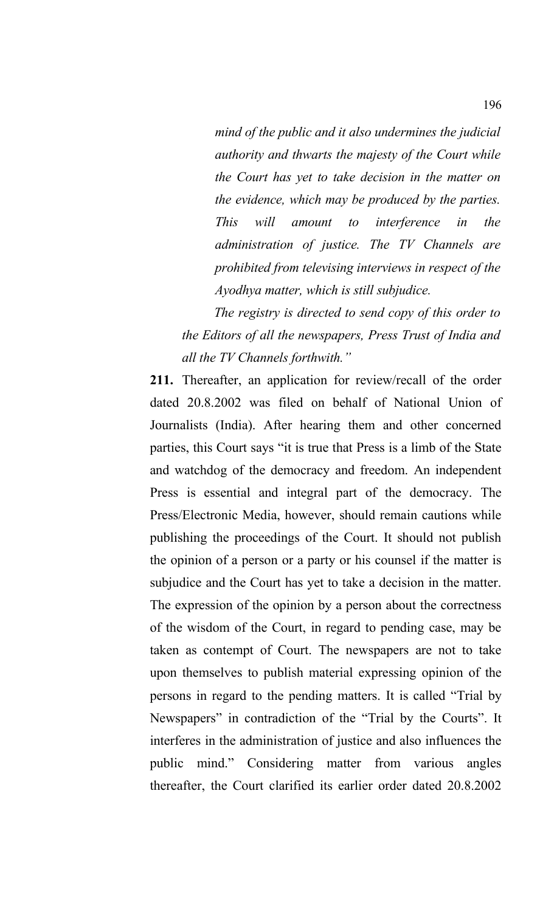*mind of the public and it also undermines the judicial authority and thwarts the majesty of the Court while the Court has yet to take decision in the matter on the evidence, which may be produced by the parties. This will amount to interference in the administration of justice. The TV Channels are prohibited from televising interviews in respect of the Ayodhya matter, which is still subjudice.*

*The registry is directed to send copy of this order to the Editors of all the newspapers, Press Trust of India and all the TV Channels forthwith."*

**211.** Thereafter, an application for review/recall of the order dated 20.8.2002 was filed on behalf of National Union of Journalists (India). After hearing them and other concerned parties, this Court says "it is true that Press is a limb of the State and watchdog of the democracy and freedom. An independent Press is essential and integral part of the democracy. The Press/Electronic Media, however, should remain cautions while publishing the proceedings of the Court. It should not publish the opinion of a person or a party or his counsel if the matter is subjudice and the Court has yet to take a decision in the matter. The expression of the opinion by a person about the correctness of the wisdom of the Court, in regard to pending case, may be taken as contempt of Court. The newspapers are not to take upon themselves to publish material expressing opinion of the persons in regard to the pending matters. It is called "Trial by Newspapers" in contradiction of the "Trial by the Courts". It interferes in the administration of justice and also influences the public mind." Considering matter from various angles thereafter, the Court clarified its earlier order dated 20.8.2002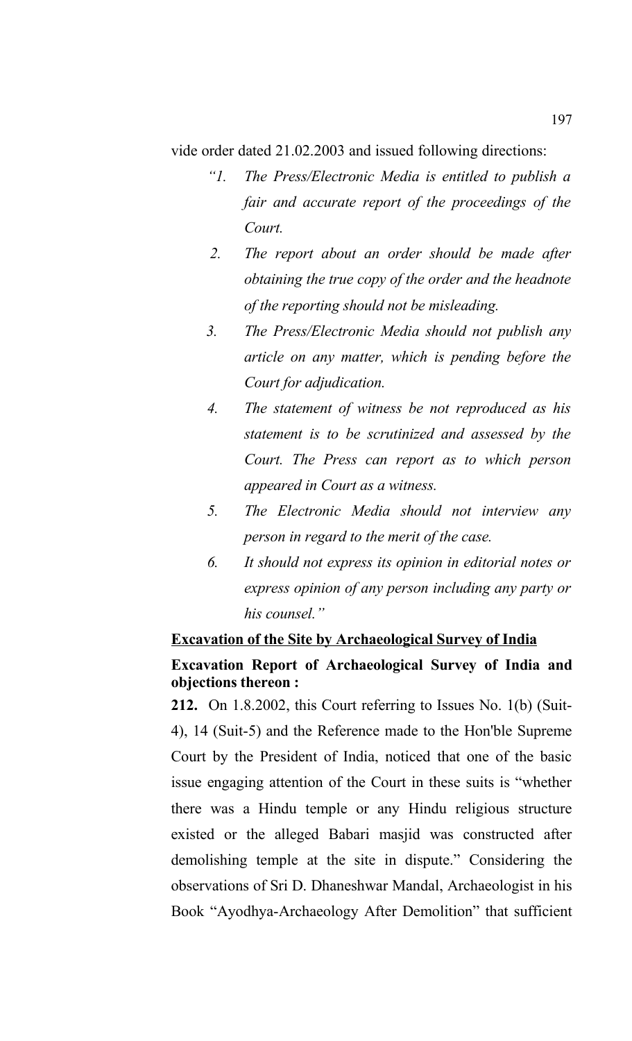vide order dated 21.02.2003 and issued following directions:

> *"1. The Press/Electronic Media is entitled to publish a fair and accurate report of the proceedings of the Court.*
>
> *2. The report about an order should be made after obtaining the true copy of the order and the headnote of the reporting should not be misleading.*
>
> *3. The Press/Electronic Media should not publish any article on any matter, which is pending before the Court for adjudication.*
>
> *4. The statement of witness be not reproduced as his statement is to be scrutinized and assessed by the Court. The Press can report as to which person appeared in Court as a witness.*
>
> *5. The Electronic Media should not interview any person in regard to the merit of the case.*
>
> *6. It should not express its opinion in editorial notes or express opinion of any person including any party or his counsel."*

**<u>Excavation of the Site by Archaeological Survey of India</u>**

**Excavation Report of Archaeological Survey of India and objections thereon :**

**212.** On 1.8.2002, this Court referring to Issues No. 1(b) (Suit-4), 14 (Suit-5) and the Reference made to the Hon'ble Supreme Court by the President of India, noticed that one of the basic issue engaging attention of the Court in these suits is "whether there was a Hindu temple or any Hindu religious structure existed or the alleged Babari masjid was constructed after demolishing temple at the site in dispute." Considering the observations of Sri D. Dhaneshwar Mandal, Archaeologist in his Book "Ayodhya-Archaeology After Demolition" that sufficient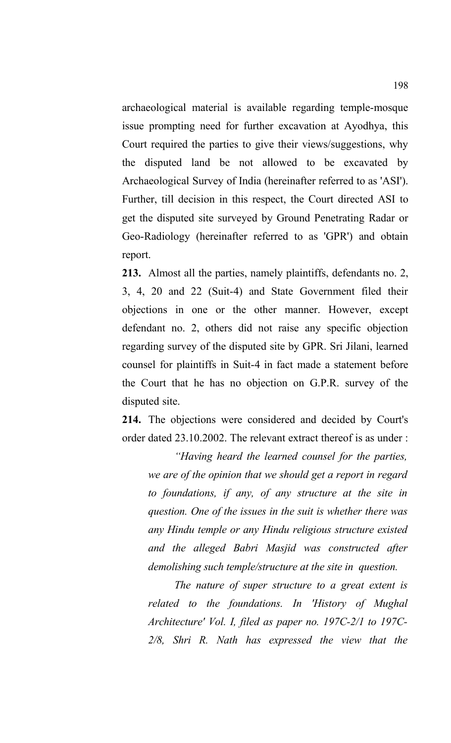archaeological material is available regarding temple-mosque issue prompting need for further excavation at Ayodhya, this Court required the parties to give their views/suggestions, why the disputed land be not allowed to be excavated by Archaeological Survey of India (hereinafter referred to as 'ASI'). Further, till decision in this respect, the Court directed ASI to get the disputed site surveyed by Ground Penetrating Radar or Geo-Radiology (hereinafter referred to as 'GPR') and obtain report.

**213.** Almost all the parties, namely plaintiffs, defendants no. 2, 3, 4, 20 and 22 (Suit-4) and State Government filed their objections in one or the other manner. However, except defendant no. 2, others did not raise any specific objection regarding survey of the disputed site by GPR. Sri Jilani, learned counsel for plaintiffs in Suit-4 in fact made a statement before the Court that he has no objection on G.P.R. survey of the disputed site.

**214.** The objections were considered and decided by Court's order dated 23.10.2002. The relevant extract thereof is as under :

> *"Having heard the learned counsel for the parties, we are of the opinion that we should get a report in regard to foundations, if any, of any structure at the site in question. One of the issues in the suit is whether there was any Hindu temple or any Hindu religious structure existed and the alleged Babri Masjid was constructed after demolishing such temple/structure at the site in question.*
>
> *The nature of super structure to a great extent is related to the foundations. In 'History of Mughal Architecture' Vol. I, filed as paper no. 197C-2/1 to 197C-2/8, Shri R. Nath has expressed the view that the*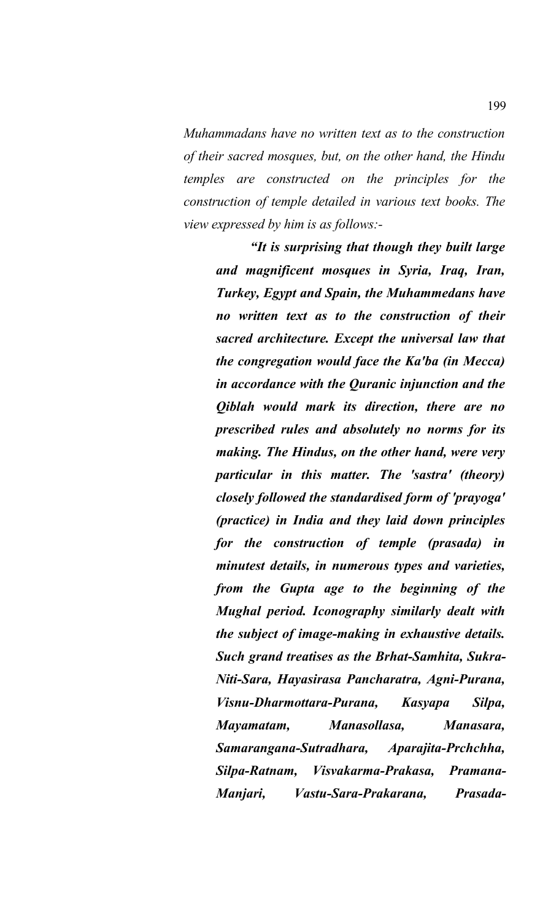*Muhammadans have no written text as to the construction of their sacred mosques, but, on the other hand, the Hindu temples are constructed on the principles for the construction of temple detailed in various text books. The view expressed by him is as follows:-*

> ***"It is surprising that though they built large and magnificent mosques in Syria, Iraq, Iran, Turkey, Egypt and Spain, the Muhammedans have no written text as to the construction of their sacred architecture. Except the universal law that the congregation would face the Ka'ba (in Mecca) in accordance with the Quranic injunction and the Qiblah would mark its direction, there are no prescribed rules and absolutely no norms for its making. The Hindus, on the other hand, were very particular in this matter. The 'sastra' (theory) closely followed the standardised form of 'prayoga' (practice) in India and they laid down principles for the construction of temple (prasada) in minutest details, in numerous types and varieties, from the Gupta age to the beginning of the Mughal period. Iconography similarly dealt with the subject of image-making in exhaustive details. Such grand treatises as the Brhat-Samhita, Sukra-Niti-Sara, Hayasirasa Pancharatra, Agni-Purana, Visnu-Dharmottara-Purana, Kasyapa Silpa, Mayamatam, Manasollasa, Manasara, Samarangana-Sutradhara, Aparajita-Prchchha, Silpa-Ratnam, Visvakarma-Prakasa, Pramana-Manjari, Vastu-Sara-Prakarana, Prasada-***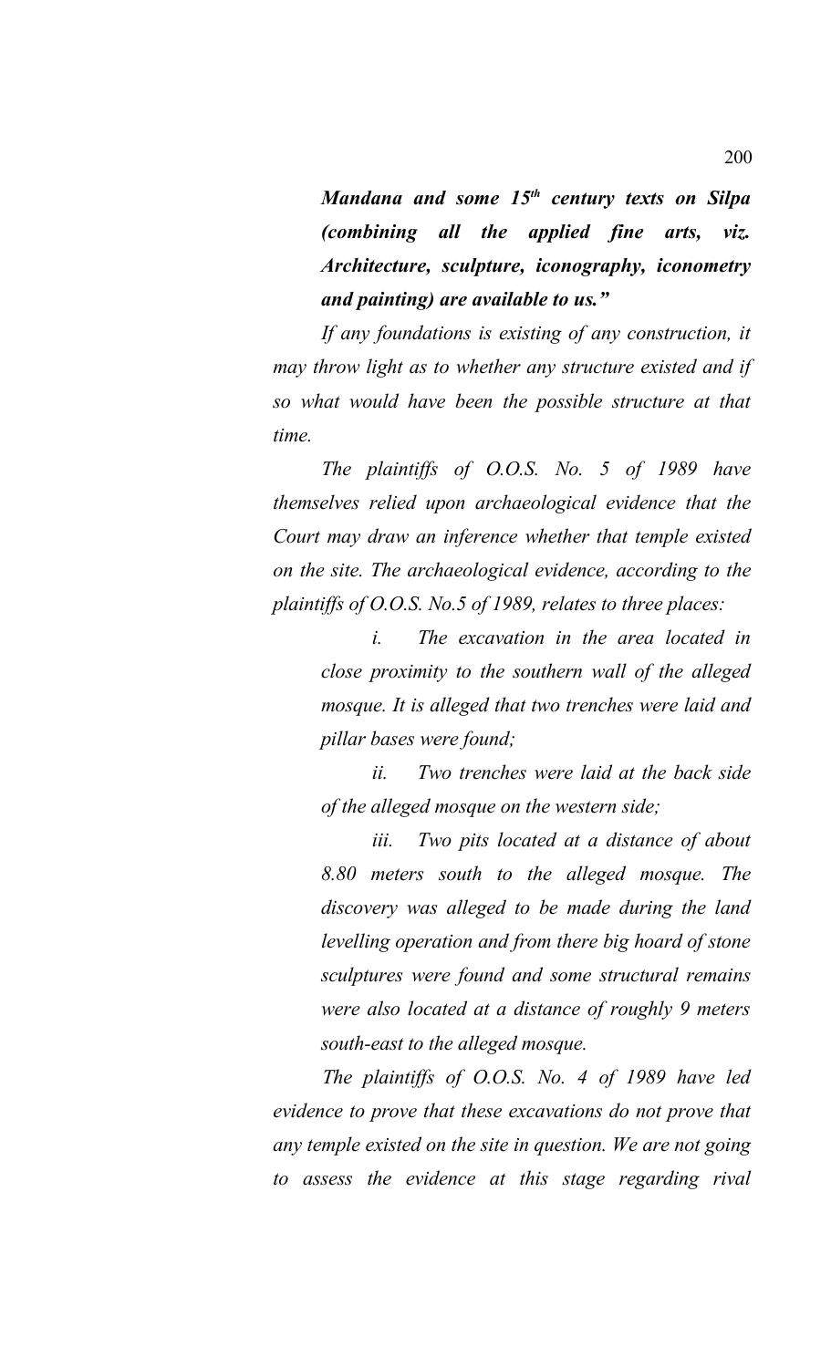***Mandana and some 15th century texts on Silpa (combining all the applied fine arts, viz. Architecture, sculpture, iconography, iconometry and painting) are available to us."***

*If any foundations is existing of any construction, it may throw light as to whether any structure existed and if so what would have been the possible structure at that time.*

*The plaintiffs of O.O.S. No. 5 of 1989 have themselves relied upon archaeological evidence that the Court may draw an inference whether that temple existed on the site. The archaeological evidence, according to the plaintiffs of O.O.S. No.5 of 1989, relates to three places:*

> *i. The excavation in the area located in close proximity to the southern wall of the alleged mosque. It is alleged that two trenches were laid and pillar bases were found;*
>
> *ii. Two trenches were laid at the back side of the alleged mosque on the western side;*
>
> *iii. Two pits located at a distance of about 8.80 meters south to the alleged mosque. The discovery was alleged to be made during the land levelling operation and from there big hoard of stone sculptures were found and some structural remains were also located at a distance of roughly 9 meters south-east to the alleged mosque.*

*The plaintiffs of O.O.S. No. 4 of 1989 have led evidence to prove that these excavations do not prove that any temple existed on the site in question. We are not going to assess the evidence at this stage regarding rival*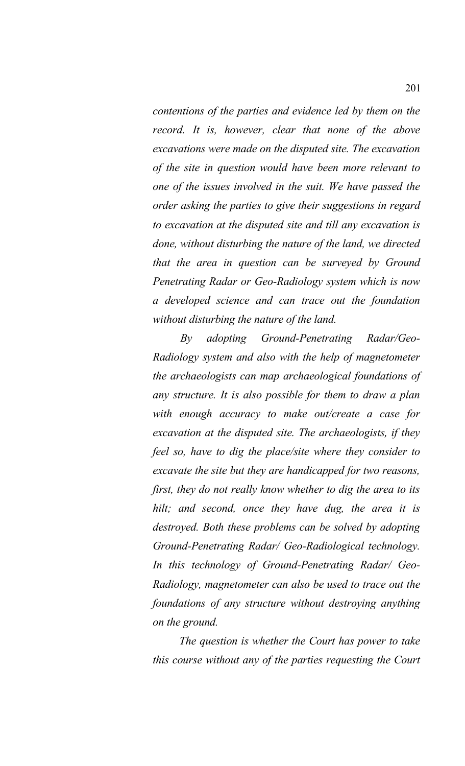*contentions of the parties and evidence led by them on the record. It is, however, clear that none of the above excavations were made on the disputed site. The excavation of the site in question would have been more relevant to one of the issues involved in the suit. We have passed the order asking the parties to give their suggestions in regard to excavation at the disputed site and till any excavation is done, without disturbing the nature of the land, we directed that the area in question can be surveyed by Ground Penetrating Radar or Geo-Radiology system which is now a developed science and can trace out the foundation without disturbing the nature of the land.*

*By adopting Ground-Penetrating Radar/Geo-Radiology system and also with the help of magnetometer the archaeologists can map archaeological foundations of any structure. It is also possible for them to draw a plan with enough accuracy to make out/create a case for excavation at the disputed site. The archaeologists, if they feel so, have to dig the place/site where they consider to excavate the site but they are handicapped for two reasons, first, they do not really know whether to dig the area to its hilt; and second, once they have dug, the area it is destroyed. Both these problems can be solved by adopting Ground-Penetrating Radar/ Geo-Radiological technology. In this technology of Ground-Penetrating Radar/ Geo-Radiology, magnetometer can also be used to trace out the foundations of any structure without destroying anything on the ground.*

*The question is whether the Court has power to take this course without any of the parties requesting the Court*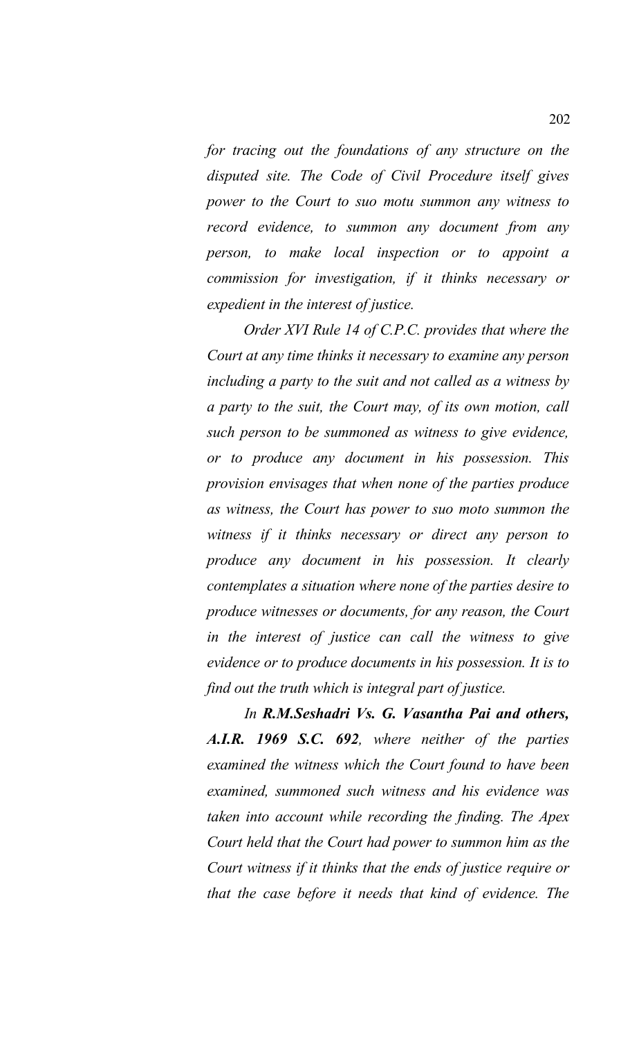*for tracing out the foundations of any structure on the disputed site. The Code of Civil Procedure itself gives power to the Court to suo motu summon any witness to record evidence, to summon any document from any person, to make local inspection or to appoint a commission for investigation, if it thinks necessary or expedient in the interest of justice.*

*Order XVI Rule 14 of C.P.C. provides that where the Court at any time thinks it necessary to examine any person including a party to the suit and not called as a witness by a party to the suit, the Court may, of its own motion, call such person to be summoned as witness to give evidence, or to produce any document in his possession. This provision envisages that when none of the parties produce as witness, the Court has power to suo moto summon the witness if it thinks necessary or direct any person to produce any document in his possession. It clearly contemplates a situation where none of the parties desire to produce witnesses or documents, for any reason, the Court in the interest of justice can call the witness to give evidence or to produce documents in his possession. It is to find out the truth which is integral part of justice.*

*In **R.M.Seshadri Vs. G. Vasantha Pai and others, A.I.R. 1969 S.C. 692**, where neither of the parties examined the witness which the Court found to have been examined, summoned such witness and his evidence was taken into account while recording the finding. The Apex Court held that the Court had power to summon him as the Court witness if it thinks that the ends of justice require or that the case before it needs that kind of evidence. The*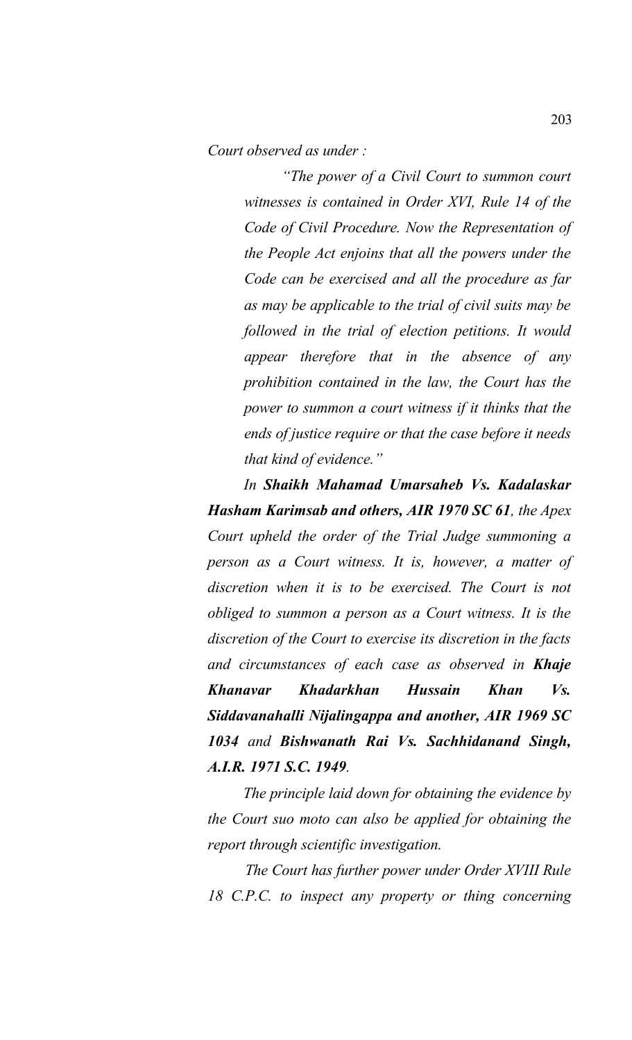*Court observed as under :*

> *"The power of a Civil Court to summon court witnesses is contained in Order XVI, Rule 14 of the Code of Civil Procedure. Now the Representation of the People Act enjoins that all the powers under the Code can be exercised and all the procedure as far as may be applicable to the trial of civil suits may be followed in the trial of election petitions. It would appear therefore that in the absence of any prohibition contained in the law, the Court has the power to summon a court witness if it thinks that the ends of justice require or that the case before it needs that kind of evidence."*

*In **Shaikh Mahamad Umarsaheb Vs. Kadalaskar Hasham Karimsab and others, AIR 1970 SC 61**, the Apex Court upheld the order of the Trial Judge summoning a person as a Court witness. It is, however, a matter of discretion when it is to be exercised. The Court is not obliged to summon a person as a Court witness. It is the discretion of the Court to exercise its discretion in the facts and circumstances of each case as observed in **Khaje Khanavar Khadarkhan Hussain Khan Vs. Siddavanahalli Nijalingappa and another, AIR 1969 SC 1034** and **Bishwanath Rai Vs. Sachhidanand Singh, A.I.R. 1971 S.C. 1949**.*

*The principle laid down for obtaining the evidence by the Court suo moto can also be applied for obtaining the report through scientific investigation.*

*The Court has further power under Order XVIII Rule 18 C.P.C. to inspect any property or thing concerning*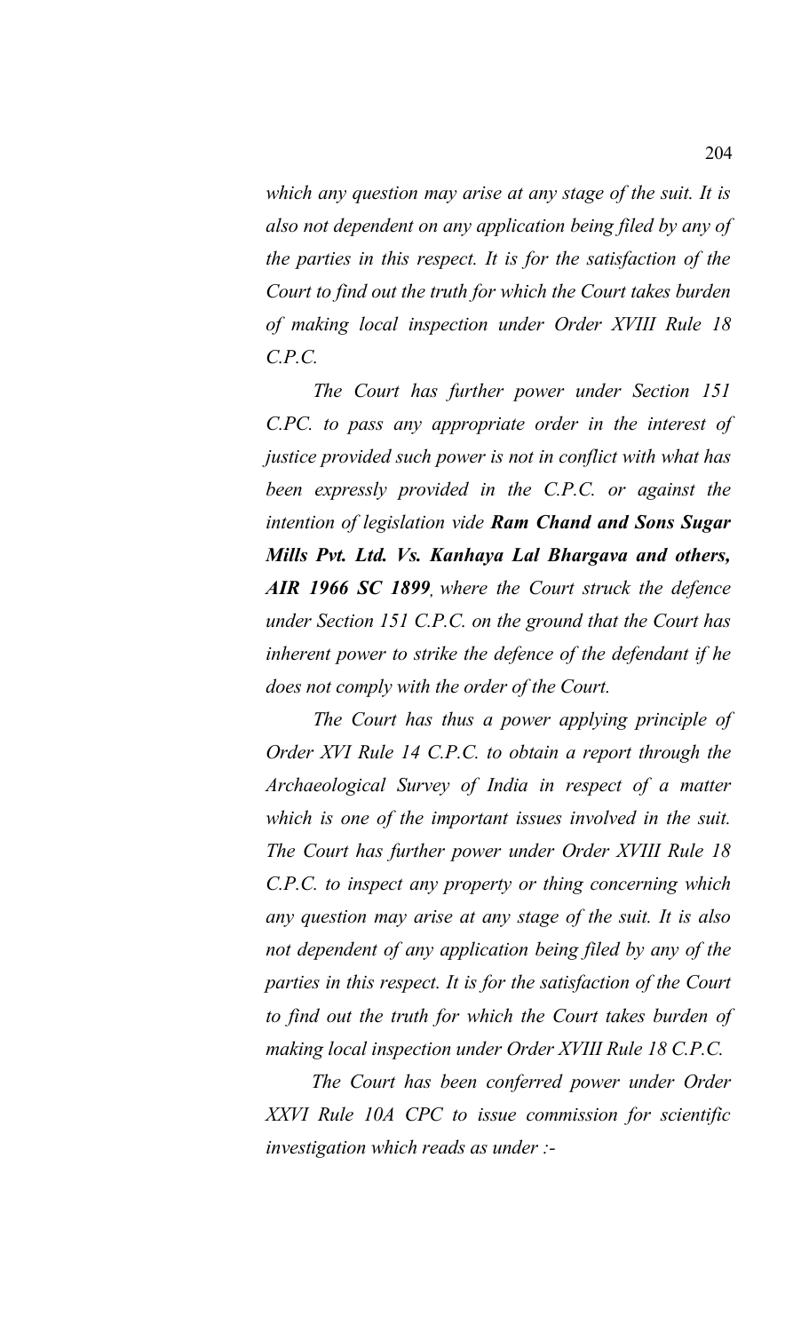*which any question may arise at any stage of the suit. It is also not dependent on any application being filed by any of the parties in this respect. It is for the satisfaction of the Court to find out the truth for which the Court takes burden of making local inspection under Order XVIII Rule 18 C.P.C.*

*The Court has further power under Section 151 C.PC. to pass any appropriate order in the interest of justice provided such power is not in conflict with what has been expressly provided in the C.P.C. or against the intention of legislation vide* ***Ram Chand and Sons Sugar Mills Pvt. Ltd. Vs. Kanhaya Lal Bhargava and others, AIR 1966 SC 1899****, where the Court struck the defence under Section 151 C.P.C. on the ground that the Court has inherent power to strike the defence of the defendant if he does not comply with the order of the Court.*

*The Court has thus a power applying principle of Order XVI Rule 14 C.P.C. to obtain a report through the Archaeological Survey of India in respect of a matter which is one of the important issues involved in the suit. The Court has further power under Order XVIII Rule 18 C.P.C. to inspect any property or thing concerning which any question may arise at any stage of the suit. It is also not dependent of any application being filed by any of the parties in this respect. It is for the satisfaction of the Court to find out the truth for which the Court takes burden of making local inspection under Order XVIII Rule 18 C.P.C.*

*The Court has been conferred power under Order XXVI Rule 10A CPC to issue commission for scientific investigation which reads as under :-*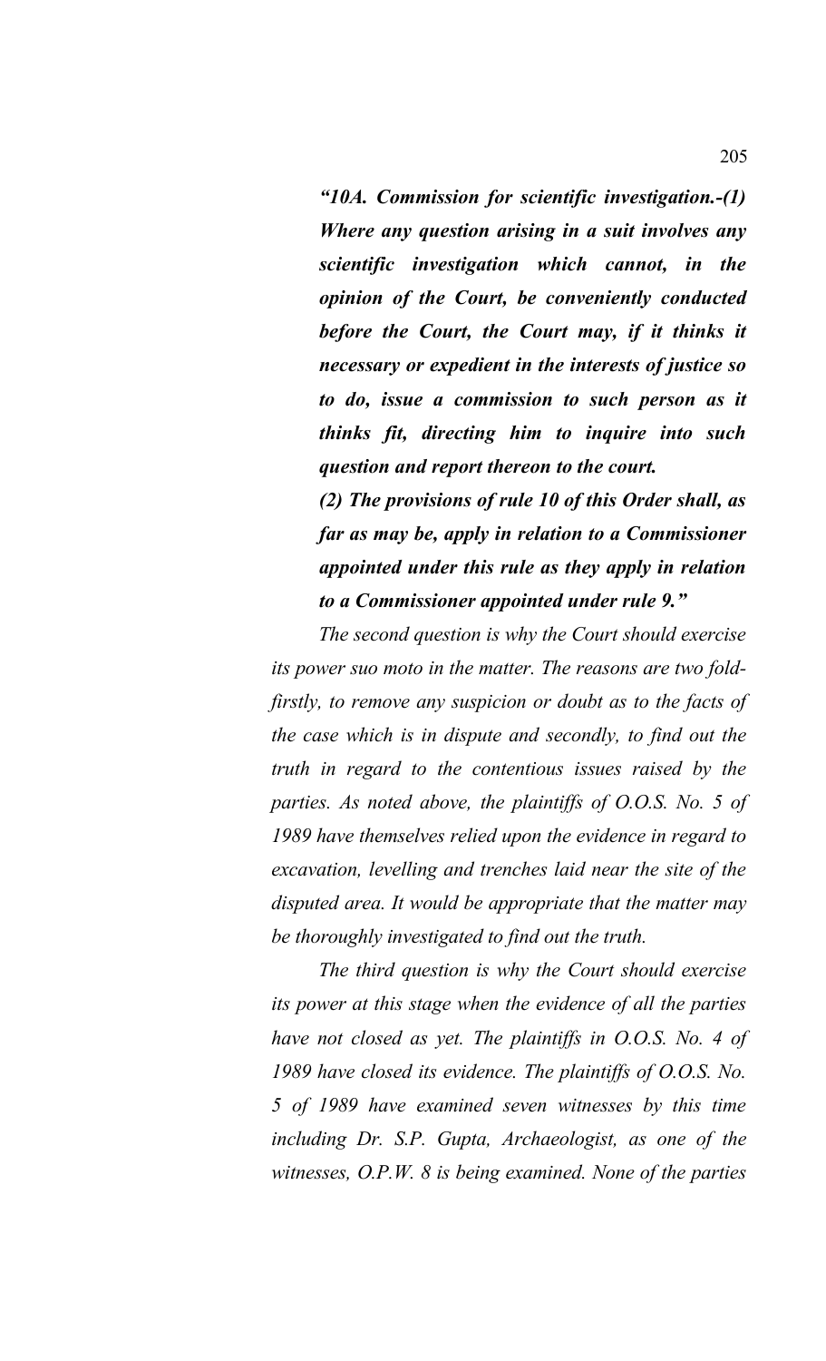***"10A. Commission for scientific investigation.-(1) Where any question arising in a suit involves any scientific investigation which cannot, in the opinion of the Court, be conveniently conducted before the Court, the Court may, if it thinks it necessary or expedient in the interests of justice so to do, issue a commission to such person as it thinks fit, directing him to inquire into such question and report thereon to the court.***

***(2) The provisions of rule 10 of this Order shall, as far as may be, apply in relation to a Commissioner appointed under this rule as they apply in relation to a Commissioner appointed under rule 9."***

*The second question is why the Court should exercise its power suo moto in the matter. The reasons are two fold-firstly, to remove any suspicion or doubt as to the facts of the case which is in dispute and secondly, to find out the truth in regard to the contentious issues raised by the parties. As noted above, the plaintiffs of O.O.S. No. 5 of 1989 have themselves relied upon the evidence in regard to excavation, levelling and trenches laid near the site of the disputed area. It would be appropriate that the matter may be thoroughly investigated to find out the truth.*

*The third question is why the Court should exercise its power at this stage when the evidence of all the parties have not closed as yet. The plaintiffs in O.O.S. No. 4 of 1989 have closed its evidence. The plaintiffs of O.O.S. No. 5 of 1989 have examined seven witnesses by this time including Dr. S.P. Gupta, Archaeologist, as one of the witnesses, O.P.W. 8 is being examined. None of the parties*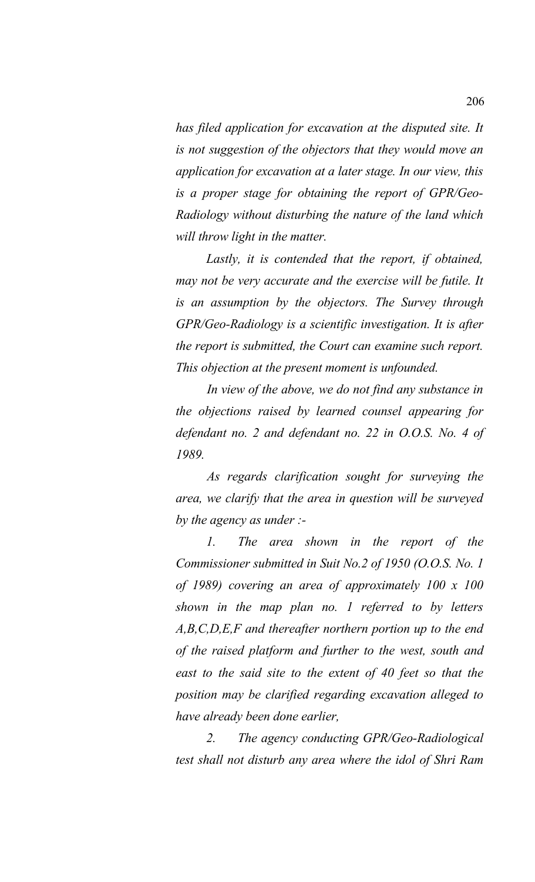*has filed application for excavation at the disputed site. It is not suggestion of the objectors that they would move an application for excavation at a later stage. In our view, this is a proper stage for obtaining the report of GPR/Geo-Radiology without disturbing the nature of the land which will throw light in the matter.*

*Lastly, it is contended that the report, if obtained, may not be very accurate and the exercise will be futile. It is an assumption by the objectors. The Survey through GPR/Geo-Radiology is a scientific investigation. It is after the report is submitted, the Court can examine such report. This objection at the present moment is unfounded.*

*In view of the above, we do not find any substance in the objections raised by learned counsel appearing for defendant no. 2 and defendant no. 22 in O.O.S. No. 4 of 1989.*

*As regards clarification sought for surveying the area, we clarify that the area in question will be surveyed by the agency as under :-*

*1. The area shown in the report of the Commissioner submitted in Suit No.2 of 1950 (O.O.S. No. 1 of 1989) covering an area of approximately 100 x 100 shown in the map plan no. 1 referred to by letters A,B,C,D,E,F and thereafter northern portion up to the end of the raised platform and further to the west, south and east to the said site to the extent of 40 feet so that the position may be clarified regarding excavation alleged to have already been done earlier,*

*2. The agency conducting GPR/Geo-Radiological test shall not disturb any area where the idol of Shri Ram*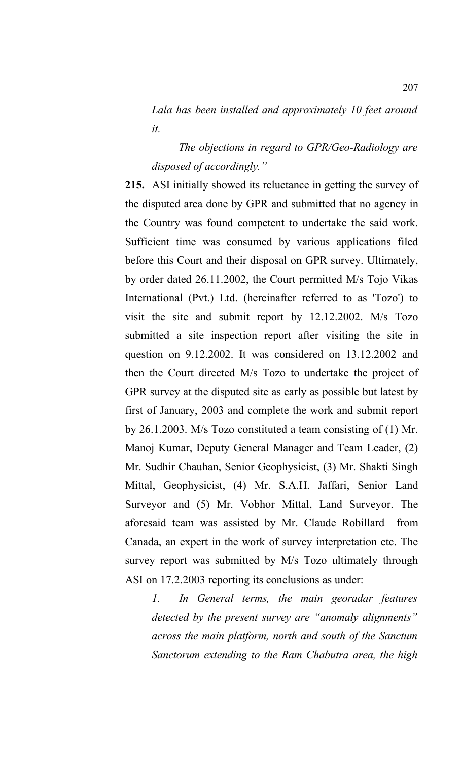*Lala has been installed and approximately 10 feet around it.*

*The objections in regard to GPR/Geo-Radiology are disposed of accordingly."*

**215.** ASI initially showed its reluctance in getting the survey of the disputed area done by GPR and submitted that no agency in the Country was found competent to undertake the said work. Sufficient time was consumed by various applications filed before this Court and their disposal on GPR survey. Ultimately, by order dated 26.11.2002, the Court permitted M/s Tojo Vikas International (Pvt.) Ltd. (hereinafter referred to as 'Tozo') to visit the site and submit report by 12.12.2002. M/s Tozo submitted a site inspection report after visiting the site in question on 9.12.2002. It was considered on 13.12.2002 and then the Court directed M/s Tozo to undertake the project of GPR survey at the disputed site as early as possible but latest by first of January, 2003 and complete the work and submit report by 26.1.2003. M/s Tozo constituted a team consisting of (1) Mr. Manoj Kumar, Deputy General Manager and Team Leader, (2) Mr. Sudhir Chauhan, Senior Geophysicist, (3) Mr. Shakti Singh Mittal, Geophysicist, (4) Mr. S.A.H. Jaffari, Senior Land Surveyor and (5) Mr. Vobhor Mittal, Land Surveyor. The aforesaid team was assisted by Mr. Claude Robillard from Canada, an expert in the work of survey interpretation etc. The survey report was submitted by M/s Tozo ultimately through ASI on 17.2.2003 reporting its conclusions as under:

*1. In General terms, the main georadar features detected by the present survey are "anomaly alignments" across the main platform, north and south of the Sanctum Sanctorum extending to the Ram Chabutra area, the high*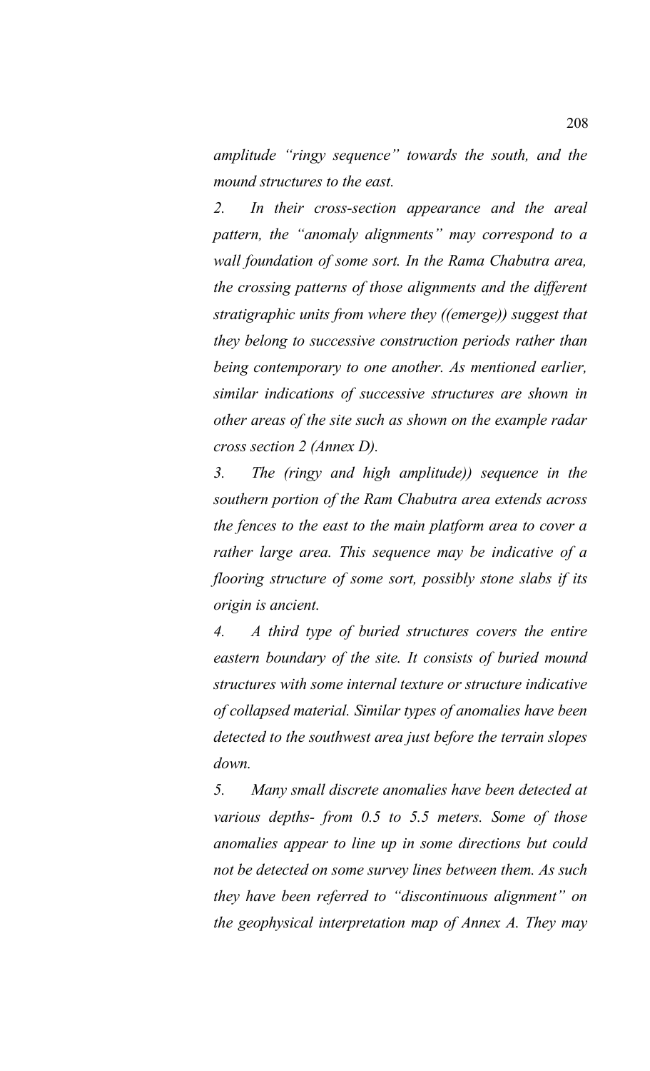*amplitude "ringy sequence" towards the south, and the mound structures to the east.*

*2. In their cross-section appearance and the areal pattern, the "anomaly alignments" may correspond to a wall foundation of some sort. In the Rama Chabutra area, the crossing patterns of those alignments and the different stratigraphic units from where they ((emerge)) suggest that they belong to successive construction periods rather than being contemporary to one another. As mentioned earlier, similar indications of successive structures are shown in other areas of the site such as shown on the example radar cross section 2 (Annex D).*

*3. The (ringy and high amplitude)) sequence in the southern portion of the Ram Chabutra area extends across the fences to the east to the main platform area to cover a rather large area. This sequence may be indicative of a flooring structure of some sort, possibly stone slabs if its origin is ancient.*

*4. A third type of buried structures covers the entire eastern boundary of the site. It consists of buried mound structures with some internal texture or structure indicative of collapsed material. Similar types of anomalies have been detected to the southwest area just before the terrain slopes down.*

*5. Many small discrete anomalies have been detected at various depths- from 0.5 to 5.5 meters. Some of those anomalies appear to line up in some directions but could not be detected on some survey lines between them. As such they have been referred to "discontinuous alignment" on the geophysical interpretation map of Annex A. They may*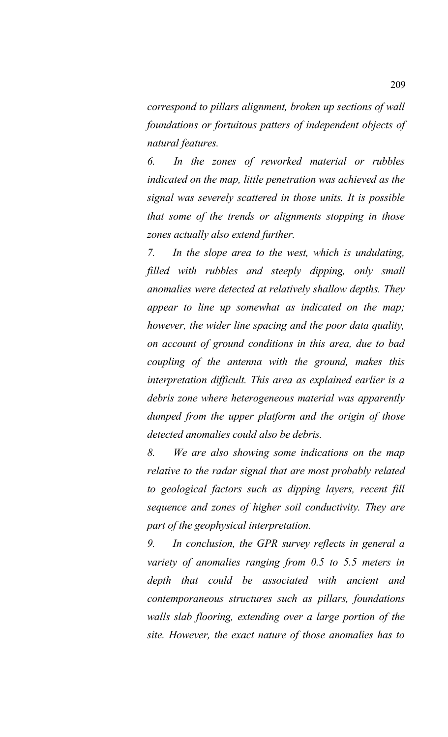*correspond to pillars alignment, broken up sections of wall foundations or fortuitous patters of independent objects of natural features.*

*6. In the zones of reworked material or rubbles indicated on the map, little penetration was achieved as the signal was severely scattered in those units. It is possible that some of the trends or alignments stopping in those zones actually also extend further.*

*7. In the slope area to the west, which is undulating, filled with rubbles and steeply dipping, only small anomalies were detected at relatively shallow depths. They appear to line up somewhat as indicated on the map; however, the wider line spacing and the poor data quality, on account of ground conditions in this area, due to bad coupling of the antenna with the ground, makes this interpretation difficult. This area as explained earlier is a debris zone where heterogeneous material was apparently dumped from the upper platform and the origin of those detected anomalies could also be debris.*

*8. We are also showing some indications on the map relative to the radar signal that are most probably related to geological factors such as dipping layers, recent fill sequence and zones of higher soil conductivity. They are part of the geophysical interpretation.*

*9. In conclusion, the GPR survey reflects in general a variety of anomalies ranging from 0.5 to 5.5 meters in depth that could be associated with ancient and contemporaneous structures such as pillars, foundations walls slab flooring, extending over a large portion of the site. However, the exact nature of those anomalies has to*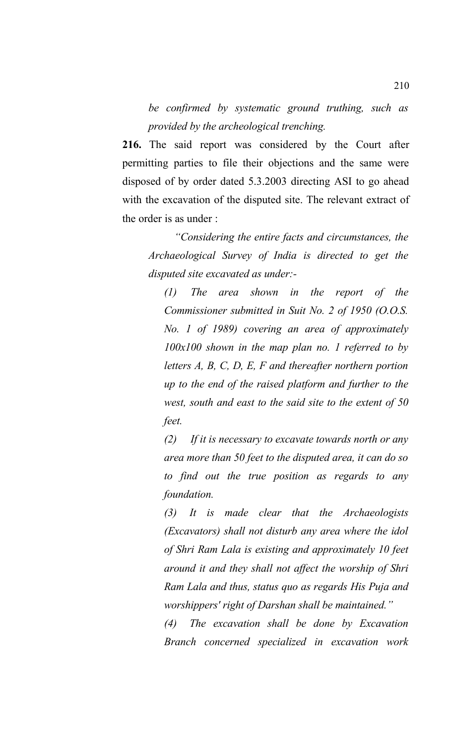*be confirmed by systematic ground truthing, such as provided by the archeological trenching.*

**216.** The said report was considered by the Court after permitting parties to file their objections and the same were disposed of by order dated 5.3.2003 directing ASI to go ahead with the excavation of the disputed site. The relevant extract of the order is as under :

> *"Considering the entire facts and circumstances, the Archaeological Survey of India is directed to get the disputed site excavated as under:-*
>
> *(1) The area shown in the report of the Commissioner submitted in Suit No. 2 of 1950 (O.O.S. No. 1 of 1989) covering an area of approximately 100x100 shown in the map plan no. 1 referred to by letters A, B, C, D, E, F and thereafter northern portion up to the end of the raised platform and further to the west, south and east to the said site to the extent of 50 feet.*
>
> *(2) If it is necessary to excavate towards north or any area more than 50 feet to the disputed area, it can do so to find out the true position as regards to any foundation.*
>
> *(3) It is made clear that the Archaeologists (Excavators) shall not disturb any area where the idol of Shri Ram Lala is existing and approximately 10 feet around it and they shall not affect the worship of Shri Ram Lala and thus, status quo as regards His Puja and worshippers' right of Darshan shall be maintained."*
>
> *(4) The excavation shall be done by Excavation Branch concerned specialized in excavation work*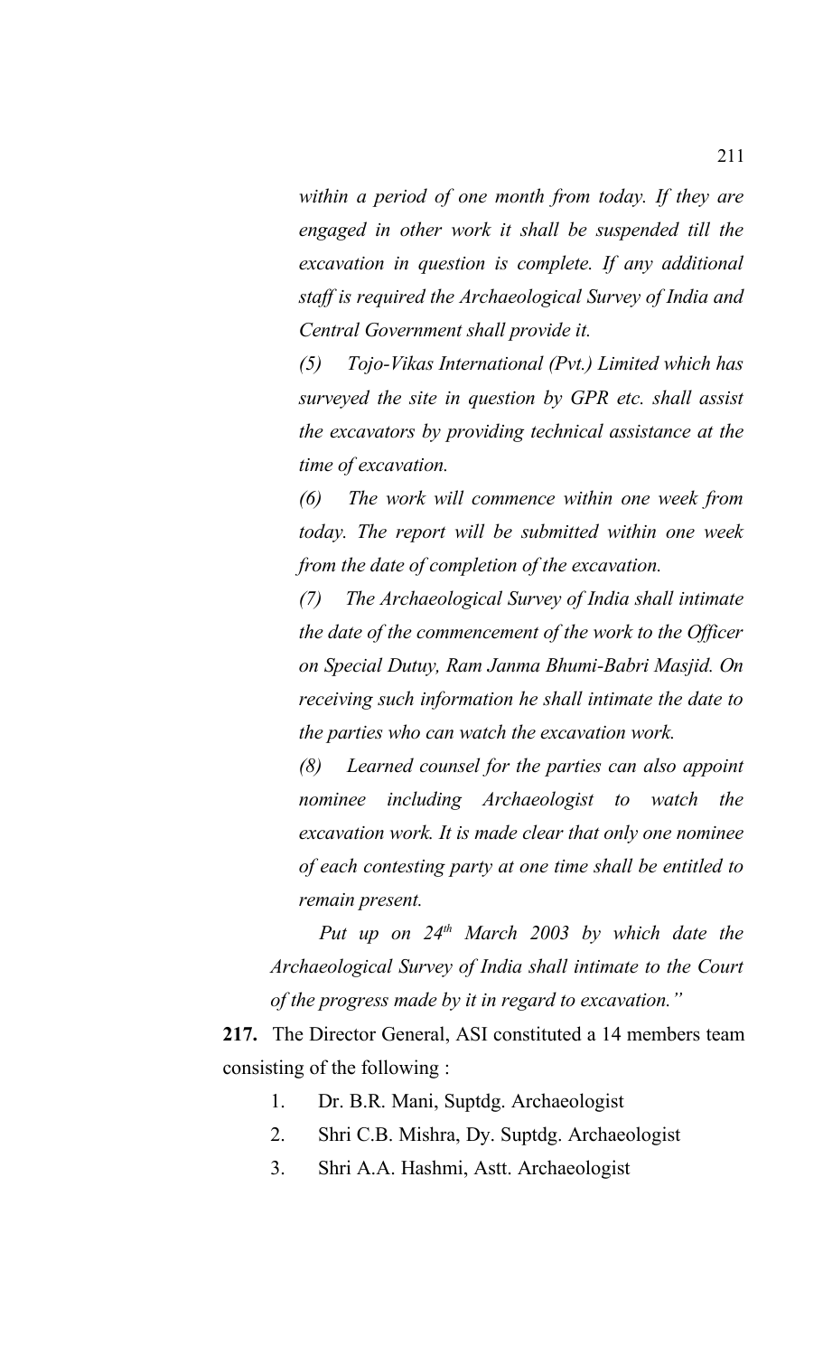*within a period of one month from today. If they are engaged in other work it shall be suspended till the excavation in question is complete. If any additional staff is required the Archaeological Survey of India and Central Government shall provide it.*

*(5) Tojo-Vikas International (Pvt.) Limited which has surveyed the site in question by GPR etc. shall assist the excavators by providing technical assistance at the time of excavation.*

*(6) The work will commence within one week from today. The report will be submitted within one week from the date of completion of the excavation.*

*(7) The Archaeological Survey of India shall intimate the date of the commencement of the work to the Officer on Special Dutuy, Ram Janma Bhumi-Babri Masjid. On receiving such information he shall intimate the date to the parties who can watch the excavation work.*

*(8) Learned counsel for the parties can also appoint nominee including Archaeologist to watch the excavation work. It is made clear that only one nominee of each contesting party at one time shall be entitled to remain present.*

*Put up on 24th March 2003 by which date the Archaeological Survey of India shall intimate to the Court of the progress made by it in regard to excavation."*

**217.** The Director General, ASI constituted a 14 members team consisting of the following :

1. Dr. B.R. Mani, Suptdg. Archaeologist
2. Shri C.B. Mishra, Dy. Suptdg. Archaeologist
3. Shri A.A. Hashmi, Astt. Archaeologist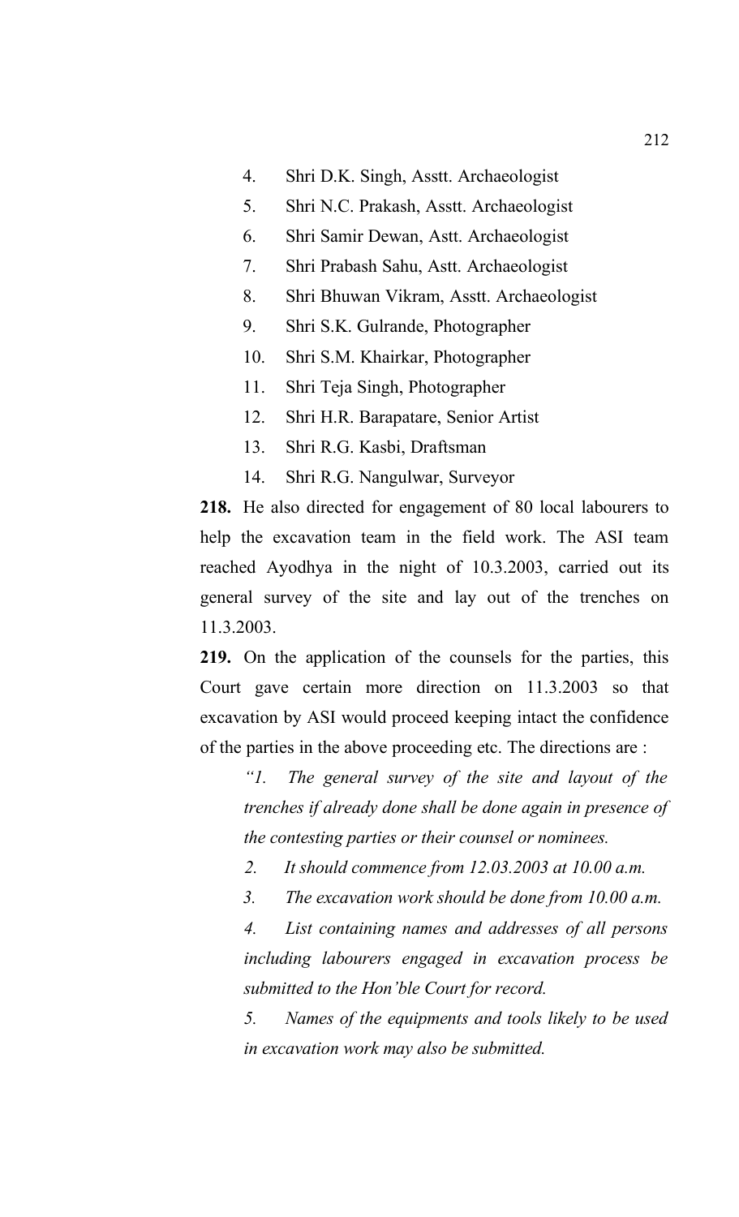4. Shri D.K. Singh, Asstt. Archaeologist
5. Shri N.C. Prakash, Asstt. Archaeologist
6. Shri Samir Dewan, Astt. Archaeologist
7. Shri Prabash Sahu, Astt. Archaeologist
8. Shri Bhuwan Vikram, Asstt. Archaeologist
9. Shri S.K. Gulrande, Photographer
10. Shri S.M. Khairkar, Photographer
11. Shri Teja Singh, Photographer
12. Shri H.R. Barapatare, Senior Artist
13. Shri R.G. Kasbi, Draftsman
14. Shri R.G. Nangulwar, Surveyor

**218.** He also directed for engagement of 80 local labourers to help the excavation team in the field work. The ASI team reached Ayodhya in the night of 10.3.2003, carried out its general survey of the site and lay out of the trenches on 11.3.2003.

**219.** On the application of the counsels for the parties, this Court gave certain more direction on 11.3.2003 so that excavation by ASI would proceed keeping intact the confidence of the parties in the above proceeding etc. The directions are :

> *"1. The general survey of the site and layout of the trenches if already done shall be done again in presence of the contesting parties or their counsel or nominees.*
>
> *2. It should commence from 12.03.2003 at 10.00 a.m.*
>
> *3. The excavation work should be done from 10.00 a.m.*
>
> *4. List containing names and addresses of all persons including labourers engaged in excavation process be submitted to the Hon'ble Court for record.*
>
> *5. Names of the equipments and tools likely to be used in excavation work may also be submitted.*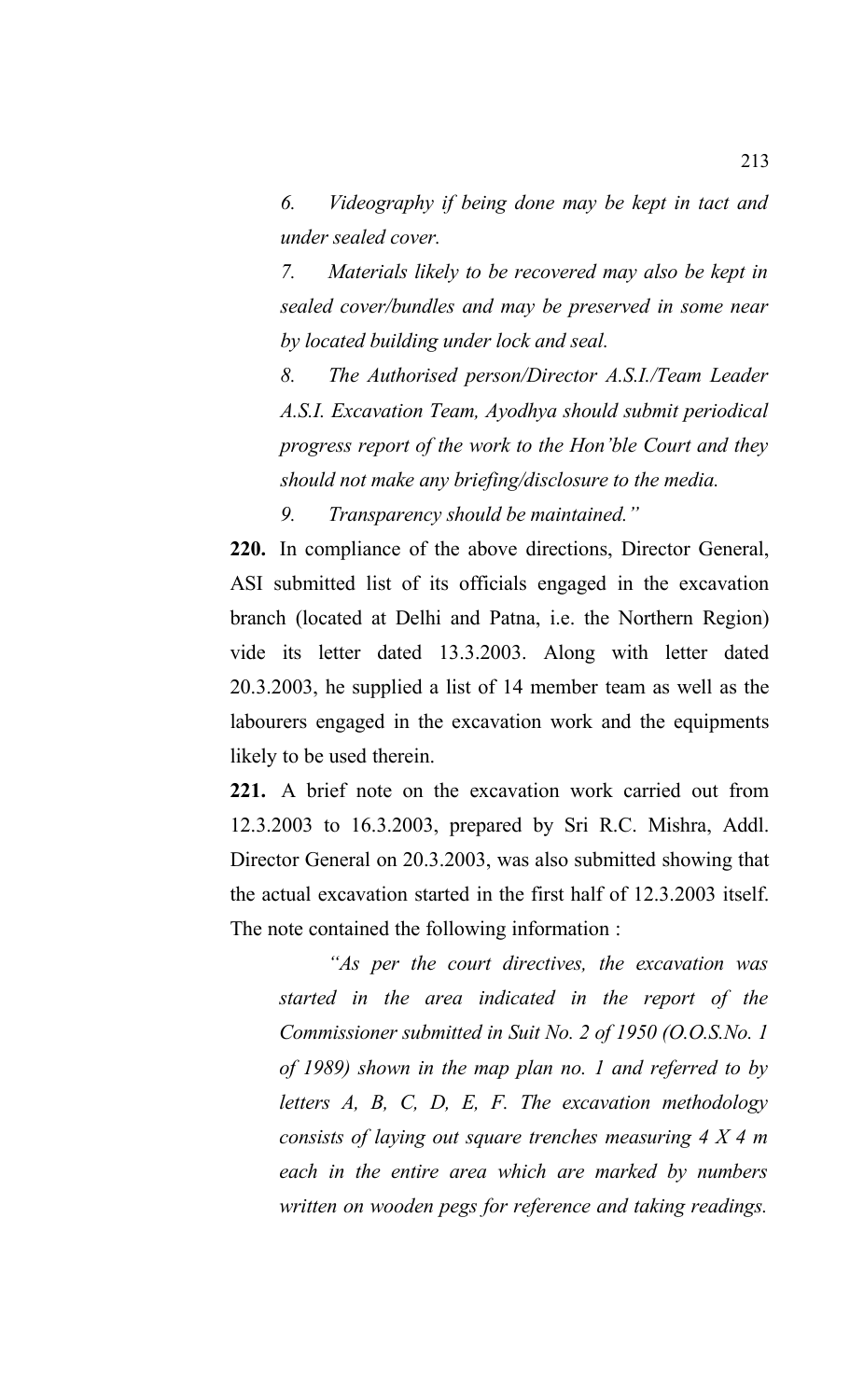*6. Videography if being done may be kept in tact and under sealed cover.*

*7. Materials likely to be recovered may also be kept in sealed cover/bundles and may be preserved in some near by located building under lock and seal.*

*8. The Authorised person/Director A.S.I./Team Leader A.S.I. Excavation Team, Ayodhya should submit periodical progress report of the work to the Hon'ble Court and they should not make any briefing/disclosure to the media.*

*9. Transparency should be maintained."*

**220.** In compliance of the above directions, Director General, ASI submitted list of its officials engaged in the excavation branch (located at Delhi and Patna, i.e. the Northern Region) vide its letter dated 13.3.2003. Along with letter dated 20.3.2003, he supplied a list of 14 member team as well as the labourers engaged in the excavation work and the equipments likely to be used therein.

**221.** A brief note on the excavation work carried out from 12.3.2003 to 16.3.2003, prepared by Sri R.C. Mishra, Addl. Director General on 20.3.2003, was also submitted showing that the actual excavation started in the first half of 12.3.2003 itself. The note contained the following information :

*"As per the court directives, the excavation was started in the area indicated in the report of the Commissioner submitted in Suit No. 2 of 1950 (O.O.S.No. 1 of 1989) shown in the map plan no. 1 and referred to by letters A, B, C, D, E, F. The excavation methodology consists of laying out square trenches measuring 4 X 4 m each in the entire area which are marked by numbers written on wooden pegs for reference and taking readings.*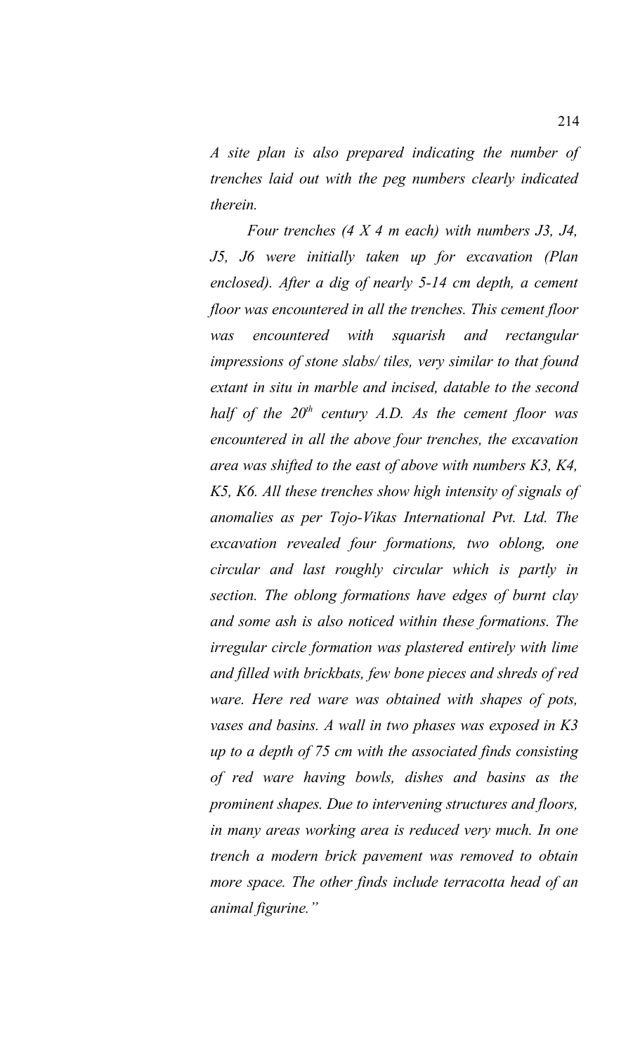*A site plan is also prepared indicating the number of trenches laid out with the peg numbers clearly indicated therein.*

*Four trenches (4 X 4 m each) with numbers J3, J4, J5, J6 were initially taken up for excavation (Plan enclosed). After a dig of nearly 5-14 cm depth, a cement floor was encountered in all the trenches. This cement floor was encountered with squarish and rectangular impressions of stone slabs/ tiles, very similar to that found extant in situ in marble and incised, datable to the second half of the 20th century A.D. As the cement floor was encountered in all the above four trenches, the excavation area was shifted to the east of above with numbers K3, K4, K5, K6. All these trenches show high intensity of signals of anomalies as per Tojo-Vikas International Pvt. Ltd. The excavation revealed four formations, two oblong, one circular and last roughly circular which is partly in section. The oblong formations have edges of burnt clay and some ash is also noticed within these formations. The irregular circle formation was plastered entirely with lime and filled with brickbats, few bone pieces and shreds of red ware. Here red ware was obtained with shapes of pots, vases and basins. A wall in two phases was exposed in K3 up to a depth of 75 cm with the associated finds consisting of red ware having bowls, dishes and basins as the prominent shapes. Due to intervening structures and floors, in many areas working area is reduced very much. In one trench a modern brick pavement was removed to obtain more space. The other finds include terracotta head of an animal figurine."*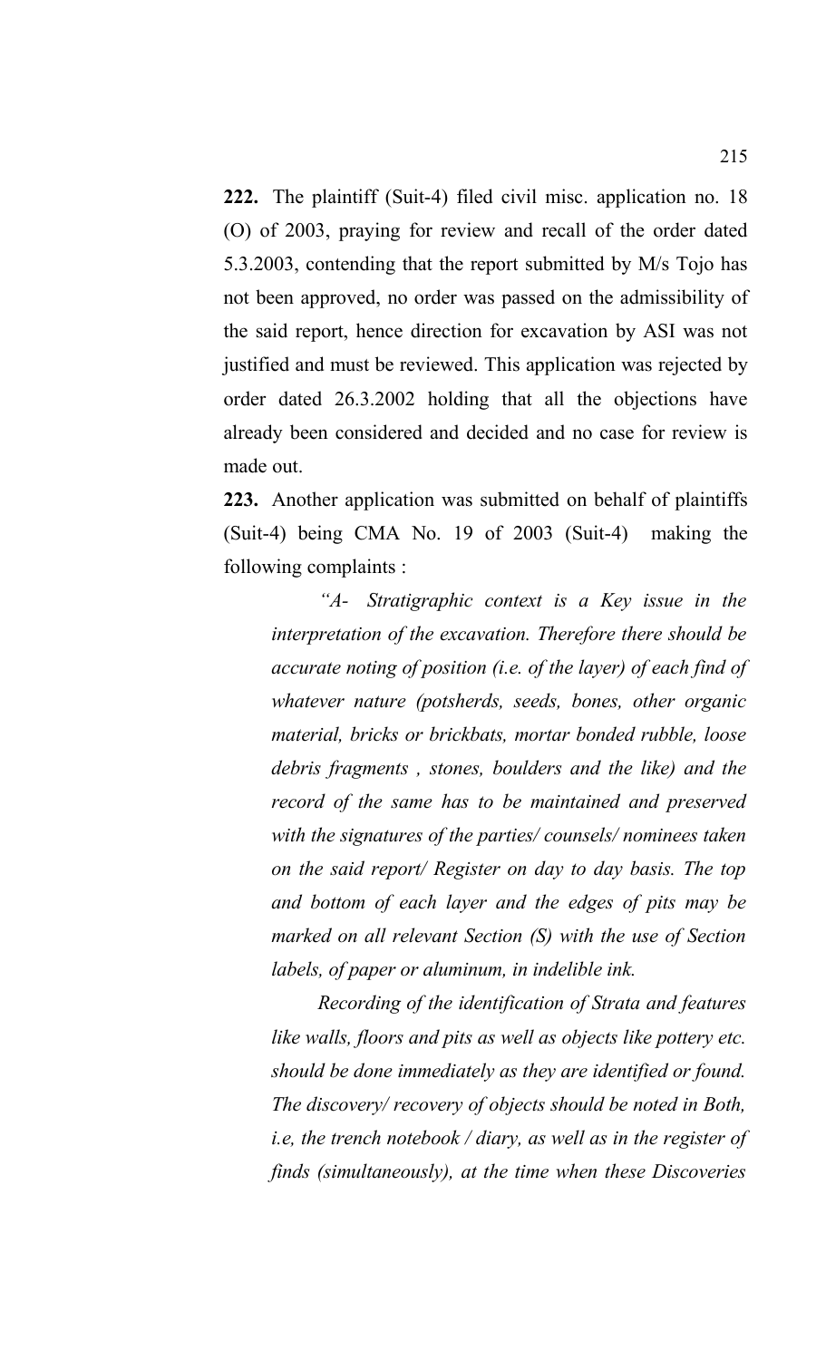**222.** The plaintiff (Suit-4) filed civil misc. application no. 18 (O) of 2003, praying for review and recall of the order dated 5.3.2003, contending that the report submitted by M/s Tojo has not been approved, no order was passed on the admissibility of the said report, hence direction for excavation by ASI was not justified and must be reviewed. This application was rejected by order dated 26.3.2002 holding that all the objections have already been considered and decided and no case for review is made out.

**223.** Another application was submitted on behalf of plaintiffs (Suit-4) being CMA No. 19 of 2003 (Suit-4) making the following complaints :

> *"A- Stratigraphic context is a Key issue in the interpretation of the excavation. Therefore there should be accurate noting of position (i.e. of the layer) of each find of whatever nature (potsherds, seeds, bones, other organic material, bricks or brickbats, mortar bonded rubble, loose debris fragments , stones, boulders and the like) and the record of the same has to be maintained and preserved with the signatures of the parties/ counsels/ nominees taken on the said report/ Register on day to day basis. The top and bottom of each layer and the edges of pits may be marked on all relevant Section (S) with the use of Section labels, of paper or aluminum, in indelible ink.*
>
> *Recording of the identification of Strata and features like walls, floors and pits as well as objects like pottery etc. should be done immediately as they are identified or found. The discovery/ recovery of objects should be noted in Both, i.e, the trench notebook / diary, as well as in the register of finds (simultaneously), at the time when these Discoveries*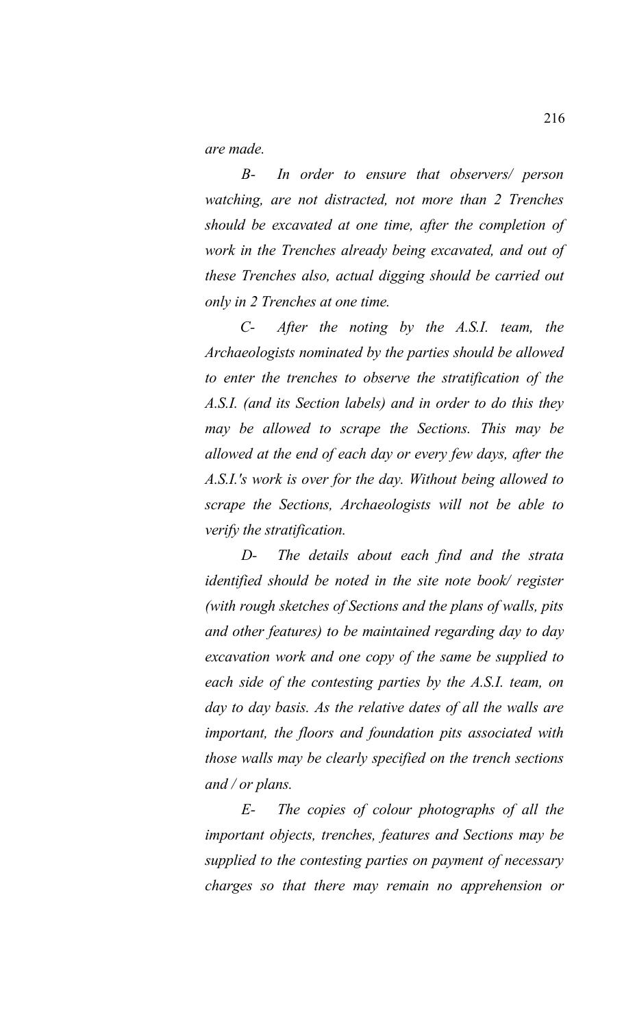*are made.*

*B- In order to ensure that observers/ person watching, are not distracted, not more than 2 Trenches should be excavated at one time, after the completion of work in the Trenches already being excavated, and out of these Trenches also, actual digging should be carried out only in 2 Trenches at one time.*

*C- After the noting by the A.S.I. team, the Archaeologists nominated by the parties should be allowed to enter the trenches to observe the stratification of the A.S.I. (and its Section labels) and in order to do this they may be allowed to scrape the Sections. This may be allowed at the end of each day or every few days, after the A.S.I.'s work is over for the day. Without being allowed to scrape the Sections, Archaeologists will not be able to verify the stratification.*

*D- The details about each find and the strata identified should be noted in the site note book/ register (with rough sketches of Sections and the plans of walls, pits and other features) to be maintained regarding day to day excavation work and one copy of the same be supplied to each side of the contesting parties by the A.S.I. team, on day to day basis. As the relative dates of all the walls are important, the floors and foundation pits associated with those walls may be clearly specified on the trench sections and / or plans.*

*E- The copies of colour photographs of all the important objects, trenches, features and Sections may be supplied to the contesting parties on payment of necessary charges so that there may remain no apprehension or*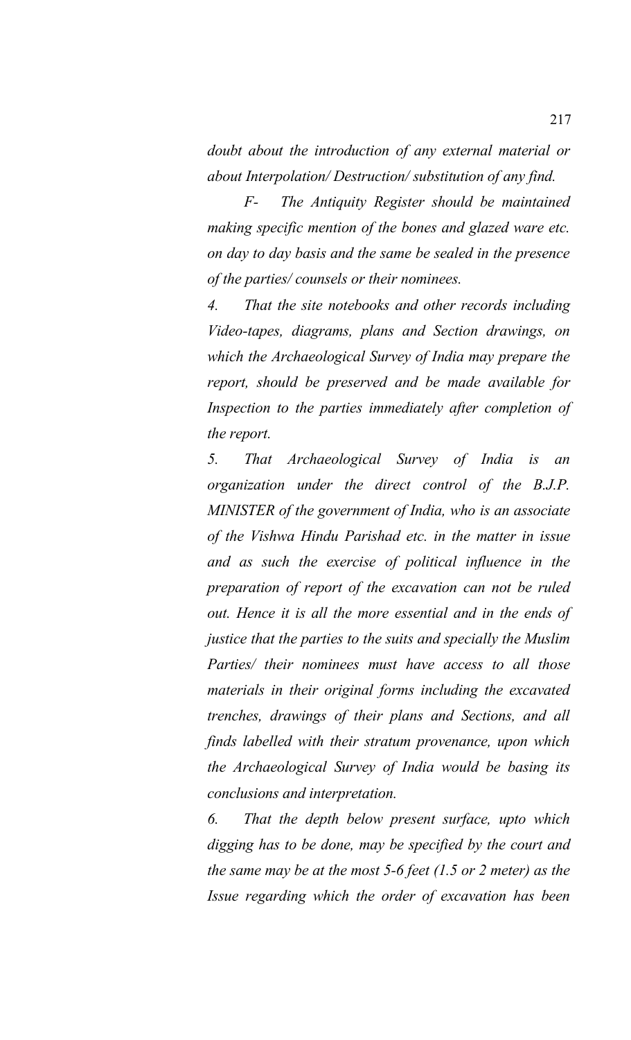*doubt about the introduction of any external material or about Interpolation/ Destruction/ substitution of any find.*

*F- The Antiquity Register should be maintained making specific mention of the bones and glazed ware etc. on day to day basis and the same be sealed in the presence of the parties/ counsels or their nominees.*

*4. That the site notebooks and other records including Video-tapes, diagrams, plans and Section drawings, on which the Archaeological Survey of India may prepare the report, should be preserved and be made available for Inspection to the parties immediately after completion of the report.*

*5. That Archaeological Survey of India is an organization under the direct control of the B.J.P. MINISTER of the government of India, who is an associate of the Vishwa Hindu Parishad etc. in the matter in issue and as such the exercise of political influence in the preparation of report of the excavation can not be ruled out. Hence it is all the more essential and in the ends of justice that the parties to the suits and specially the Muslim Parties/ their nominees must have access to all those materials in their original forms including the excavated trenches, drawings of their plans and Sections, and all finds labelled with their stratum provenance, upon which the Archaeological Survey of India would be basing its conclusions and interpretation.*

*6. That the depth below present surface, upto which digging has to be done, may be specified by the court and the same may be at the most 5-6 feet (1.5 or 2 meter) as the Issue regarding which the order of excavation has been*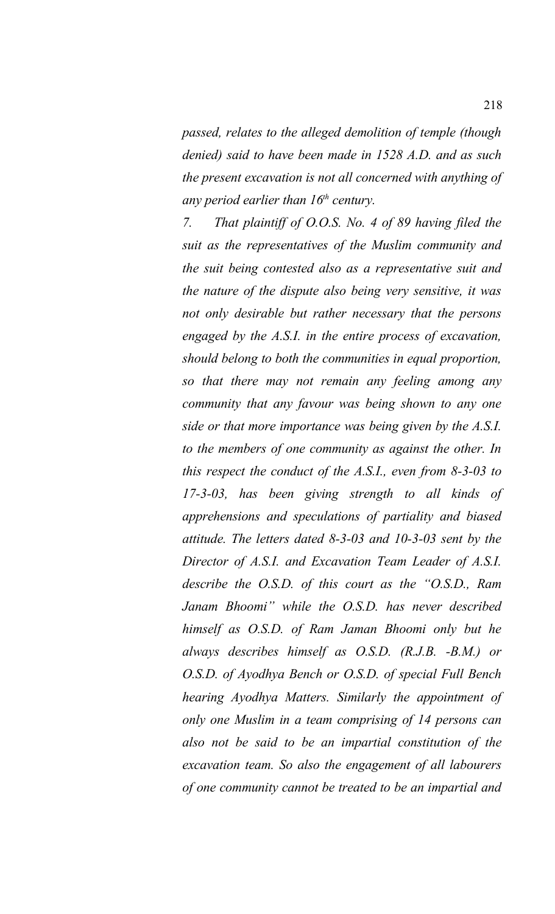*passed, relates to the alleged demolition of temple (though denied) said to have been made in 1528 A.D. and as such the present excavation is not all concerned with anything of any period earlier than 16th century.*

*7. That plaintiff of O.O.S. No. 4 of 89 having filed the suit as the representatives of the Muslim community and the suit being contested also as a representative suit and the nature of the dispute also being very sensitive, it was not only desirable but rather necessary that the persons engaged by the A.S.I. in the entire process of excavation, should belong to both the communities in equal proportion, so that there may not remain any feeling among any community that any favour was being shown to any one side or that more importance was being given by the A.S.I. to the members of one community as against the other. In this respect the conduct of the A.S.I., even from 8-3-03 to 17-3-03, has been giving strength to all kinds of apprehensions and speculations of partiality and biased attitude. The letters dated 8-3-03 and 10-3-03 sent by the Director of A.S.I. and Excavation Team Leader of A.S.I. describe the O.S.D. of this court as the "O.S.D., Ram Janam Bhoomi" while the O.S.D. has never described himself as O.S.D. of Ram Jaman Bhoomi only but he always describes himself as O.S.D. (R.J.B. -B.M.) or O.S.D. of Ayodhya Bench or O.S.D. of special Full Bench hearing Ayodhya Matters. Similarly the appointment of only one Muslim in a team comprising of 14 persons can also not be said to be an impartial constitution of the excavation team. So also the engagement of all labourers of one community cannot be treated to be an impartial and*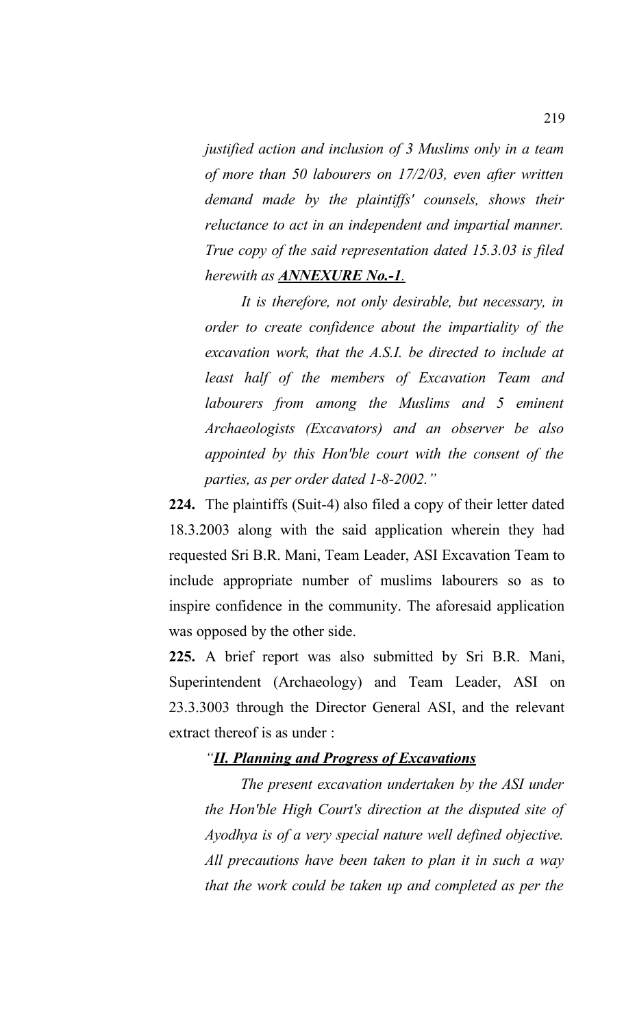*justified action and inclusion of 3 Muslims only in a team of more than 50 labourers on 17/2/03, even after written demand made by the plaintiffs' counsels, shows their reluctance to act in an independent and impartial manner. True copy of the said representation dated 15.3.03 is filed herewith as* ***ANNEXURE No.-1****.*

*It is therefore, not only desirable, but necessary, in order to create confidence about the impartiality of the excavation work, that the A.S.I. be directed to include at least half of the members of Excavation Team and labourers from among the Muslims and 5 eminent Archaeologists (Excavators) and an observer be also appointed by this Hon'ble court with the consent of the parties, as per order dated 1-8-2002."*

**224.** The plaintiffs (Suit-4) also filed a copy of their letter dated 18.3.2003 along with the said application wherein they had requested Sri B.R. Mani, Team Leader, ASI Excavation Team to include appropriate number of muslims labourers so as to inspire confidence in the community. The aforesaid application was opposed by the other side.

**225.** A brief report was also submitted by Sri B.R. Mani, Superintendent (Archaeology) and Team Leader, ASI on 23.3.3003 through the Director General ASI, and the relevant extract thereof is as under :

*"**II. Planning and Progress of Excavations***

*The present excavation undertaken by the ASI under the Hon'ble High Court's direction at the disputed site of Ayodhya is of a very special nature well defined objective. All precautions have been taken to plan it in such a way that the work could be taken up and completed as per the*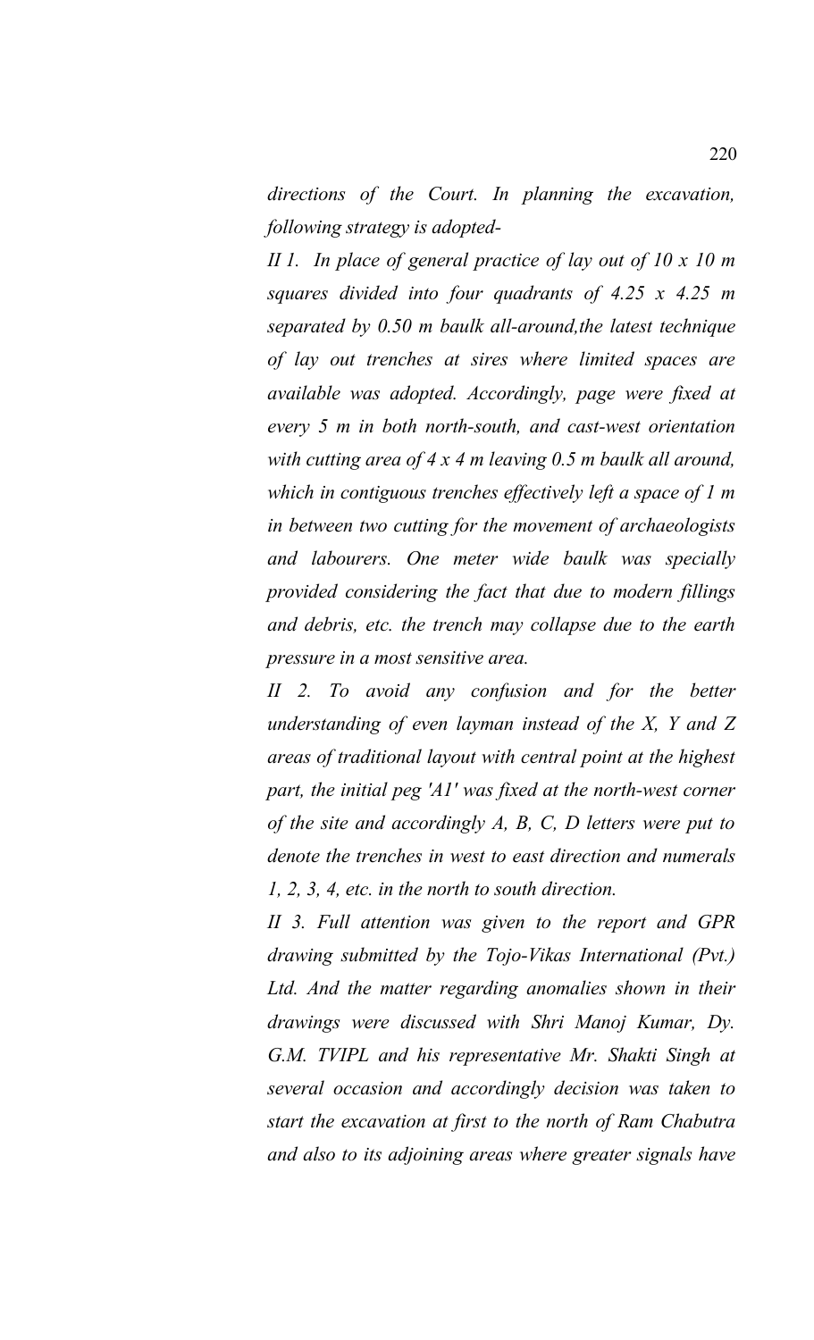*directions of the Court. In planning the excavation, following strategy is adopted-*

*II 1. In place of general practice of lay out of 10 x 10 m squares divided into four quadrants of 4.25 x 4.25 m separated by 0.50 m baulk all-around,the latest technique of lay out trenches at sires where limited spaces are available was adopted. Accordingly, page were fixed at every 5 m in both north-south, and cast-west orientation with cutting area of 4 x 4 m leaving 0.5 m baulk all around, which in contiguous trenches effectively left a space of 1 m in between two cutting for the movement of archaeologists and labourers. One meter wide baulk was specially provided considering the fact that due to modern fillings and debris, etc. the trench may collapse due to the earth pressure in a most sensitive area.*

*II 2. To avoid any confusion and for the better understanding of even layman instead of the X, Y and Z areas of traditional layout with central point at the highest part, the initial peg 'A1' was fixed at the north-west corner of the site and accordingly A, B, C, D letters were put to denote the trenches in west to east direction and numerals 1, 2, 3, 4, etc. in the north to south direction.*

*II 3. Full attention was given to the report and GPR drawing submitted by the Tojo-Vikas International (Pvt.) Ltd. And the matter regarding anomalies shown in their drawings were discussed with Shri Manoj Kumar, Dy. G.M. TVIPL and his representative Mr. Shakti Singh at several occasion and accordingly decision was taken to start the excavation at first to the north of Ram Chabutra and also to its adjoining areas where greater signals have*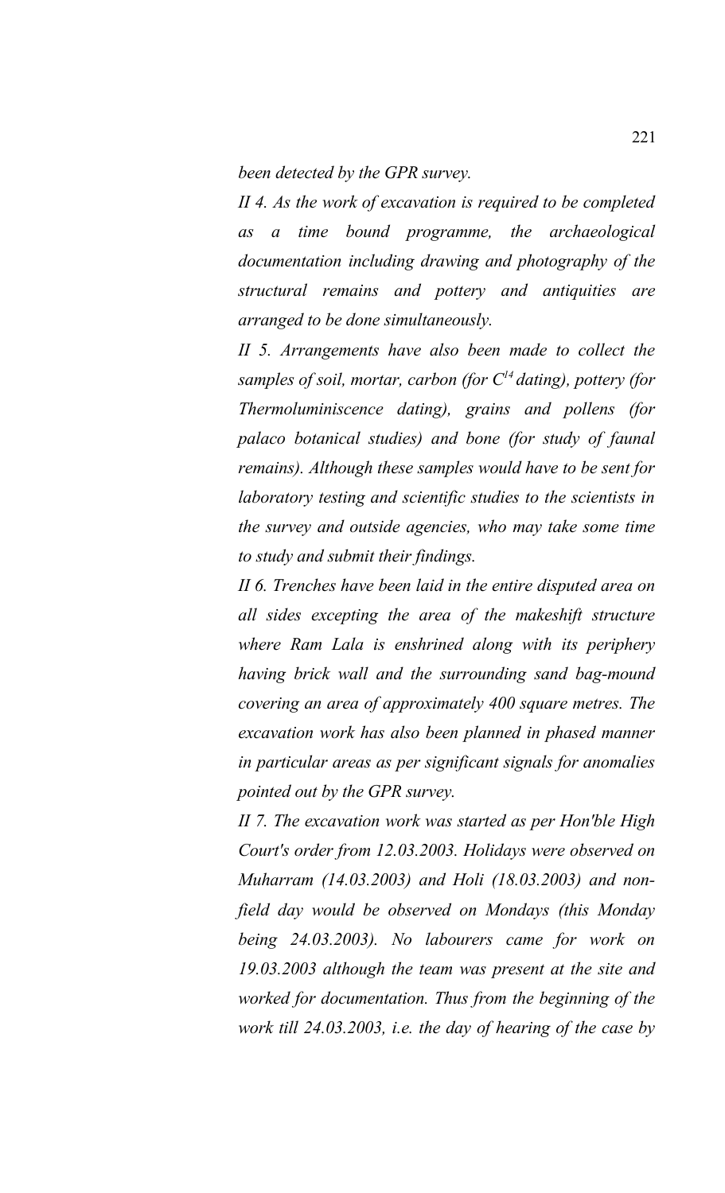*been detected by the GPR survey.*

*II 4. As the work of excavation is required to be completed as a time bound programme, the archaeological documentation including drawing and photography of the structural remains and pottery and antiquities are arranged to be done simultaneously.*

*II 5. Arrangements have also been made to collect the samples of soil, mortar, carbon (for $C^{14}$ dating), pottery (for Thermoluminiscence dating), grains and pollens (for palaco botanical studies) and bone (for study of faunal remains). Although these samples would have to be sent for laboratory testing and scientific studies to the scientists in the survey and outside agencies, who may take some time to study and submit their findings.*

*II 6. Trenches have been laid in the entire disputed area on all sides excepting the area of the makeshift structure where Ram Lala is enshrined along with its periphery having brick wall and the surrounding sand bag-mound covering an area of approximately 400 square metres. The excavation work has also been planned in phased manner in particular areas as per significant signals for anomalies pointed out by the GPR survey.*

*II 7. The excavation work was started as per Hon'ble High Court's order from 12.03.2003. Holidays were observed on Muharram (14.03.2003) and Holi (18.03.2003) and non-field day would be observed on Mondays (this Monday being 24.03.2003). No labourers came for work on 19.03.2003 although the team was present at the site and worked for documentation. Thus from the beginning of the work till 24.03.2003, i.e. the day of hearing of the case by*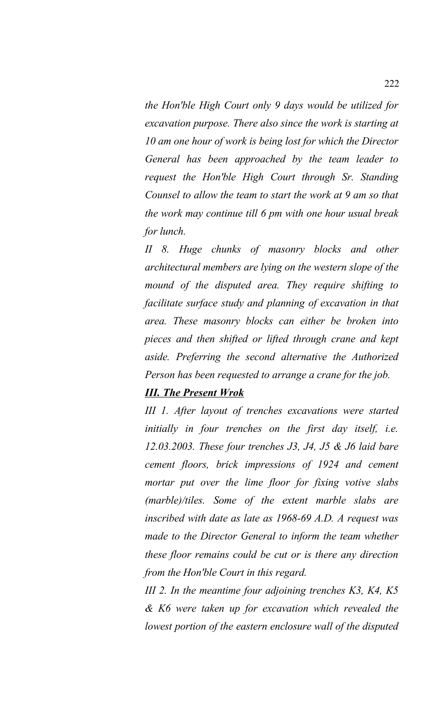*the Hon'ble High Court only 9 days would be utilized for excavation purpose. There also since the work is starting at 10 am one hour of work is being lost for which the Director General has been approached by the team leader to request the Hon'ble High Court through Sr. Standing Counsel to allow the team to start the work at 9 am so that the work may continue till 6 pm with one hour usual break for lunch.*

*II 8. Huge chunks of masonry blocks and other architectural members are lying on the western slope of the mound of the disputed area. They require shifting to facilitate surface study and planning of excavation in that area. These masonry blocks can either be broken into pieces and then shifted or lifted through crane and kept aside. Preferring the second alternative the Authorized Person has been requested to arrange a crane for the job.*

***III. The Present Wrok***

*III 1. After layout of trenches excavations were started initially in four trenches on the first day itself, i.e. 12.03.2003. These four trenches J3, J4, J5 & J6 laid bare cement floors, brick impressions of 1924 and cement mortar put over the lime floor for fixing votive slabs (marble)/tiles. Some of the extent marble slabs are inscribed with date as late as 1968-69 A.D. A request was made to the Director General to inform the team whether these floor remains could be cut or is there any direction from the Hon'ble Court in this regard.*

*III 2. In the meantime four adjoining trenches K3, K4, K5 & K6 were taken up for excavation which revealed the lowest portion of the eastern enclosure wall of the disputed*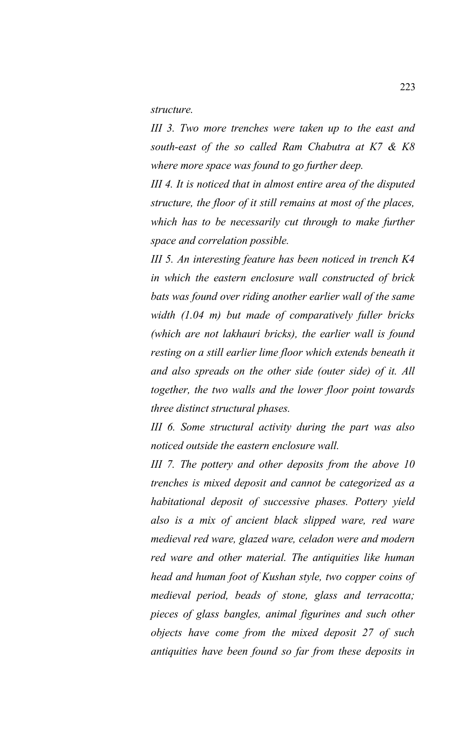*structure.*

*III 3. Two more trenches were taken up to the east and south-east of the so called Ram Chabutra at K7 & K8 where more space was found to go further deep.*

*III 4. It is noticed that in almost entire area of the disputed structure, the floor of it still remains at most of the places, which has to be necessarily cut through to make further space and correlation possible.*

*III 5. An interesting feature has been noticed in trench K4 in which the eastern enclosure wall constructed of brick bats was found over riding another earlier wall of the same width (1.04 m) but made of comparatively fuller bricks (which are not lakhauri bricks), the earlier wall is found resting on a still earlier lime floor which extends beneath it and also spreads on the other side (outer side) of it. All together, the two walls and the lower floor point towards three distinct structural phases.*

*III 6. Some structural activity during the part was also noticed outside the eastern enclosure wall.*

*III 7. The pottery and other deposits from the above 10 trenches is mixed deposit and cannot be categorized as a habitational deposit of successive phases. Pottery yield also is a mix of ancient black slipped ware, red ware medieval red ware, glazed ware, celadon were and modern red ware and other material. The antiquities like human head and human foot of Kushan style, two copper coins of medieval period, beads of stone, glass and terracotta; pieces of glass bangles, animal figurines and such other objects have come from the mixed deposit 27 of such antiquities have been found so far from these deposits in*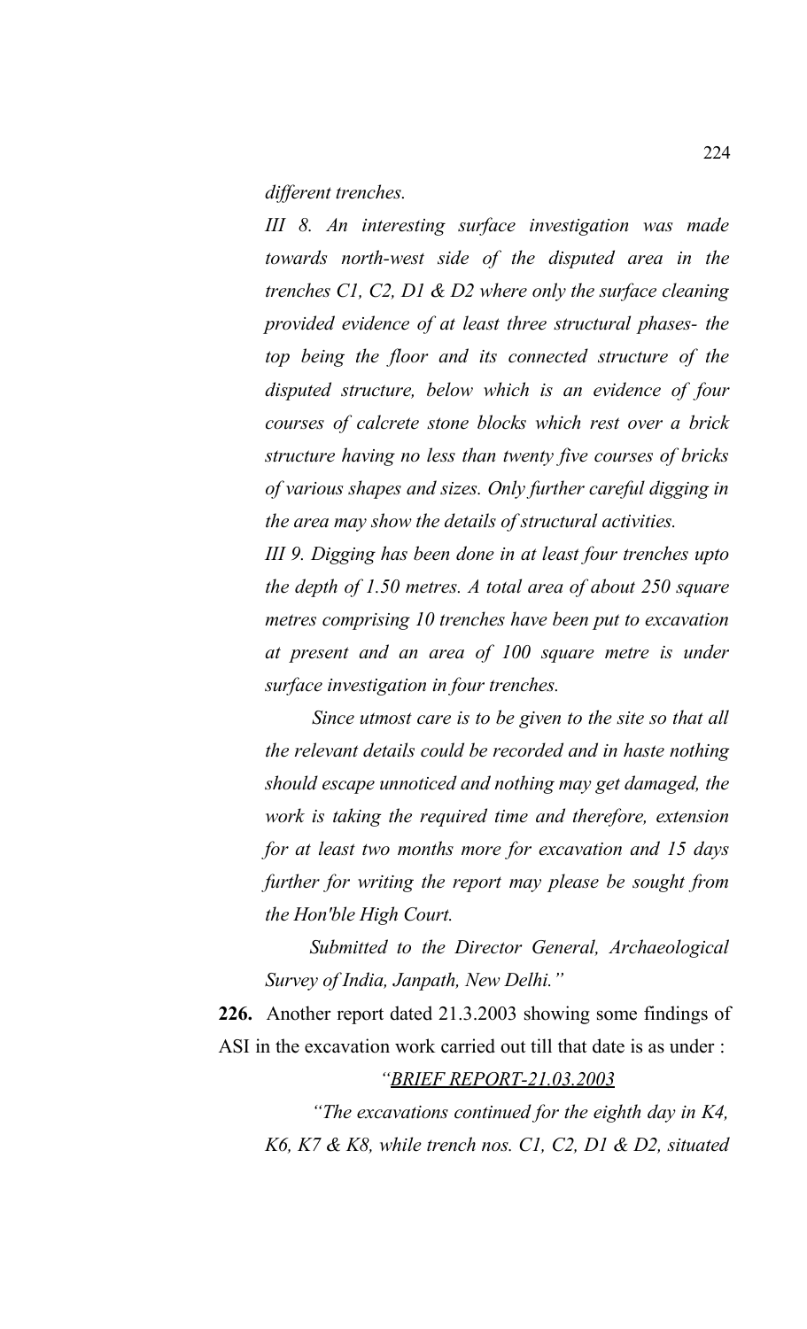*different trenches.*

*III 8. An interesting surface investigation was made towards north-west side of the disputed area in the trenches C1, C2, D1 & D2 where only the surface cleaning provided evidence of at least three structural phases- the top being the floor and its connected structure of the disputed structure, below which is an evidence of four courses of calcrete stone blocks which rest over a brick structure having no less than twenty five courses of bricks of various shapes and sizes. Only further careful digging in the area may show the details of structural activities.*

*III 9. Digging has been done in at least four trenches upto the depth of 1.50 metres. A total area of about 250 square metres comprising 10 trenches have been put to excavation at present and an area of 100 square metre is under surface investigation in four trenches.*

*Since utmost care is to be given to the site so that all the relevant details could be recorded and in haste nothing should escape unnoticed and nothing may get damaged, the work is taking the required time and therefore, extension for at least two months more for excavation and 15 days further for writing the report may please be sought from the Hon'ble High Court.*

*Submitted to the Director General, Archaeological Survey of India, Janpath, New Delhi."*

**226.** Another report dated 21.3.2003 showing some findings of ASI in the excavation work carried out till that date is as under :

*"<u>BRIEF REPORT-21.03.2003</u>*

*"The excavations continued for the eighth day in K4, K6, K7 & K8, while trench nos. C1, C2, D1 & D2, situated*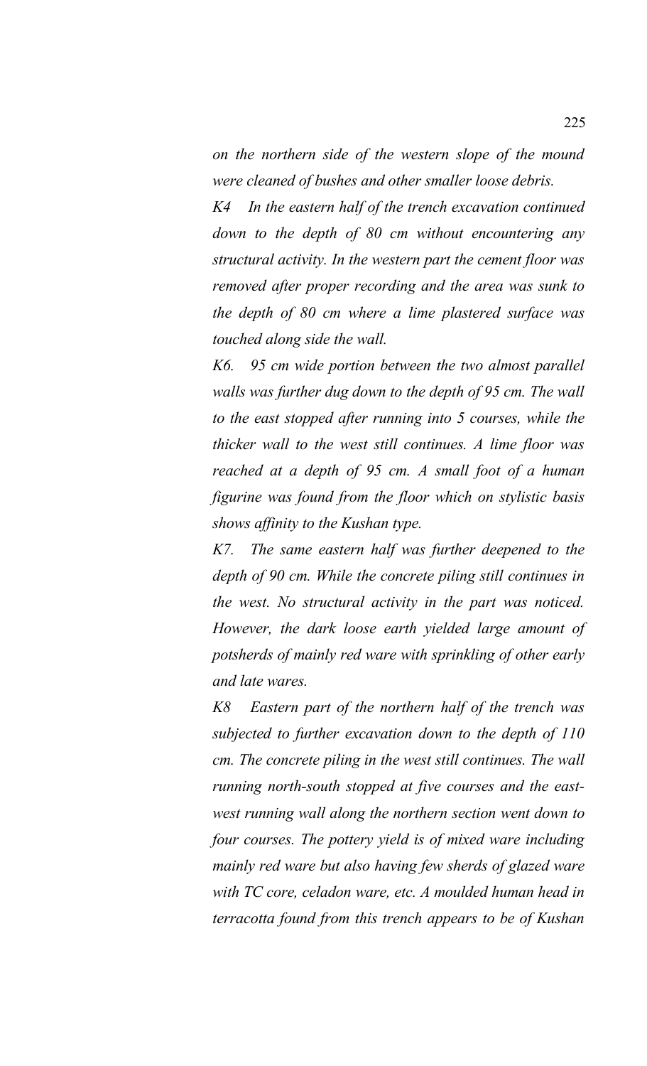*on the northern side of the western slope of the mound were cleaned of bushes and other smaller loose debris.*

*K4 In the eastern half of the trench excavation continued down to the depth of 80 cm without encountering any structural activity. In the western part the cement floor was removed after proper recording and the area was sunk to the depth of 80 cm where a lime plastered surface was touched along side the wall.*

*K6. 95 cm wide portion between the two almost parallel walls was further dug down to the depth of 95 cm. The wall to the east stopped after running into 5 courses, while the thicker wall to the west still continues. A lime floor was reached at a depth of 95 cm. A small foot of a human figurine was found from the floor which on stylistic basis shows affinity to the Kushan type.*

*K7. The same eastern half was further deepened to the depth of 90 cm. While the concrete piling still continues in the west. No structural activity in the part was noticed. However, the dark loose earth yielded large amount of potsherds of mainly red ware with sprinkling of other early and late wares.*

*K8 Eastern part of the northern half of the trench was subjected to further excavation down to the depth of 110 cm. The concrete piling in the west still continues. The wall running north-south stopped at five courses and the east-west running wall along the northern section went down to four courses. The pottery yield is of mixed ware including mainly red ware but also having few sherds of glazed ware with TC core, celadon ware, etc. A moulded human head in terracotta found from this trench appears to be of Kushan*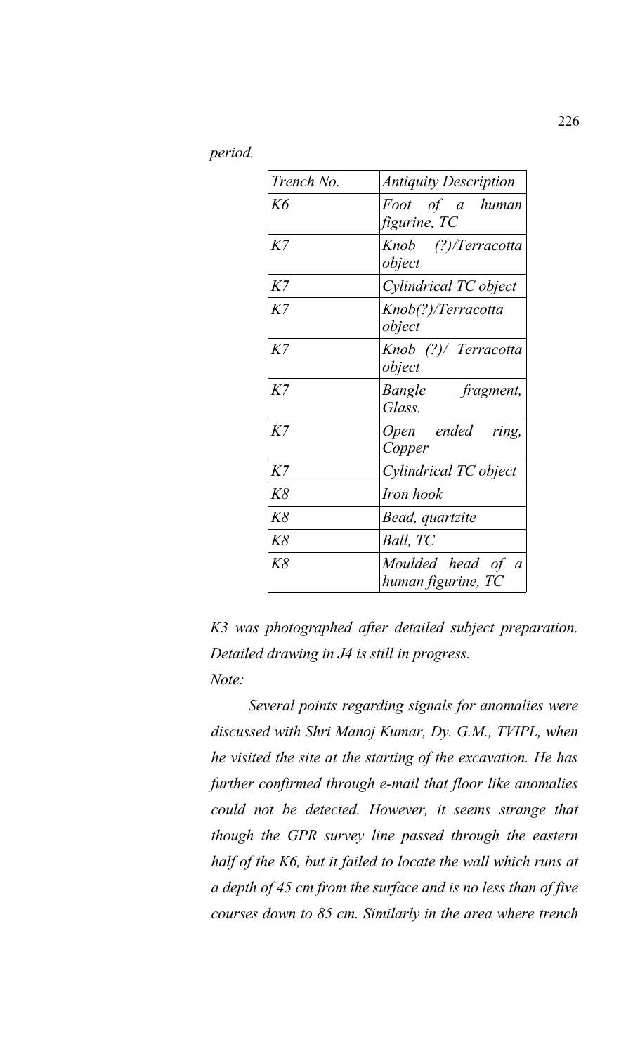*period.*

| *Trench No.* | *Antiquity Description* |
|---|---|
| *K6* | *Foot of a human figurine, TC* |
| *K7* | *Knob (?)/Terracotta object* |
| *K7* | *Cylindrical TC object* |
| *K7* | *Knob(?)/Terracotta object* |
| *K7* | *Knob (?)/ Terracotta object* |
| *K7* | *Bangle fragment, Glass.* |
| *K7* | *Open ended ring, Copper* |
| *K7* | *Cylindrical TC object* |
| *K8* | *Iron hook* |
| *K8* | *Bead, quartzite* |
| *K8* | *Ball, TC* |
| *K8* | *Moulded head of a human figurine, TC* |

*K3 was photographed after detailed subject preparation. Detailed drawing in J4 is still in progress.*

*Note:*

*Several points regarding signals for anomalies were discussed with Shri Manoj Kumar, Dy. G.M., TVIPL, when he visited the site at the starting of the excavation. He has further confirmed through e-mail that floor like anomalies could not be detected. However, it seems strange that though the GPR survey line passed through the eastern half of the K6, but it failed to locate the wall which runs at a depth of 45 cm from the surface and is no less than of five courses down to 85 cm. Similarly in the area where trench*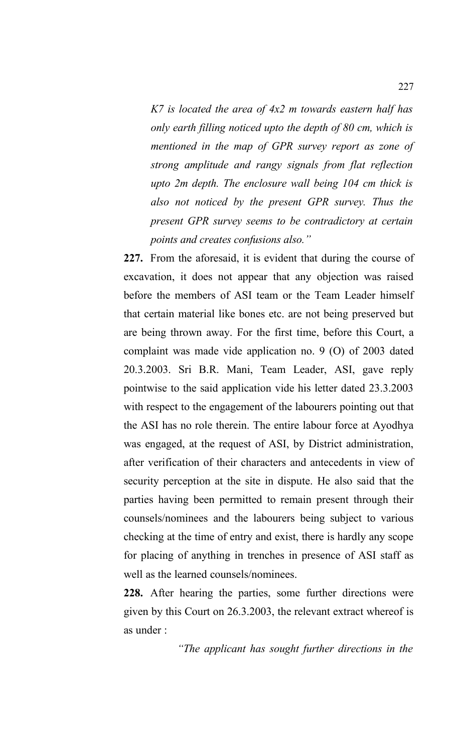*K7 is located the area of 4x2 m towards eastern half has only earth filling noticed upto the depth of 80 cm, which is mentioned in the map of GPR survey report as zone of strong amplitude and rangy signals from flat reflection upto 2m depth. The enclosure wall being 104 cm thick is also not noticed by the present GPR survey. Thus the present GPR survey seems to be contradictory at certain points and creates confusions also."*

**227.** From the aforesaid, it is evident that during the course of excavation, it does not appear that any objection was raised before the members of ASI team or the Team Leader himself that certain material like bones etc. are not being preserved but are being thrown away. For the first time, before this Court, a complaint was made vide application no. 9 (O) of 2003 dated 20.3.2003. Sri B.R. Mani, Team Leader, ASI, gave reply pointwise to the said application vide his letter dated 23.3.2003 with respect to the engagement of the labourers pointing out that the ASI has no role therein. The entire labour force at Ayodhya was engaged, at the request of ASI, by District administration, after verification of their characters and antecedents in view of security perception at the site in dispute. He also said that the parties having been permitted to remain present through their counsels/nominees and the labourers being subject to various checking at the time of entry and exist, there is hardly any scope for placing of anything in trenches in presence of ASI staff as well as the learned counsels/nominees.

**228.** After hearing the parties, some further directions were given by this Court on 26.3.2003, the relevant extract whereof is as under :

*"The applicant has sought further directions in the*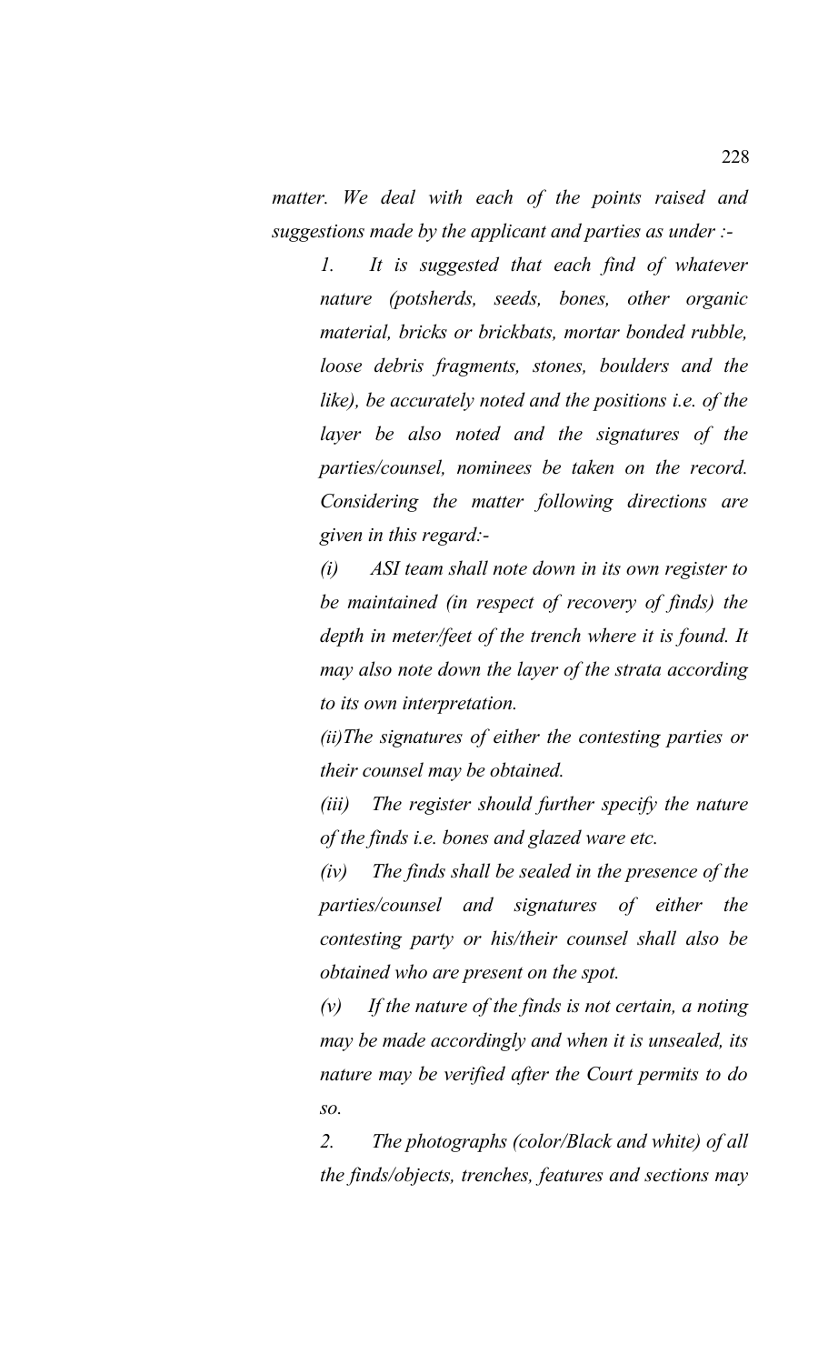*matter. We deal with each of the points raised and suggestions made by the applicant and parties as under :-*

*1. It is suggested that each find of whatever nature (potsherds, seeds, bones, other organic material, bricks or brickbats, mortar bonded rubble, loose debris fragments, stones, boulders and the like), be accurately noted and the positions i.e. of the layer be also noted and the signatures of the parties/counsel, nominees be taken on the record. Considering the matter following directions are given in this regard:-*

*(i) ASI team shall note down in its own register to be maintained (in respect of recovery of finds) the depth in meter/feet of the trench where it is found. It may also note down the layer of the strata according to its own interpretation.*

*(ii)The signatures of either the contesting parties or their counsel may be obtained.*

*(iii) The register should further specify the nature of the finds i.e. bones and glazed ware etc.*

*(iv) The finds shall be sealed in the presence of the parties/counsel and signatures of either the contesting party or his/their counsel shall also be obtained who are present on the spot.*

*(v) If the nature of the finds is not certain, a noting may be made accordingly and when it is unsealed, its nature may be verified after the Court permits to do so.*

*2. The photographs (color/Black and white) of all the finds/objects, trenches, features and sections may*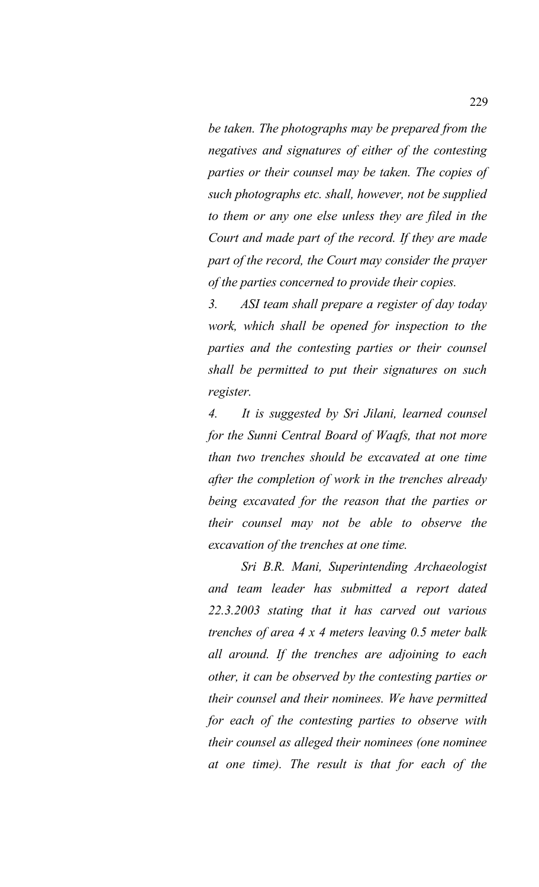*be taken. The photographs may be prepared from the negatives and signatures of either of the contesting parties or their counsel may be taken. The copies of such photographs etc. shall, however, not be supplied to them or any one else unless they are filed in the Court and made part of the record. If they are made part of the record, the Court may consider the prayer of the parties concerned to provide their copies.*

*3. ASI team shall prepare a register of day today work, which shall be opened for inspection to the parties and the contesting parties or their counsel shall be permitted to put their signatures on such register.*

*4. It is suggested by Sri Jilani, learned counsel for the Sunni Central Board of Waqfs, that not more than two trenches should be excavated at one time after the completion of work in the trenches already being excavated for the reason that the parties or their counsel may not be able to observe the excavation of the trenches at one time.*

*Sri B.R. Mani, Superintending Archaeologist and team leader has submitted a report dated 22.3.2003 stating that it has carved out various trenches of area 4 x 4 meters leaving 0.5 meter balk all around. If the trenches are adjoining to each other, it can be observed by the contesting parties or their counsel and their nominees. We have permitted for each of the contesting parties to observe with their counsel as alleged their nominees (one nominee at one time). The result is that for each of the*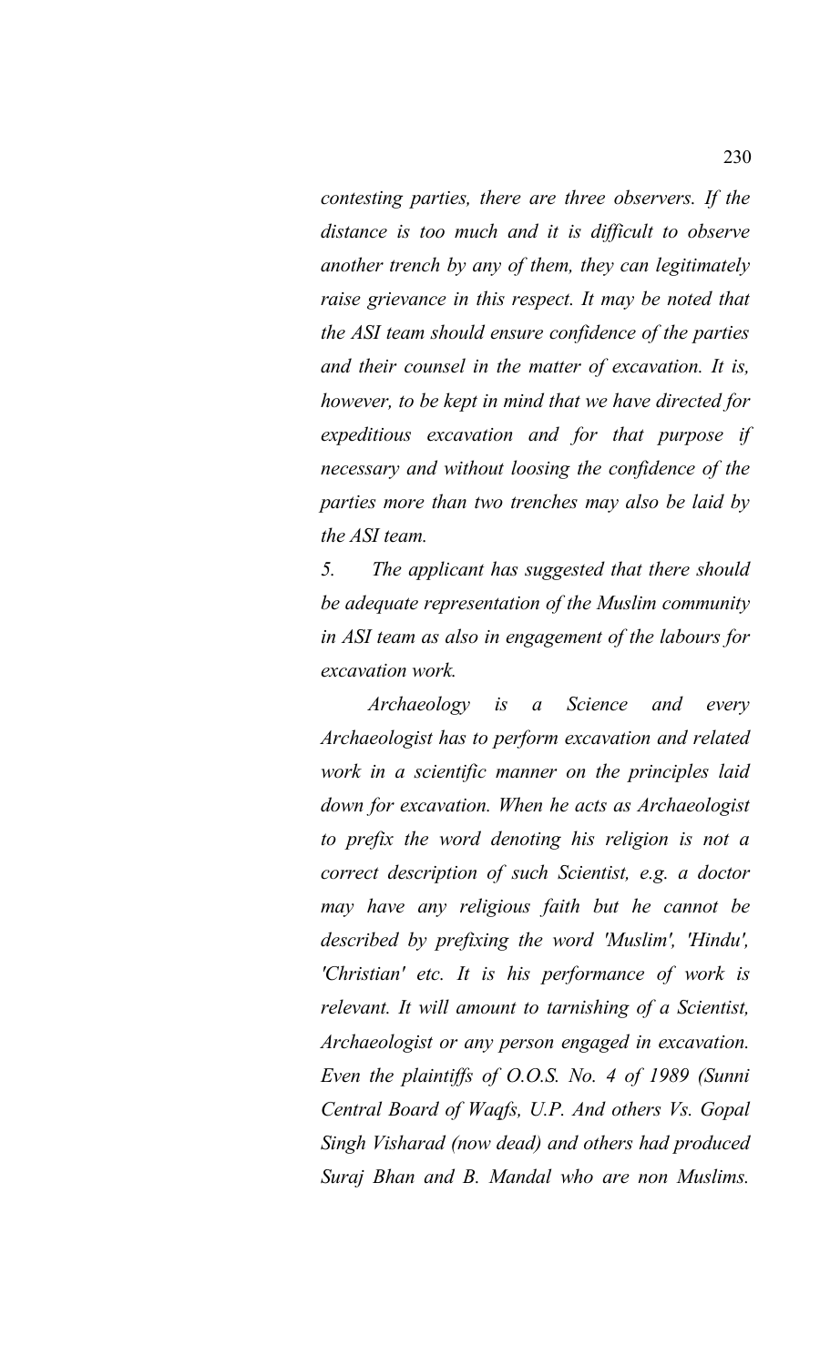*contesting parties, there are three observers. If the distance is too much and it is difficult to observe another trench by any of them, they can legitimately raise grievance in this respect. It may be noted that the ASI team should ensure confidence of the parties and their counsel in the matter of excavation. It is, however, to be kept in mind that we have directed for expeditious excavation and for that purpose if necessary and without loosing the confidence of the parties more than two trenches may also be laid by the ASI team.*

*5. The applicant has suggested that there should be adequate representation of the Muslim community in ASI team as also in engagement of the labours for excavation work.*

*Archaeology is a Science and every Archaeologist has to perform excavation and related work in a scientific manner on the principles laid down for excavation. When he acts as Archaeologist to prefix the word denoting his religion is not a correct description of such Scientist, e.g. a doctor may have any religious faith but he cannot be described by prefixing the word 'Muslim', 'Hindu', 'Christian' etc. It is his performance of work is relevant. It will amount to tarnishing of a Scientist, Archaeologist or any person engaged in excavation. Even the plaintiffs of O.O.S. No. 4 of 1989 (Sunni Central Board of Waqfs, U.P. And others Vs. Gopal Singh Visharad (now dead) and others had produced Suraj Bhan and B. Mandal who are non Muslims.*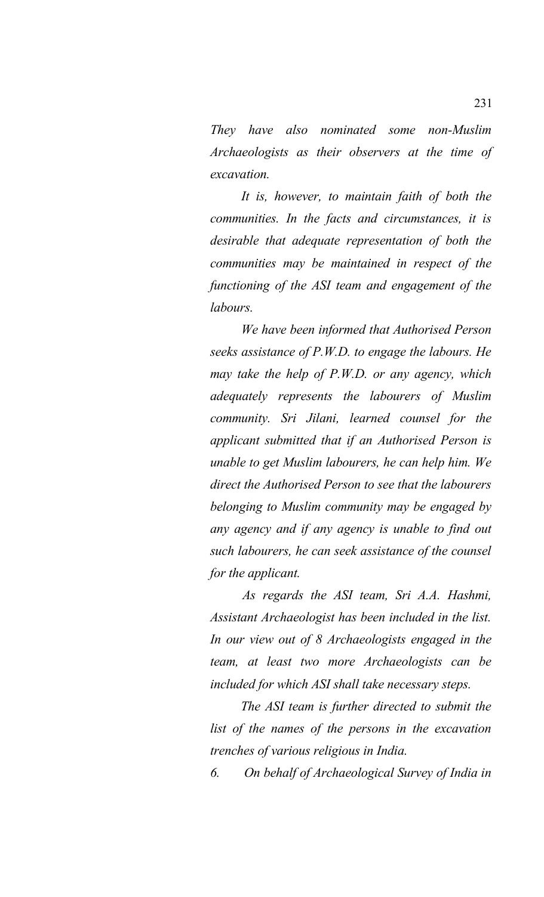*They have also nominated some non-Muslim Archaeologists as their observers at the time of excavation.*

*It is, however, to maintain faith of both the communities. In the facts and circumstances, it is desirable that adequate representation of both the communities may be maintained in respect of the functioning of the ASI team and engagement of the labours.*

*We have been informed that Authorised Person seeks assistance of P.W.D. to engage the labours. He may take the help of P.W.D. or any agency, which adequately represents the labourers of Muslim community. Sri Jilani, learned counsel for the applicant submitted that if an Authorised Person is unable to get Muslim labourers, he can help him. We direct the Authorised Person to see that the labourers belonging to Muslim community may be engaged by any agency and if any agency is unable to find out such labourers, he can seek assistance of the counsel for the applicant.*

*As regards the ASI team, Sri A.A. Hashmi, Assistant Archaeologist has been included in the list. In our view out of 8 Archaeologists engaged in the team, at least two more Archaeologists can be included for which ASI shall take necessary steps.*

*The ASI team is further directed to submit the list of the names of the persons in the excavation trenches of various religious in India.*

*6. On behalf of Archaeological Survey of India in*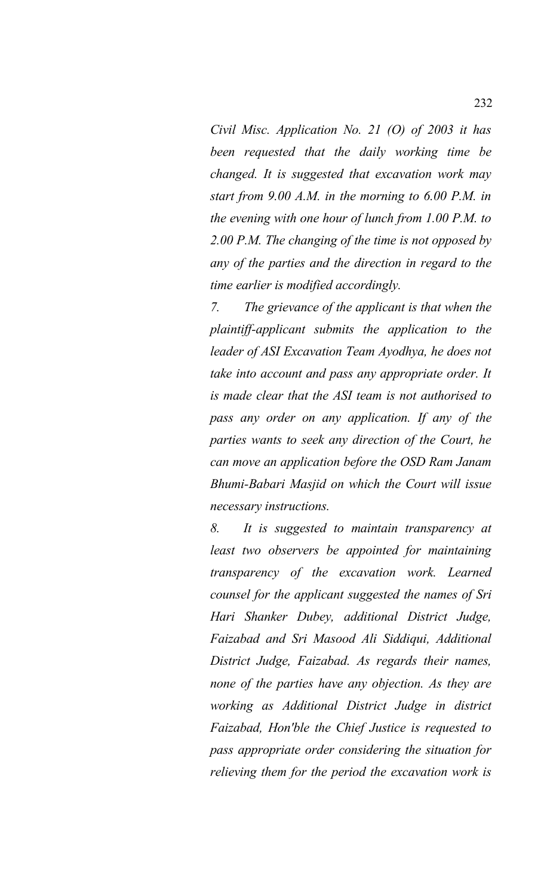*Civil Misc. Application No. 21 (O) of 2003 it has been requested that the daily working time be changed. It is suggested that excavation work may start from 9.00 A.M. in the morning to 6.00 P.M. in the evening with one hour of lunch from 1.00 P.M. to 2.00 P.M. The changing of the time is not opposed by any of the parties and the direction in regard to the time earlier is modified accordingly.*

*7. The grievance of the applicant is that when the plaintiff-applicant submits the application to the leader of ASI Excavation Team Ayodhya, he does not take into account and pass any appropriate order. It is made clear that the ASI team is not authorised to pass any order on any application. If any of the parties wants to seek any direction of the Court, he can move an application before the OSD Ram Janam Bhumi-Babari Masjid on which the Court will issue necessary instructions.*

*8. It is suggested to maintain transparency at least two observers be appointed for maintaining transparency of the excavation work. Learned counsel for the applicant suggested the names of Sri Hari Shanker Dubey, additional District Judge, Faizabad and Sri Masood Ali Siddiqui, Additional District Judge, Faizabad. As regards their names, none of the parties have any objection. As they are working as Additional District Judge in district Faizabad, Hon'ble the Chief Justice is requested to pass appropriate order considering the situation for relieving them for the period the excavation work is*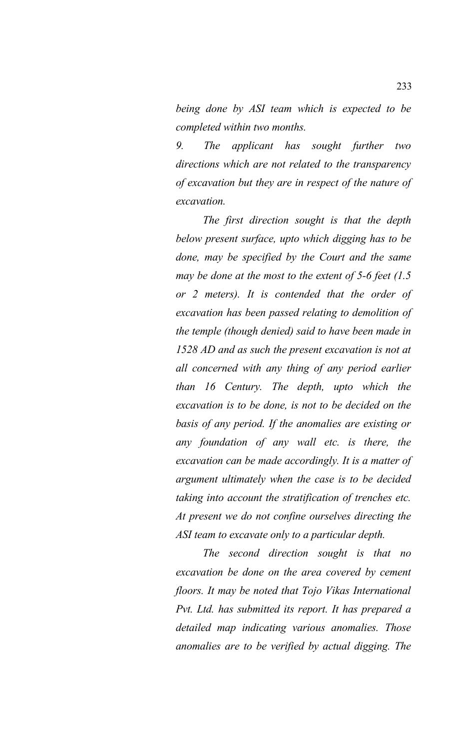*being done by ASI team which is expected to be completed within two months.*

*9. The applicant has sought further two directions which are not related to the transparency of excavation but they are in respect of the nature of excavation.*

*The first direction sought is that the depth below present surface, upto which digging has to be done, may be specified by the Court and the same may be done at the most to the extent of 5-6 feet (1.5 or 2 meters). It is contended that the order of excavation has been passed relating to demolition of the temple (though denied) said to have been made in 1528 AD and as such the present excavation is not at all concerned with any thing of any period earlier than 16 Century. The depth, upto which the excavation is to be done, is not to be decided on the basis of any period. If the anomalies are existing or any foundation of any wall etc. is there, the excavation can be made accordingly. It is a matter of argument ultimately when the case is to be decided taking into account the stratification of trenches etc. At present we do not confine ourselves directing the ASI team to excavate only to a particular depth.*

*The second direction sought is that no excavation be done on the area covered by cement floors. It may be noted that Tojo Vikas International Pvt. Ltd. has submitted its report. It has prepared a detailed map indicating various anomalies. Those anomalies are to be verified by actual digging. The*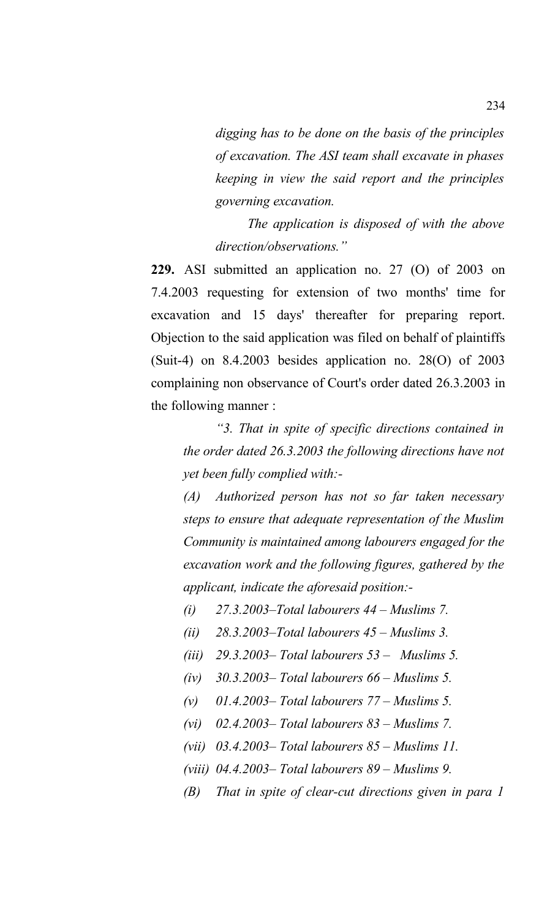*digging has to be done on the basis of the principles of excavation. The ASI team shall excavate in phases keeping in view the said report and the principles governing excavation.*

*The application is disposed of with the above direction/observations."*

**229.** ASI submitted an application no. 27 (O) of 2003 on 7.4.2003 requesting for extension of two months' time for excavation and 15 days' thereafter for preparing report. Objection to the said application was filed on behalf of plaintiffs (Suit-4) on 8.4.2003 besides application no. 28(O) of 2003 complaining non observance of Court's order dated 26.3.2003 in the following manner :

*"3. That in spite of specific directions contained in the order dated 26.3.2003 the following directions have not yet been fully complied with:-*

*(A) Authorized person has not so far taken necessary steps to ensure that adequate representation of the Muslim Community is maintained among labourers engaged for the excavation work and the following figures, gathered by the applicant, indicate the aforesaid position:-*

*(i) 27.3.2003–Total labourers 44 – Muslims 7.*

*(ii) 28.3.2003–Total labourers 45 – Muslims 3.*

*(iii) 29.3.2003– Total labourers 53 – Muslims 5.*

*(iv) 30.3.2003– Total labourers 66 – Muslims 5.*

*(v) 01.4.2003– Total labourers 77 – Muslims 5.*

*(vi) 02.4.2003– Total labourers 83 – Muslims 7.*

*(vii) 03.4.2003– Total labourers 85 – Muslims 11.*

*(viii) 04.4.2003– Total labourers 89 – Muslims 9.*

*(B) That in spite of clear-cut directions given in para 1*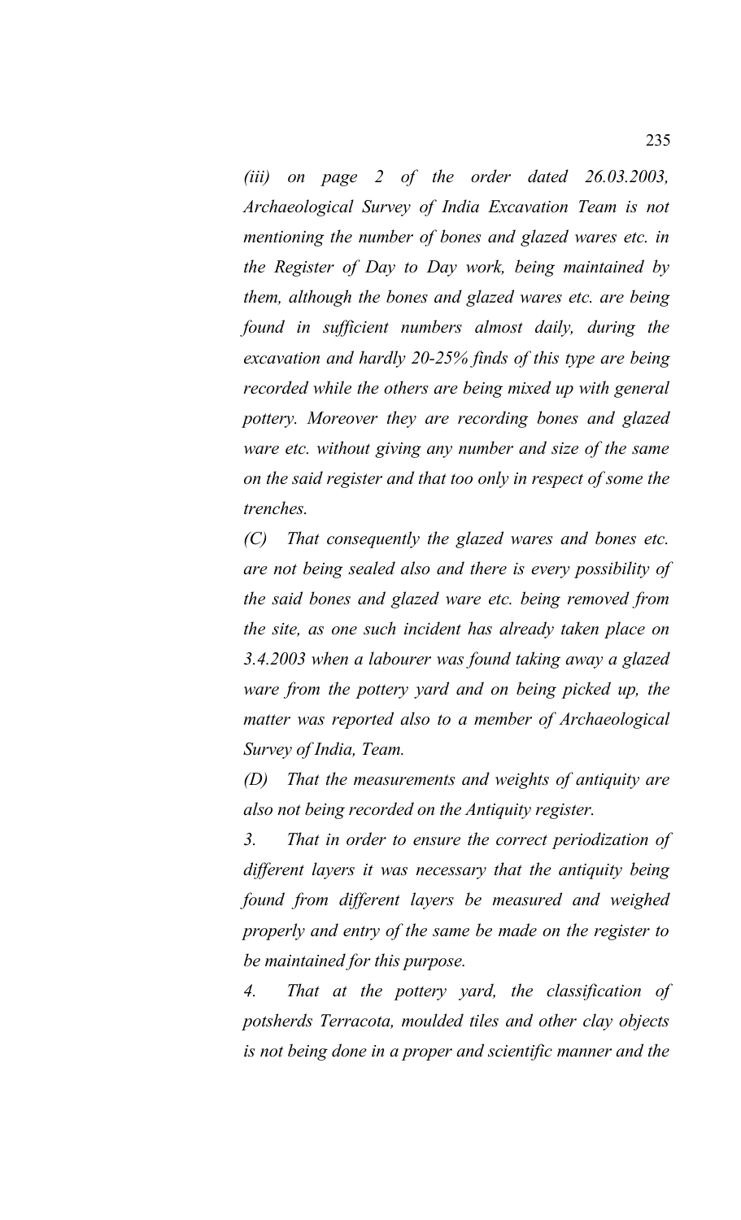*(iii) on page 2 of the order dated 26.03.2003, Archaeological Survey of India Excavation Team is not mentioning the number of bones and glazed wares etc. in the Register of Day to Day work, being maintained by them, although the bones and glazed wares etc. are being found in sufficient numbers almost daily, during the excavation and hardly 20-25% finds of this type are being recorded while the others are being mixed up with general pottery. Moreover they are recording bones and glazed ware etc. without giving any number and size of the same on the said register and that too only in respect of some the trenches.*

*(C) That consequently the glazed wares and bones etc. are not being sealed also and there is every possibility of the said bones and glazed ware etc. being removed from the site, as one such incident has already taken place on 3.4.2003 when a labourer was found taking away a glazed ware from the pottery yard and on being picked up, the matter was reported also to a member of Archaeological Survey of India, Team.*

*(D) That the measurements and weights of antiquity are also not being recorded on the Antiquity register.*

*3. That in order to ensure the correct periodization of different layers it was necessary that the antiquity being found from different layers be measured and weighed properly and entry of the same be made on the register to be maintained for this purpose.*

*4. That at the pottery yard, the classification of potsherds Terracota, moulded tiles and other clay objects is not being done in a proper and scientific manner and the*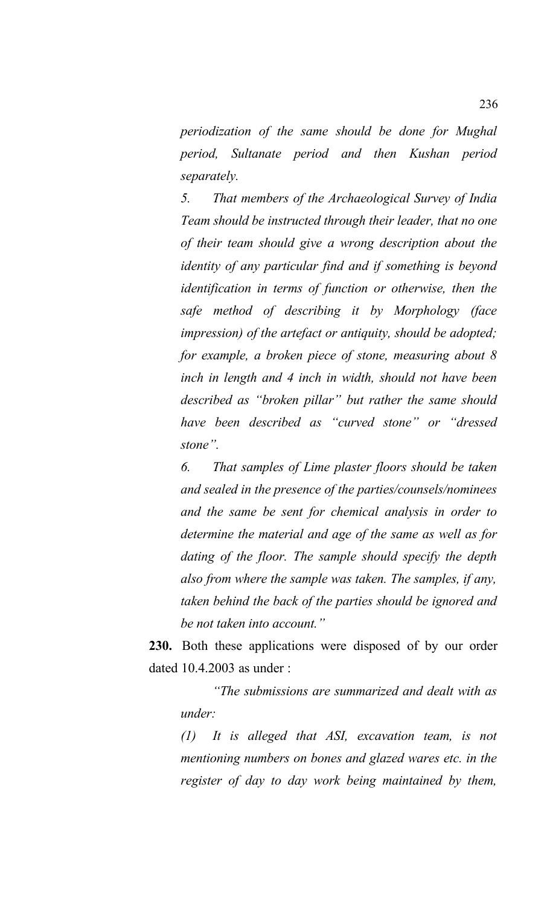*periodization of the same should be done for Mughal period, Sultanate period and then Kushan period separately.*

*5. That members of the Archaeological Survey of India Team should be instructed through their leader, that no one of their team should give a wrong description about the identity of any particular find and if something is beyond identification in terms of function or otherwise, then the safe method of describing it by Morphology (face impression) of the artefact or antiquity, should be adopted; for example, a broken piece of stone, measuring about 8 inch in length and 4 inch in width, should not have been described as "broken pillar" but rather the same should have been described as "curved stone" or "dressed stone".*

*6. That samples of Lime plaster floors should be taken and sealed in the presence of the parties/counsels/nominees and the same be sent for chemical analysis in order to determine the material and age of the same as well as for dating of the floor. The sample should specify the depth also from where the sample was taken. The samples, if any, taken behind the back of the parties should be ignored and be not taken into account."*

**230.** Both these applications were disposed of by our order dated 10.4.2003 as under :

*"The submissions are summarized and dealt with as under:*

*(1) It is alleged that ASI, excavation team, is not mentioning numbers on bones and glazed wares etc. in the register of day to day work being maintained by them,*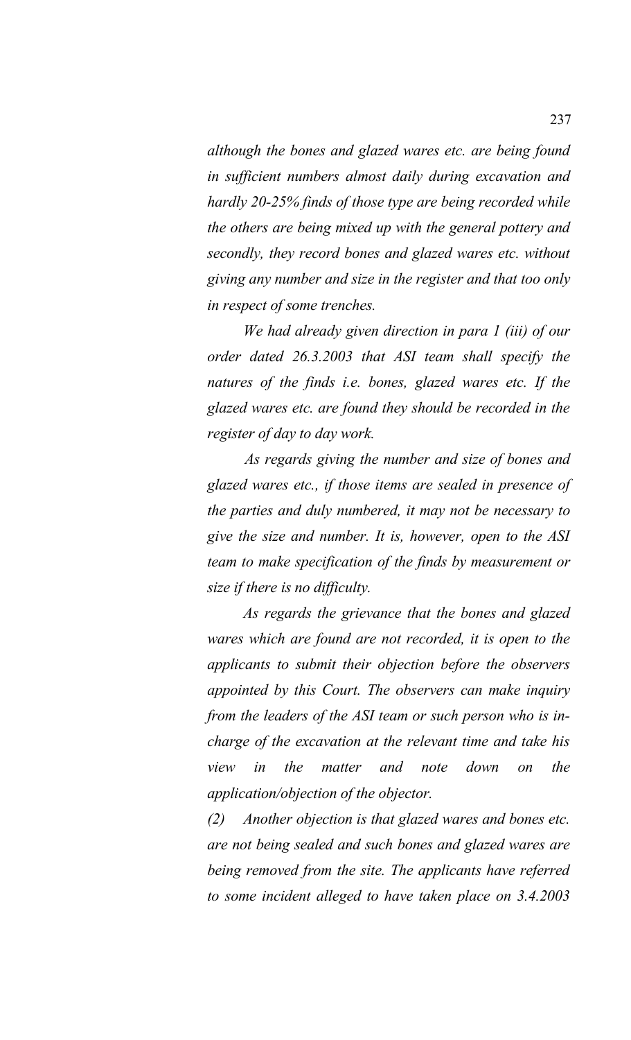*although the bones and glazed wares etc. are being found in sufficient numbers almost daily during excavation and hardly 20-25% finds of those type are being recorded while the others are being mixed up with the general pottery and secondly, they record bones and glazed wares etc. without giving any number and size in the register and that too only in respect of some trenches.*

*We had already given direction in para 1 (iii) of our order dated 26.3.2003 that ASI team shall specify the natures of the finds i.e. bones, glazed wares etc. If the glazed wares etc. are found they should be recorded in the register of day to day work.*

*As regards giving the number and size of bones and glazed wares etc., if those items are sealed in presence of the parties and duly numbered, it may not be necessary to give the size and number. It is, however, open to the ASI team to make specification of the finds by measurement or size if there is no difficulty.*

*As regards the grievance that the bones and glazed wares which are found are not recorded, it is open to the applicants to submit their objection before the observers appointed by this Court. The observers can make inquiry from the leaders of the ASI team or such person who is in-charge of the excavation at the relevant time and take his view in the matter and note down on the application/objection of the objector.*

*(2) Another objection is that glazed wares and bones etc. are not being sealed and such bones and glazed wares are being removed from the site. The applicants have referred to some incident alleged to have taken place on 3.4.2003*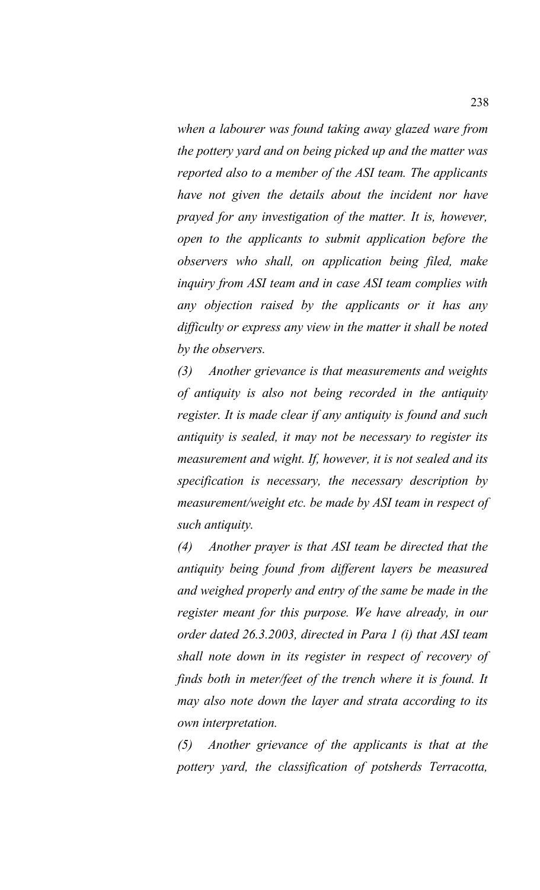*when a labourer was found taking away glazed ware from the pottery yard and on being picked up and the matter was reported also to a member of the ASI team. The applicants have not given the details about the incident nor have prayed for any investigation of the matter. It is, however, open to the applicants to submit application before the observers who shall, on application being filed, make inquiry from ASI team and in case ASI team complies with any objection raised by the applicants or it has any difficulty or express any view in the matter it shall be noted by the observers.*

*(3) Another grievance is that measurements and weights of antiquity is also not being recorded in the antiquity register. It is made clear if any antiquity is found and such antiquity is sealed, it may not be necessary to register its measurement and wight. If, however, it is not sealed and its specification is necessary, the necessary description by measurement/weight etc. be made by ASI team in respect of such antiquity.*

*(4) Another prayer is that ASI team be directed that the antiquity being found from different layers be measured and weighed properly and entry of the same be made in the register meant for this purpose. We have already, in our order dated 26.3.2003, directed in Para 1 (i) that ASI team shall note down in its register in respect of recovery of finds both in meter/feet of the trench where it is found. It may also note down the layer and strata according to its own interpretation.*

*(5) Another grievance of the applicants is that at the pottery yard, the classification of potsherds Terracotta,*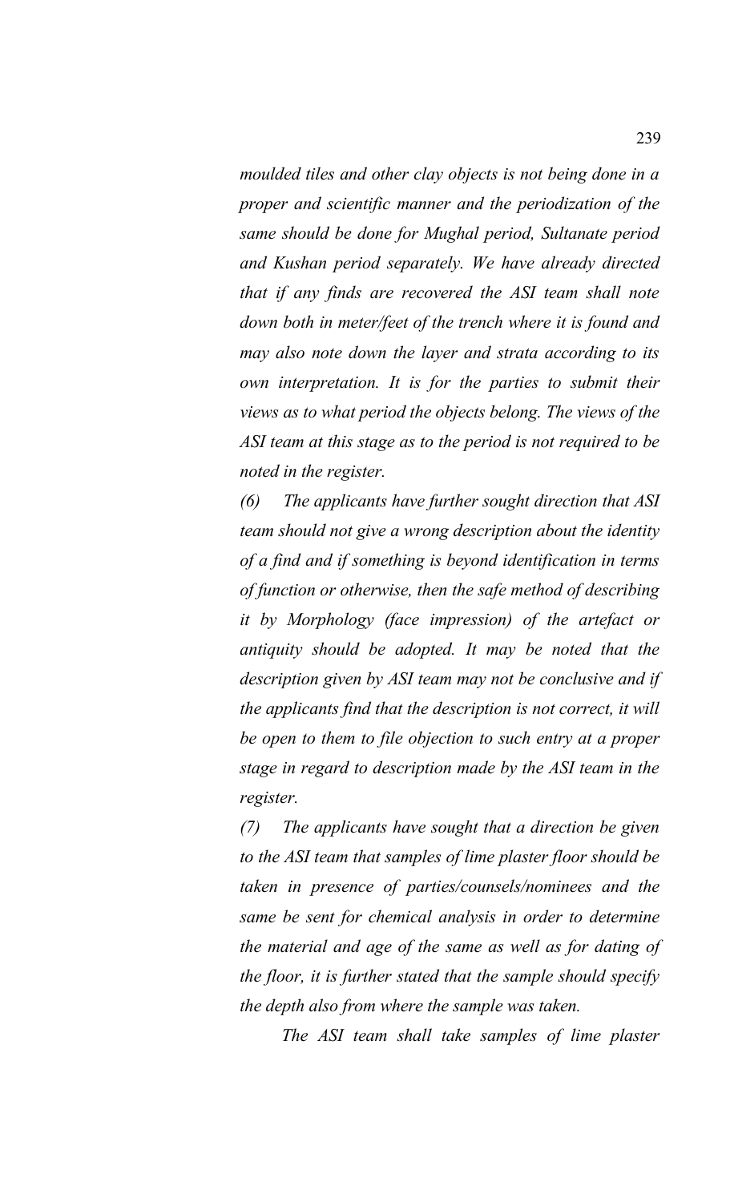*moulded tiles and other clay objects is not being done in a proper and scientific manner and the periodization of the same should be done for Mughal period, Sultanate period and Kushan period separately. We have already directed that if any finds are recovered the ASI team shall note down both in meter/feet of the trench where it is found and may also note down the layer and strata according to its own interpretation. It is for the parties to submit their views as to what period the objects belong. The views of the ASI team at this stage as to the period is not required to be noted in the register.*

*(6) The applicants have further sought direction that ASI team should not give a wrong description about the identity of a find and if something is beyond identification in terms of function or otherwise, then the safe method of describing it by Morphology (face impression) of the artefact or antiquity should be adopted. It may be noted that the description given by ASI team may not be conclusive and if the applicants find that the description is not correct, it will be open to them to file objection to such entry at a proper stage in regard to description made by the ASI team in the register.*

*(7) The applicants have sought that a direction be given to the ASI team that samples of lime plaster floor should be taken in presence of parties/counsels/nominees and the same be sent for chemical analysis in order to determine the material and age of the same as well as for dating of the floor, it is further stated that the sample should specify the depth also from where the sample was taken.*

*The ASI team shall take samples of lime plaster*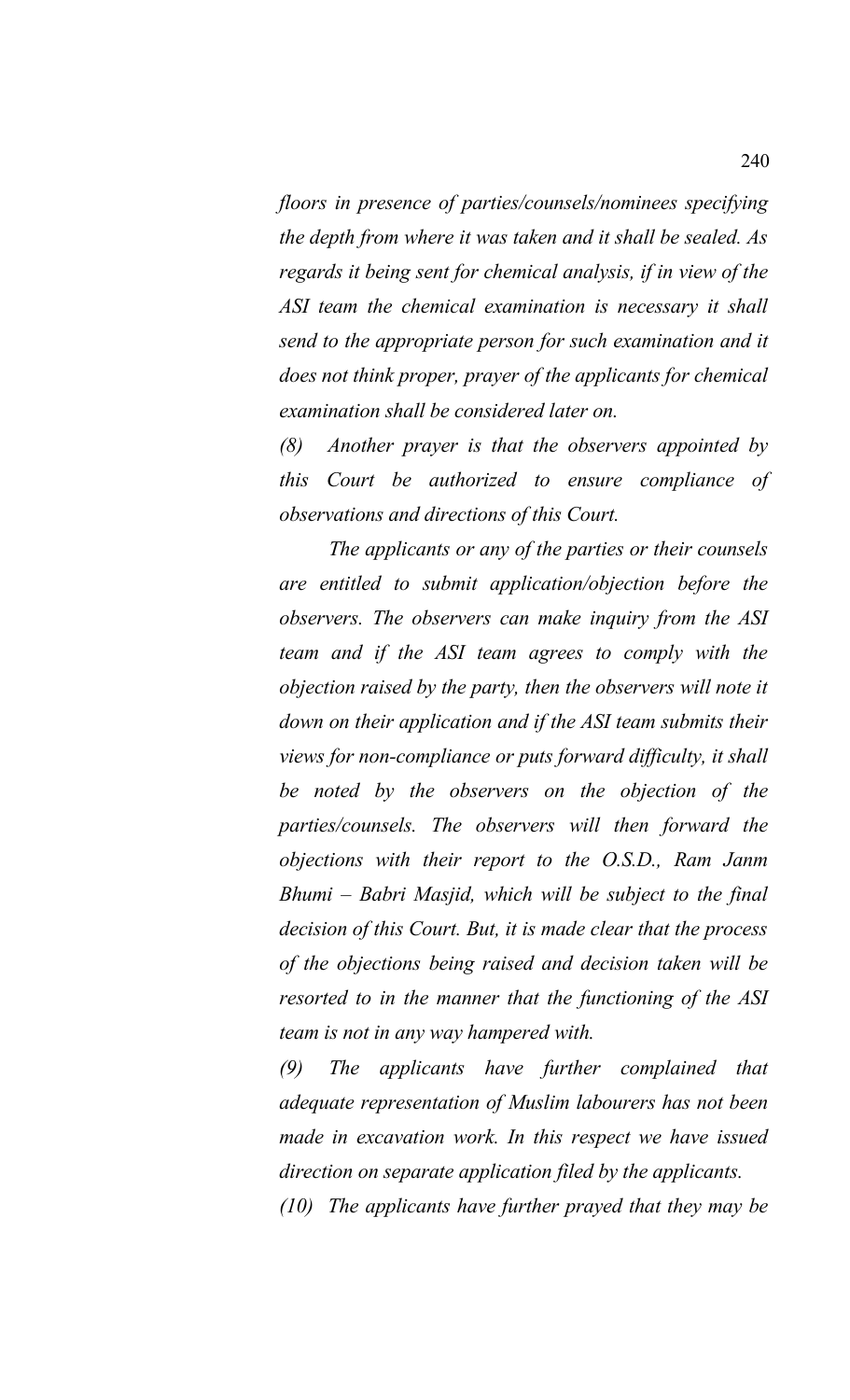*floors in presence of parties/counsels/nominees specifying the depth from where it was taken and it shall be sealed. As regards it being sent for chemical analysis, if in view of the ASI team the chemical examination is necessary it shall send to the appropriate person for such examination and it does not think proper, prayer of the applicants for chemical examination shall be considered later on.*

*(8) Another prayer is that the observers appointed by this Court be authorized to ensure compliance of observations and directions of this Court.*

*The applicants or any of the parties or their counsels are entitled to submit application/objection before the observers. The observers can make inquiry from the ASI team and if the ASI team agrees to comply with the objection raised by the party, then the observers will note it down on their application and if the ASI team submits their views for non-compliance or puts forward difficulty, it shall be noted by the observers on the objection of the parties/counsels. The observers will then forward the objections with their report to the O.S.D., Ram Janm Bhumi – Babri Masjid, which will be subject to the final decision of this Court. But, it is made clear that the process of the objections being raised and decision taken will be resorted to in the manner that the functioning of the ASI team is not in any way hampered with.*

*(9) The applicants have further complained that adequate representation of Muslim labourers has not been made in excavation work. In this respect we have issued direction on separate application filed by the applicants.*

*(10) The applicants have further prayed that they may be*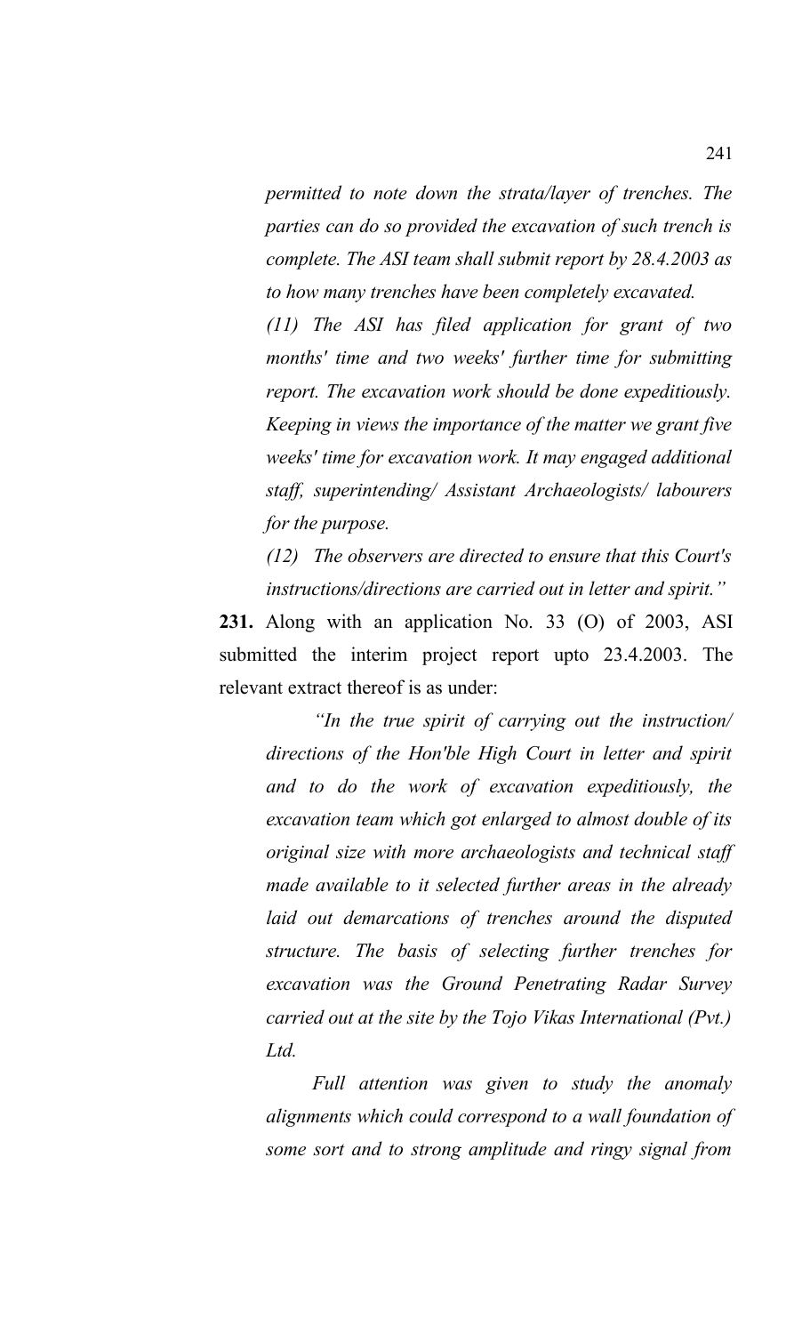*permitted to note down the strata/layer of trenches. The parties can do so provided the excavation of such trench is complete. The ASI team shall submit report by 28.4.2003 as to how many trenches have been completely excavated.*

*(11) The ASI has filed application for grant of two months' time and two weeks' further time for submitting report. The excavation work should be done expeditiously. Keeping in views the importance of the matter we grant five weeks' time for excavation work. It may engaged additional staff, superintending/ Assistant Archaeologists/ labourers for the purpose.*

*(12) The observers are directed to ensure that this Court's instructions/directions are carried out in letter and spirit."*

**231.** Along with an application No. 33 (O) of 2003, ASI submitted the interim project report upto 23.4.2003. The relevant extract thereof is as under:

*"In the true spirit of carrying out the instruction/ directions of the Hon'ble High Court in letter and spirit and to do the work of excavation expeditiously, the excavation team which got enlarged to almost double of its original size with more archaeologists and technical staff made available to it selected further areas in the already laid out demarcations of trenches around the disputed structure. The basis of selecting further trenches for excavation was the Ground Penetrating Radar Survey carried out at the site by the Tojo Vikas International (Pvt.) Ltd.*

*Full attention was given to study the anomaly alignments which could correspond to a wall foundation of some sort and to strong amplitude and ringy signal from*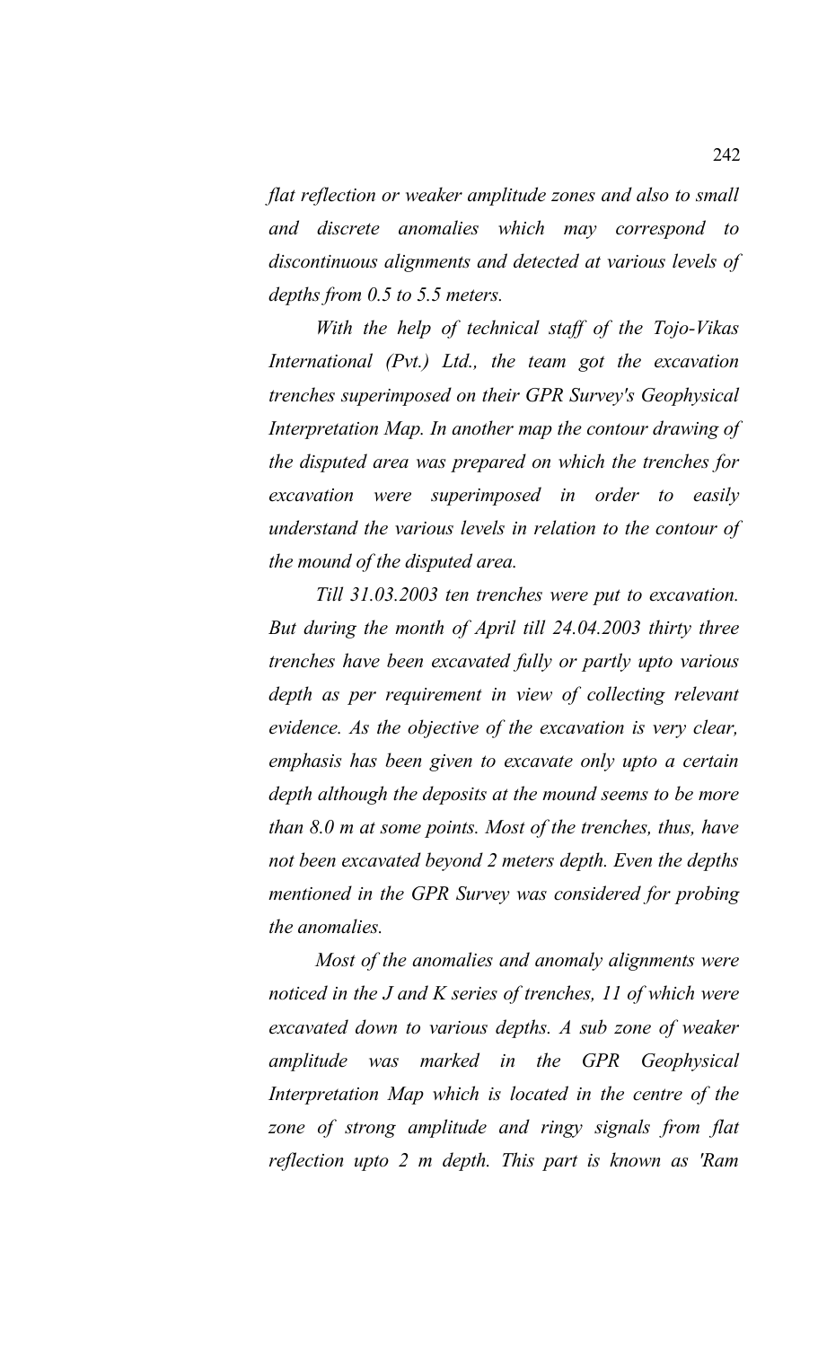*flat reflection or weaker amplitude zones and also to small and discrete anomalies which may correspond to discontinuous alignments and detected at various levels of depths from 0.5 to 5.5 meters.*

*With the help of technical staff of the Tojo-Vikas International (Pvt.) Ltd., the team got the excavation trenches superimposed on their GPR Survey's Geophysical Interpretation Map. In another map the contour drawing of the disputed area was prepared on which the trenches for excavation were superimposed in order to easily understand the various levels in relation to the contour of the mound of the disputed area.*

*Till 31.03.2003 ten trenches were put to excavation. But during the month of April till 24.04.2003 thirty three trenches have been excavated fully or partly upto various depth as per requirement in view of collecting relevant evidence. As the objective of the excavation is very clear, emphasis has been given to excavate only upto a certain depth although the deposits at the mound seems to be more than 8.0 m at some points. Most of the trenches, thus, have not been excavated beyond 2 meters depth. Even the depths mentioned in the GPR Survey was considered for probing the anomalies.*

*Most of the anomalies and anomaly alignments were noticed in the J and K series of trenches, 11 of which were excavated down to various depths. A sub zone of weaker amplitude was marked in the GPR Geophysical Interpretation Map which is located in the centre of the zone of strong amplitude and ringy signals from flat reflection upto 2 m depth. This part is known as 'Ram*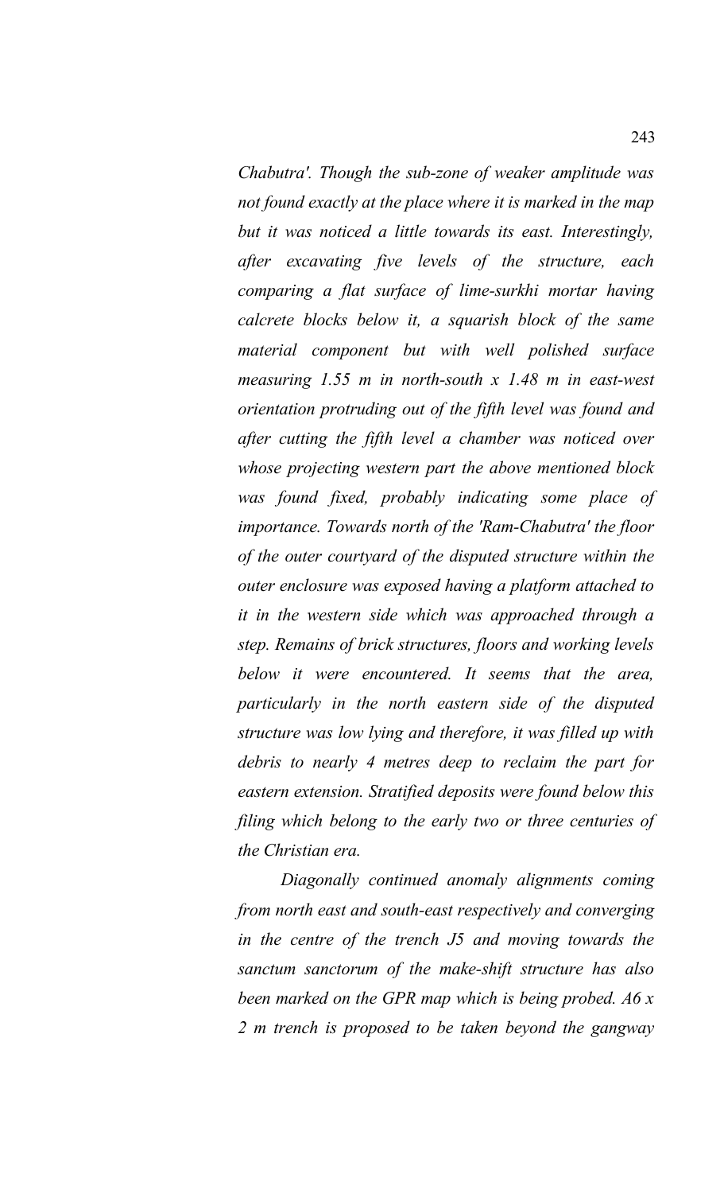*Chabutra'. Though the sub-zone of weaker amplitude was not found exactly at the place where it is marked in the map but it was noticed a little towards its east. Interestingly, after excavating five levels of the structure, each comparing a flat surface of lime-surkhi mortar having calcrete blocks below it, a squarish block of the same material component but with well polished surface measuring 1.55 m in north-south x 1.48 m in east-west orientation protruding out of the fifth level was found and after cutting the fifth level a chamber was noticed over whose projecting western part the above mentioned block was found fixed, probably indicating some place of importance. Towards north of the 'Ram-Chabutra' the floor of the outer courtyard of the disputed structure within the outer enclosure was exposed having a platform attached to it in the western side which was approached through a step. Remains of brick structures, floors and working levels below it were encountered. It seems that the area, particularly in the north eastern side of the disputed structure was low lying and therefore, it was filled up with debris to nearly 4 metres deep to reclaim the part for eastern extension. Stratified deposits were found below this filing which belong to the early two or three centuries of the Christian era.*

*Diagonally continued anomaly alignments coming from north east and south-east respectively and converging in the centre of the trench J5 and moving towards the sanctum sanctorum of the make-shift structure has also been marked on the GPR map which is being probed. A6 x 2 m trench is proposed to be taken beyond the gangway*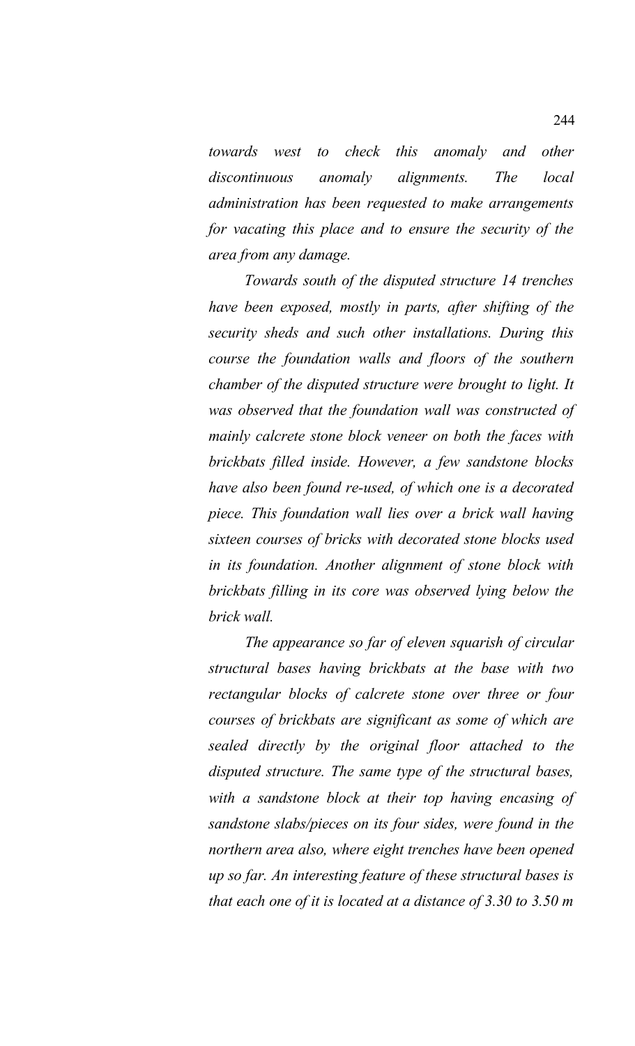*towards west to check this anomaly and other discontinuous anomaly alignments. The local administration has been requested to make arrangements for vacating this place and to ensure the security of the area from any damage.*

*Towards south of the disputed structure 14 trenches have been exposed, mostly in parts, after shifting of the security sheds and such other installations. During this course the foundation walls and floors of the southern chamber of the disputed structure were brought to light. It was observed that the foundation wall was constructed of mainly calcrete stone block veneer on both the faces with brickbats filled inside. However, a few sandstone blocks have also been found re-used, of which one is a decorated piece. This foundation wall lies over a brick wall having sixteen courses of bricks with decorated stone blocks used in its foundation. Another alignment of stone block with brickbats filling in its core was observed lying below the brick wall.*

*The appearance so far of eleven squarish of circular structural bases having brickbats at the base with two rectangular blocks of calcrete stone over three or four courses of brickbats are significant as some of which are sealed directly by the original floor attached to the disputed structure. The same type of the structural bases, with a sandstone block at their top having encasing of sandstone slabs/pieces on its four sides, were found in the northern area also, where eight trenches have been opened up so far. An interesting feature of these structural bases is that each one of it is located at a distance of 3.30 to 3.50 m*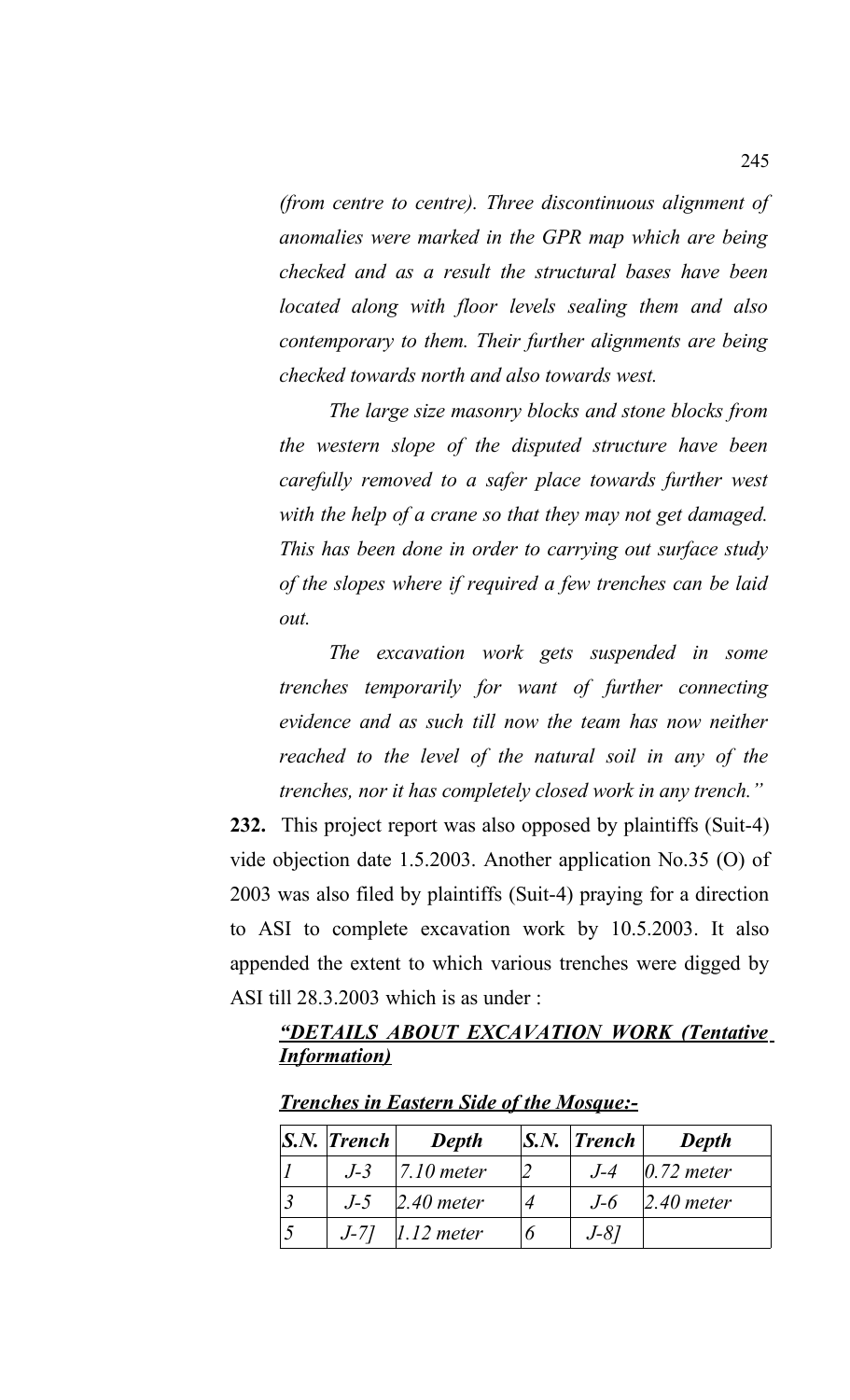*(from centre to centre). Three discontinuous alignment of anomalies were marked in the GPR map which are being checked and as a result the structural bases have been located along with floor levels sealing them and also contemporary to them. Their further alignments are being checked towards north and also towards west.*

*The large size masonry blocks and stone blocks from the western slope of the disputed structure have been carefully removed to a safer place towards further west with the help of a crane so that they may not get damaged. This has been done in order to carrying out surface study of the slopes where if required a few trenches can be laid out.*

*The excavation work gets suspended in some trenches temporarily for want of further connecting evidence and as such till now the team has now neither reached to the level of the natural soil in any of the trenches, nor it has completely closed work in any trench."*

**232.** This project report was also opposed by plaintiffs (Suit-4) vide objection date 1.5.2003. Another application No.35 (O) of 2003 was also filed by plaintiffs (Suit-4) praying for a direction to ASI to complete excavation work by 10.5.2003. It also appended the extent to which various trenches were digged by ASI till 28.3.2003 which is as under :

***"DETAILS ABOUT EXCAVATION WORK (Tentative Information)***

***Trenches in Eastern Side of the Mosque:-***

| *S.N.* | *Trench* | *Depth* | *S.N.* | *Trench* | *Depth* |
|---|---|---|---|---|---|
| *1* | *J-3* | *7.10 meter* | *2* | *J-4* | *0.72 meter* |
| *3* | *J-5* | *2.40 meter* | *4* | *J-6* | *2.40 meter* |
| *5* | *J-7]* | *1.12 meter* | *6* | *J-8]* | |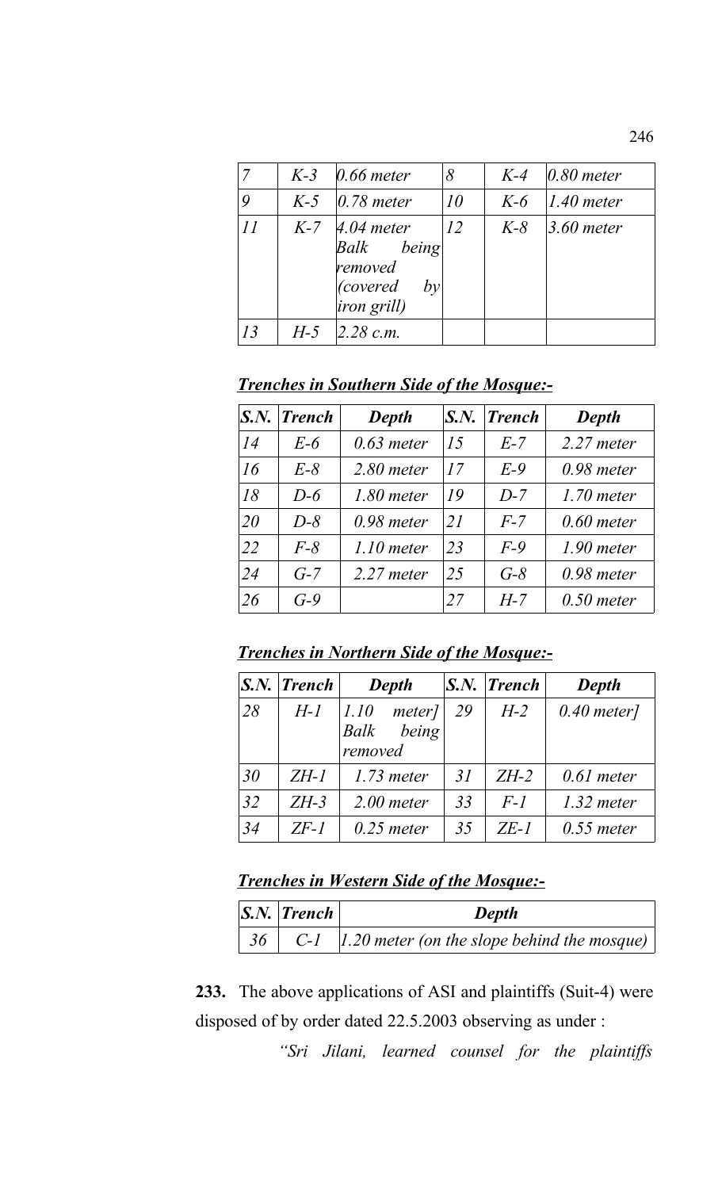| | | | | | |
|---|---|---|---|---|---|
| *7* | *K-3* | *0.66 meter* | *8* | *K-4* | *0.80 meter* |
| *9* | *K-5* | *0.78 meter* | *10* | *K-6* | *1.40 meter* |
| *11* | *K-7* | *4.04 meter Balk being removed (covered by iron grill)* | *12* | *K-8* | *3.60 meter* |
| *13* | *H-5* | *2.28 c.m.* | | | |

***Trenches in Southern Side of the Mosque:-***

| *S.N.* | *Trench* | *Depth* | *S.N.* | *Trench* | *Depth* |
|---|---|---|---|---|---|
| *14* | *E-6* | *0.63 meter* | *15* | *E-7* | *2.27 meter* |
| *16* | *E-8* | *2.80 meter* | *17* | *E-9* | *0.98 meter* |
| *18* | *D-6* | *1.80 meter* | *19* | *D-7* | *1.70 meter* |
| *20* | *D-8* | *0.98 meter* | *21* | *F-7* | *0.60 meter* |
| *22* | *F-8* | *1.10 meter* | *23* | *F-9* | *1.90 meter* |
| *24* | *G-7* | *2.27 meter* | *25* | *G-8* | *0.98 meter* |
| *26* | *G-9* | | *27* | *H-7* | *0.50 meter* |

***Trenches in Northern Side of the Mosque:-***

| *S.N.* | *Trench* | *Depth* | *S.N.* | *Trench* | *Depth* |
|---|---|---|---|---|---|
| *28* | *H-1* | *1.10 meter] Balk being removed* | *29* | *H-2* | *0.40 meter]* |
| *30* | *ZH-1* | *1.73 meter* | *31* | *ZH-2* | *0.61 meter* |
| *32* | *ZH-3* | *2.00 meter* | *33* | *F-1* | *1.32 meter* |
| *34* | *ZF-1* | *0.25 meter* | *35* | *ZE-1* | *0.55 meter* |

***Trenches in Western Side of the Mosque:-***

| *S.N.* | *Trench* | *Depth* |
|---|---|---|
| *36* | *C-1* | *1.20 meter (on the slope behind the mosque)* |

**233.** The above applications of ASI and plaintiffs (Suit-4) were disposed of by order dated 22.5.2003 observing as under :

*"Sri Jilani, learned counsel for the plaintiffs*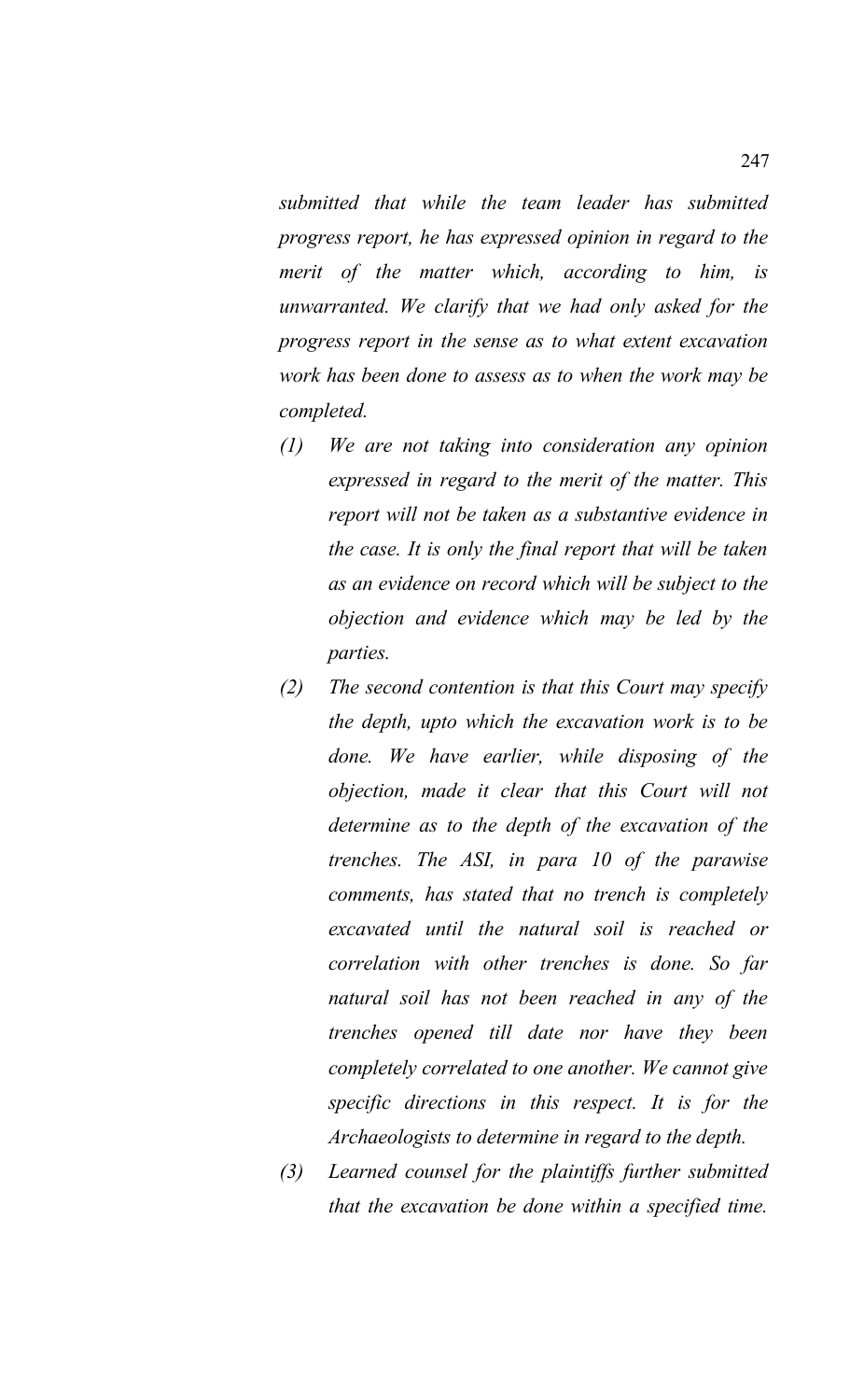*submitted that while the team leader has submitted progress report, he has expressed opinion in regard to the merit of the matter which, according to him, is unwarranted. We clarify that we had only asked for the progress report in the sense as to what extent excavation work has been done to assess as to when the work may be completed.*

*(1) We are not taking into consideration any opinion expressed in regard to the merit of the matter. This report will not be taken as a substantive evidence in the case. It is only the final report that will be taken as an evidence on record which will be subject to the objection and evidence which may be led by the parties.*

*(2) The second contention is that this Court may specify the depth, upto which the excavation work is to be done. We have earlier, while disposing of the objection, made it clear that this Court will not determine as to the depth of the excavation of the trenches. The ASI, in para 10 of the parawise comments, has stated that no trench is completely excavated until the natural soil is reached or correlation with other trenches is done. So far natural soil has not been reached in any of the trenches opened till date nor have they been completely correlated to one another. We cannot give specific directions in this respect. It is for the Archaeologists to determine in regard to the depth.*

*(3) Learned counsel for the plaintiffs further submitted that the excavation be done within a specified time.*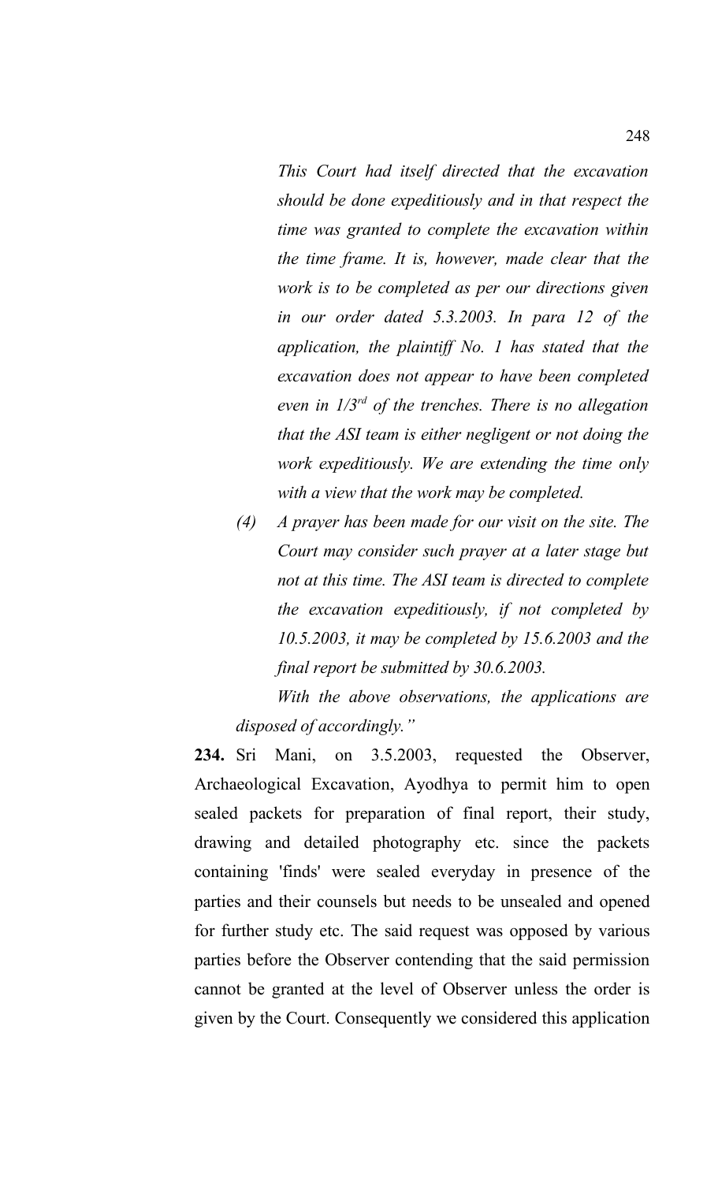*This Court had itself directed that the excavation should be done expeditiously and in that respect the time was granted to complete the excavation within the time frame. It is, however, made clear that the work is to be completed as per our directions given in our order dated 5.3.2003. In para 12 of the application, the plaintiff No. 1 has stated that the excavation does not appear to have been completed even in 1/3rd of the trenches. There is no allegation that the ASI team is either negligent or not doing the work expeditiously. We are extending the time only with a view that the work may be completed.*

*(4) A prayer has been made for our visit on the site. The Court may consider such prayer at a later stage but not at this time. The ASI team is directed to complete the excavation expeditiously, if not completed by 10.5.2003, it may be completed by 15.6.2003 and the final report be submitted by 30.6.2003.*

*With the above observations, the applications are disposed of accordingly."*

**234.** Sri Mani, on 3.5.2003, requested the Observer, Archaeological Excavation, Ayodhya to permit him to open sealed packets for preparation of final report, their study, drawing and detailed photography etc. since the packets containing 'finds' were sealed everyday in presence of the parties and their counsels but needs to be unsealed and opened for further study etc. The said request was opposed by various parties before the Observer contending that the said permission cannot be granted at the level of Observer unless the order is given by the Court. Consequently we considered this application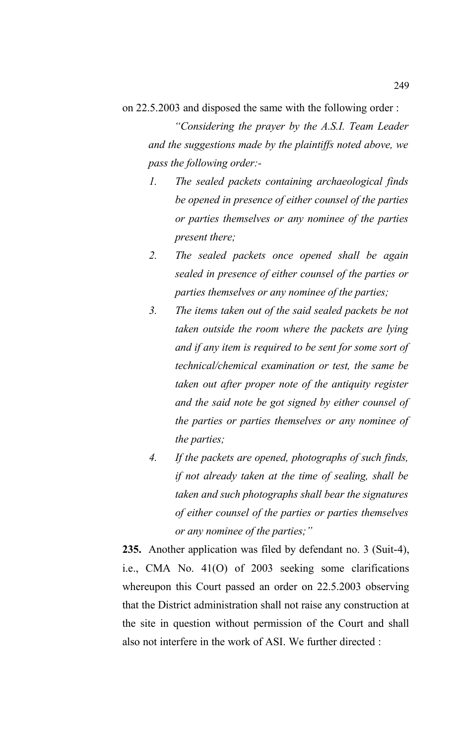on 22.5.2003 and disposed the same with the following order :

> *"Considering the prayer by the A.S.I. Team Leader and the suggestions made by the plaintiffs noted above, we pass the following order:-*
>
> 1. *The sealed packets containing archaeological finds be opened in presence of either counsel of the parties or parties themselves or any nominee of the parties present there;*
> 2. *The sealed packets once opened shall be again sealed in presence of either counsel of the parties or parties themselves or any nominee of the parties;*
> 3. *The items taken out of the said sealed packets be not taken outside the room where the packets are lying and if any item is required to be sent for some sort of technical/chemical examination or test, the same be taken out after proper note of the antiquity register and the said note be got signed by either counsel of the parties or parties themselves or any nominee of the parties;*
> 4. *If the packets are opened, photographs of such finds, if not already taken at the time of sealing, shall be taken and such photographs shall bear the signatures of either counsel of the parties or parties themselves or any nominee of the parties;"*

**235.** Another application was filed by defendant no. 3 (Suit-4), i.e., CMA No. 41(O) of 2003 seeking some clarifications whereupon this Court passed an order on 22.5.2003 observing that the District administration shall not raise any construction at the site in question without permission of the Court and shall also not interfere in the work of ASI. We further directed :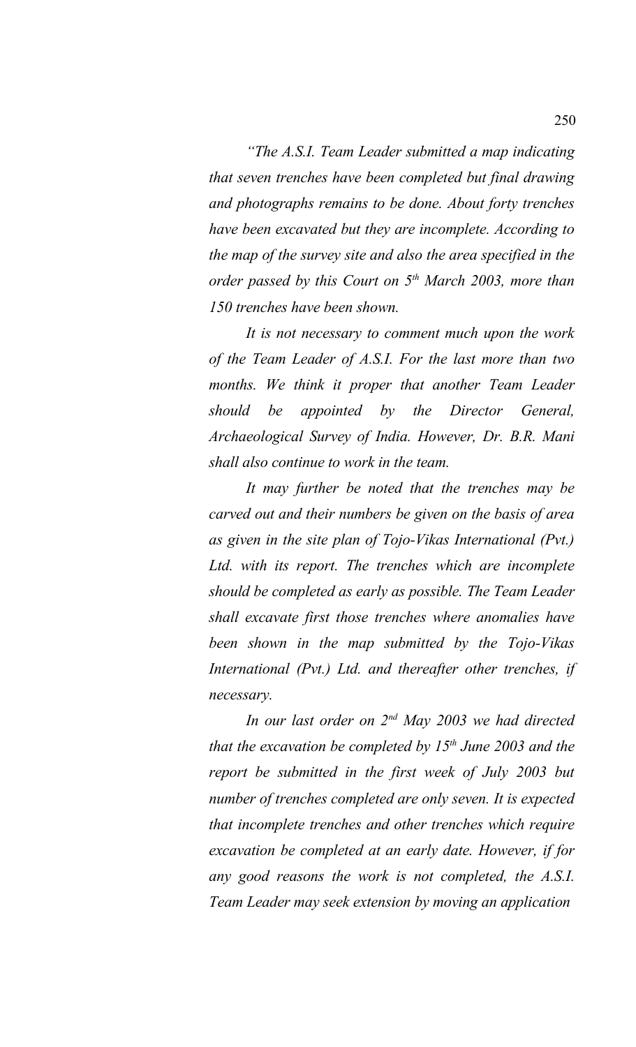*"The A.S.I. Team Leader submitted a map indicating that seven trenches have been completed but final drawing and photographs remains to be done. About forty trenches have been excavated but they are incomplete. According to the map of the survey site and also the area specified in the order passed by this Court on 5th March 2003, more than 150 trenches have been shown.*

*It is not necessary to comment much upon the work of the Team Leader of A.S.I. For the last more than two months. We think it proper that another Team Leader should be appointed by the Director General, Archaeological Survey of India. However, Dr. B.R. Mani shall also continue to work in the team.*

*It may further be noted that the trenches may be carved out and their numbers be given on the basis of area as given in the site plan of Tojo-Vikas International (Pvt.) Ltd. with its report. The trenches which are incomplete should be completed as early as possible. The Team Leader shall excavate first those trenches where anomalies have been shown in the map submitted by the Tojo-Vikas International (Pvt.) Ltd. and thereafter other trenches, if necessary.*

*In our last order on 2nd May 2003 we had directed that the excavation be completed by 15th June 2003 and the report be submitted in the first week of July 2003 but number of trenches completed are only seven. It is expected that incomplete trenches and other trenches which require excavation be completed at an early date. However, if for any good reasons the work is not completed, the A.S.I. Team Leader may seek extension by moving an application*